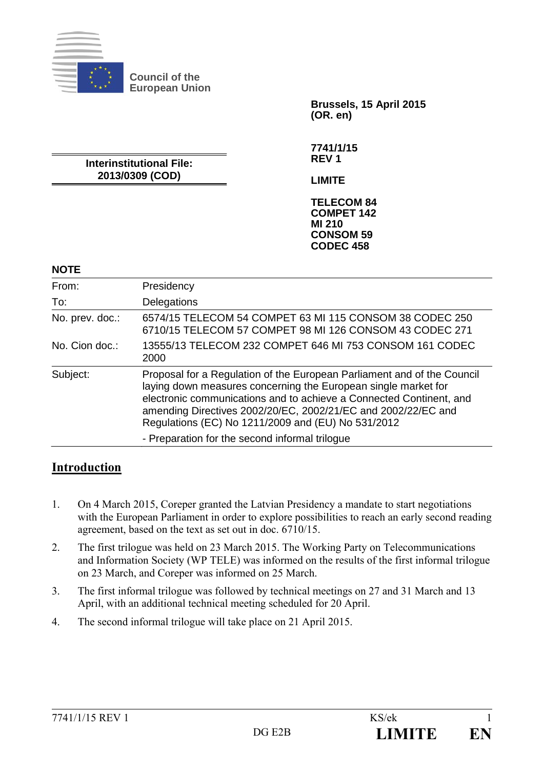Council of the European Union

**Brussels, 15 April 2015**
**(OR. en)**

**7741/1/15**
**REV 1**

**LIMITE**

**TELECOM 84**
**COMPET 142**
**MI 210**
**CONSOM 59**
**CODEC 458**

**Interinstitutional File:**
**2013/0309 (COD)**

**NOTE**

| | |
|---|---|
| From: | Presidency |
| To: | Delegations |
| No. prev. doc.: | 6574/15 TELECOM 54 COMPET 63 MI 115 CONSOM 38 CODEC 250<br>6710/15 TELECOM 57 COMPET 98 MI 126 CONSOM 43 CODEC 271 |
| No. Cion doc.: | 13555/13 TELECOM 232 COMPET 646 MI 753 CONSOM 161 CODEC 2000 |
| Subject: | Proposal for a Regulation of the European Parliament and of the Council laying down measures concerning the European single market for electronic communications and to achieve a Connected Continent, and amending Directives 2002/20/EC, 2002/21/EC and 2002/22/EC and Regulations (EC) No 1211/2009 and (EU) No 531/2012<br>- Preparation for the second informal trilogue |

## Introduction

1. On 4 March 2015, Coreper granted the Latvian Presidency a mandate to start negotiations with the European Parliament in order to explore possibilities to reach an early second reading agreement, based on the text as set out in doc. 6710/15.

2. The first trilogue was held on 23 March 2015. The Working Party on Telecommunications and Information Society (WP TELE) was informed on the results of the first informal trilogue on 23 March, and Coreper was informed on 25 March.

3. The first informal trilogue was followed by technical meetings on 27 and 31 March and 13 April, with an additional technical meeting scheduled for 20 April.

4. The second informal trilogue will take place on 21 April 2015.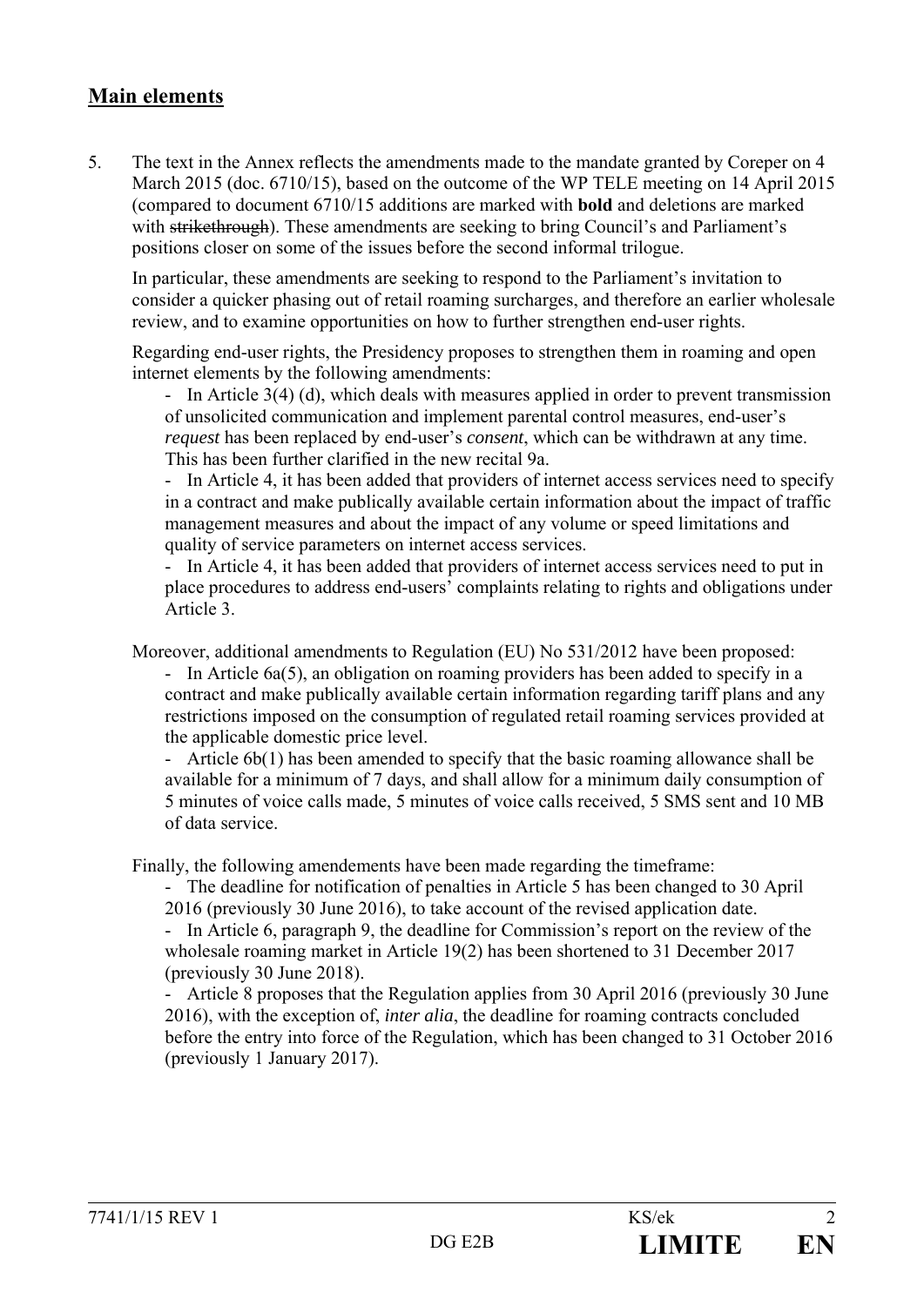## Main elements

5. The text in the Annex reflects the amendments made to the mandate granted by Coreper on 4 March 2015 (doc. 6710/15), based on the outcome of the WP TELE meeting on 14 April 2015 (compared to document 6710/15 additions are marked with **bold** and deletions are marked with ~~strikethrough~~). These amendments are seeking to bring Council's and Parliament's positions closer on some of the issues before the second informal trilogue.

   In particular, these amendments are seeking to respond to the Parliament's invitation to consider a quicker phasing out of retail roaming surcharges, and therefore an earlier wholesale review, and to examine opportunities on how to further strengthen end-user rights.

   Regarding end-user rights, the Presidency proposes to strengthen them in roaming and open internet elements by the following amendments:

   - In Article 3(4) (d), which deals with measures applied in order to prevent transmission of unsolicited communication and implement parental control measures, end-user's *request* has been replaced by end-user's *consent*, which can be withdrawn at any time. This has been further clarified in the new recital 9a.
   - In Article 4, it has been added that providers of internet access services need to specify in a contract and make publically available certain information about the impact of traffic management measures and about the impact of any volume or speed limitations and quality of service parameters on internet access services.
   - In Article 4, it has been added that providers of internet access services need to put in place procedures to address end-users' complaints relating to rights and obligations under Article 3.

   Moreover, additional amendments to Regulation (EU) No 531/2012 have been proposed:

   - In Article 6a(5), an obligation on roaming providers has been added to specify in a contract and make publically available certain information regarding tariff plans and any restrictions imposed on the consumption of regulated retail roaming services provided at the applicable domestic price level.
   - Article 6b(1) has been amended to specify that the basic roaming allowance shall be available for a minimum of 7 days, and shall allow for a minimum daily consumption of 5 minutes of voice calls made, 5 minutes of voice calls received, 5 SMS sent and 10 MB of data service.

   Finally, the following amendements have been made regarding the timeframe:

   - The deadline for notification of penalties in Article 5 has been changed to 30 April 2016 (previously 30 June 2016), to take account of the revised application date.
   - In Article 6, paragraph 9, the deadline for Commission's report on the review of the wholesale roaming market in Article 19(2) has been shortened to 31 December 2017 (previously 30 June 2018).
   - Article 8 proposes that the Regulation applies from 30 April 2016 (previously 30 June 2016), with the exception of, *inter alia*, the deadline for roaming contracts concluded before the entry into force of the Regulation, which has been changed to 31 October 2016 (previously 1 January 2017).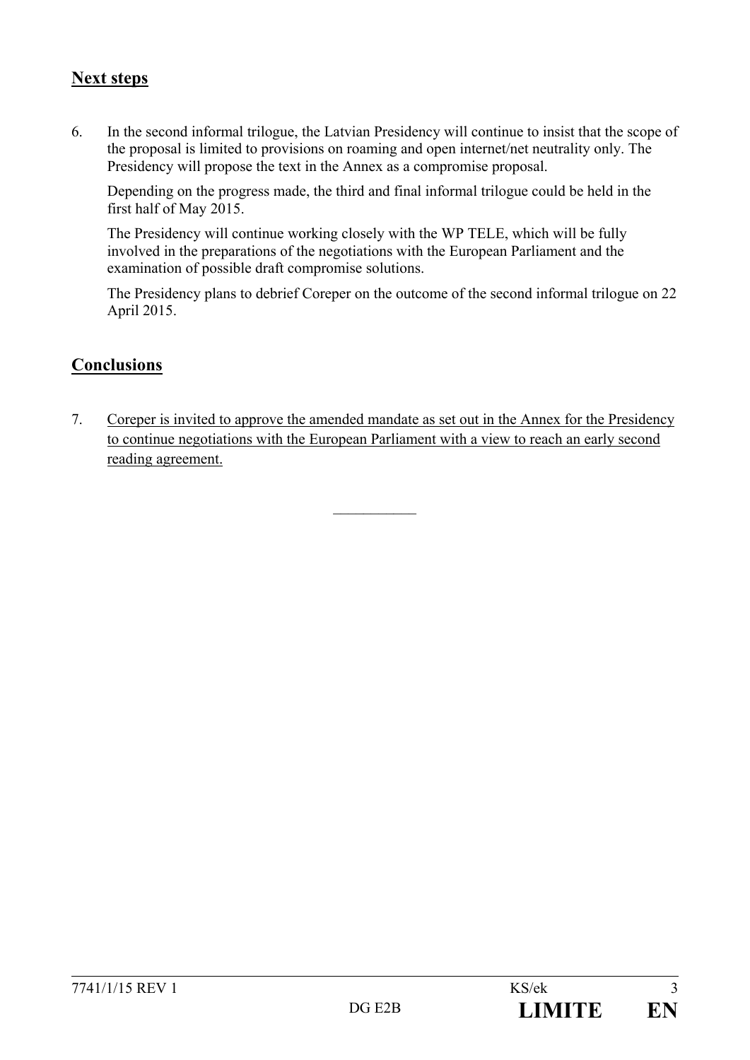## Next steps

6. In the second informal trilogue, the Latvian Presidency will continue to insist that the scope of the proposal is limited to provisions on roaming and open internet/net neutrality only. The Presidency will propose the text in the Annex as a compromise proposal.

   Depending on the progress made, the third and final informal trilogue could be held in the first half of May 2015.

   The Presidency will continue working closely with the WP TELE, which will be fully involved in the preparations of the negotiations with the European Parliament and the examination of possible draft compromise solutions.

   The Presidency plans to debrief Coreper on the outcome of the second informal trilogue on 22 April 2015.

## Conclusions

7. Coreper is invited to approve the amended mandate as set out in the Annex for the Presidency to continue negotiations with the European Parliament with a view to reach an early second reading agreement.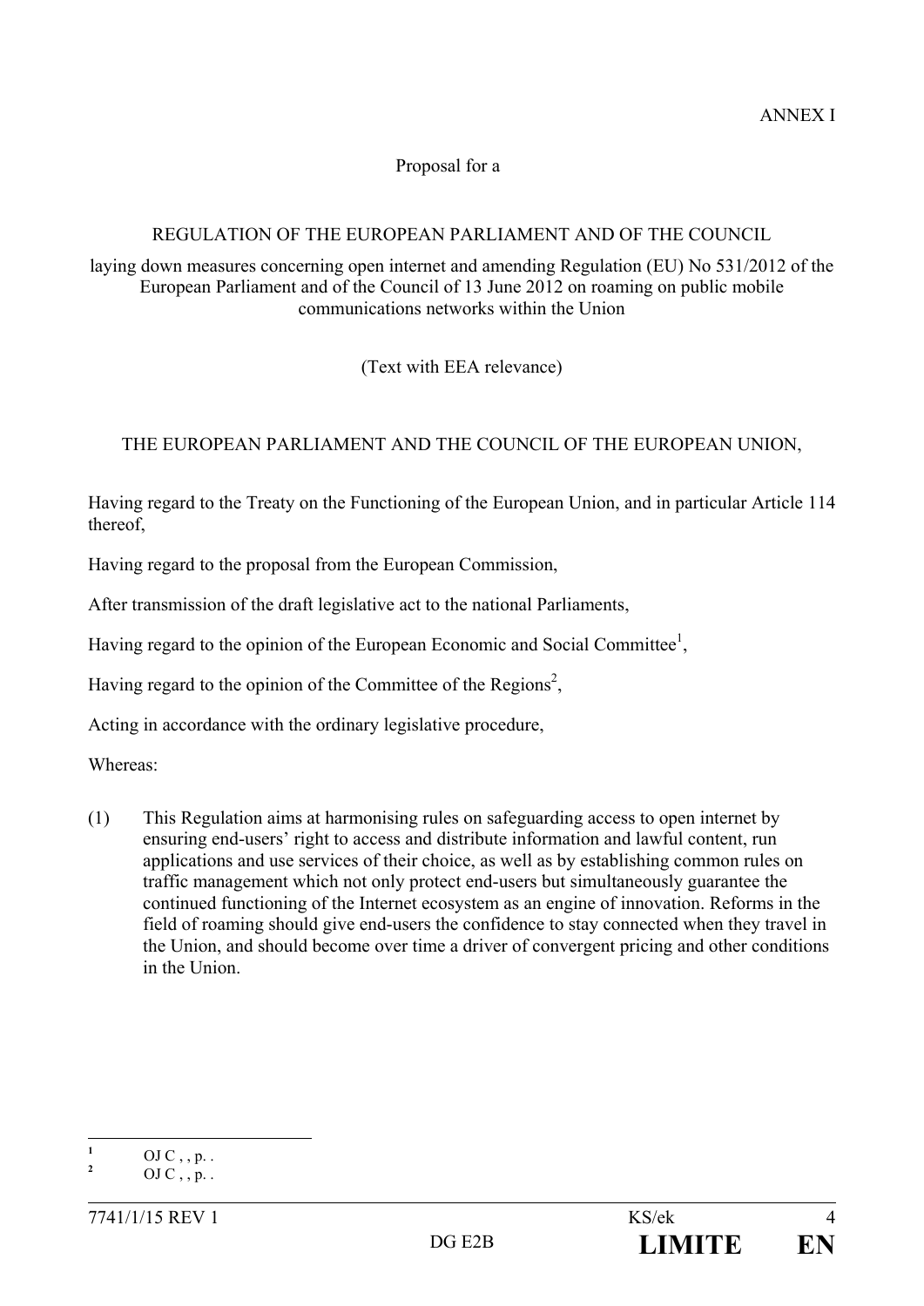ANNEX I

Proposal for a

REGULATION OF THE EUROPEAN PARLIAMENT AND OF THE COUNCIL

laying down measures concerning open internet and amending Regulation (EU) No 531/2012 of the European Parliament and of the Council of 13 June 2012 on roaming on public mobile communications networks within the Union

(Text with EEA relevance)

THE EUROPEAN PARLIAMENT AND THE COUNCIL OF THE EUROPEAN UNION,

Having regard to the Treaty on the Functioning of the European Union, and in particular Article 114 thereof,

Having regard to the proposal from the European Commission,

After transmission of the draft legislative act to the national Parliaments,

Having regard to the opinion of the European Economic and Social Committee[1],

Having regard to the opinion of the Committee of the Regions[2],

Acting in accordance with the ordinary legislative procedure,

Whereas:

(1) This Regulation aims at harmonising rules on safeguarding access to open internet by ensuring end-users' right to access and distribute information and lawful content, run applications and use services of their choice, as well as by establishing common rules on traffic management which not only protect end-users but simultaneously guarantee the continued functioning of the Internet ecosystem as an engine of innovation. Reforms in the field of roaming should give end-users the confidence to stay connected when they travel in the Union, and should become over time a driver of convergent pricing and other conditions in the Union.

---

[1] OJ C , , p. .

[2] OJ C , , p. .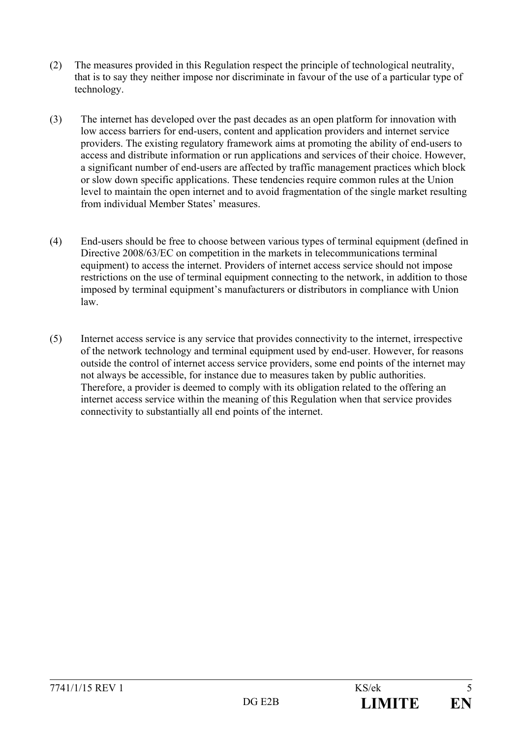(2) The measures provided in this Regulation respect the principle of technological neutrality, that is to say they neither impose nor discriminate in favour of the use of a particular type of technology.

(3) The internet has developed over the past decades as an open platform for innovation with low access barriers for end-users, content and application providers and internet service providers. The existing regulatory framework aims at promoting the ability of end-users to access and distribute information or run applications and services of their choice. However, a significant number of end-users are affected by traffic management practices which block or slow down specific applications. These tendencies require common rules at the Union level to maintain the open internet and to avoid fragmentation of the single market resulting from individual Member States' measures.

(4) End-users should be free to choose between various types of terminal equipment (defined in Directive 2008/63/EC on competition in the markets in telecommunications terminal equipment) to access the internet. Providers of internet access service should not impose restrictions on the use of terminal equipment connecting to the network, in addition to those imposed by terminal equipment's manufacturers or distributors in compliance with Union law.

(5) Internet access service is any service that provides connectivity to the internet, irrespective of the network technology and terminal equipment used by end-user. However, for reasons outside the control of internet access service providers, some end points of the internet may not always be accessible, for instance due to measures taken by public authorities. Therefore, a provider is deemed to comply with its obligation related to the offering an internet access service within the meaning of this Regulation when that service provides connectivity to substantially all end points of the internet.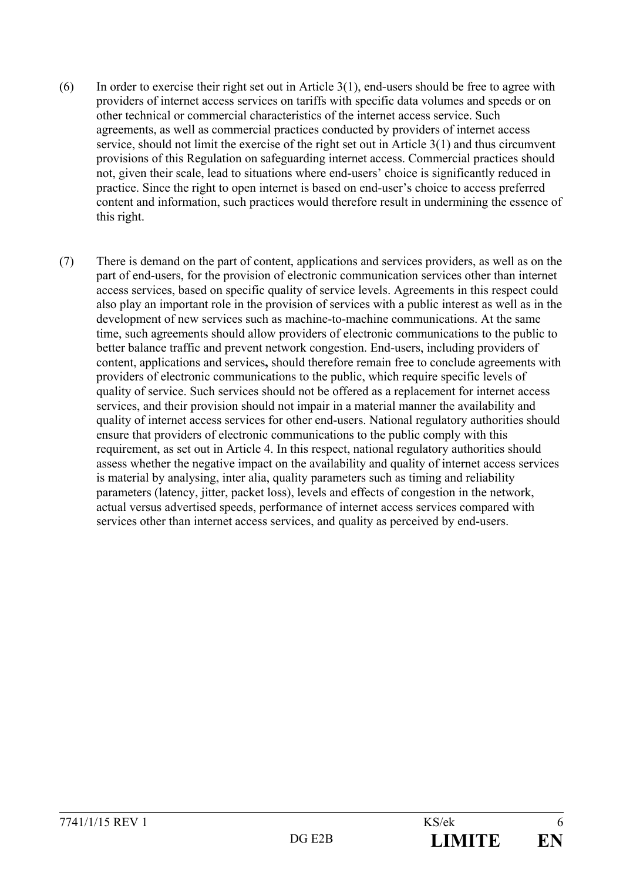(6) In order to exercise their right set out in Article 3(1), end-users should be free to agree with providers of internet access services on tariffs with specific data volumes and speeds or on other technical or commercial characteristics of the internet access service. Such agreements, as well as commercial practices conducted by providers of internet access service, should not limit the exercise of the right set out in Article 3(1) and thus circumvent provisions of this Regulation on safeguarding internet access. Commercial practices should not, given their scale, lead to situations where end-users' choice is significantly reduced in practice. Since the right to open internet is based on end-user's choice to access preferred content and information, such practices would therefore result in undermining the essence of this right.

(7) There is demand on the part of content, applications and services providers, as well as on the part of end-users, for the provision of electronic communication services other than internet access services, based on specific quality of service levels. Agreements in this respect could also play an important role in the provision of services with a public interest as well as in the development of new services such as machine-to-machine communications. At the same time, such agreements should allow providers of electronic communications to the public to better balance traffic and prevent network congestion. End-users, including providers of content, applications and services**,** should therefore remain free to conclude agreements with providers of electronic communications to the public, which require specific levels of quality of service. Such services should not be offered as a replacement for internet access services, and their provision should not impair in a material manner the availability and quality of internet access services for other end-users. National regulatory authorities should ensure that providers of electronic communications to the public comply with this requirement, as set out in Article 4. In this respect, national regulatory authorities should assess whether the negative impact on the availability and quality of internet access services is material by analysing, inter alia, quality parameters such as timing and reliability parameters (latency, jitter, packet loss), levels and effects of congestion in the network, actual versus advertised speeds, performance of internet access services compared with services other than internet access services, and quality as perceived by end-users.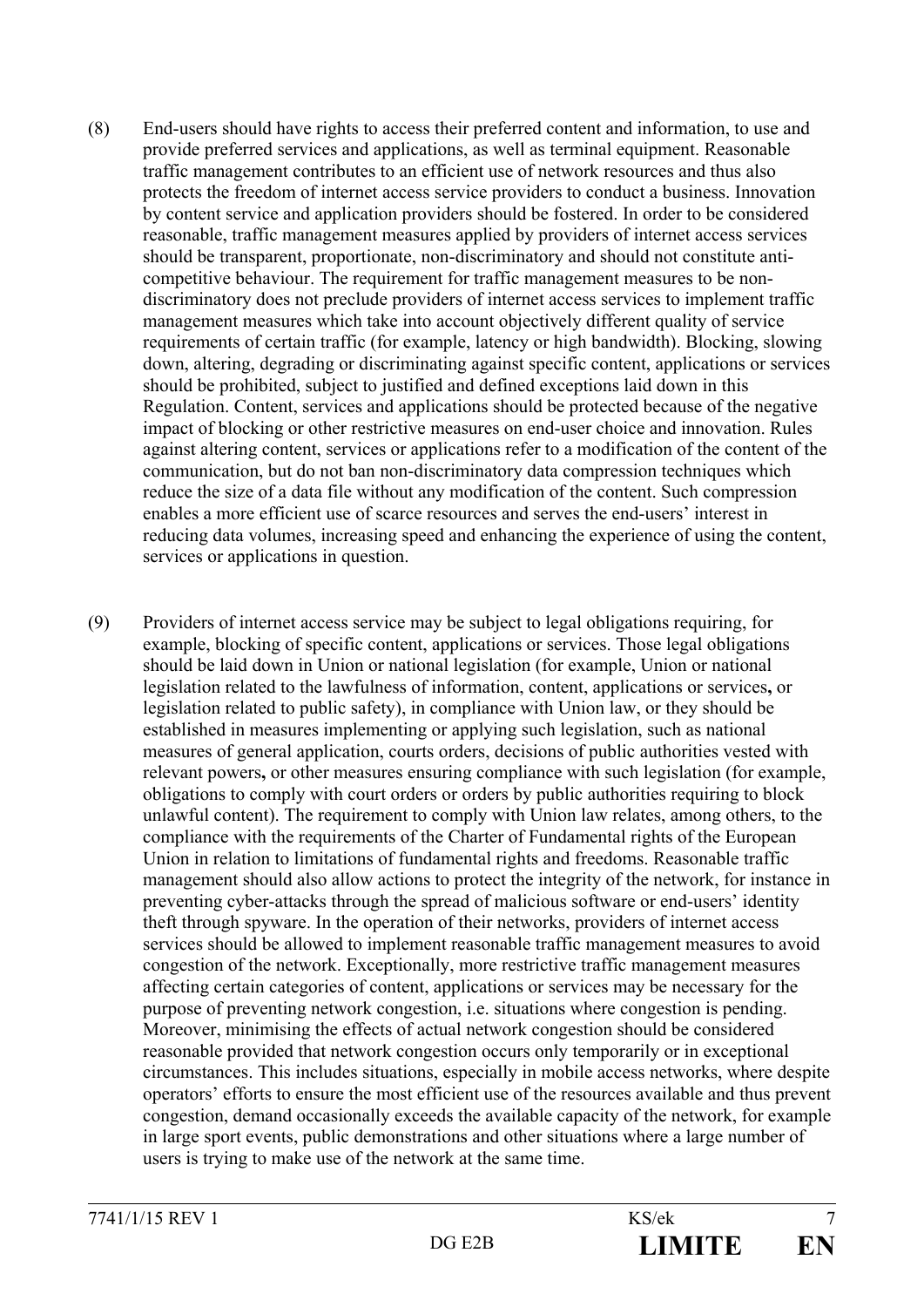(8) End-users should have rights to access their preferred content and information, to use and provide preferred services and applications, as well as terminal equipment. Reasonable traffic management contributes to an efficient use of network resources and thus also protects the freedom of internet access service providers to conduct a business. Innovation by content service and application providers should be fostered. In order to be considered reasonable, traffic management measures applied by providers of internet access services should be transparent, proportionate, non-discriminatory and should not constitute anti-competitive behaviour. The requirement for traffic management measures to be non-discriminatory does not preclude providers of internet access services to implement traffic management measures which take into account objectively different quality of service requirements of certain traffic (for example, latency or high bandwidth). Blocking, slowing down, altering, degrading or discriminating against specific content, applications or services should be prohibited, subject to justified and defined exceptions laid down in this Regulation. Content, services and applications should be protected because of the negative impact of blocking or other restrictive measures on end-user choice and innovation. Rules against altering content, services or applications refer to a modification of the content of the communication, but do not ban non-discriminatory data compression techniques which reduce the size of a data file without any modification of the content. Such compression enables a more efficient use of scarce resources and serves the end-users' interest in reducing data volumes, increasing speed and enhancing the experience of using the content, services or applications in question.

(9) Providers of internet access service may be subject to legal obligations requiring, for example, blocking of specific content, applications or services. Those legal obligations should be laid down in Union or national legislation (for example, Union or national legislation related to the lawfulness of information, content, applications or services**,** or legislation related to public safety), in compliance with Union law, or they should be established in measures implementing or applying such legislation, such as national measures of general application, courts orders, decisions of public authorities vested with relevant powers**,** or other measures ensuring compliance with such legislation (for example, obligations to comply with court orders or orders by public authorities requiring to block unlawful content). The requirement to comply with Union law relates, among others, to the compliance with the requirements of the Charter of Fundamental rights of the European Union in relation to limitations of fundamental rights and freedoms. Reasonable traffic management should also allow actions to protect the integrity of the network, for instance in preventing cyber-attacks through the spread of malicious software or end-users' identity theft through spyware. In the operation of their networks, providers of internet access services should be allowed to implement reasonable traffic management measures to avoid congestion of the network. Exceptionally, more restrictive traffic management measures affecting certain categories of content, applications or services may be necessary for the purpose of preventing network congestion, i.e. situations where congestion is pending. Moreover, minimising the effects of actual network congestion should be considered reasonable provided that network congestion occurs only temporarily or in exceptional circumstances. This includes situations, especially in mobile access networks, where despite operators' efforts to ensure the most efficient use of the resources available and thus prevent congestion, demand occasionally exceeds the available capacity of the network, for example in large sport events, public demonstrations and other situations where a large number of users is trying to make use of the network at the same time.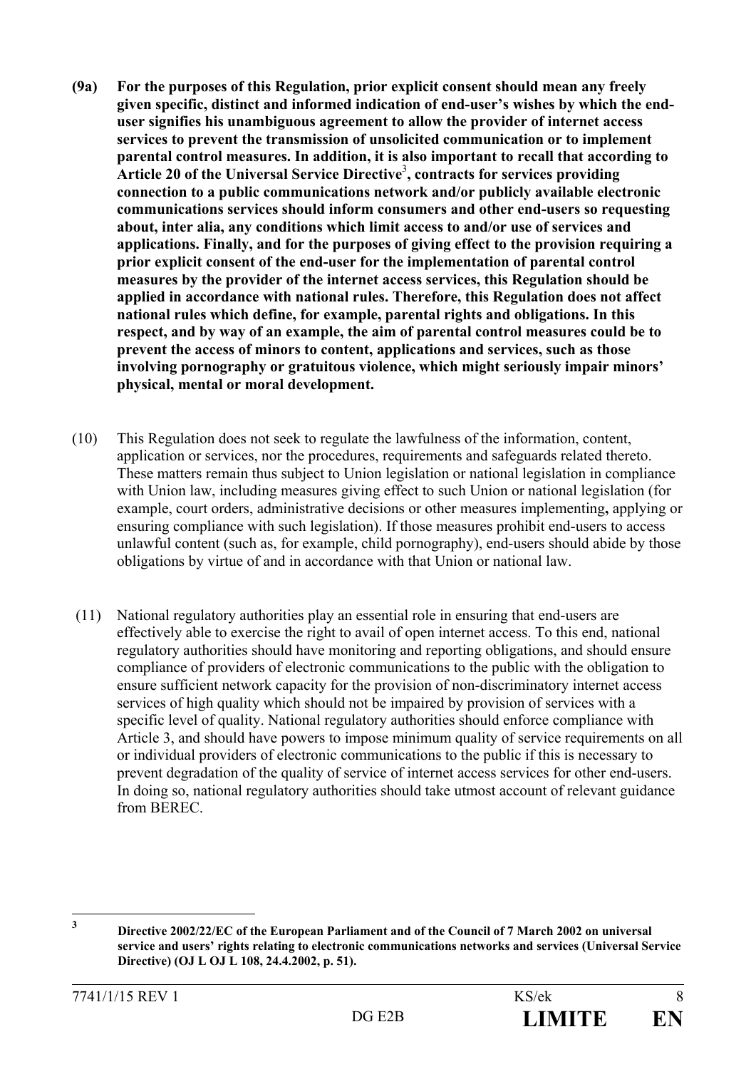**(9a) For the purposes of this Regulation, prior explicit consent should mean any freely given specific, distinct and informed indication of end-user's wishes by which the end-user signifies his unambiguous agreement to allow the provider of internet access services to prevent the transmission of unsolicited communication or to implement parental control measures. In addition, it is also important to recall that according to Article 20 of the Universal Service Directive[3], contracts for services providing connection to a public communications network and/or publicly available electronic communications services should inform consumers and other end-users so requesting about, inter alia, any conditions which limit access to and/or use of services and applications. Finally, and for the purposes of giving effect to the provision requiring a prior explicit consent of the end-user for the implementation of parental control measures by the provider of the internet access services, this Regulation should be applied in accordance with national rules. Therefore, this Regulation does not affect national rules which define, for example, parental rights and obligations. In this respect, and by way of an example, the aim of parental control measures could be to prevent the access of minors to content, applications and services, such as those involving pornography or gratuitous violence, which might seriously impair minors' physical, mental or moral development.**

(10) This Regulation does not seek to regulate the lawfulness of the information, content, application or services, nor the procedures, requirements and safeguards related thereto. These matters remain thus subject to Union legislation or national legislation in compliance with Union law, including measures giving effect to such Union or national legislation (for example, court orders, administrative decisions or other measures implementing**,** applying or ensuring compliance with such legislation). If those measures prohibit end-users to access unlawful content (such as, for example, child pornography), end-users should abide by those obligations by virtue of and in accordance with that Union or national law.

(11) National regulatory authorities play an essential role in ensuring that end-users are effectively able to exercise the right to avail of open internet access. To this end, national regulatory authorities should have monitoring and reporting obligations, and should ensure compliance of providers of electronic communications to the public with the obligation to ensure sufficient network capacity for the provision of non-discriminatory internet access services of high quality which should not be impaired by provision of services with a specific level of quality. National regulatory authorities should enforce compliance with Article 3, and should have powers to impose minimum quality of service requirements on all or individual providers of electronic communications to the public if this is necessary to prevent degradation of the quality of service of internet access services for other end-users. In doing so, national regulatory authorities should take utmost account of relevant guidance from BEREC.

---

[3] **Directive 2002/22/EC of the European Parliament and of the Council of 7 March 2002 on universal service and users' rights relating to electronic communications networks and services (Universal Service Directive) (OJ L OJ L 108, 24.4.2002, p. 51).**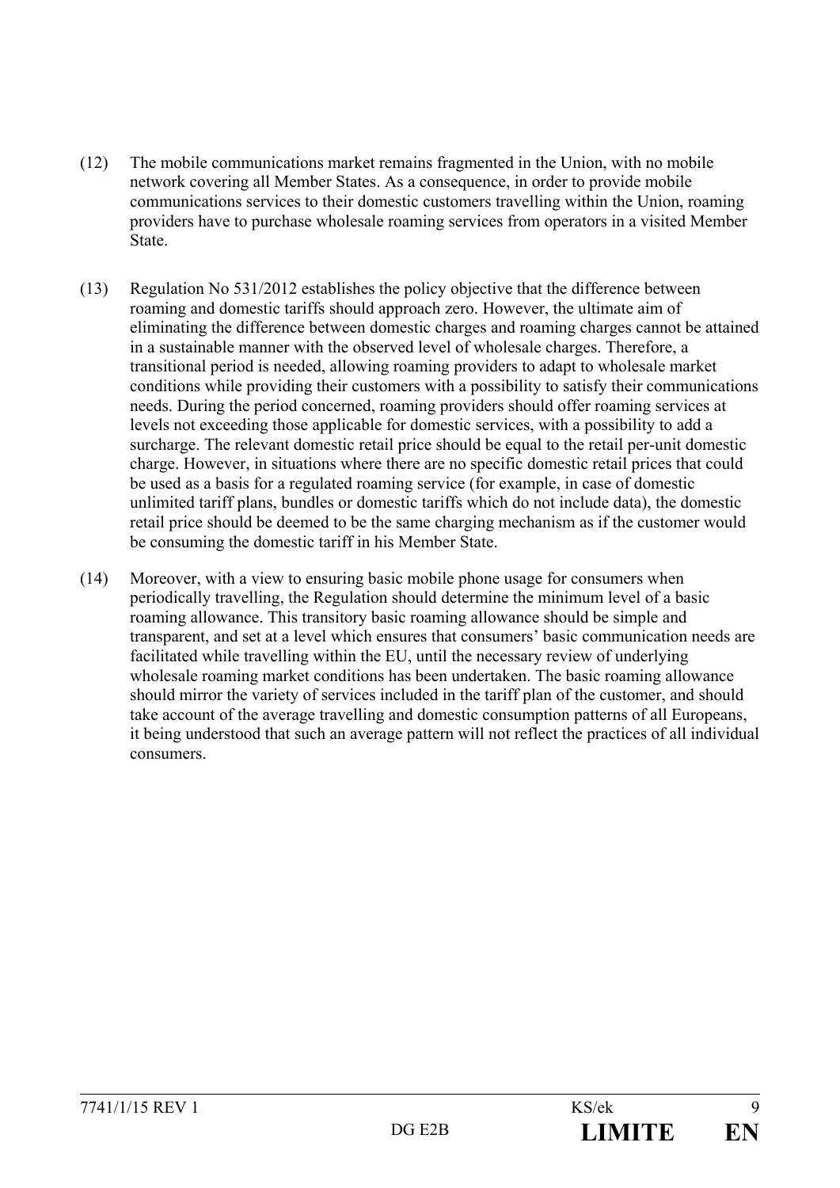(12) The mobile communications market remains fragmented in the Union, with no mobile network covering all Member States. As a consequence, in order to provide mobile communications services to their domestic customers travelling within the Union, roaming providers have to purchase wholesale roaming services from operators in a visited Member State.

(13) Regulation No 531/2012 establishes the policy objective that the difference between roaming and domestic tariffs should approach zero. However, the ultimate aim of eliminating the difference between domestic charges and roaming charges cannot be attained in a sustainable manner with the observed level of wholesale charges. Therefore, a transitional period is needed, allowing roaming providers to adapt to wholesale market conditions while providing their customers with a possibility to satisfy their communications needs. During the period concerned, roaming providers should offer roaming services at levels not exceeding those applicable for domestic services, with a possibility to add a surcharge. The relevant domestic retail price should be equal to the retail per-unit domestic charge. However, in situations where there are no specific domestic retail prices that could be used as a basis for a regulated roaming service (for example, in case of domestic unlimited tariff plans, bundles or domestic tariffs which do not include data), the domestic retail price should be deemed to be the same charging mechanism as if the customer would be consuming the domestic tariff in his Member State.

(14) Moreover, with a view to ensuring basic mobile phone usage for consumers when periodically travelling, the Regulation should determine the minimum level of a basic roaming allowance. This transitory basic roaming allowance should be simple and transparent, and set at a level which ensures that consumers' basic communication needs are facilitated while travelling within the EU, until the necessary review of underlying wholesale roaming market conditions has been undertaken. The basic roaming allowance should mirror the variety of services included in the tariff plan of the customer, and should take account of the average travelling and domestic consumption patterns of all Europeans, it being understood that such an average pattern will not reflect the practices of all individual consumers.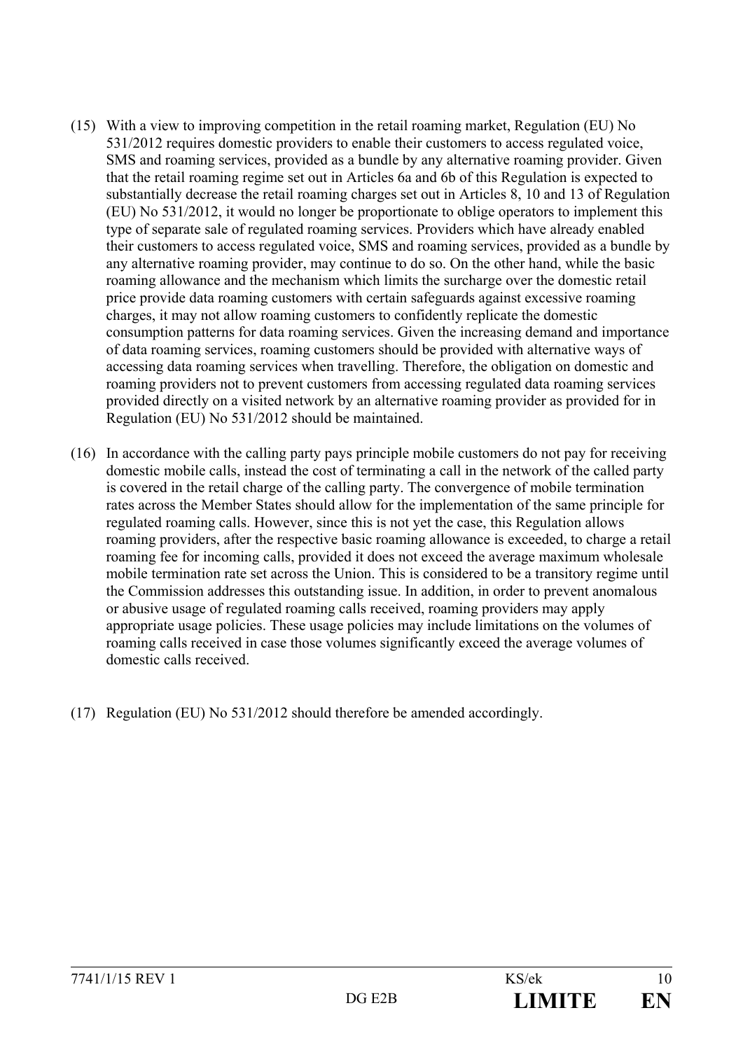(15) With a view to improving competition in the retail roaming market, Regulation (EU) No 531/2012 requires domestic providers to enable their customers to access regulated voice, SMS and roaming services, provided as a bundle by any alternative roaming provider. Given that the retail roaming regime set out in Articles 6a and 6b of this Regulation is expected to substantially decrease the retail roaming charges set out in Articles 8, 10 and 13 of Regulation (EU) No 531/2012, it would no longer be proportionate to oblige operators to implement this type of separate sale of regulated roaming services. Providers which have already enabled their customers to access regulated voice, SMS and roaming services, provided as a bundle by any alternative roaming provider, may continue to do so. On the other hand, while the basic roaming allowance and the mechanism which limits the surcharge over the domestic retail price provide data roaming customers with certain safeguards against excessive roaming charges, it may not allow roaming customers to confidently replicate the domestic consumption patterns for data roaming services. Given the increasing demand and importance of data roaming services, roaming customers should be provided with alternative ways of accessing data roaming services when travelling. Therefore, the obligation on domestic and roaming providers not to prevent customers from accessing regulated data roaming services provided directly on a visited network by an alternative roaming provider as provided for in Regulation (EU) No 531/2012 should be maintained.

(16) In accordance with the calling party pays principle mobile customers do not pay for receiving domestic mobile calls, instead the cost of terminating a call in the network of the called party is covered in the retail charge of the calling party. The convergence of mobile termination rates across the Member States should allow for the implementation of the same principle for regulated roaming calls. However, since this is not yet the case, this Regulation allows roaming providers, after the respective basic roaming allowance is exceeded, to charge a retail roaming fee for incoming calls, provided it does not exceed the average maximum wholesale mobile termination rate set across the Union. This is considered to be a transitory regime until the Commission addresses this outstanding issue. In addition, in order to prevent anomalous or abusive usage of regulated roaming calls received, roaming providers may apply appropriate usage policies. These usage policies may include limitations on the volumes of roaming calls received in case those volumes significantly exceed the average volumes of domestic calls received.

(17) Regulation (EU) No 531/2012 should therefore be amended accordingly.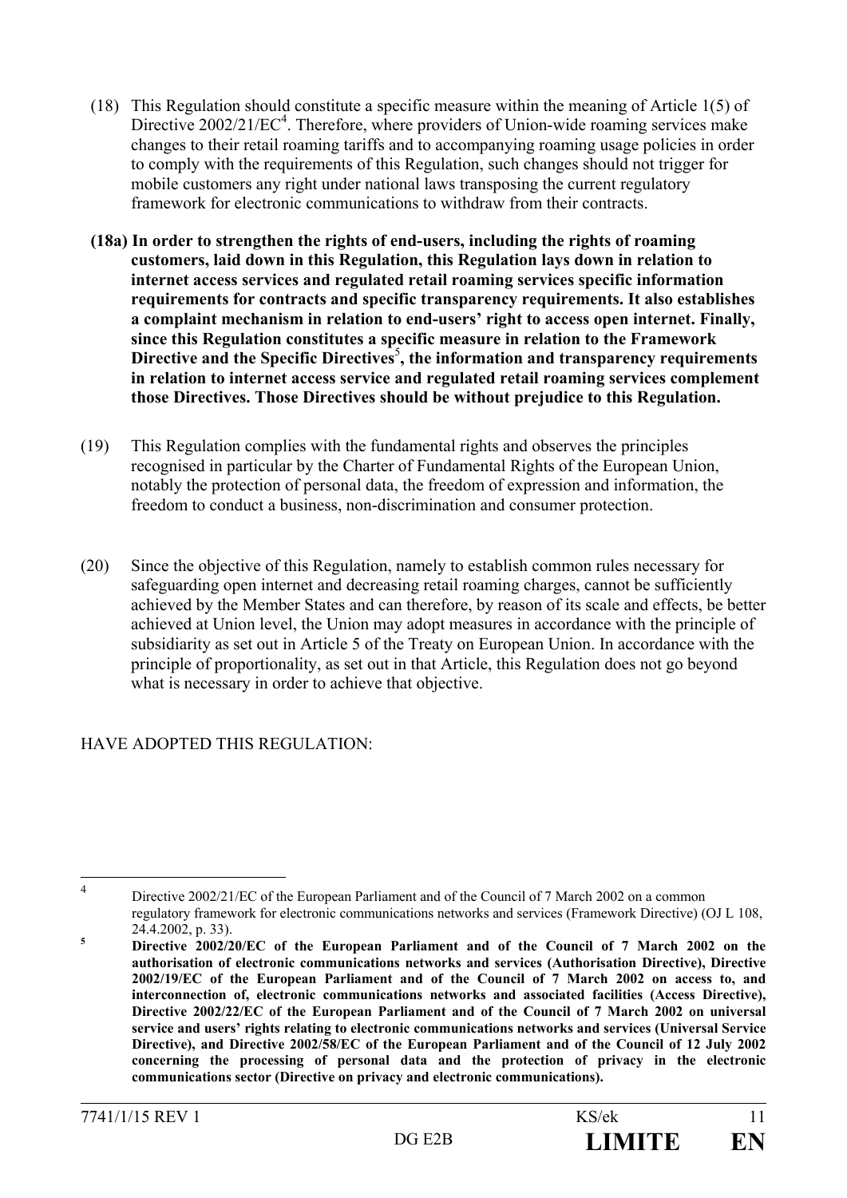(18) This Regulation should constitute a specific measure within the meaning of Article 1(5) of Directive 2002/21/EC[4]. Therefore, where providers of Union-wide roaming services make changes to their retail roaming tariffs and to accompanying roaming usage policies in order to comply with the requirements of this Regulation, such changes should not trigger for mobile customers any right under national laws transposing the current regulatory framework for electronic communications to withdraw from their contracts.

**(18a) In order to strengthen the rights of end-users, including the rights of roaming customers, laid down in this Regulation, this Regulation lays down in relation to internet access services and regulated retail roaming services specific information requirements for contracts and specific transparency requirements. It also establishes a complaint mechanism in relation to end-users' right to access open internet. Finally, since this Regulation constitutes a specific measure in relation to the Framework Directive and the Specific Directives[5], the information and transparency requirements in relation to internet access service and regulated retail roaming services complement those Directives. Those Directives should be without prejudice to this Regulation.**

(19) This Regulation complies with the fundamental rights and observes the principles recognised in particular by the Charter of Fundamental Rights of the European Union, notably the protection of personal data, the freedom of expression and information, the freedom to conduct a business, non-discrimination and consumer protection.

(20) Since the objective of this Regulation, namely to establish common rules necessary for safeguarding open internet and decreasing retail roaming charges, cannot be sufficiently achieved by the Member States and can therefore, by reason of its scale and effects, be better achieved at Union level, the Union may adopt measures in accordance with the principle of subsidiarity as set out in Article 5 of the Treaty on European Union. In accordance with the principle of proportionality, as set out in that Article, this Regulation does not go beyond what is necessary in order to achieve that objective.

HAVE ADOPTED THIS REGULATION:

---

[4] Directive 2002/21/EC of the European Parliament and of the Council of 7 March 2002 on a common regulatory framework for electronic communications networks and services (Framework Directive) (OJ L 108, 24.4.2002, p. 33).

**[5] Directive 2002/20/EC of the European Parliament and of the Council of 7 March 2002 on the authorisation of electronic communications networks and services (Authorisation Directive), Directive 2002/19/EC of the European Parliament and of the Council of 7 March 2002 on access to, and interconnection of, electronic communications networks and associated facilities (Access Directive), Directive 2002/22/EC of the European Parliament and of the Council of 7 March 2002 on universal service and users' rights relating to electronic communications networks and services (Universal Service Directive), and Directive 2002/58/EC of the European Parliament and of the Council of 12 July 2002 concerning the processing of personal data and the protection of privacy in the electronic communications sector (Directive on privacy and electronic communications).**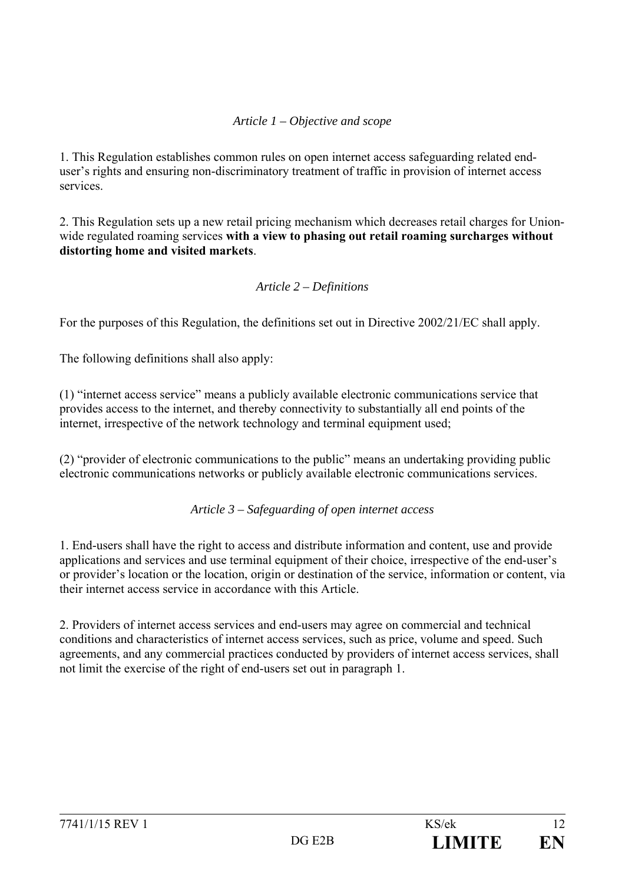*Article 1 – Objective and scope*

1. This Regulation establishes common rules on open internet access safeguarding related end-user's rights and ensuring non-discriminatory treatment of traffic in provision of internet access services.

2. This Regulation sets up a new retail pricing mechanism which decreases retail charges for Union-wide regulated roaming services **with a view to phasing out retail roaming surcharges without distorting home and visited markets**.

*Article 2 – Definitions*

For the purposes of this Regulation, the definitions set out in Directive 2002/21/EC shall apply.

The following definitions shall also apply:

(1) "internet access service" means a publicly available electronic communications service that provides access to the internet, and thereby connectivity to substantially all end points of the internet, irrespective of the network technology and terminal equipment used;

(2) "provider of electronic communications to the public" means an undertaking providing public electronic communications networks or publicly available electronic communications services.

*Article 3 – Safeguarding of open internet access*

1. End-users shall have the right to access and distribute information and content, use and provide applications and services and use terminal equipment of their choice, irrespective of the end-user's or provider's location or the location, origin or destination of the service, information or content, via their internet access service in accordance with this Article.

2. Providers of internet access services and end-users may agree on commercial and technical conditions and characteristics of internet access services, such as price, volume and speed. Such agreements, and any commercial practices conducted by providers of internet access services, shall not limit the exercise of the right of end-users set out in paragraph 1.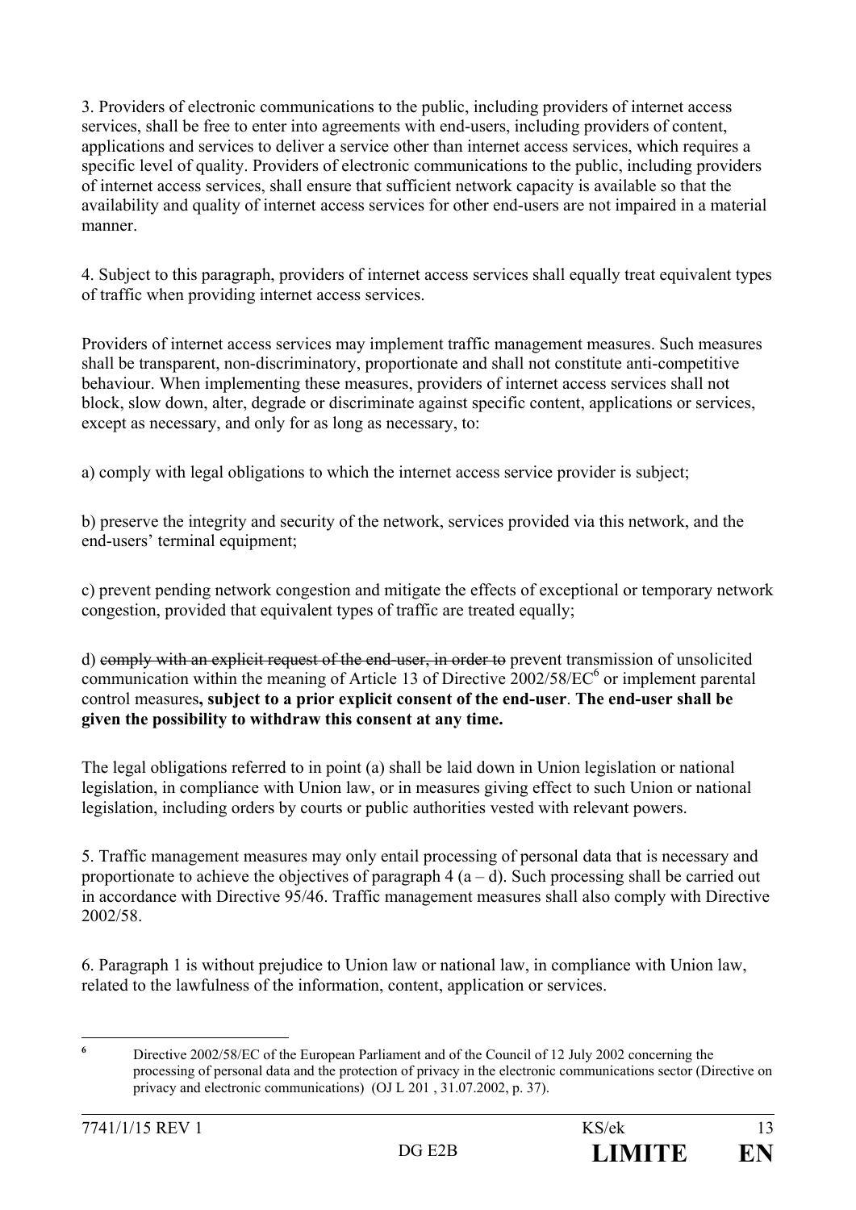3. Providers of electronic communications to the public, including providers of internet access services, shall be free to enter into agreements with end-users, including providers of content, applications and services to deliver a service other than internet access services, which requires a specific level of quality. Providers of electronic communications to the public, including providers of internet access services, shall ensure that sufficient network capacity is available so that the availability and quality of internet access services for other end-users are not impaired in a material manner.

4. Subject to this paragraph, providers of internet access services shall equally treat equivalent types of traffic when providing internet access services.

Providers of internet access services may implement traffic management measures. Such measures shall be transparent, non-discriminatory, proportionate and shall not constitute anti-competitive behaviour. When implementing these measures, providers of internet access services shall not block, slow down, alter, degrade or discriminate against specific content, applications or services, except as necessary, and only for as long as necessary, to:

a) comply with legal obligations to which the internet access service provider is subject;

b) preserve the integrity and security of the network, services provided via this network, and the end-users' terminal equipment;

c) prevent pending network congestion and mitigate the effects of exceptional or temporary network congestion, provided that equivalent types of traffic are treated equally;

d) ~~comply with an explicit request of the end-user, in order to~~ prevent transmission of unsolicited communication within the meaning of Article 13 of Directive 2002/58/EC[6] or implement parental control measures**, subject to a prior explicit consent of the end-user**. **The end-user shall be given the possibility to withdraw this consent at any time.**

The legal obligations referred to in point (a) shall be laid down in Union legislation or national legislation, in compliance with Union law, or in measures giving effect to such Union or national legislation, including orders by courts or public authorities vested with relevant powers.

5. Traffic management measures may only entail processing of personal data that is necessary and proportionate to achieve the objectives of paragraph 4 (a – d). Such processing shall be carried out in accordance with Directive 95/46. Traffic management measures shall also comply with Directive 2002/58.

6. Paragraph 1 is without prejudice to Union law or national law, in compliance with Union law, related to the lawfulness of the information, content, application or services.

---

[6] Directive 2002/58/EC of the European Parliament and of the Council of 12 July 2002 concerning the processing of personal data and the protection of privacy in the electronic communications sector (Directive on privacy and electronic communications) (OJ L 201 , 31.07.2002, p. 37).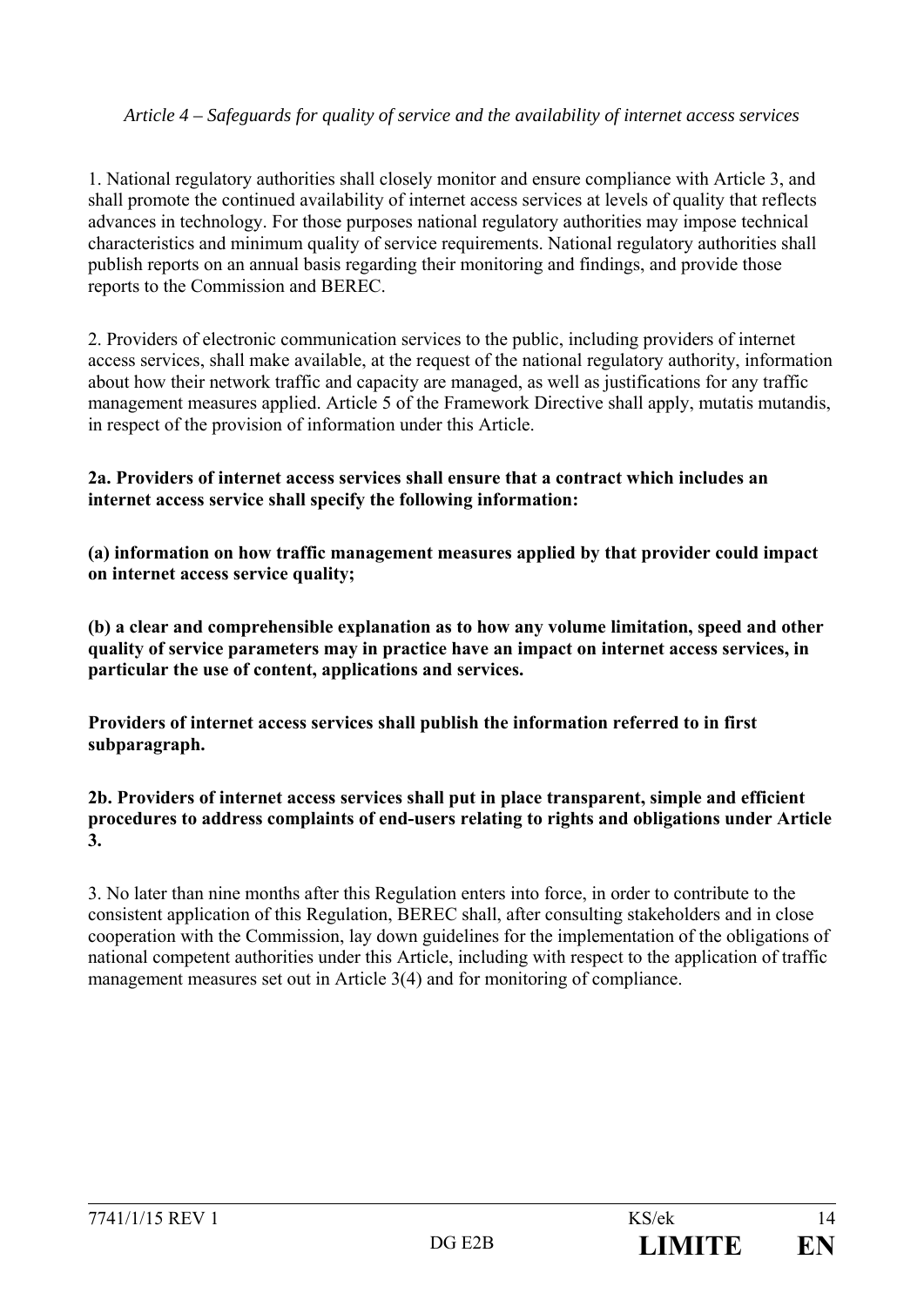*Article 4 – Safeguards for quality of service and the availability of internet access services*

1. National regulatory authorities shall closely monitor and ensure compliance with Article 3, and shall promote the continued availability of internet access services at levels of quality that reflects advances in technology. For those purposes national regulatory authorities may impose technical characteristics and minimum quality of service requirements. National regulatory authorities shall publish reports on an annual basis regarding their monitoring and findings, and provide those reports to the Commission and BEREC.

2. Providers of electronic communication services to the public, including providers of internet access services, shall make available, at the request of the national regulatory authority, information about how their network traffic and capacity are managed, as well as justifications for any traffic management measures applied. Article 5 of the Framework Directive shall apply, mutatis mutandis, in respect of the provision of information under this Article.

**2a. Providers of internet access services shall ensure that a contract which includes an internet access service shall specify the following information:**

**(a) information on how traffic management measures applied by that provider could impact on internet access service quality;**

**(b) a clear and comprehensible explanation as to how any volume limitation, speed and other quality of service parameters may in practice have an impact on internet access services, in particular the use of content, applications and services.**

**Providers of internet access services shall publish the information referred to in first subparagraph.**

**2b. Providers of internet access services shall put in place transparent, simple and efficient procedures to address complaints of end-users relating to rights and obligations under Article 3.**

3. No later than nine months after this Regulation enters into force, in order to contribute to the consistent application of this Regulation, BEREC shall, after consulting stakeholders and in close cooperation with the Commission, lay down guidelines for the implementation of the obligations of national competent authorities under this Article, including with respect to the application of traffic management measures set out in Article 3(4) and for monitoring of compliance.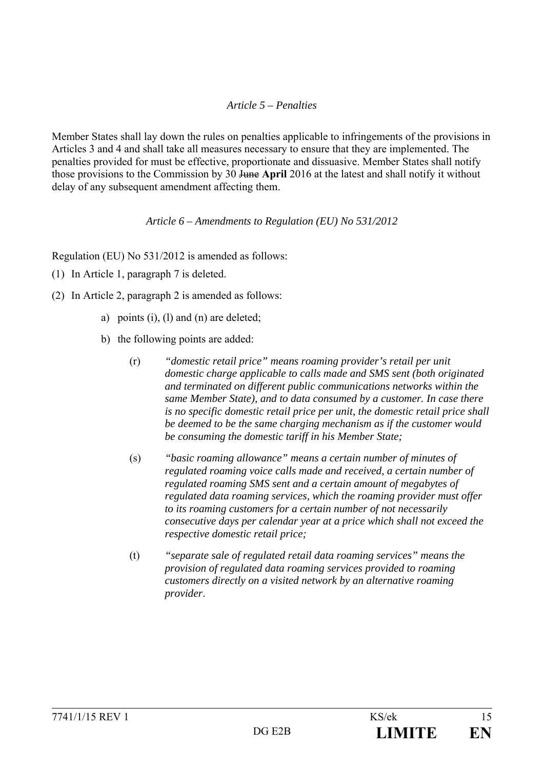*Article 5 – Penalties*

Member States shall lay down the rules on penalties applicable to infringements of the provisions in Articles 3 and 4 and shall take all measures necessary to ensure that they are implemented. The penalties provided for must be effective, proportionate and dissuasive. Member States shall notify those provisions to the Commission by 30 ~~June~~ **April** 2016 at the latest and shall notify it without delay of any subsequent amendment affecting them.

*Article 6 – Amendments to Regulation (EU) No 531/2012*

Regulation (EU) No 531/2012 is amended as follows:

(1) In Article 1, paragraph 7 is deleted.

(2) In Article 2, paragraph 2 is amended as follows:

a) points (i), (l) and (n) are deleted;

b) the following points are added:

(r) *"domestic retail price" means roaming provider's retail per unit domestic charge applicable to calls made and SMS sent (both originated and terminated on different public communications networks within the same Member State), and to data consumed by a customer. In case there is no specific domestic retail price per unit, the domestic retail price shall be deemed to be the same charging mechanism as if the customer would be consuming the domestic tariff in his Member State;*

(s) *"basic roaming allowance" means a certain number of minutes of regulated roaming voice calls made and received, a certain number of regulated roaming SMS sent and a certain amount of megabytes of regulated data roaming services, which the roaming provider must offer to its roaming customers for a certain number of not necessarily consecutive days per calendar year at a price which shall not exceed the respective domestic retail price;*

(t) *"separate sale of regulated retail data roaming services" means the provision of regulated data roaming services provided to roaming customers directly on a visited network by an alternative roaming provider*.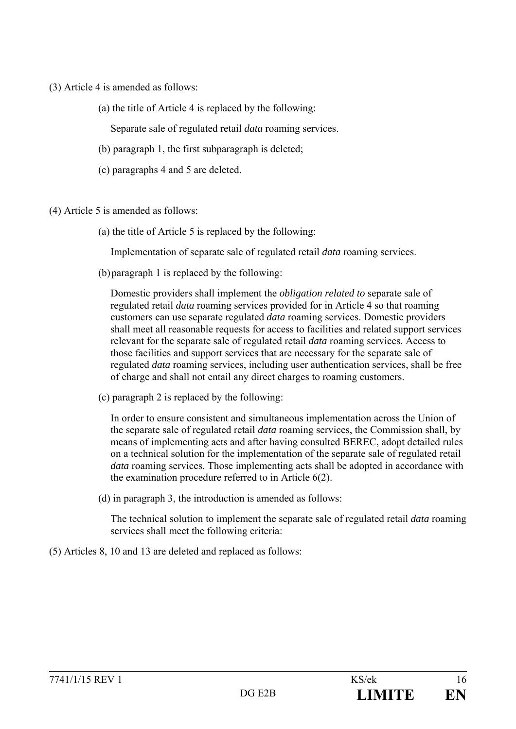(3) Article 4 is amended as follows:

(a) the title of Article 4 is replaced by the following:

Separate sale of regulated retail *data* roaming services.

(b) paragraph 1, the first subparagraph is deleted;

(c) paragraphs 4 and 5 are deleted.

(4) Article 5 is amended as follows:

(a) the title of Article 5 is replaced by the following:

Implementation of separate sale of regulated retail *data* roaming services.

(b) paragraph 1 is replaced by the following:

Domestic providers shall implement the *obligation related to* separate sale of regulated retail *data* roaming services provided for in Article 4 so that roaming customers can use separate regulated *data* roaming services. Domestic providers shall meet all reasonable requests for access to facilities and related support services relevant for the separate sale of regulated retail *data* roaming services. Access to those facilities and support services that are necessary for the separate sale of regulated *data* roaming services, including user authentication services, shall be free of charge and shall not entail any direct charges to roaming customers.

(c) paragraph 2 is replaced by the following:

In order to ensure consistent and simultaneous implementation across the Union of the separate sale of regulated retail *data* roaming services, the Commission shall, by means of implementing acts and after having consulted BEREC, adopt detailed rules on a technical solution for the implementation of the separate sale of regulated retail *data* roaming services. Those implementing acts shall be adopted in accordance with the examination procedure referred to in Article 6(2).

(d) in paragraph 3, the introduction is amended as follows:

The technical solution to implement the separate sale of regulated retail *data* roaming services shall meet the following criteria:

(5) Articles 8, 10 and 13 are deleted and replaced as follows: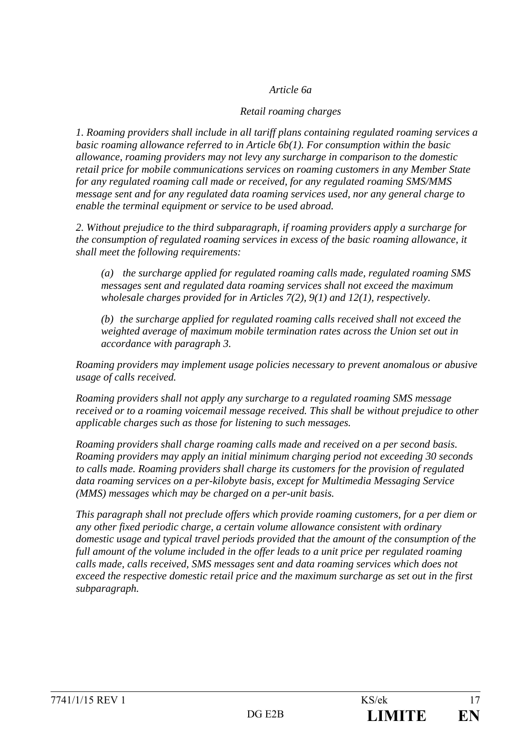*Article 6a*

*Retail roaming charges*

*1. Roaming providers shall include in all tariff plans containing regulated roaming services a basic roaming allowance referred to in Article 6b(1). For consumption within the basic allowance, roaming providers may not levy any surcharge in comparison to the domestic retail price for mobile communications services on roaming customers in any Member State for any regulated roaming call made or received, for any regulated roaming SMS/MMS message sent and for any regulated data roaming services used, nor any general charge to enable the terminal equipment or service to be used abroad.*

*2. Without prejudice to the third subparagraph, if roaming providers apply a surcharge for the consumption of regulated roaming services in excess of the basic roaming allowance, it shall meet the following requirements:*

*(a) the surcharge applied for regulated roaming calls made, regulated roaming SMS messages sent and regulated data roaming services shall not exceed the maximum wholesale charges provided for in Articles 7(2), 9(1) and 12(1), respectively.*

*(b) the surcharge applied for regulated roaming calls received shall not exceed the weighted average of maximum mobile termination rates across the Union set out in accordance with paragraph 3.*

*Roaming providers may implement usage policies necessary to prevent anomalous or abusive usage of calls received.*

*Roaming providers shall not apply any surcharge to a regulated roaming SMS message received or to a roaming voicemail message received. This shall be without prejudice to other applicable charges such as those for listening to such messages.*

*Roaming providers shall charge roaming calls made and received on a per second basis. Roaming providers may apply an initial minimum charging period not exceeding 30 seconds to calls made. Roaming providers shall charge its customers for the provision of regulated data roaming services on a per-kilobyte basis, except for Multimedia Messaging Service (MMS) messages which may be charged on a per-unit basis.*

*This paragraph shall not preclude offers which provide roaming customers, for a per diem or any other fixed periodic charge, a certain volume allowance consistent with ordinary domestic usage and typical travel periods provided that the amount of the consumption of the full amount of the volume included in the offer leads to a unit price per regulated roaming calls made, calls received, SMS messages sent and data roaming services which does not exceed the respective domestic retail price and the maximum surcharge as set out in the first subparagraph.*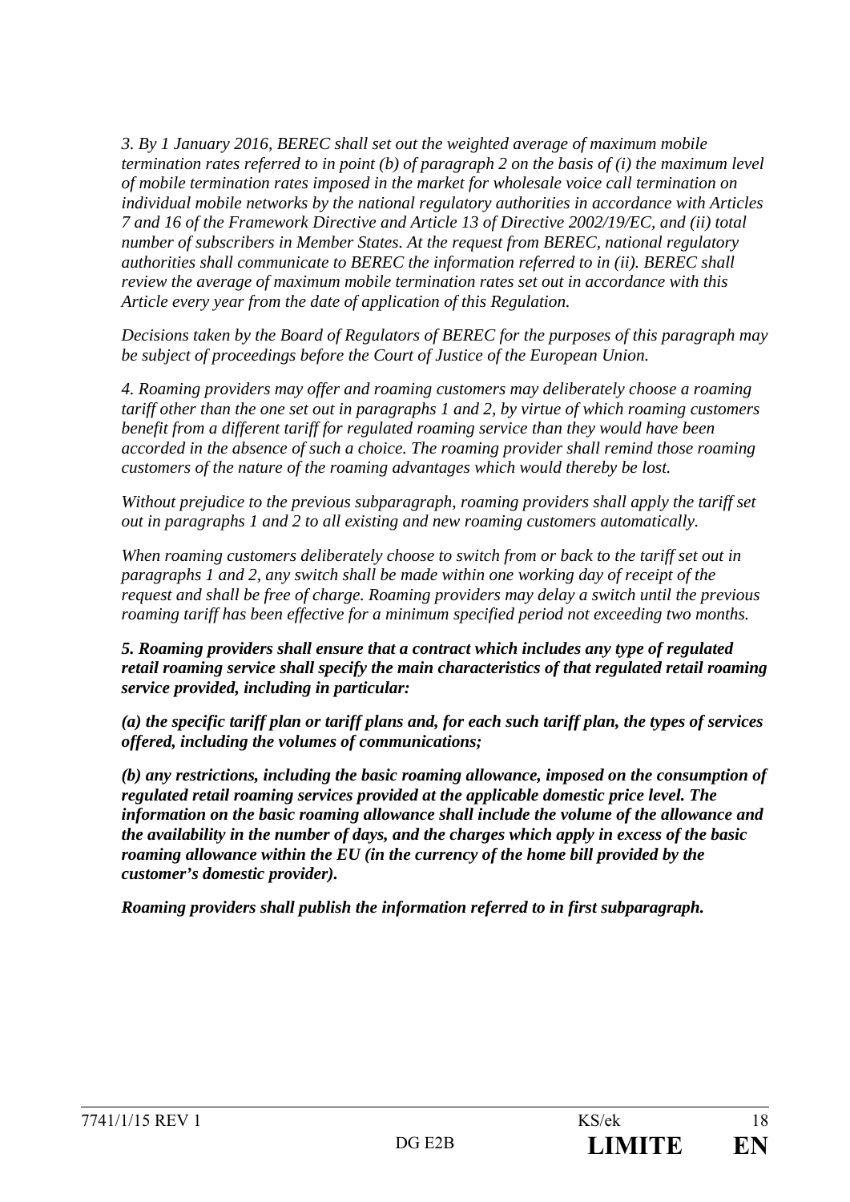*3. By 1 January 2016, BEREC shall set out the weighted average of maximum mobile termination rates referred to in point (b) of paragraph 2 on the basis of (i) the maximum level of mobile termination rates imposed in the market for wholesale voice call termination on individual mobile networks by the national regulatory authorities in accordance with Articles 7 and 16 of the Framework Directive and Article 13 of Directive 2002/19/EC, and (ii) total number of subscribers in Member States. At the request from BEREC, national regulatory authorities shall communicate to BEREC the information referred to in (ii). BEREC shall review the average of maximum mobile termination rates set out in accordance with this Article every year from the date of application of this Regulation.*

*Decisions taken by the Board of Regulators of BEREC for the purposes of this paragraph may be subject of proceedings before the Court of Justice of the European Union.*

*4. Roaming providers may offer and roaming customers may deliberately choose a roaming tariff other than the one set out in paragraphs 1 and 2, by virtue of which roaming customers benefit from a different tariff for regulated roaming service than they would have been accorded in the absence of such a choice. The roaming provider shall remind those roaming customers of the nature of the roaming advantages which would thereby be lost.*

*Without prejudice to the previous subparagraph, roaming providers shall apply the tariff set out in paragraphs 1 and 2 to all existing and new roaming customers automatically.*

*When roaming customers deliberately choose to switch from or back to the tariff set out in paragraphs 1 and 2, any switch shall be made within one working day of receipt of the request and shall be free of charge. Roaming providers may delay a switch until the previous roaming tariff has been effective for a minimum specified period not exceeding two months.*

***5. Roaming providers shall ensure that a contract which includes any type of regulated retail roaming service shall specify the main characteristics of that regulated retail roaming service provided, including in particular:***

***(a) the specific tariff plan or tariff plans and, for each such tariff plan, the types of services offered, including the volumes of communications;***

***(b) any restrictions, including the basic roaming allowance, imposed on the consumption of regulated retail roaming services provided at the applicable domestic price level. The information on the basic roaming allowance shall include the volume of the allowance and the availability in the number of days, and the charges which apply in excess of the basic roaming allowance within the EU (in the currency of the home bill provided by the customer's domestic provider).***

***Roaming providers shall publish the information referred to in first subparagraph.***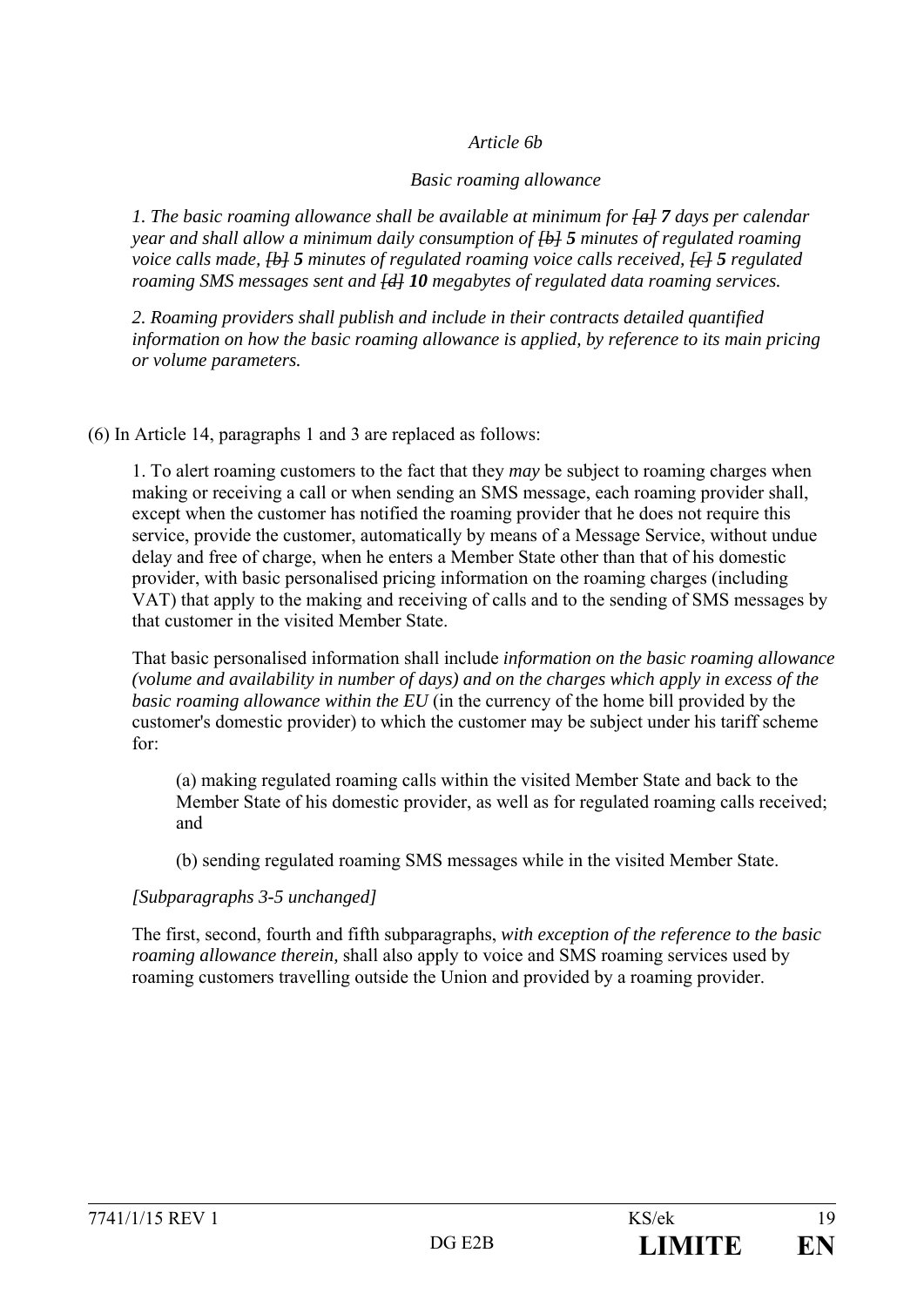*Article 6b*

*Basic roaming allowance*

*1. The basic roaming allowance shall be available at minimum for ~~[a]~~ **7** days per calendar year and shall allow a minimum daily consumption of ~~[b]~~ **5** minutes of regulated roaming voice calls made, ~~[b]~~ **5** minutes of regulated roaming voice calls received, ~~[c]~~ **5** regulated roaming SMS messages sent and ~~[d]~~ **10** megabytes of regulated data roaming services.*

*2. Roaming providers shall publish and include in their contracts detailed quantified information on how the basic roaming allowance is applied, by reference to its main pricing or volume parameters.*

(6) In Article 14, paragraphs 1 and 3 are replaced as follows:

1. To alert roaming customers to the fact that they *may* be subject to roaming charges when making or receiving a call or when sending an SMS message, each roaming provider shall, except when the customer has notified the roaming provider that he does not require this service, provide the customer, automatically by means of a Message Service, without undue delay and free of charge, when he enters a Member State other than that of his domestic provider, with basic personalised pricing information on the roaming charges (including VAT) that apply to the making and receiving of calls and to the sending of SMS messages by that customer in the visited Member State.

That basic personalised information shall include *information on the basic roaming allowance (volume and availability in number of days) and on the charges which apply in excess of the basic roaming allowance within the EU* (in the currency of the home bill provided by the customer's domestic provider) to which the customer may be subject under his tariff scheme for:

(a) making regulated roaming calls within the visited Member State and back to the Member State of his domestic provider, as well as for regulated roaming calls received; and

(b) sending regulated roaming SMS messages while in the visited Member State.

*[Subparagraphs 3-5 unchanged]*

The first, second, fourth and fifth subparagraphs, *with exception of the reference to the basic roaming allowance therein,* shall also apply to voice and SMS roaming services used by roaming customers travelling outside the Union and provided by a roaming provider.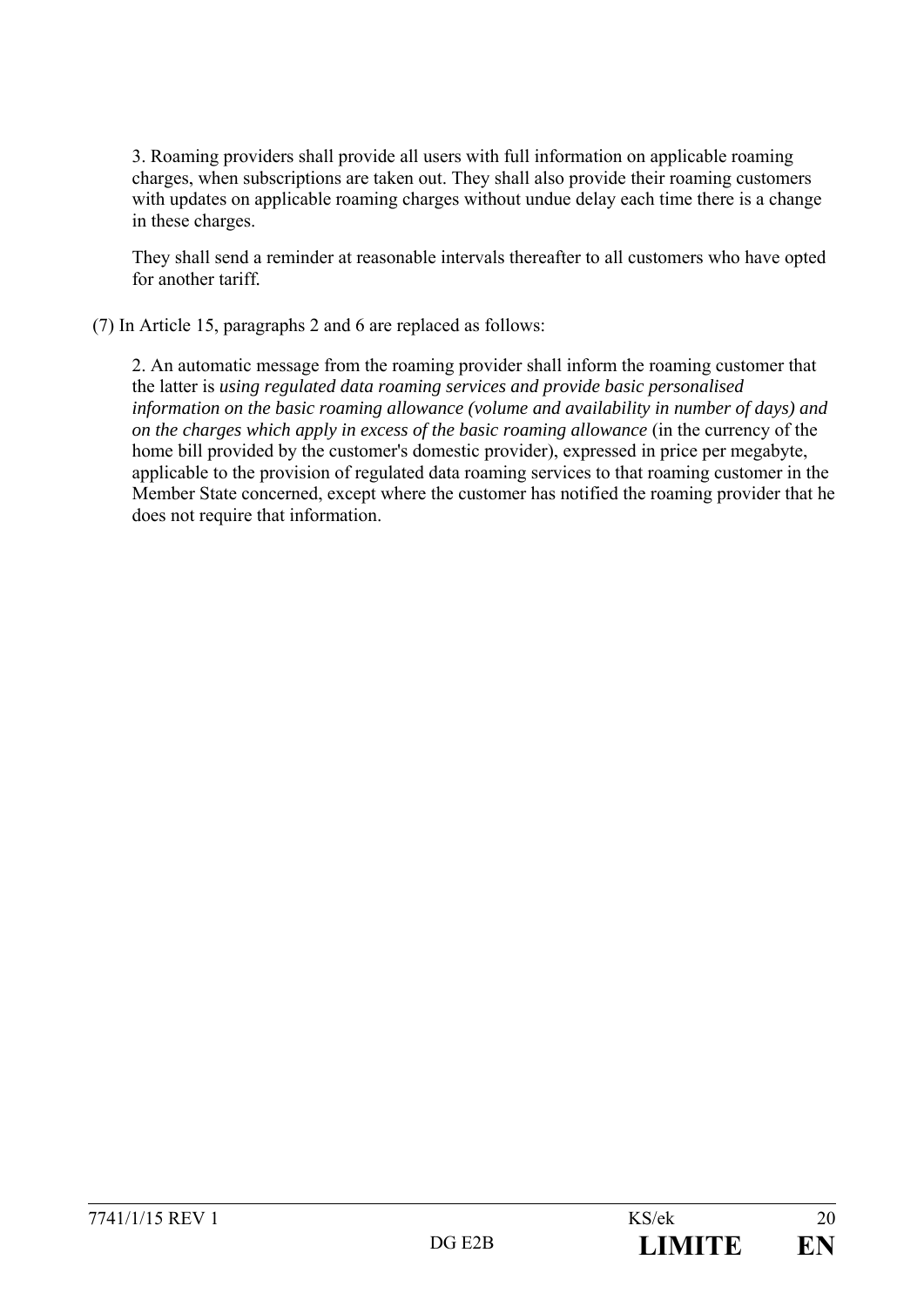3. Roaming providers shall provide all users with full information on applicable roaming charges, when subscriptions are taken out. They shall also provide their roaming customers with updates on applicable roaming charges without undue delay each time there is a change in these charges.

They shall send a reminder at reasonable intervals thereafter to all customers who have opted for another tariff.

(7) In Article 15, paragraphs 2 and 6 are replaced as follows:

2. An automatic message from the roaming provider shall inform the roaming customer that the latter is *using regulated data roaming services and provide basic personalised information on the basic roaming allowance (volume and availability in number of days) and on the charges which apply in excess of the basic roaming allowance* (in the currency of the home bill provided by the customer's domestic provider), expressed in price per megabyte, applicable to the provision of regulated data roaming services to that roaming customer in the Member State concerned, except where the customer has notified the roaming provider that he does not require that information.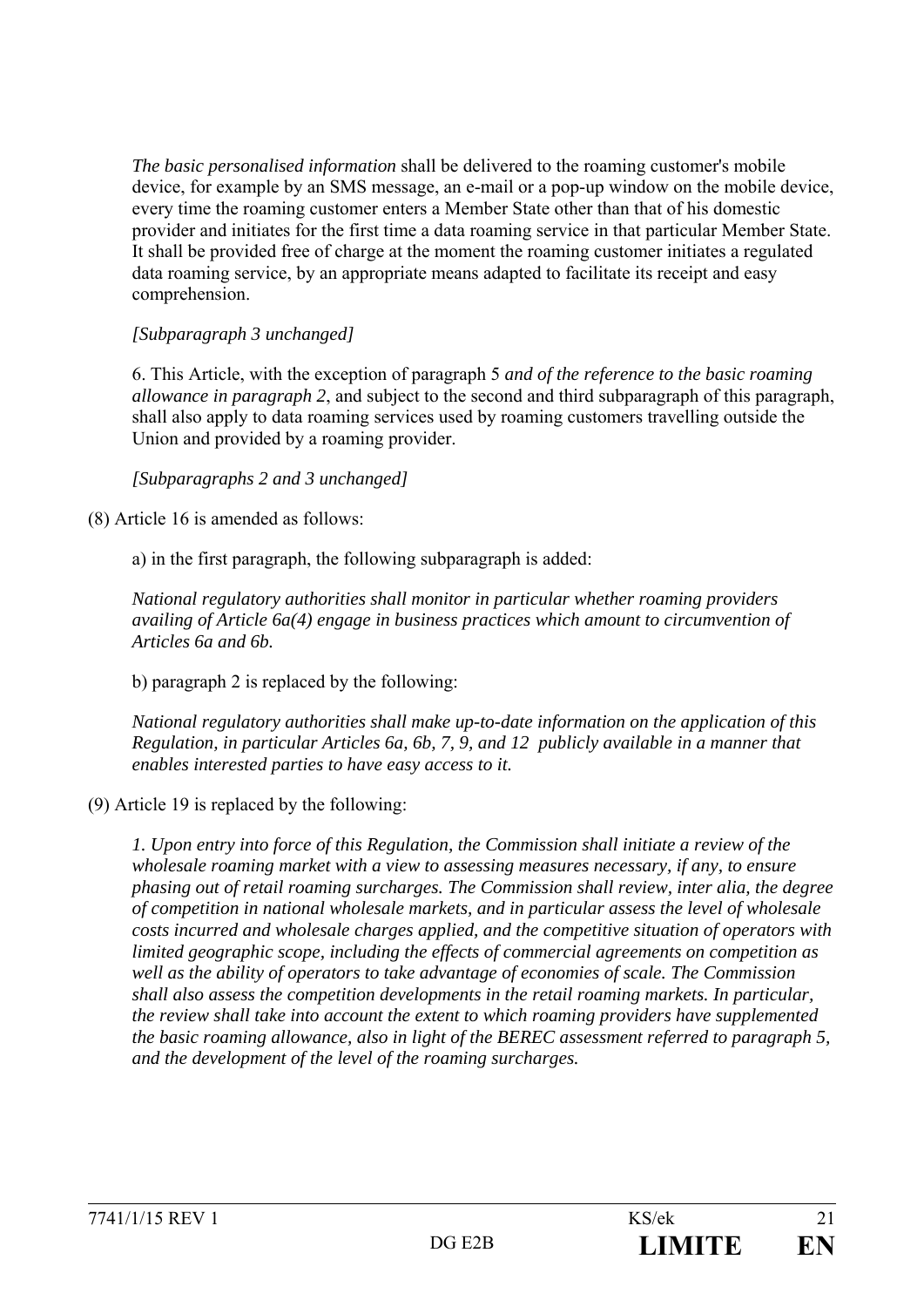*The basic personalised information* shall be delivered to the roaming customer's mobile device, for example by an SMS message, an e-mail or a pop-up window on the mobile device, every time the roaming customer enters a Member State other than that of his domestic provider and initiates for the first time a data roaming service in that particular Member State. It shall be provided free of charge at the moment the roaming customer initiates a regulated data roaming service, by an appropriate means adapted to facilitate its receipt and easy comprehension.

*[Subparagraph 3 unchanged]*

6. This Article, with the exception of paragraph 5 *and of the reference to the basic roaming allowance in paragraph 2*, and subject to the second and third subparagraph of this paragraph, shall also apply to data roaming services used by roaming customers travelling outside the Union and provided by a roaming provider.

*[Subparagraphs 2 and 3 unchanged]*

(8) Article 16 is amended as follows:

a) in the first paragraph, the following subparagraph is added:

*National regulatory authorities shall monitor in particular whether roaming providers availing of Article 6a(4) engage in business practices which amount to circumvention of Articles 6a and 6b.*

b) paragraph 2 is replaced by the following:

*National regulatory authorities shall make up-to-date information on the application of this Regulation, in particular Articles 6a, 6b, 7, 9, and 12 publicly available in a manner that enables interested parties to have easy access to it.*

(9) Article 19 is replaced by the following:

*1. Upon entry into force of this Regulation, the Commission shall initiate a review of the wholesale roaming market with a view to assessing measures necessary, if any, to ensure phasing out of retail roaming surcharges. The Commission shall review, inter alia, the degree of competition in national wholesale markets, and in particular assess the level of wholesale costs incurred and wholesale charges applied, and the competitive situation of operators with limited geographic scope, including the effects of commercial agreements on competition as well as the ability of operators to take advantage of economies of scale. The Commission shall also assess the competition developments in the retail roaming markets. In particular, the review shall take into account the extent to which roaming providers have supplemented the basic roaming allowance, also in light of the BEREC assessment referred to paragraph 5, and the development of the level of the roaming surcharges.*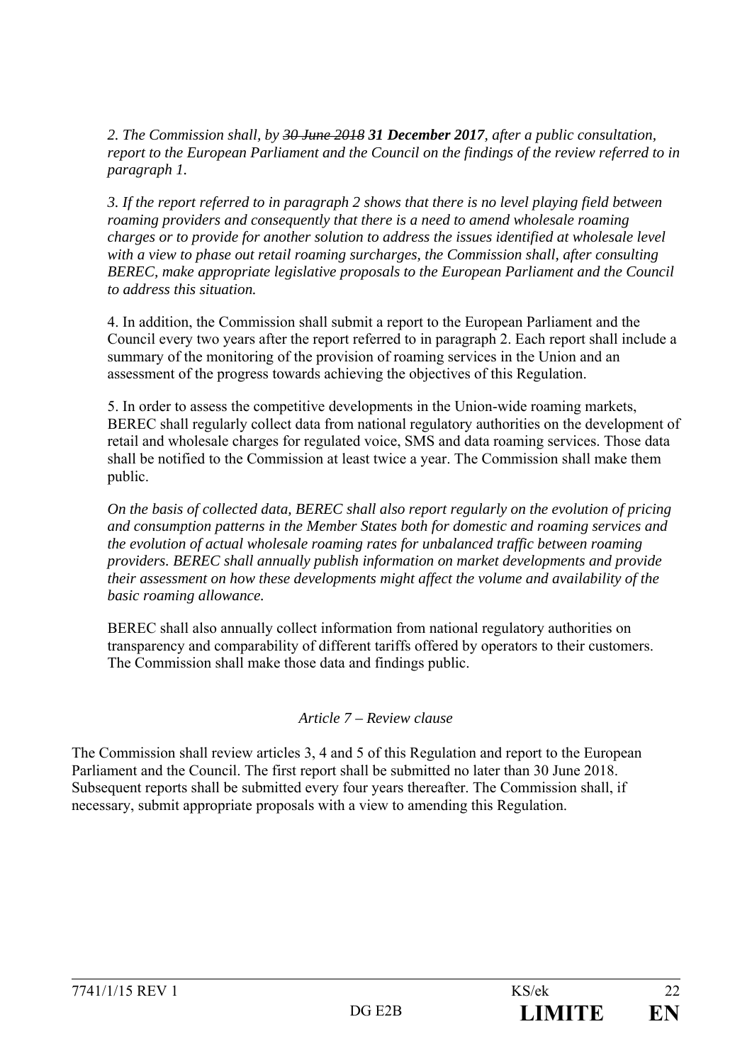*2. The Commission shall, by ~~30 June 2018~~ **31 December 2017**, after a public consultation, report to the European Parliament and the Council on the findings of the review referred to in paragraph 1.*

*3. If the report referred to in paragraph 2 shows that there is no level playing field between roaming providers and consequently that there is a need to amend wholesale roaming charges or to provide for another solution to address the issues identified at wholesale level with a view to phase out retail roaming surcharges, the Commission shall, after consulting BEREC, make appropriate legislative proposals to the European Parliament and the Council to address this situation.*

4. In addition, the Commission shall submit a report to the European Parliament and the Council every two years after the report referred to in paragraph 2. Each report shall include a summary of the monitoring of the provision of roaming services in the Union and an assessment of the progress towards achieving the objectives of this Regulation.

5. In order to assess the competitive developments in the Union-wide roaming markets, BEREC shall regularly collect data from national regulatory authorities on the development of retail and wholesale charges for regulated voice, SMS and data roaming services. Those data shall be notified to the Commission at least twice a year. The Commission shall make them public.

*On the basis of collected data, BEREC shall also report regularly on the evolution of pricing and consumption patterns in the Member States both for domestic and roaming services and the evolution of actual wholesale roaming rates for unbalanced traffic between roaming providers. BEREC shall annually publish information on market developments and provide their assessment on how these developments might affect the volume and availability of the basic roaming allowance.*

BEREC shall also annually collect information from national regulatory authorities on transparency and comparability of different tariffs offered by operators to their customers. The Commission shall make those data and findings public.

*Article 7 – Review clause*

The Commission shall review articles 3, 4 and 5 of this Regulation and report to the European Parliament and the Council. The first report shall be submitted no later than 30 June 2018. Subsequent reports shall be submitted every four years thereafter. The Commission shall, if necessary, submit appropriate proposals with a view to amending this Regulation.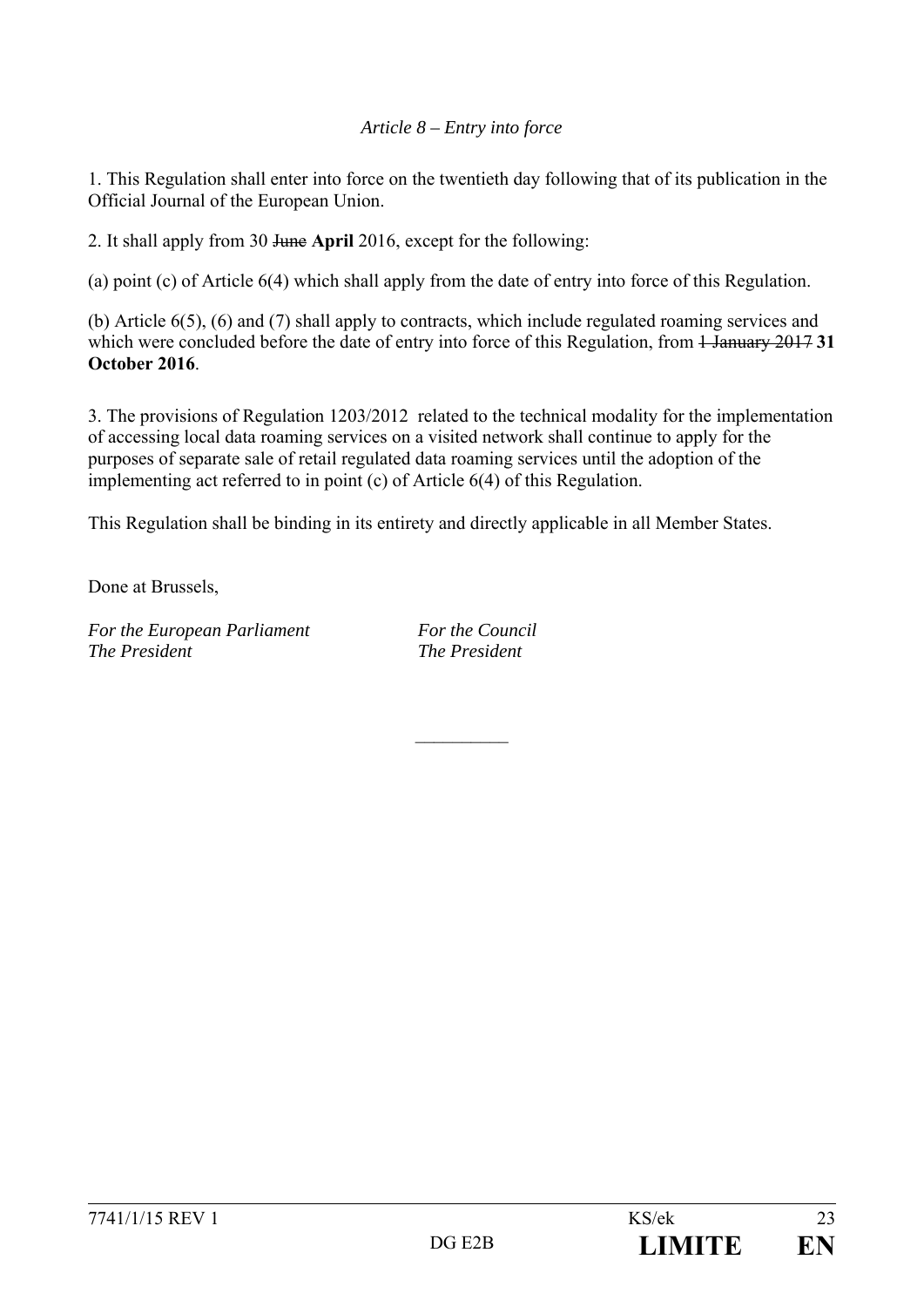*Article 8 – Entry into force*

1. This Regulation shall enter into force on the twentieth day following that of its publication in the Official Journal of the European Union.

2. It shall apply from 30 ~~June~~ **April** 2016, except for the following:

(a) point (c) of Article 6(4) which shall apply from the date of entry into force of this Regulation.

(b) Article 6(5), (6) and (7) shall apply to contracts, which include regulated roaming services and which were concluded before the date of entry into force of this Regulation, from ~~1 January 2017~~ **31 October 2016**.

3. The provisions of Regulation 1203/2012 related to the technical modality for the implementation of accessing local data roaming services on a visited network shall continue to apply for the purposes of separate sale of retail regulated data roaming services until the adoption of the implementing act referred to in point (c) of Article 6(4) of this Regulation.

This Regulation shall be binding in its entirety and directly applicable in all Member States.

Done at Brussels,

*For the European Parliament*
*The President*

*For the Council*
*The President*

__________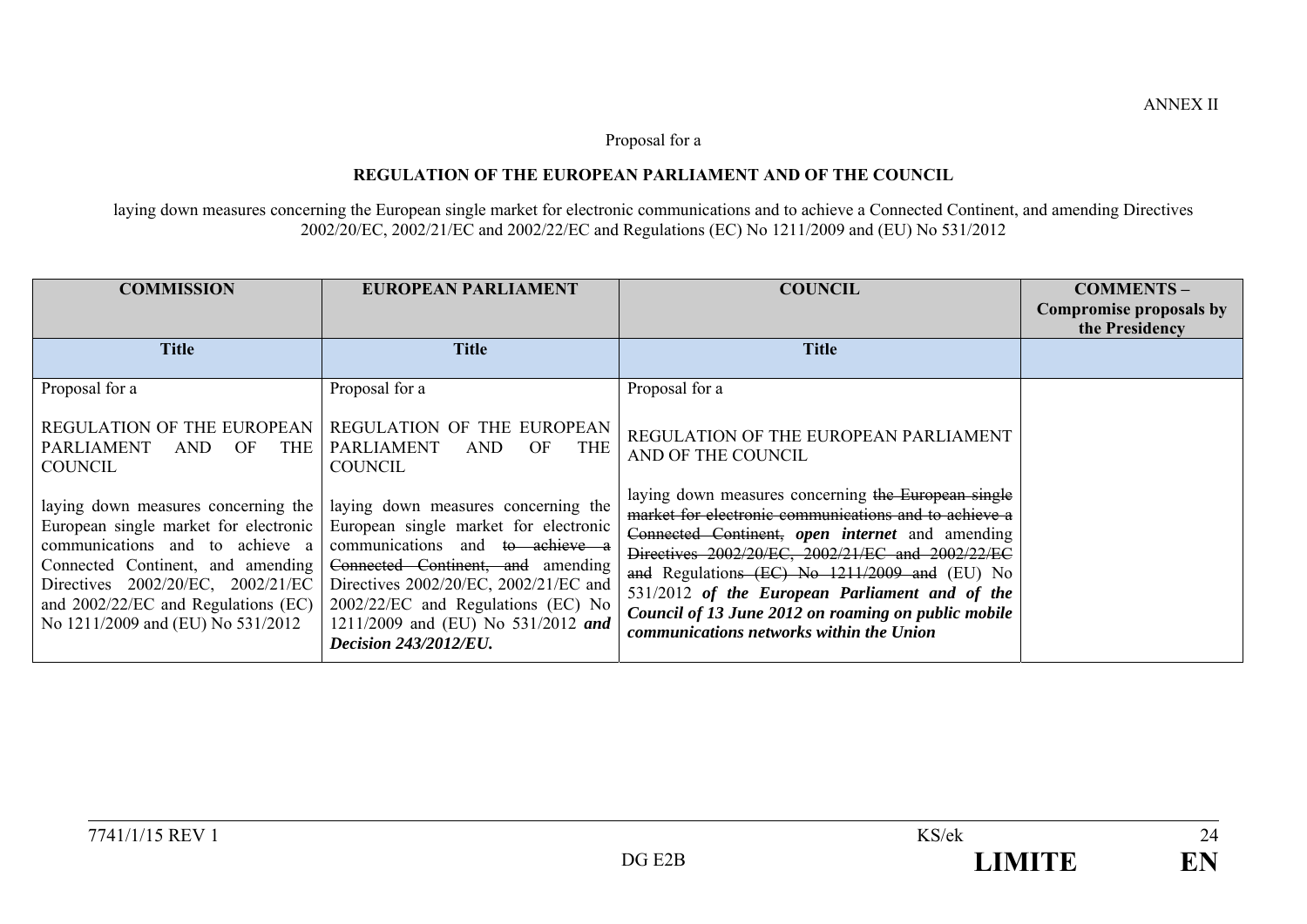ANNEX II

Proposal for a

**REGULATION OF THE EUROPEAN PARLIAMENT AND OF THE COUNCIL**

laying down measures concerning the European single market for electronic communications and to achieve a Connected Continent, and amending Directives 2002/20/EC, 2002/21/EC and 2002/22/EC and Regulations (EC) No 1211/2009 and (EU) No 531/2012

| **COMMISSION** | **EUROPEAN PARLIAMENT** | **COUNCIL** | **COMMENTS – Compromise proposals by the Presidency** |
|---|---|---|---|
| **Title** | **Title** | **Title** | |
| Proposal for a<br><br>REGULATION OF THE EUROPEAN PARLIAMENT AND OF THE COUNCIL<br><br>laying down measures concerning the European single market for electronic communications and to achieve a Connected Continent, and amending Directives 2002/20/EC, 2002/21/EC and 2002/22/EC and Regulations (EC) No 1211/2009 and (EU) No 531/2012 | Proposal for a<br><br>REGULATION OF THE EUROPEAN PARLIAMENT AND OF THE COUNCIL<br><br>laying down measures concerning the European single market for electronic communications and ~~to achieve a Connected Continent, and~~ amending Directives 2002/20/EC, 2002/21/EC and 2002/22/EC and Regulations (EC) No 1211/2009 and (EU) No 531/2012 ***and Decision 243/2012/EU.*** | Proposal for a<br><br>REGULATION OF THE EUROPEAN PARLIAMENT AND OF THE COUNCIL<br><br>laying down measures concerning ~~the European single market for electronic communications and to achieve a Connected Continent,~~ ***open internet*** and amending ~~Directives 2002/20/EC, 2002/21/EC and 2002/22/EC and~~ Regulation~~s (EC) No 1211/2009 and~~ (EU) No 531/2012 ***of the European Parliament and of the Council of 13 June 2012 on roaming on public mobile communications networks within the Union*** | |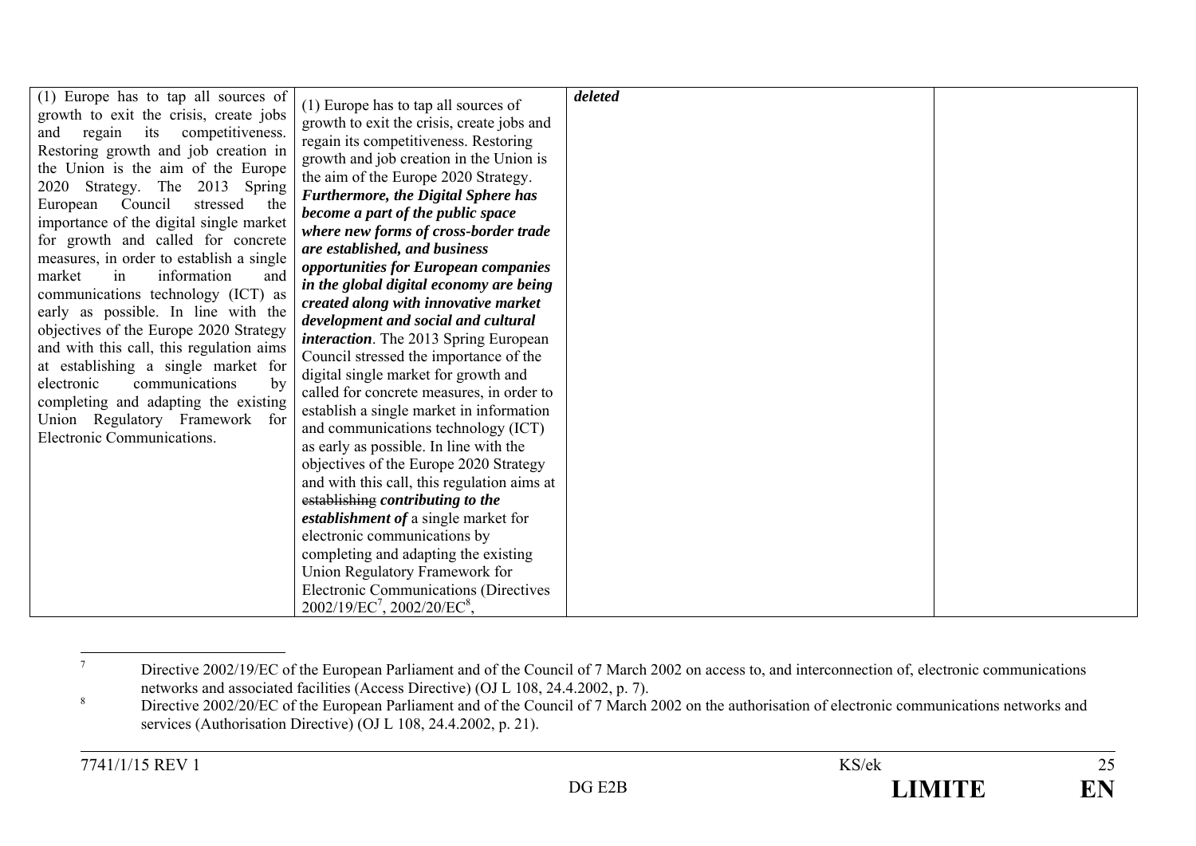| (1) Europe has to tap all sources of growth to exit the crisis, create jobs and regain its competitiveness. Restoring growth and job creation in the Union is the aim of the Europe 2020 Strategy. The 2013 Spring European Council stressed the importance of the digital single market for growth and called for concrete measures, in order to establish a single market in information and communications technology (ICT) as early as possible. In line with the objectives of the Europe 2020 Strategy and with this call, this regulation aims at establishing a single market for electronic communications by completing and adapting the existing Union Regulatory Framework for Electronic Communications. | (1) Europe has to tap all sources of growth to exit the crisis, create jobs and regain its competitiveness. Restoring growth and job creation in the Union is the aim of the Europe 2020 Strategy. ***Furthermore, the Digital Sphere has become a part of the public space where new forms of cross-border trade are established, and business opportunities for European companies in the global digital economy are being created along with innovative market development and social and cultural interaction***. The 2013 Spring European Council stressed the importance of the digital single market for growth and called for concrete measures, in order to establish a single market in information and communications technology (ICT) as early as possible. In line with the objectives of the Europe 2020 Strategy and with this call, this regulation aims at ~~establishing~~ ***contributing to the establishment of*** a single market for electronic communications by completing and adapting the existing Union Regulatory Framework for Electronic Communications (Directives 2002/19/EC[7], 2002/20/EC[8], | ***deleted*** | |
|---|---|---|---|

[7] Directive 2002/19/EC of the European Parliament and of the Council of 7 March 2002 on access to, and interconnection of, electronic communications networks and associated facilities (Access Directive) (OJ L 108, 24.4.2002, p. 7).

[8] Directive 2002/20/EC of the European Parliament and of the Council of 7 March 2002 on the authorisation of electronic communications networks and services (Authorisation Directive) (OJ L 108, 24.4.2002, p. 21).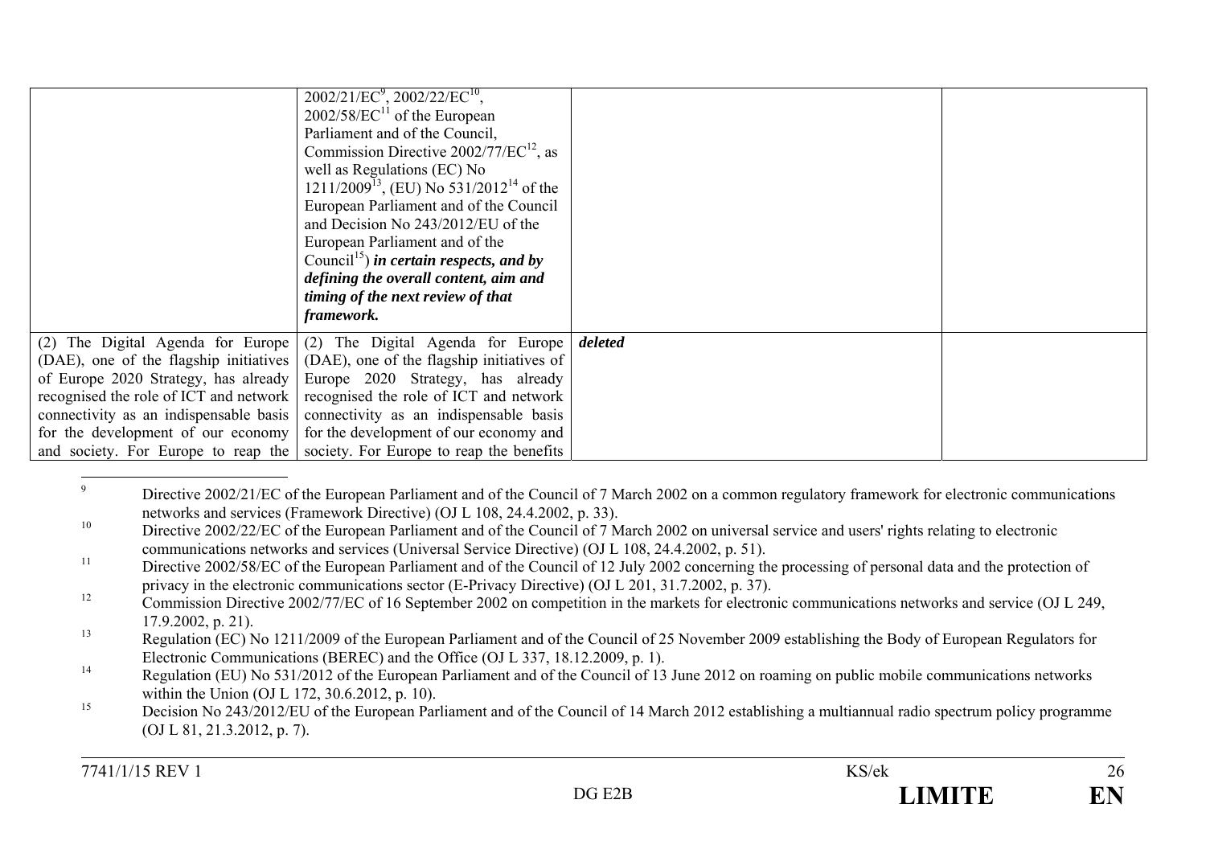|  |  |  |  |
|---|---|---|---|
|  | 2002/21/EC[9], 2002/22/EC[10], 2002/58/EC[11] of the European Parliament and of the Council, Commission Directive 2002/77/EC[12], as well as Regulations (EC) No 1211/2009[13], (EU) No 531/2012[14] of the European Parliament and of the Council and Decision No 243/2012/EU of the European Parliament and of the Council[15]) ***in certain respects, and by defining the overall content, aim and timing of the next review of that framework.*** |  |  |
| (2) The Digital Agenda for Europe (DAE), one of the flagship initiatives of Europe 2020 Strategy, has already recognised the role of ICT and network connectivity as an indispensable basis for the development of our economy and society. For Europe to reap the | (2) The Digital Agenda for Europe (DAE), one of the flagship initiatives of Europe 2020 Strategy, has already recognised the role of ICT and network connectivity as an indispensable basis for the development of our economy and society. For Europe to reap the benefits | ***deleted*** |  |

[9] Directive 2002/21/EC of the European Parliament and of the Council of 7 March 2002 on a common regulatory framework for electronic communications networks and services (Framework Directive) (OJ L 108, 24.4.2002, p. 33).

[10] Directive 2002/22/EC of the European Parliament and of the Council of 7 March 2002 on universal service and users' rights relating to electronic communications networks and services (Universal Service Directive) (OJ L 108, 24.4.2002, p. 51).

[11] Directive 2002/58/EC of the European Parliament and of the Council of 12 July 2002 concerning the processing of personal data and the protection of privacy in the electronic communications sector (E-Privacy Directive) (OJ L 201, 31.7.2002, p. 37).

[12] Commission Directive 2002/77/EC of 16 September 2002 on competition in the markets for electronic communications networks and service (OJ L 249, 17.9.2002, p. 21).

[13] Regulation (EC) No 1211/2009 of the European Parliament and of the Council of 25 November 2009 establishing the Body of European Regulators for Electronic Communications (BEREC) and the Office (OJ L 337, 18.12.2009, p. 1).

[14] Regulation (EU) No 531/2012 of the European Parliament and of the Council of 13 June 2012 on roaming on public mobile communications networks within the Union (OJ L 172, 30.6.2012, p. 10).

[15] Decision No 243/2012/EU of the European Parliament and of the Council of 14 March 2012 establishing a multiannual radio spectrum policy programme (OJ L 81, 21.3.2012, p. 7).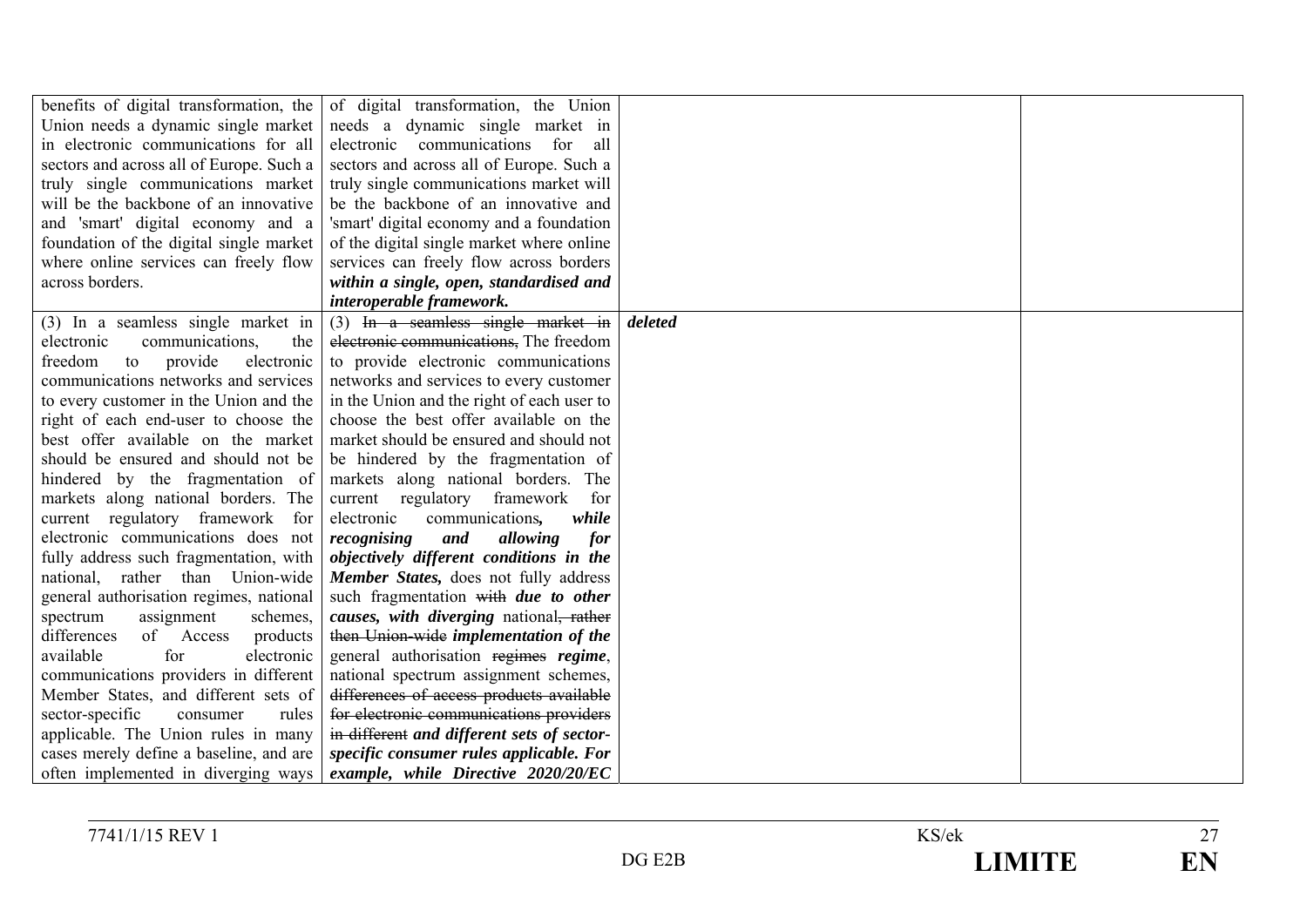| | | | |
|---|---|---|---|
| benefits of digital transformation, the Union needs a dynamic single market in electronic communications for all sectors and across all of Europe. Such a truly single communications market will be the backbone of an innovative and 'smart' digital economy and a foundation of the digital single market where online services can freely flow across borders. | of digital transformation, the Union needs a dynamic single market in electronic communications for all sectors and across all of Europe. Such a truly single communications market will be the backbone of an innovative and 'smart' digital economy and a foundation of the digital single market where online services can freely flow across borders ***within a single, open, standardised and interoperable framework.*** | | |
| (3) In a seamless single market in electronic communications, the freedom to provide electronic communications networks and services to every customer in the Union and the right of each end-user to choose the best offer available on the market should be ensured and should not be hindered by the fragmentation of markets along national borders. The current regulatory framework for electronic communications does not fully address such fragmentation, with national, rather than Union-wide general authorisation regimes, national spectrum assignment schemes, differences of Access products available for electronic communications providers in different Member States, and different sets of sector-specific consumer rules applicable. The Union rules in many cases merely define a baseline, and are often implemented in diverging ways | (3) ~~In a seamless single market in electronic communications,~~ The freedom to provide electronic communications networks and services to every customer in the Union and the right of each user to choose the best offer available on the market should be ensured and should not be hindered by the fragmentation of markets along national borders. The current regulatory framework for electronic communications***, while recognising and allowing for objectively different conditions in the Member States,*** does not fully address such fragmentation ~~with~~ ***due to other causes, with diverging*** national~~, rather then Union-wide~~ ***implementation of the*** general authorisation ~~regimes~~ ***regime***, national spectrum assignment schemes, ~~differences of access products available for electronic communications providers in different~~ ***and different sets of sector-specific consumer rules applicable. For example, while Directive 2020/20/EC*** | ***deleted*** | |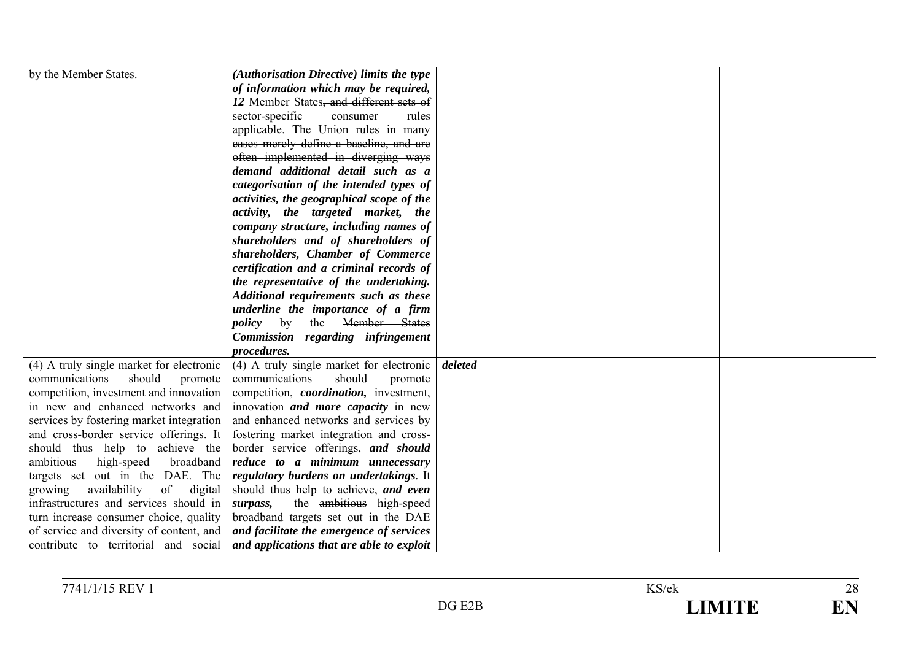| | | | |
|---|---|---|---|
| by the Member States. | ***(Authorisation Directive) limits the type of information which may be required, 12*** Member States~~, and different sets of sector-specific consumer rules applicable. The Union rules in many cases merely define a baseline, and are often implemented in diverging ways~~ ***demand additional detail such as a categorisation of the intended types of activities, the geographical scope of the activity, the targeted market, the company structure, including names of shareholders and of shareholders of shareholders, Chamber of Commerce certification and a criminal records of the representative of the undertaking. Additional requirements such as these underline the importance of a firm policy*** by the ~~Member States~~ ***Commission regarding infringement procedures.*** | | |
| (4) A truly single market for electronic communications should promote competition, investment and innovation in new and enhanced networks and services by fostering market integration and cross-border service offerings. It should thus help to achieve the ambitious high-speed broadband targets set out in the DAE. The growing availability of digital infrastructures and services should in turn increase consumer choice, quality of service and diversity of content, and contribute to territorial and social | (4) A truly single market for electronic communications should promote competition, ***coordination,*** investment, innovation ***and more capacity*** in new and enhanced networks and services by fostering market integration and cross-border service offerings, ***and should reduce to a minimum unnecessary regulatory burdens on undertakings***. It should thus help to achieve, ***and even surpass,*** the ~~ambitious~~ high-speed broadband targets set out in the DAE ***and facilitate the emergence of services and applications that are able to exploit*** | ***deleted*** | |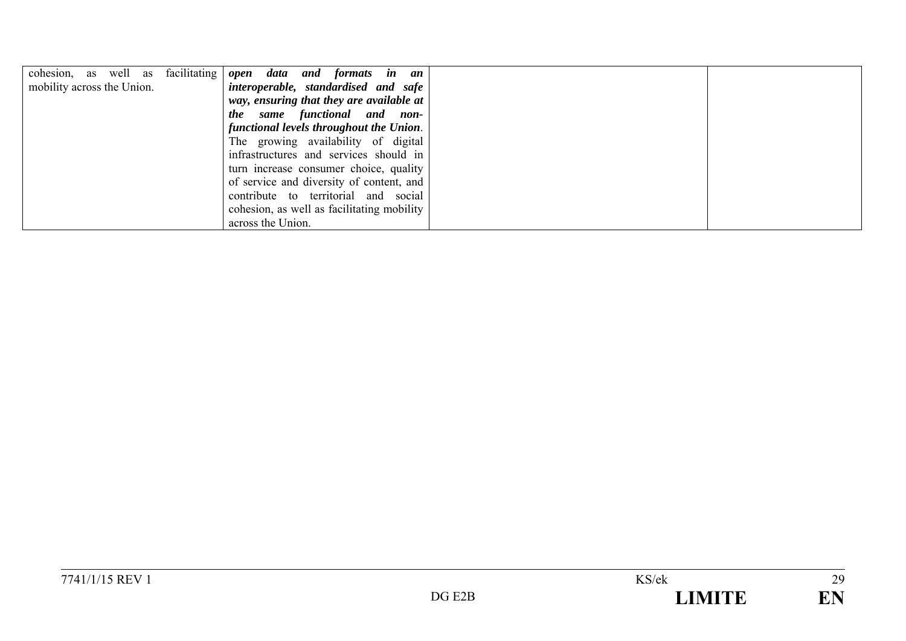| | | | |
|---|---|---|---|
| cohesion, as well as facilitating mobility across the Union. | ***open data and formats in an interoperable, standardised and safe way, ensuring that they are available at the same functional and non-functional levels throughout the Union***. The growing availability of digital infrastructures and services should in turn increase consumer choice, quality of service and diversity of content, and contribute to territorial and social cohesion, as well as facilitating mobility across the Union. | | |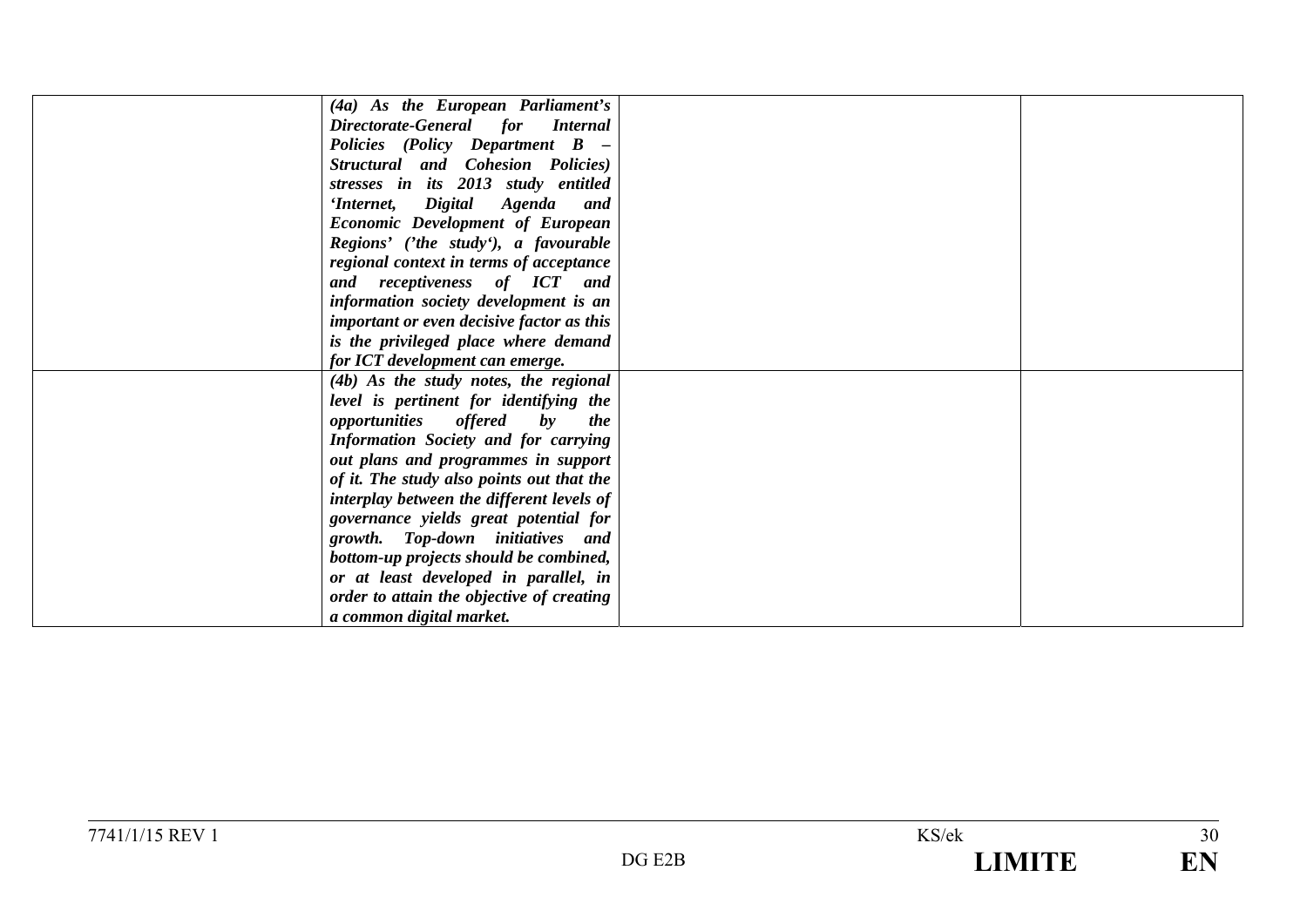| | | | |
|---|---|---|---|
| | ***(4a) As the European Parliament's Directorate-General for Internal Policies (Policy Department B – Structural and Cohesion Policies) stresses in its 2013 study entitled 'Internet, Digital Agenda and Economic Development of European Regions' ('the study'), a favourable regional context in terms of acceptance and receptiveness of ICT and information society development is an important or even decisive factor as this is the privileged place where demand for ICT development can emerge.*** | | |
| | ***(4b) As the study notes, the regional level is pertinent for identifying the opportunities offered by the Information Society and for carrying out plans and programmes in support of it. The study also points out that the interplay between the different levels of governance yields great potential for growth. Top-down initiatives and bottom-up projects should be combined, or at least developed in parallel, in order to attain the objective of creating a common digital market.*** | | |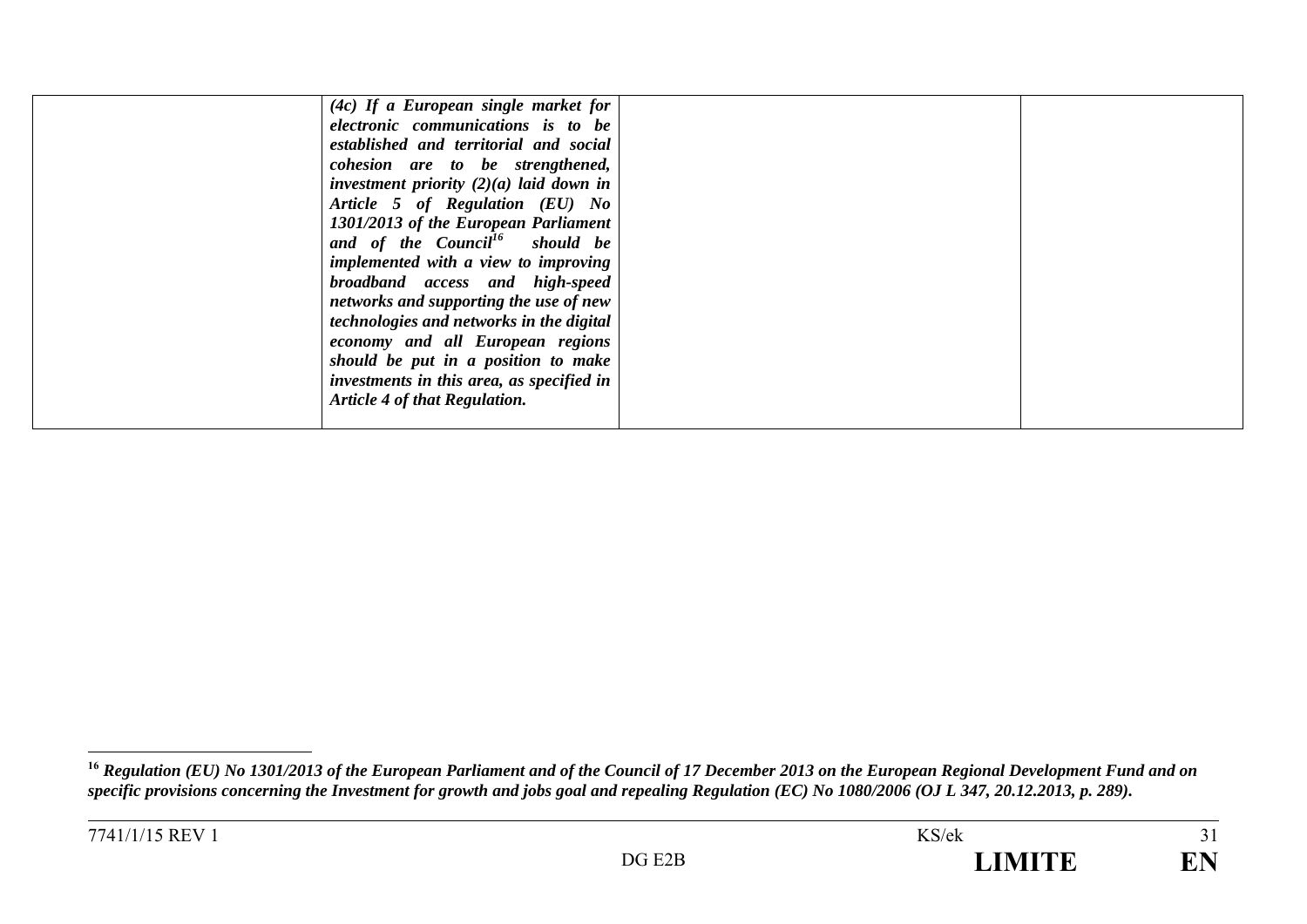| | | | |
|---|---|---|---|
| | ***(4c) If a European single market for electronic communications is to be established and territorial and social cohesion are to be strengthened, investment priority (2)(a) laid down in Article 5 of Regulation (EU) No 1301/2013 of the European Parliament and of the Council[16] should be implemented with a view to improving broadband access and high-speed networks and supporting the use of new technologies and networks in the digital economy and all European regions should be put in a position to make investments in this area, as specified in Article 4 of that Regulation.*** | | |

[16] ***Regulation (EU) No 1301/2013 of the European Parliament and of the Council of 17 December 2013 on the European Regional Development Fund and on specific provisions concerning the Investment for growth and jobs goal and repealing Regulation (EC) No 1080/2006 (OJ L 347, 20.12.2013, p. 289).***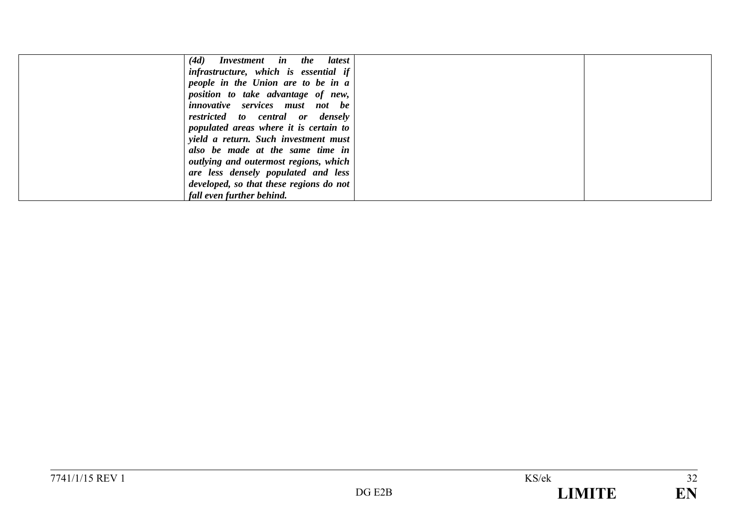| | | | |
|---|---|---|---|
| | ***(4d) Investment in the latest infrastructure, which is essential if people in the Union are to be in a position to take advantage of new, innovative services must not be restricted to central or densely populated areas where it is certain to yield a return. Such investment must also be made at the same time in outlying and outermost regions, which are less densely populated and less developed, so that these regions do not fall even further behind.*** | | |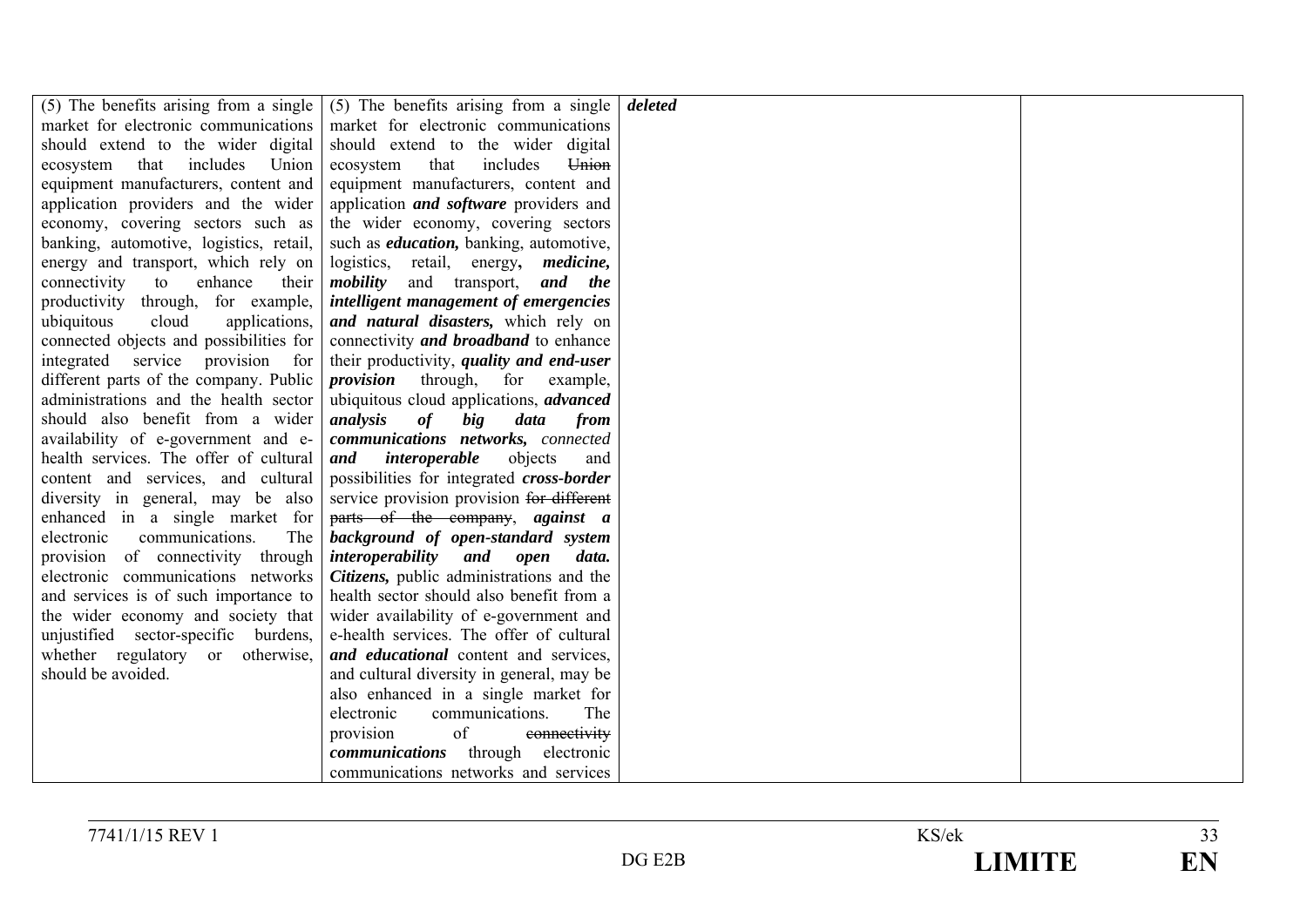| | | | |
|---|---|---|---|
| (5) The benefits arising from a single market for electronic communications should extend to the wider digital ecosystem that includes Union equipment manufacturers, content and application providers and the wider economy, covering sectors such as banking, automotive, logistics, retail, energy and transport, which rely on connectivity to enhance their productivity through, for example, ubiquitous cloud applications, connected objects and possibilities for integrated service provision for different parts of the company. Public administrations and the health sector should also benefit from a wider availability of e-government and e-health services. The offer of cultural content and services, and cultural diversity in general, may be also enhanced in a single market for electronic communications. The provision of connectivity through electronic communications networks and services is of such importance to the wider economy and society that unjustified sector-specific burdens, whether regulatory or otherwise, should be avoided. | (5) The benefits arising from a single market for electronic communications should extend to the wider digital ecosystem that includes ~~Union~~ equipment manufacturers, content and application ***and software*** providers and the wider economy, covering sectors such as ***education,*** banking, automotive, logistics, retail, energy***, medicine, mobility*** and transport, ***and the intelligent management of emergencies and natural disasters,*** which rely on connectivity ***and broadband*** to enhance their productivity, ***quality and end-user provision*** through, for example, ubiquitous cloud applications, ***advanced analysis of big data from communications networks,*** connected ***and interoperable*** objects and possibilities for integrated ***cross-border*** service provision provision ~~for different parts of the company~~, ***against a background of open-standard system interoperability and open data. Citizens,*** public administrations and the health sector should also benefit from a wider availability of e-government and e-health services. The offer of cultural ***and educational*** content and services, and cultural diversity in general, may be also enhanced in a single market for electronic communications. The provision of ~~connectivity~~ ***communications*** through electronic communications networks and services | ***deleted*** | |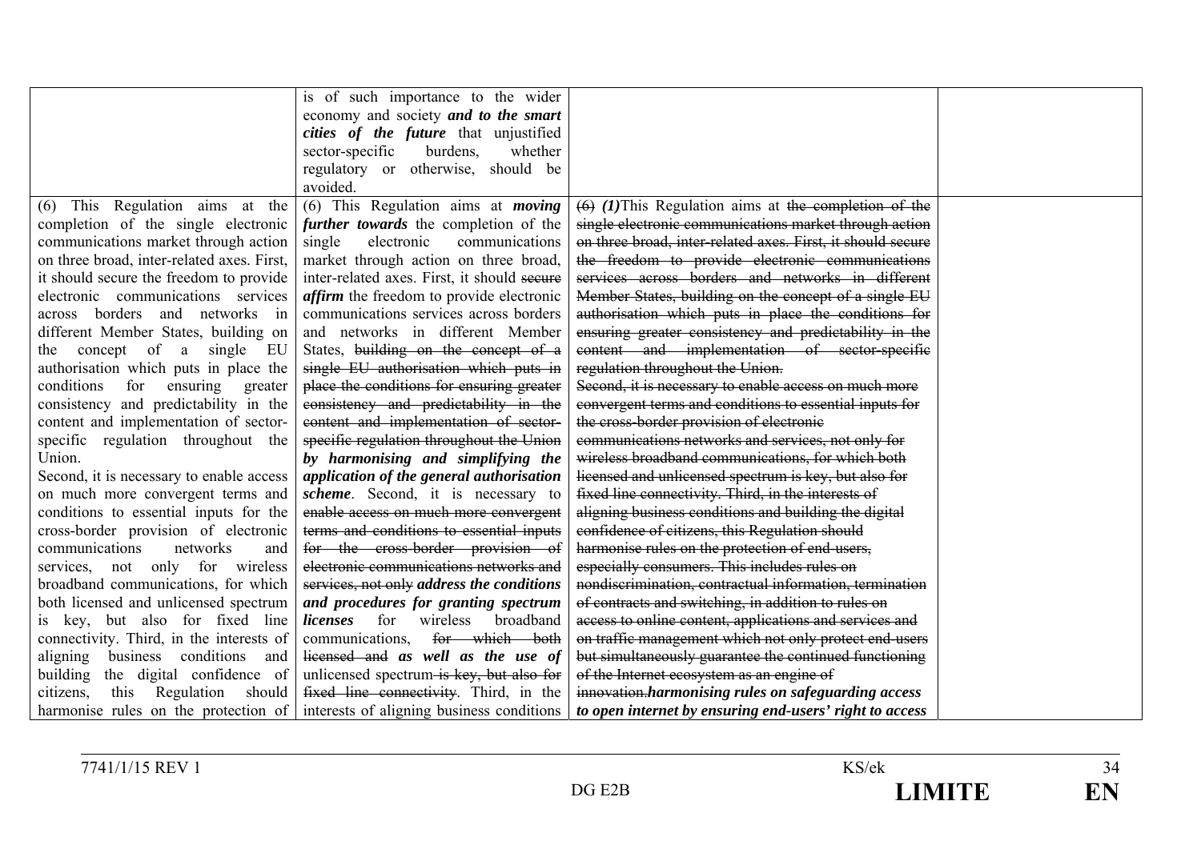| | | | |
|---|---|---|---|
| | is of such importance to the wider economy and society ***and to the smart cities of the future*** that unjustified sector-specific burdens, whether regulatory or otherwise, should be avoided. | | |
| (6) This Regulation aims at the completion of the single electronic communications market through action on three broad, inter-related axes. First, it should secure the freedom to provide electronic communications services across borders and networks in different Member States, building on the concept of a single EU authorisation which puts in place the conditions for ensuring greater consistency and predictability in the content and implementation of sector-specific regulation throughout the Union.<br>Second, it is necessary to enable access on much more convergent terms and conditions to essential inputs for the cross-border provision of electronic communications networks and services, not only for wireless broadband communications, for which both licensed and unlicensed spectrum is key, but also for fixed line connectivity. Third, in the interests of aligning business conditions and building the digital confidence of citizens, this Regulation should harmonise rules on the protection of | (6) This Regulation aims at ***moving further towards*** the completion of the single electronic communications market through action on three broad, inter-related axes. First, it should ~~secure~~ ***affirm*** the freedom to provide electronic communications services across borders and networks in different Member States, ~~building on the concept of a single EU authorisation which puts in place the conditions for ensuring greater consistency and predictability in the content and implementation of sector-specific regulation throughout the Union~~ ***by harmonising and simplifying the application of the general authorisation scheme***. Second, it is necessary to ~~enable access on much more convergent terms and conditions to essential inputs for the cross-border provision of electronic communications networks and services, not only~~ ***address the conditions and procedures for granting spectrum licenses*** for wireless broadband communications, ~~for which both licensed and~~ ***as well as the use of*** unlicensed spectrum ~~is key, but also for fixed line connectivity~~. Third, in the interests of aligning business conditions | ~~(6)~~ ***(1)***This Regulation aims at ~~the completion of the single electronic communications market through action on three broad, inter-related axes. First, it should secure the freedom to provide electronic communications services across borders and networks in different Member States, building on the concept of a single EU authorisation which puts in place the conditions for ensuring greater consistency and predictability in the content and implementation of sector-specific regulation throughout the Union.~~<br>~~Second, it is necessary to enable access on much more convergent terms and conditions to essential inputs for the cross-border provision of electronic communications networks and services, not only for wireless broadband communications, for which both licensed and unlicensed spectrum is key, but also for fixed line connectivity. Third, in the interests of aligning business conditions and building the digital confidence of citizens, this Regulation should harmonise rules on the protection of end-users, especially consumers. This includes rules on nondiscrimination, contractual information, termination of contracts and switching, in addition to rules on access to online content, applications and services and on traffic management which not only protect end-users but simultaneously guarantee the continued functioning of the Internet ecosystem as an engine of innovation.~~***harmonising rules on safeguarding access to open internet by ensuring end-users' right to access*** | |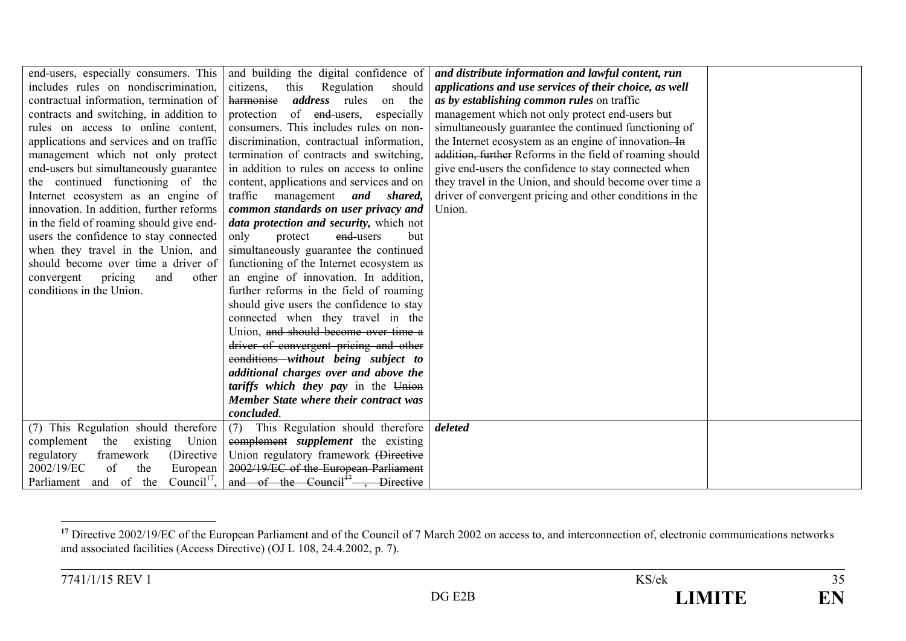| | | | |
|---|---|---|---|
| end-users, especially consumers. This includes rules on nondiscrimination, contractual information, termination of contracts and switching, in addition to rules on access to online content, applications and services and on traffic management which not only protect end-users but simultaneously guarantee the continued functioning of the Internet ecosystem as an engine of innovation. In addition, further reforms in the field of roaming should give end-users the confidence to stay connected when they travel in the Union, and should become over time a driver of convergent pricing and other conditions in the Union. | and building the digital confidence of citizens, this Regulation should ~~harmonise~~ ***address*** rules on the protection of ~~end-~~users, especially consumers. This includes rules on non-discrimination, contractual information, termination of contracts and switching, in addition to rules on access to online content, applications and services and on traffic management ***and shared, common standards on user privacy and data protection and security,*** which not only protect ~~end-~~users but simultaneously guarantee the continued functioning of the Internet ecosystem as an engine of innovation. In addition, further reforms in the field of roaming should give users the confidence to stay connected when they travel in the Union, ~~and should become over time a driver of convergent pricing and other conditions~~ ***without being subject to additional charges over and above the tariffs which they pay*** in the ~~Union~~ ***Member State where their contract was concluded***. | ***and distribute information and lawful content, run applications and use services of their choice, as well as by establishing common rules*** on traffic management which not only protect end-users but simultaneously guarantee the continued functioning of the Internet ecosystem as an engine of innovation~~. In addition, further~~ Reforms in the field of roaming should give end-users the confidence to stay connected when they travel in the Union, and should become over time a driver of convergent pricing and other conditions in the Union. | |
| (7) This Regulation should therefore complement the existing Union regulatory framework (Directive 2002/19/EC of the European Parliament and of the Council[17], | (7) This Regulation should therefore ~~complement~~ ***supplement*** the existing Union regulatory framework ~~(Directive 2002/19/EC of the European Parliament and of the Council[17] , Directive~~ | ***deleted*** | |

[17] Directive 2002/19/EC of the European Parliament and of the Council of 7 March 2002 on access to, and interconnection of, electronic communications networks and associated facilities (Access Directive) (OJ L 108, 24.4.2002, p. 7).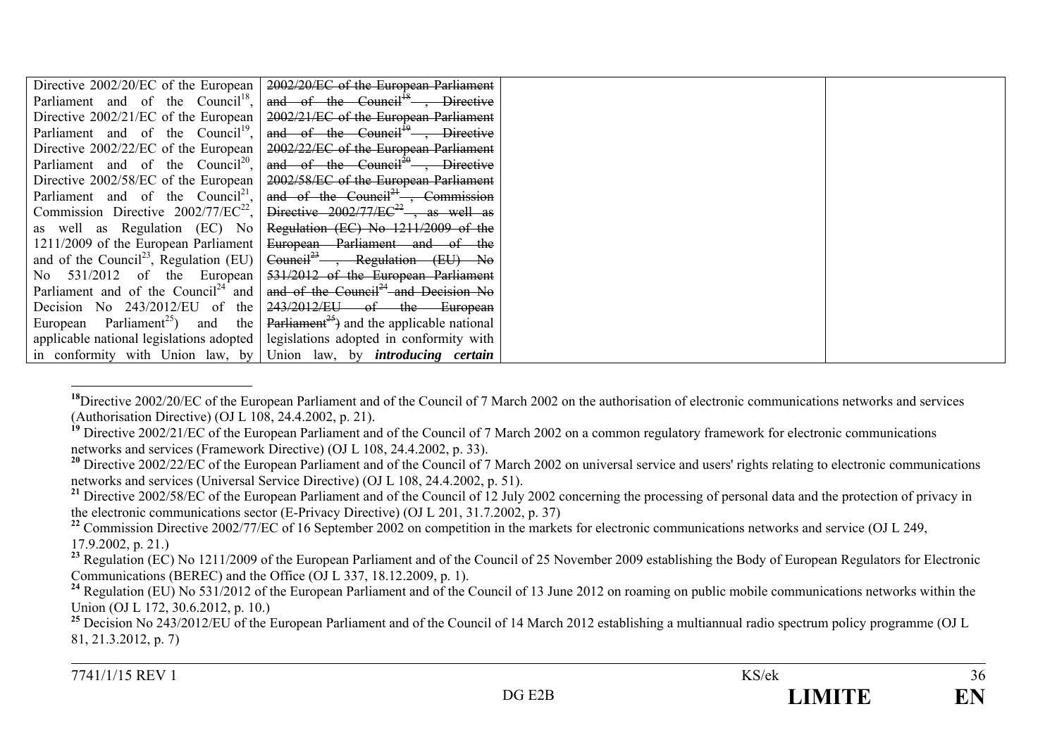| | | | |
|---|---|---|---|
| Directive 2002/20/EC of the European Parliament and of the Council[18], Directive 2002/21/EC of the European Parliament and of the Council[19], Directive 2002/22/EC of the European Parliament and of the Council[20], Directive 2002/58/EC of the European Parliament and of the Council[21], Commission Directive 2002/77/EC[22], as well as Regulation (EC) No 1211/2009 of the European Parliament and of the Council[23], Regulation (EU) No 531/2012 of the European Parliament and of the Council[24] and Decision No 243/2012/EU of the European Parliament[25]) and the applicable national legislations adopted in conformity with Union law, by | ~~2002/20/EC of the European Parliament and of the Council[18] , Directive 2002/21/EC of the European Parliament and of the Council[19] , Directive 2002/22/EC of the European Parliament and of the Council[20] , Directive 2002/58/EC of the European Parliament and of the Council[21] , Commission Directive 2002/77/EC[22] , as well as Regulation (EC) No 1211/2009 of the European Parliament and of the Council[23] , Regulation (EU) No 531/2012 of the European Parliament and of the Council[24] and Decision No 243/2012/EU of the European Parliament[25])~~ and the applicable national legislations adopted in conformity with Union law, by ***introducing certain*** | | |

[18]Directive 2002/20/EC of the European Parliament and of the Council of 7 March 2002 on the authorisation of electronic communications networks and services (Authorisation Directive) (OJ L 108, 24.4.2002, p. 21).

[19] Directive 2002/21/EC of the European Parliament and of the Council of 7 March 2002 on a common regulatory framework for electronic communications networks and services (Framework Directive) (OJ L 108, 24.4.2002, p. 33).

[20] Directive 2002/22/EC of the European Parliament and of the Council of 7 March 2002 on universal service and users' rights relating to electronic communications networks and services (Universal Service Directive) (OJ L 108, 24.4.2002, p. 51).

[21] Directive 2002/58/EC of the European Parliament and of the Council of 12 July 2002 concerning the processing of personal data and the protection of privacy in the electronic communications sector (E-Privacy Directive) (OJ L 201, 31.7.2002, p. 37)

[22] Commission Directive 2002/77/EC of 16 September 2002 on competition in the markets for electronic communications networks and service (OJ L 249, 17.9.2002, p. 21.)

[23] Regulation (EC) No 1211/2009 of the European Parliament and of the Council of 25 November 2009 establishing the Body of European Regulators for Electronic Communications (BEREC) and the Office (OJ L 337, 18.12.2009, p. 1).

[24] Regulation (EU) No 531/2012 of the European Parliament and of the Council of 13 June 2012 on roaming on public mobile communications networks within the Union (OJ L 172, 30.6.2012, p. 10.)

[25] Decision No 243/2012/EU of the European Parliament and of the Council of 14 March 2012 establishing a multiannual radio spectrum policy programme (OJ L 81, 21.3.2012, p. 7)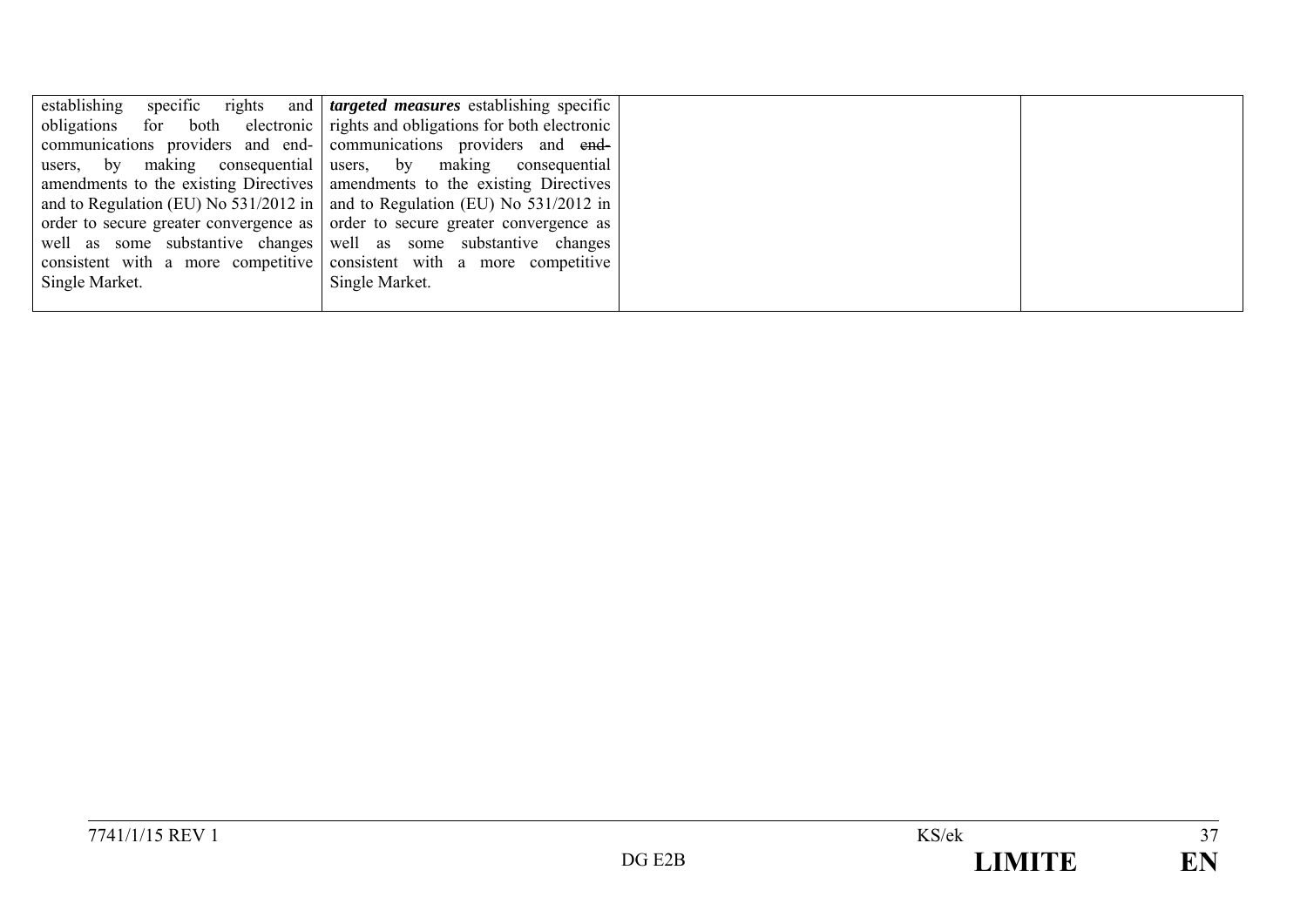| | | | |
|---|---|---|---|
| establishing specific rights and obligations for both electronic communications providers and end-users, by making consequential amendments to the existing Directives and to Regulation (EU) No 531/2012 in order to secure greater convergence as well as some substantive changes consistent with a more competitive Single Market. | ***targeted measures*** establishing specific rights and obligations for both electronic communications providers and ~~end-~~users, by making consequential amendments to the existing Directives and to Regulation (EU) No 531/2012 in order to secure greater convergence as well as some substantive changes consistent with a more competitive Single Market. | | |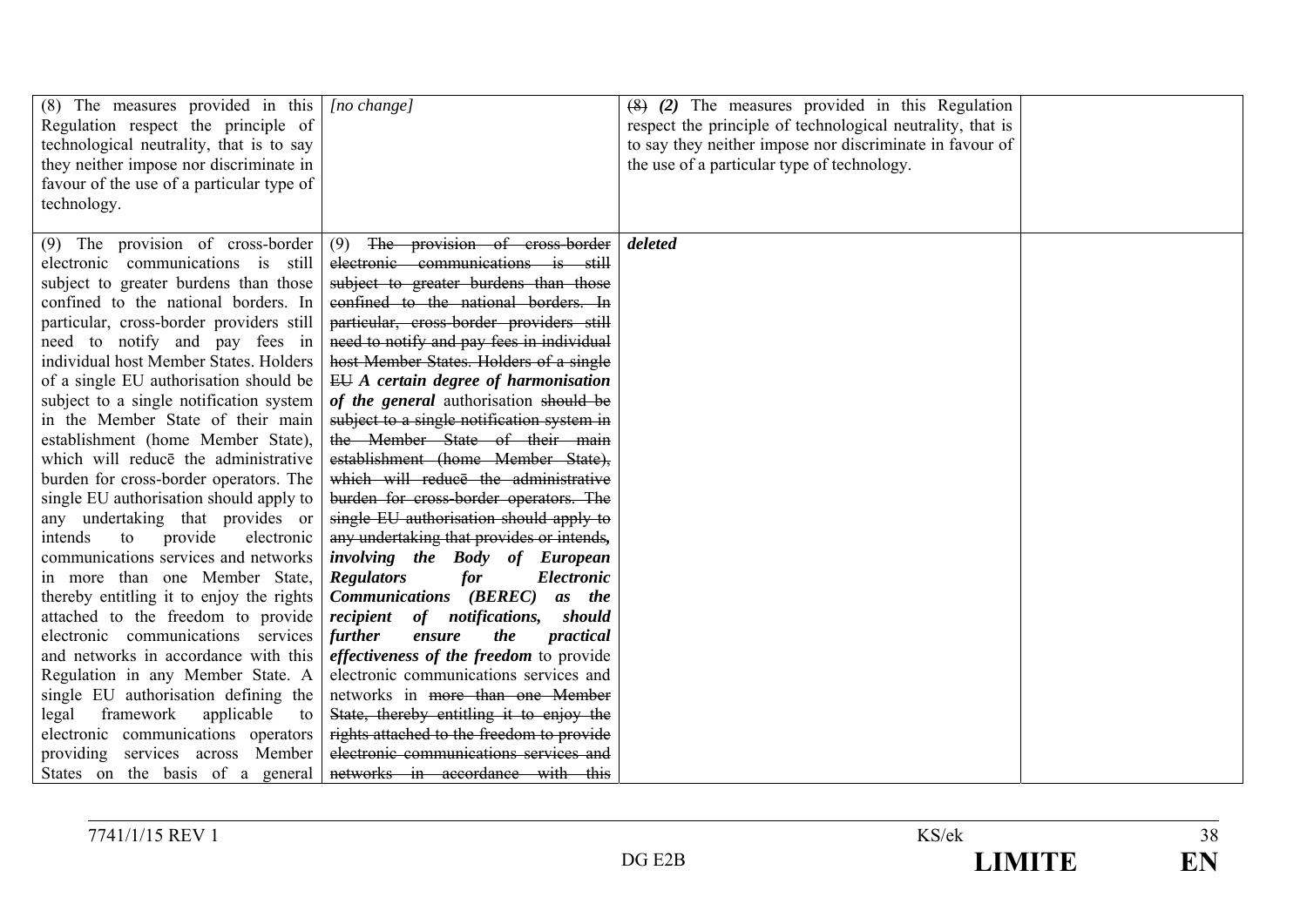| | | | |
|---|---|---|---|
| (8) The measures provided in this Regulation respect the principle of technological neutrality, that is to say they neither impose nor discriminate in favour of the use of a particular type of technology. | *[no change]* | ~~(8)~~ ***(2)*** The measures provided in this Regulation respect the principle of technological neutrality, that is to say they neither impose nor discriminate in favour of the use of a particular type of technology. | |
| (9) The provision of cross-border electronic communications is still subject to greater burdens than those confined to the national borders. In particular, cross-border providers still need to notify and pay fees in individual host Member States. Holders of a single EU authorisation should be subject to a single notification system in the Member State of their main establishment (home Member State), which will reducē the administrative burden for cross-border operators. The single EU authorisation should apply to any undertaking that provides or intends to provide electronic communications services and networks in more than one Member State, thereby entitling it to enjoy the rights attached to the freedom to provide electronic communications services and networks in accordance with this Regulation in any Member State. A single EU authorisation defining the legal framework applicable to electronic communications operators providing services across Member States on the basis of a general | (9) ~~The provision of cross-border electronic communications is still subject to greater burdens than those confined to the national borders. In particular, cross-border providers still need to notify and pay fees in individual host Member States. Holders of a single EU~~ ***A certain degree of harmonisation of the general*** authorisation ~~should be subject to a single notification system in the Member State of their main establishment (home Member State), which will reducē the administrative burden for cross-border operators. The single EU authorisation should apply to any undertaking that provides or intends~~***,*** ***involving the Body of European Regulators for Electronic Communications (BEREC) as the recipient of notifications, should further ensure the practical effectiveness of the freedom*** to provide electronic communications services and networks in ~~more than one Member State, thereby entitling it to enjoy the rights attached to the freedom to provide electronic communications services and networks in accordance with this~~ | ***deleted*** | |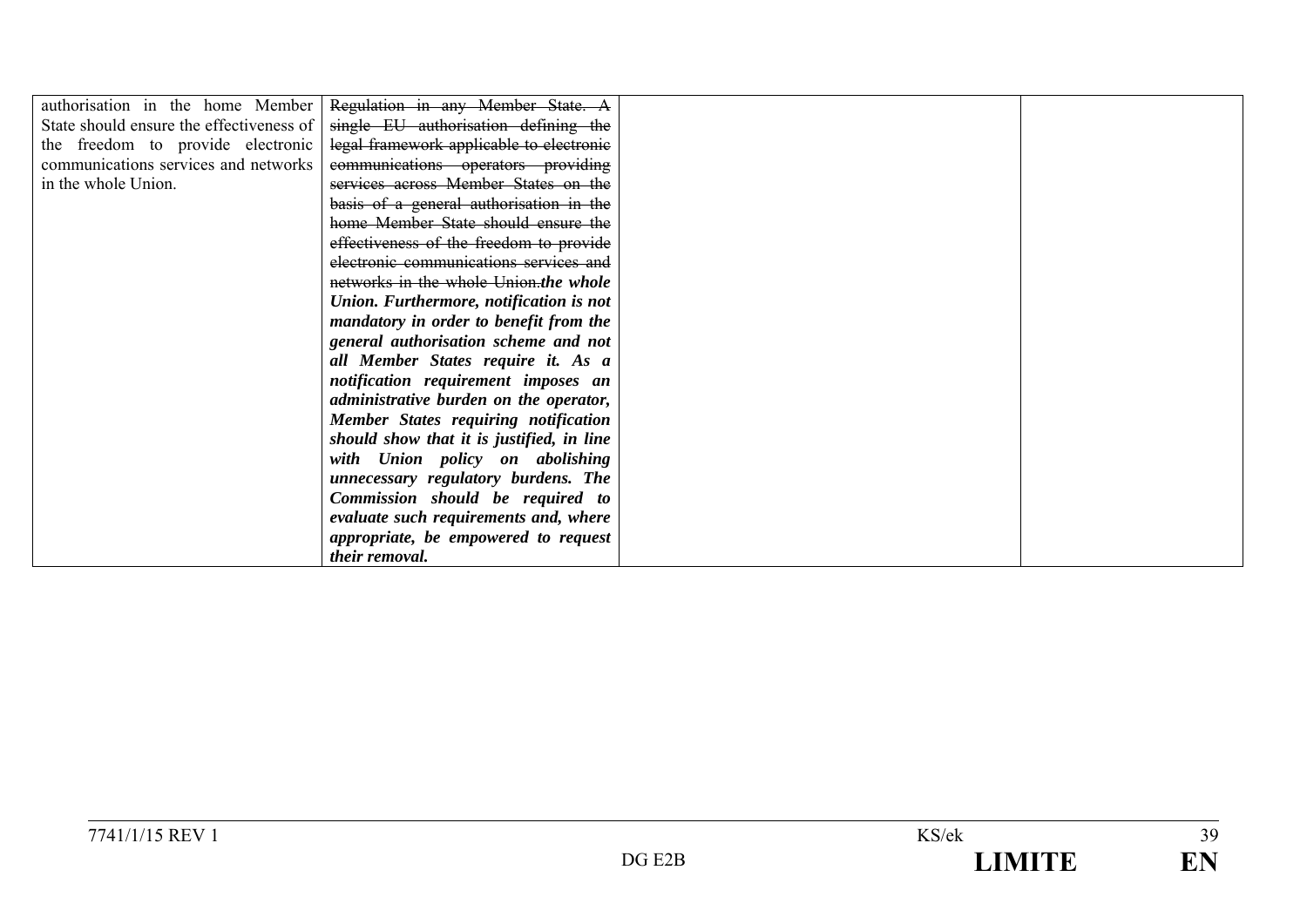| | | | |
|---|---|---|---|
| authorisation in the home Member State should ensure the effectiveness of the freedom to provide electronic communications services and networks in the whole Union. | ~~Regulation in any Member State. A single EU authorisation defining the legal framework applicable to electronic communications operators providing services across Member States on the basis of a general authorisation in the home Member State should ensure the effectiveness of the freedom to provide electronic communications services and networks in the whole Union.~~***the whole Union. Furthermore, notification is not mandatory in order to benefit from the general authorisation scheme and not all Member States require it. As a notification requirement imposes an administrative burden on the operator, Member States requiring notification should show that it is justified, in line with Union policy on abolishing unnecessary regulatory burdens. The Commission should be required to evaluate such requirements and, where appropriate, be empowered to request their removal.*** | | |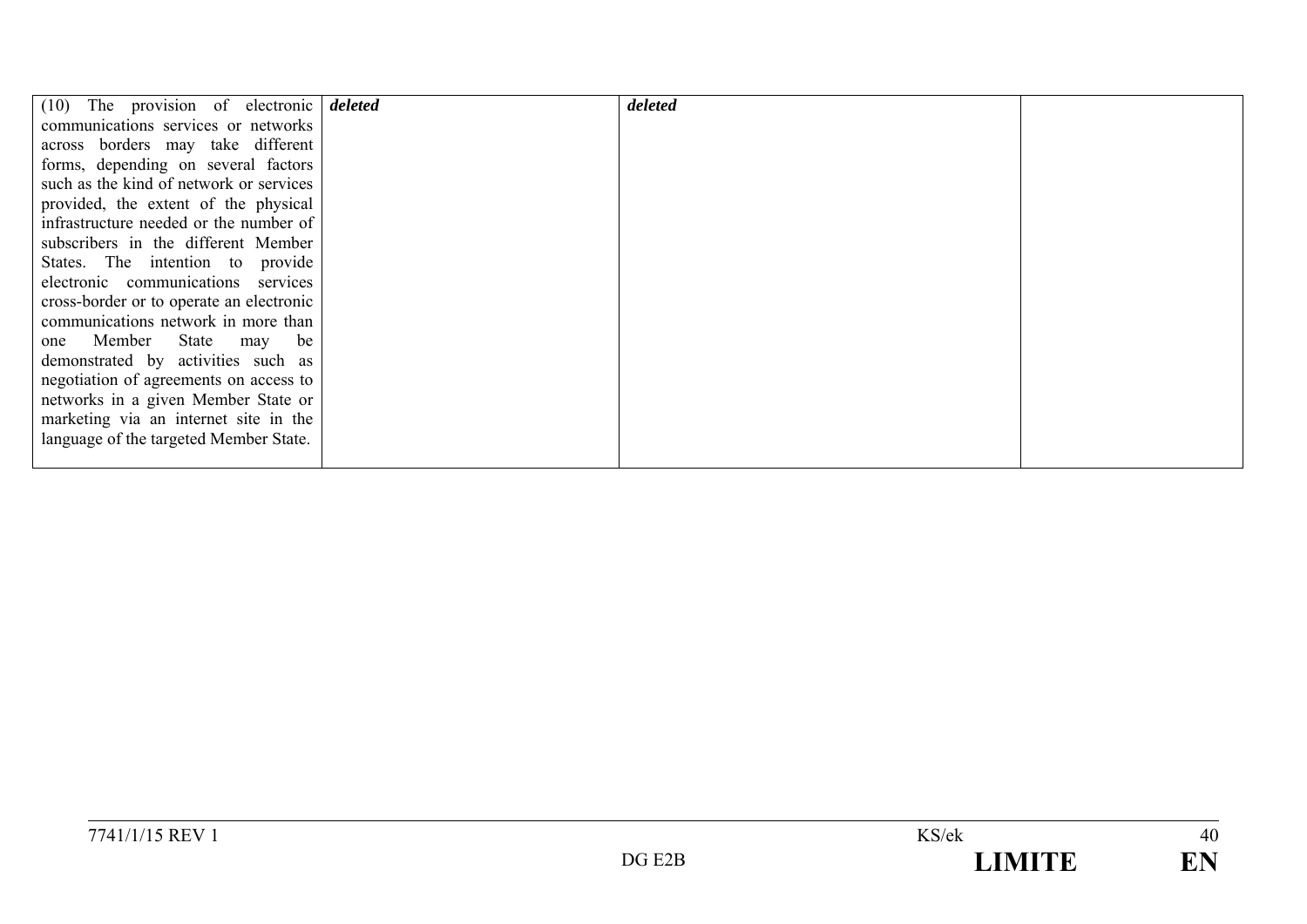| (10) The provision of electronic communications services or networks across borders may take different forms, depending on several factors such as the kind of network or services provided, the extent of the physical infrastructure needed or the number of subscribers in the different Member States. The intention to provide electronic communications services cross-border or to operate an electronic communications network in more than one Member State may be demonstrated by activities such as negotiation of agreements on access to networks in a given Member State or marketing via an internet site in the language of the targeted Member State. | ***deleted*** | ***deleted*** | |
|---|---|---|---|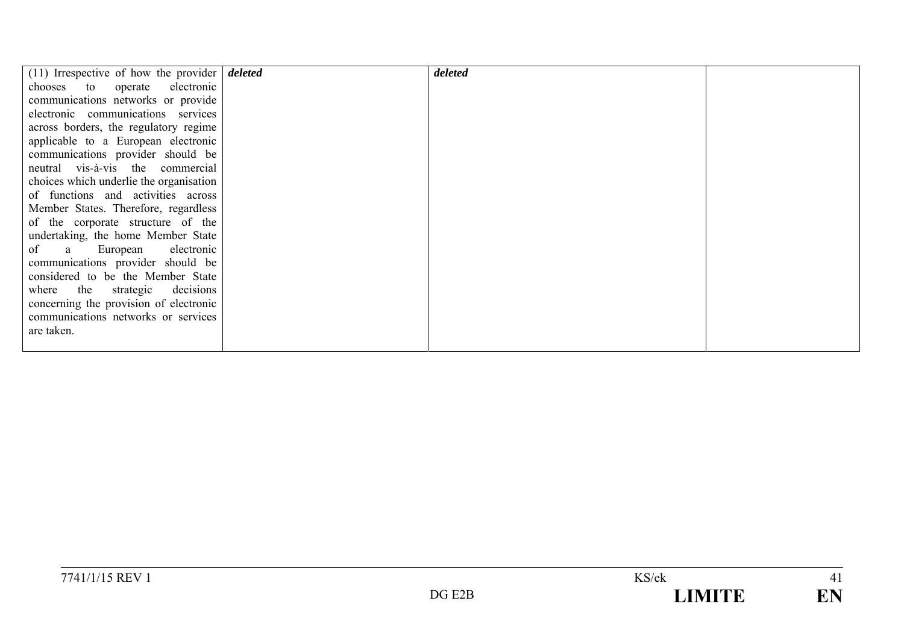| | | | |
|---|---|---|---|
| (11) Irrespective of how the provider chooses to operate electronic communications networks or provide electronic communications services across borders, the regulatory regime applicable to a European electronic communications provider should be neutral vis-à-vis the commercial choices which underlie the organisation of functions and activities across Member States. Therefore, regardless of the corporate structure of the undertaking, the home Member State of a European electronic communications provider should be considered to be the Member State where the strategic decisions concerning the provision of electronic communications networks or services are taken. | ***deleted*** | ***deleted*** | |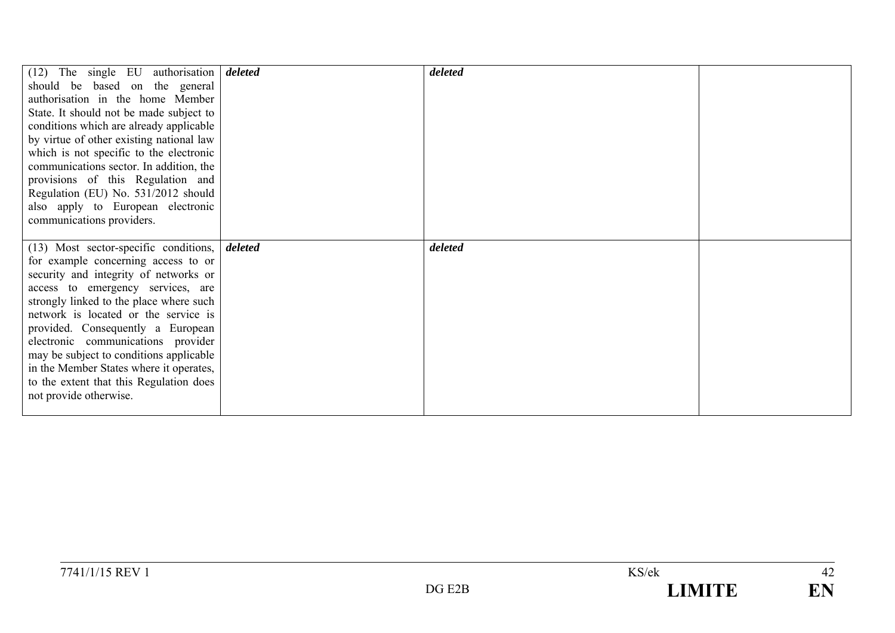| | | | |
|---|---|---|---|
| (12) The single EU authorisation should be based on the general authorisation in the home Member State. It should not be made subject to conditions which are already applicable by virtue of other existing national law which is not specific to the electronic communications sector. In addition, the provisions of this Regulation and Regulation (EU) No. 531/2012 should also apply to European electronic communications providers. | ***deleted*** | ***deleted*** | |
| (13) Most sector-specific conditions, for example concerning access to or security and integrity of networks or access to emergency services, are strongly linked to the place where such network is located or the service is provided. Consequently a European electronic communications provider may be subject to conditions applicable in the Member States where it operates, to the extent that this Regulation does not provide otherwise. | ***deleted*** | ***deleted*** | |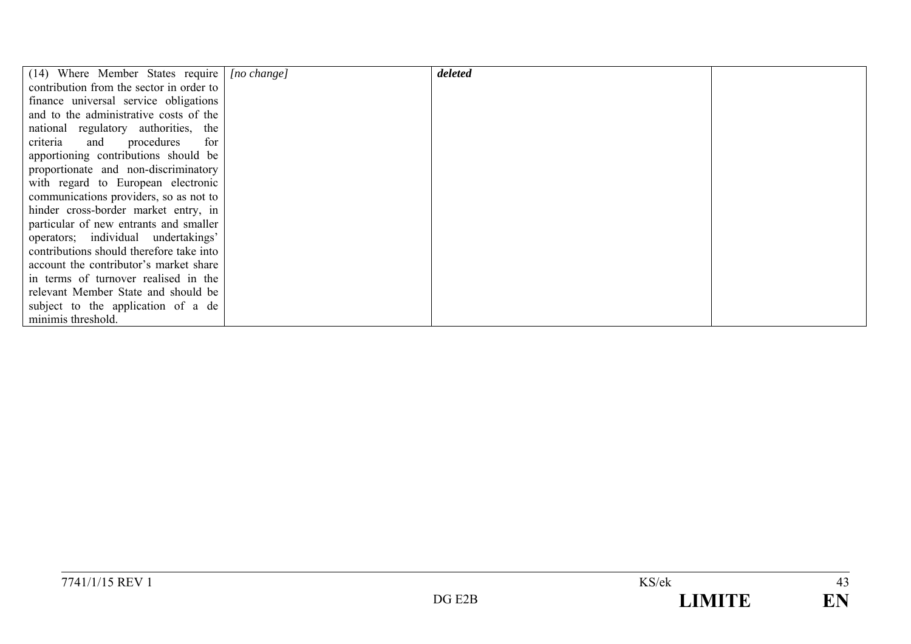| | | | |
|---|---|---|---|
| (14) Where Member States require contribution from the sector in order to finance universal service obligations and to the administrative costs of the national regulatory authorities, the criteria and procedures for apportioning contributions should be proportionate and non-discriminatory with regard to European electronic communications providers, so as not to hinder cross-border market entry, in particular of new entrants and smaller operators; individual undertakings' contributions should therefore take into account the contributor's market share in terms of turnover realised in the relevant Member State and should be subject to the application of a de minimis threshold. | *[no change]* | ***deleted*** | |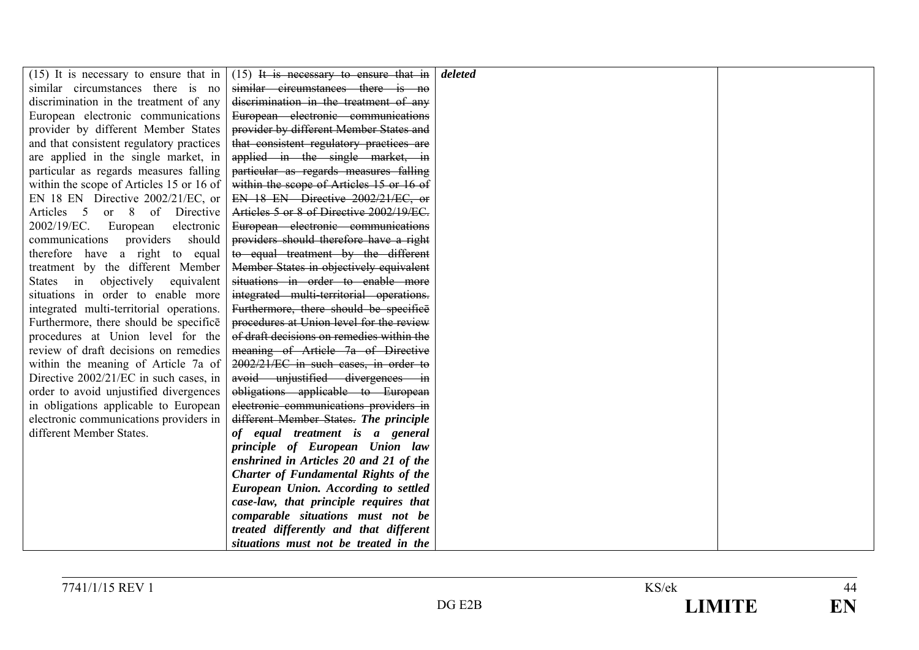| | | | |
|---|---|---|---|
| (15) It is necessary to ensure that in similar circumstances there is no discrimination in the treatment of any European electronic communications provider by different Member States and that consistent regulatory practices are applied in the single market, in particular as regards measures falling within the scope of Articles 15 or 16 of EN 18 EN Directive 2002/21/EC, or Articles 5 or 8 of Directive 2002/19/EC. European electronic communications providers should therefore have a right to equal treatment by the different Member States in objectively equivalent situations in order to enable more integrated multi-territorial operations. Furthermore, there should be specificē procedures at Union level for the review of draft decisions on remedies within the meaning of Article 7a of Directive 2002/21/EC in such cases, in order to avoid unjustified divergences in obligations applicable to European electronic communications providers in different Member States. | (15) ~~It is necessary to ensure that in similar circumstances there is no discrimination in the treatment of any European electronic communications provider by different Member States and that consistent regulatory practices are applied in the single market, in particular as regards measures falling within the scope of Articles 15 or 16 of EN 18 EN Directive 2002/21/EC, or Articles 5 or 8 of Directive 2002/19/EC. European electronic communications providers should therefore have a right to equal treatment by the different Member States in objectively equivalent situations in order to enable more integrated multi-territorial operations. Furthermore, there should be specificē procedures at Union level for the review of draft decisions on remedies within the meaning of Article 7a of Directive 2002/21/EC in such cases, in order to avoid unjustified divergences in obligations applicable to European electronic communications providers in different Member States.~~ ***The principle of equal treatment is a general principle of European Union law enshrined in Articles 20 and 21 of the Charter of Fundamental Rights of the European Union. According to settled case-law, that principle requires that comparable situations must not be treated differently and that different situations must not be treated in the*** | ***deleted*** | |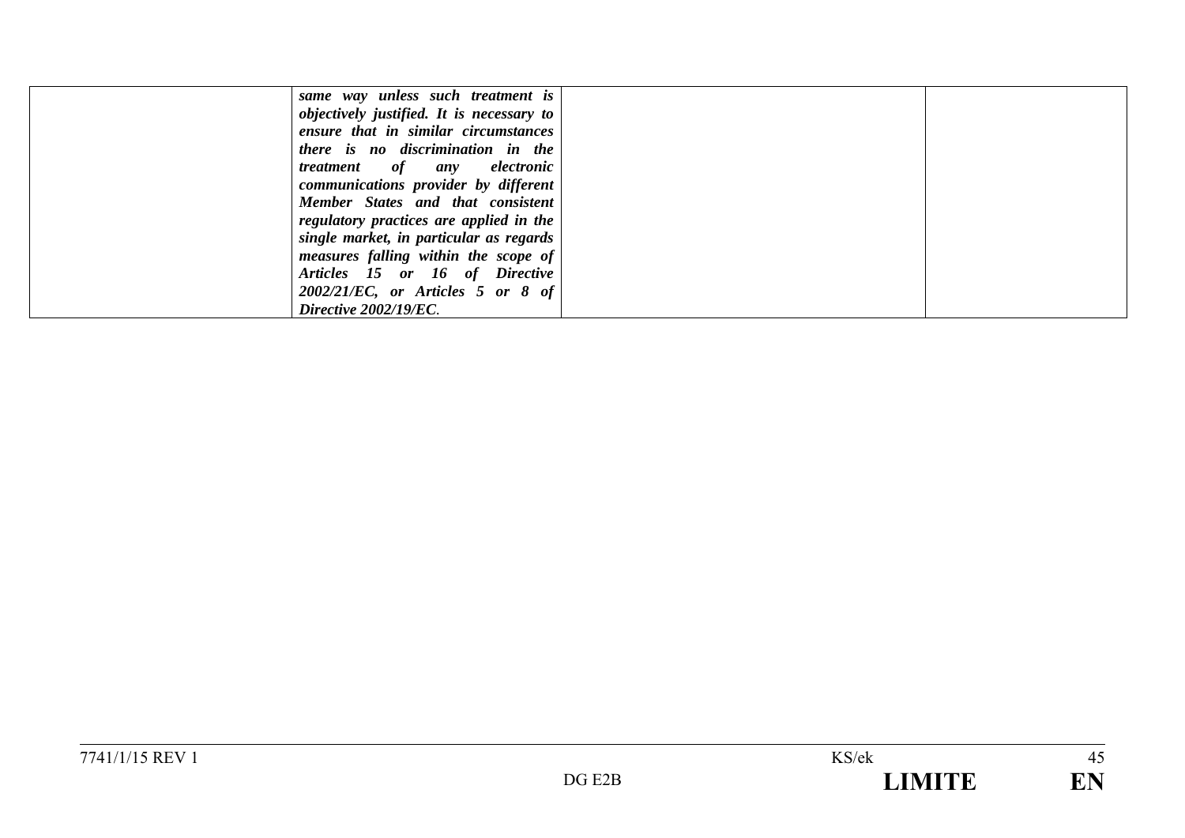|  | ***same way unless such treatment is objectively justified. It is necessary to ensure that in similar circumstances there is no discrimination in the treatment of any electronic communications provider by different Member States and that consistent regulatory practices are applied in the single market, in particular as regards measures falling within the scope of Articles 15 or 16 of Directive 2002/21/EC, or Articles 5 or 8 of Directive 2002/19/EC*.** |  |  |
|---|---|---|---|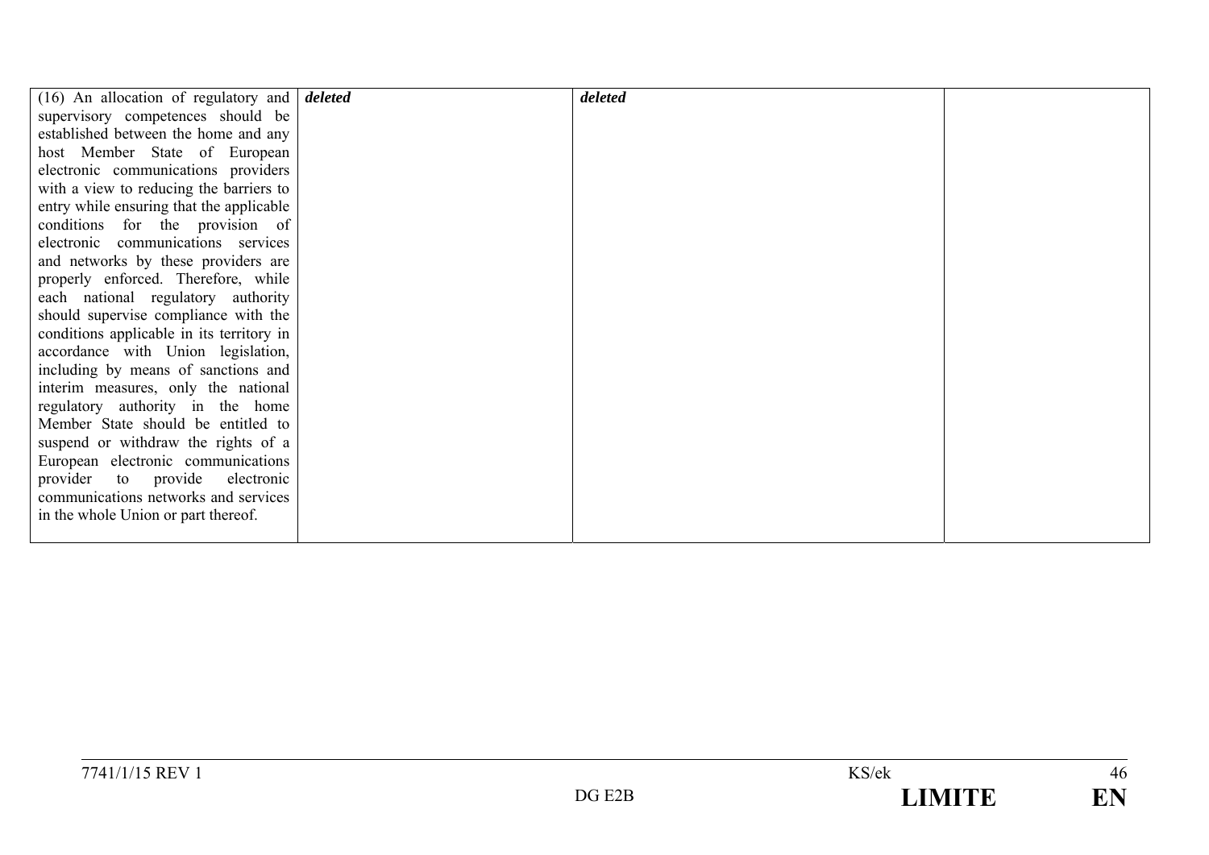| | | | |
|---|---|---|---|
| (16) An allocation of regulatory and supervisory competences should be established between the home and any host Member State of European electronic communications providers with a view to reducing the barriers to entry while ensuring that the applicable conditions for the provision of electronic communications services and networks by these providers are properly enforced. Therefore, while each national regulatory authority should supervise compliance with the conditions applicable in its territory in accordance with Union legislation, including by means of sanctions and interim measures, only the national regulatory authority in the home Member State should be entitled to suspend or withdraw the rights of a European electronic communications provider to provide electronic communications networks and services in the whole Union or part thereof. | ***deleted*** | ***deleted*** | |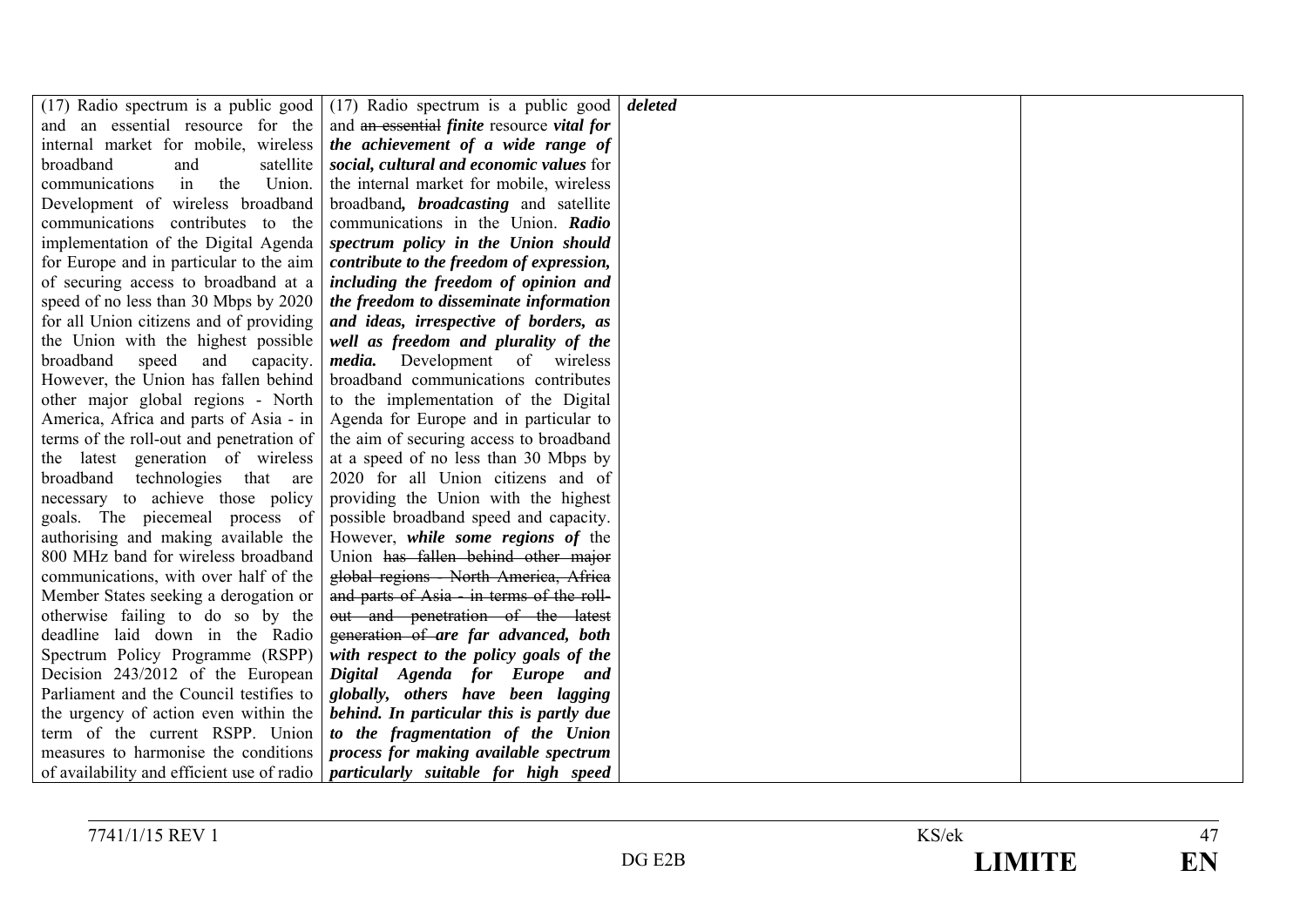| | | | |
|---|---|---|---|
| (17) Radio spectrum is a public good and an essential resource for the internal market for mobile, wireless broadband and satellite communications in the Union. Development of wireless broadband communications contributes to the implementation of the Digital Agenda for Europe and in particular to the aim of securing access to broadband at a speed of no less than 30 Mbps by 2020 for all Union citizens and of providing the Union with the highest possible broadband speed and capacity. However, the Union has fallen behind other major global regions - North America, Africa and parts of Asia - in terms of the roll-out and penetration of the latest generation of wireless broadband technologies that are necessary to achieve those policy goals. The piecemeal process of authorising and making available the 800 MHz band for wireless broadband communications, with over half of the Member States seeking a derogation or otherwise failing to do so by the deadline laid down in the Radio Spectrum Policy Programme (RSPP) Decision 243/2012 of the European Parliament and the Council testifies to the urgency of action even within the term of the current RSPP. Union measures to harmonise the conditions of availability and efficient use of radio | (17) Radio spectrum is a public good and ~~an essential~~ ***finite*** resource ***vital for the achievement of a wide range of social, cultural and economic values*** for the internal market for mobile, wireless broadband***, broadcasting*** and satellite communications in the Union. ***Radio spectrum policy in the Union should contribute to the freedom of expression, including the freedom of opinion and the freedom to disseminate information and ideas, irrespective of borders, as well as freedom and plurality of the media.*** Development of wireless broadband communications contributes to the implementation of the Digital Agenda for Europe and in particular to the aim of securing access to broadband at a speed of no less than 30 Mbps by 2020 for all Union citizens and of providing the Union with the highest possible broadband speed and capacity. However, ***while some regions of*** the Union ~~has fallen behind other major global regions - North America, Africa and parts of Asia - in terms of the roll-out and penetration of the latest generation of~~ ***are far advanced, both with respect to the policy goals of the Digital Agenda for Europe and globally, others have been lagging behind. In particular this is partly due to the fragmentation of the Union process for making available spectrum particularly suitable for high speed*** | ***deleted*** | |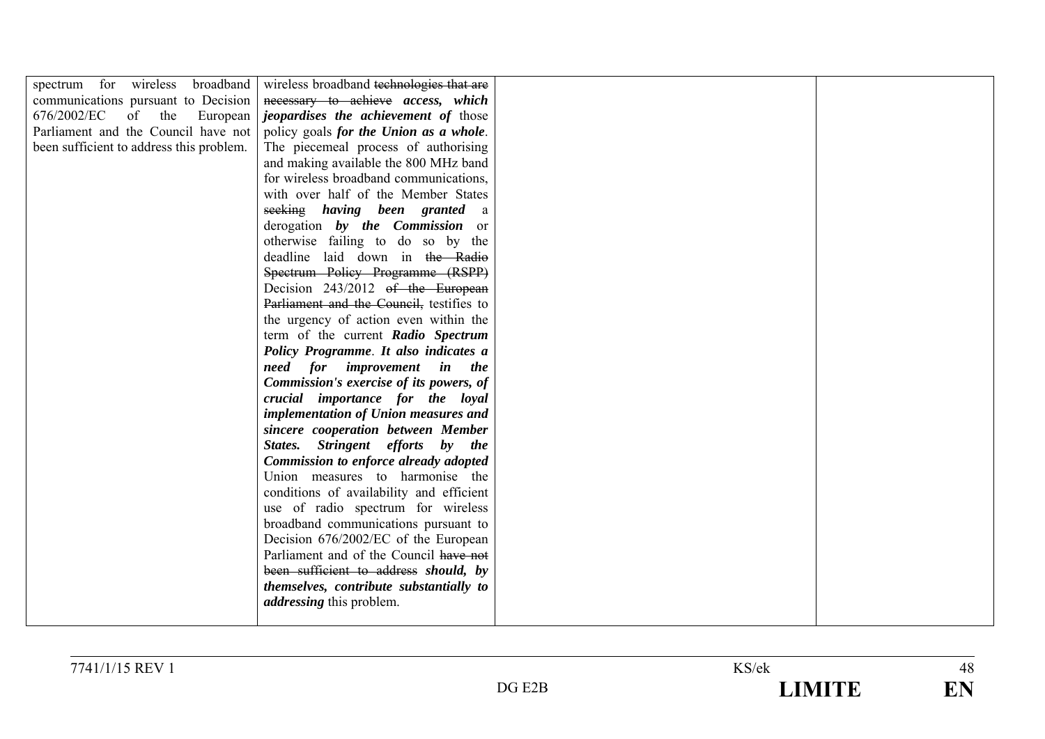| | | | |
|---|---|---|---|
| spectrum for wireless broadband communications pursuant to Decision 676/2002/EC of the European Parliament and the Council have not been sufficient to address this problem. | wireless broadband ~~technologies that are necessary to achieve~~ ***access, which jeopardises the achievement of*** those policy goals ***for the Union as a whole***. The piecemeal process of authorising and making available the 800 MHz band for wireless broadband communications, with over half of the Member States ~~seeking~~ ***having been granted*** a derogation ***by the Commission*** or otherwise failing to do so by the deadline laid down in ~~the Radio Spectrum Policy Programme (RSPP)~~ Decision 243/2012 ~~of the European Parliament and the Council,~~ testifies to the urgency of action even within the term of the current ***Radio Spectrum Policy Programme***. ***It also indicates a need for improvement in the Commission's exercise of its powers, of crucial importance for the loyal implementation of Union measures and sincere cooperation between Member States. Stringent efforts by the Commission to enforce already adopted*** Union measures to harmonise the conditions of availability and efficient use of radio spectrum for wireless broadband communications pursuant to Decision 676/2002/EC of the European Parliament and of the Council ~~have not been sufficient to address~~ ***should, by themselves, contribute substantially to addressing*** this problem. | | |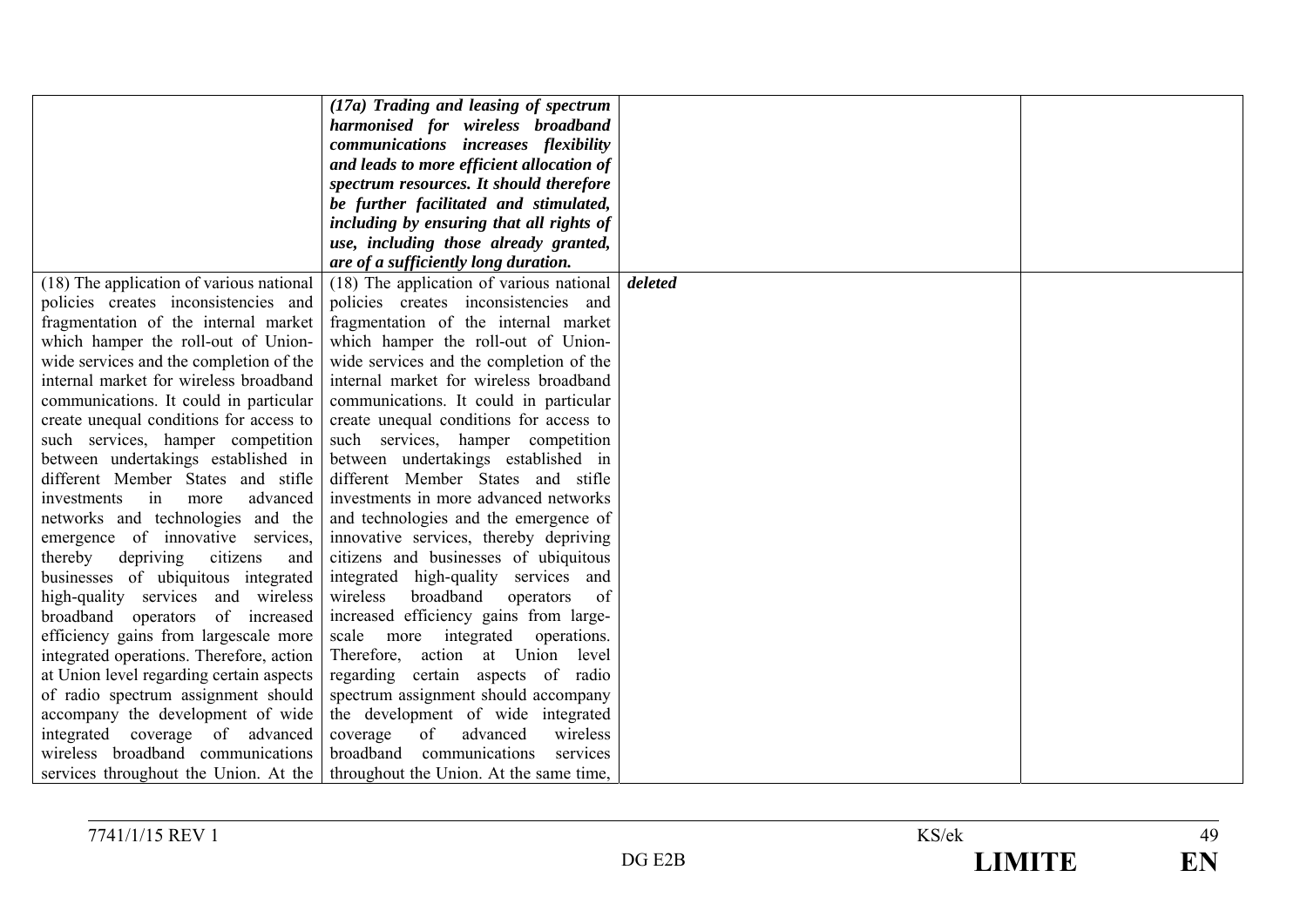| | | | |
|---|---|---|---|
| | ***(17a) Trading and leasing of spectrum harmonised for wireless broadband communications increases flexibility and leads to more efficient allocation of spectrum resources. It should therefore be further facilitated and stimulated, including by ensuring that all rights of use, including those already granted, are of a sufficiently long duration.*** | | |
| (18) The application of various national policies creates inconsistencies and fragmentation of the internal market which hamper the roll-out of Union-wide services and the completion of the internal market for wireless broadband communications. It could in particular create unequal conditions for access to such services, hamper competition between undertakings established in different Member States and stifle investments in more advanced networks and technologies and the emergence of innovative services, thereby depriving citizens and businesses of ubiquitous integrated high-quality services and wireless broadband operators of increased efficiency gains from largescale more integrated operations. Therefore, action at Union level regarding certain aspects of radio spectrum assignment should accompany the development of wide integrated coverage of advanced wireless broadband communications services throughout the Union. At the | (18) The application of various national policies creates inconsistencies and fragmentation of the internal market which hamper the roll-out of Union-wide services and the completion of the internal market for wireless broadband communications. It could in particular create unequal conditions for access to such services, hamper competition between undertakings established in different Member States and stifle investments in more advanced networks and technologies and the emergence of innovative services, thereby depriving citizens and businesses of ubiquitous integrated high-quality services and wireless broadband operators of increased efficiency gains from large-scale more integrated operations. Therefore, action at Union level regarding certain aspects of radio spectrum assignment should accompany the development of wide integrated coverage of advanced wireless broadband communications services throughout the Union. At the same time, | ***deleted*** | |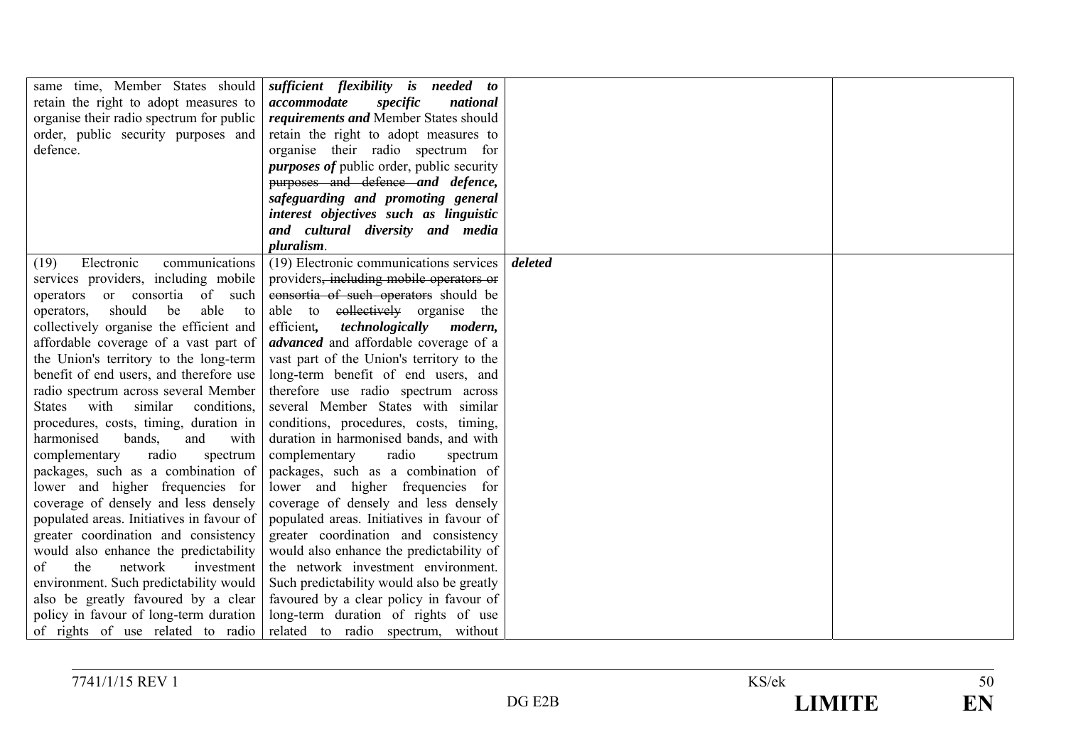| | | | |
|---|---|---|---|
| same time, Member States should retain the right to adopt measures to organise their radio spectrum for public order, public security purposes and defence. | ***sufficient flexibility is needed to accommodate specific national requirements and*** Member States should retain the right to adopt measures to organise their radio spectrum for ***purposes of*** public order, public security ~~purposes and defence~~ ***and defence, safeguarding and promoting general interest objectives such as linguistic and cultural diversity and media pluralism***. | | |
| (19) Electronic communications services providers, including mobile operators or consortia of such operators, should be able to collectively organise the efficient and affordable coverage of a vast part of the Union's territory to the long-term benefit of end users, and therefore use radio spectrum across several Member States with similar conditions, procedures, costs, timing, duration in harmonised bands, and with complementary radio spectrum packages, such as a combination of lower and higher frequencies for coverage of densely and less densely populated areas. Initiatives in favour of greater coordination and consistency would also enhance the predictability of the network investment environment. Such predictability would also be greatly favoured by a clear policy in favour of long-term duration of rights of use related to radio | (19) Electronic communications services providers~~, including mobile operators or consortia of such operators~~ should be able to ~~collectively~~ organise the efficient***, technologically modern, advanced*** and affordable coverage of a vast part of the Union's territory to the long-term benefit of end users, and therefore use radio spectrum across several Member States with similar conditions, procedures, costs, timing, duration in harmonised bands, and with complementary radio spectrum packages, such as a combination of lower and higher frequencies for coverage of densely and less densely populated areas. Initiatives in favour of greater coordination and consistency would also enhance the predictability of the network investment environment. Such predictability would also be greatly favoured by a clear policy in favour of long-term duration of rights of use related to radio spectrum, without | ***deleted*** | |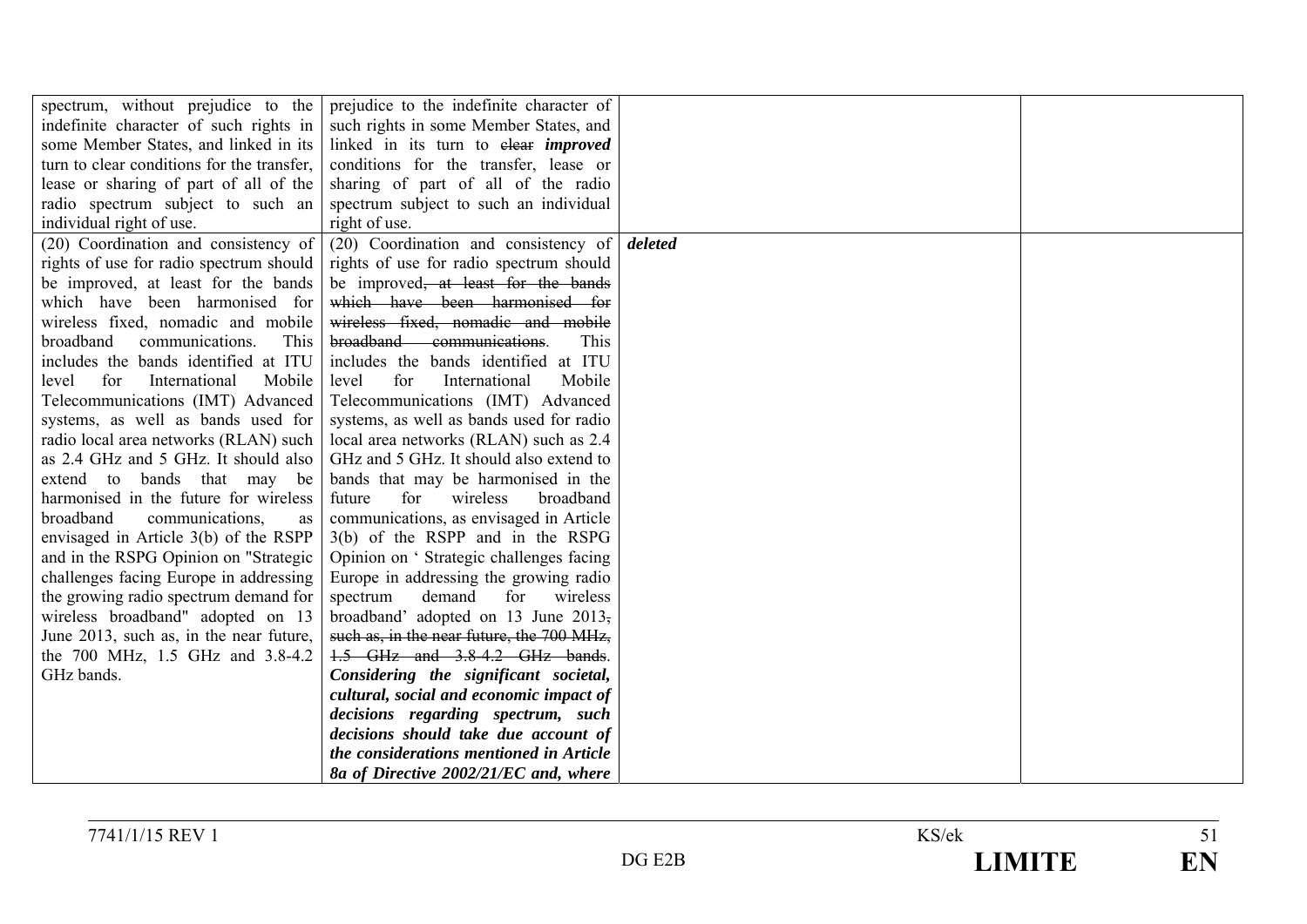| | | | |
|---|---|---|---|
| spectrum, without prejudice to the indefinite character of such rights in some Member States, and linked in its turn to clear conditions for the transfer, lease or sharing of part of all of the radio spectrum subject to such an individual right of use. | prejudice to the indefinite character of such rights in some Member States, and linked in its turn to ~~clear~~ ***improved*** conditions for the transfer, lease or sharing of part of all of the radio spectrum subject to such an individual right of use. | | |
| (20) Coordination and consistency of rights of use for radio spectrum should be improved, at least for the bands which have been harmonised for wireless fixed, nomadic and mobile broadband communications. This includes the bands identified at ITU level for International Mobile Telecommunications (IMT) Advanced systems, as well as bands used for radio local area networks (RLAN) such as 2.4 GHz and 5 GHz. It should also extend to bands that may be harmonised in the future for wireless broadband communications, as envisaged in Article 3(b) of the RSPP and in the RSPG Opinion on "Strategic challenges facing Europe in addressing the growing radio spectrum demand for wireless broadband" adopted on 13 June 2013, such as, in the near future, the 700 MHz, 1.5 GHz and 3.8-4.2 GHz bands. | (20) Coordination and consistency of rights of use for radio spectrum should be improved~~, at least for the bands which have been harmonised for wireless fixed, nomadic and mobile broadband communications~~. This includes the bands identified at ITU level for International Mobile Telecommunications (IMT) Advanced systems, as well as bands used for radio local area networks (RLAN) such as 2.4 GHz and 5 GHz. It should also extend to bands that may be harmonised in the future for wireless broadband communications, as envisaged in Article 3(b) of the RSPP and in the RSPG Opinion on ' Strategic challenges facing Europe in addressing the growing radio spectrum demand for wireless broadband' adopted on 13 June 2013~~, such as, in the near future, the 700 MHz, 1.5 GHz and 3.8-4.2 GHz bands~~. ***Considering the significant societal, cultural, social and economic impact of decisions regarding spectrum, such decisions should take due account of the considerations mentioned in Article 8a of Directive 2002/21/EC and, where*** | ***deleted*** | |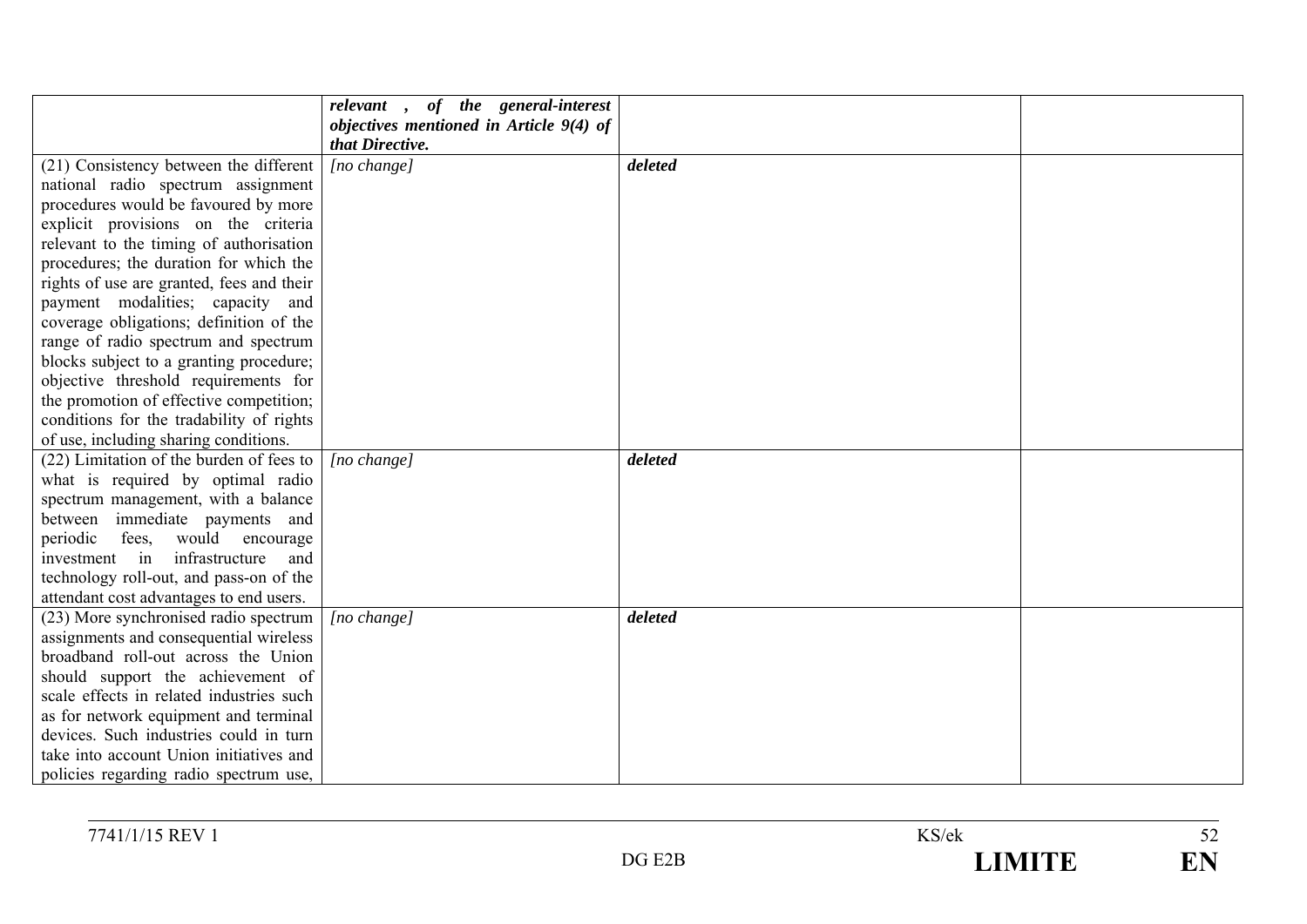| | | | |
|---|---|---|---|
| | ***relevant , of the general-interest objectives mentioned in Article 9(4) of that Directive.*** | | |
| (21) Consistency between the different national radio spectrum assignment procedures would be favoured by more explicit provisions on the criteria relevant to the timing of authorisation procedures; the duration for which the rights of use are granted, fees and their payment modalities; capacity and coverage obligations; definition of the range of radio spectrum and spectrum blocks subject to a granting procedure; objective threshold requirements for the promotion of effective competition; conditions for the tradability of rights of use, including sharing conditions. | *[no change]* | ***deleted*** | |
| (22) Limitation of the burden of fees to what is required by optimal radio spectrum management, with a balance between immediate payments and periodic fees, would encourage investment in infrastructure and technology roll-out, and pass-on of the attendant cost advantages to end users. | *[no change]* | ***deleted*** | |
| (23) More synchronised radio spectrum assignments and consequential wireless broadband roll-out across the Union should support the achievement of scale effects in related industries such as for network equipment and terminal devices. Such industries could in turn take into account Union initiatives and policies regarding radio spectrum use, | *[no change]* | ***deleted*** | |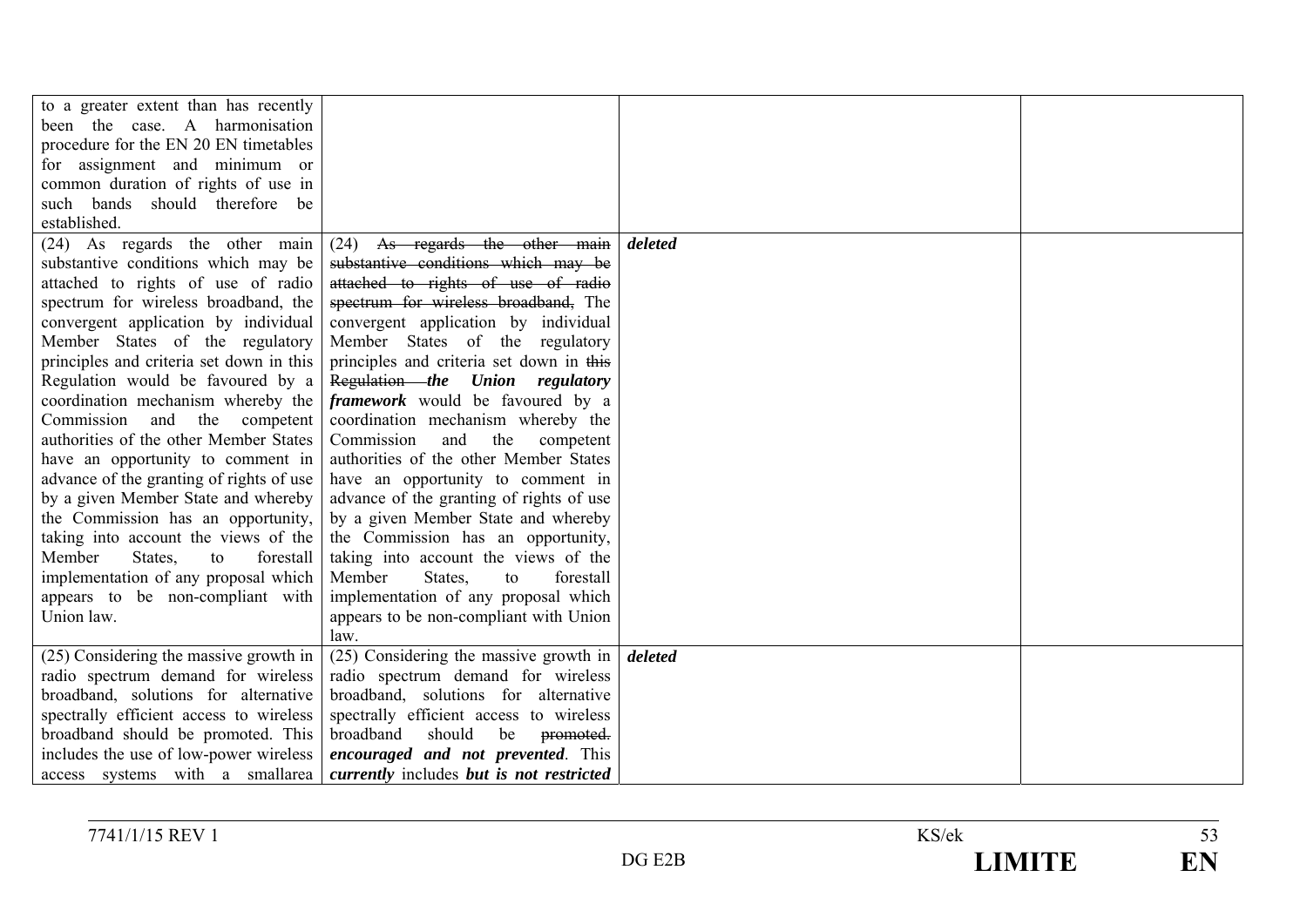| | | | |
|---|---|---|---|
| to a greater extent than has recently been the case. A harmonisation procedure for the EN 20 EN timetables for assignment and minimum or common duration of rights of use in such bands should therefore be established. | | | |
| (24) As regards the other main substantive conditions which may be attached to rights of use of radio spectrum for wireless broadband, the convergent application by individual Member States of the regulatory principles and criteria set down in this Regulation would be favoured by a coordination mechanism whereby the Commission and the competent authorities of the other Member States have an opportunity to comment in advance of the granting of rights of use by a given Member State and whereby the Commission has an opportunity, taking into account the views of the Member States, to forestall implementation of any proposal which appears to be non-compliant with Union law. | (24) ~~As regards the other main substantive conditions which may be attached to rights of use of radio spectrum for wireless broadband,~~ The convergent application by individual Member States of the regulatory principles and criteria set down in ~~this Regulation~~ ***the Union regulatory framework*** would be favoured by a coordination mechanism whereby the Commission and the competent authorities of the other Member States have an opportunity to comment in advance of the granting of rights of use by a given Member State and whereby the Commission has an opportunity, taking into account the views of the Member States, to forestall implementation of any proposal which appears to be non-compliant with Union law. | ***deleted*** | |
| (25) Considering the massive growth in radio spectrum demand for wireless broadband, solutions for alternative spectrally efficient access to wireless broadband should be promoted. This includes the use of low-power wireless access systems with a smallarea | (25) Considering the massive growth in radio spectrum demand for wireless broadband, solutions for alternative spectrally efficient access to wireless broadband should be ~~promoted.~~ ***encouraged and not prevented***. This ***currently*** includes ***but is not restricted*** | ***deleted*** | |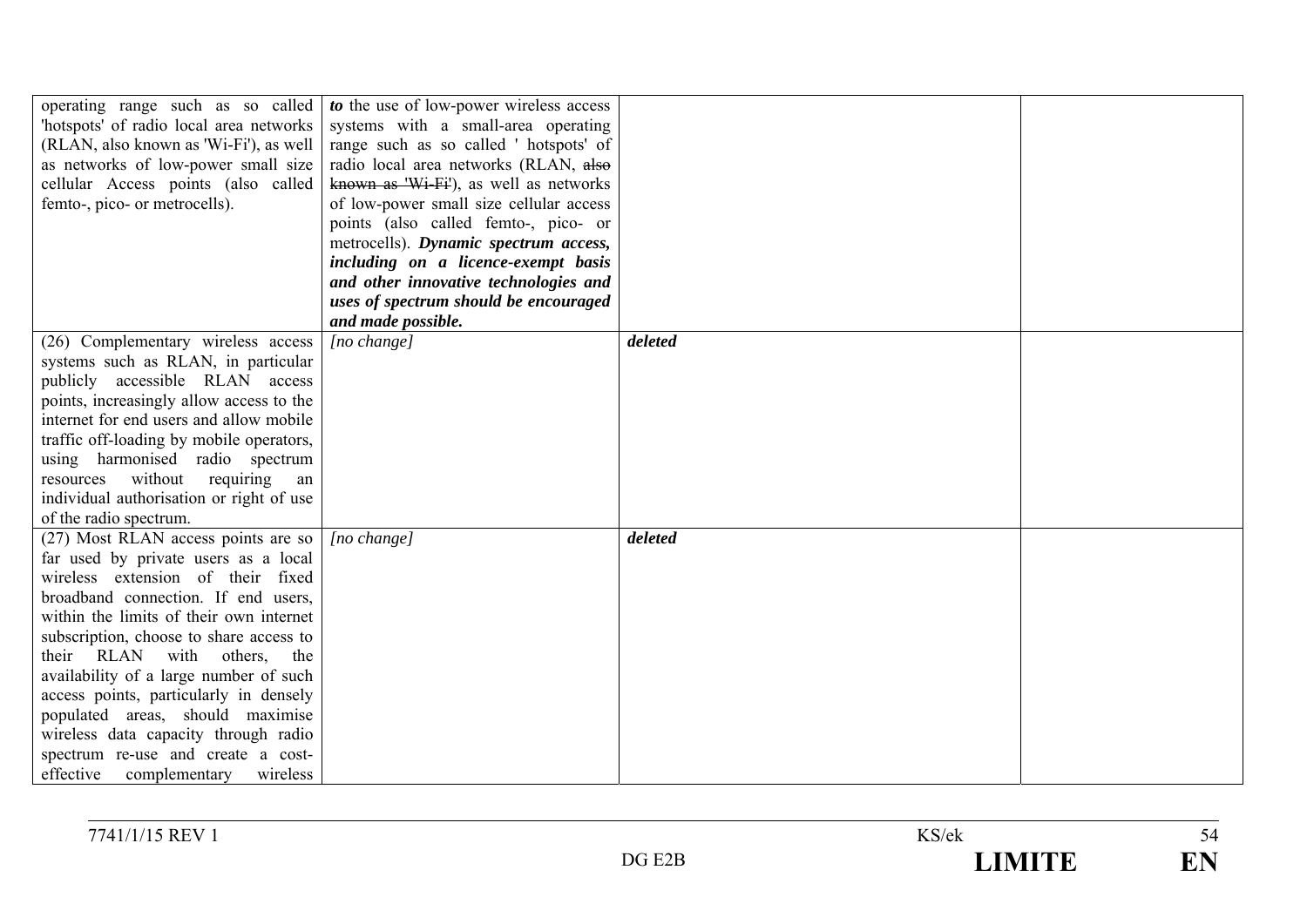| | | | |
|---|---|---|---|
| operating range such as so called 'hotspots' of radio local area networks (RLAN, also known as 'Wi-Fi'), as well as networks of low-power small size cellular Access points (also called femto-, pico- or metrocells). | ***to*** the use of low-power wireless access systems with a small-area operating range such as so called ' hotspots' of radio local area networks (RLAN, ~~also known as 'Wi-Fi'~~), as well as networks of low-power small size cellular access points (also called femto-, pico- or metrocells). ***Dynamic spectrum access, including on a licence-exempt basis and other innovative technologies and uses of spectrum should be encouraged and made possible.*** | | |
| (26) Complementary wireless access systems such as RLAN, in particular publicly accessible RLAN access points, increasingly allow access to the internet for end users and allow mobile traffic off-loading by mobile operators, using harmonised radio spectrum resources without requiring an individual authorisation or right of use of the radio spectrum. | *[no change]* | ***deleted*** | |
| (27) Most RLAN access points are so far used by private users as a local wireless extension of their fixed broadband connection. If end users, within the limits of their own internet subscription, choose to share access to their RLAN with others, the availability of a large number of such access points, particularly in densely populated areas, should maximise wireless data capacity through radio spectrum re-use and create a cost-effective complementary wireless | *[no change]* | ***deleted*** | |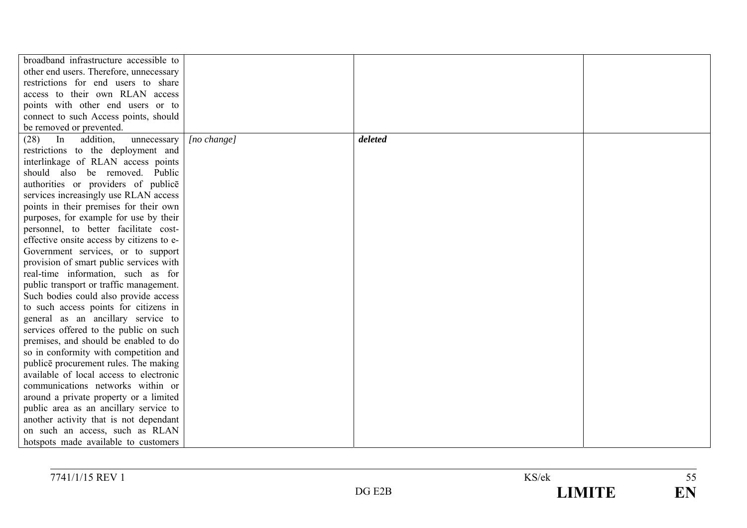| | | | |
|---|---|---|---|
| broadband infrastructure accessible to other end users. Therefore, unnecessary restrictions for end users to share access to their own RLAN access points with other end users or to connect to such Access points, should be removed or prevented. | | | |
| (28) In addition, unnecessary restrictions to the deployment and interlinkage of RLAN access points should also be removed. Public authorities or providers of publicē services increasingly use RLAN access points in their premises for their own purposes, for example for use by their personnel, to better facilitate cost-effective onsite access by citizens to e-Government services, or to support provision of smart public services with real-time information, such as for public transport or traffic management. Such bodies could also provide access to such access points for citizens in general as an ancillary service to services offered to the public on such premises, and should be enabled to do so in conformity with competition and publicē procurement rules. The making available of local access to electronic communications networks within or around a private property or a limited public area as an ancillary service to another activity that is not dependant on such an access, such as RLAN hotspots made available to customers | *[no change]* | ***deleted*** | |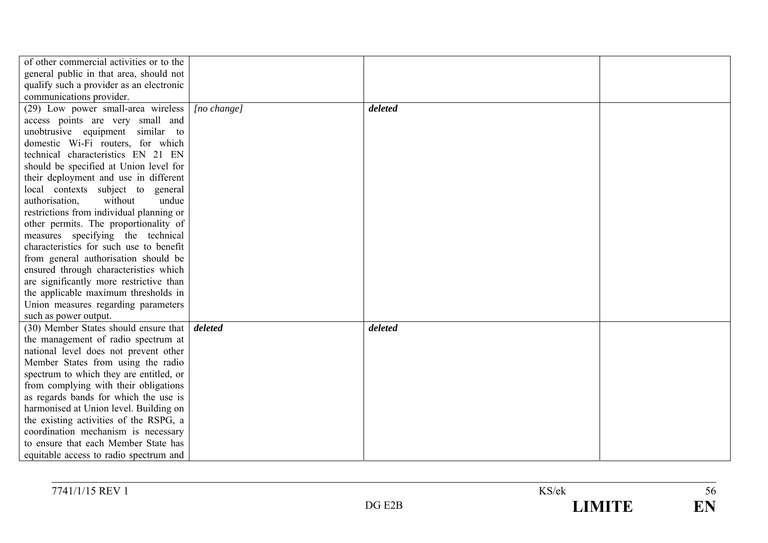| | | | |
|---|---|---|---|
| of other commercial activities or to the general public in that area, should not qualify such a provider as an electronic communications provider. | | | |
| (29) Low power small-area wireless access points are very small and unobtrusive equipment similar to domestic Wi-Fi routers, for which technical characteristics EN 21 EN should be specified at Union level for their deployment and use in different local contexts subject to general authorisation, without undue restrictions from individual planning or other permits. The proportionality of measures specifying the technical characteristics for such use to benefit from general authorisation should be ensured through characteristics which are significantly more restrictive than the applicable maximum thresholds in Union measures regarding parameters such as power output. | *[no change]* | ***deleted*** | |
| (30) Member States should ensure that the management of radio spectrum at national level does not prevent other Member States from using the radio spectrum to which they are entitled, or from complying with their obligations as regards bands for which the use is harmonised at Union level. Building on the existing activities of the RSPG, a coordination mechanism is necessary to ensure that each Member State has equitable access to radio spectrum and | ***deleted*** | ***deleted*** | |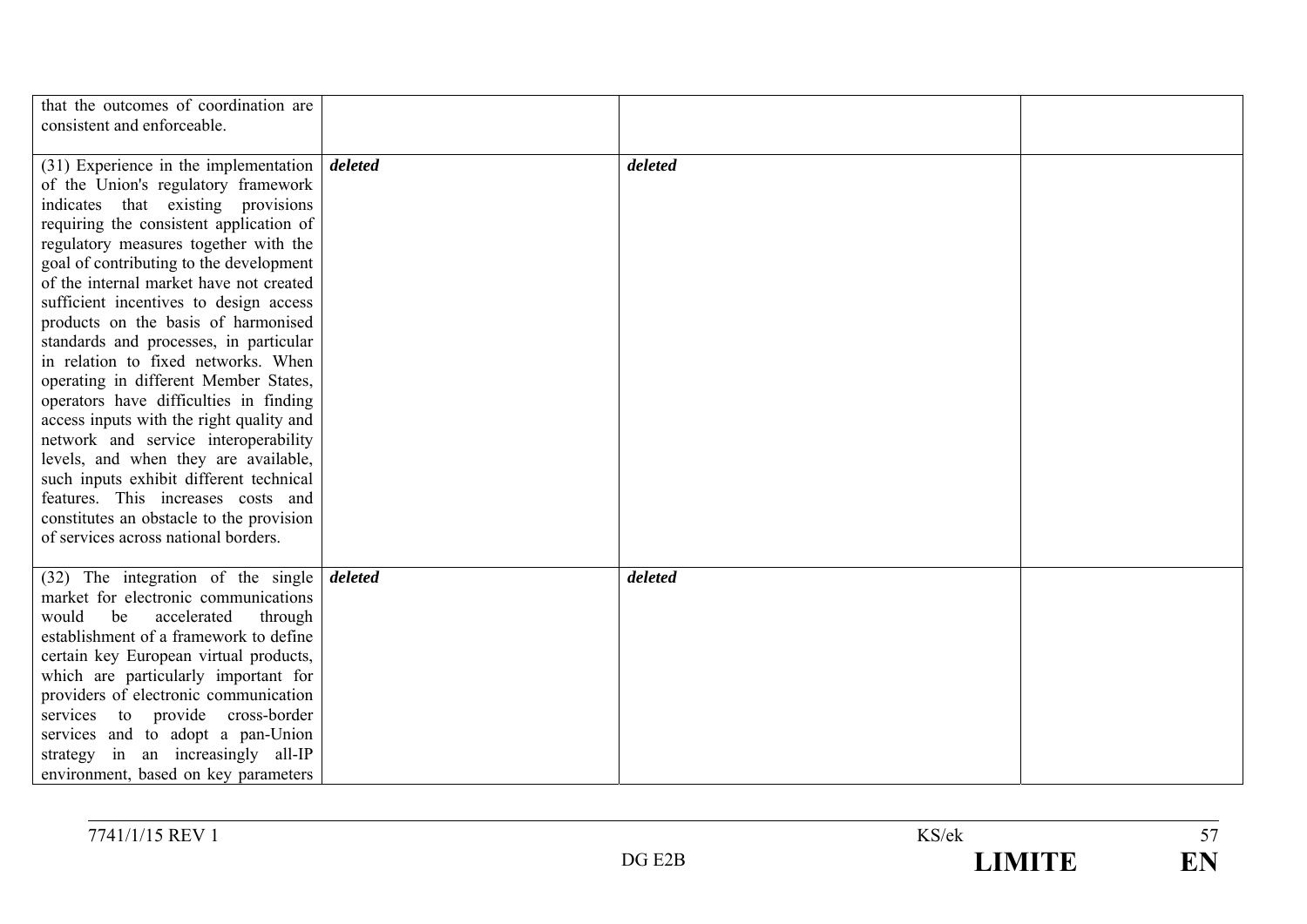| | | | |
|---|---|---|---|
| that the outcomes of coordination are consistent and enforceable. | | | |
| (31) Experience in the implementation of the Union's regulatory framework indicates that existing provisions requiring the consistent application of regulatory measures together with the goal of contributing to the development of the internal market have not created sufficient incentives to design access products on the basis of harmonised standards and processes, in particular in relation to fixed networks. When operating in different Member States, operators have difficulties in finding access inputs with the right quality and network and service interoperability levels, and when they are available, such inputs exhibit different technical features. This increases costs and constitutes an obstacle to the provision of services across national borders. | ***deleted*** | ***deleted*** | |
| (32) The integration of the single market for electronic communications would be accelerated through establishment of a framework to define certain key European virtual products, which are particularly important for providers of electronic communication services to provide cross-border services and to adopt a pan-Union strategy in an increasingly all-IP environment, based on key parameters | ***deleted*** | ***deleted*** | |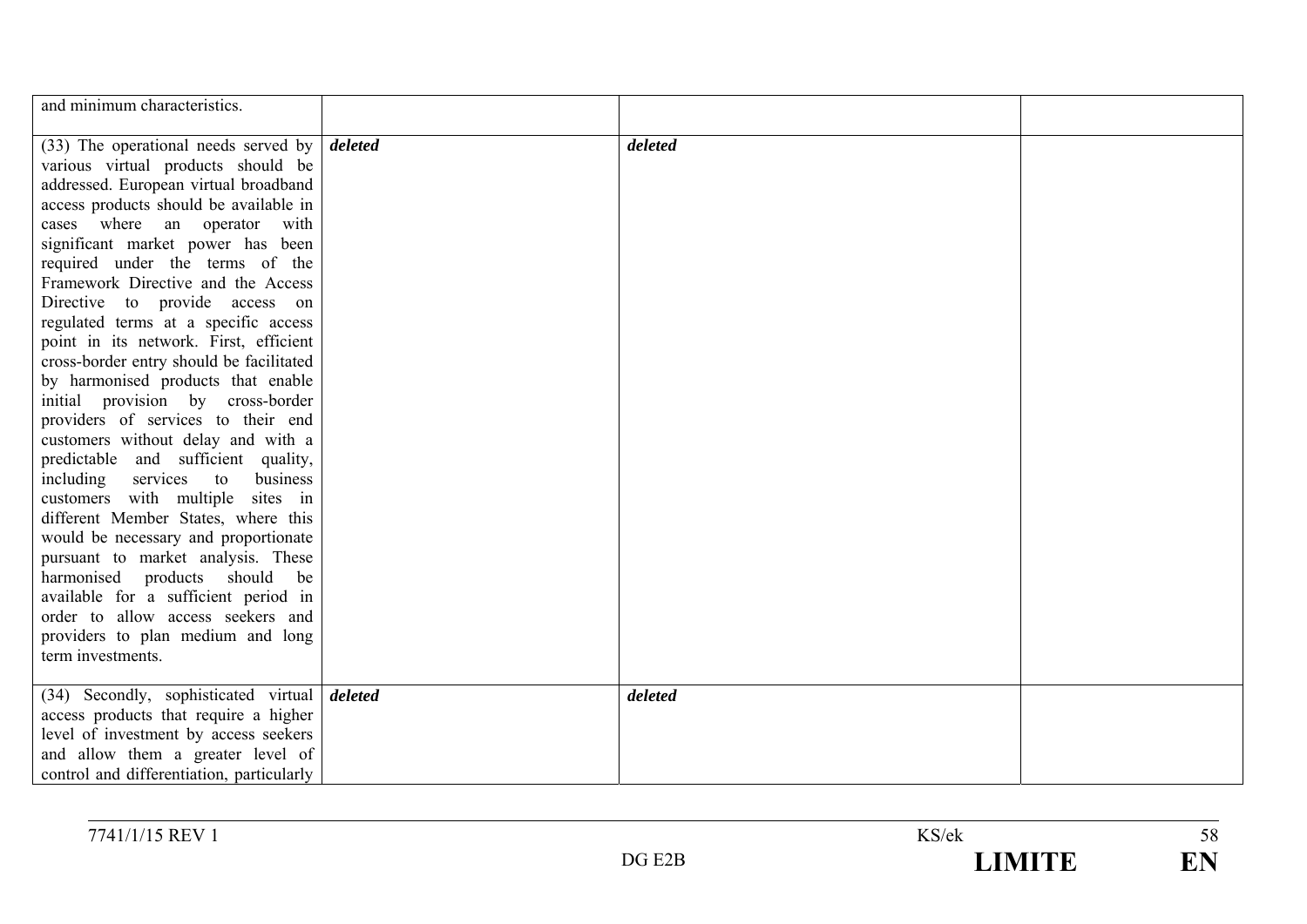| | | | |
|---|---|---|---|
| and minimum characteristics. | | | |
| (33) The operational needs served by various virtual products should be addressed. European virtual broadband access products should be available in cases where an operator with significant market power has been required under the terms of the Framework Directive and the Access Directive to provide access on regulated terms at a specific access point in its network. First, efficient cross-border entry should be facilitated by harmonised products that enable initial provision by cross-border providers of services to their end customers without delay and with a predictable and sufficient quality, including services to business customers with multiple sites in different Member States, where this would be necessary and proportionate pursuant to market analysis. These harmonised products should be available for a sufficient period in order to allow access seekers and providers to plan medium and long term investments. | ***deleted*** | ***deleted*** | |
| (34) Secondly, sophisticated virtual access products that require a higher level of investment by access seekers and allow them a greater level of control and differentiation, particularly | ***deleted*** | ***deleted*** | |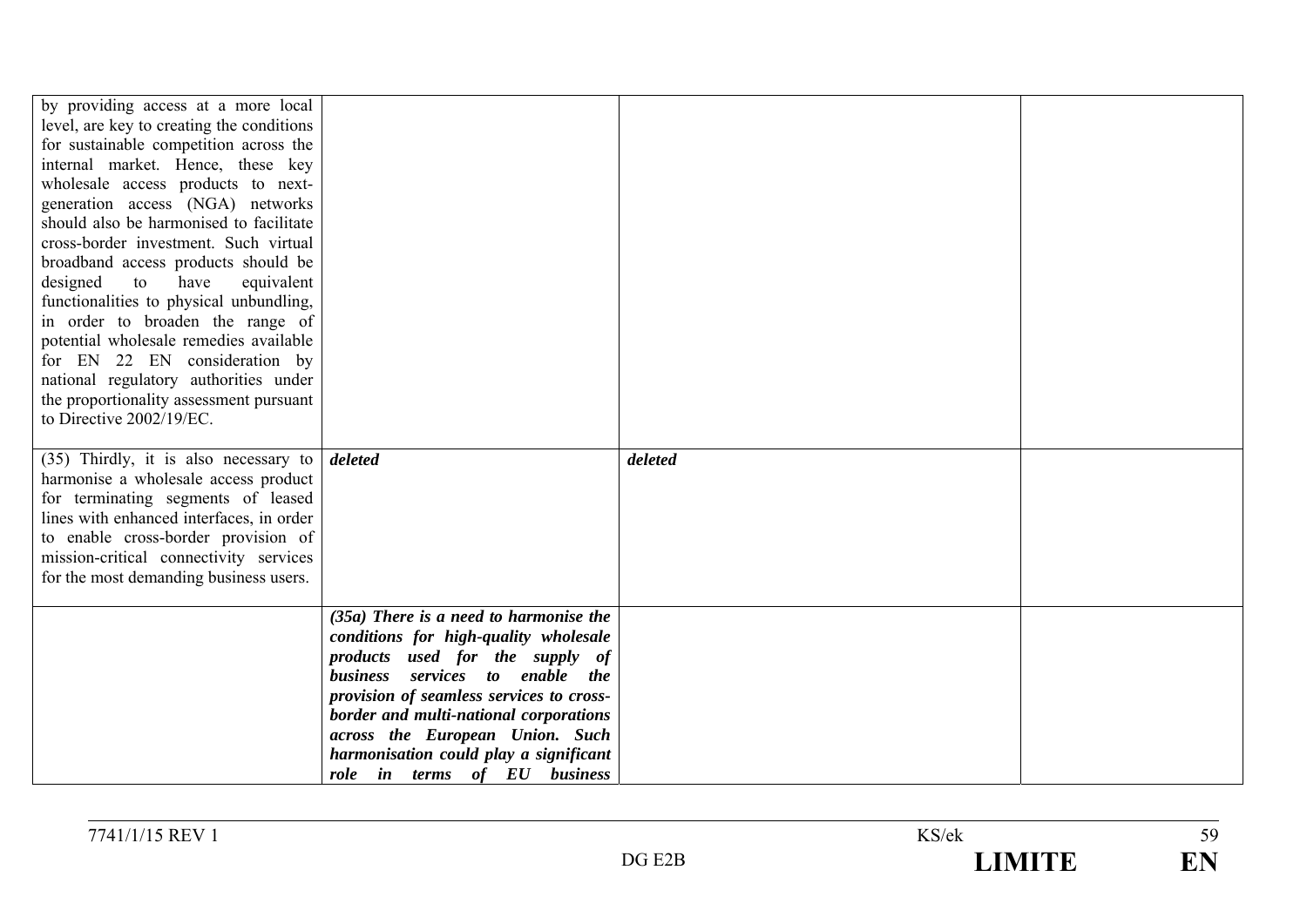| | | | |
|---|---|---|---|
| by providing access at a more local level, are key to creating the conditions for sustainable competition across the internal market. Hence, these key wholesale access products to next-generation access (NGA) networks should also be harmonised to facilitate cross-border investment. Such virtual broadband access products should be designed to have equivalent functionalities to physical unbundling, in order to broaden the range of potential wholesale remedies available for EN 22 EN consideration by national regulatory authorities under the proportionality assessment pursuant to Directive 2002/19/EC. | | | |
| (35) Thirdly, it is also necessary to harmonise a wholesale access product for terminating segments of leased lines with enhanced interfaces, in order to enable cross-border provision of mission-critical connectivity services for the most demanding business users. | ***deleted*** | ***deleted*** | |
| | ***(35a) There is a need to harmonise the conditions for high-quality wholesale products used for the supply of business services to enable the provision of seamless services to cross-border and multi-national corporations across the European Union. Such harmonisation could play a significant role in terms of EU business*** | | |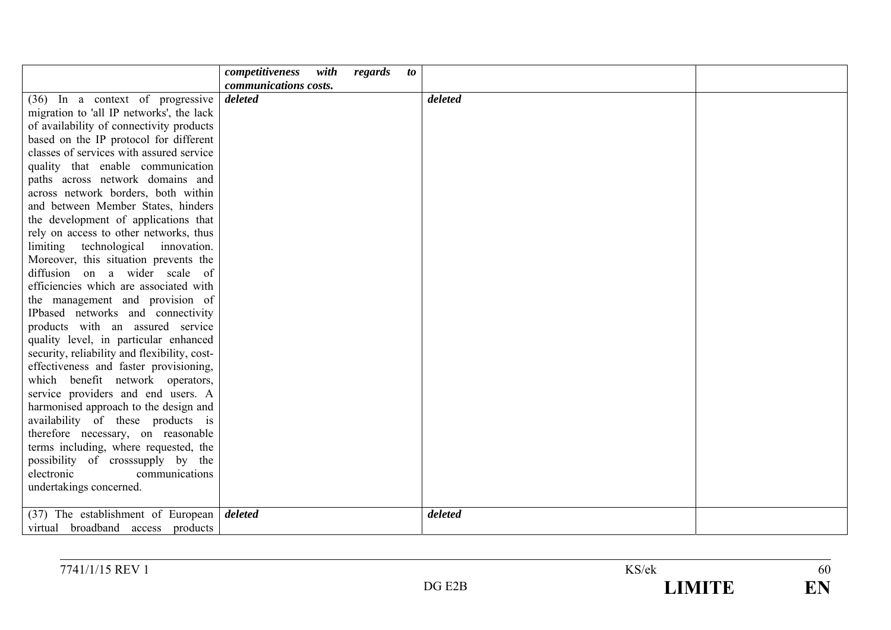| | | | |
|---|---|---|---|
| | ***competitiveness with regards to communications costs.*** | | |
| (36) In a context of progressive migration to 'all IP networks', the lack of availability of connectivity products based on the IP protocol for different classes of services with assured service quality that enable communication paths across network domains and across network borders, both within and between Member States, hinders the development of applications that rely on access to other networks, thus limiting technological innovation. Moreover, this situation prevents the diffusion on a wider scale of efficiencies which are associated with the management and provision of IPbased networks and connectivity products with an assured service quality level, in particular enhanced security, reliability and flexibility, cost-effectiveness and faster provisioning, which benefit network operators, service providers and end users. A harmonised approach to the design and availability of these products is therefore necessary, on reasonable terms including, where requested, the possibility of crosssupply by the electronic communications undertakings concerned. | ***deleted*** | ***deleted*** | |
| (37) The establishment of European virtual broadband access products | ***deleted*** | ***deleted*** | |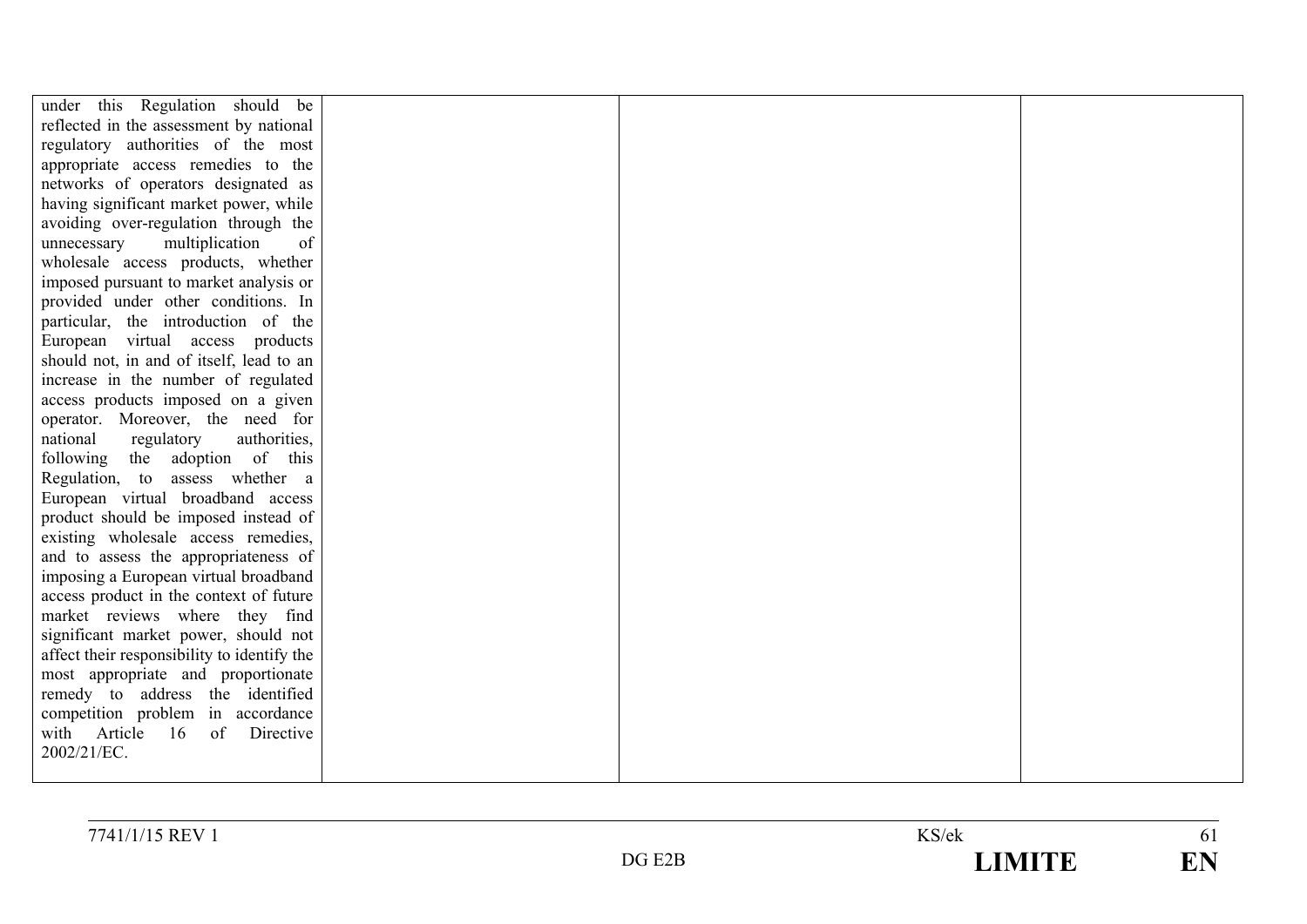| | | | |
|---|---|---|---|
| under this Regulation should be reflected in the assessment by national regulatory authorities of the most appropriate access remedies to the networks of operators designated as having significant market power, while avoiding over-regulation through the unnecessary multiplication of wholesale access products, whether imposed pursuant to market analysis or provided under other conditions. In particular, the introduction of the European virtual access products should not, in and of itself, lead to an increase in the number of regulated access products imposed on a given operator. Moreover, the need for national regulatory authorities, following the adoption of this Regulation, to assess whether a European virtual broadband access product should be imposed instead of existing wholesale access remedies, and to assess the appropriateness of imposing a European virtual broadband access product in the context of future market reviews where they find significant market power, should not affect their responsibility to identify the most appropriate and proportionate remedy to address the identified competition problem in accordance with Article 16 of Directive 2002/21/EC. | | | |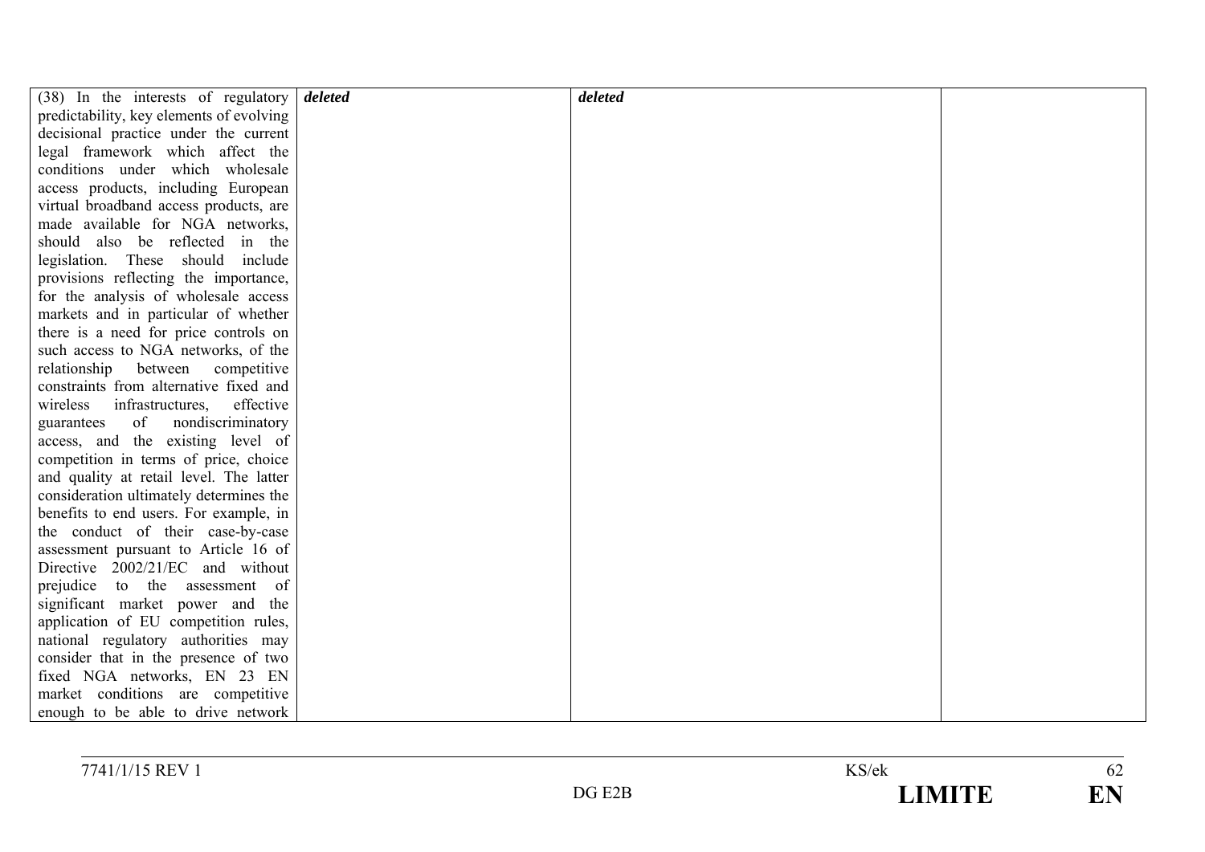| | | | |
|---|---|---|---|
| (38) In the interests of regulatory predictability, key elements of evolving decisional practice under the current legal framework which affect the conditions under which wholesale access products, including European virtual broadband access products, are made available for NGA networks, should also be reflected in the legislation. These should include provisions reflecting the importance, for the analysis of wholesale access markets and in particular of whether there is a need for price controls on such access to NGA networks, of the relationship between competitive constraints from alternative fixed and wireless infrastructures, effective guarantees of nondiscriminatory access, and the existing level of competition in terms of price, choice and quality at retail level. The latter consideration ultimately determines the benefits to end users. For example, in the conduct of their case-by-case assessment pursuant to Article 16 of Directive 2002/21/EC and without prejudice to the assessment of significant market power and the application of EU competition rules, national regulatory authorities may consider that in the presence of two fixed NGA networks, EN 23 EN market conditions are competitive enough to be able to drive network | ***deleted*** | ***deleted*** | |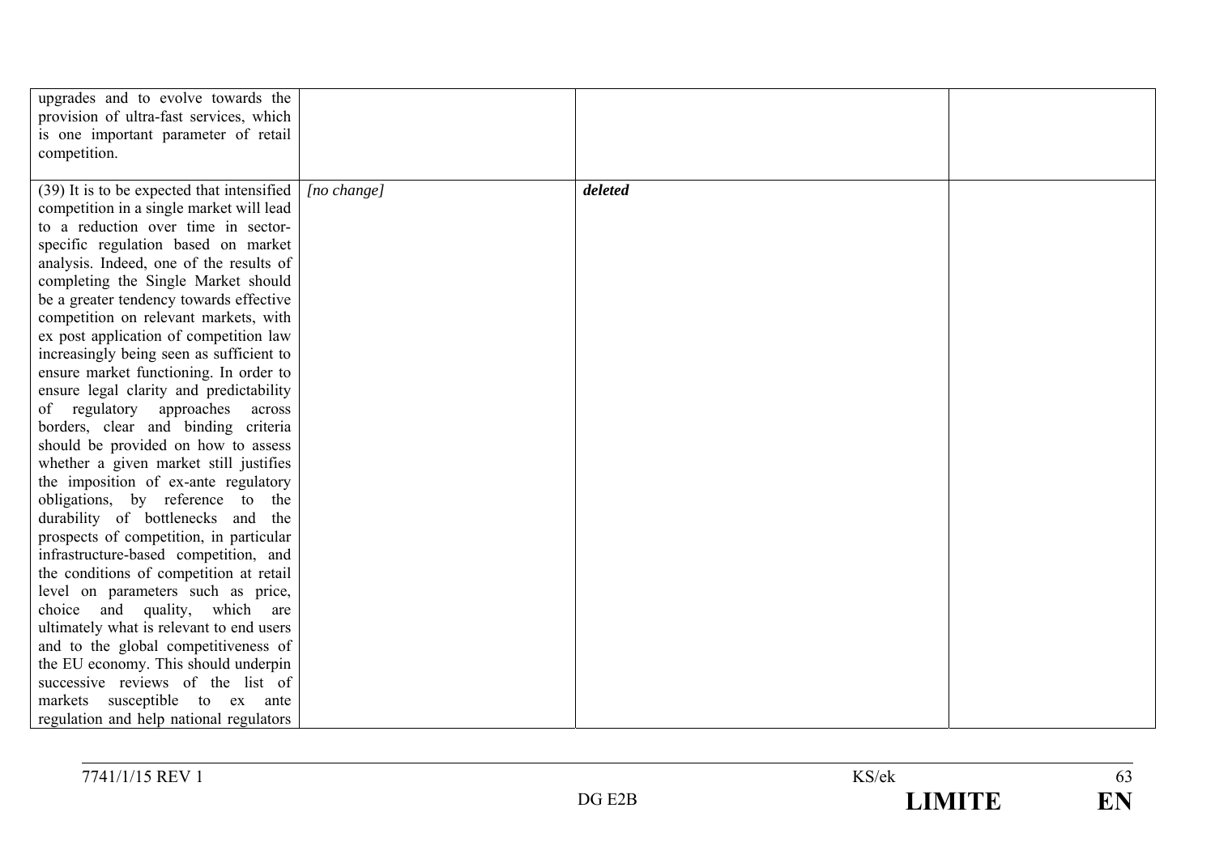| | | | |
|---|---|---|---|
| upgrades and to evolve towards the provision of ultra-fast services, which is one important parameter of retail competition. | | | |
| (39) It is to be expected that intensified competition in a single market will lead to a reduction over time in sector-specific regulation based on market analysis. Indeed, one of the results of completing the Single Market should be a greater tendency towards effective competition on relevant markets, with ex post application of competition law increasingly being seen as sufficient to ensure market functioning. In order to ensure legal clarity and predictability of regulatory approaches across borders, clear and binding criteria should be provided on how to assess whether a given market still justifies the imposition of ex-ante regulatory obligations, by reference to the durability of bottlenecks and the prospects of competition, in particular infrastructure-based competition, and the conditions of competition at retail level on parameters such as price, choice and quality, which are ultimately what is relevant to end users and to the global competitiveness of the EU economy. This should underpin successive reviews of the list of markets susceptible to ex ante regulation and help national regulators | *[no change]* | ***deleted*** | |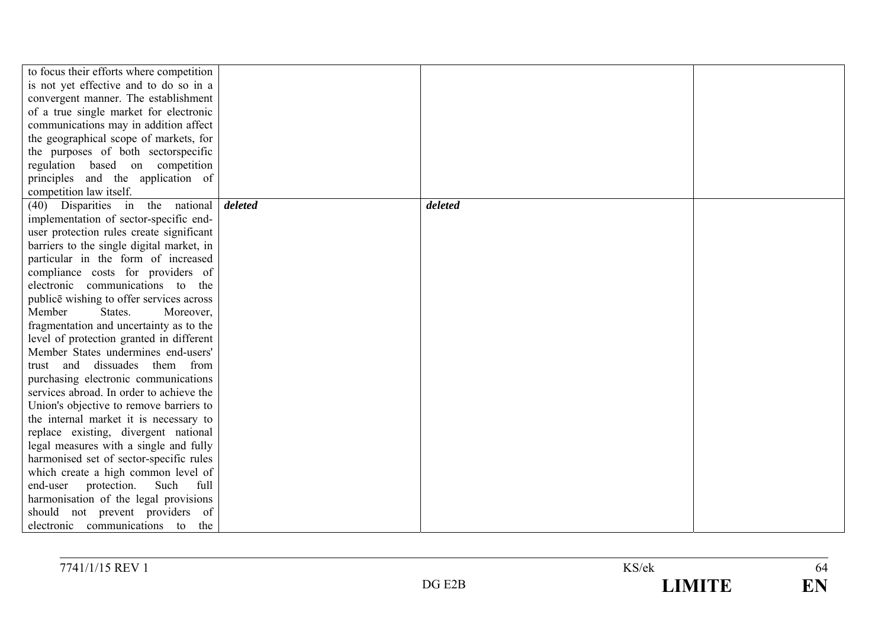| | | | |
|---|---|---|---|
| to focus their efforts where competition is not yet effective and to do so in a convergent manner. The establishment of a true single market for electronic communications may in addition affect the geographical scope of markets, for the purposes of both sectorspecific regulation based on competition principles and the application of competition law itself. | | | |
| (40) Disparities in the national implementation of sector-specific end-user protection rules create significant barriers to the single digital market, in particular in the form of increased compliance costs for providers of electronic communications to the publicē wishing to offer services across Member States. Moreover, fragmentation and uncertainty as to the level of protection granted in different Member States undermines end-users' trust and dissuades them from purchasing electronic communications services abroad. In order to achieve the Union's objective to remove barriers to the internal market it is necessary to replace existing, divergent national legal measures with a single and fully harmonised set of sector-specific rules which create a high common level of end-user protection. Such full harmonisation of the legal provisions should not prevent providers of electronic communications to the | ***deleted*** | ***deleted*** | |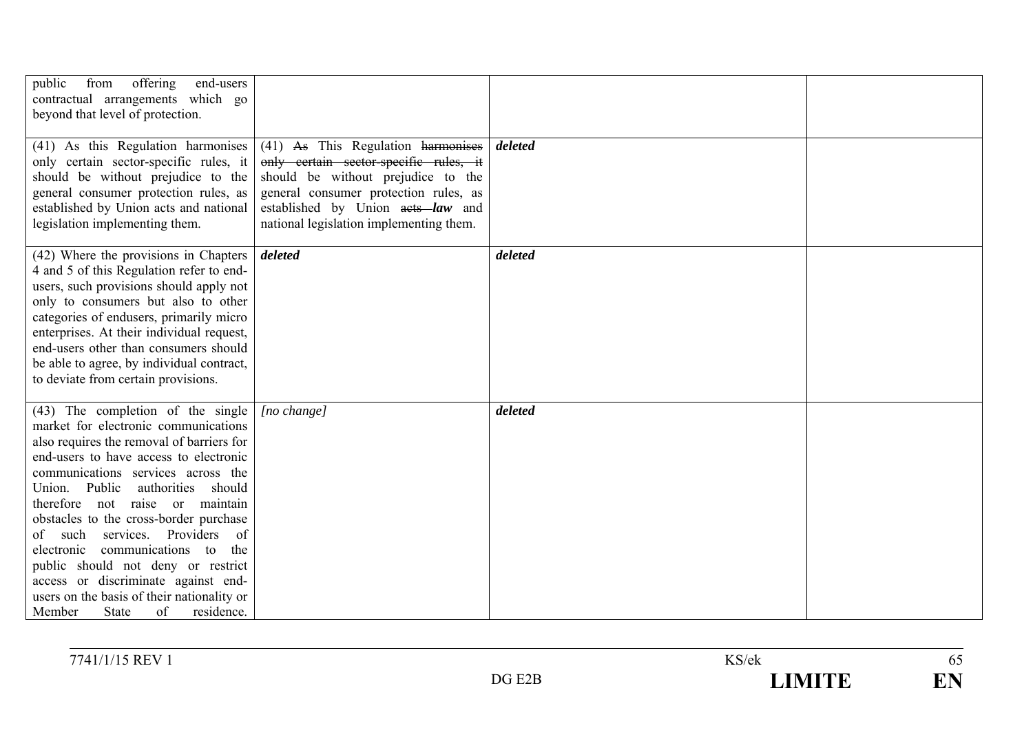| | | | |
|---|---|---|---|
| public from offering end-users contractual arrangements which go beyond that level of protection. | | | |
| (41) As this Regulation harmonises only certain sector-specific rules, it should be without prejudice to the general consumer protection rules, as established by Union acts and national legislation implementing them. | (41) ~~As~~ This Regulation ~~harmonises only certain sector-specific rules, it~~ should be without prejudice to the general consumer protection rules, as established by Union ~~acts~~ ***law*** and national legislation implementing them. | ***deleted*** | |
| (42) Where the provisions in Chapters 4 and 5 of this Regulation refer to end-users, such provisions should apply not only to consumers but also to other categories of endusers, primarily micro enterprises. At their individual request, end-users other than consumers should be able to agree, by individual contract, to deviate from certain provisions. | ***deleted*** | ***deleted*** | |
| (43) The completion of the single market for electronic communications also requires the removal of barriers for end-users to have access to electronic communications services across the Union. Public authorities should therefore not raise or maintain obstacles to the cross-border purchase of such services. Providers of electronic communications to the public should not deny or restrict access or discriminate against end-users on the basis of their nationality or Member State of residence. | *[no change]* | ***deleted*** | |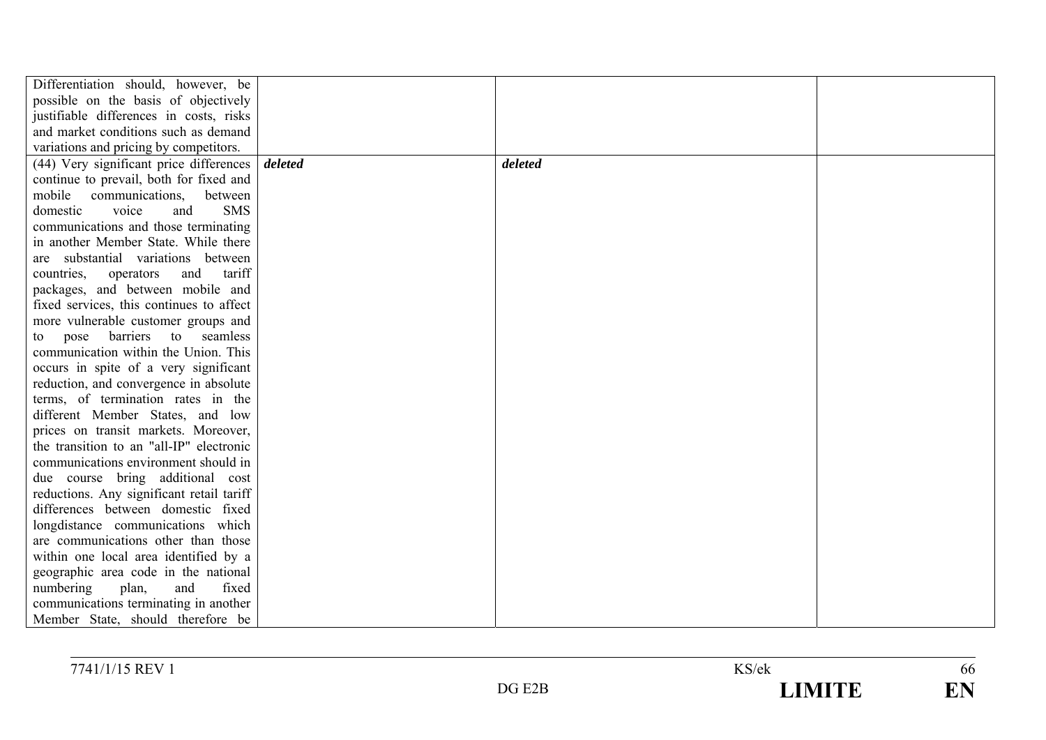| | | | |
|---|---|---|---|
| Differentiation should, however, be possible on the basis of objectively justifiable differences in costs, risks and market conditions such as demand variations and pricing by competitors. | | | |
| (44) Very significant price differences continue to prevail, both for fixed and mobile communications, between domestic voice and SMS communications and those terminating in another Member State. While there are substantial variations between countries, operators and tariff packages, and between mobile and fixed services, this continues to affect more vulnerable customer groups and to pose barriers to seamless communication within the Union. This occurs in spite of a very significant reduction, and convergence in absolute terms, of termination rates in the different Member States, and low prices on transit markets. Moreover, the transition to an "all-IP" electronic communications environment should in due course bring additional cost reductions. Any significant retail tariff differences between domestic fixed longdistance communications which are communications other than those within one local area identified by a geographic area code in the national numbering plan, and fixed communications terminating in another Member State, should therefore be | ***deleted*** | ***deleted*** | |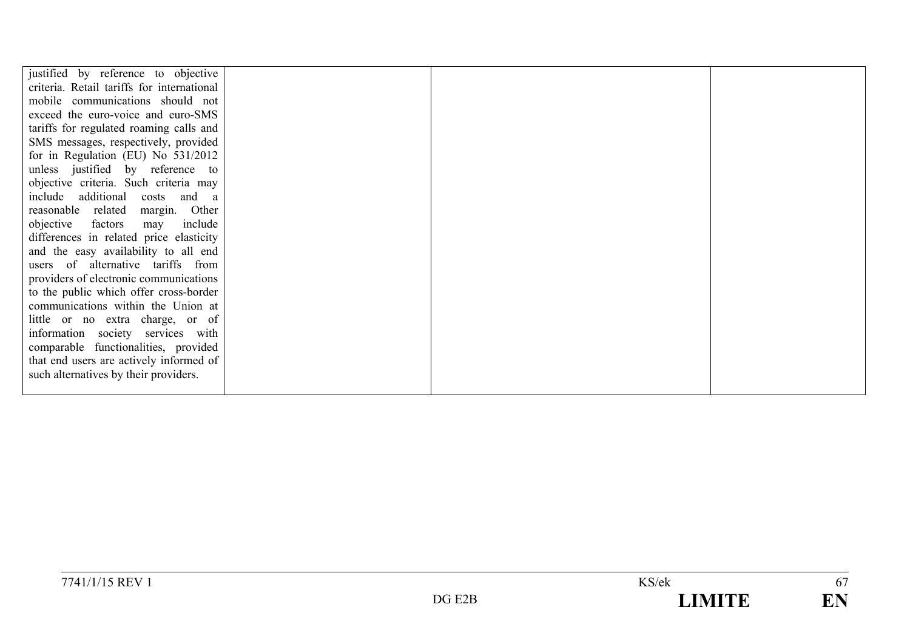| | | | |
|---|---|---|---|
| justified by reference to objective criteria. Retail tariffs for international mobile communications should not exceed the euro-voice and euro-SMS tariffs for regulated roaming calls and SMS messages, respectively, provided for in Regulation (EU) No 531/2012 unless justified by reference to objective criteria. Such criteria may include additional costs and a reasonable related margin. Other objective factors may include differences in related price elasticity and the easy availability to all end users of alternative tariffs from providers of electronic communications to the public which offer cross-border communications within the Union at little or no extra charge, or of information society services with comparable functionalities, provided that end users are actively informed of such alternatives by their providers. | | | |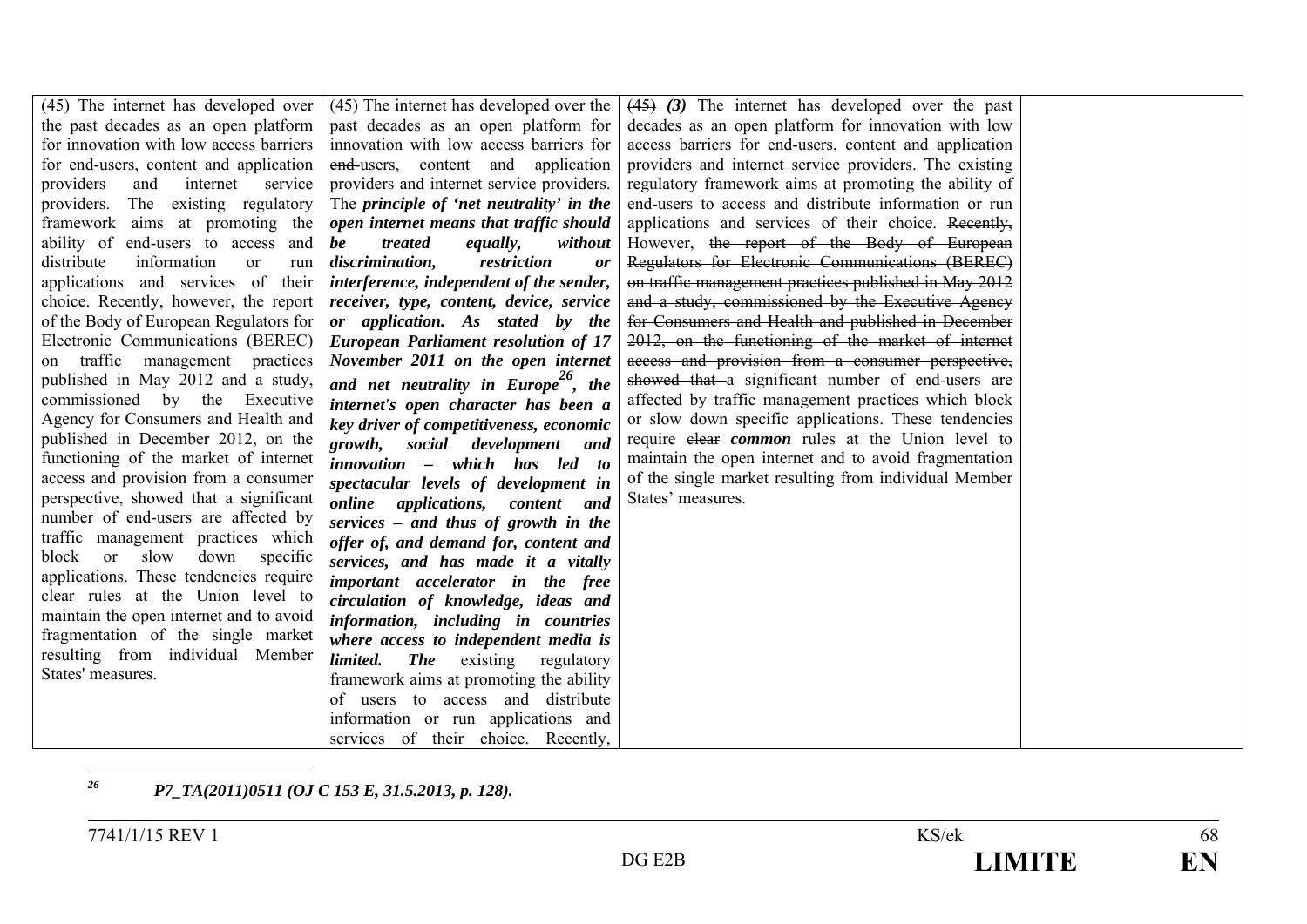| | | | |
|---|---|---|---|
| (45) The internet has developed over the past decades as an open platform for innovation with low access barriers for end-users, content and application providers and internet service providers. The existing regulatory framework aims at promoting the ability of end-users to access and distribute information or run applications and services of their choice. Recently, however, the report of the Body of European Regulators for Electronic Communications (BEREC) on traffic management practices published in May 2012 and a study, commissioned by the Executive Agency for Consumers and Health and published in December 2012, on the functioning of the market of internet access and provision from a consumer perspective, showed that a significant number of end-users are affected by traffic management practices which block or slow down specific applications. These tendencies require clear rules at the Union level to maintain the open internet and to avoid fragmentation of the single market resulting from individual Member States' measures. | (45) The internet has developed over the past decades as an open platform for innovation with low access barriers for ~~end~~-users, content and application providers and internet service providers. The ***principle of 'net neutrality' in the open internet means that traffic should be treated equally, without discrimination, restriction or interference, independent of the sender, receiver, type, content, device, service or application. As stated by the European Parliament resolution of 17 November 2011 on the open internet and net neutrality in Europe***[26]***, the internet's open character has been a key driver of competitiveness, economic growth, social development and innovation – which has led to spectacular levels of development in online applications, content and services – and thus of growth in the offer of, and demand for, content and services, and has made it a vitally important accelerator in the free circulation of knowledge, ideas and information, including in countries where access to independent media is limited. The*** existing regulatory framework aims at promoting the ability of users to access and distribute information or run applications and services of their choice. Recently, | ~~(45)~~ ***(3)*** The internet has developed over the past decades as an open platform for innovation with low access barriers for end-users, content and application providers and internet service providers. The existing regulatory framework aims at promoting the ability of end-users to access and distribute information or run applications and services of their choice. ~~Recently,~~ However, ~~the report of the Body of European Regulators for Electronic Communications (BEREC) on traffic management practices published in May 2012 and a study, commissioned by the Executive Agency for Consumers and Health and published in December 2012, on the functioning of the market of internet access and provision from a consumer perspective, showed that~~ a significant number of end-users are affected by traffic management practices which block or slow down specific applications. These tendencies require ~~clear~~ ***common*** rules at the Union level to maintain the open internet and to avoid fragmentation of the single market resulting from individual Member States' measures. | |

[26] ***P7_TA(2011)0511 (OJ C 153 E, 31.5.2013, p. 128).***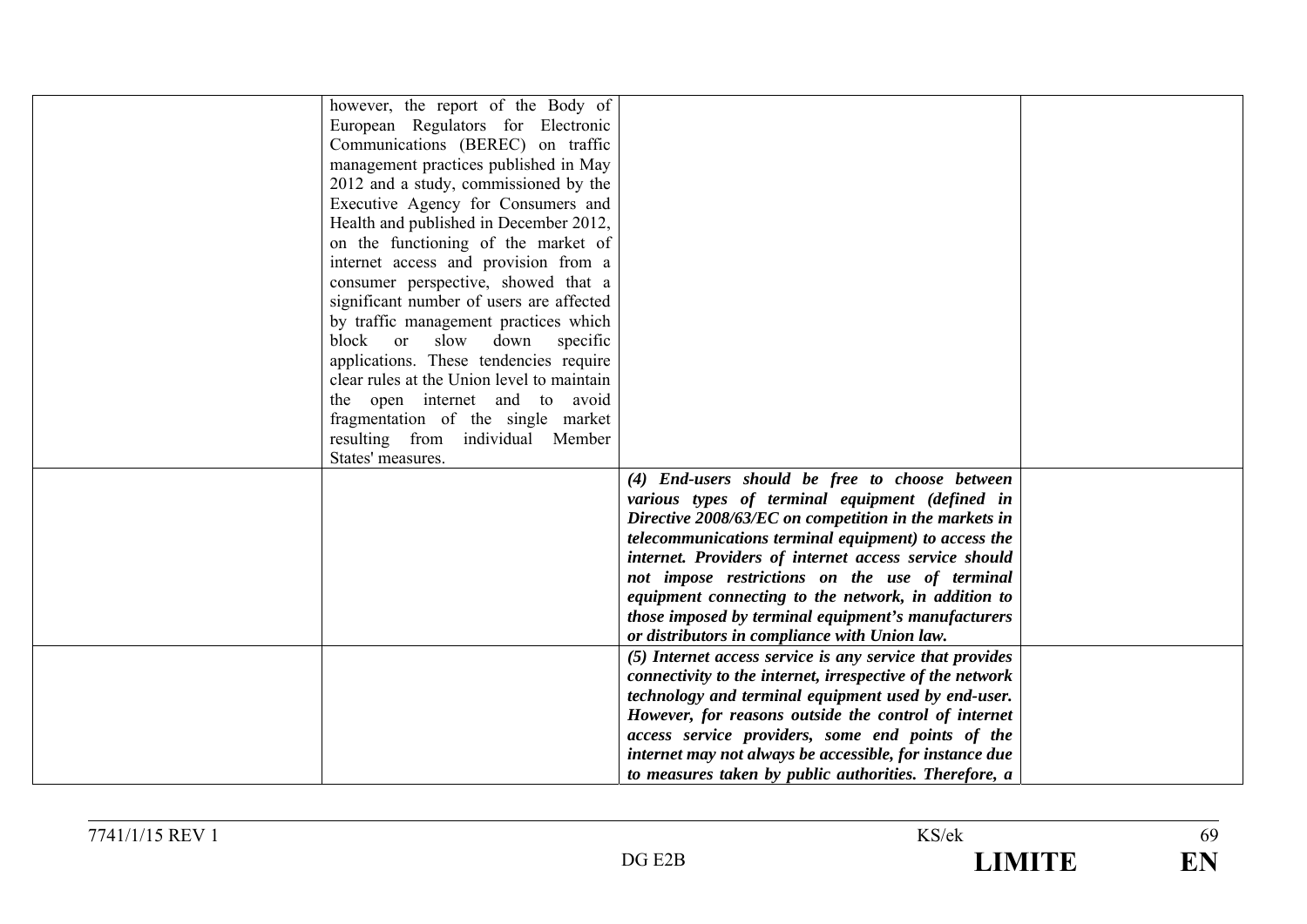|  |  |  |  |
|---|---|---|---|
|  | however, the report of the Body of European Regulators for Electronic Communications (BEREC) on traffic management practices published in May 2012 and a study, commissioned by the Executive Agency for Consumers and Health and published in December 2012, on the functioning of the market of internet access and provision from a consumer perspective, showed that a significant number of users are affected by traffic management practices which block or slow down specific applications. These tendencies require clear rules at the Union level to maintain the open internet and to avoid fragmentation of the single market resulting from individual Member States' measures. |  |  |
|  |  | ***(4) End-users should be free to choose between various types of terminal equipment (defined in Directive 2008/63/EC on competition in the markets in telecommunications terminal equipment) to access the internet. Providers of internet access service should not impose restrictions on the use of terminal equipment connecting to the network, in addition to those imposed by terminal equipment's manufacturers or distributors in compliance with Union law.*** |  |
|  |  | ***(5) Internet access service is any service that provides connectivity to the internet, irrespective of the network technology and terminal equipment used by end-user. However, for reasons outside the control of internet access service providers, some end points of the internet may not always be accessible, for instance due to measures taken by public authorities. Therefore, a*** |  |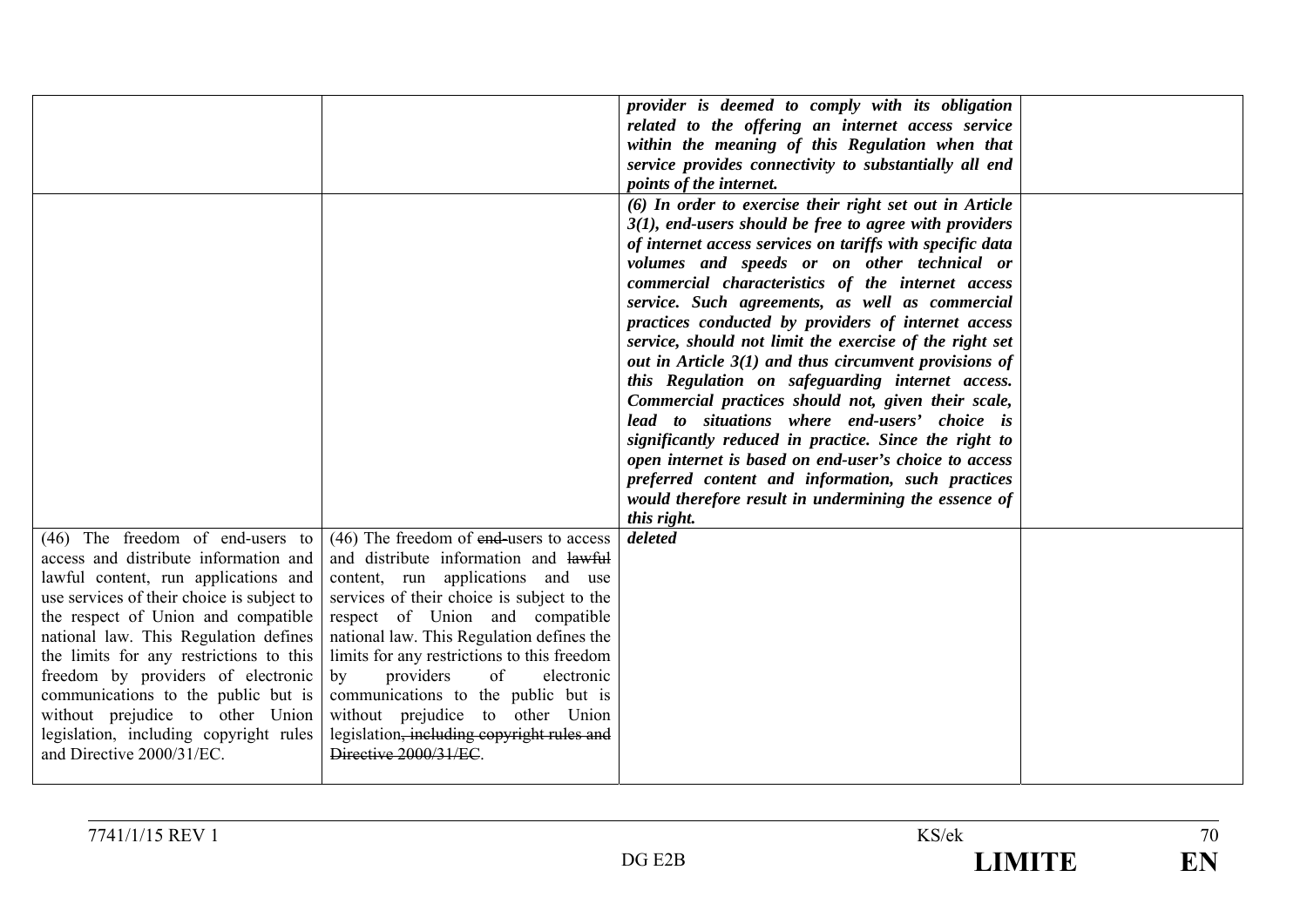| | | | |
|---|---|---|---|
| | | ***provider is deemed to comply with its obligation related to the offering an internet access service within the meaning of this Regulation when that service provides connectivity to substantially all end points of the internet.*** | |
| | | ***(6) In order to exercise their right set out in Article 3(1), end-users should be free to agree with providers of internet access services on tariffs with specific data volumes and speeds or on other technical or commercial characteristics of the internet access service. Such agreements, as well as commercial practices conducted by providers of internet access service, should not limit the exercise of the right set out in Article 3(1) and thus circumvent provisions of this Regulation on safeguarding internet access. Commercial practices should not, given their scale, lead to situations where end-users' choice is significantly reduced in practice. Since the right to open internet is based on end-user's choice to access preferred content and information, such practices would therefore result in undermining the essence of this right.*** | |
| (46) The freedom of end-users to access and distribute information and lawful content, run applications and use services of their choice is subject to the respect of Union and compatible national law. This Regulation defines the limits for any restrictions to this freedom by providers of electronic communications to the public but is without prejudice to other Union legislation, including copyright rules and Directive 2000/31/EC. | (46) The freedom of ~~end-~~users to access and distribute information and ~~lawful~~ content, run applications and use services of their choice is subject to the respect of Union and compatible national law. This Regulation defines the limits for any restrictions to this freedom by providers of electronic communications to the public but is without prejudice to other Union legislation~~, including copyright rules and Directive 2000/31/EC~~. | ***deleted*** | |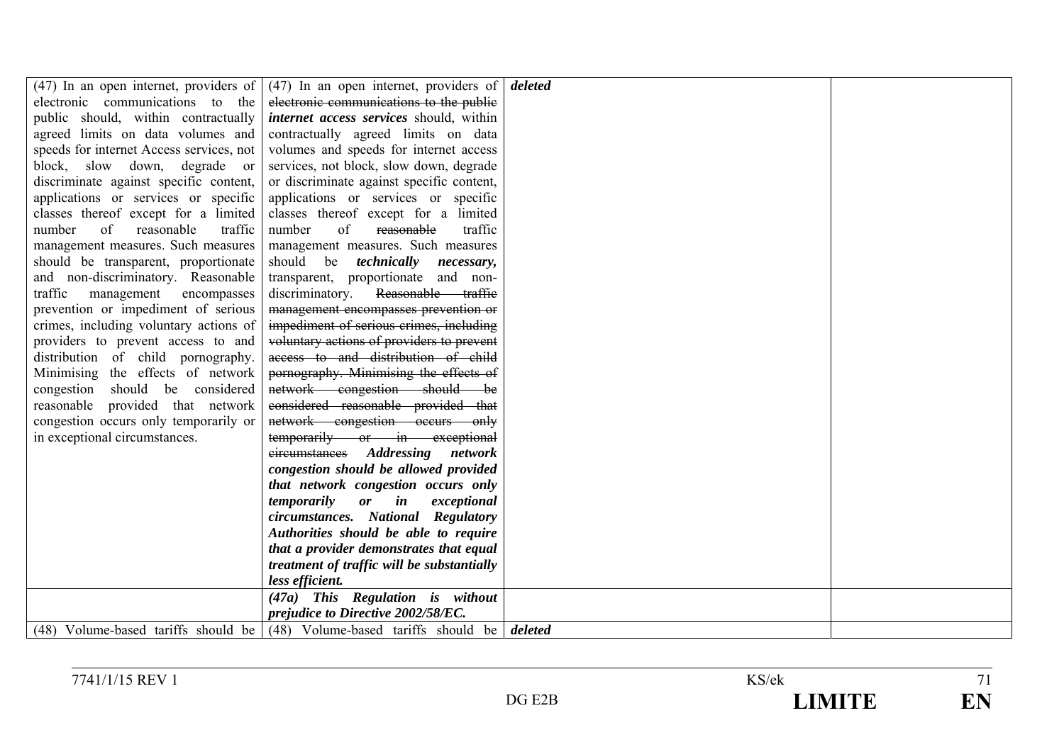| | | | |
|---|---|---|---|
| (47) In an open internet, providers of electronic communications to the public should, within contractually agreed limits on data volumes and speeds for internet Access services, not block, slow down, degrade or discriminate against specific content, applications or services or specific classes thereof except for a limited number of reasonable traffic management measures. Such measures should be transparent, proportionate and non-discriminatory. Reasonable traffic management encompasses prevention or impediment of serious crimes, including voluntary actions of providers to prevent access to and distribution of child pornography. Minimising the effects of network congestion should be considered reasonable provided that network congestion occurs only temporarily or in exceptional circumstances. | (47) In an open internet, providers of ~~electronic communications to the public~~ ***internet access services*** should, within contractually agreed limits on data volumes and speeds for internet access services, not block, slow down, degrade or discriminate against specific content, applications or services or specific classes thereof except for a limited number of ~~reasonable~~ traffic management measures. Such measures should be ***technically necessary,*** transparent, proportionate and non-discriminatory. ~~Reasonable traffic management encompasses prevention or impediment of serious crimes, including voluntary actions of providers to prevent access to and distribution of child pornography. Minimising the effects of network congestion should be considered reasonable provided that network congestion occurs only temporarily or in exceptional circumstances~~ ***Addressing network congestion should be allowed provided that network congestion occurs only temporarily or in exceptional circumstances. National Regulatory Authorities should be able to require that a provider demonstrates that equal treatment of traffic will be substantially less efficient.*** | ***deleted*** | |
| | ***(47a) This Regulation is without prejudice to Directive 2002/58/EC.*** | | |
| (48) Volume-based tariffs should be | (48) Volume-based tariffs should be | ***deleted*** | |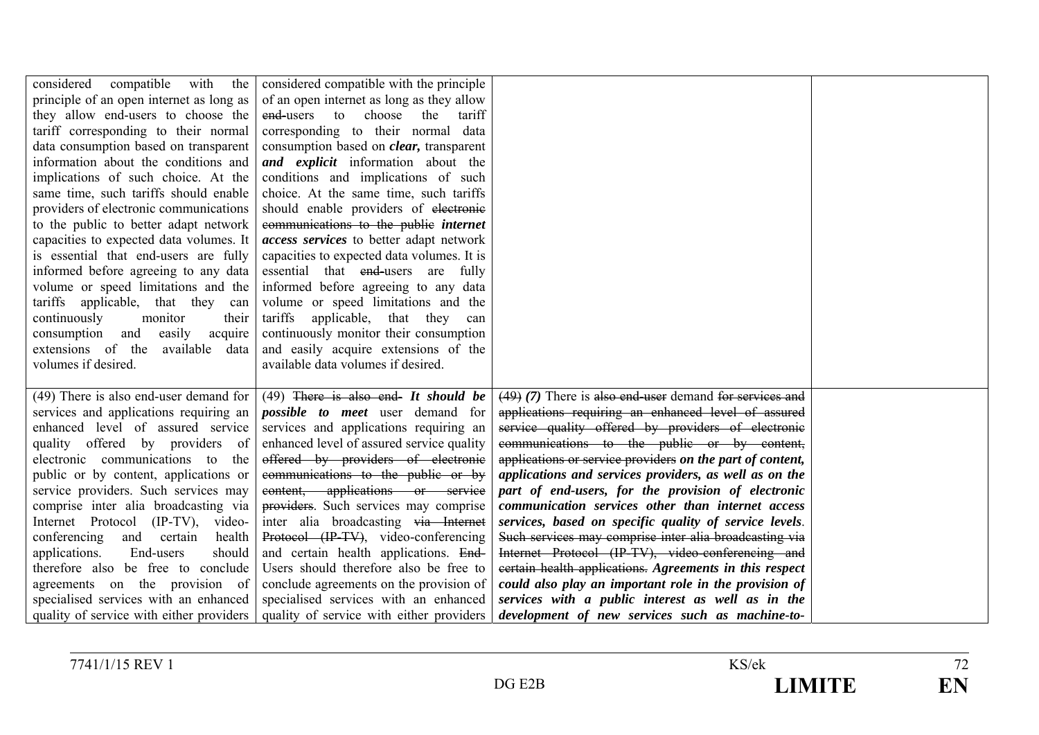| | | | |
|---|---|---|---|
| considered compatible with the principle of an open internet as long as they allow end-users to choose the tariff corresponding to their normal data consumption based on transparent information about the conditions and implications of such choice. At the same time, such tariffs should enable providers of electronic communications to the public to better adapt network capacities to expected data volumes. It is essential that end-users are fully informed before agreeing to any data volume or speed limitations and the tariffs applicable, that they can continuously monitor their consumption and easily acquire extensions of the available data volumes if desired. | considered compatible with the principle of an open internet as long as they allow ~~end-~~users to choose the tariff corresponding to their normal data consumption based on ***clear,*** transparent ***and explicit*** information about the conditions and implications of such choice. At the same time, such tariffs should enable providers of ~~electronic communications to the public~~ ***internet access services*** to better adapt network capacities to expected data volumes. It is essential that ~~end-~~users are fully informed before agreeing to any data volume or speed limitations and the tariffs applicable, that they can continuously monitor their consumption and easily acquire extensions of the available data volumes if desired. | | |
| (49) There is also end-user demand for services and applications requiring an enhanced level of assured service quality offered by providers of electronic communications to the public or by content, applications or service providers. Such services may comprise inter alia broadcasting via Internet Protocol (IP-TV), video-conferencing and certain health applications. End-users should therefore also be free to conclude agreements on the provision of specialised services with an enhanced quality of service with either providers | (49) ~~There is also end-~~ ***It should be possible to meet*** user demand for services and applications requiring an enhanced level of assured service quality ~~offered by providers of electronic communications to the public or by content, applications or service providers~~. Such services may comprise inter alia broadcasting ~~via Internet Protocol (IP-TV)~~, video-conferencing and certain health applications. ~~End-~~Users should therefore also be free to conclude agreements on the provision of specialised services with an enhanced quality of service with either providers | ~~(49)~~ ***(7)*** There is ~~also end-user~~ demand ~~for services and applications requiring an enhanced level of assured service quality offered by providers of electronic communications to the public or by content, applications or service providers~~ ***on the part of content, applications and services providers, as well as on the part of end-users, for the provision of electronic communication services other than internet access services, based on specific quality of service levels***. ~~Such services may comprise inter alia broadcasting via Internet Protocol (IP-TV), video-conferencing and certain health applications.~~ ***Agreements in this respect could also play an important role in the provision of services with a public interest as well as in the development of new services such as machine-to-*** | |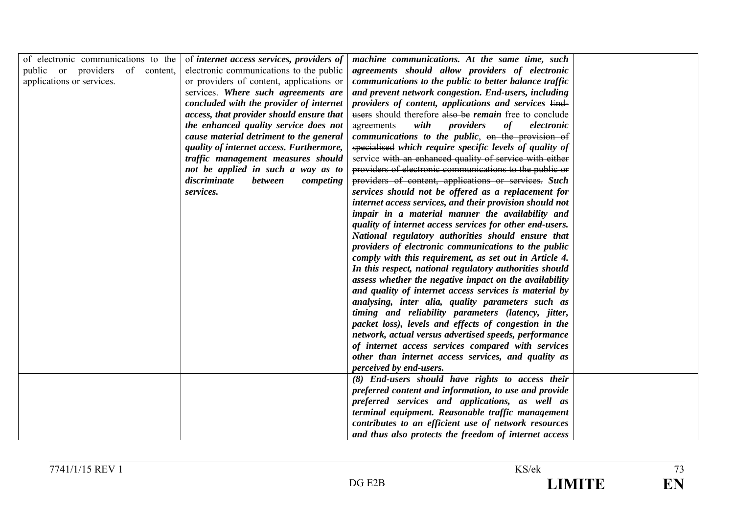| | | | |
|---|---|---|---|
| of electronic communications to the public or providers of content, applications or services. | of ***internet access services, providers of*** electronic communications to the public or providers of content, applications or services. ***Where such agreements are concluded with the provider of internet access, that provider should ensure that the enhanced quality service does not cause material detriment to the general quality of internet access. Furthermore, traffic management measures should not be applied in such a way as to discriminate between competing services.*** | ***machine communications. At the same time, such agreements should allow providers of electronic communications to the public to better balance traffic and prevent network congestion. End-users, including providers of content, applications and services*** ~~End-users~~ should therefore ~~also be~~ ***remain*** free to conclude agreements ***with providers of electronic communications to the public***, ~~on the provision of specialised~~ ***which require specific levels of quality of*** service ~~with an enhanced quality of service with either providers of electronic communications to the public or providers of content, applications or services.~~ ***Such services should not be offered as a replacement for internet access services, and their provision should not impair in a material manner the availability and quality of internet access services for other end-users. National regulatory authorities should ensure that providers of electronic communications to the public comply with this requirement, as set out in Article 4. In this respect, national regulatory authorities should assess whether the negative impact on the availability and quality of internet access services is material by analysing, inter alia, quality parameters such as timing and reliability parameters (latency, jitter, packet loss), levels and effects of congestion in the network, actual versus advertised speeds, performance of internet access services compared with services other than internet access services, and quality as perceived by end-users.*** | |
| | | ***(8) End-users should have rights to access their preferred content and information, to use and provide preferred services and applications, as well as terminal equipment. Reasonable traffic management contributes to an efficient use of network resources and thus also protects the freedom of internet access*** | |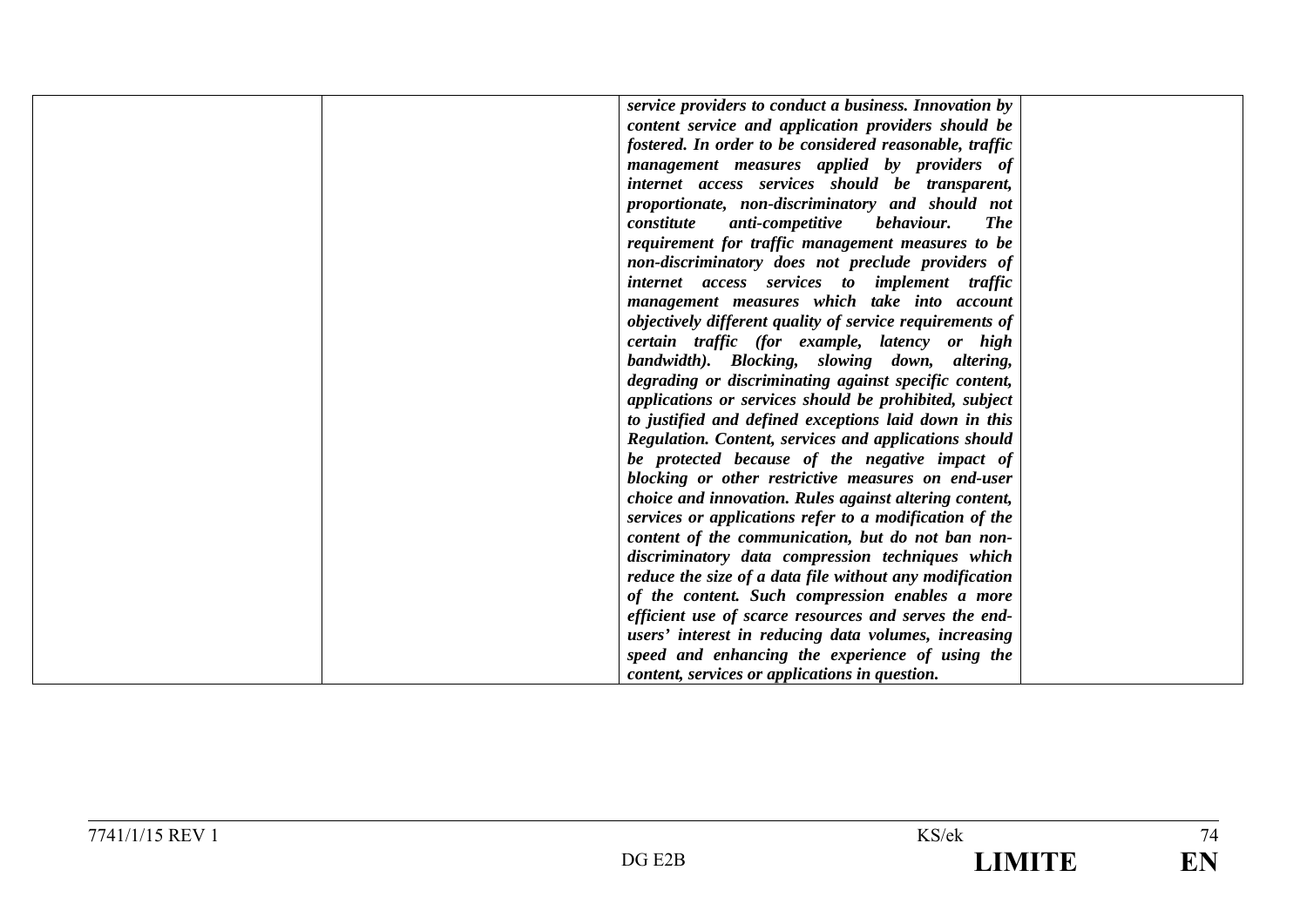| | | | |
|---|---|---|---|
| | | ***service providers to conduct a business. Innovation by content service and application providers should be fostered. In order to be considered reasonable, traffic management measures applied by providers of internet access services should be transparent, proportionate, non-discriminatory and should not constitute anti-competitive behaviour. The requirement for traffic management measures to be non-discriminatory does not preclude providers of internet access services to implement traffic management measures which take into account objectively different quality of service requirements of certain traffic (for example, latency or high bandwidth). Blocking, slowing down, altering, degrading or discriminating against specific content, applications or services should be prohibited, subject to justified and defined exceptions laid down in this Regulation. Content, services and applications should be protected because of the negative impact of blocking or other restrictive measures on end-user choice and innovation. Rules against altering content, services or applications refer to a modification of the content of the communication, but do not ban non-discriminatory data compression techniques which reduce the size of a data file without any modification of the content. Such compression enables a more efficient use of scarce resources and serves the end-users' interest in reducing data volumes, increasing speed and enhancing the experience of using the content, services or applications in question.*** | |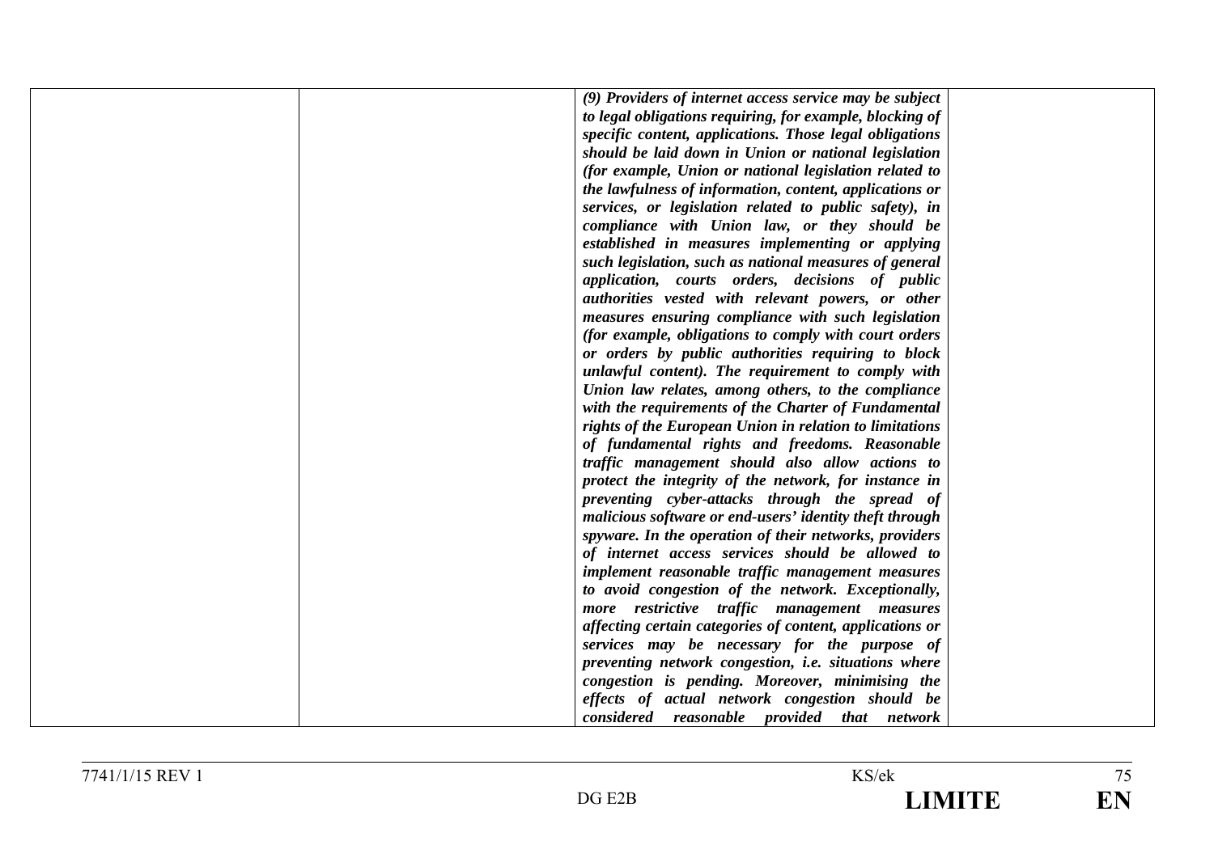| | | *(9) Providers of internet access service may be subject to legal obligations requiring, for example, blocking of specific content, applications. Those legal obligations should be laid down in Union or national legislation (for example, Union or national legislation related to the lawfulness of information, content, applications or services, or legislation related to public safety), in compliance with Union law, or they should be established in measures implementing or applying such legislation, such as national measures of general application, courts orders, decisions of public authorities vested with relevant powers, or other measures ensuring compliance with such legislation (for example, obligations to comply with court orders or orders by public authorities requiring to block unlawful content). The requirement to comply with Union law relates, among others, to the compliance with the requirements of the Charter of Fundamental rights of the European Union in relation to limitations of fundamental rights and freedoms. Reasonable traffic management should also allow actions to protect the integrity of the network, for instance in preventing cyber-attacks through the spread of malicious software or end-users' identity theft through spyware. In the operation of their networks, providers of internet access services should be allowed to implement reasonable traffic management measures to avoid congestion of the network. Exceptionally, more restrictive traffic management measures affecting certain categories of content, applications or services may be necessary for the purpose of preventing network congestion, i.e. situations where congestion is pending. Moreover, minimising the effects of actual network congestion should be considered reasonable provided that network* | |
|---|---|---|---|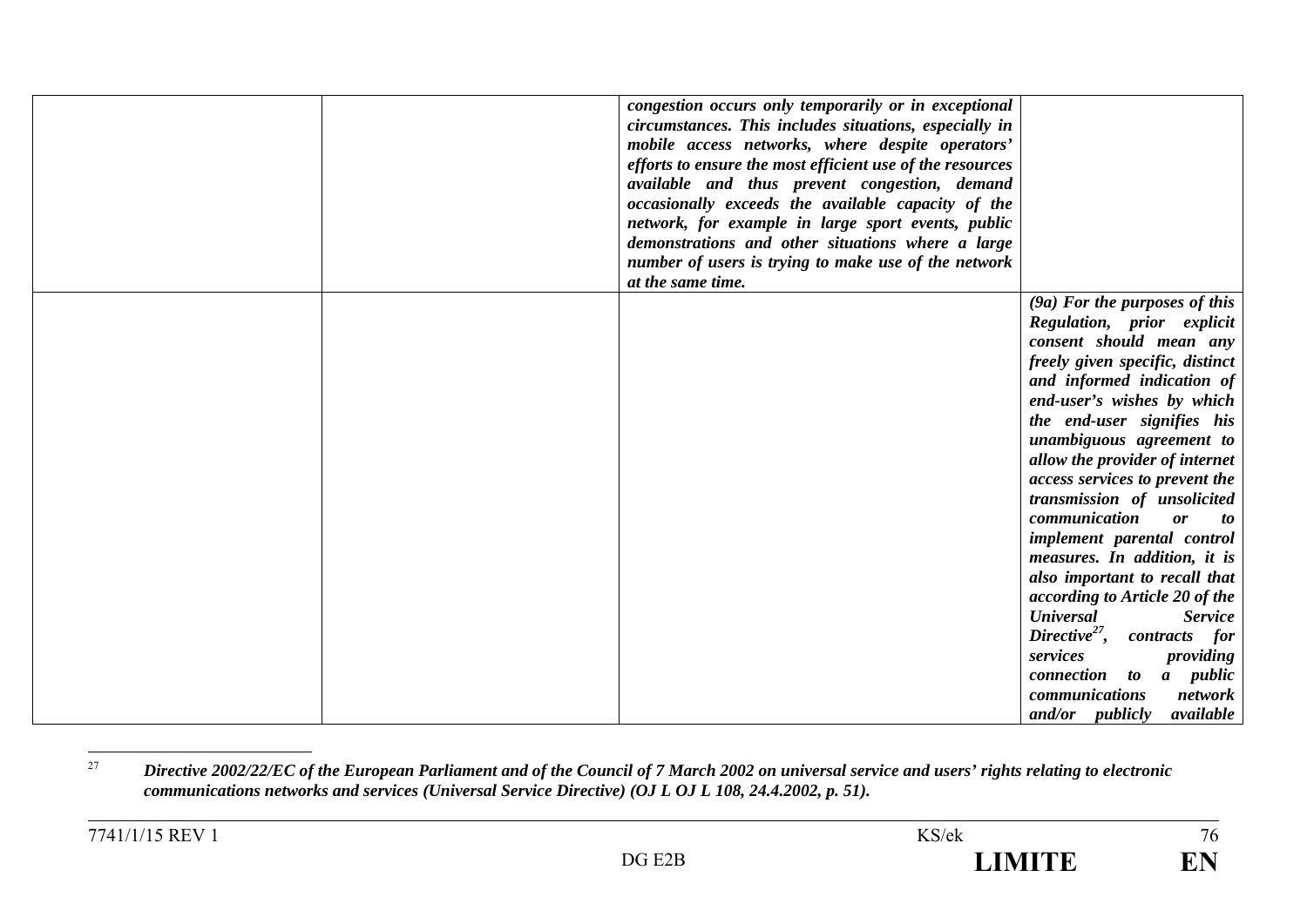| | | | |
|---|---|---|---|
| | | ***congestion occurs only temporarily or in exceptional circumstances. This includes situations, especially in mobile access networks, where despite operators' efforts to ensure the most efficient use of the resources available and thus prevent congestion, demand occasionally exceeds the available capacity of the network, for example in large sport events, public demonstrations and other situations where a large number of users is trying to make use of the network at the same time.*** | |
| | | | ***(9a) For the purposes of this Regulation, prior explicit consent should mean any freely given specific, distinct and informed indication of end-user's wishes by which the end-user signifies his unambiguous agreement to allow the provider of internet access services to prevent the transmission of unsolicited communication or to implement parental control measures. In addition, it is also important to recall that according to Article 20 of the Universal Service Directive[27], contracts for services providing connection to a public communications network and/or publicly available*** |

[27] ***Directive 2002/22/EC of the European Parliament and of the Council of 7 March 2002 on universal service and users' rights relating to electronic communications networks and services (Universal Service Directive) (OJ L OJ L 108, 24.4.2002, p. 51).***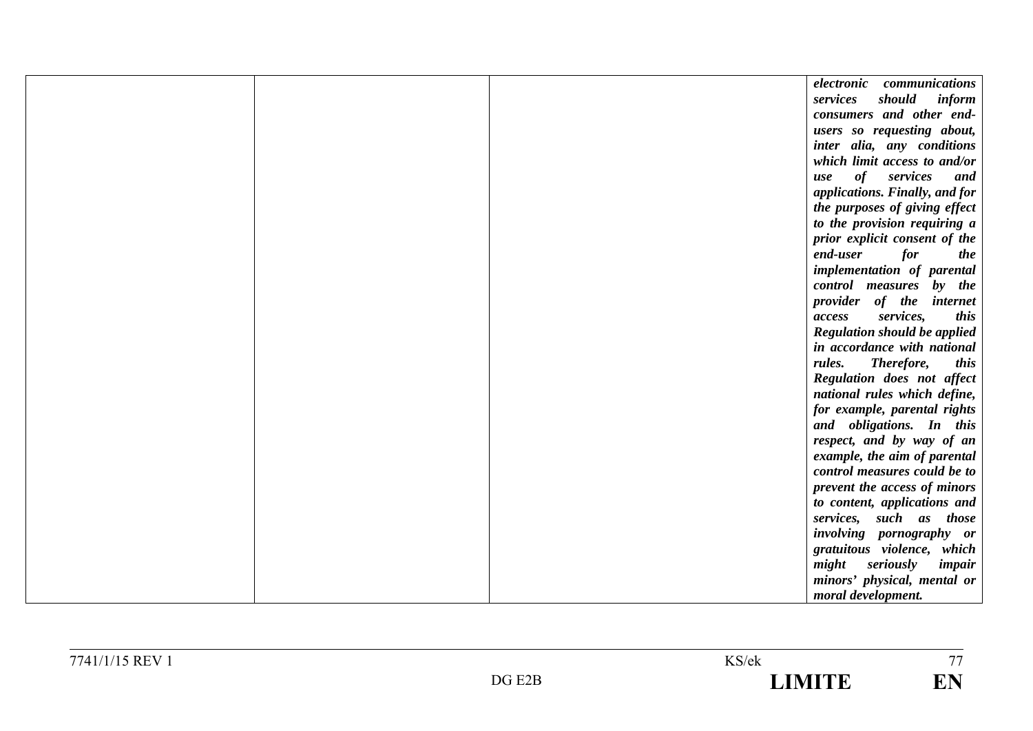| | | | |
|---|---|---|---|
| | | | ***electronic communications services should inform consumers and other end-users so requesting about, inter alia, any conditions which limit access to and/or use of services and applications. Finally, and for the purposes of giving effect to the provision requiring a prior explicit consent of the end-user for the implementation of parental control measures by the provider of the internet access services, this Regulation should be applied in accordance with national rules. Therefore, this Regulation does not affect national rules which define, for example, parental rights and obligations. In this respect, and by way of an example, the aim of parental control measures could be to prevent the access of minors to content, applications and services, such as those involving pornography or gratuitous violence, which might seriously impair minors' physical, mental or moral development.*** |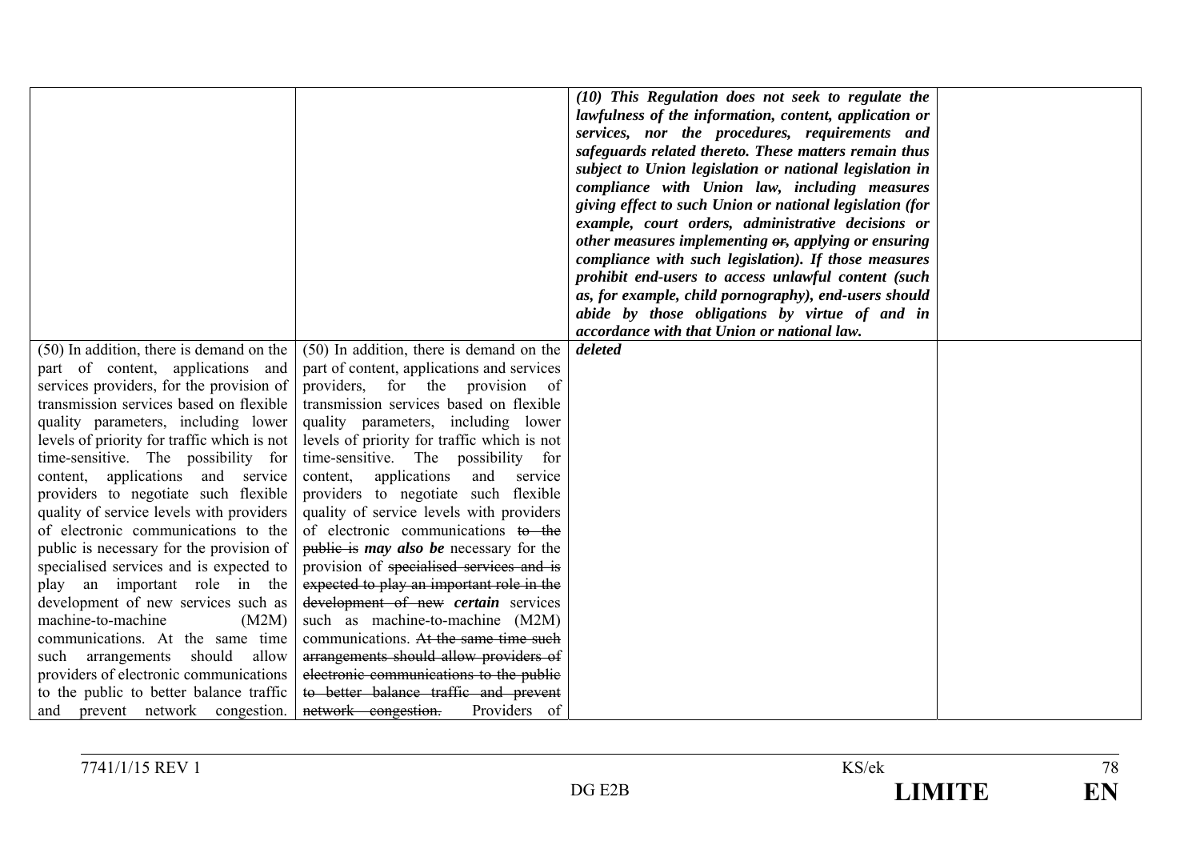| | | | |
|---|---|---|---|
| | | ***(10) This Regulation does not seek to regulate the lawfulness of the information, content, application or services, nor the procedures, requirements and safeguards related thereto. These matters remain thus subject to Union legislation or national legislation in compliance with Union law, including measures giving effect to such Union or national legislation (for example, court orders, administrative decisions or other measures implementing ~~or~~, applying or ensuring compliance with such legislation). If those measures prohibit end-users to access unlawful content (such as, for example, child pornography), end-users should abide by those obligations by virtue of and in accordance with that Union or national law.*** | |
| (50) In addition, there is demand on the part of content, applications and services providers, for the provision of transmission services based on flexible quality parameters, including lower levels of priority for traffic which is not time-sensitive. The possibility for content, applications and service providers to negotiate such flexible quality of service levels with providers of electronic communications to the public is necessary for the provision of specialised services and is expected to play an important role in the development of new services such as machine-to-machine (M2M) communications. At the same time such arrangements should allow providers of electronic communications to the public to better balance traffic and prevent network congestion. | (50) In addition, there is demand on the part of content, applications and services providers, for the provision of transmission services based on flexible quality parameters, including lower levels of priority for traffic which is not time-sensitive. The possibility for content, applications and service providers to negotiate such flexible quality of service levels with providers of electronic communications ~~to the public is~~ ***may also be*** necessary for the provision of ~~specialised services and is expected to play an important role in the development of new~~ ***certain*** services such as machine-to-machine (M2M) communications. ~~At the same time such arrangements should allow providers of electronic communications to the public to better balance traffic and prevent network congestion.~~ Providers of | ***deleted*** | |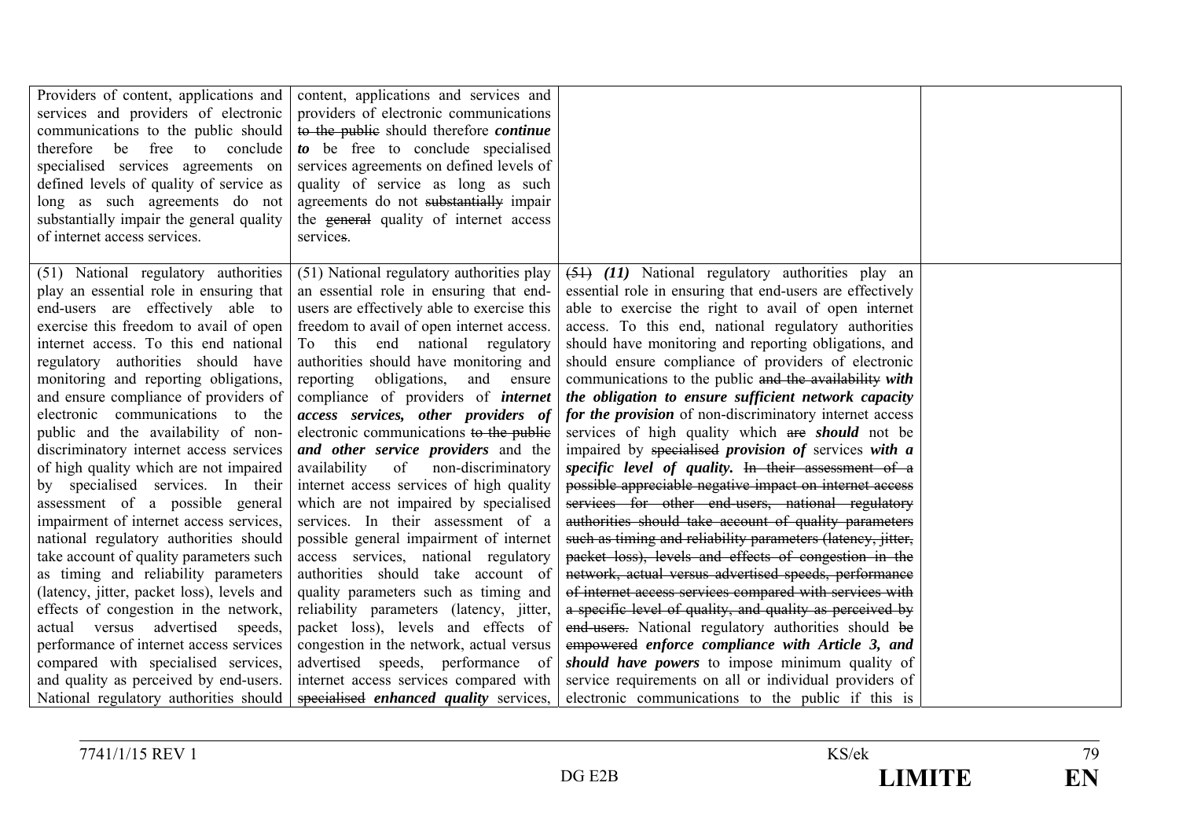| | | | |
|---|---|---|---|
| Providers of content, applications and services and providers of electronic communications to the public should therefore be free to conclude specialised services agreements on defined levels of quality of service as long as such agreements do not substantially impair the general quality of internet access services. | content, applications and services and providers of electronic communications ~~to the public~~ should therefore ***continue to*** be free to conclude specialised services agreements on defined levels of quality of service as long as such agreements do not ~~substantially~~ impair the ~~general~~ quality of internet access service~~s~~. | | |
| (51) National regulatory authorities play an essential role in ensuring that end-users are effectively able to exercise this freedom to avail of open internet access. To this end national regulatory authorities should have monitoring and reporting obligations, and ensure compliance of providers of electronic communications to the public and the availability of non-discriminatory internet access services of high quality which are not impaired by specialised services. In their assessment of a possible general impairment of internet access services, national regulatory authorities should take account of quality parameters such as timing and reliability parameters (latency, jitter, packet loss), levels and effects of congestion in the network, actual versus advertised speeds, performance of internet access services compared with specialised services, and quality as perceived by end-users. National regulatory authorities should | (51) National regulatory authorities play an essential role in ensuring that end-users are effectively able to exercise this freedom to avail of open internet access. To this end national regulatory authorities should have monitoring and reporting obligations, and ensure compliance of providers of ***internet access services, other providers of*** electronic communications ~~to the public~~ ***and other service providers*** and the availability of non-discriminatory internet access services of high quality which are not impaired by specialised services. In their assessment of a possible general impairment of internet access services, national regulatory authorities should take account of quality parameters such as timing and reliability parameters (latency, jitter, packet loss), levels and effects of congestion in the network, actual versus advertised speeds, performance of internet access services compared with ~~specialised~~ ***enhanced quality*** services, | ~~(51)~~ ***(11)*** National regulatory authorities play an essential role in ensuring that end-users are effectively able to exercise the right to avail of open internet access. To this end, national regulatory authorities should have monitoring and reporting obligations, and should ensure compliance of providers of electronic communications to the public ~~and the availability~~ ***with the obligation to ensure sufficient network capacity for the provision*** of non-discriminatory internet access services of high quality which ~~are~~ ***should*** not be impaired by ~~specialised~~ ***provision of*** services ***with a specific level of quality.*** ~~In their assessment of a possible appreciable negative impact on internet access services for other end-users, national regulatory authorities should take account of quality parameters such as timing and reliability parameters (latency, jitter, packet loss), levels and effects of congestion in the network, actual versus advertised speeds, performance of internet access services compared with services with a specific level of quality, and quality as perceived by end-users.~~ National regulatory authorities should ~~be empowered~~ ***enforce compliance with Article 3, and should have powers*** to impose minimum quality of service requirements on all or individual providers of electronic communications to the public if this is | |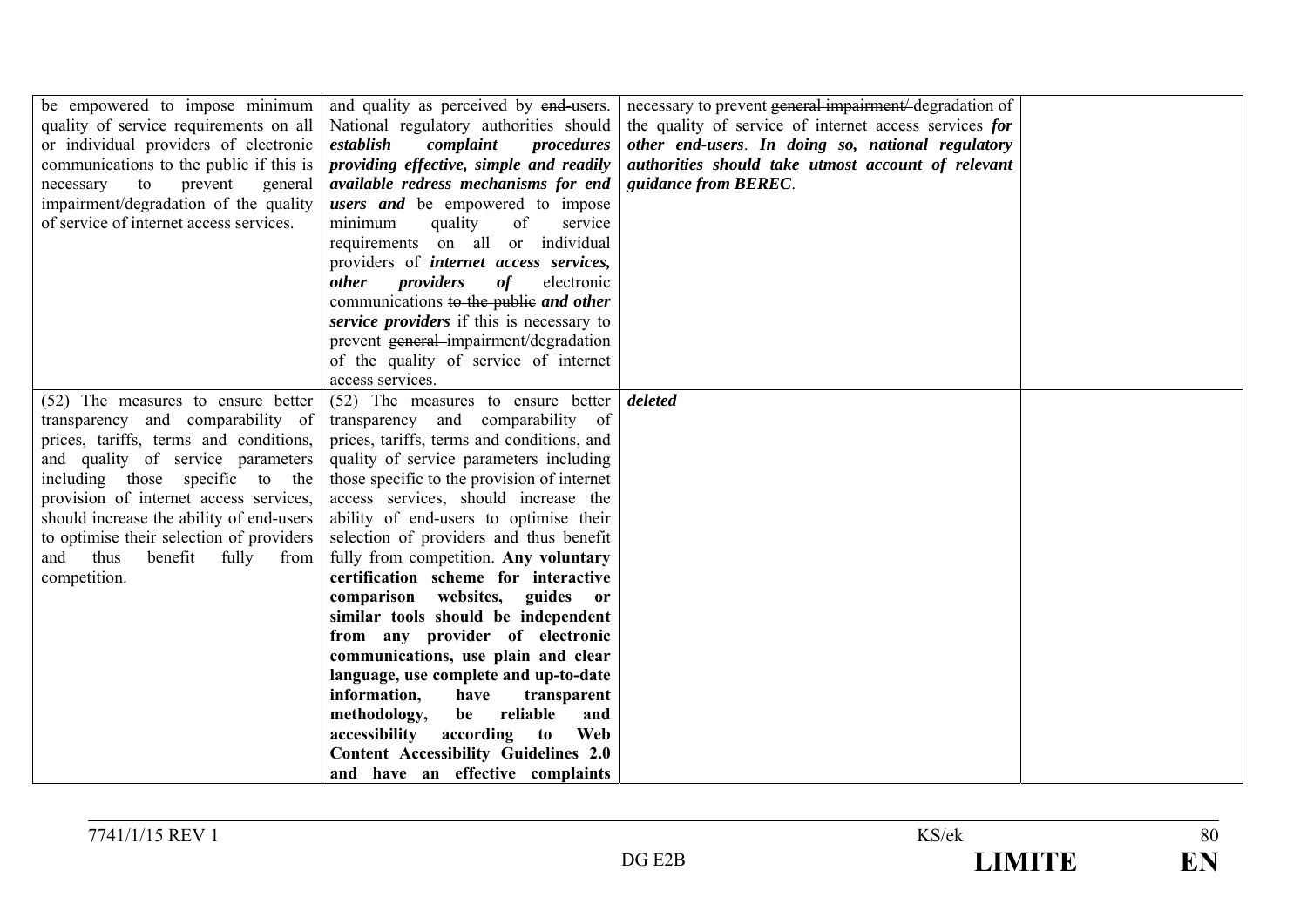| | | | |
|---|---|---|---|
| be empowered to impose minimum quality of service requirements on all or individual providers of electronic communications to the public if this is necessary to prevent general impairment/degradation of the quality of service of internet access services. | and quality as perceived by ~~end~~-users. National regulatory authorities should ***establish complaint procedures providing effective, simple and readily available redress mechanisms for end users and*** be empowered to impose minimum quality of service requirements on all or individual providers of ***internet access services, other providers of*** electronic communications ~~to the public~~ ***and other service providers*** if this is necessary to prevent ~~general~~ impairment/degradation of the quality of service of internet access services. | necessary to prevent ~~general impairment/~~ degradation of the quality of service of internet access services ***for other end-users***. ***In doing so, national regulatory authorities should take utmost account of relevant guidance from BEREC***. | |
| (52) The measures to ensure better transparency and comparability of prices, tariffs, terms and conditions, and quality of service parameters including those specific to the provision of internet access services, should increase the ability of end-users to optimise their selection of providers and thus benefit fully from competition. | (52) The measures to ensure better transparency and comparability of prices, tariffs, terms and conditions, and quality of service parameters including those specific to the provision of internet access services, should increase the ability of end-users to optimise their selection of providers and thus benefit fully from competition. **Any voluntary certification scheme for interactive comparison websites, guides or similar tools should be independent from any provider of electronic communications, use plain and clear language, use complete and up-to-date information, have transparent methodology, be reliable and accessibility according to Web Content Accessibility Guidelines 2.0 and have an effective complaints** | ***deleted*** | |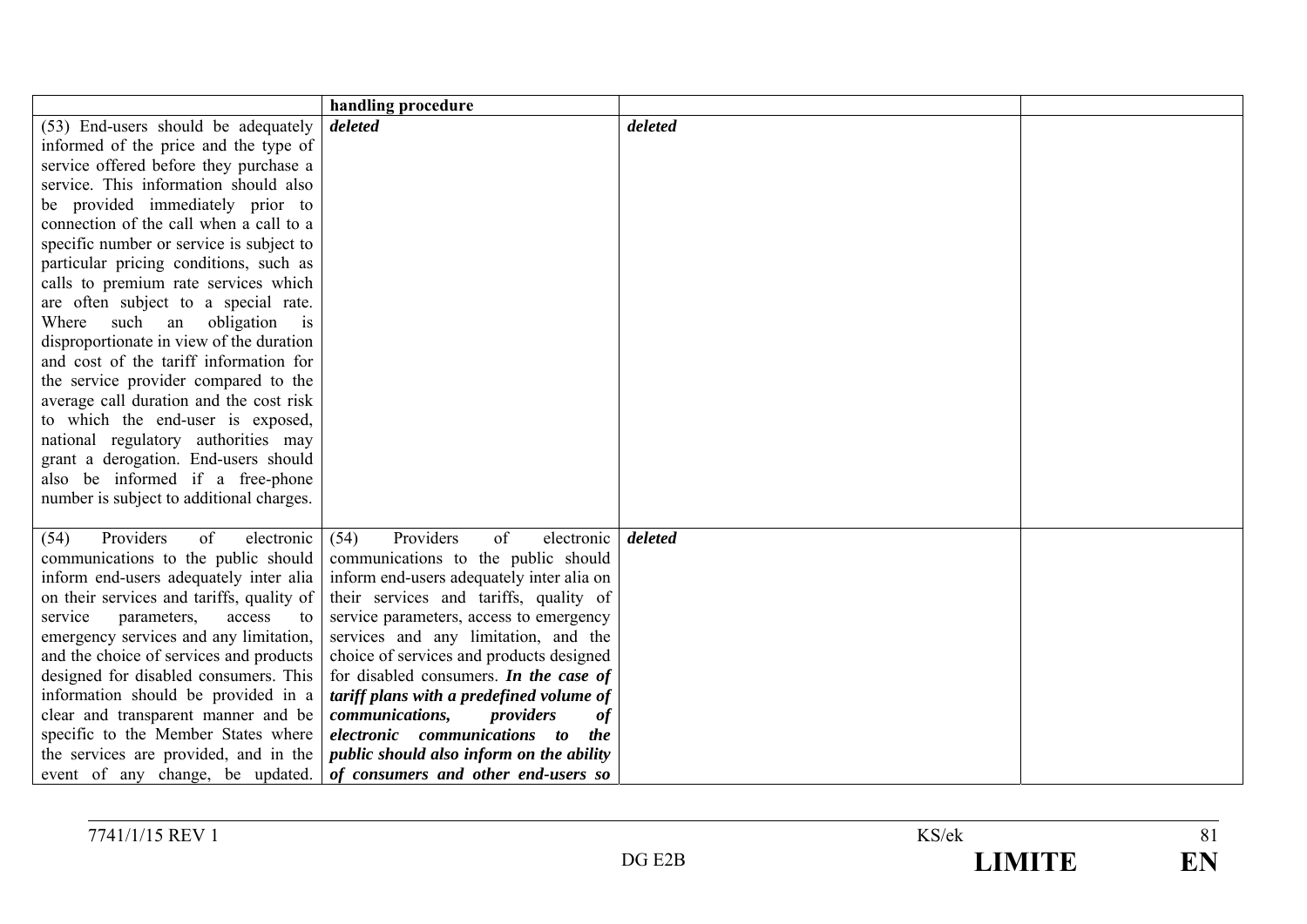| | handling procedure | | |
|---|---|---|---|
| (53) End-users should be adequately informed of the price and the type of service offered before they purchase a service. This information should also be provided immediately prior to connection of the call when a call to a specific number or service is subject to particular pricing conditions, such as calls to premium rate services which are often subject to a special rate. Where such an obligation is disproportionate in view of the duration and cost of the tariff information for the service provider compared to the average call duration and the cost risk to which the end-user is exposed, national regulatory authorities may grant a derogation. End-users should also be informed if a free-phone number is subject to additional charges. | ***deleted*** | ***deleted*** | |
| (54) Providers of electronic communications to the public should inform end-users adequately inter alia on their services and tariffs, quality of service parameters, access to emergency services and any limitation, and the choice of services and products designed for disabled consumers. This information should be provided in a clear and transparent manner and be specific to the Member States where the services are provided, and in the event of any change, be updated. | (54) Providers of electronic communications to the public should inform end-users adequately inter alia on their services and tariffs, quality of service parameters, access to emergency services and any limitation, and the choice of services and products designed for disabled consumers. ***In the case of tariff plans with a predefined volume of communications, providers of electronic communications to the public should also inform on the ability of consumers and other end-users so*** | ***deleted*** | |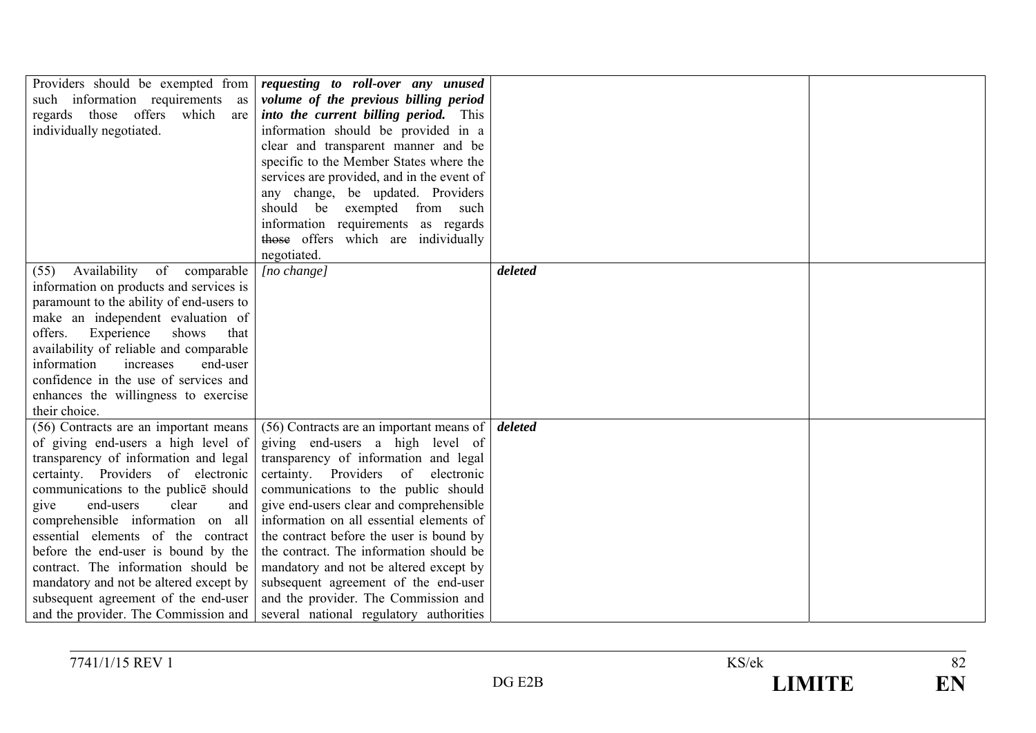| | | | |
|---|---|---|---|
| Providers should be exempted from such information requirements as regards those offers which are individually negotiated. | ***requesting to roll-over any unused volume of the previous billing period into the current billing period.*** This information should be provided in a clear and transparent manner and be specific to the Member States where the services are provided, and in the event of any change, be updated. Providers should be exempted from such information requirements as regards ~~those~~ offers which are individually negotiated. | | |
| (55) Availability of comparable information on products and services is paramount to the ability of end-users to make an independent evaluation of offers. Experience shows that availability of reliable and comparable information increases end-user confidence in the use of services and enhances the willingness to exercise their choice. | *[no change]* | ***deleted*** | |
| (56) Contracts are an important means of giving end-users a high level of transparency of information and legal certainty. Providers of electronic communications to the publicē should give end-users clear and comprehensible information on all essential elements of the contract before the end-user is bound by the contract. The information should be mandatory and not be altered except by subsequent agreement of the end-user and the provider. The Commission and | (56) Contracts are an important means of giving end-users a high level of transparency of information and legal certainty. Providers of electronic communications to the public should give end-users clear and comprehensible information on all essential elements of the contract before the user is bound by the contract. The information should be mandatory and not be altered except by subsequent agreement of the end-user and the provider. The Commission and several national regulatory authorities | ***deleted*** | |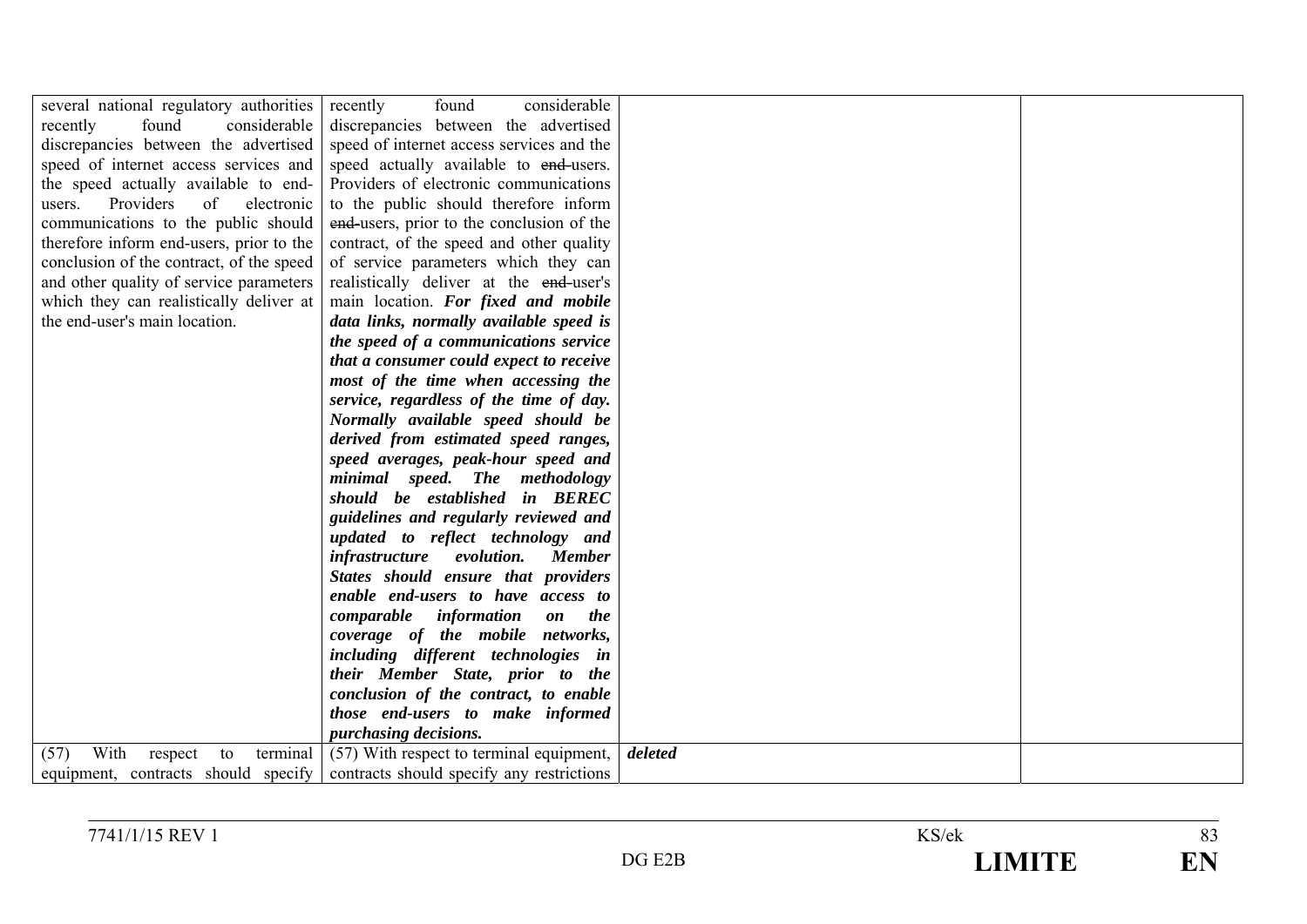| | | | |
|---|---|---|---|
| several national regulatory authorities recently found considerable discrepancies between the advertised speed of internet access services and the speed actually available to end-users. Providers of electronic communications to the public should therefore inform end-users, prior to the conclusion of the contract, of the speed and other quality of service parameters which they can realistically deliver at the end-user's main location. | recently found considerable discrepancies between the advertised speed of internet access services and the speed actually available to ~~end-~~users. Providers of electronic communications to the public should therefore inform ~~end-~~users, prior to the conclusion of the contract, of the speed and other quality of service parameters which they can realistically deliver at the ~~end-~~user's main location. ***For fixed and mobile data links, normally available speed is the speed of a communications service that a consumer could expect to receive most of the time when accessing the service, regardless of the time of day. Normally available speed should be derived from estimated speed ranges, speed averages, peak-hour speed and minimal speed. The methodology should be established in BEREC guidelines and regularly reviewed and updated to reflect technology and infrastructure evolution. Member States should ensure that providers enable end-users to have access to comparable information on the coverage of the mobile networks, including different technologies in their Member State, prior to the conclusion of the contract, to enable those end-users to make informed purchasing decisions.*** | | |
| (57) With respect to terminal equipment, contracts should specify | (57) With respect to terminal equipment, contracts should specify any restrictions | ***deleted*** | |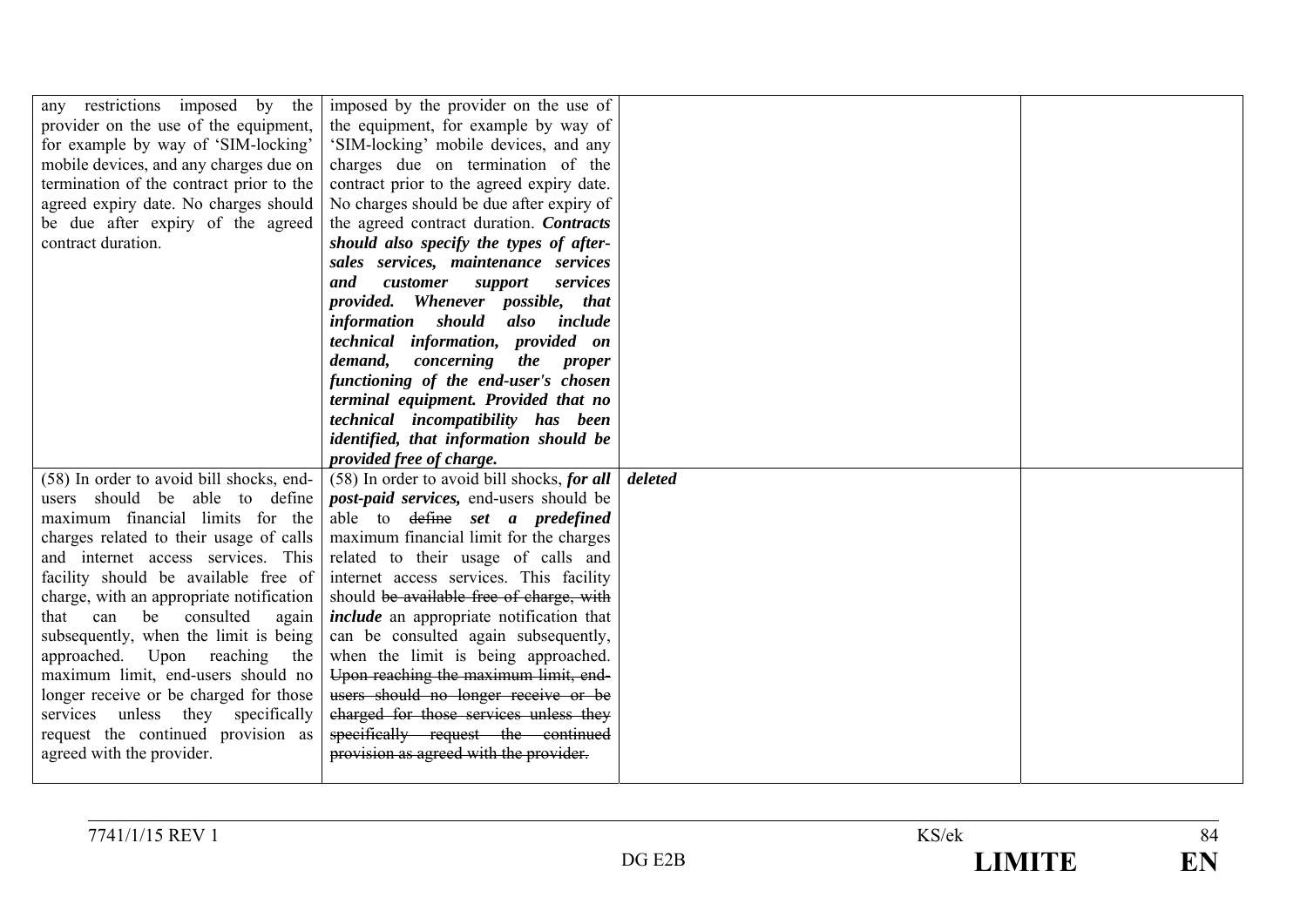| | | | |
|---|---|---|---|
| any restrictions imposed by the provider on the use of the equipment, for example by way of 'SIM-locking' mobile devices, and any charges due on termination of the contract prior to the agreed expiry date. No charges should be due after expiry of the agreed contract duration. | imposed by the provider on the use of the equipment, for example by way of 'SIM-locking' mobile devices, and any charges due on termination of the contract prior to the agreed expiry date. No charges should be due after expiry of the agreed contract duration. ***Contracts should also specify the types of after-sales services, maintenance services and customer support services provided. Whenever possible, that information should also include technical information, provided on demand, concerning the proper functioning of the end-user's chosen terminal equipment. Provided that no technical incompatibility has been identified, that information should be provided free of charge.*** | | |
| (58) In order to avoid bill shocks, end-users should be able to define maximum financial limits for the charges related to their usage of calls and internet access services. This facility should be available free of charge, with an appropriate notification that can be consulted again subsequently, when the limit is being approached. Upon reaching the maximum limit, end-users should no longer receive or be charged for those services unless they specifically request the continued provision as agreed with the provider. | (58) In order to avoid bill shocks, ***for all post-paid services,*** end-users should be able to ~~define~~ ***set a predefined*** maximum financial limit for the charges related to their usage of calls and internet access services. This facility should ~~be available free of charge, with~~ ***include*** an appropriate notification that can be consulted again subsequently, when the limit is being approached. ~~Upon reaching the maximum limit, end-users should no longer receive or be charged for those services unless they specifically request the continued provision as agreed with the provider.~~ | ***deleted*** | |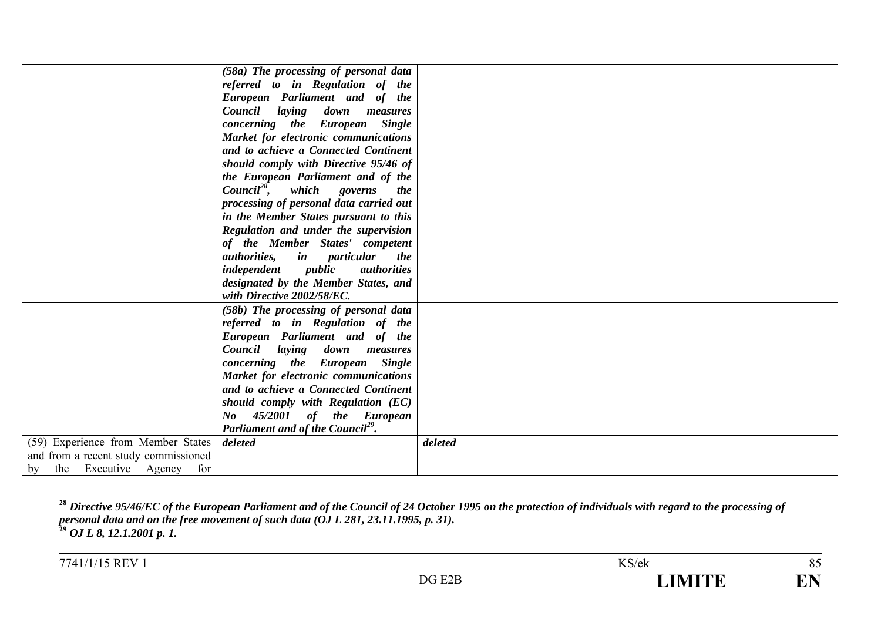| | | | |
|---|---|---|---|
| | ***(58a) The processing of personal data referred to in Regulation of the European Parliament and of the Council laying down measures concerning the European Single Market for electronic communications and to achieve a Connected Continent should comply with Directive 95/46 of the European Parliament and of the Council[28], which governs the processing of personal data carried out in the Member States pursuant to this Regulation and under the supervision of the Member States' competent authorities, in particular the independent public authorities designated by the Member States, and with Directive 2002/58/EC.*** | | |
| | ***(58b) The processing of personal data referred to in Regulation of the European Parliament and of the Council laying down measures concerning the European Single Market for electronic communications and to achieve a Connected Continent should comply with Regulation (EC) No 45/2001 of the European Parliament and of the Council[29].*** | | |
| (59) Experience from Member States and from a recent study commissioned by the Executive Agency for | ***deleted*** | ***deleted*** | |

[28] ***Directive 95/46/EC of the European Parliament and of the Council of 24 October 1995 on the protection of individuals with regard to the processing of personal data and on the free movement of such data (OJ L 281, 23.11.1995, p. 31).***

[29] ***OJ L 8, 12.1.2001 p. 1.***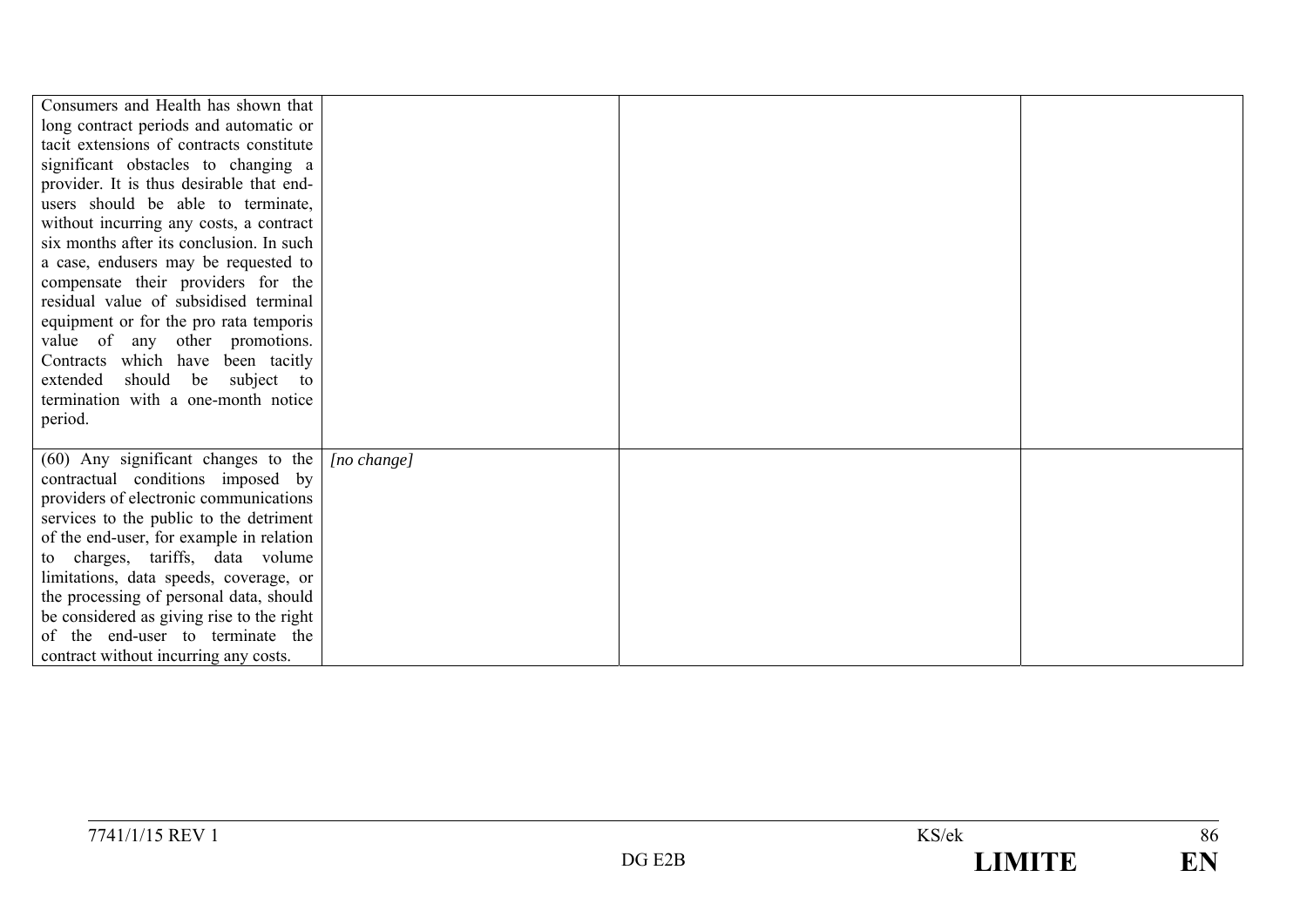| | | | |
|---|---|---|---|
| Consumers and Health has shown that long contract periods and automatic or tacit extensions of contracts constitute significant obstacles to changing a provider. It is thus desirable that end-users should be able to terminate, without incurring any costs, a contract six months after its conclusion. In such a case, endusers may be requested to compensate their providers for the residual value of subsidised terminal equipment or for the pro rata temporis value of any other promotions. Contracts which have been tacitly extended should be subject to termination with a one-month notice period. | | | |
| (60) Any significant changes to the contractual conditions imposed by providers of electronic communications services to the public to the detriment of the end-user, for example in relation to charges, tariffs, data volume limitations, data speeds, coverage, or the processing of personal data, should be considered as giving rise to the right of the end-user to terminate the contract without incurring any costs. | *[no change]* | | |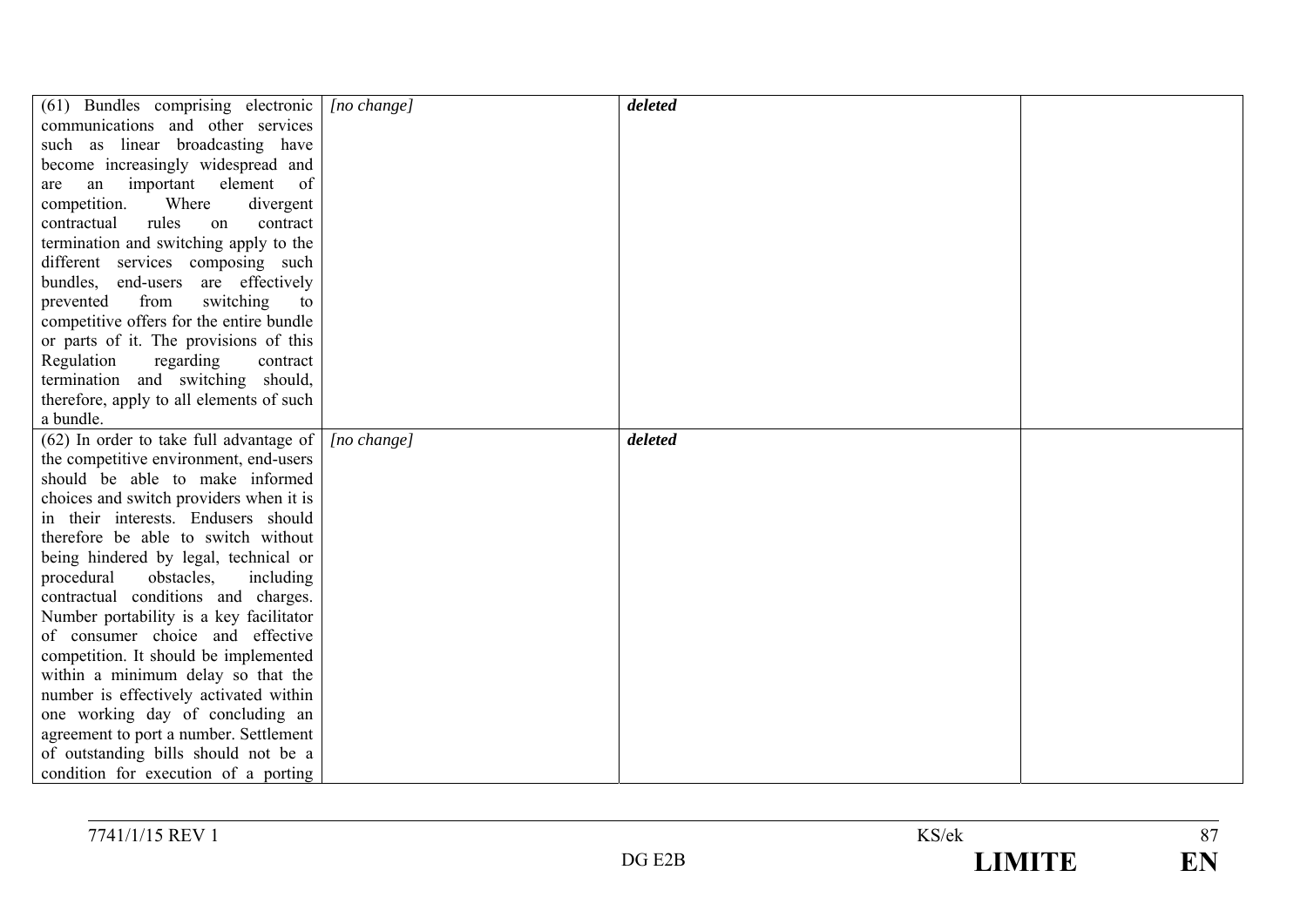| | | | |
|---|---|---|---|
| (61) Bundles comprising electronic communications and other services such as linear broadcasting have become increasingly widespread and are an important element of competition. Where divergent contractual rules on contract termination and switching apply to the different services composing such bundles, end-users are effectively prevented from switching to competitive offers for the entire bundle or parts of it. The provisions of this Regulation regarding contract termination and switching should, therefore, apply to all elements of such a bundle. | *[no change]* | ***deleted*** | |
| (62) In order to take full advantage of the competitive environment, end-users should be able to make informed choices and switch providers when it is in their interests. Endusers should therefore be able to switch without being hindered by legal, technical or procedural obstacles, including contractual conditions and charges. Number portability is a key facilitator of consumer choice and effective competition. It should be implemented within a minimum delay so that the number is effectively activated within one working day of concluding an agreement to port a number. Settlement of outstanding bills should not be a condition for execution of a porting | *[no change]* | ***deleted*** | |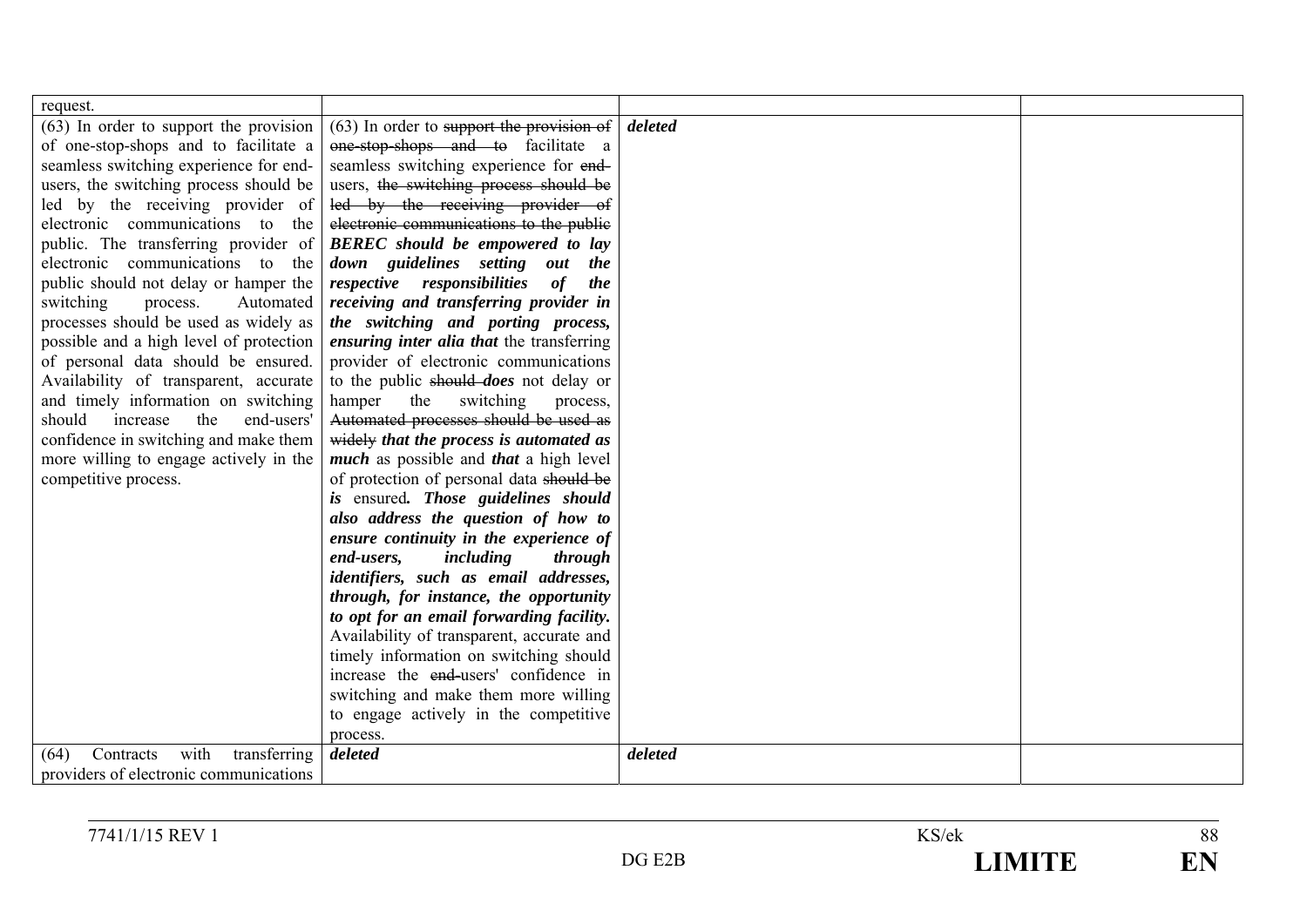| | | | |
|---|---|---|---|
| request. | | | |
| (63) In order to support the provision of one-stop-shops and to facilitate a seamless switching experience for end-users, the switching process should be led by the receiving provider of electronic communications to the public. The transferring provider of electronic communications to the public should not delay or hamper the switching process. Automated processes should be used as widely as possible and a high level of protection of personal data should be ensured. Availability of transparent, accurate and timely information on switching should increase the end-users' confidence in switching and make them more willing to engage actively in the competitive process. | (63) In order to ~~support the provision of one-stop-shops and to~~ facilitate a seamless switching experience for ~~end-~~users, ~~the switching process should be led by the receiving provider of electronic communications to the public~~ ***BEREC should be empowered to lay down guidelines setting out the respective responsibilities of the receiving and transferring provider in the switching and porting process, ensuring inter alia that*** the transferring provider of electronic communications to the public ~~should~~ ***does*** not delay or hamper the switching process, ~~Automated processes should be used as widely~~ ***that the process is automated as much*** as possible and ***that*** a high level of protection of personal data ~~should be~~ ***is*** ensured***. Those guidelines should also address the question of how to ensure continuity in the experience of end-users, including through identifiers, such as email addresses, through, for instance, the opportunity to opt for an email forwarding facility.*** Availability of transparent, accurate and timely information on switching should increase the ~~end-~~users' confidence in switching and make them more willing to engage actively in the competitive process. | ***deleted*** | |
| (64) Contracts with transferring providers of electronic communications | ***deleted*** | ***deleted*** | |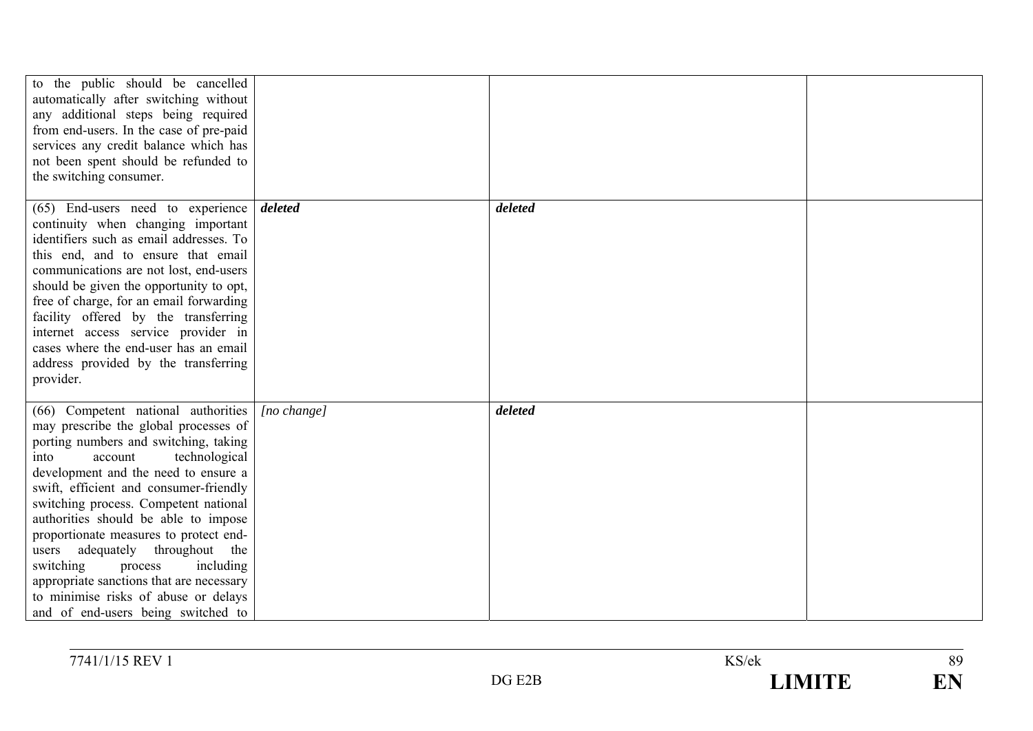| | | | |
|---|---|---|---|
| to the public should be cancelled automatically after switching without any additional steps being required from end-users. In the case of pre-paid services any credit balance which has not been spent should be refunded to the switching consumer. | | | |
| (65) End-users need to experience continuity when changing important identifiers such as email addresses. To this end, and to ensure that email communications are not lost, end-users should be given the opportunity to opt, free of charge, for an email forwarding facility offered by the transferring internet access service provider in cases where the end-user has an email address provided by the transferring provider. | ***deleted*** | ***deleted*** | |
| (66) Competent national authorities may prescribe the global processes of porting numbers and switching, taking into account technological development and the need to ensure a swift, efficient and consumer-friendly switching process. Competent national authorities should be able to impose proportionate measures to protect end-users adequately throughout the switching process including appropriate sanctions that are necessary to minimise risks of abuse or delays and of end-users being switched to | *[no change]* | ***deleted*** | |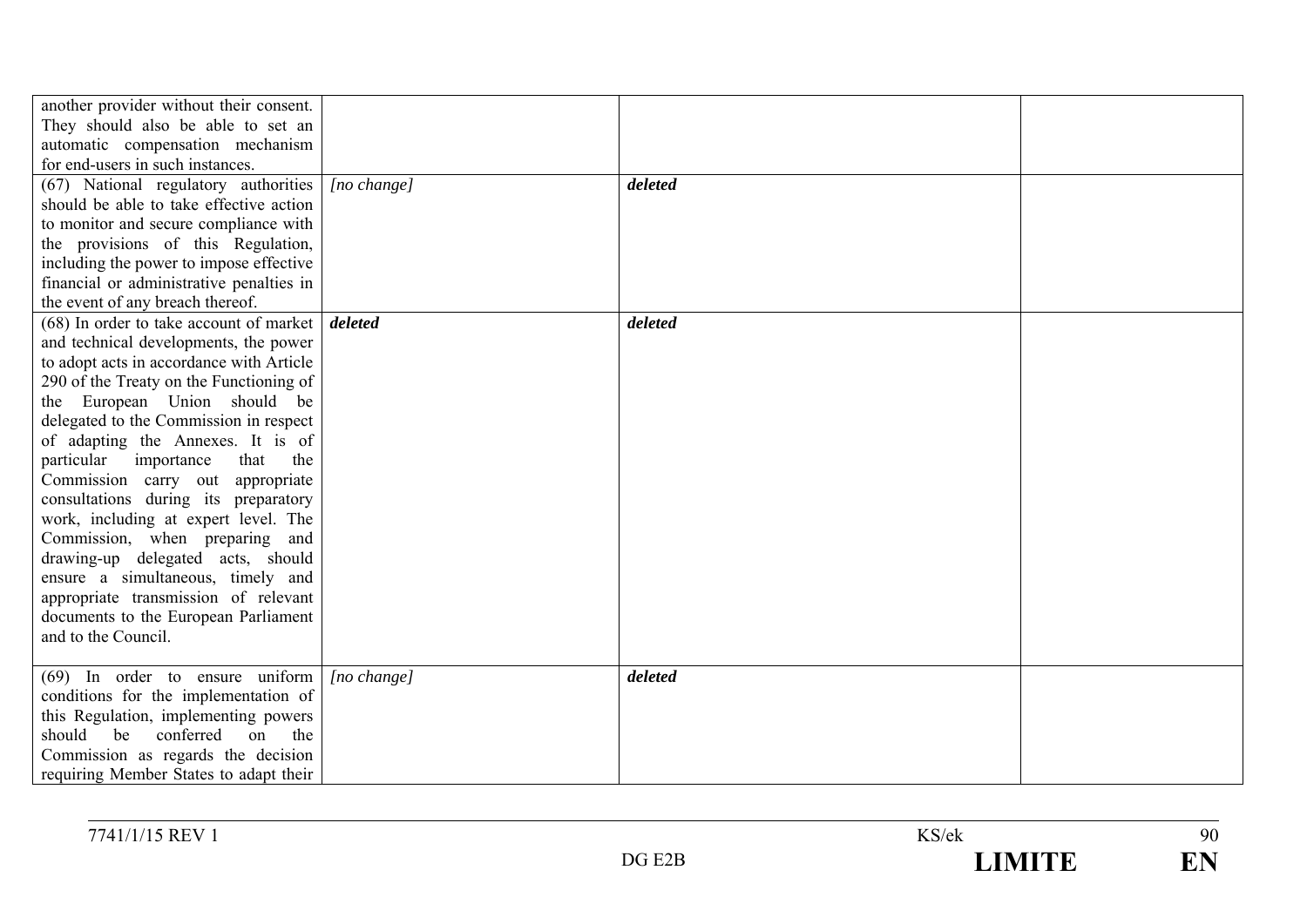| | | | |
|---|---|---|---|
| another provider without their consent. They should also be able to set an automatic compensation mechanism for end-users in such instances. | | | |
| (67) National regulatory authorities should be able to take effective action to monitor and secure compliance with the provisions of this Regulation, including the power to impose effective financial or administrative penalties in the event of any breach thereof. | *[no change]* | ***deleted*** | |
| (68) In order to take account of market and technical developments, the power to adopt acts in accordance with Article 290 of the Treaty on the Functioning of the European Union should be delegated to the Commission in respect of adapting the Annexes. It is of particular importance that the Commission carry out appropriate consultations during its preparatory work, including at expert level. The Commission, when preparing and drawing-up delegated acts, should ensure a simultaneous, timely and appropriate transmission of relevant documents to the European Parliament and to the Council. | ***deleted*** | ***deleted*** | |
| (69) In order to ensure uniform conditions for the implementation of this Regulation, implementing powers should be conferred on the Commission as regards the decision requiring Member States to adapt their | *[no change]* | ***deleted*** | |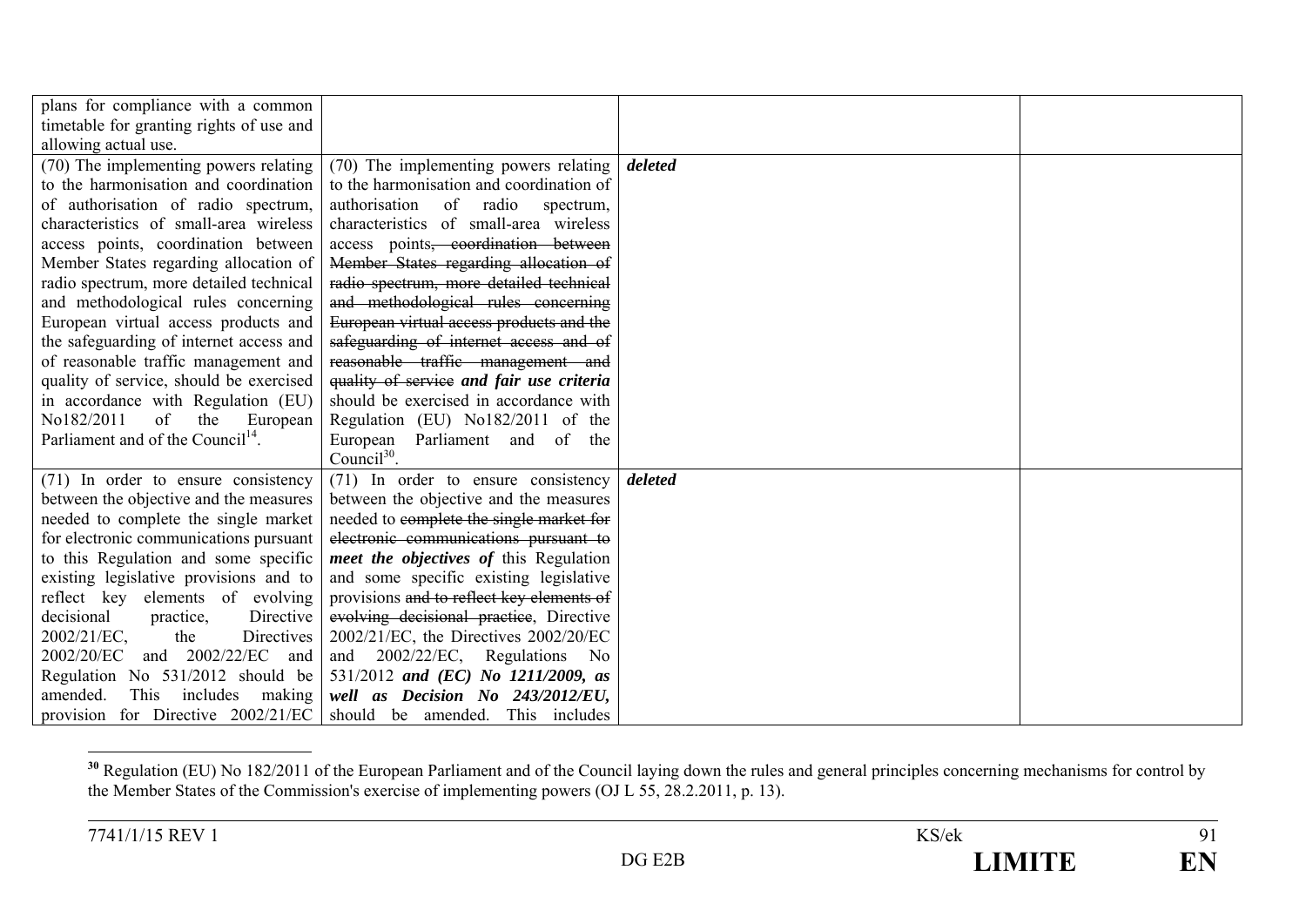| | | | |
|---|---|---|---|
| plans for compliance with a common timetable for granting rights of use and allowing actual use. | | | |
| (70) The implementing powers relating to the harmonisation and coordination of authorisation of radio spectrum, characteristics of small-area wireless access points, coordination between Member States regarding allocation of radio spectrum, more detailed technical and methodological rules concerning European virtual access products and the safeguarding of internet access and of reasonable traffic management and quality of service, should be exercised in accordance with Regulation (EU) No182/2011 of the European Parliament and of the Council[14]. | (70) The implementing powers relating to the harmonisation and coordination of authorisation of radio spectrum, characteristics of small-area wireless access points~~, coordination between Member States regarding allocation of radio spectrum, more detailed technical and methodological rules concerning European virtual access products and the safeguarding of internet access and of reasonable traffic management and quality of service~~ ***and fair use criteria*** should be exercised in accordance with Regulation (EU) No182/2011 of the European Parliament and of the Council[30]. | ***deleted*** | |
| (71) In order to ensure consistency between the objective and the measures needed to complete the single market for electronic communications pursuant to this Regulation and some specific existing legislative provisions and to reflect key elements of evolving decisional practice, Directive 2002/21/EC, the Directives 2002/20/EC and 2002/22/EC and Regulation No 531/2012 should be amended. This includes making provision for Directive 2002/21/EC | (71) In order to ensure consistency between the objective and the measures needed to ~~complete the single market for electronic communications pursuant to~~ ***meet the objectives of*** this Regulation and some specific existing legislative provisions ~~and to reflect key elements of evolving decisional practice~~, Directive 2002/21/EC, the Directives 2002/20/EC and 2002/22/EC, Regulations No 531/2012 ***and (EC) No 1211/2009, as well as Decision No 243/2012/EU,*** should be amended. This includes | ***deleted*** | |

[30] Regulation (EU) No 182/2011 of the European Parliament and of the Council laying down the rules and general principles concerning mechanisms for control by the Member States of the Commission's exercise of implementing powers (OJ L 55, 28.2.2011, p. 13).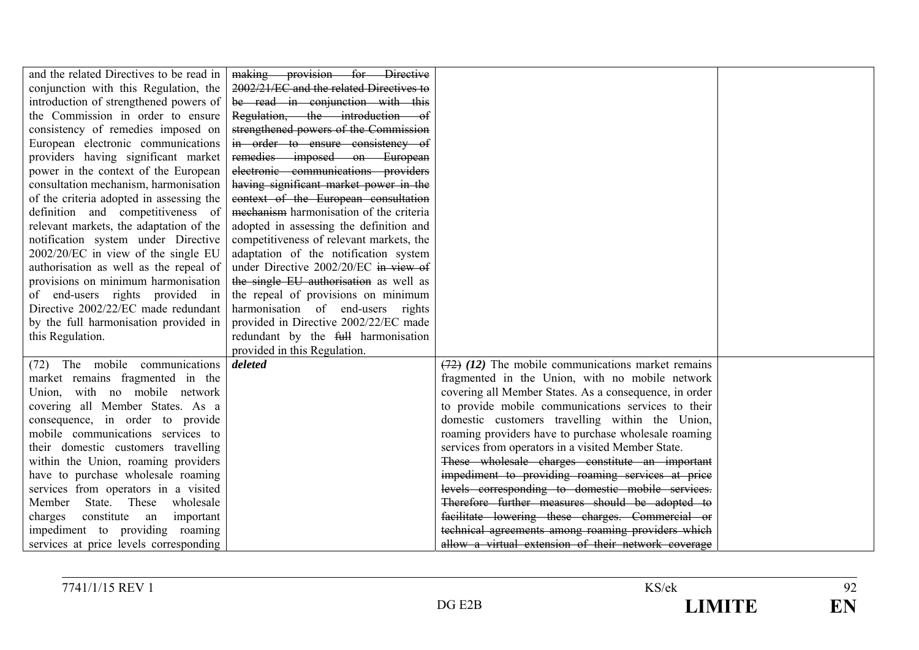| and the related Directives to be read in conjunction with this Regulation, the introduction of strengthened powers of the Commission in order to ensure consistency of remedies imposed on European electronic communications providers having significant market power in the context of the European consultation mechanism, harmonisation of the criteria adopted in assessing the definition and competitiveness of relevant markets, the adaptation of the notification system under Directive 2002/20/EC in view of the single EU authorisation as well as the repeal of provisions on minimum harmonisation of end-users rights provided in Directive 2002/22/EC made redundant by the full harmonisation provided in this Regulation. | ~~making provision for Directive 2002/21/EC and the related Directives to be read in conjunction with this Regulation, the introduction of strengthened powers of the Commission in order to ensure consistency of remedies imposed on European electronic communications providers having significant market power in the context of the European consultation mechanism~~ harmonisation of the criteria adopted in assessing the definition and competitiveness of relevant markets, the adaptation of the notification system under Directive 2002/20/EC ~~in view of the single EU authorisation~~ as well as the repeal of provisions on minimum harmonisation of end-users rights provided in Directive 2002/22/EC made redundant by the ~~full~~ harmonisation provided in this Regulation. | | |
|---|---|---|---|
| (72) The mobile communications market remains fragmented in the Union, with no mobile network covering all Member States. As a consequence, in order to provide mobile communications services to their domestic customers travelling within the Union, roaming providers have to purchase wholesale roaming services from operators in a visited Member State. These wholesale charges constitute an important impediment to providing roaming services at price levels corresponding | ***deleted*** | ~~(72)~~ ***(12)*** The mobile communications market remains fragmented in the Union, with no mobile network covering all Member States. As a consequence, in order to provide mobile communications services to their domestic customers travelling within the Union, roaming providers have to purchase wholesale roaming services from operators in a visited Member State. ~~These wholesale charges constitute an important impediment to providing roaming services at price levels corresponding to domestic mobile services. Therefore further measures should be adopted to facilitate lowering these charges. Commercial or technical agreements among roaming providers which allow a virtual extension of their network coverage~~ | |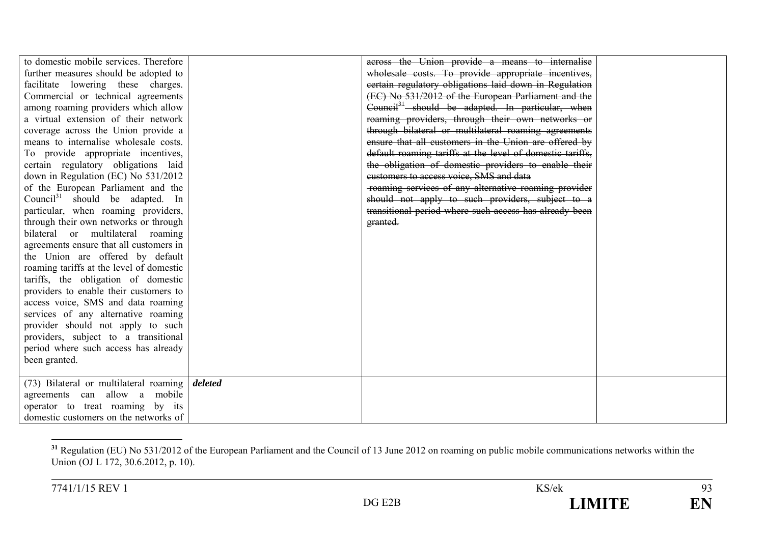| | | | |
|---|---|---|---|
| to domestic mobile services. Therefore further measures should be adopted to facilitate lowering these charges. Commercial or technical agreements among roaming providers which allow a virtual extension of their network coverage across the Union provide a means to internalise wholesale costs. To provide appropriate incentives, certain regulatory obligations laid down in Regulation (EC) No 531/2012 of the European Parliament and the Council[31] should be adapted. In particular, when roaming providers, through their own networks or through bilateral or multilateral roaming agreements ensure that all customers in the Union are offered by default roaming tariffs at the level of domestic tariffs, the obligation of domestic providers to enable their customers to access voice, SMS and data roaming services of any alternative roaming provider should not apply to such providers, subject to a transitional period where such access has already been granted. | | ~~across the Union provide a means to internalise wholesale costs. To provide appropriate incentives, certain regulatory obligations laid down in Regulation (EC) No 531/2012 of the European Parliament and the Council[31] should be adapted. In particular, when roaming providers, through their own networks or through bilateral or multilateral roaming agreements ensure that all customers in the Union are offered by default roaming tariffs at the level of domestic tariffs, the obligation of domestic providers to enable their customers to access voice, SMS and data roaming services of any alternative roaming provider should not apply to such providers, subject to a transitional period where such access has already been granted.~~ | |
| (73) Bilateral or multilateral roaming agreements can allow a mobile operator to treat roaming by its domestic customers on the networks of | ***deleted*** | | |

[31] Regulation (EU) No 531/2012 of the European Parliament and the Council of 13 June 2012 on roaming on public mobile communications networks within the Union (OJ L 172, 30.6.2012, p. 10).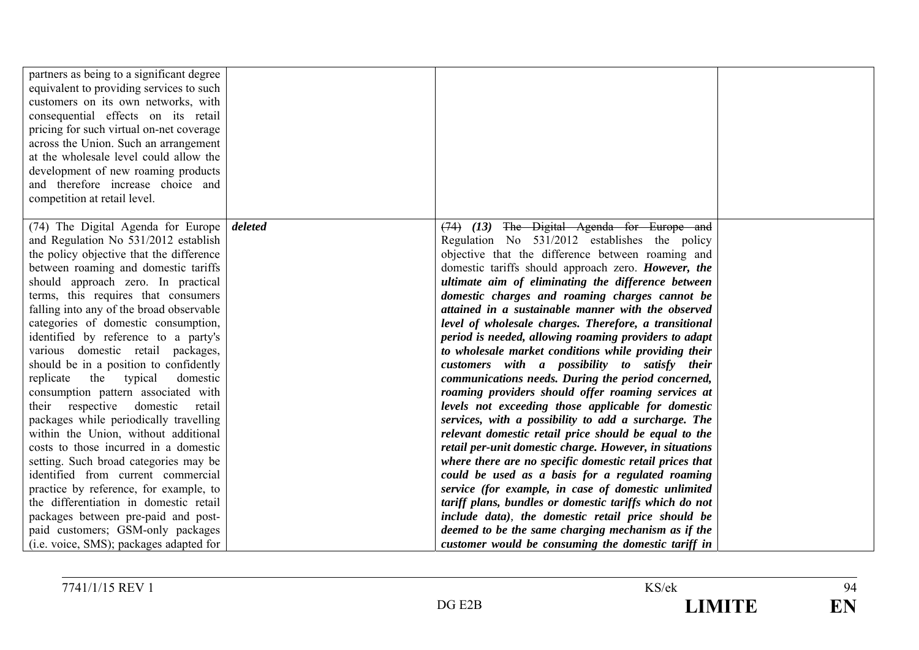| | | | |
|---|---|---|---|
| partners as being to a significant degree equivalent to providing services to such customers on its own networks, with consequential effects on its retail pricing for such virtual on-net coverage across the Union. Such an arrangement at the wholesale level could allow the development of new roaming products and therefore increase choice and competition at retail level. | | | |
| (74) The Digital Agenda for Europe and Regulation No 531/2012 establish the policy objective that the difference between roaming and domestic tariffs should approach zero. In practical terms, this requires that consumers falling into any of the broad observable categories of domestic consumption, identified by reference to a party's various domestic retail packages, should be in a position to confidently replicate the typical domestic consumption pattern associated with their respective domestic retail packages while periodically travelling within the Union, without additional costs to those incurred in a domestic setting. Such broad categories may be identified from current commercial practice by reference, for example, to the differentiation in domestic retail packages between pre-paid and post-paid customers; GSM-only packages (i.e. voice, SMS); packages adapted for | ***deleted*** | ~~(74)~~ ***(13)*** ~~The Digital Agenda for Europe and~~ Regulation No 531/2012 establishes the policy objective that the difference between roaming and domestic tariffs should approach zero. ***However, the ultimate aim of eliminating the difference between domestic charges and roaming charges cannot be attained in a sustainable manner with the observed level of wholesale charges. Therefore, a transitional period is needed, allowing roaming providers to adapt to wholesale market conditions while providing their customers with a possibility to satisfy their communications needs. During the period concerned, roaming providers should offer roaming services at levels not exceeding those applicable for domestic services, with a possibility to add a surcharge. The relevant domestic retail price should be equal to the retail per-unit domestic charge. However, in situations where there are no specific domestic retail prices that could be used as a basis for a regulated roaming service (for example, in case of domestic unlimited tariff plans, bundles or domestic tariffs which do not include data), the domestic retail price should be deemed to be the same charging mechanism as if the customer would be consuming the domestic tariff in*** | |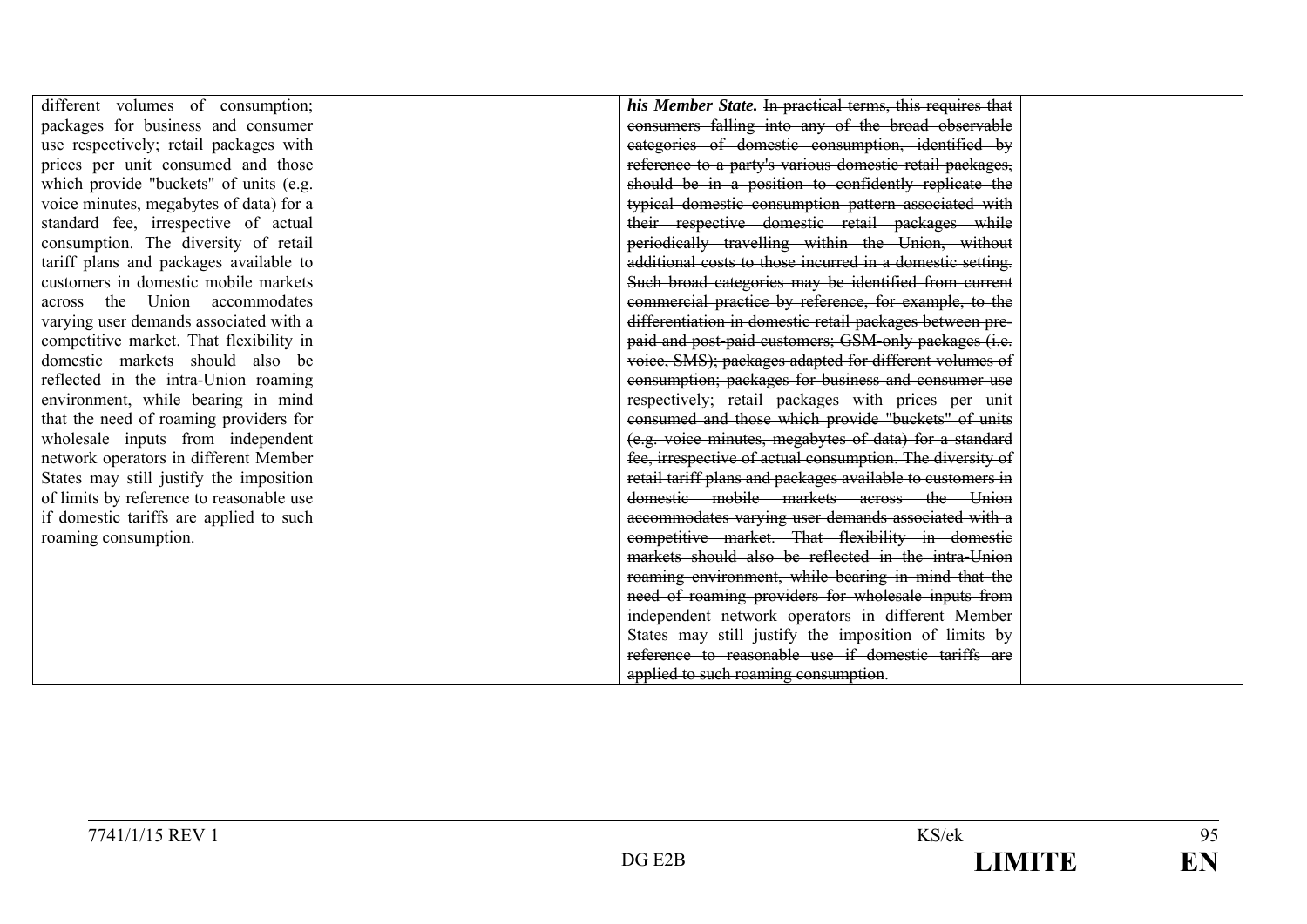| | | | |
|---|---|---|---|
| different volumes of consumption; packages for business and consumer use respectively; retail packages with prices per unit consumed and those which provide "buckets" of units (e.g. voice minutes, megabytes of data) for a standard fee, irrespective of actual consumption. The diversity of retail tariff plans and packages available to customers in domestic mobile markets across the Union accommodates varying user demands associated with a competitive market. That flexibility in domestic markets should also be reflected in the intra-Union roaming environment, while bearing in mind that the need of roaming providers for wholesale inputs from independent network operators in different Member States may still justify the imposition of limits by reference to reasonable use if domestic tariffs are applied to such roaming consumption. | | ***his Member State.*** ~~In practical terms, this requires that consumers falling into any of the broad observable categories of domestic consumption, identified by reference to a party's various domestic retail packages, should be in a position to confidently replicate the typical domestic consumption pattern associated with their respective domestic retail packages while periodically travelling within the Union, without additional costs to those incurred in a domestic setting. Such broad categories may be identified from current commercial practice by reference, for example, to the differentiation in domestic retail packages between pre-paid and post-paid customers; GSM-only packages (i.e. voice, SMS); packages adapted for different volumes of consumption; packages for business and consumer use respectively; retail packages with prices per unit consumed and those which provide "buckets" of units (e.g. voice minutes, megabytes of data) for a standard fee, irrespective of actual consumption. The diversity of retail tariff plans and packages available to customers in domestic mobile markets across the Union accommodates varying user demands associated with a competitive market. That flexibility in domestic markets should also be reflected in the intra-Union roaming environment, while bearing in mind that the need of roaming providers for wholesale inputs from independent network operators in different Member States may still justify the imposition of limits by reference to reasonable use if domestic tariffs are applied to such roaming consumption~~. | |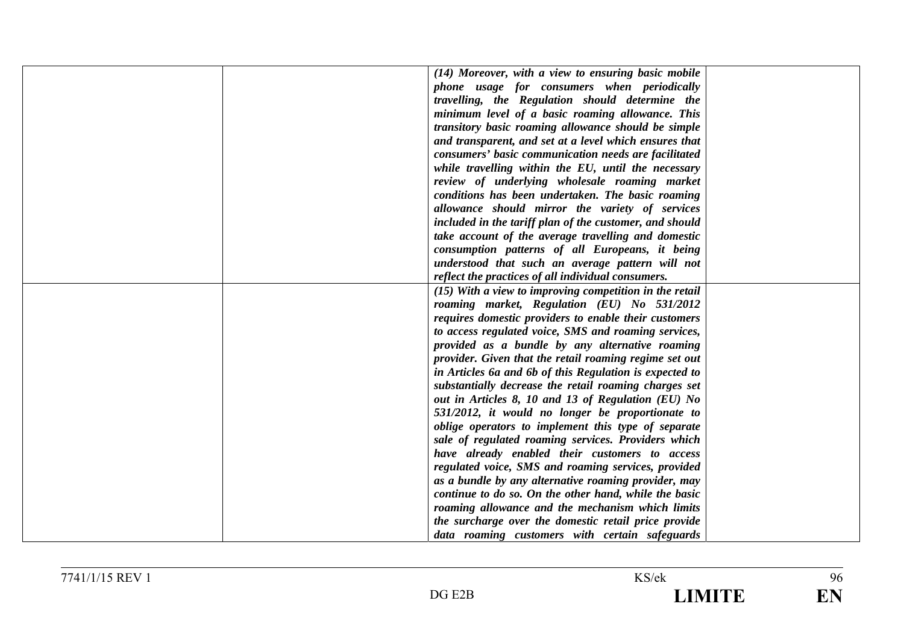| | | | |
|---|---|---|---|
| | | ***(14) Moreover, with a view to ensuring basic mobile phone usage for consumers when periodically travelling, the Regulation should determine the minimum level of a basic roaming allowance. This transitory basic roaming allowance should be simple and transparent, and set at a level which ensures that consumers' basic communication needs are facilitated while travelling within the EU, until the necessary review of underlying wholesale roaming market conditions has been undertaken. The basic roaming allowance should mirror the variety of services included in the tariff plan of the customer, and should take account of the average travelling and domestic consumption patterns of all Europeans, it being understood that such an average pattern will not reflect the practices of all individual consumers.*** | |
| | | ***(15) With a view to improving competition in the retail roaming market, Regulation (EU) No 531/2012 requires domestic providers to enable their customers to access regulated voice, SMS and roaming services, provided as a bundle by any alternative roaming provider. Given that the retail roaming regime set out in Articles 6a and 6b of this Regulation is expected to substantially decrease the retail roaming charges set out in Articles 8, 10 and 13 of Regulation (EU) No 531/2012, it would no longer be proportionate to oblige operators to implement this type of separate sale of regulated roaming services. Providers which have already enabled their customers to access regulated voice, SMS and roaming services, provided as a bundle by any alternative roaming provider, may continue to do so. On the other hand, while the basic roaming allowance and the mechanism which limits the surcharge over the domestic retail price provide data roaming customers with certain safeguards*** | |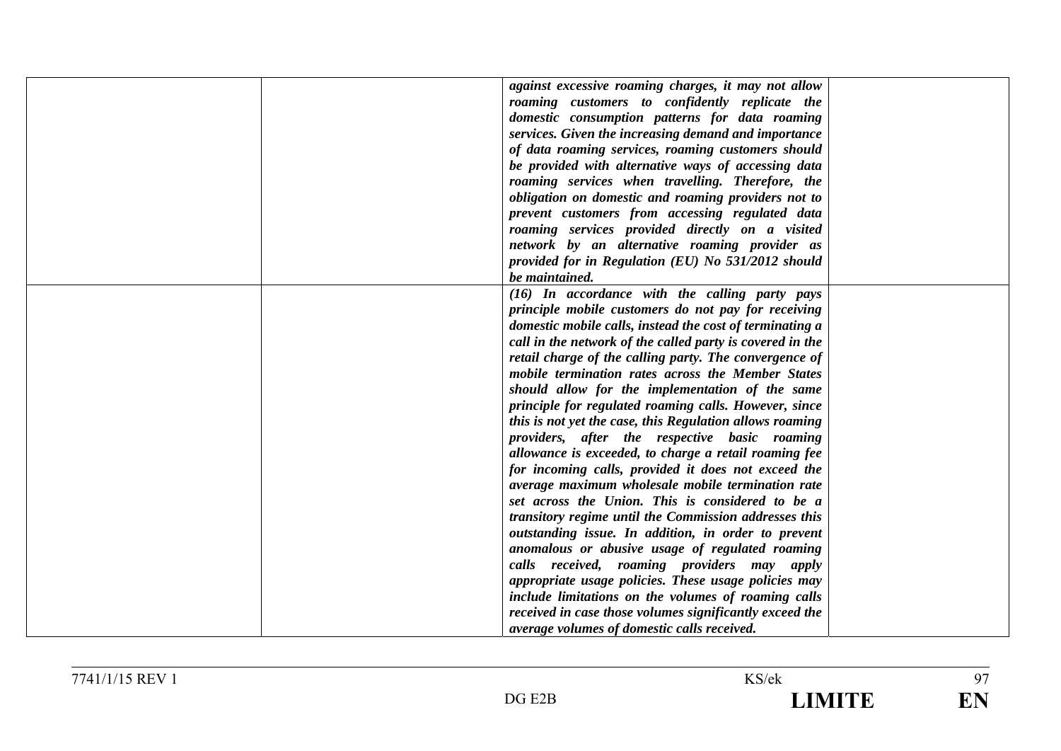|  |  |  |  |
|---|---|---|---|
|  |  | ***against excessive roaming charges, it may not allow roaming customers to confidently replicate the domestic consumption patterns for data roaming services. Given the increasing demand and importance of data roaming services, roaming customers should be provided with alternative ways of accessing data roaming services when travelling. Therefore, the obligation on domestic and roaming providers not to prevent customers from accessing regulated data roaming services provided directly on a visited network by an alternative roaming provider as provided for in Regulation (EU) No 531/2012 should be maintained.*** |  |
|  |  | ***(16) In accordance with the calling party pays principle mobile customers do not pay for receiving domestic mobile calls, instead the cost of terminating a call in the network of the called party is covered in the retail charge of the calling party. The convergence of mobile termination rates across the Member States should allow for the implementation of the same principle for regulated roaming calls. However, since this is not yet the case, this Regulation allows roaming providers, after the respective basic roaming allowance is exceeded, to charge a retail roaming fee for incoming calls, provided it does not exceed the average maximum wholesale mobile termination rate set across the Union. This is considered to be a transitory regime until the Commission addresses this outstanding issue. In addition, in order to prevent anomalous or abusive usage of regulated roaming calls received, roaming providers may apply appropriate usage policies. These usage policies may include limitations on the volumes of roaming calls received in case those volumes significantly exceed the average volumes of domestic calls received.*** |  |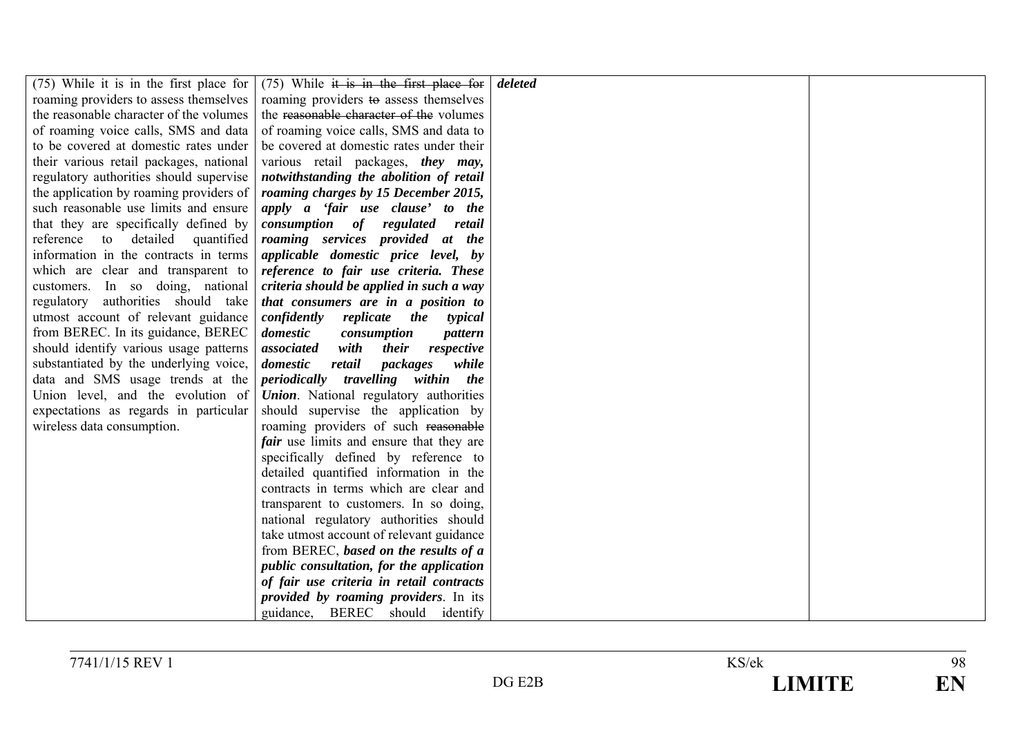| | | | |
|---|---|---|---|
| (75) While it is in the first place for roaming providers to assess themselves the reasonable character of the volumes of roaming voice calls, SMS and data to be covered at domestic rates under their various retail packages, national regulatory authorities should supervise the application by roaming providers of such reasonable use limits and ensure that they are specifically defined by reference to detailed quantified information in the contracts in terms which are clear and transparent to customers. In so doing, national regulatory authorities should take utmost account of relevant guidance from BEREC. In its guidance, BEREC should identify various usage patterns substantiated by the underlying voice, data and SMS usage trends at the Union level, and the evolution of expectations as regards in particular wireless data consumption. | (75) While ~~it is in the first place for~~ roaming providers ~~to~~ assess themselves the ~~reasonable character of the~~ volumes of roaming voice calls, SMS and data to be covered at domestic rates under their various retail packages, ***they may, notwithstanding the abolition of retail roaming charges by 15 December 2015, apply a 'fair use clause' to the consumption of regulated retail roaming services provided at the applicable domestic price level, by reference to fair use criteria. These criteria should be applied in such a way that consumers are in a position to confidently replicate the typical domestic consumption pattern associated with their respective domestic retail packages while periodically travelling within the Union***. National regulatory authorities should supervise the application by roaming providers of such ~~reasonable~~ ***fair*** use limits and ensure that they are specifically defined by reference to detailed quantified information in the contracts in terms which are clear and transparent to customers. In so doing, national regulatory authorities should take utmost account of relevant guidance from BEREC, ***based on the results of a public consultation, for the application of fair use criteria in retail contracts provided by roaming providers***. In its guidance, BEREC should identify | ***deleted*** | |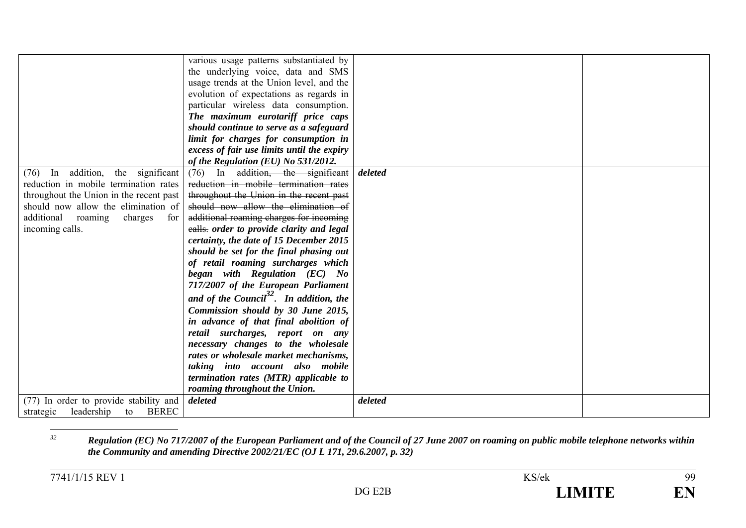| | | | |
|---|---|---|---|
| | various usage patterns substantiated by the underlying voice, data and SMS usage trends at the Union level, and the evolution of expectations as regards in particular wireless data consumption. ***The maximum eurotariff price caps should continue to serve as a safeguard limit for charges for consumption in excess of fair use limits until the expiry of the Regulation (EU) No 531/2012.*** | | |
| (76) In addition, the significant reduction in mobile termination rates throughout the Union in the recent past should now allow the elimination of additional roaming charges for incoming calls. | (76) In ~~addition, the significant reduction in mobile termination rates throughout the Union in the recent past should now allow the elimination of additional roaming charges for incoming calls.~~ ***order to provide clarity and legal certainty, the date of 15 December 2015 should be set for the final phasing out of retail roaming surcharges which began with Regulation (EC) No 717/2007 of the European Parliament and of the Council[32]. In addition, the Commission should by 30 June 2015, in advance of that final abolition of retail surcharges, report on any necessary changes to the wholesale rates or wholesale market mechanisms, taking into account also mobile termination rates (MTR) applicable to roaming throughout the Union.*** | ***deleted*** | |
| (77) In order to provide stability and strategic leadership to BEREC | ***deleted*** | ***deleted*** | |

[32] ***Regulation (EC) No 717/2007 of the European Parliament and of the Council of 27 June 2007 on roaming on public mobile telephone networks within the Community and amending Directive 2002/21/EC (OJ L 171, 29.6.2007, p. 32)***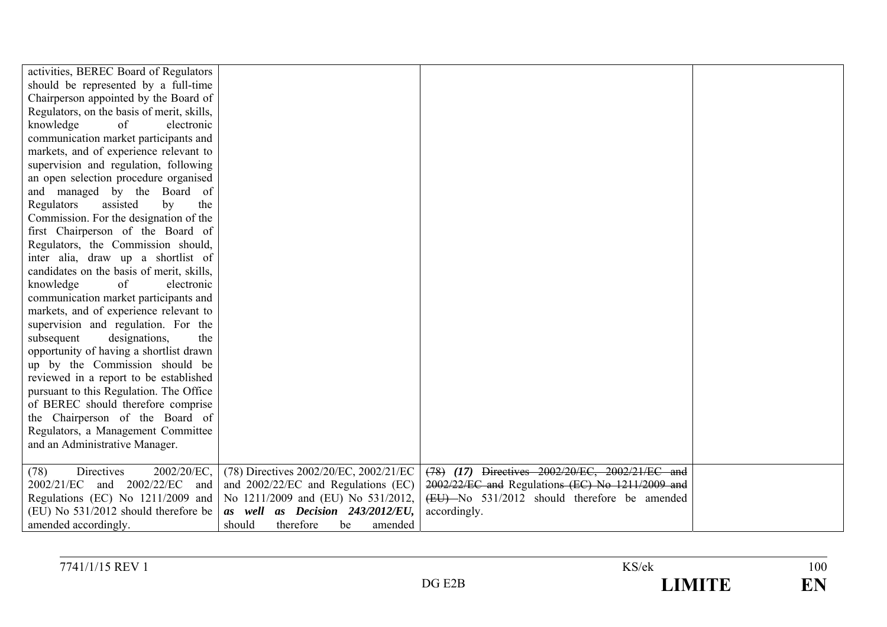| | | | |
|---|---|---|---|
| activities, BEREC Board of Regulators should be represented by a full-time Chairperson appointed by the Board of Regulators, on the basis of merit, skills, knowledge of electronic communication market participants and markets, and of experience relevant to supervision and regulation, following an open selection procedure organised and managed by the Board of Regulators assisted by the Commission. For the designation of the first Chairperson of the Board of Regulators, the Commission should, inter alia, draw up a shortlist of candidates on the basis of merit, skills, knowledge of electronic communication market participants and markets, and of experience relevant to supervision and regulation. For the subsequent designations, the opportunity of having a shortlist drawn up by the Commission should be reviewed in a report to be established pursuant to this Regulation. The Office of BEREC should therefore comprise the Chairperson of the Board of Regulators, a Management Committee and an Administrative Manager. | | | |
| (78) Directives 2002/20/EC, 2002/21/EC and 2002/22/EC and Regulations (EC) No 1211/2009 and (EU) No 531/2012 should therefore be amended accordingly. | (78) Directives 2002/20/EC, 2002/21/EC and 2002/22/EC and Regulations (EC) No 1211/2009 and (EU) No 531/2012, ***as well as Decision 243/2012/EU,*** should therefore be amended | ~~(78)~~ ***(17)*** ~~Directives 2002/20/EC, 2002/21/EC and 2002/22/EC and~~ Regulation~~s (EC) No 1211/2009 and (EU)~~ No 531/2012 should therefore be amended accordingly. | |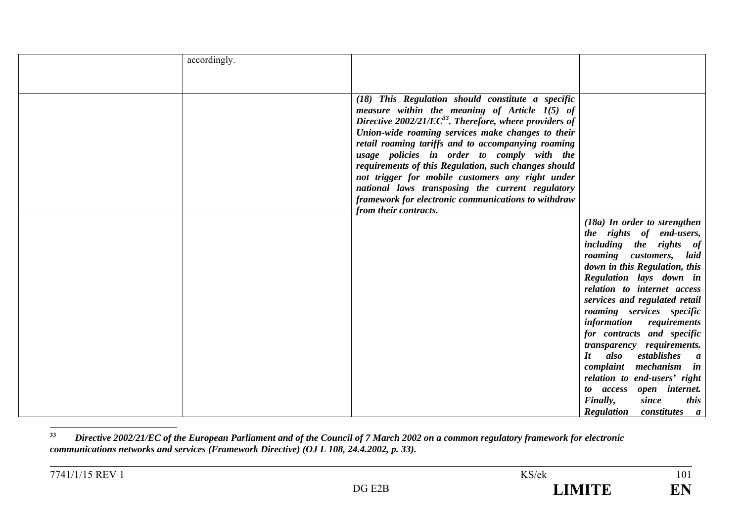| | | | |
|---|---|---|---|
| | accordingly. | | |
| | | ***(18) This Regulation should constitute a specific measure within the meaning of Article 1(5) of Directive 2002/21/EC[33]. Therefore, where providers of Union-wide roaming services make changes to their retail roaming tariffs and to accompanying roaming usage policies in order to comply with the requirements of this Regulation, such changes should not trigger for mobile customers any right under national laws transposing the current regulatory framework for electronic communications to withdraw from their contracts.*** | |
| | | | ***(18a) In order to strengthen the rights of end-users, including the rights of roaming customers, laid down in this Regulation, this Regulation lays down in relation to internet access services and regulated retail roaming services specific information requirements for contracts and specific transparency requirements. It also establishes a complaint mechanism in relation to end-users' right to access open internet. Finally, since this Regulation constitutes a*** |

[33] ***Directive 2002/21/EC of the European Parliament and of the Council of 7 March 2002 on a common regulatory framework for electronic communications networks and services (Framework Directive) (OJ L 108, 24.4.2002, p. 33).***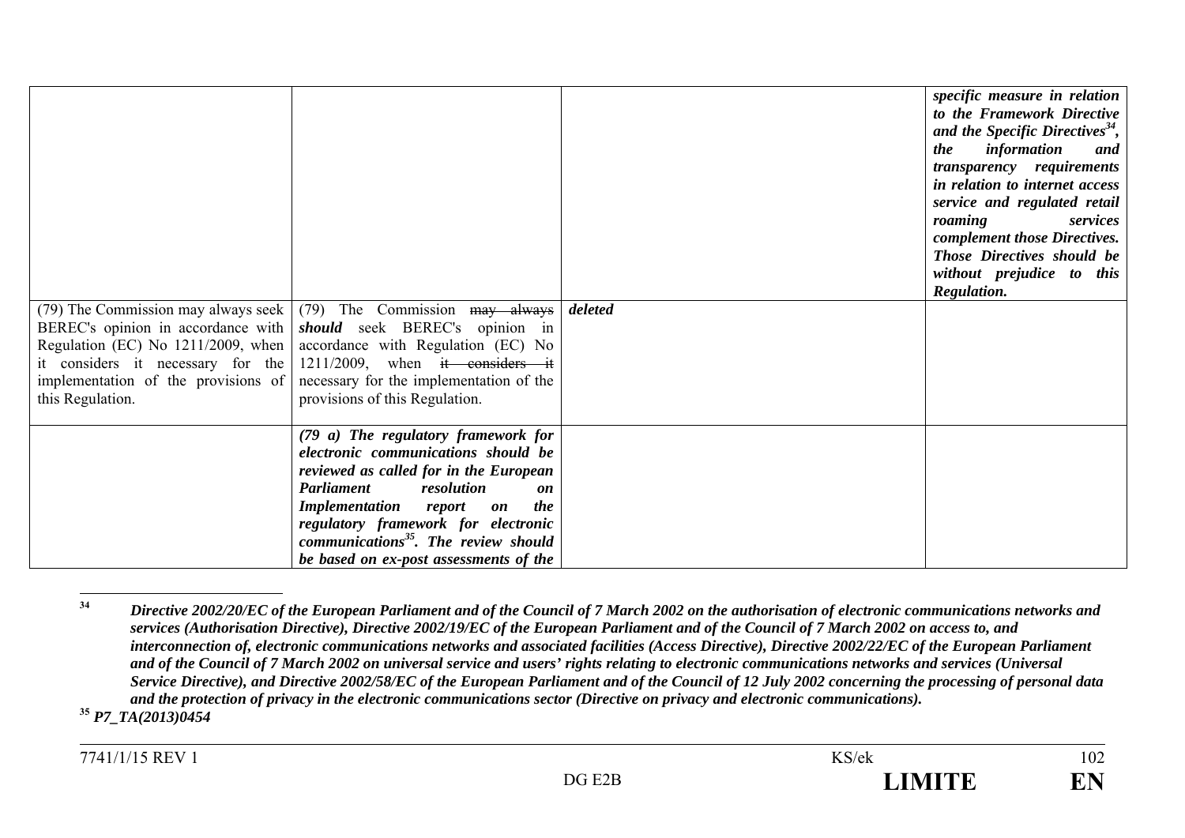| | | | |
|---|---|---|---|
| | | | ***specific measure in relation to the Framework Directive and the Specific Directives[34], the information and transparency requirements in relation to internet access service and regulated retail roaming services complement those Directives. Those Directives should be without prejudice to this Regulation.*** |
| (79) The Commission may always seek BEREC's opinion in accordance with Regulation (EC) No 1211/2009, when it considers it necessary for the implementation of the provisions of this Regulation. | (79) The Commission ~~may always~~ ***should*** seek BEREC's opinion in accordance with Regulation (EC) No 1211/2009, when ~~it considers it~~ necessary for the implementation of the provisions of this Regulation. | ***deleted*** | |
| | ***(79 a) The regulatory framework for electronic communications should be reviewed as called for in the European Parliament resolution on Implementation report on the regulatory framework for electronic communications[35]. The review should be based on ex-post assessments of the*** | | |

[34] ***Directive 2002/20/EC of the European Parliament and of the Council of 7 March 2002 on the authorisation of electronic communications networks and services (Authorisation Directive), Directive 2002/19/EC of the European Parliament and of the Council of 7 March 2002 on access to, and interconnection of, electronic communications networks and associated facilities (Access Directive), Directive 2002/22/EC of the European Parliament and of the Council of 7 March 2002 on universal service and users' rights relating to electronic communications networks and services (Universal Service Directive), and Directive 2002/58/EC of the European Parliament and of the Council of 12 July 2002 concerning the processing of personal data and the protection of privacy in the electronic communications sector (Directive on privacy and electronic communications).***

[35] ***P7_TA(2013)0454***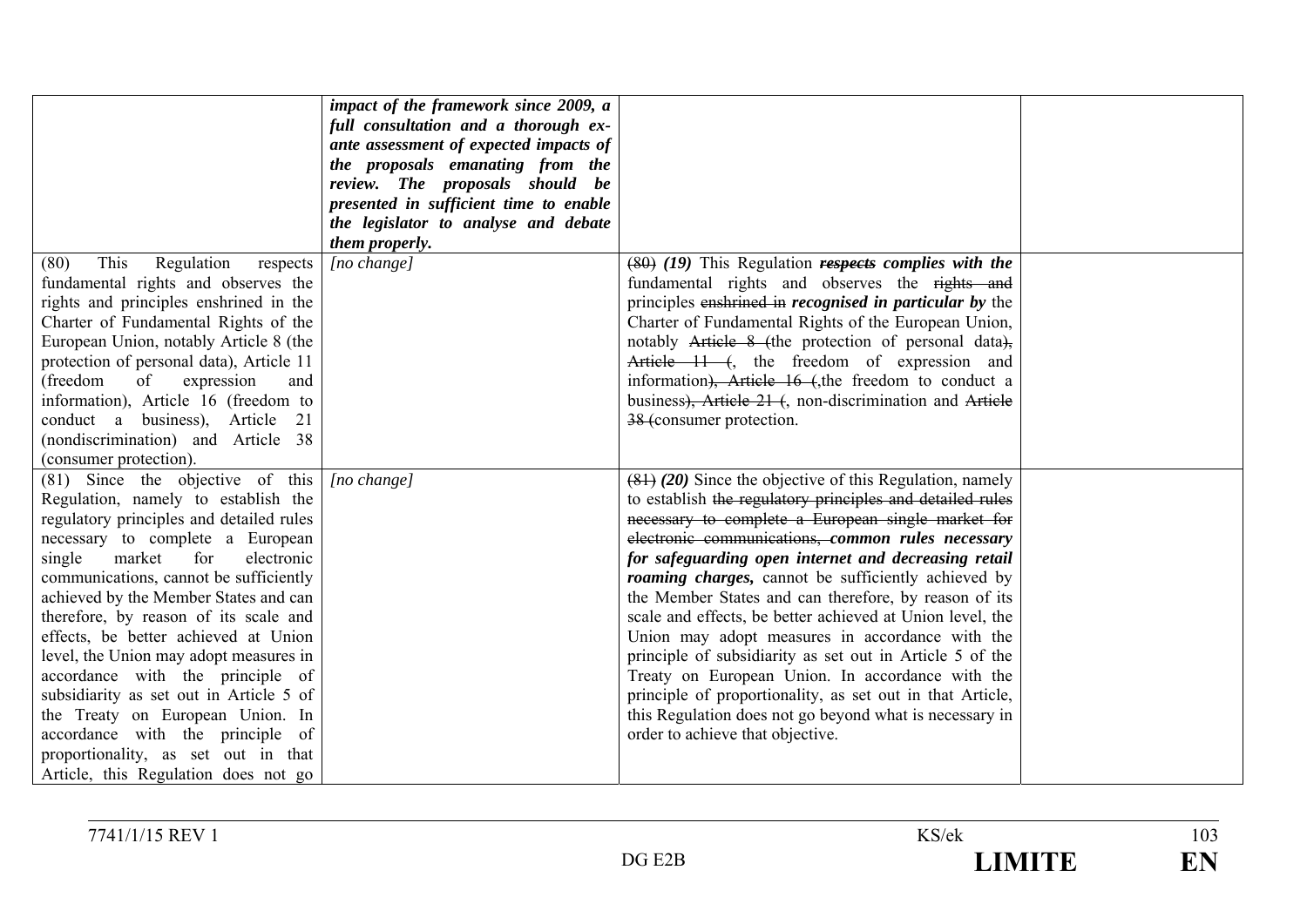| | | | |
|---|---|---|---|
| | ***impact of the framework since 2009, a full consultation and a thorough ex-ante assessment of expected impacts of the proposals emanating from the review. The proposals should be presented in sufficient time to enable the legislator to analyse and debate them properly.*** | | |
| (80) This Regulation respects fundamental rights and observes the rights and principles enshrined in the Charter of Fundamental Rights of the European Union, notably Article 8 (the protection of personal data), Article 11 (freedom of expression and information), Article 16 (freedom to conduct a business), Article 21 (nondiscrimination) and Article 38 (consumer protection). | *[no change]* | ~~(80)~~ ***(19)*** This Regulation ~~***respects***~~ ***complies with the*** fundamental rights and observes the ~~rights and~~ principles ~~enshrined in~~ ***recognised in particular by*** the Charter of Fundamental Rights of the European Union, notably ~~Article 8 (~~the protection of personal data~~),~~ ~~Article 11 (~~, the freedom of expression and information~~), Article 16 (~~,the freedom to conduct a business~~), Article 21 (~~, non-discrimination and ~~Article 38 (~~consumer protection. | |
| (81) Since the objective of this Regulation, namely to establish the regulatory principles and detailed rules necessary to complete a European single market for electronic communications, cannot be sufficiently achieved by the Member States and can therefore, by reason of its scale and effects, be better achieved at Union level, the Union may adopt measures in accordance with the principle of subsidiarity as set out in Article 5 of the Treaty on European Union. In accordance with the principle of proportionality, as set out in that Article, this Regulation does not go | *[no change]* | ~~(81)~~ ***(20)*** Since the objective of this Regulation, namely to establish ~~the regulatory principles and detailed rules necessary to complete a European single market for electronic communications,~~ ***common rules necessary for safeguarding open internet and decreasing retail roaming charges,*** cannot be sufficiently achieved by the Member States and can therefore, by reason of its scale and effects, be better achieved at Union level, the Union may adopt measures in accordance with the principle of subsidiarity as set out in Article 5 of the Treaty on European Union. In accordance with the principle of proportionality, as set out in that Article, this Regulation does not go beyond what is necessary in order to achieve that objective. | |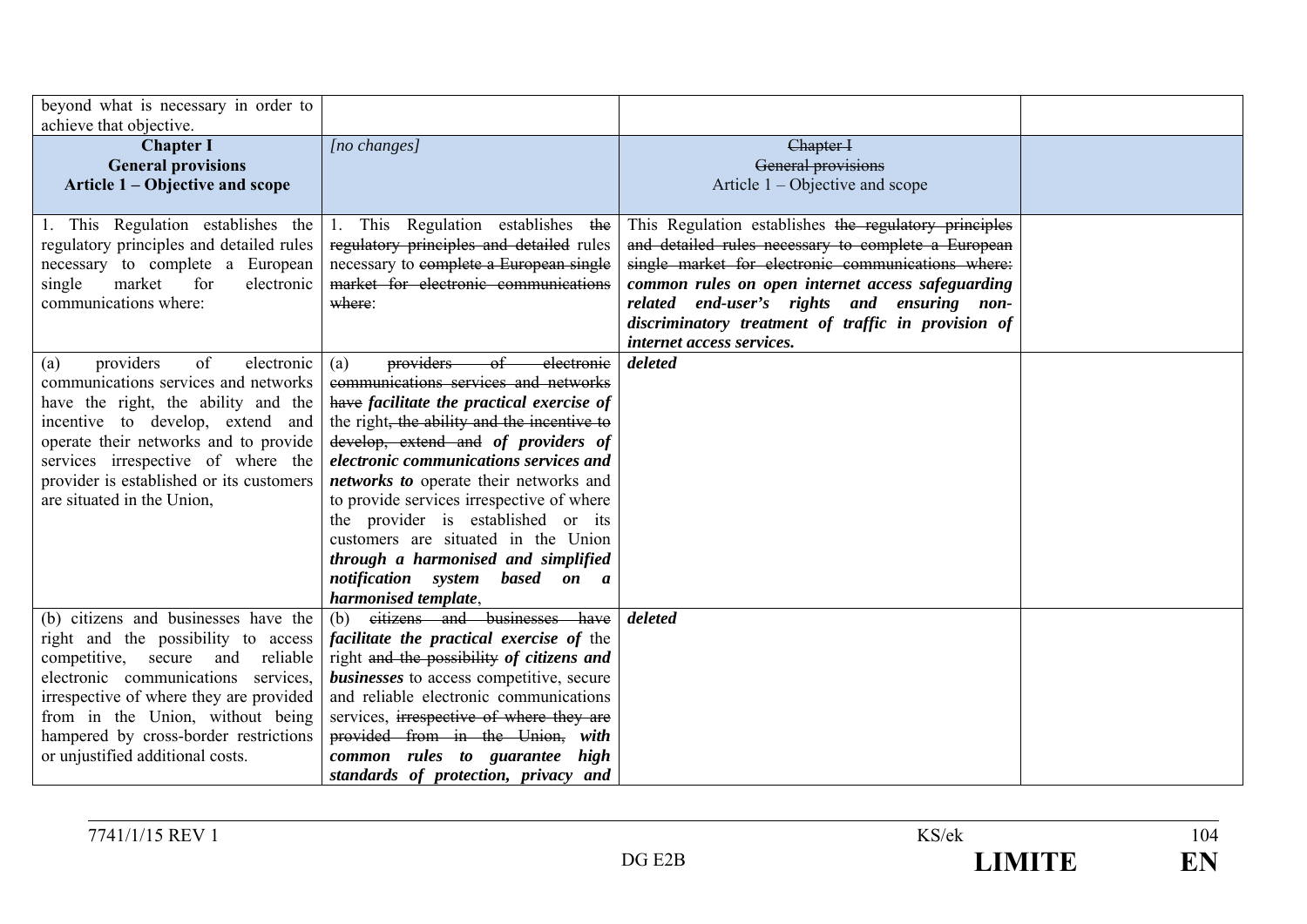| | | | |
|---|---|---|---|
| beyond what is necessary in order to achieve that objective. | | | |
| **Chapter I** **General provisions** **Article 1 – Objective and scope** | *[no changes]* | ~~Chapter I~~ ~~General provisions~~ Article 1 – Objective and scope | |
| 1. This Regulation establishes the regulatory principles and detailed rules necessary to complete a European single market for electronic communications where: | 1. This Regulation establishes ~~the regulatory principles and detailed~~ rules necessary to ~~complete a European single market for electronic communications where~~: | This Regulation establishes ~~the regulatory principles and detailed rules necessary to complete a European single market for electronic communications where:~~ ***common rules on open internet access safeguarding related end-user's rights and ensuring non-discriminatory treatment of traffic in provision of internet access services.*** | |
| (a) providers of electronic communications services and networks have the right, the ability and the incentive to develop, extend and operate their networks and to provide services irrespective of where the provider is established or its customers are situated in the Union, | (a) ~~providers of electronic communications services and networks have~~ ***facilitate the practical exercise of*** the right~~, the ability and the incentive to develop, extend and~~ ***of providers of electronic communications services and networks to*** operate their networks and to provide services irrespective of where the provider is established or its customers are situated in the Union ***through a harmonised and simplified notification system based on a harmonised template***, | ***deleted*** | |
| (b) citizens and businesses have the right and the possibility to access competitive, secure and reliable electronic communications services, irrespective of where they are provided from in the Union, without being hampered by cross-border restrictions or unjustified additional costs. | (b) ~~citizens and businesses have~~ ***facilitate the practical exercise of*** the right ~~and the possibility~~ ***of citizens and businesses*** to access competitive, secure and reliable electronic communications services, ~~irrespective of where they are provided from in the Union,~~ ***with common rules to guarantee high standards of protection, privacy and*** | ***deleted*** | |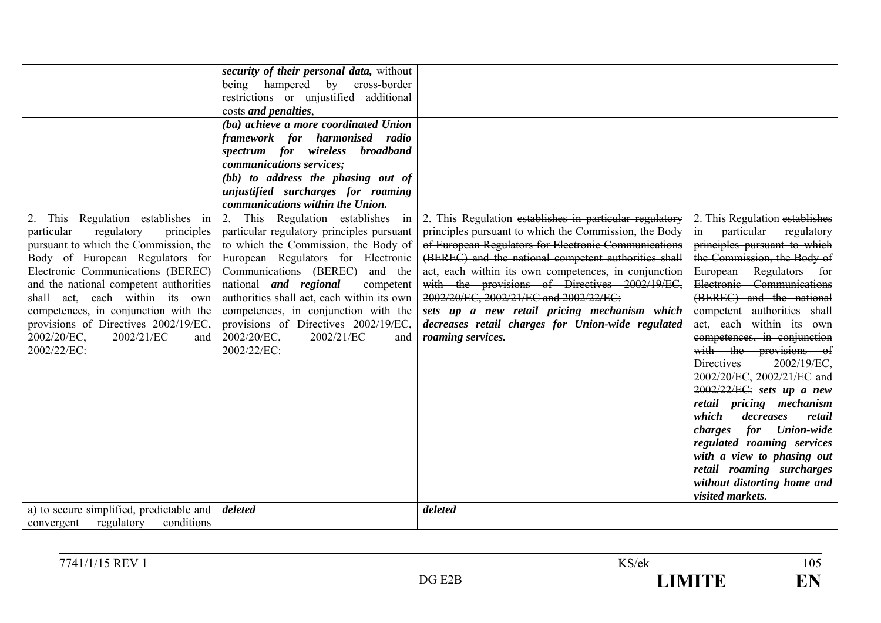| | | | |
|---|---|---|---|
| | ***security of their personal data,*** without being hampered by cross-border restrictions or unjustified additional costs ***and penalties***, | | |
| | ***(ba) achieve a more coordinated Union framework for harmonised radio spectrum for wireless broadband communications services;*** | | |
| | ***(bb) to address the phasing out of unjustified surcharges for roaming communications within the Union.*** | | |
| 2. This Regulation establishes in particular regulatory principles pursuant to which the Commission, the Body of European Regulators for Electronic Communications (BEREC) and the national competent authorities shall act, each within its own competences, in conjunction with the provisions of Directives 2002/19/EC, 2002/20/EC, 2002/21/EC and 2002/22/EC: | 2. This Regulation establishes in particular regulatory principles pursuant to which the Commission, the Body of European Regulators for Electronic Communications (BEREC) and the national ***and regional*** competent authorities shall act, each within its own competences, in conjunction with the provisions of Directives 2002/19/EC, 2002/20/EC, 2002/21/EC and 2002/22/EC: | 2. This Regulation ~~establishes in particular regulatory principles pursuant to which the Commission, the Body of European Regulators for Electronic Communications (BEREC) and the national competent authorities shall act, each within its own competences, in conjunction with the provisions of Directives 2002/19/EC, 2002/20/EC, 2002/21/EC and 2002/22/EC:~~ ***sets up a new retail pricing mechanism which decreases retail charges for Union-wide regulated roaming services.*** | 2. This Regulation ~~establishes in particular regulatory principles pursuant to which the Commission, the Body of European Regulators for Electronic Communications (BEREC) and the national competent authorities shall act, each within its own competences, in conjunction with the provisions of Directives 2002/19/EC, 2002/20/EC, 2002/21/EC and 2002/22/EC:~~ ***sets up a new retail pricing mechanism which decreases retail charges for Union-wide regulated roaming services with a view to phasing out retail roaming surcharges without distorting home and visited markets.*** |
| a) to secure simplified, predictable and convergent regulatory conditions | ***deleted*** | ***deleted*** | |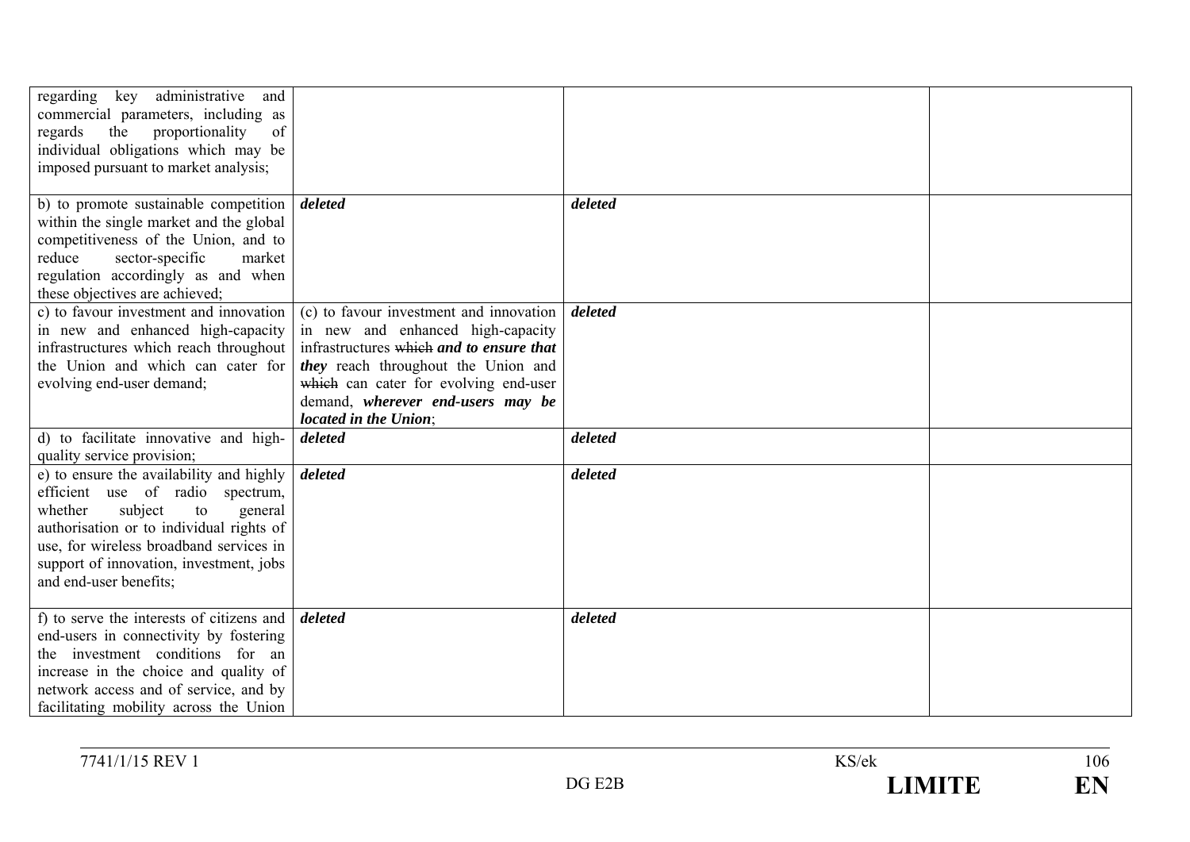| | | | |
|---|---|---|---|
| regarding key administrative and commercial parameters, including as regards the proportionality of individual obligations which may be imposed pursuant to market analysis; | | | |
| b) to promote sustainable competition within the single market and the global competitiveness of the Union, and to reduce sector-specific market regulation accordingly as and when these objectives are achieved; | ***deleted*** | ***deleted*** | |
| c) to favour investment and innovation in new and enhanced high-capacity infrastructures which reach throughout the Union and which can cater for evolving end-user demand; | (c) to favour investment and innovation in new and enhanced high-capacity infrastructures ~~which~~ ***and to ensure that they*** reach throughout the Union and ~~which~~ can cater for evolving end-user demand, ***wherever end-users may be located in the Union***; | ***deleted*** | |
| d) to facilitate innovative and high-quality service provision; | ***deleted*** | ***deleted*** | |
| e) to ensure the availability and highly efficient use of radio spectrum, whether subject to general authorisation or to individual rights of use, for wireless broadband services in support of innovation, investment, jobs and end-user benefits; | ***deleted*** | ***deleted*** | |
| f) to serve the interests of citizens and end-users in connectivity by fostering the investment conditions for an increase in the choice and quality of network access and of service, and by facilitating mobility across the Union | ***deleted*** | ***deleted*** | |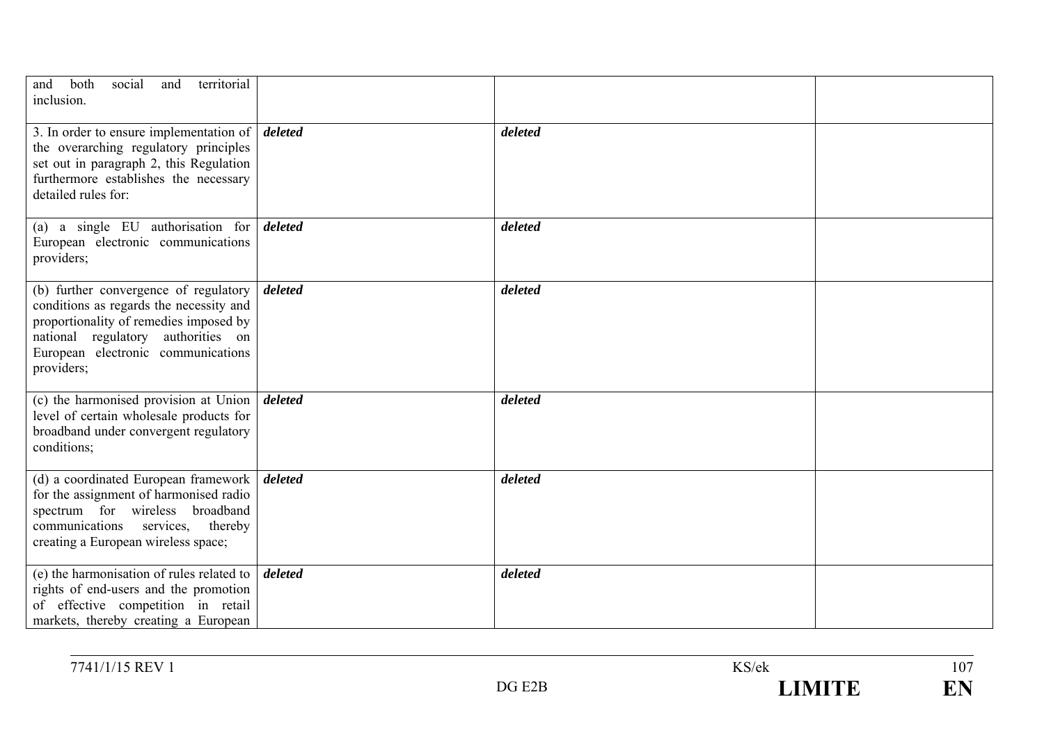| | | | |
|---|---|---|---|
| and both social and territorial inclusion. | | | |
| 3. In order to ensure implementation of the overarching regulatory principles set out in paragraph 2, this Regulation furthermore establishes the necessary detailed rules for: | ***deleted*** | ***deleted*** | |
| (a) a single EU authorisation for European electronic communications providers; | ***deleted*** | ***deleted*** | |
| (b) further convergence of regulatory conditions as regards the necessity and proportionality of remedies imposed by national regulatory authorities on European electronic communications providers; | ***deleted*** | ***deleted*** | |
| (c) the harmonised provision at Union level of certain wholesale products for broadband under convergent regulatory conditions; | ***deleted*** | ***deleted*** | |
| (d) a coordinated European framework for the assignment of harmonised radio spectrum for wireless broadband communications services, thereby creating a European wireless space; | ***deleted*** | ***deleted*** | |
| (e) the harmonisation of rules related to rights of end-users and the promotion of effective competition in retail markets, thereby creating a European | ***deleted*** | ***deleted*** | |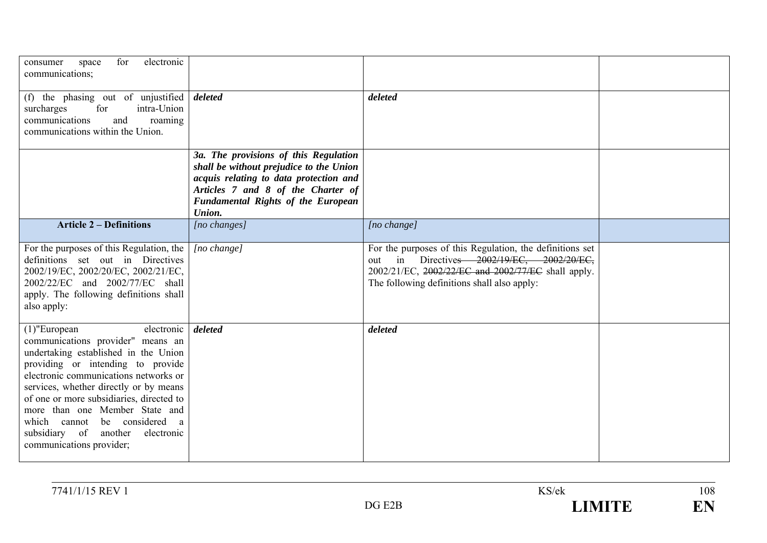| | | | |
|---|---|---|---|
| consumer space for electronic communications; | | | |
| (f) the phasing out of unjustified surcharges for intra-Union communications and roaming communications within the Union. | ***deleted*** | ***deleted*** | |
| | ***3a. The provisions of this Regulation shall be without prejudice to the Union acquis relating to data protection and Articles 7 and 8 of the Charter of Fundamental Rights of the European Union.*** | | |
| **Article 2 – Definitions** | *[no changes]* | *[no change]* | |
| For the purposes of this Regulation, the definitions set out in Directives 2002/19/EC, 2002/20/EC, 2002/21/EC, 2002/22/EC and 2002/77/EC shall apply. The following definitions shall also apply: | *[no change]* | For the purposes of this Regulation, the definitions set out in Directives ~~2002/19/EC, 2002/20/EC,~~ 2002/21/EC, ~~2002/22/EC and 2002/77/EC~~ shall apply. The following definitions shall also apply: | |
| (1)"European electronic communications provider" means an undertaking established in the Union providing or intending to provide electronic communications networks or services, whether directly or by means of one or more subsidiaries, directed to more than one Member State and which cannot be considered a subsidiary of another electronic communications provider; | ***deleted*** | ***deleted*** | |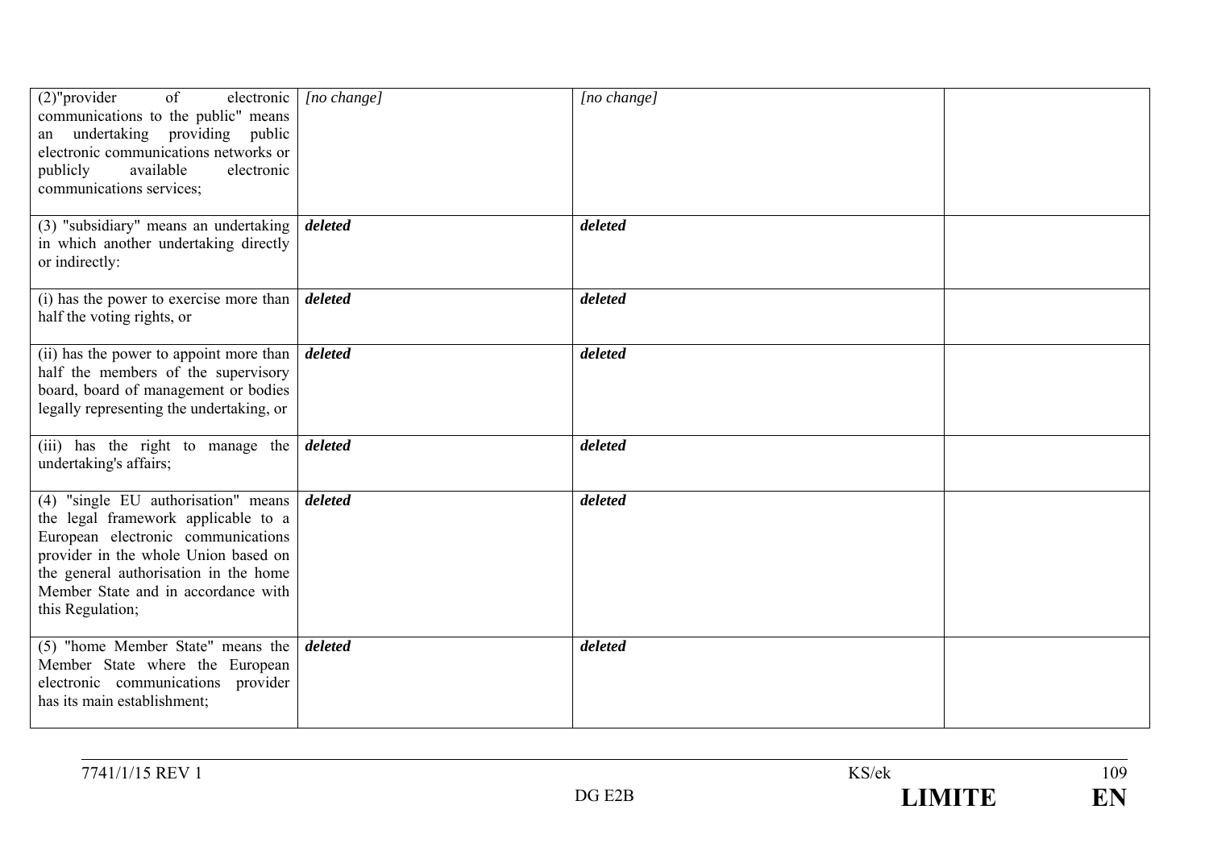| | | | |
|---|---|---|---|
| (2)"provider of electronic communications to the public" means an undertaking providing public electronic communications networks or publicly available electronic communications services; | *[no change]* | *[no change]* | |
| (3) "subsidiary" means an undertaking in which another undertaking directly or indirectly: | ***deleted*** | ***deleted*** | |
| (i) has the power to exercise more than half the voting rights, or | ***deleted*** | ***deleted*** | |
| (ii) has the power to appoint more than half the members of the supervisory board, board of management or bodies legally representing the undertaking, or | ***deleted*** | ***deleted*** | |
| (iii) has the right to manage the undertaking's affairs; | ***deleted*** | ***deleted*** | |
| (4) "single EU authorisation" means the legal framework applicable to a European electronic communications provider in the whole Union based on the general authorisation in the home Member State and in accordance with this Regulation; | ***deleted*** | ***deleted*** | |
| (5) "home Member State" means the Member State where the European electronic communications provider has its main establishment; | ***deleted*** | ***deleted*** | |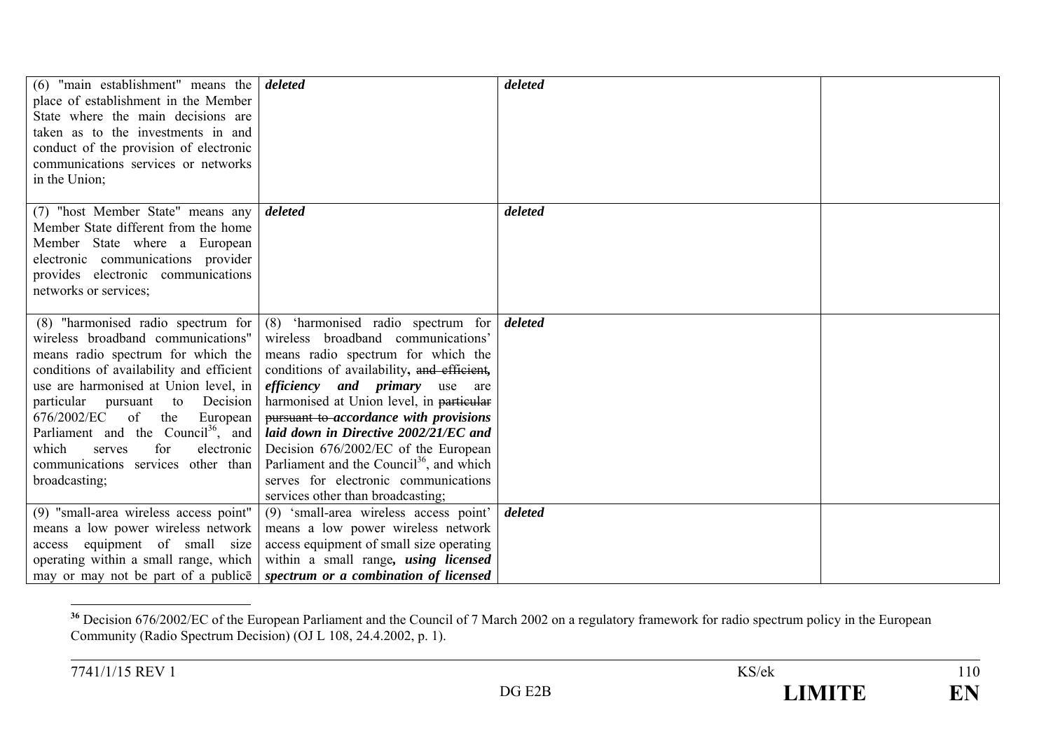| | | | |
|---|---|---|---|
| (6) "main establishment" means the place of establishment in the Member State where the main decisions are taken as to the investments in and conduct of the provision of electronic communications services or networks in the Union; | ***deleted*** | ***deleted*** | |
| (7) "host Member State" means any Member State different from the home Member State where a European electronic communications provider provides electronic communications networks or services; | ***deleted*** | ***deleted*** | |
| (8) "harmonised radio spectrum for wireless broadband communications" means radio spectrum for which the conditions of availability and efficient use are harmonised at Union level, in particular pursuant to Decision 676/2002/EC of the European Parliament and the Council[36], and which serves for electronic communications services other than broadcasting; | (8) 'harmonised radio spectrum for wireless broadband communications' means radio spectrum for which the conditions of availability**,** ~~and efficient,~~ ***efficiency and primary*** use are harmonised at Union level, in ~~particular pursuant to~~ ***accordance with provisions laid down in Directive 2002/21/EC and*** Decision 676/2002/EC of the European Parliament and the Council[36], and which serves for electronic communications services other than broadcasting; | ***deleted*** | |
| (9) "small-area wireless access point" means a low power wireless network access equipment of small size operating within a small range, which may or may not be part of a publicē | (9) 'small-area wireless access point' means a low power wireless network access equipment of small size operating within a small range***, using licensed spectrum or a combination of licensed*** | ***deleted*** | |

[36] Decision 676/2002/EC of the European Parliament and the Council of 7 March 2002 on a regulatory framework for radio spectrum policy in the European Community (Radio Spectrum Decision) (OJ L 108, 24.4.2002, p. 1).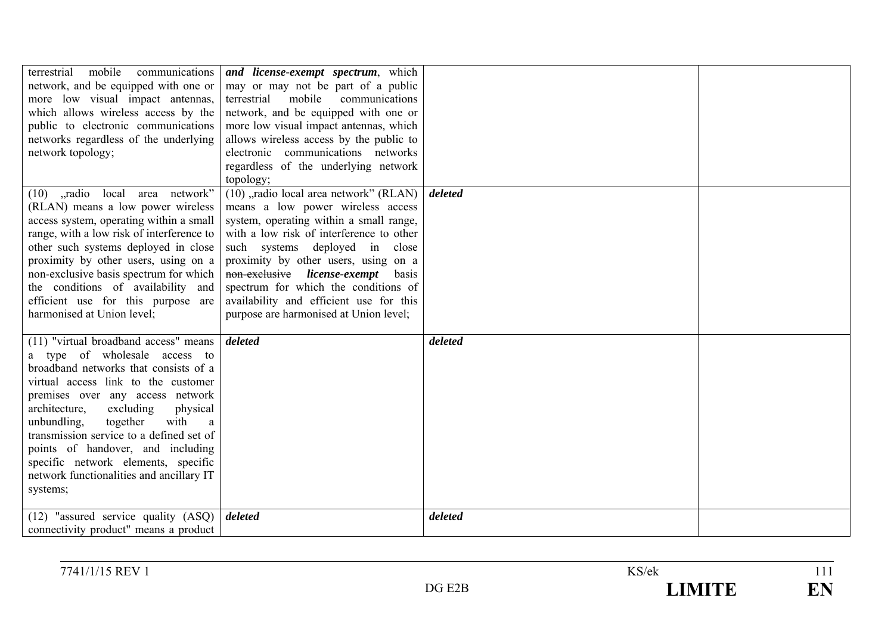| | | | |
|---|---|---|---|
| terrestrial mobile communications network, and be equipped with one or more low visual impact antennas, which allows wireless access by the public to electronic communications networks regardless of the underlying network topology; | ***and license-exempt spectrum***, which may or may not be part of a public terrestrial mobile communications network, and be equipped with one or more low visual impact antennas, which allows wireless access by the public to electronic communications networks regardless of the underlying network topology; | | |
| (10) „radio local area network" (RLAN) means a low power wireless access system, operating within a small range, with a low risk of interference to other such systems deployed in close proximity by other users, using on a non-exclusive basis spectrum for which the conditions of availability and efficient use for this purpose are harmonised at Union level; | (10) „radio local area network" (RLAN) means a low power wireless access system, operating within a small range, with a low risk of interference to other such systems deployed in close proximity by other users, using on a ~~non-exclusive~~ ***license-exempt*** basis spectrum for which the conditions of availability and efficient use for this purpose are harmonised at Union level; | ***deleted*** | |
| (11) "virtual broadband access" means a type of wholesale access to broadband networks that consists of a virtual access link to the customer premises over any access network architecture, excluding physical unbundling, together with a transmission service to a defined set of points of handover, and including specific network elements, specific network functionalities and ancillary IT systems; | ***deleted*** | ***deleted*** | |
| (12) "assured service quality (ASQ) connectivity product" means a product | ***deleted*** | ***deleted*** | |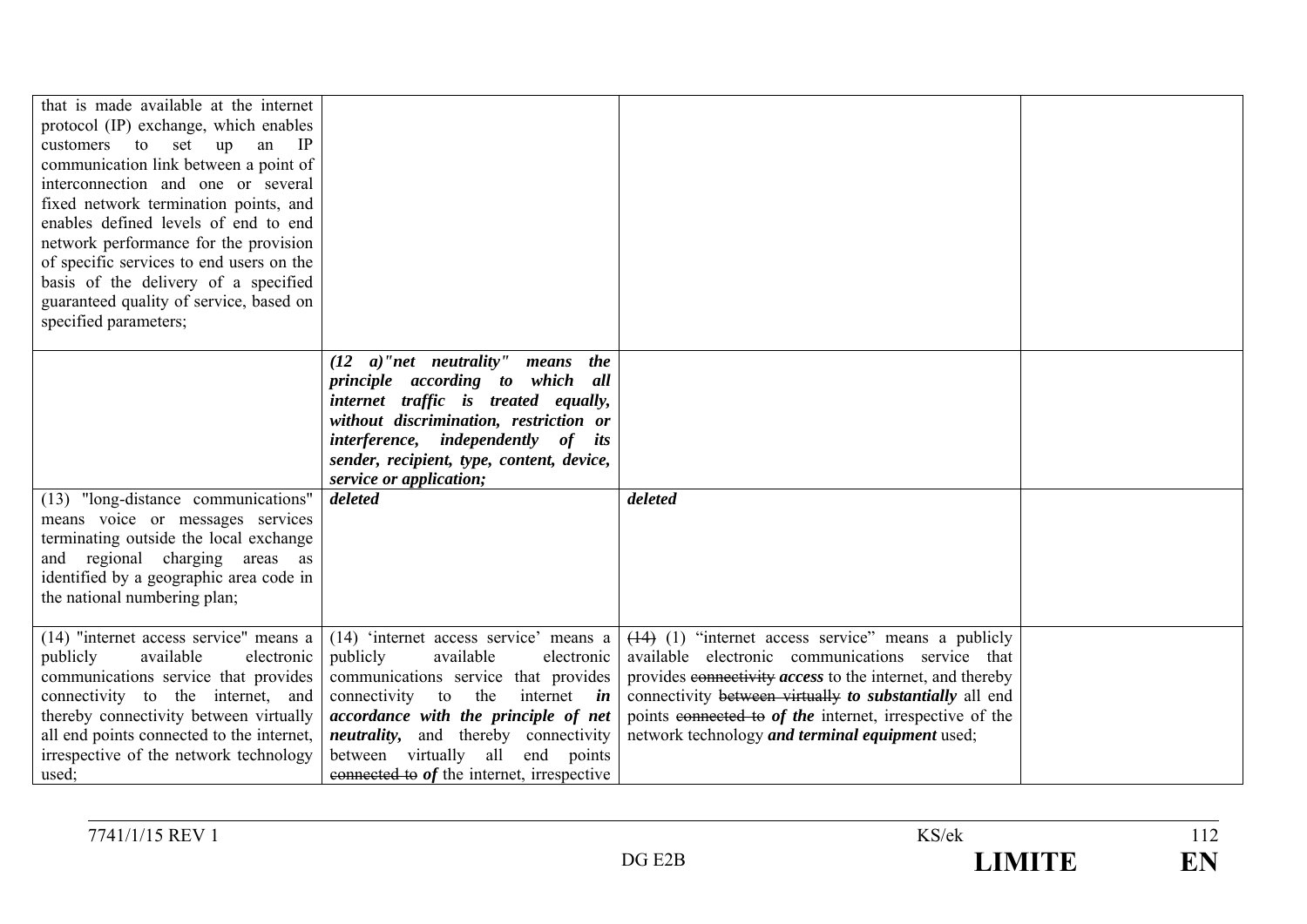| | | | |
|---|---|---|---|
| that is made available at the internet protocol (IP) exchange, which enables customers to set up an IP communication link between a point of interconnection and one or several fixed network termination points, and enables defined levels of end to end network performance for the provision of specific services to end users on the basis of the delivery of a specified guaranteed quality of service, based on specified parameters; | | | |
| | ***(12 a)"net neutrality" means the principle according to which all internet traffic is treated equally, without discrimination, restriction or interference, independently of its sender, recipient, type, content, device, service or application;*** | | |
| (13) "long-distance communications" means voice or messages services terminating outside the local exchange and regional charging areas as identified by a geographic area code in the national numbering plan; | ***deleted*** | ***deleted*** | |
| (14) "internet access service" means a publicly available electronic communications service that provides connectivity to the internet, and thereby connectivity between virtually all end points connected to the internet, irrespective of the network technology used; | (14) 'internet access service' means a publicly available electronic communications service that provides connectivity to the internet ***in accordance with the principle of net neutrality,*** and thereby connectivity between virtually all end points ~~connected to~~ ***of*** the internet, irrespective | ~~(14)~~ (1) "internet access service" means a publicly available electronic communications service that provides ~~connectivity~~ ***access*** to the internet, and thereby connectivity ~~between virtually~~ ***to substantially*** all end points ~~connected to~~ ***of the*** internet, irrespective of the network technology ***and terminal equipment*** used; | |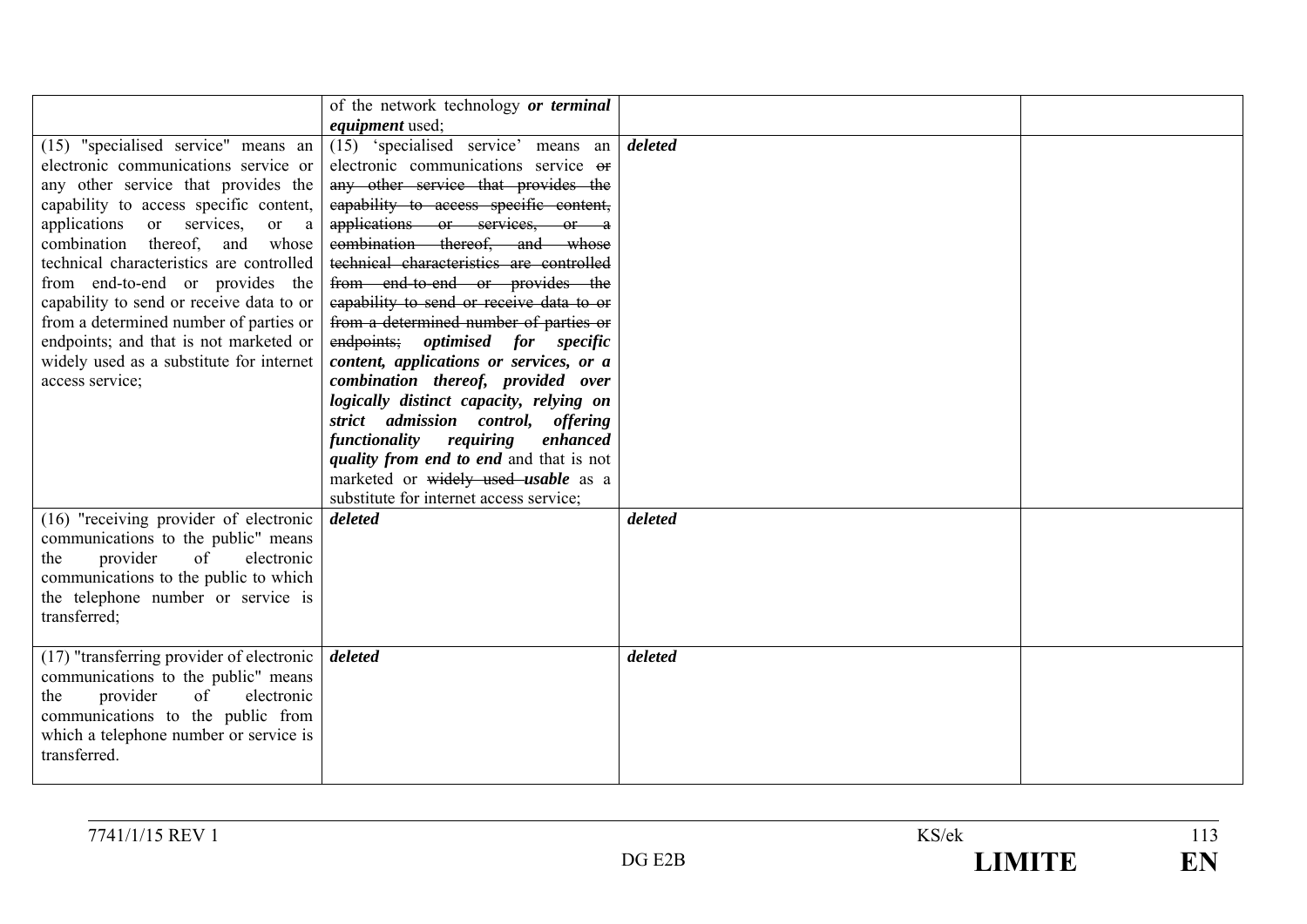|  |  |  |  |
|---|---|---|---|
|  | of the network technology ***or terminal equipment*** used; |  |  |
| (15) "specialised service" means an electronic communications service or any other service that provides the capability to access specific content, applications or services, or a combination thereof, and whose technical characteristics are controlled from end-to-end or provides the capability to send or receive data to or from a determined number of parties or endpoints; and that is not marketed or widely used as a substitute for internet access service; | (15) 'specialised service' means an electronic communications service ~~or any other service that provides the capability to access specific content, applications or services, or a combination thereof, and whose technical characteristics are controlled from end-to-end or provides the capability to send or receive data to or from a determined number of parties or endpoints;~~ ***optimised for specific content, applications or services, or a combination thereof, provided over logically distinct capacity, relying on strict admission control, offering functionality requiring enhanced quality from end to end*** and that is not marketed or ~~widely used~~ ***usable*** as a substitute for internet access service; | ***deleted*** |  |
| (16) "receiving provider of electronic communications to the public" means the provider of electronic communications to the public to which the telephone number or service is transferred; | ***deleted*** | ***deleted*** |  |
| (17) "transferring provider of electronic communications to the public" means the provider of electronic communications to the public from which a telephone number or service is transferred. | ***deleted*** | ***deleted*** |  |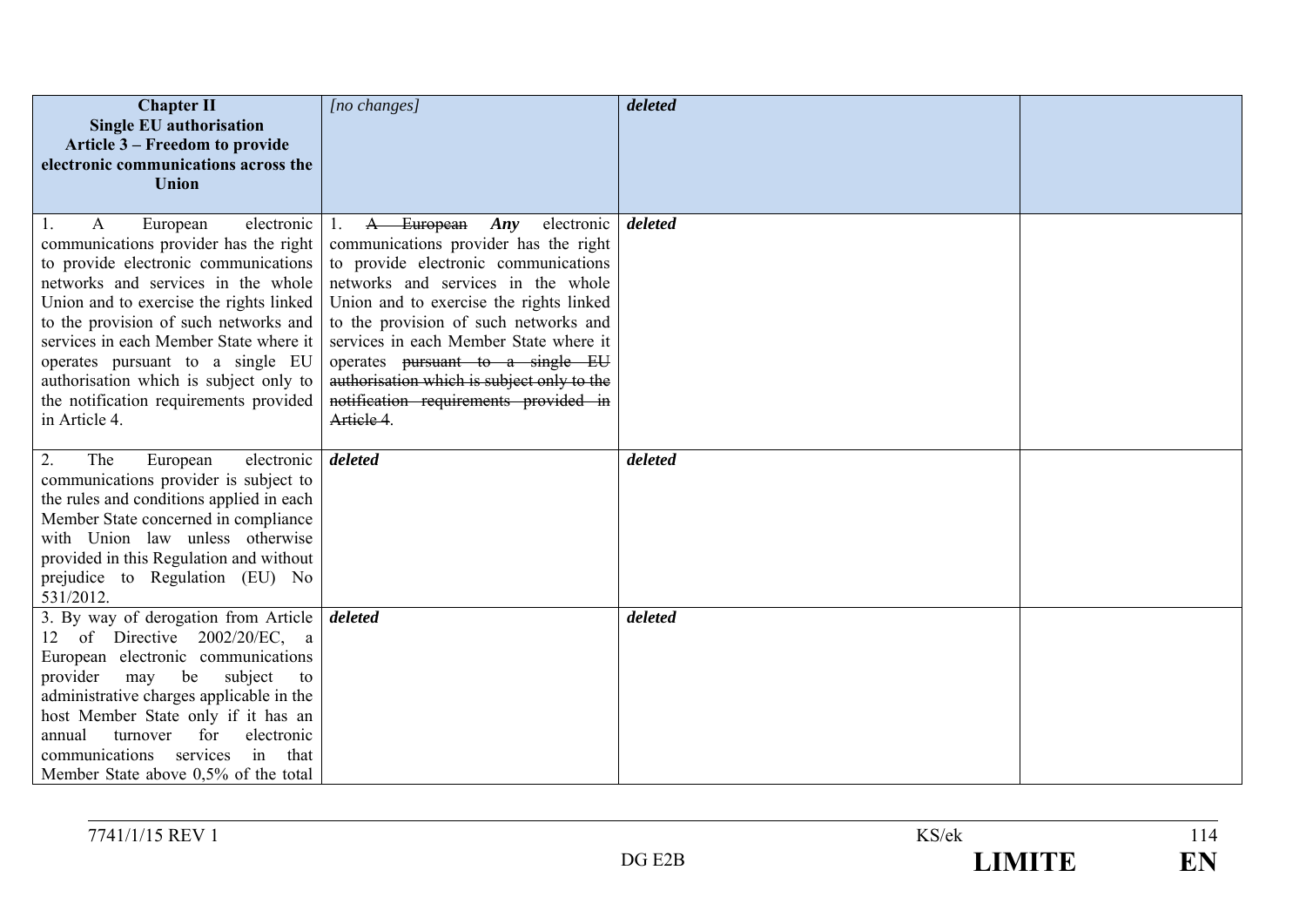| **Chapter II Single EU authorisation Article 3 – Freedom to provide electronic communications across the Union** | *[no changes]* | ***deleted*** | |
|---|---|---|---|
| 1. A European electronic communications provider has the right to provide electronic communications networks and services in the whole Union and to exercise the rights linked to the provision of such networks and services in each Member State where it operates pursuant to a single EU authorisation which is subject only to the notification requirements provided in Article 4. | 1. ~~A European~~ ***Any*** electronic communications provider has the right to provide electronic communications networks and services in the whole Union and to exercise the rights linked to the provision of such networks and services in each Member State where it operates ~~pursuant to a single EU authorisation which is subject only to the notification requirements provided in Article 4~~. | ***deleted*** | |
| 2. The European electronic communications provider is subject to the rules and conditions applied in each Member State concerned in compliance with Union law unless otherwise provided in this Regulation and without prejudice to Regulation (EU) No 531/2012. | ***deleted*** | ***deleted*** | |
| 3. By way of derogation from Article 12 of Directive 2002/20/EC, a European electronic communications provider may be subject to administrative charges applicable in the host Member State only if it has an annual turnover for electronic communications services in that Member State above 0,5% of the total | ***deleted*** | ***deleted*** | |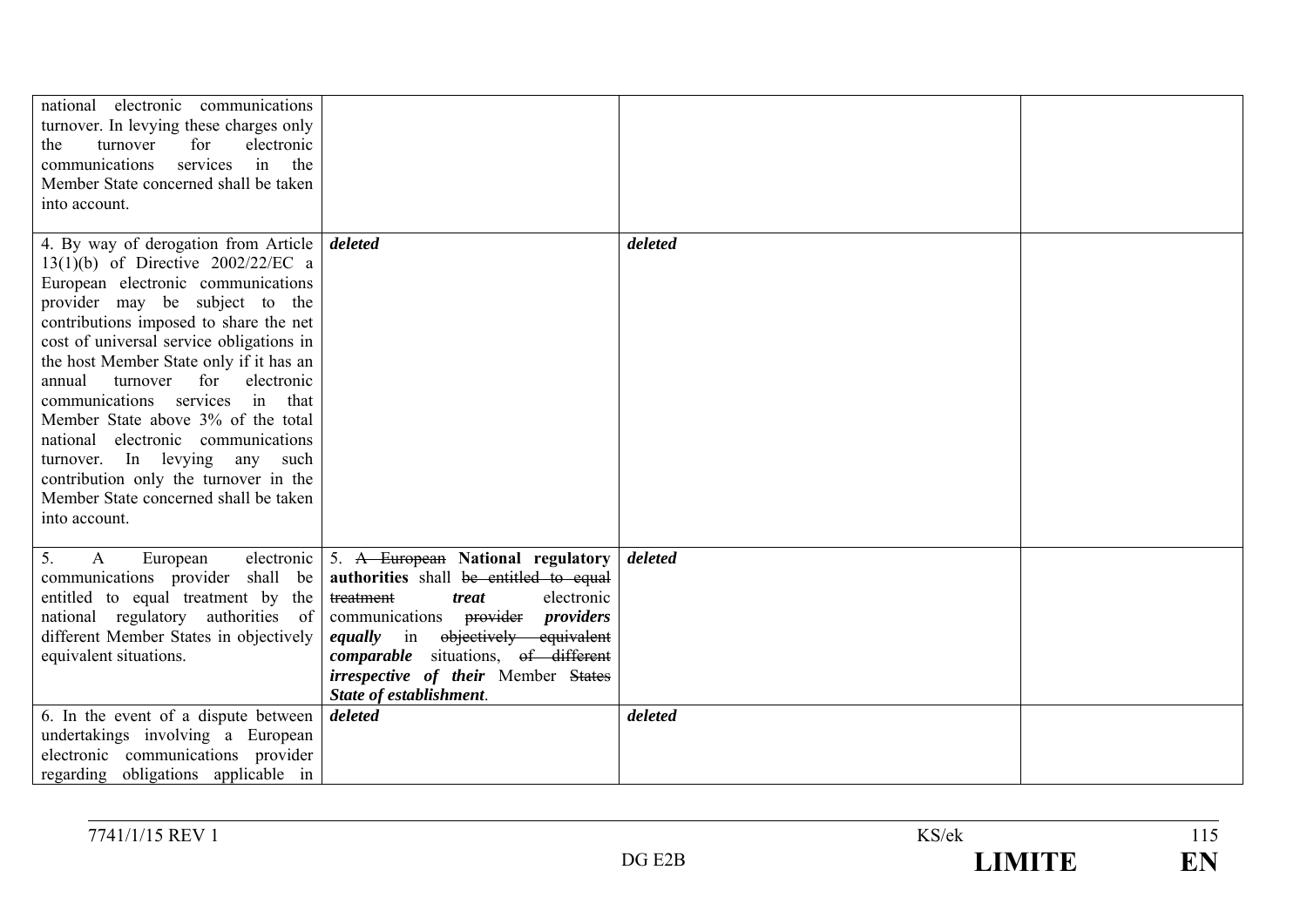| | | | |
|---|---|---|---|
| national electronic communications turnover. In levying these charges only the turnover for electronic communications services in the Member State concerned shall be taken into account. | | | |
| 4. By way of derogation from Article 13(1)(b) of Directive 2002/22/EC a European electronic communications provider may be subject to the contributions imposed to share the net cost of universal service obligations in the host Member State only if it has an annual turnover for electronic communications services in that Member State above 3% of the total national electronic communications turnover. In levying any such contribution only the turnover in the Member State concerned shall be taken into account. | ***deleted*** | ***deleted*** | |
| 5. A European electronic communications provider shall be entitled to equal treatment by the national regulatory authorities of different Member States in objectively equivalent situations. | 5. ~~A European~~ **National regulatory authorities** shall ~~be entitled to equal treatment~~ ***treat*** electronic communications ~~provider~~ ***providers equally*** in ~~objectively equivalent~~ ***comparable*** situations, ~~of different~~ ***irrespective of their*** Member ~~States~~ ***State of establishment***. | ***deleted*** | |
| 6. In the event of a dispute between undertakings involving a European electronic communications provider regarding obligations applicable in | ***deleted*** | ***deleted*** | |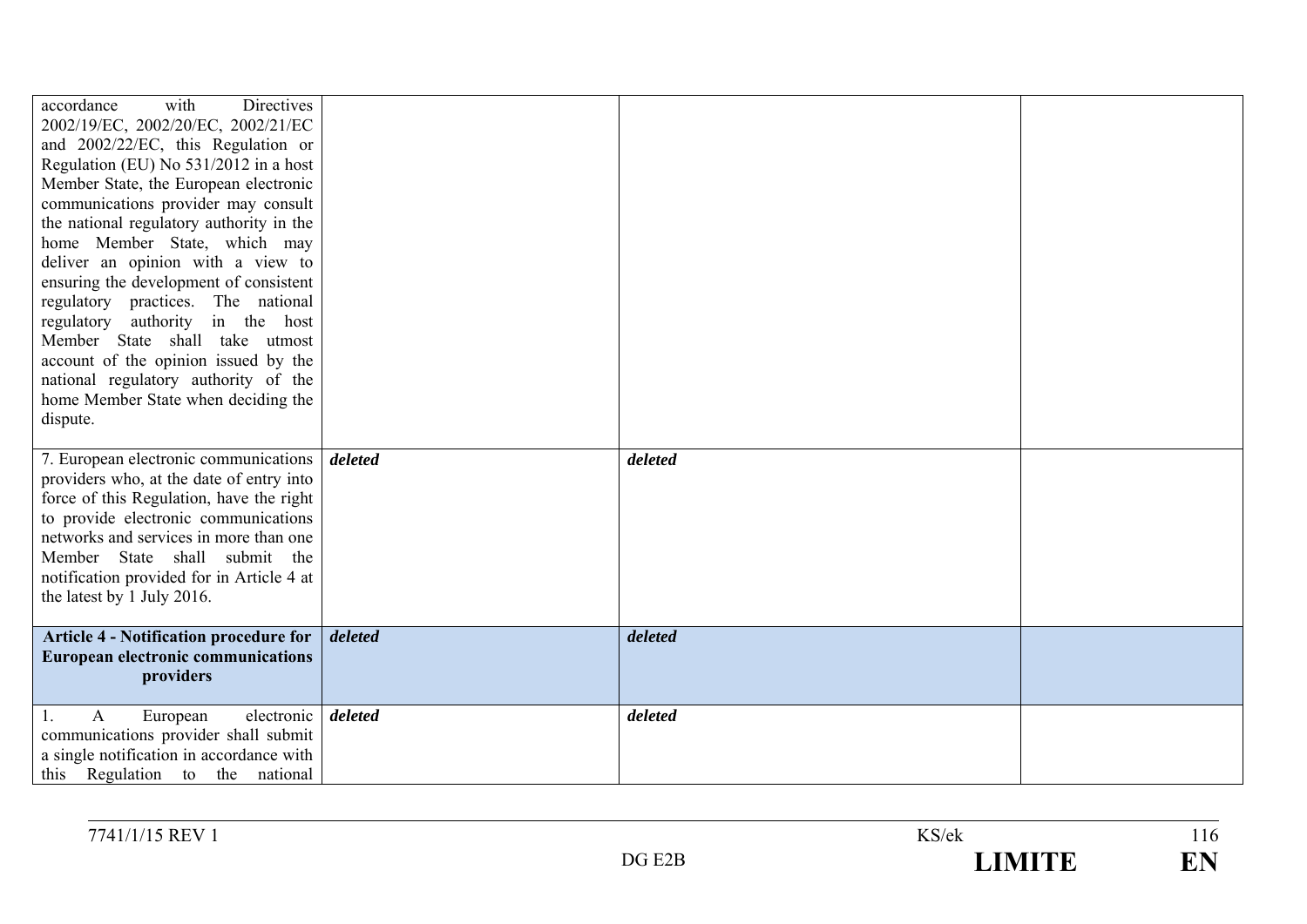| | | | |
|---|---|---|---|
| accordance with Directives 2002/19/EC, 2002/20/EC, 2002/21/EC and 2002/22/EC, this Regulation or Regulation (EU) No 531/2012 in a host Member State, the European electronic communications provider may consult the national regulatory authority in the home Member State, which may deliver an opinion with a view to ensuring the development of consistent regulatory practices. The national regulatory authority in the host Member State shall take utmost account of the opinion issued by the national regulatory authority of the home Member State when deciding the dispute. | | | |
| 7. European electronic communications providers who, at the date of entry into force of this Regulation, have the right to provide electronic communications networks and services in more than one Member State shall submit the notification provided for in Article 4 at the latest by 1 July 2016. | ***deleted*** | ***deleted*** | |
| **Article 4 - Notification procedure for European electronic communications providers** | ***deleted*** | ***deleted*** | |
| 1. A European electronic communications provider shall submit a single notification in accordance with this Regulation to the national | ***deleted*** | ***deleted*** | |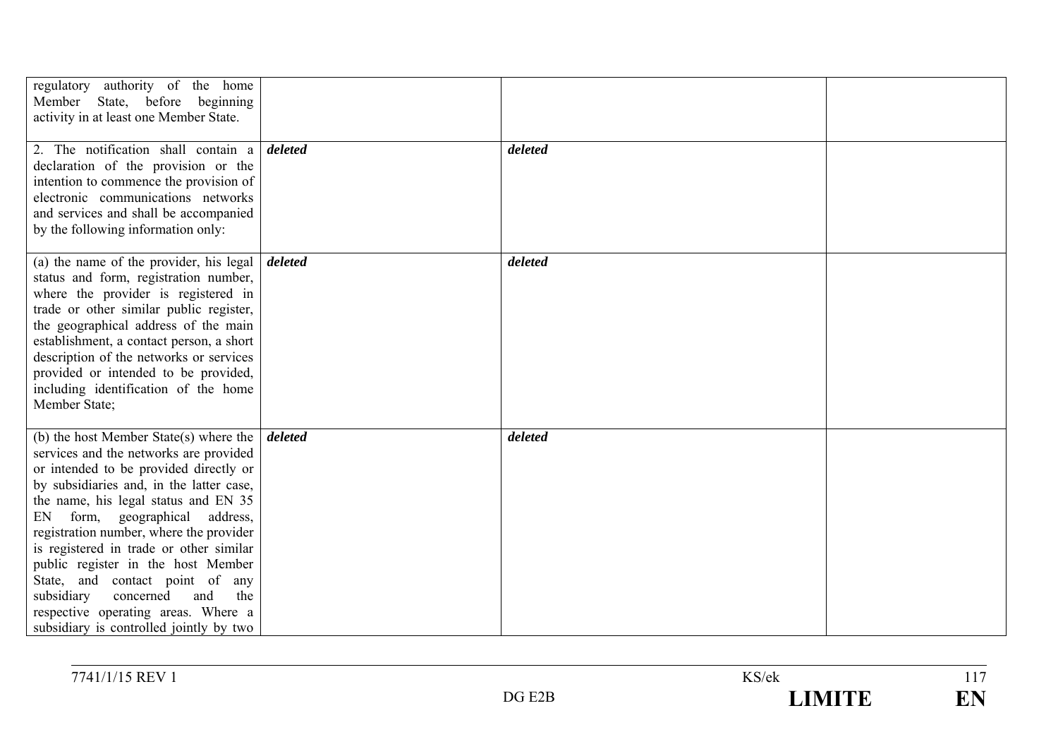| | | | |
|---|---|---|---|
| regulatory authority of the home Member State, before beginning activity in at least one Member State. | | | |
| 2. The notification shall contain a declaration of the provision or the intention to commence the provision of electronic communications networks and services and shall be accompanied by the following information only: | ***deleted*** | ***deleted*** | |
| (a) the name of the provider, his legal status and form, registration number, where the provider is registered in trade or other similar public register, the geographical address of the main establishment, a contact person, a short description of the networks or services provided or intended to be provided, including identification of the home Member State; | ***deleted*** | ***deleted*** | |
| (b) the host Member State(s) where the services and the networks are provided or intended to be provided directly or by subsidiaries and, in the latter case, the name, his legal status and EN 35 EN form, geographical address, registration number, where the provider is registered in trade or other similar public register in the host Member State, and contact point of any subsidiary concerned and the respective operating areas. Where a subsidiary is controlled jointly by two | ***deleted*** | ***deleted*** | |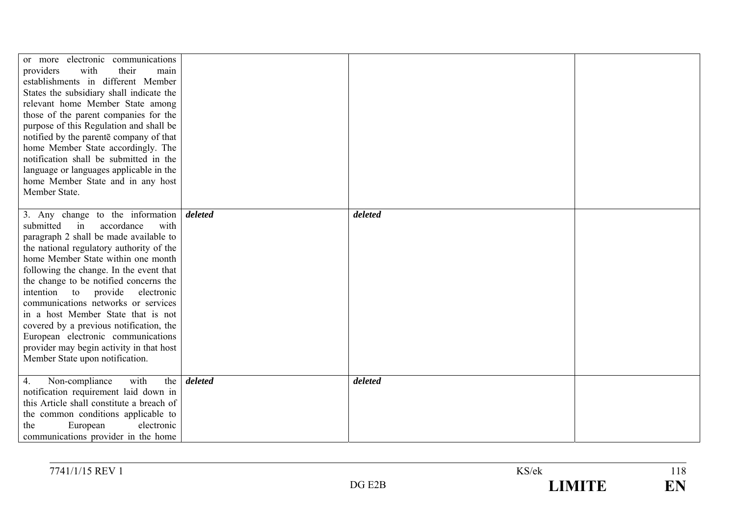| | | | |
|---|---|---|---|
| or more electronic communications providers with their main establishments in different Member States the subsidiary shall indicate the relevant home Member State among those of the parent companies for the purpose of this Regulation and shall be notified by the parentē company of that home Member State accordingly. The notification shall be submitted in the language or languages applicable in the home Member State and in any host Member State. | | | |
| 3. Any change to the information submitted in accordance with paragraph 2 shall be made available to the national regulatory authority of the home Member State within one month following the change. In the event that the change to be notified concerns the intention to provide electronic communications networks or services in a host Member State that is not covered by a previous notification, the European electronic communications provider may begin activity in that host Member State upon notification. | ***deleted*** | ***deleted*** | |
| 4. Non-compliance with the notification requirement laid down in this Article shall constitute a breach of the common conditions applicable to the European electronic communications provider in the home | ***deleted*** | ***deleted*** | |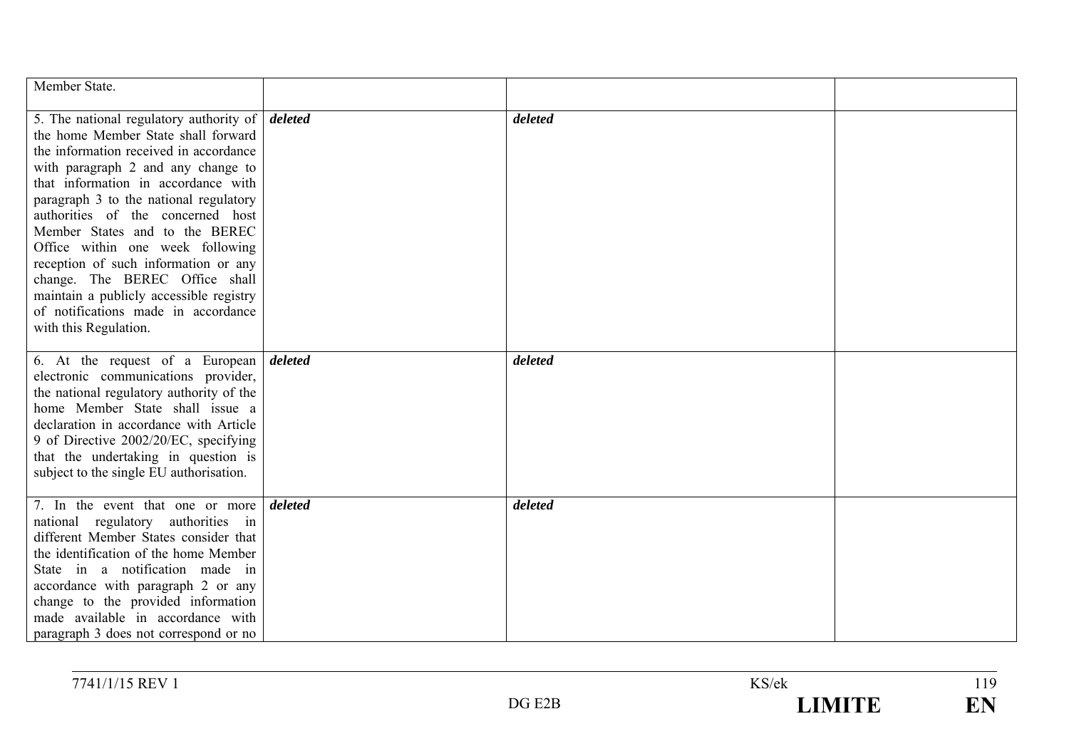| | | | |
|---|---|---|---|
| Member State. | | | |
| 5. The national regulatory authority of the home Member State shall forward the information received in accordance with paragraph 2 and any change to that information in accordance with paragraph 3 to the national regulatory authorities of the concerned host Member States and to the BEREC Office within one week following reception of such information or any change. The BEREC Office shall maintain a publicly accessible registry of notifications made in accordance with this Regulation. | ***deleted*** | ***deleted*** | |
| 6. At the request of a European electronic communications provider, the national regulatory authority of the home Member State shall issue a declaration in accordance with Article 9 of Directive 2002/20/EC, specifying that the undertaking in question is subject to the single EU authorisation. | ***deleted*** | ***deleted*** | |
| 7. In the event that one or more national regulatory authorities in different Member States consider that the identification of the home Member State in a notification made in accordance with paragraph 2 or any change to the provided information made available in accordance with paragraph 3 does not correspond or no | ***deleted*** | ***deleted*** | |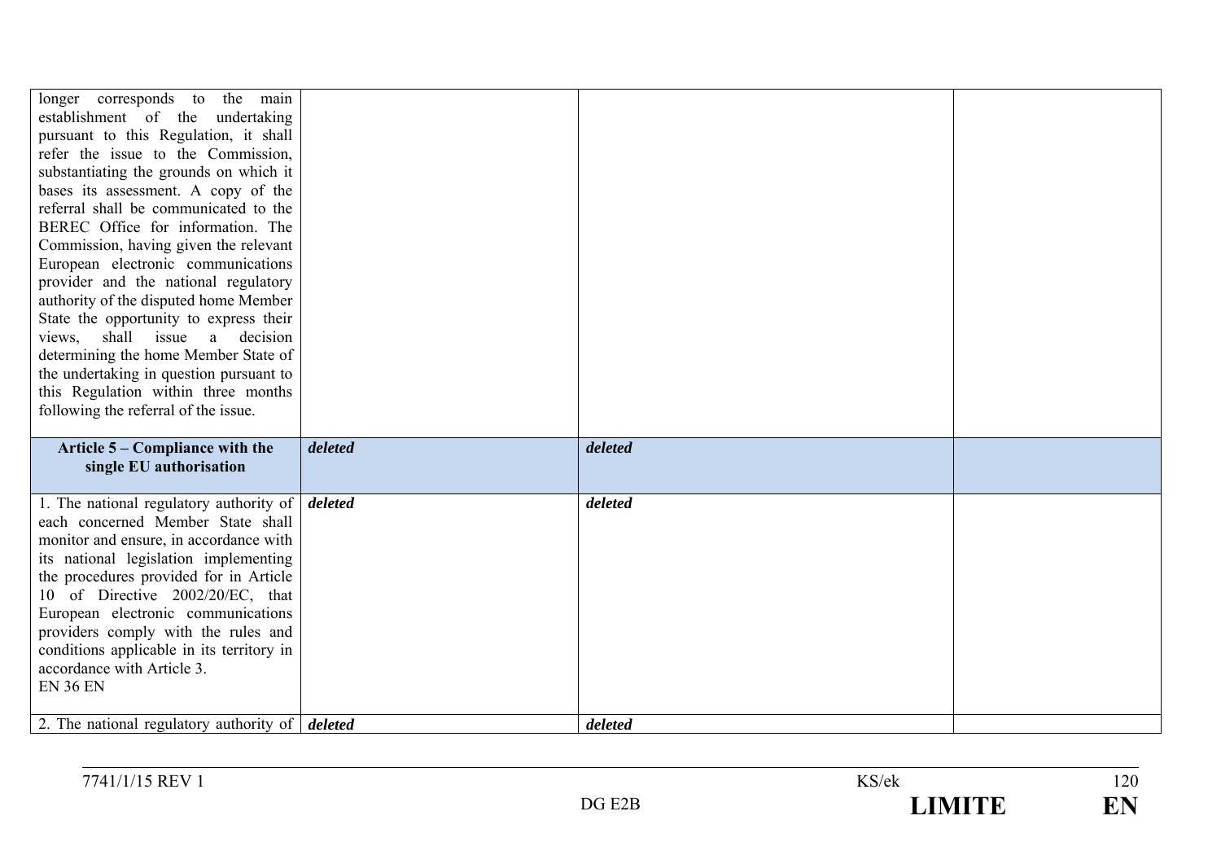| | | | |
|---|---|---|---|
| longer corresponds to the main establishment of the undertaking pursuant to this Regulation, it shall refer the issue to the Commission, substantiating the grounds on which it bases its assessment. A copy of the referral shall be communicated to the BEREC Office for information. The Commission, having given the relevant European electronic communications provider and the national regulatory authority of the disputed home Member State the opportunity to express their views, shall issue a decision determining the home Member State of the undertaking in question pursuant to this Regulation within three months following the referral of the issue. | | | |
| **Article 5 – Compliance with the single EU authorisation** | ***deleted*** | ***deleted*** | |
| 1. The national regulatory authority of each concerned Member State shall monitor and ensure, in accordance with its national legislation implementing the procedures provided for in Article 10 of Directive 2002/20/EC, that European electronic communications providers comply with the rules and conditions applicable in its territory in accordance with Article 3. EN 36 EN | ***deleted*** | ***deleted*** | |
| 2. The national regulatory authority of | ***deleted*** | ***deleted*** | |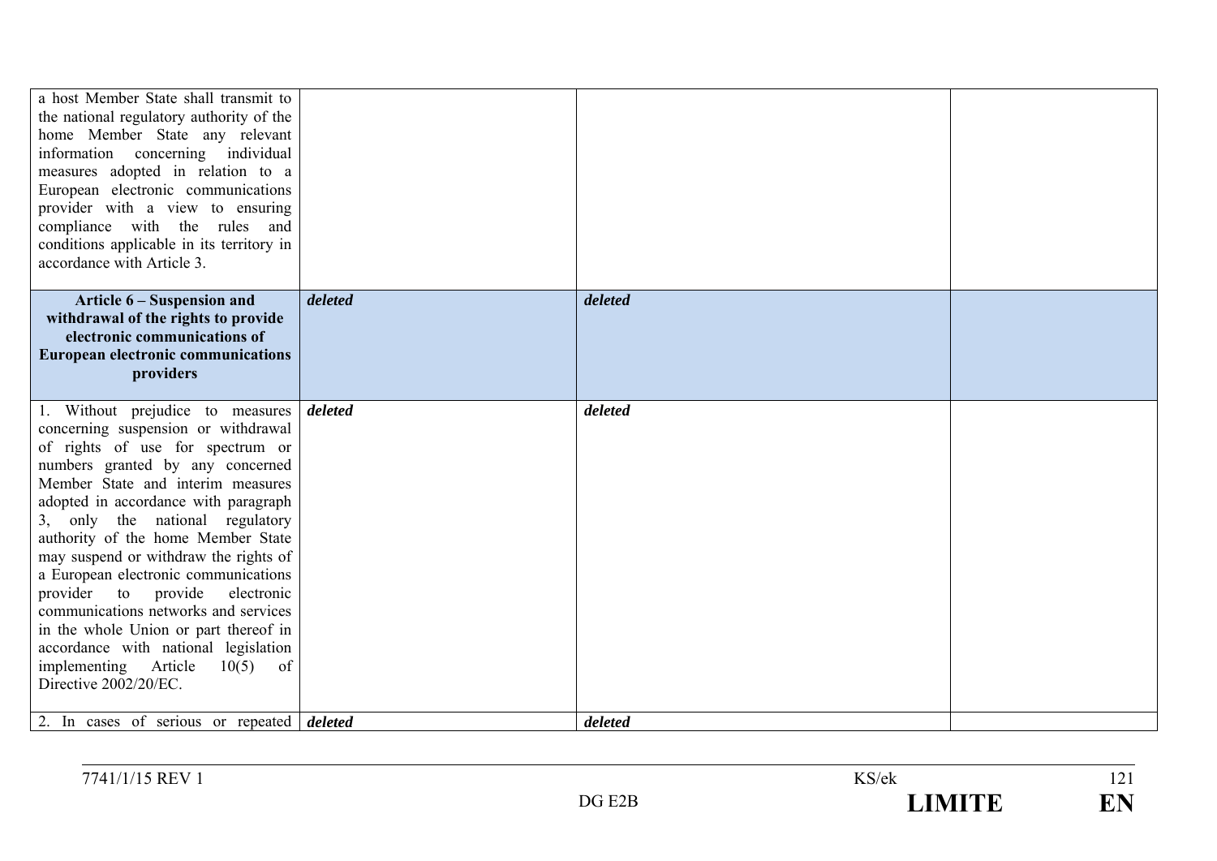| | | | |
|---|---|---|---|
| a host Member State shall transmit to the national regulatory authority of the home Member State any relevant information concerning individual measures adopted in relation to a European electronic communications provider with a view to ensuring compliance with the rules and conditions applicable in its territory in accordance with Article 3. | | | |
| **Article 6 – Suspension and withdrawal of the rights to provide electronic communications of European electronic communications providers** | ***deleted*** | ***deleted*** | |
| 1. Without prejudice to measures concerning suspension or withdrawal of rights of use for spectrum or numbers granted by any concerned Member State and interim measures adopted in accordance with paragraph 3, only the national regulatory authority of the home Member State may suspend or withdraw the rights of a European electronic communications provider to provide electronic communications networks and services in the whole Union or part thereof in accordance with national legislation implementing Article 10(5) of Directive 2002/20/EC. | ***deleted*** | ***deleted*** | |
| 2. In cases of serious or repeated | ***deleted*** | ***deleted*** | |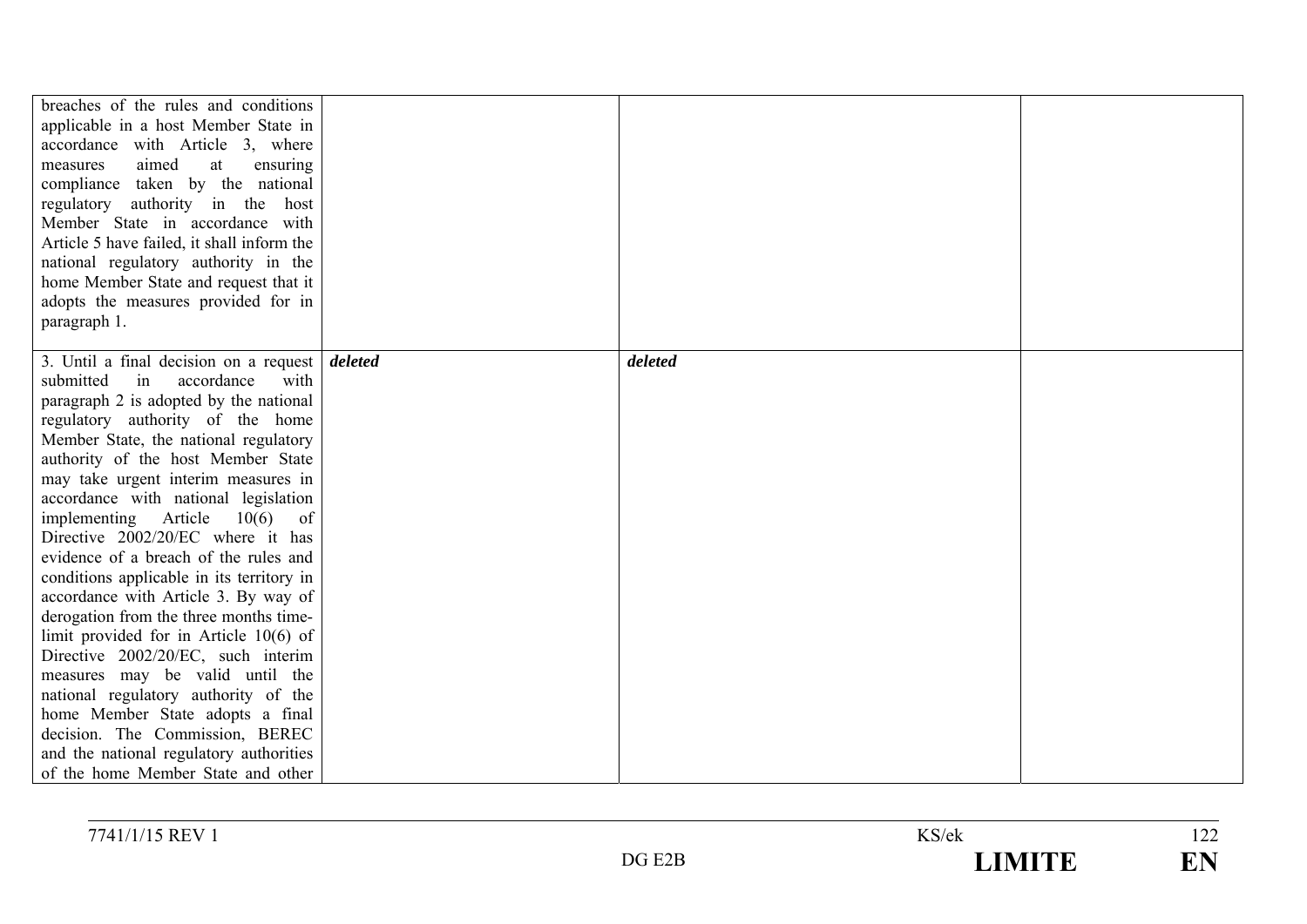| | | | |
|---|---|---|---|
| breaches of the rules and conditions applicable in a host Member State in accordance with Article 3, where measures aimed at ensuring compliance taken by the national regulatory authority in the host Member State in accordance with Article 5 have failed, it shall inform the national regulatory authority in the home Member State and request that it adopts the measures provided for in paragraph 1. | | | |
| 3. Until a final decision on a request submitted in accordance with paragraph 2 is adopted by the national regulatory authority of the home Member State, the national regulatory authority of the host Member State may take urgent interim measures in accordance with national legislation implementing Article 10(6) of Directive 2002/20/EC where it has evidence of a breach of the rules and conditions applicable in its territory in accordance with Article 3. By way of derogation from the three months time-limit provided for in Article 10(6) of Directive 2002/20/EC, such interim measures may be valid until the national regulatory authority of the home Member State adopts a final decision. The Commission, BEREC and the national regulatory authorities of the home Member State and other | ***deleted*** | ***deleted*** | |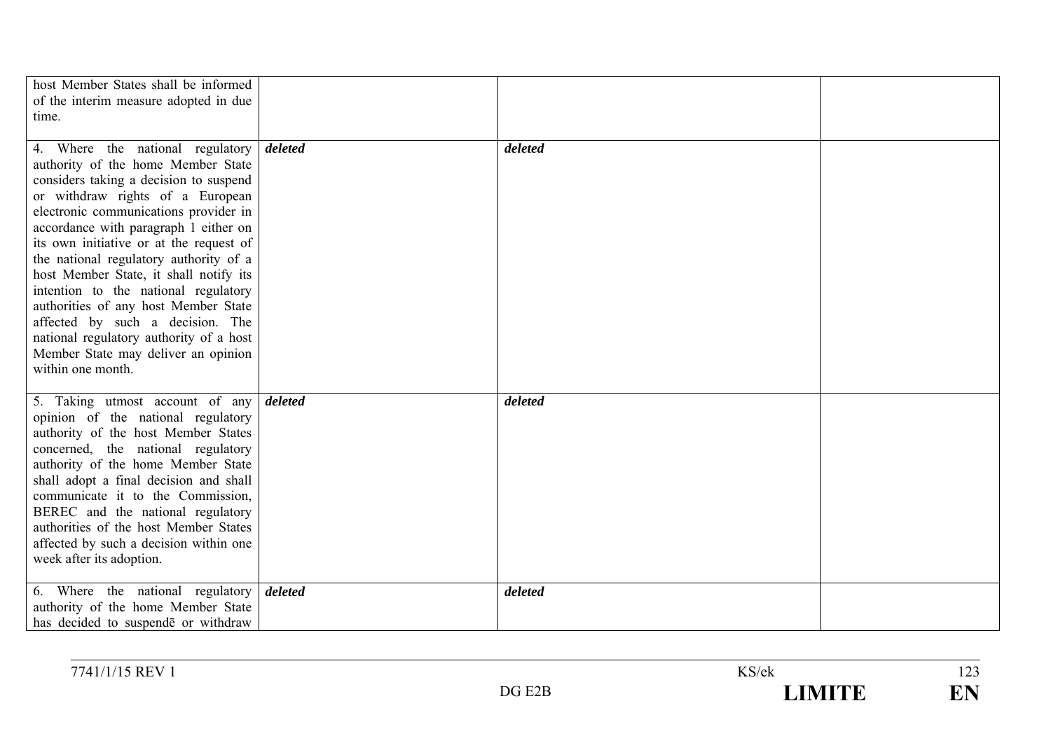| | | | |
|---|---|---|---|
| host Member States shall be informed of the interim measure adopted in due time. | | | |
| 4. Where the national regulatory authority of the home Member State considers taking a decision to suspend or withdraw rights of a European electronic communications provider in accordance with paragraph 1 either on its own initiative or at the request of the national regulatory authority of a host Member State, it shall notify its intention to the national regulatory authorities of any host Member State affected by such a decision. The national regulatory authority of a host Member State may deliver an opinion within one month. | ***deleted*** | ***deleted*** | |
| 5. Taking utmost account of any opinion of the national regulatory authority of the host Member States concerned, the national regulatory authority of the home Member State shall adopt a final decision and shall communicate it to the Commission, BEREC and the national regulatory authorities of the host Member States affected by such a decision within one week after its adoption. | ***deleted*** | ***deleted*** | |
| 6. Where the national regulatory authority of the home Member State has decided to suspendē or withdraw | ***deleted*** | ***deleted*** | |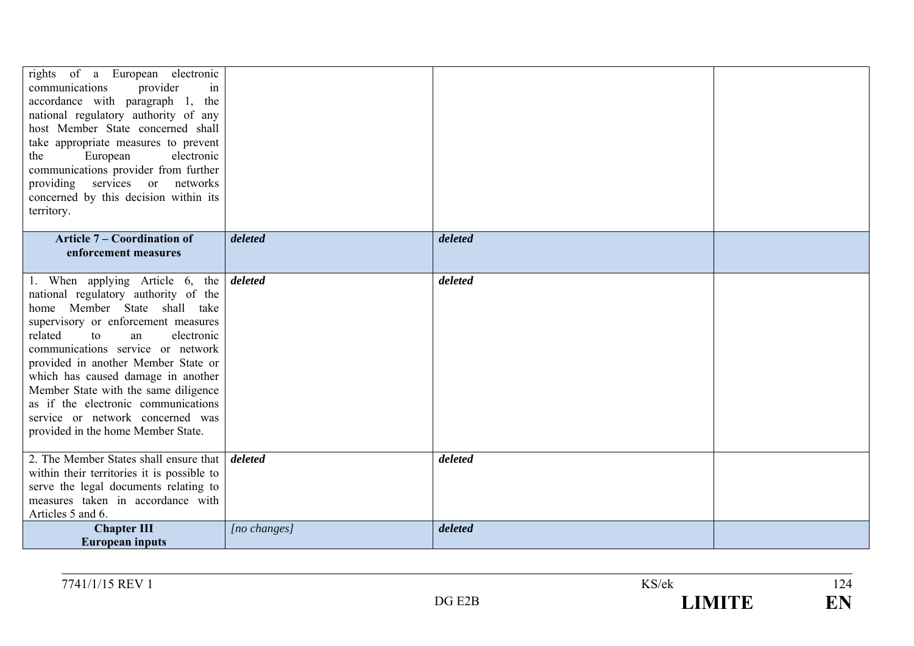| | | | |
|---|---|---|---|
| rights of a European electronic communications provider in accordance with paragraph 1, the national regulatory authority of any host Member State concerned shall take appropriate measures to prevent the European electronic communications provider from further providing services or networks concerned by this decision within its territory. | | | |
| **Article 7 – Coordination of enforcement measures** | ***deleted*** | ***deleted*** | |
| 1. When applying Article 6, the national regulatory authority of the home Member State shall take supervisory or enforcement measures related to an electronic communications service or network provided in another Member State or which has caused damage in another Member State with the same diligence as if the electronic communications service or network concerned was provided in the home Member State. | ***deleted*** | ***deleted*** | |
| 2. The Member States shall ensure that within their territories it is possible to serve the legal documents relating to measures taken in accordance with Articles 5 and 6. | ***deleted*** | ***deleted*** | |
| **Chapter III** **European inputs** | *[no changes]* | ***deleted*** | |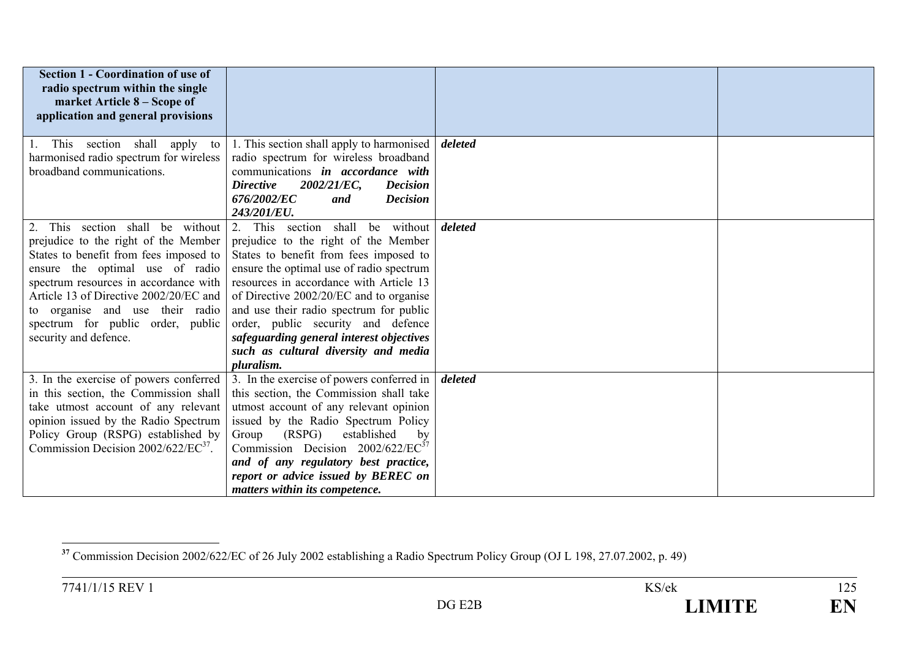| **Section 1 - Coordination of use of radio spectrum within the single market Article 8 – Scope of application and general provisions** | | | |
|---|---|---|---|
| 1. This section shall apply to harmonised radio spectrum for wireless broadband communications. | 1. This section shall apply to harmonised radio spectrum for wireless broadband communications ***in accordance with Directive 2002/21/EC, Decision 676/2002/EC and Decision 243/201/EU.*** | ***deleted*** | |
| 2. This section shall be without prejudice to the right of the Member States to benefit from fees imposed to ensure the optimal use of radio spectrum resources in accordance with Article 13 of Directive 2002/20/EC and to organise and use their radio spectrum for public order, public security and defence. | 2. This section shall be without prejudice to the right of the Member States to benefit from fees imposed to ensure the optimal use of radio spectrum resources in accordance with Article 13 of Directive 2002/20/EC and to organise and use their radio spectrum for public order, public security and defence ***safeguarding general interest objectives such as cultural diversity and media pluralism.*** | ***deleted*** | |
| 3. In the exercise of powers conferred in this section, the Commission shall take utmost account of any relevant opinion issued by the Radio Spectrum Policy Group (RSPG) established by Commission Decision 2002/622/EC[37]. | 3. In the exercise of powers conferred in this section, the Commission shall take utmost account of any relevant opinion issued by the Radio Spectrum Policy Group (RSPG) established by Commission Decision 2002/622/EC[37] ***and of any regulatory best practice, report or advice issued by BEREC on matters within its competence.*** | ***deleted*** | |

[37] Commission Decision 2002/622/EC of 26 July 2002 establishing a Radio Spectrum Policy Group (OJ L 198, 27.07.2002, p. 49)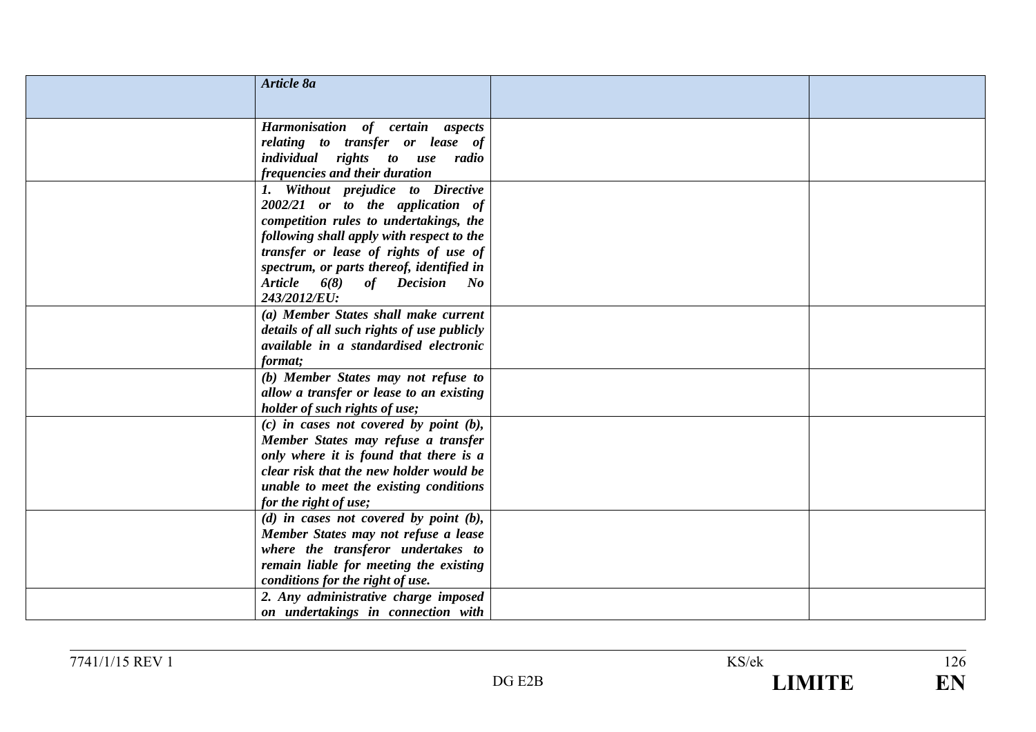| | *Article 8a* | | |
|---|---|---|---|
| | ***Harmonisation of certain aspects relating to transfer or lease of individual rights to use radio frequencies and their duration*** | | |
| | ***1. Without prejudice to Directive 2002/21 or to the application of competition rules to undertakings, the following shall apply with respect to the transfer or lease of rights of use of spectrum, or parts thereof, identified in Article 6(8) of Decision No 243/2012/EU:*** | | |
| | ***(a) Member States shall make current details of all such rights of use publicly available in a standardised electronic format;*** | | |
| | ***(b) Member States may not refuse to allow a transfer or lease to an existing holder of such rights of use;*** | | |
| | ***(c) in cases not covered by point (b), Member States may refuse a transfer only where it is found that there is a clear risk that the new holder would be unable to meet the existing conditions for the right of use;*** | | |
| | ***(d) in cases not covered by point (b), Member States may not refuse a lease where the transferor undertakes to remain liable for meeting the existing conditions for the right of use.*** | | |
| | ***2. Any administrative charge imposed on undertakings in connection with*** | | |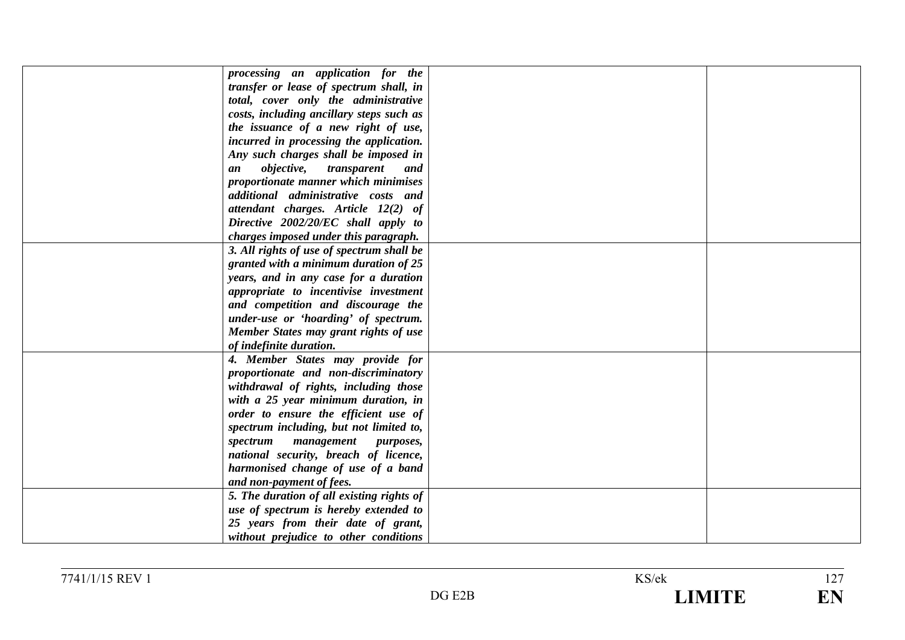| | | | |
|---|---|---|---|
| | ***processing an application for the transfer or lease of spectrum shall, in total, cover only the administrative costs, including ancillary steps such as the issuance of a new right of use, incurred in processing the application. Any such charges shall be imposed in an objective, transparent and proportionate manner which minimises additional administrative costs and attendant charges. Article 12(2) of Directive 2002/20/EC shall apply to charges imposed under this paragraph.*** | | |
| | ***3. All rights of use of spectrum shall be granted with a minimum duration of 25 years, and in any case for a duration appropriate to incentivise investment and competition and discourage the under-use or 'hoarding' of spectrum. Member States may grant rights of use of indefinite duration.*** | | |
| | ***4. Member States may provide for proportionate and non-discriminatory withdrawal of rights, including those with a 25 year minimum duration, in order to ensure the efficient use of spectrum including, but not limited to, spectrum management purposes, national security, breach of licence, harmonised change of use of a band and non-payment of fees.*** | | |
| | ***5. The duration of all existing rights of use of spectrum is hereby extended to 25 years from their date of grant, without prejudice to other conditions*** | | |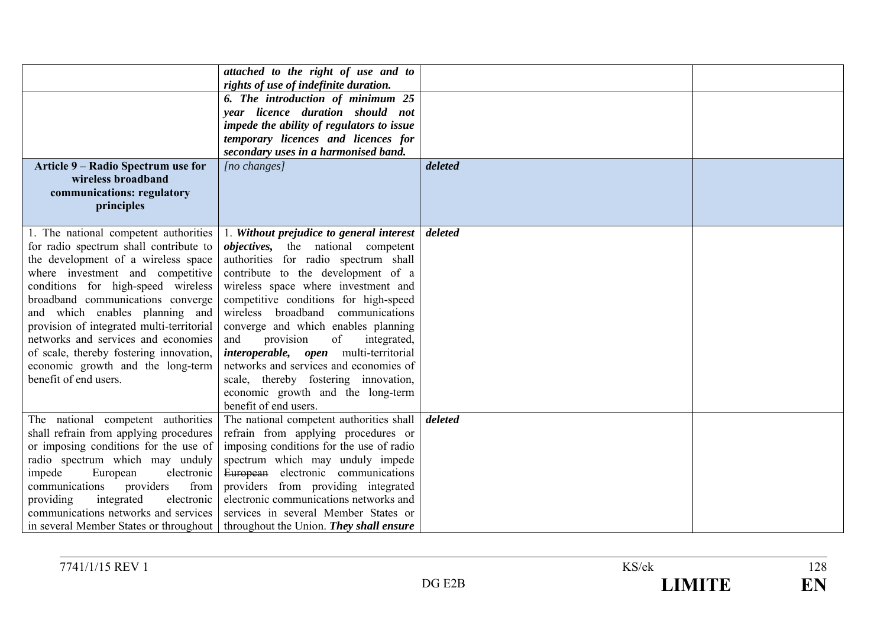| | | | |
|---|---|---|---|
| | ***attached to the right of use and to rights of use of indefinite duration.*** | | |
| | ***6. The introduction of minimum 25 year licence duration should not impede the ability of regulators to issue temporary licences and licences for secondary uses in a harmonised band.*** | | |
| **Article 9 – Radio Spectrum use for wireless broadband communications: regulatory principles** | *[no changes]* | ***deleted*** | |
| 1. The national competent authorities for radio spectrum shall contribute to the development of a wireless space where investment and competitive conditions for high-speed wireless broadband communications converge and which enables planning and provision of integrated multi-territorial networks and services and economies of scale, thereby fostering innovation, economic growth and the long-term benefit of end users. | 1. ***Without prejudice to general interest objectives,*** the national competent authorities for radio spectrum shall contribute to the development of a wireless space where investment and competitive conditions for high-speed wireless broadband communications converge and which enables planning and provision of integrated, ***interoperable, open*** multi-territorial networks and services and economies of scale, thereby fostering innovation, economic growth and the long-term benefit of end users. | ***deleted*** | |
| The national competent authorities shall refrain from applying procedures or imposing conditions for the use of radio spectrum which may unduly impede European electronic communications providers from providing integrated electronic communications networks and services in several Member States or throughout | The national competent authorities shall refrain from applying procedures or imposing conditions for the use of radio spectrum which may unduly impede ~~European~~ electronic communications providers from providing integrated electronic communications networks and services in several Member States or throughout the Union. ***They shall ensure*** | ***deleted*** | |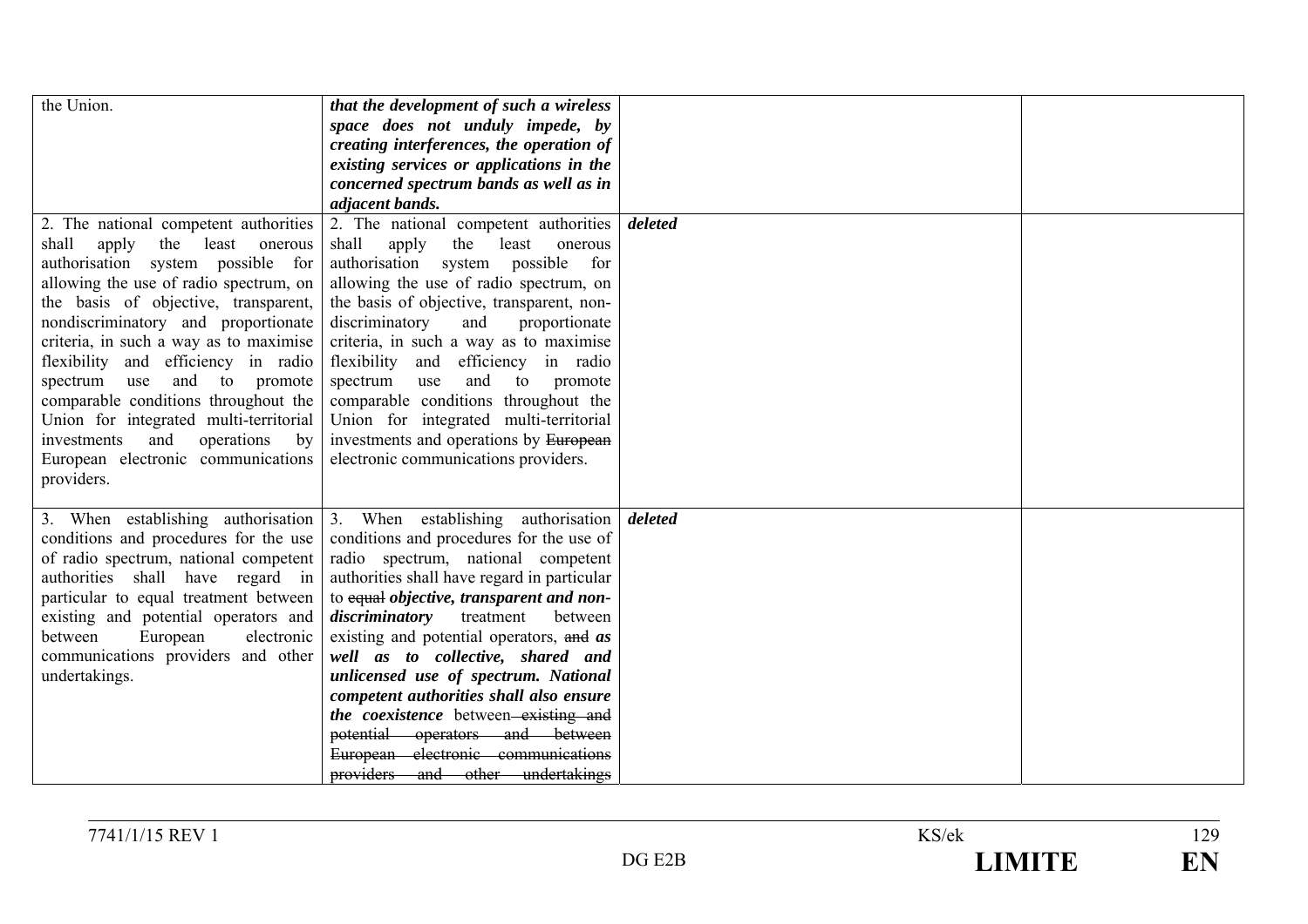| | | | |
|---|---|---|---|
| the Union. | ***that the development of such a wireless space does not unduly impede, by creating interferences, the operation of existing services or applications in the concerned spectrum bands as well as in adjacent bands.*** | | |
| 2. The national competent authorities shall apply the least onerous authorisation system possible for allowing the use of radio spectrum, on the basis of objective, transparent, nondiscriminatory and proportionate criteria, in such a way as to maximise flexibility and efficiency in radio spectrum use and to promote comparable conditions throughout the Union for integrated multi-territorial investments and operations by European electronic communications providers. | 2. The national competent authorities shall apply the least onerous authorisation system possible for allowing the use of radio spectrum, on the basis of objective, transparent, non-discriminatory and proportionate criteria, in such a way as to maximise flexibility and efficiency in radio spectrum use and to promote comparable conditions throughout the Union for integrated multi-territorial investments and operations by ~~European~~ electronic communications providers. | ***deleted*** | |
| 3. When establishing authorisation conditions and procedures for the use of radio spectrum, national competent authorities shall have regard in particular to equal treatment between existing and potential operators and between European electronic communications providers and other undertakings. | 3. When establishing authorisation conditions and procedures for the use of radio spectrum, national competent authorities shall have regard in particular to ~~equal~~ ***objective, transparent and non-discriminatory*** treatment between existing and potential operators, ~~and~~ ***as well as to collective, shared and unlicensed use of spectrum. National competent authorities shall also ensure the coexistence*** between ~~existing and potential operators and between European electronic communications providers and other undertakings~~ | ***deleted*** | |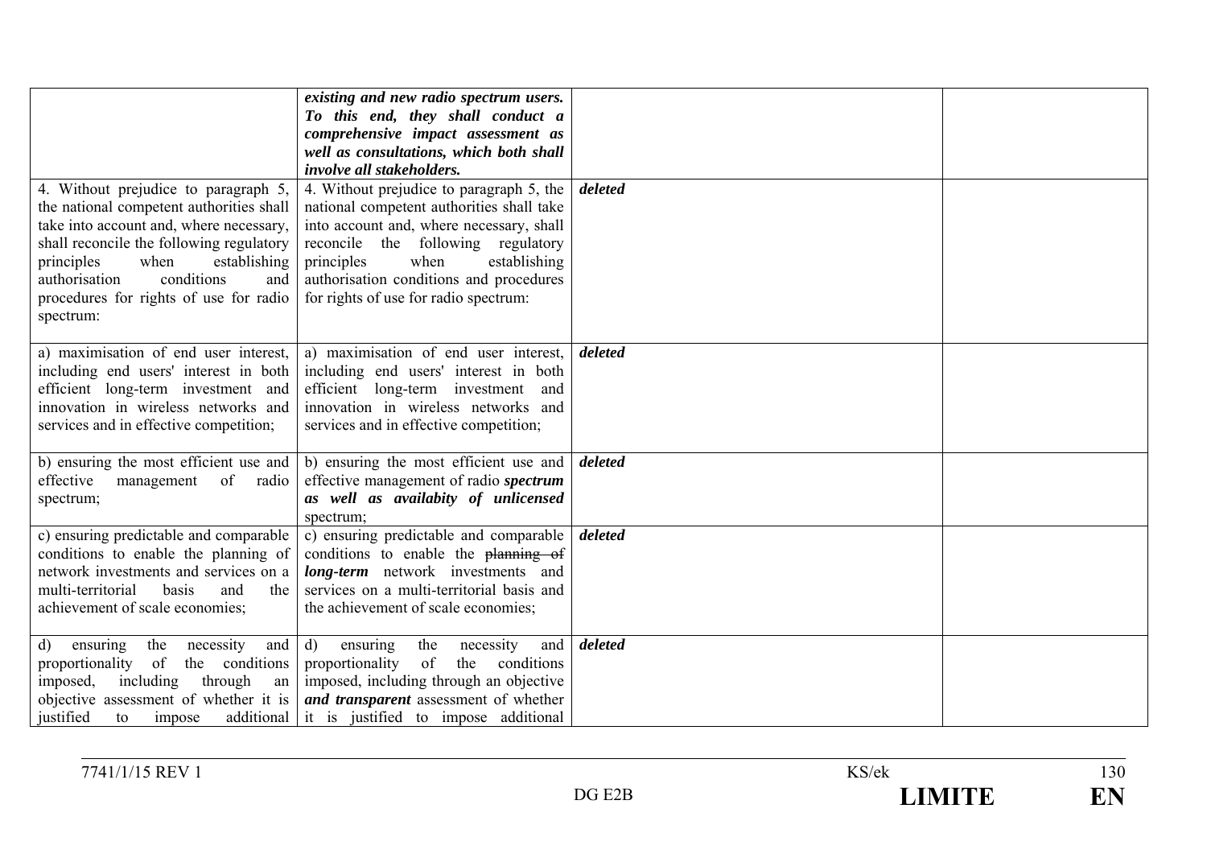| | | | |
|---|---|---|---|
| | ***existing and new radio spectrum users. To this end, they shall conduct a comprehensive impact assessment as well as consultations, which both shall involve all stakeholders.*** | | |
| 4. Without prejudice to paragraph 5, the national competent authorities shall take into account and, where necessary, shall reconcile the following regulatory principles when establishing authorisation conditions and procedures for rights of use for radio spectrum: | 4. Without prejudice to paragraph 5, the national competent authorities shall take into account and, where necessary, shall reconcile the following regulatory principles when establishing authorisation conditions and procedures for rights of use for radio spectrum: | ***deleted*** | |
| a) maximisation of end user interest, including end users' interest in both efficient long-term investment and innovation in wireless networks and services and in effective competition; | a) maximisation of end user interest, including end users' interest in both efficient long-term investment and innovation in wireless networks and services and in effective competition; | ***deleted*** | |
| b) ensuring the most efficient use and effective management of radio spectrum; | b) ensuring the most efficient use and effective management of radio ***spectrum as well as availabity of unlicensed*** spectrum; | ***deleted*** | |
| c) ensuring predictable and comparable conditions to enable the planning of network investments and services on a multi-territorial basis and the achievement of scale economies; | c) ensuring predictable and comparable conditions to enable the ~~planning of~~ ***long-term*** network investments and services on a multi-territorial basis and the achievement of scale economies; | ***deleted*** | |
| d) ensuring the necessity and proportionality of the conditions imposed, including through an objective assessment of whether it is justified to impose additional | d) ensuring the necessity and proportionality of the conditions imposed, including through an objective ***and transparent*** assessment of whether it is justified to impose additional | ***deleted*** | |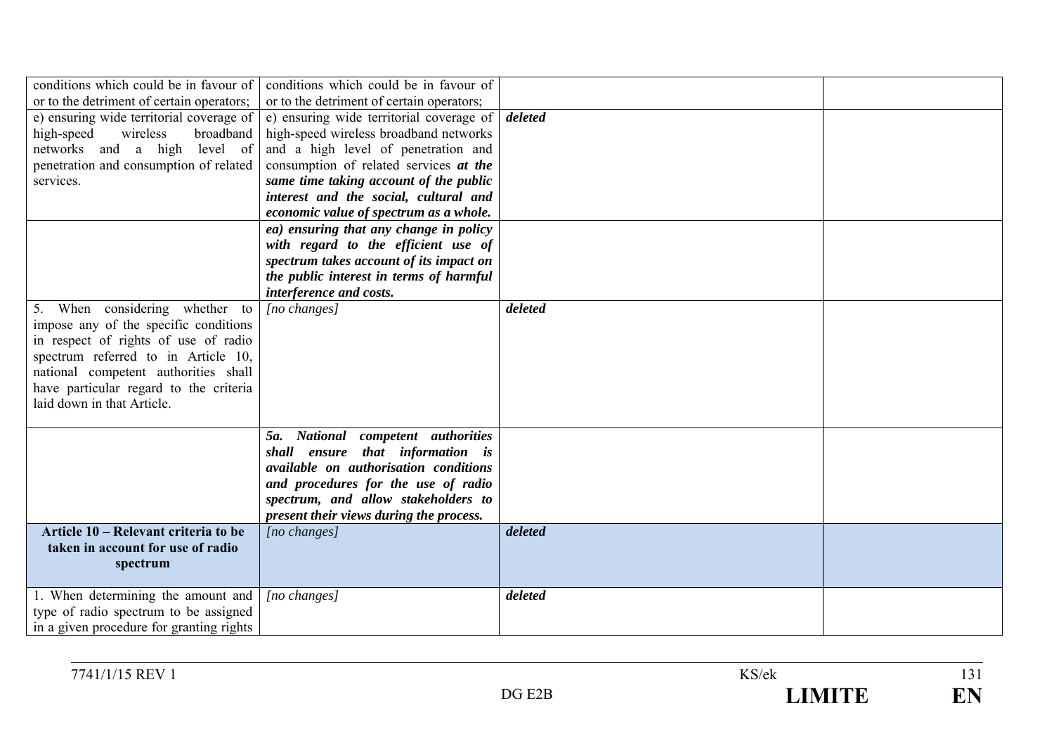| | | | |
|---|---|---|---|
| conditions which could be in favour of or to the detriment of certain operators; | conditions which could be in favour of or to the detriment of certain operators; | | |
| e) ensuring wide territorial coverage of high-speed wireless broadband networks and a high level of penetration and consumption of related services. | e) ensuring wide territorial coverage of high-speed wireless broadband networks and a high level of penetration and consumption of related services ***at the same time taking account of the public interest and the social, cultural and economic value of spectrum as a whole.*** | ***deleted*** | |
| | ***ea) ensuring that any change in policy with regard to the efficient use of spectrum takes account of its impact on the public interest in terms of harmful interference and costs.*** | | |
| 5. When considering whether to impose any of the specific conditions in respect of rights of use of radio spectrum referred to in Article 10, national competent authorities shall have particular regard to the criteria laid down in that Article. | *[no changes]* | ***deleted*** | |
| | ***5a. National competent authorities shall ensure that information is available on authorisation conditions and procedures for the use of radio spectrum, and allow stakeholders to present their views during the process.*** | | |
| **Article 10 – Relevant criteria to be taken in account for use of radio spectrum** | *[no changes]* | ***deleted*** | |
| 1. When determining the amount and type of radio spectrum to be assigned in a given procedure for granting rights | *[no changes]* | ***deleted*** | |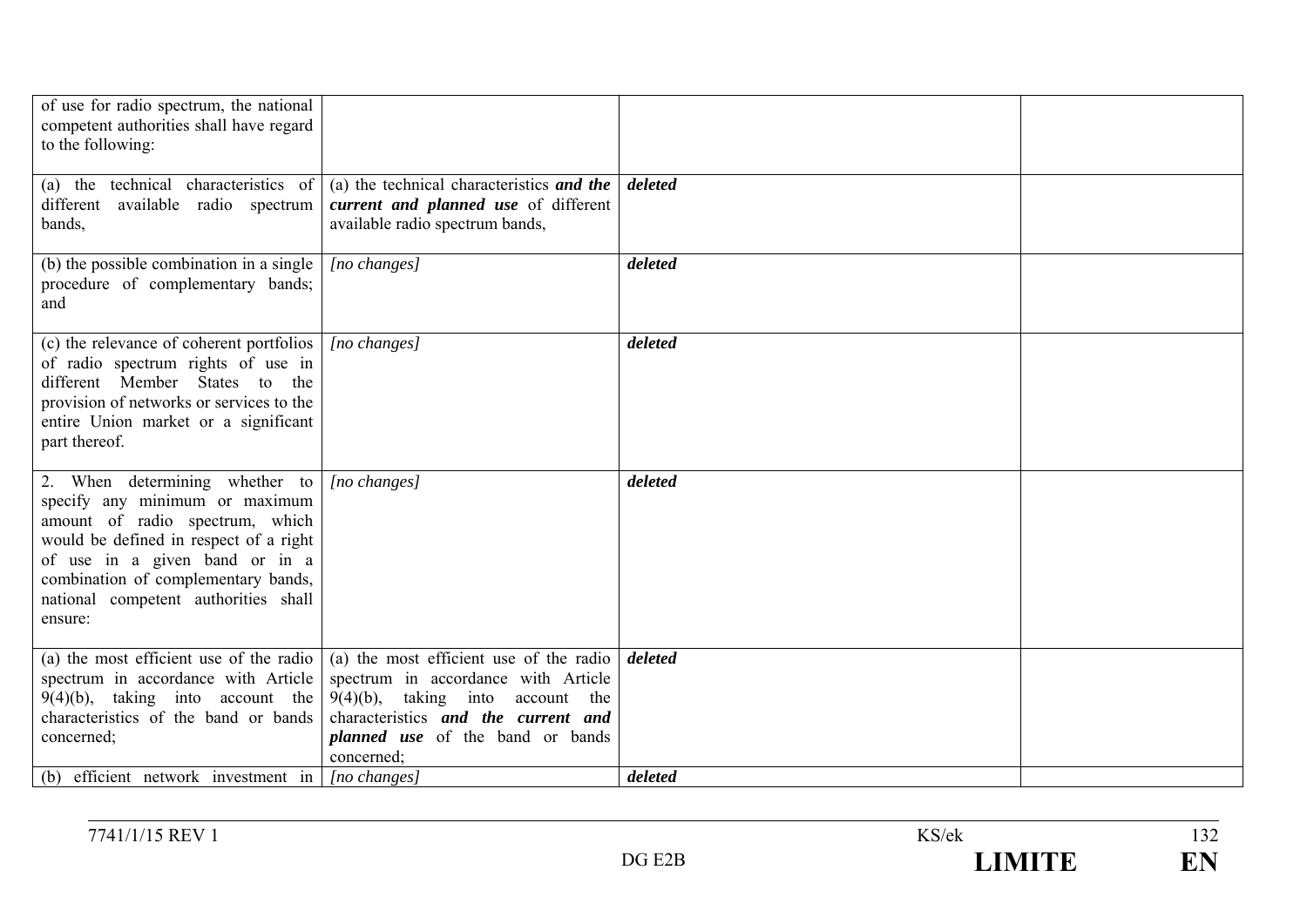| | | | |
|---|---|---|---|
| of use for radio spectrum, the national competent authorities shall have regard to the following: | | | |
| (a) the technical characteristics of different available radio spectrum bands, | (a) the technical characteristics ***and the current and planned use*** of different available radio spectrum bands, | ***deleted*** | |
| (b) the possible combination in a single procedure of complementary bands; and | *[no changes]* | ***deleted*** | |
| (c) the relevance of coherent portfolios of radio spectrum rights of use in different Member States to the provision of networks or services to the entire Union market or a significant part thereof. | *[no changes]* | ***deleted*** | |
| 2. When determining whether to specify any minimum or maximum amount of radio spectrum, which would be defined in respect of a right of use in a given band or in a combination of complementary bands, national competent authorities shall ensure: | *[no changes]* | ***deleted*** | |
| (a) the most efficient use of the radio spectrum in accordance with Article 9(4)(b), taking into account the characteristics of the band or bands concerned; | (a) the most efficient use of the radio spectrum in accordance with Article 9(4)(b), taking into account the characteristics ***and the current and planned use*** of the band or bands concerned; | ***deleted*** | |
| (b) efficient network investment in | *[no changes]* | ***deleted*** | |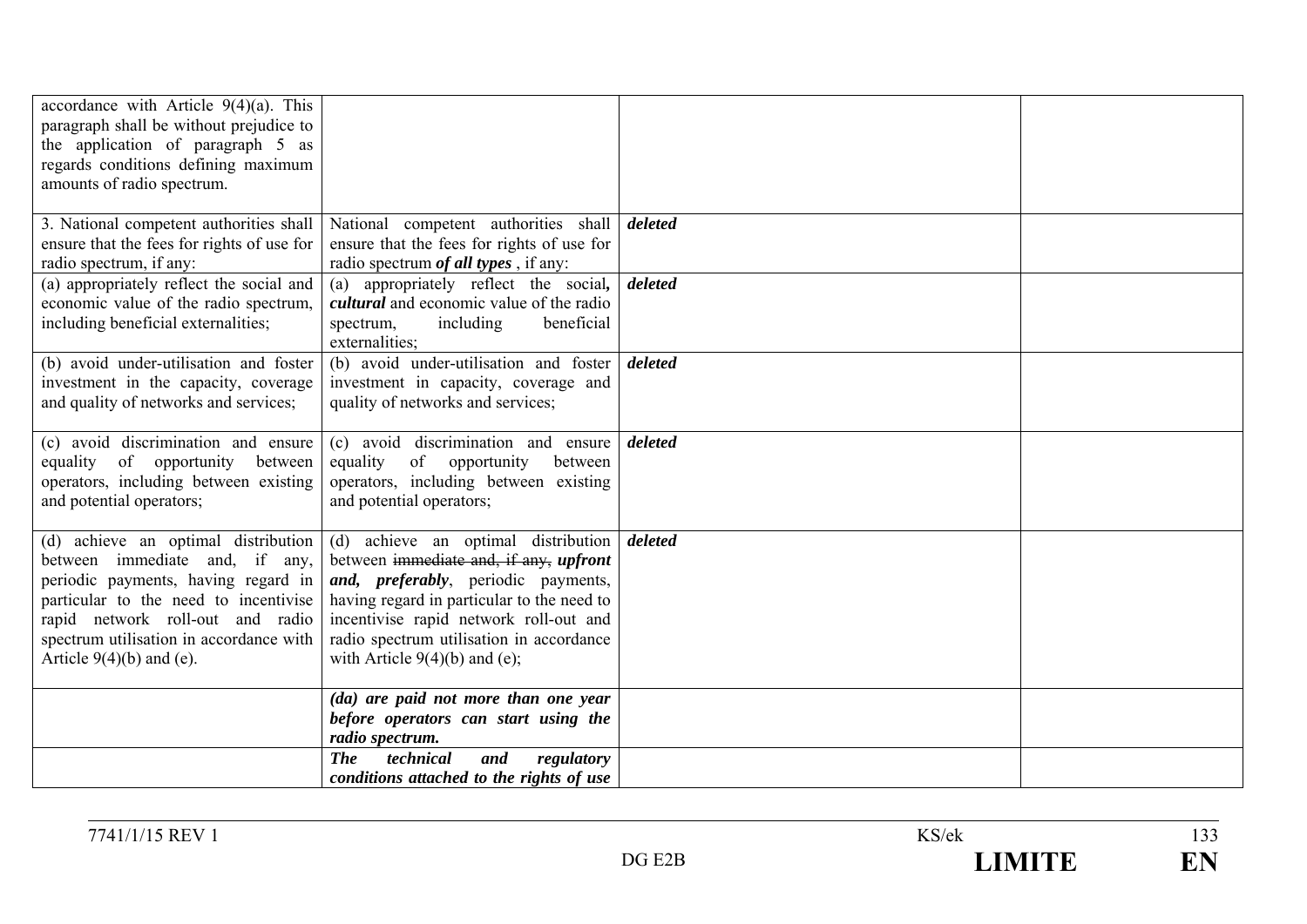| | | | |
|---|---|---|---|
| accordance with Article 9(4)(a). This paragraph shall be without prejudice to the application of paragraph 5 as regards conditions defining maximum amounts of radio spectrum. | | | |
| 3. National competent authorities shall ensure that the fees for rights of use for radio spectrum, if any: | National competent authorities shall ensure that the fees for rights of use for radio spectrum ***of all types***, if any: | ***deleted*** | |
| (a) appropriately reflect the social and economic value of the radio spectrum, including beneficial externalities; | (a) appropriately reflect the social***, cultural*** and economic value of the radio spectrum, including beneficial externalities; | ***deleted*** | |
| (b) avoid under-utilisation and foster investment in the capacity, coverage and quality of networks and services; | (b) avoid under-utilisation and foster investment in capacity, coverage and quality of networks and services; | ***deleted*** | |
| (c) avoid discrimination and ensure equality of opportunity between operators, including between existing and potential operators; | (c) avoid discrimination and ensure equality of opportunity between operators, including between existing and potential operators; | ***deleted*** | |
| (d) achieve an optimal distribution between immediate and, if any, periodic payments, having regard in particular to the need to incentivise rapid network roll-out and radio spectrum utilisation in accordance with Article 9(4)(b) and (e). | (d) achieve an optimal distribution between ~~immediate and, if any,~~ ***upfront and, preferably***, periodic payments, having regard in particular to the need to incentivise rapid network roll-out and radio spectrum utilisation in accordance with Article 9(4)(b) and (e); | ***deleted*** | |
| | ***(da) are paid not more than one year before operators can start using the radio spectrum.*** | | |
| | ***The technical and regulatory conditions attached to the rights of use*** | | |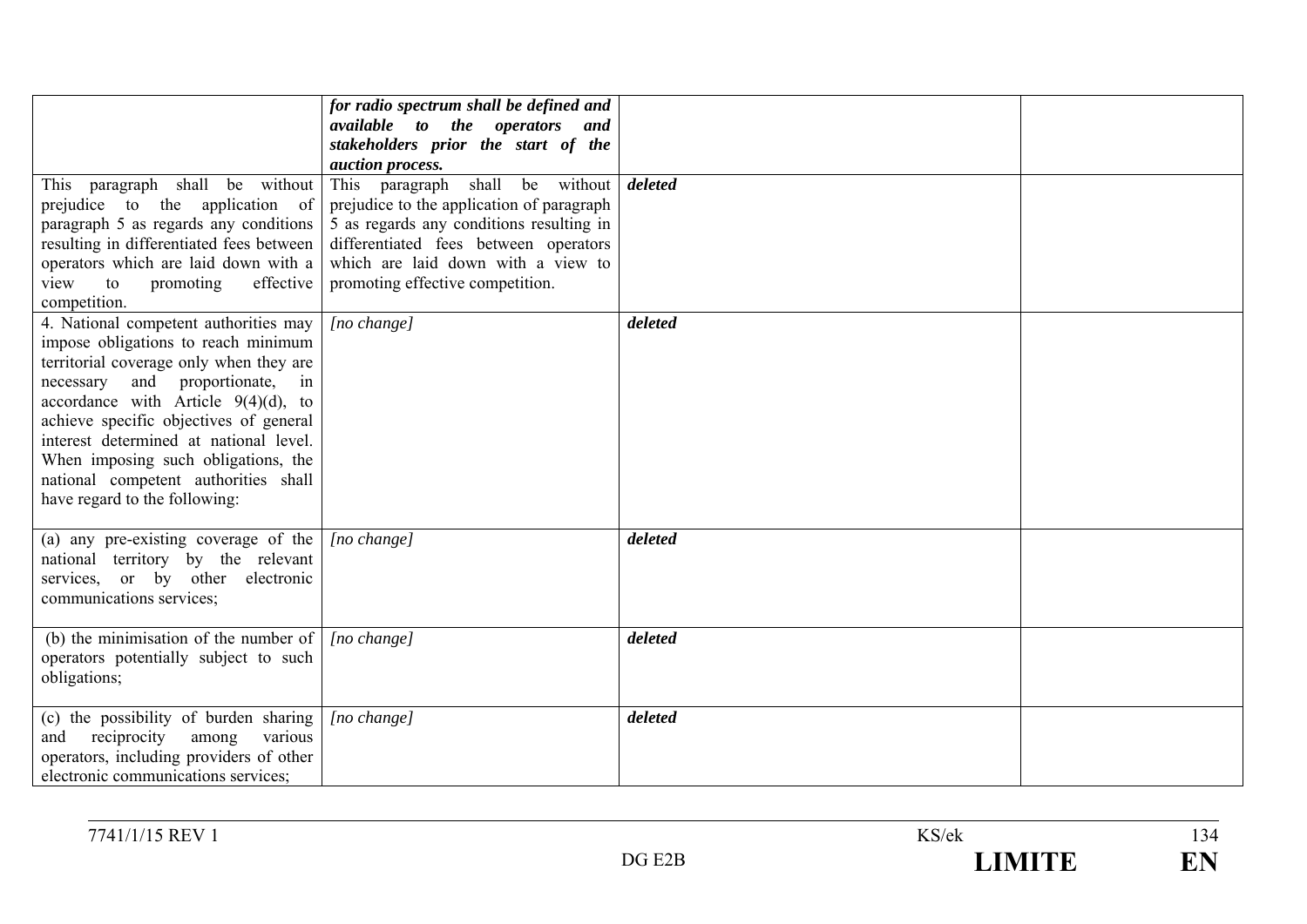| | | | |
|---|---|---|---|
| | ***for radio spectrum shall be defined and available to the operators and stakeholders prior the start of the auction process.*** | | |
| This paragraph shall be without prejudice to the application of paragraph 5 as regards any conditions resulting in differentiated fees between operators which are laid down with a view to promoting effective competition. | This paragraph shall be without prejudice to the application of paragraph 5 as regards any conditions resulting in differentiated fees between operators which are laid down with a view to promoting effective competition. | ***deleted*** | |
| 4. National competent authorities may impose obligations to reach minimum territorial coverage only when they are necessary and proportionate, in accordance with Article 9(4)(d), to achieve specific objectives of general interest determined at national level. When imposing such obligations, the national competent authorities shall have regard to the following: | *[no change]* | ***deleted*** | |
| (a) any pre-existing coverage of the national territory by the relevant services, or by other electronic communications services; | *[no change]* | ***deleted*** | |
| (b) the minimisation of the number of operators potentially subject to such obligations; | *[no change]* | ***deleted*** | |
| (c) the possibility of burden sharing and reciprocity among various operators, including providers of other electronic communications services; | *[no change]* | ***deleted*** | |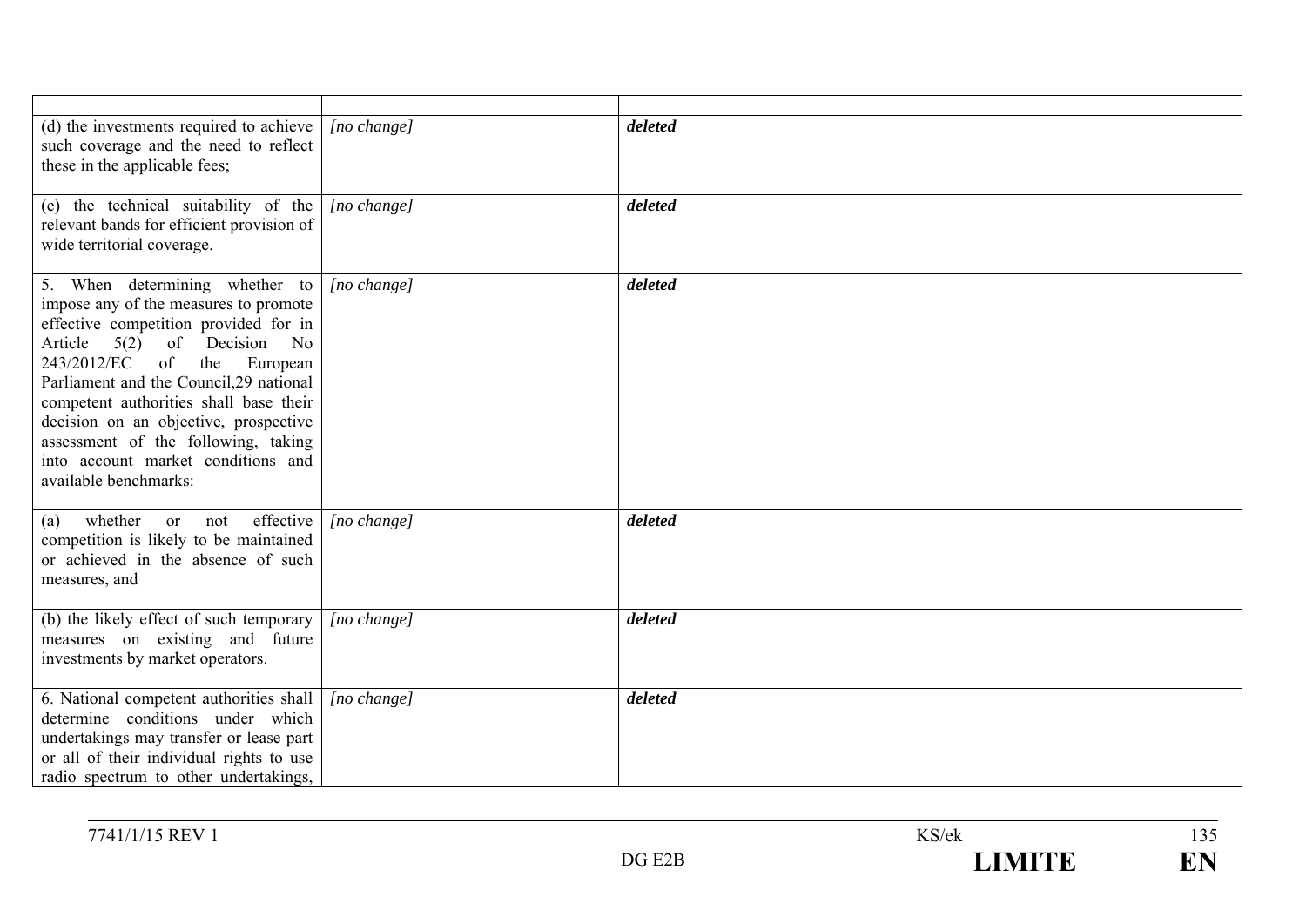| | | | |
|---|---|---|---|
| (d) the investments required to achieve such coverage and the need to reflect these in the applicable fees; | *[no change]* | ***deleted*** | |
| (e) the technical suitability of the relevant bands for efficient provision of wide territorial coverage. | *[no change]* | ***deleted*** | |
| 5. When determining whether to impose any of the measures to promote effective competition provided for in Article 5(2) of Decision No 243/2012/EC of the European Parliament and the Council,29 national competent authorities shall base their decision on an objective, prospective assessment of the following, taking into account market conditions and available benchmarks: | *[no change]* | ***deleted*** | |
| (a) whether or not effective competition is likely to be maintained or achieved in the absence of such measures, and | *[no change]* | ***deleted*** | |
| (b) the likely effect of such temporary measures on existing and future investments by market operators. | *[no change]* | ***deleted*** | |
| 6. National competent authorities shall determine conditions under which undertakings may transfer or lease part or all of their individual rights to use radio spectrum to other undertakings, | *[no change]* | ***deleted*** | |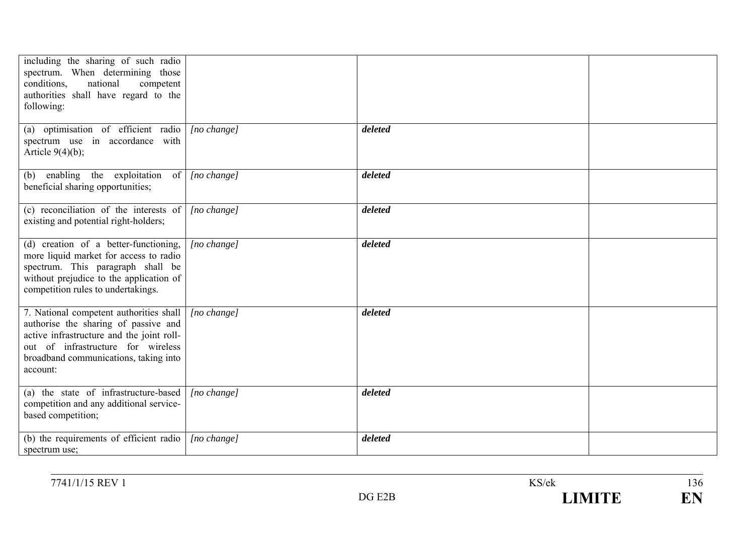| | | | |
|---|---|---|---|
| including the sharing of such radio spectrum. When determining those conditions, national competent authorities shall have regard to the following: | | | |
| (a) optimisation of efficient radio spectrum use in accordance with Article 9(4)(b); | *[no change]* | ***deleted*** | |
| (b) enabling the exploitation of beneficial sharing opportunities; | *[no change]* | ***deleted*** | |
| (c) reconciliation of the interests of existing and potential right-holders; | *[no change]* | ***deleted*** | |
| (d) creation of a better-functioning, more liquid market for access to radio spectrum. This paragraph shall be without prejudice to the application of competition rules to undertakings. | *[no change]* | ***deleted*** | |
| 7. National competent authorities shall authorise the sharing of passive and active infrastructure and the joint roll-out of infrastructure for wireless broadband communications, taking into account: | *[no change]* | ***deleted*** | |
| (a) the state of infrastructure-based competition and any additional service-based competition; | *[no change]* | ***deleted*** | |
| (b) the requirements of efficient radio spectrum use; | *[no change]* | ***deleted*** | |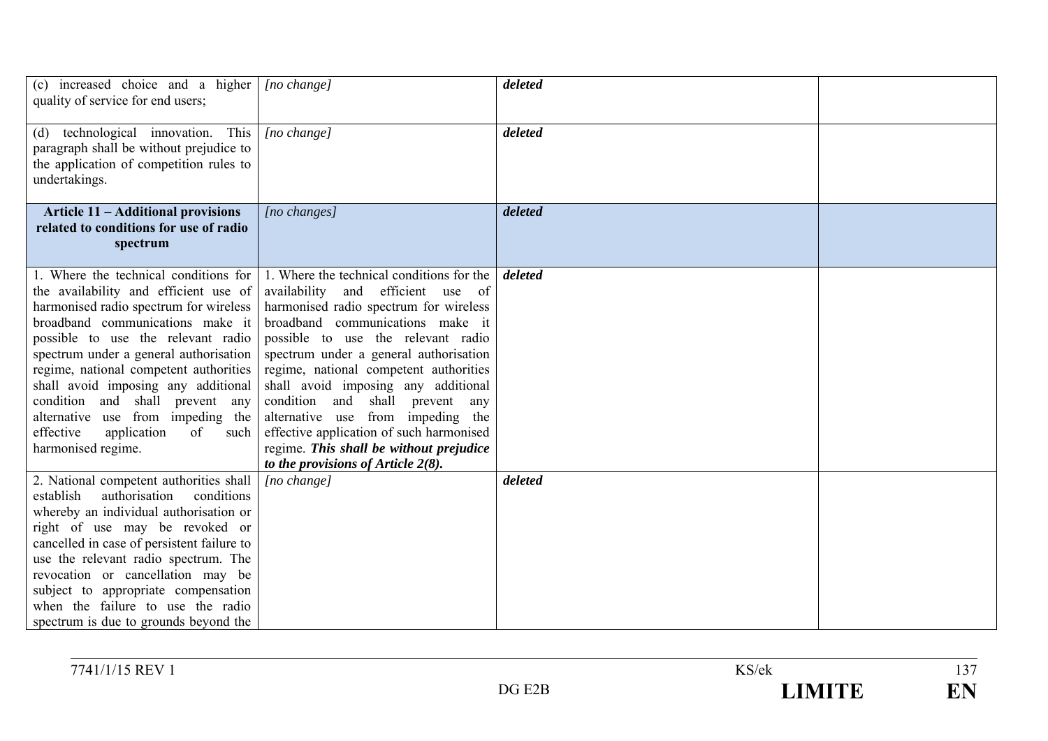| | | | |
|---|---|---|---|
| (c) increased choice and a higher quality of service for end users; | *[no change]* | ***deleted*** | |
| (d) technological innovation. This paragraph shall be without prejudice to the application of competition rules to undertakings. | *[no change]* | ***deleted*** | |
| **Article 11 – Additional provisions related to conditions for use of radio spectrum** | *[no changes]* | ***deleted*** | |
| 1. Where the technical conditions for the availability and efficient use of harmonised radio spectrum for wireless broadband communications make it possible to use the relevant radio spectrum under a general authorisation regime, national competent authorities shall avoid imposing any additional condition and shall prevent any alternative use from impeding the effective application of such harmonised regime. | 1. Where the technical conditions for the availability and efficient use of harmonised radio spectrum for wireless broadband communications make it possible to use the relevant radio spectrum under a general authorisation regime, national competent authorities shall avoid imposing any additional condition and shall prevent any alternative use from impeding the effective application of such harmonised regime. ***This shall be without prejudice to the provisions of Article 2(8).*** | ***deleted*** | |
| 2. National competent authorities shall establish authorisation conditions whereby an individual authorisation or right of use may be revoked or cancelled in case of persistent failure to use the relevant radio spectrum. The revocation or cancellation may be subject to appropriate compensation when the failure to use the radio spectrum is due to grounds beyond the | *[no change]* | ***deleted*** | |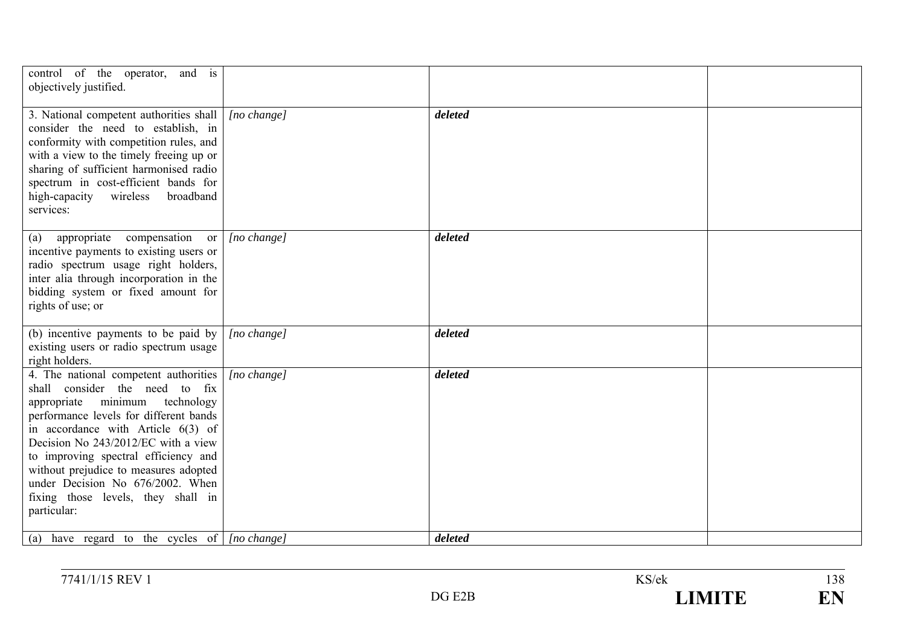| | | | |
|---|---|---|---|
| control of the operator, and is objectively justified. | | | |
| 3. National competent authorities shall consider the need to establish, in conformity with competition rules, and with a view to the timely freeing up or sharing of sufficient harmonised radio spectrum in cost-efficient bands for high-capacity wireless broadband services: | *[no change]* | ***deleted*** | |
| (a) appropriate compensation or incentive payments to existing users or radio spectrum usage right holders, inter alia through incorporation in the bidding system or fixed amount for rights of use; or | *[no change]* | ***deleted*** | |
| (b) incentive payments to be paid by existing users or radio spectrum usage right holders. | *[no change]* | ***deleted*** | |
| 4. The national competent authorities shall consider the need to fix appropriate minimum technology performance levels for different bands in accordance with Article 6(3) of Decision No 243/2012/EC with a view to improving spectral efficiency and without prejudice to measures adopted under Decision No 676/2002. When fixing those levels, they shall in particular: | *[no change]* | ***deleted*** | |
| (a) have regard to the cycles of | *[no change]* | ***deleted*** | |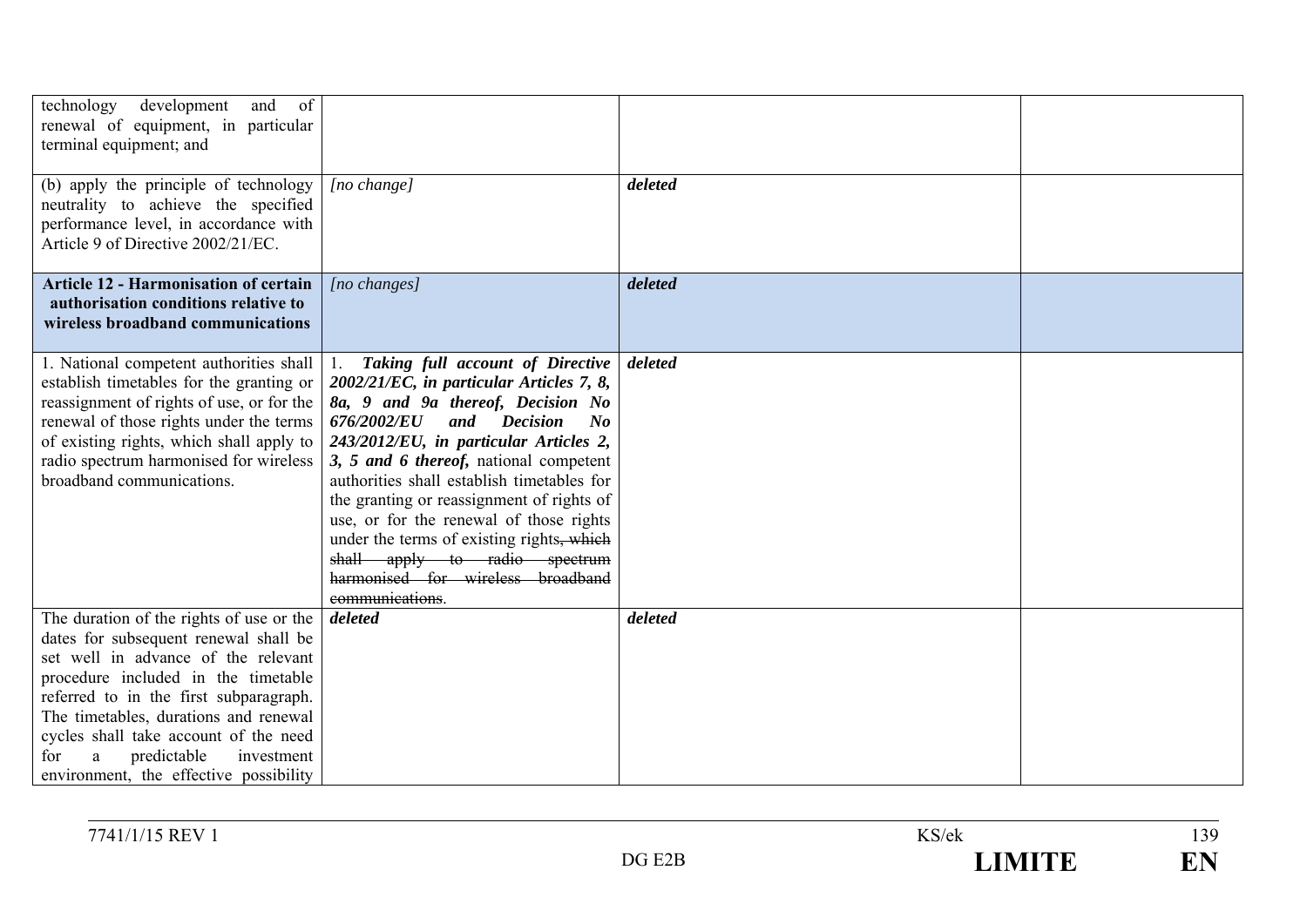| | | | |
|---|---|---|---|
| technology development and of renewal of equipment, in particular terminal equipment; and | | | |
| (b) apply the principle of technology neutrality to achieve the specified performance level, in accordance with Article 9 of Directive 2002/21/EC. | *[no change]* | ***deleted*** | |
| **Article 12 - Harmonisation of certain authorisation conditions relative to wireless broadband communications** | *[no changes]* | ***deleted*** | |
| 1. National competent authorities shall establish timetables for the granting or reassignment of rights of use, or for the renewal of those rights under the terms of existing rights, which shall apply to radio spectrum harmonised for wireless broadband communications. | 1. ***Taking full account of Directive 2002/21/EC, in particular Articles 7, 8, 8a, 9 and 9a thereof, Decision No 676/2002/EU and Decision No 243/2012/EU, in particular Articles 2, 3, 5 and 6 thereof,*** national competent authorities shall establish timetables for the granting or reassignment of rights of use, or for the renewal of those rights under the terms of existing rights~~, which shall apply to radio spectrum harmonised for wireless broadband communications~~. | ***deleted*** | |
| The duration of the rights of use or the dates for subsequent renewal shall be set well in advance of the relevant procedure included in the timetable referred to in the first subparagraph. The timetables, durations and renewal cycles shall take account of the need for a predictable investment environment, the effective possibility | ***deleted*** | ***deleted*** | |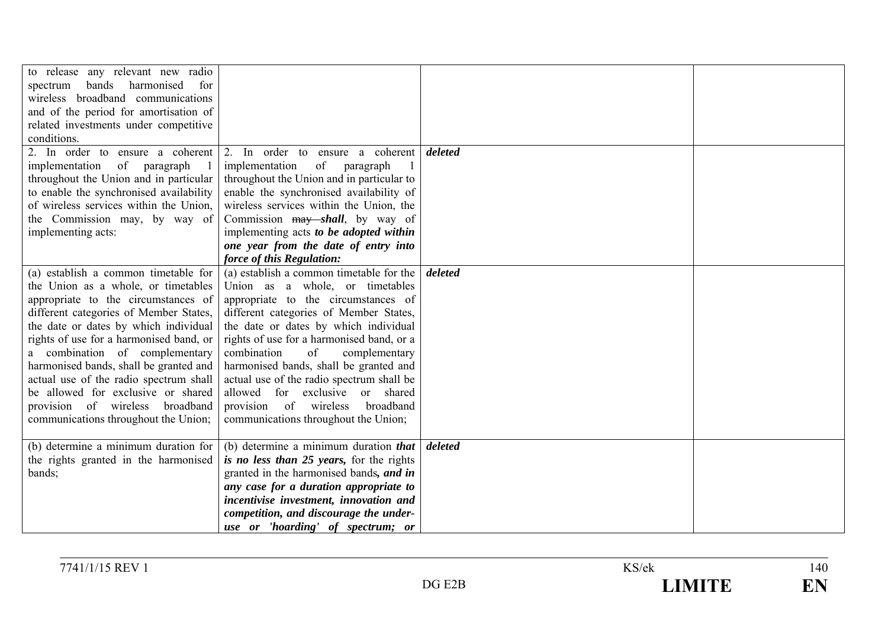| | | | |
|---|---|---|---|
| to release any relevant new radio spectrum bands harmonised for wireless broadband communications and of the period for amortisation of related investments under competitive conditions. | | | |
| 2. In order to ensure a coherent implementation of paragraph 1 throughout the Union and in particular to enable the synchronised availability of wireless services within the Union, the Commission may, by way of implementing acts: | 2. In order to ensure a coherent implementation of paragraph 1 throughout the Union and in particular to enable the synchronised availability of wireless services within the Union, the Commission ~~may~~ ***shall***, by way of implementing acts ***to be adopted within one year from the date of entry into force of this Regulation:*** | ***deleted*** | |
| (a) establish a common timetable for the Union as a whole, or timetables appropriate to the circumstances of different categories of Member States, the date or dates by which individual rights of use for a harmonised band, or a combination of complementary harmonised bands, shall be granted and actual use of the radio spectrum shall be allowed for exclusive or shared provision of wireless broadband communications throughout the Union; | (a) establish a common timetable for the Union as a whole, or timetables appropriate to the circumstances of different categories of Member States, the date or dates by which individual rights of use for a harmonised band, or a combination of complementary harmonised bands, shall be granted and actual use of the radio spectrum shall be allowed for exclusive or shared provision of wireless broadband communications throughout the Union; | ***deleted*** | |
| (b) determine a minimum duration for the rights granted in the harmonised bands; | (b) determine a minimum duration ***that is no less than 25 years,*** for the rights granted in the harmonised bands***, and in any case for a duration appropriate to incentivise investment, innovation and competition, and discourage the under-use or 'hoarding' of spectrum; or*** | ***deleted*** | |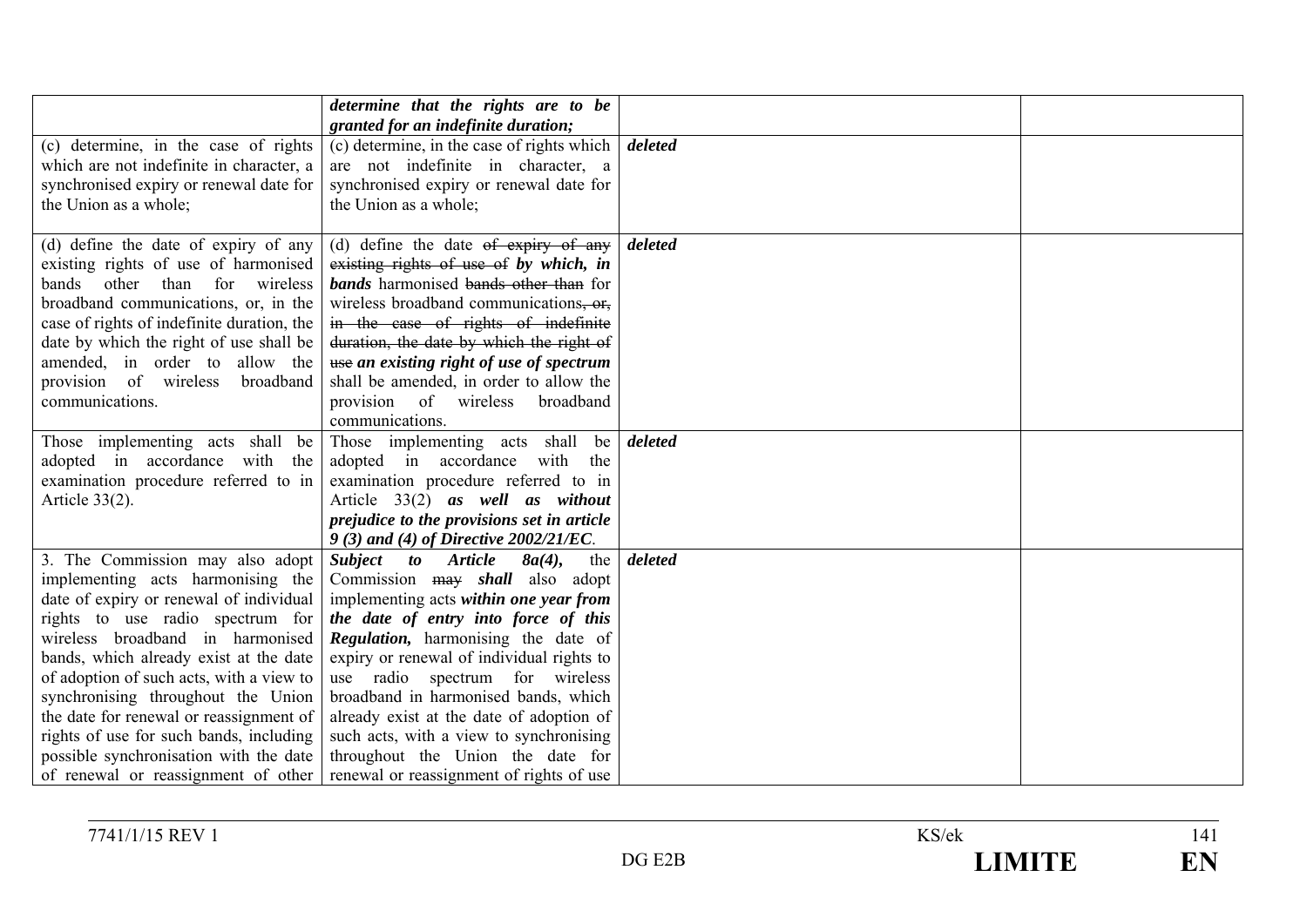| | | | |
|---|---|---|---|
| | ***determine that the rights are to be granted for an indefinite duration;*** | | |
| (c) determine, in the case of rights which are not indefinite in character, a synchronised expiry or renewal date for the Union as a whole; | (c) determine, in the case of rights which are not indefinite in character, a synchronised expiry or renewal date for the Union as a whole; | ***deleted*** | |
| (d) define the date of expiry of any existing rights of use of harmonised bands other than for wireless broadband communications, or, in the case of rights of indefinite duration, the date by which the right of use shall be amended, in order to allow the provision of wireless broadband communications. | (d) define the date ~~of expiry of any existing rights of use of~~ ***by which, in bands*** harmonised ~~bands other than~~ for wireless broadband communications~~, or, in the case of rights of indefinite duration, the date by which the right of use~~ ***an existing right of use of spectrum*** shall be amended, in order to allow the provision of wireless broadband communications. | ***deleted*** | |
| Those implementing acts shall be adopted in accordance with the examination procedure referred to in Article 33(2). | Those implementing acts shall be adopted in accordance with the examination procedure referred to in Article 33(2) ***as well as without prejudice to the provisions set in article 9 (3) and (4) of Directive 2002/21/EC***. | ***deleted*** | |
| 3. The Commission may also adopt implementing acts harmonising the date of expiry or renewal of individual rights to use radio spectrum for wireless broadband in harmonised bands, which already exist at the date of adoption of such acts, with a view to synchronising throughout the Union the date for renewal or reassignment of rights of use for such bands, including possible synchronisation with the date of renewal or reassignment of other | ***Subject to Article 8a(4),*** the Commission ~~may~~ ***shall*** also adopt implementing acts ***within one year from the date of entry into force of this Regulation,*** harmonising the date of expiry or renewal of individual rights to use radio spectrum for wireless broadband in harmonised bands, which already exist at the date of adoption of such acts, with a view to synchronising throughout the Union the date for renewal or reassignment of rights of use | ***deleted*** | |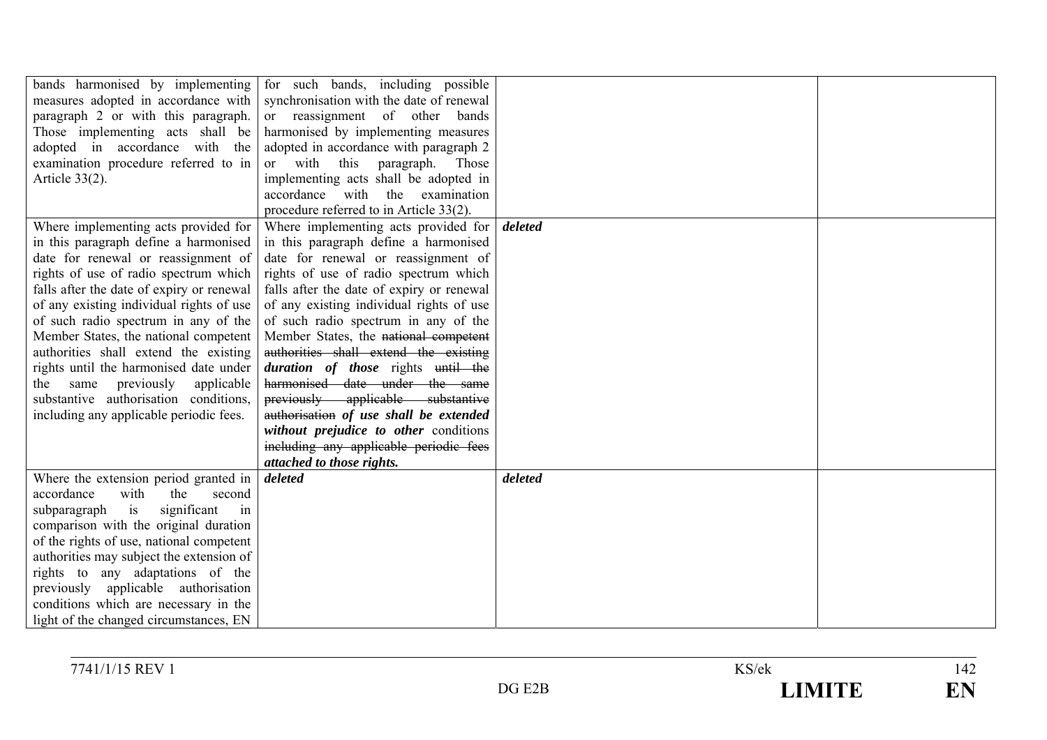| | | | |
|---|---|---|---|
| bands harmonised by implementing measures adopted in accordance with paragraph 2 or with this paragraph. Those implementing acts shall be adopted in accordance with the examination procedure referred to in Article 33(2). | for such bands, including possible synchronisation with the date of renewal or reassignment of other bands harmonised by implementing measures adopted in accordance with paragraph 2 or with this paragraph. Those implementing acts shall be adopted in accordance with the examination procedure referred to in Article 33(2). | | |
| Where implementing acts provided for in this paragraph define a harmonised date for renewal or reassignment of rights of use of radio spectrum which falls after the date of expiry or renewal of any existing individual rights of use of such radio spectrum in any of the Member States, the national competent authorities shall extend the existing rights until the harmonised date under the same previously applicable substantive authorisation conditions, including any applicable periodic fees. | Where implementing acts provided for in this paragraph define a harmonised date for renewal or reassignment of rights of use of radio spectrum which falls after the date of expiry or renewal of any existing individual rights of use of such radio spectrum in any of the Member States, the ~~national competent authorities shall extend the existing~~ ***duration of those*** rights ~~until the harmonised date under the same previously applicable substantive authorisation~~ ***of use shall be extended without prejudice to other*** conditions ~~including any applicable periodic fees~~ ***attached to those rights.*** | ***deleted*** | |
| Where the extension period granted in accordance with the second subparagraph is significant in comparison with the original duration of the rights of use, national competent authorities may subject the extension of rights to any adaptations of the previously applicable authorisation conditions which are necessary in the light of the changed circumstances, EN | ***deleted*** | ***deleted*** | |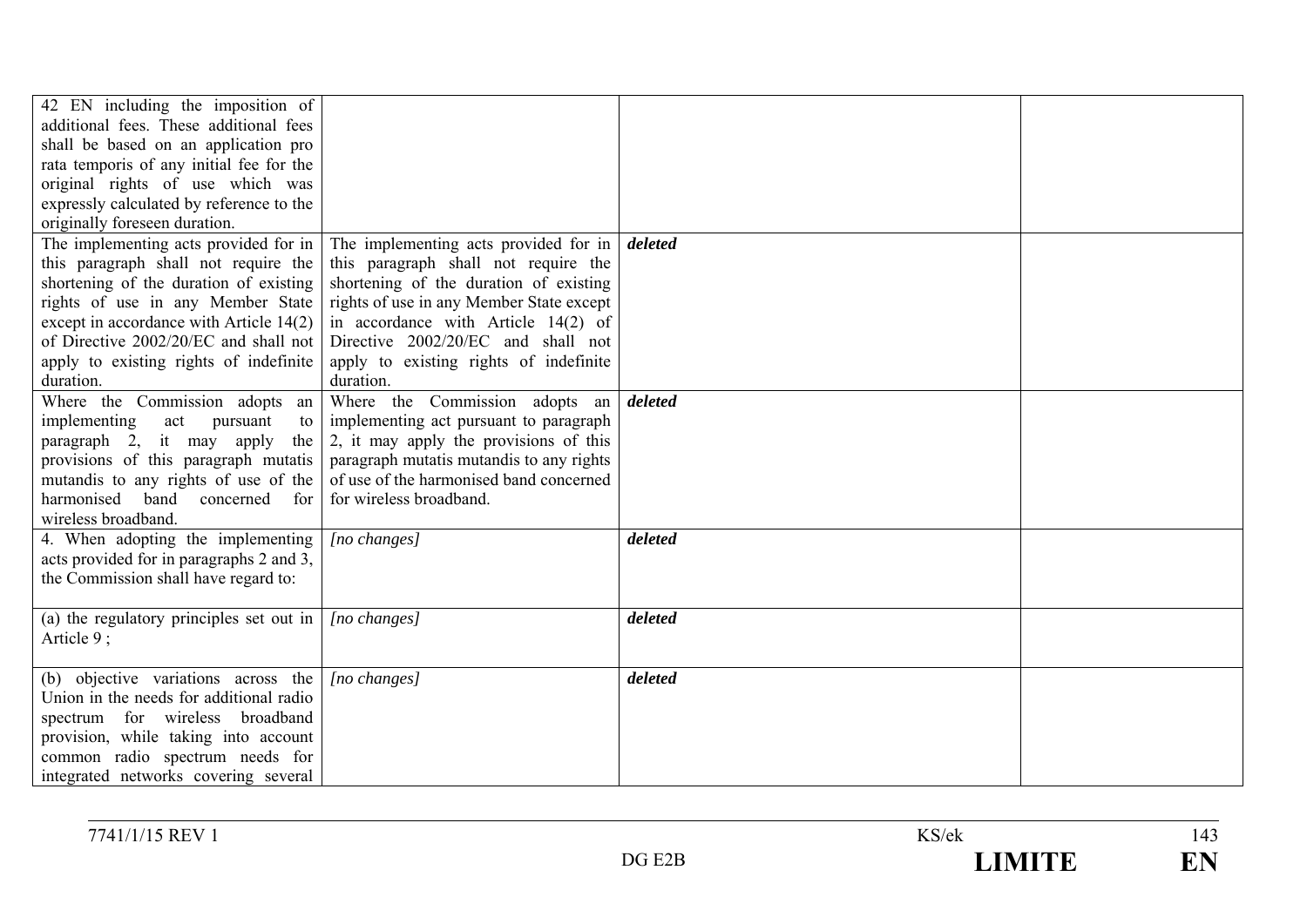| | | | |
|---|---|---|---|
| 42 EN including the imposition of additional fees. These additional fees shall be based on an application pro rata temporis of any initial fee for the original rights of use which was expressly calculated by reference to the originally foreseen duration. | | | |
| The implementing acts provided for in this paragraph shall not require the shortening of the duration of existing rights of use in any Member State except in accordance with Article 14(2) of Directive 2002/20/EC and shall not apply to existing rights of indefinite duration. | The implementing acts provided for in this paragraph shall not require the shortening of the duration of existing rights of use in any Member State except in accordance with Article 14(2) of Directive 2002/20/EC and shall not apply to existing rights of indefinite duration. | ***deleted*** | |
| Where the Commission adopts an implementing act pursuant to paragraph 2, it may apply the provisions of this paragraph mutatis mutandis to any rights of use of the harmonised band concerned for wireless broadband. | Where the Commission adopts an implementing act pursuant to paragraph 2, it may apply the provisions of this paragraph mutatis mutandis to any rights of use of the harmonised band concerned for wireless broadband. | ***deleted*** | |
| 4. When adopting the implementing acts provided for in paragraphs 2 and 3, the Commission shall have regard to: | *[no changes]* | ***deleted*** | |
| (a) the regulatory principles set out in Article 9 ; | *[no changes]* | ***deleted*** | |
| (b) objective variations across the Union in the needs for additional radio spectrum for wireless broadband provision, while taking into account common radio spectrum needs for integrated networks covering several | *[no changes]* | ***deleted*** | |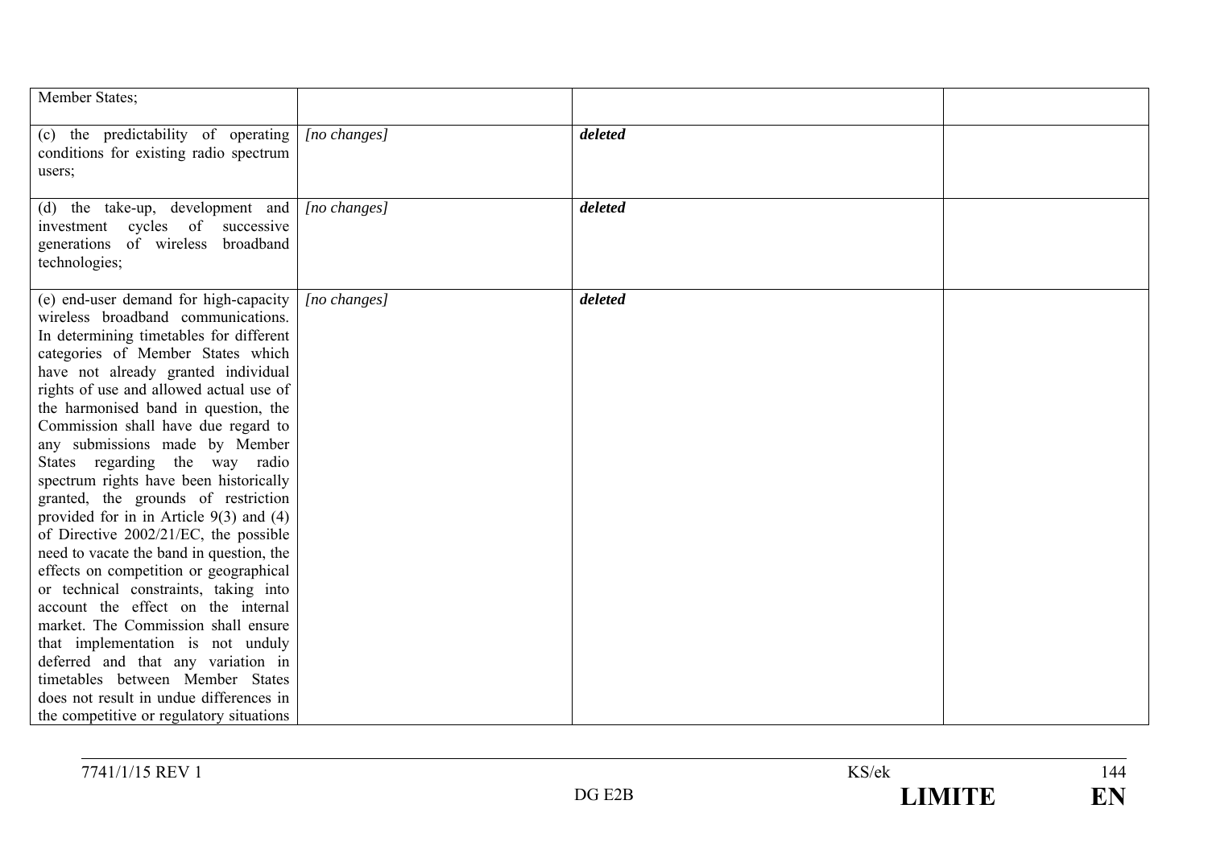| | | | |
|---|---|---|---|
| Member States; | | | |
| (c) the predictability of operating conditions for existing radio spectrum users; | *[no changes]* | ***deleted*** | |
| (d) the take-up, development and investment cycles of successive generations of wireless broadband technologies; | *[no changes]* | ***deleted*** | |
| (e) end-user demand for high-capacity wireless broadband communications. In determining timetables for different categories of Member States which have not already granted individual rights of use and allowed actual use of the harmonised band in question, the Commission shall have due regard to any submissions made by Member States regarding the way radio spectrum rights have been historically granted, the grounds of restriction provided for in in Article 9(3) and (4) of Directive 2002/21/EC, the possible need to vacate the band in question, the effects on competition or geographical or technical constraints, taking into account the effect on the internal market. The Commission shall ensure that implementation is not unduly deferred and that any variation in timetables between Member States does not result in undue differences in the competitive or regulatory situations | *[no changes]* | ***deleted*** | |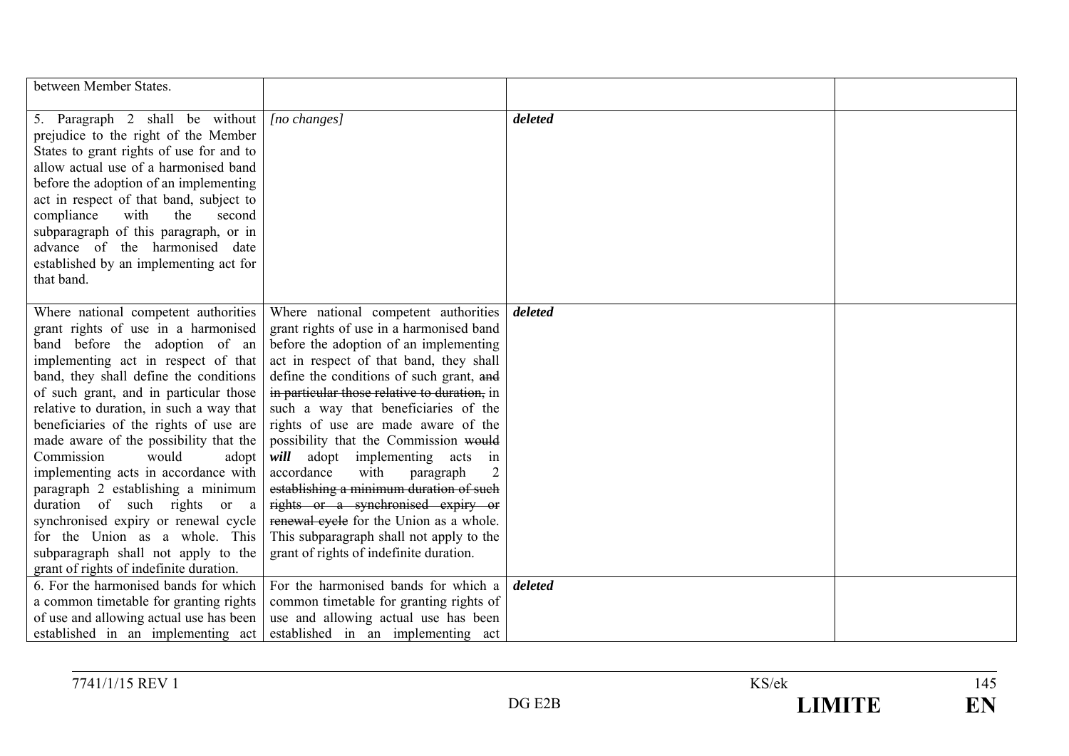| | | | |
|---|---|---|---|
| between Member States. | | | |
| 5. Paragraph 2 shall be without prejudice to the right of the Member States to grant rights of use for and to allow actual use of a harmonised band before the adoption of an implementing act in respect of that band, subject to compliance with the second subparagraph of this paragraph, or in advance of the harmonised date established by an implementing act for that band. | *[no changes]* | ***deleted*** | |
| Where national competent authorities grant rights of use in a harmonised band before the adoption of an implementing act in respect of that band, they shall define the conditions of such grant, and in particular those relative to duration, in such a way that beneficiaries of the rights of use are made aware of the possibility that the Commission would adopt implementing acts in accordance with paragraph 2 establishing a minimum duration of such rights or a synchronised expiry or renewal cycle for the Union as a whole. This subparagraph shall not apply to the grant of rights of indefinite duration. | Where national competent authorities grant rights of use in a harmonised band before the adoption of an implementing act in respect of that band, they shall define the conditions of such grant, ~~and in particular those relative to duration,~~ in such a way that beneficiaries of the rights of use are made aware of the possibility that the Commission ~~would~~ ***will*** adopt implementing acts in accordance with paragraph 2 ~~establishing a minimum duration of such rights or a synchronised expiry or renewal cycle~~ for the Union as a whole. This subparagraph shall not apply to the grant of rights of indefinite duration. | ***deleted*** | |
| 6. For the harmonised bands for which a common timetable for granting rights of use and allowing actual use has been established in an implementing act | For the harmonised bands for which a common timetable for granting rights of use and allowing actual use has been established in an implementing act | ***deleted*** | |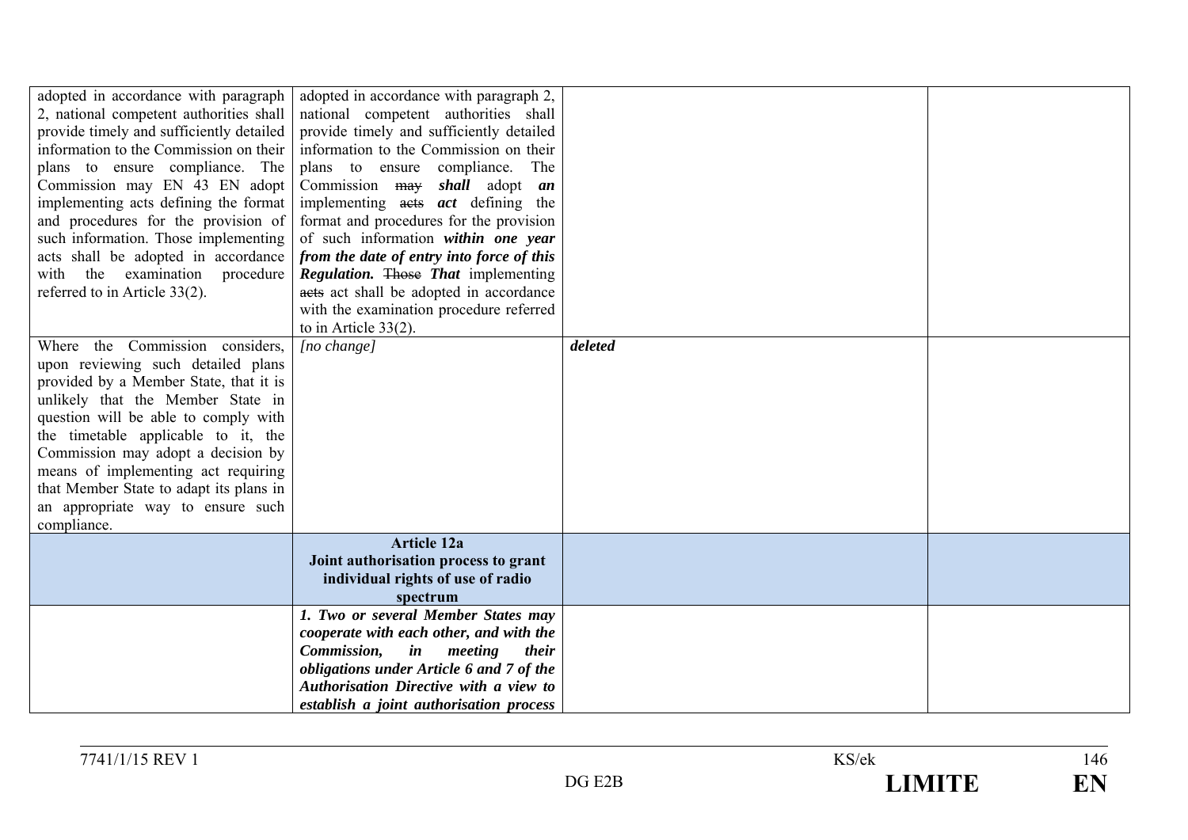| | | | |
|---|---|---|---|
| adopted in accordance with paragraph 2, national competent authorities shall provide timely and sufficiently detailed information to the Commission on their plans to ensure compliance. The Commission may EN 43 EN adopt implementing acts defining the format and procedures for the provision of such information. Those implementing acts shall be adopted in accordance with the examination procedure referred to in Article 33(2). | adopted in accordance with paragraph 2, national competent authorities shall provide timely and sufficiently detailed information to the Commission on their plans to ensure compliance. The Commission ~~may~~ ***shall*** adopt ***an*** implementing ~~acts~~ ***act*** defining the format and procedures for the provision of such information ***within one year from the date of entry into force of this Regulation.*** ~~Those~~ ***That*** implementing ~~acts~~ act shall be adopted in accordance with the examination procedure referred to in Article 33(2). | | |
| Where the Commission considers, upon reviewing such detailed plans provided by a Member State, that it is unlikely that the Member State in question will be able to comply with the timetable applicable to it, the Commission may adopt a decision by means of implementing act requiring that Member State to adapt its plans in an appropriate way to ensure such compliance. | *[no change]* | ***deleted*** | |
| | **Article 12a**<br>**Joint authorisation process to grant individual rights of use of radio spectrum** | | |
| | ***1. Two or several Member States may cooperate with each other, and with the Commission, in meeting their obligations under Article 6 and 7 of the Authorisation Directive with a view to establish a joint authorisation process*** | | |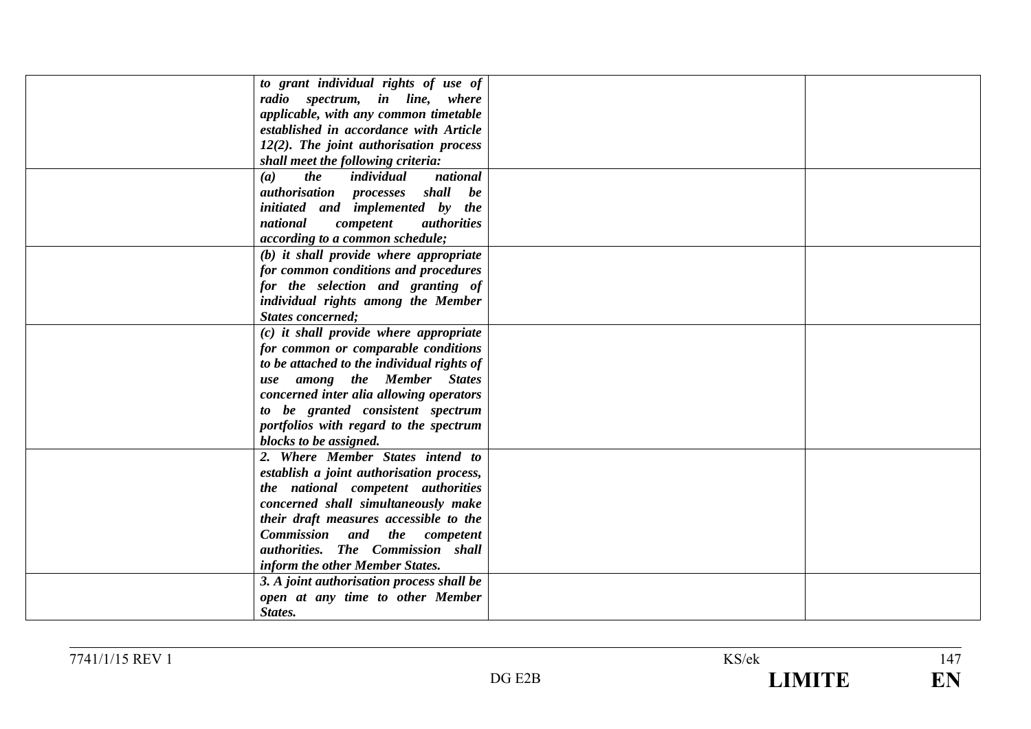|  |  |  |  |
|---|---|---|---|
|  | ***to grant individual rights of use of radio spectrum, in line, where applicable, with any common timetable established in accordance with Article 12(2). The joint authorisation process shall meet the following criteria:*** |  |  |
|  | ***(a) the individual national authorisation processes shall be initiated and implemented by the national competent authorities according to a common schedule;*** |  |  |
|  | ***(b) it shall provide where appropriate for common conditions and procedures for the selection and granting of individual rights among the Member States concerned;*** |  |  |
|  | ***(c) it shall provide where appropriate for common or comparable conditions to be attached to the individual rights of use among the Member States concerned inter alia allowing operators to be granted consistent spectrum portfolios with regard to the spectrum blocks to be assigned.*** |  |  |
|  | ***2. Where Member States intend to establish a joint authorisation process, the national competent authorities concerned shall simultaneously make their draft measures accessible to the Commission and the competent authorities. The Commission shall inform the other Member States.*** |  |  |
|  | ***3. A joint authorisation process shall be open at any time to other Member States.*** |  |  |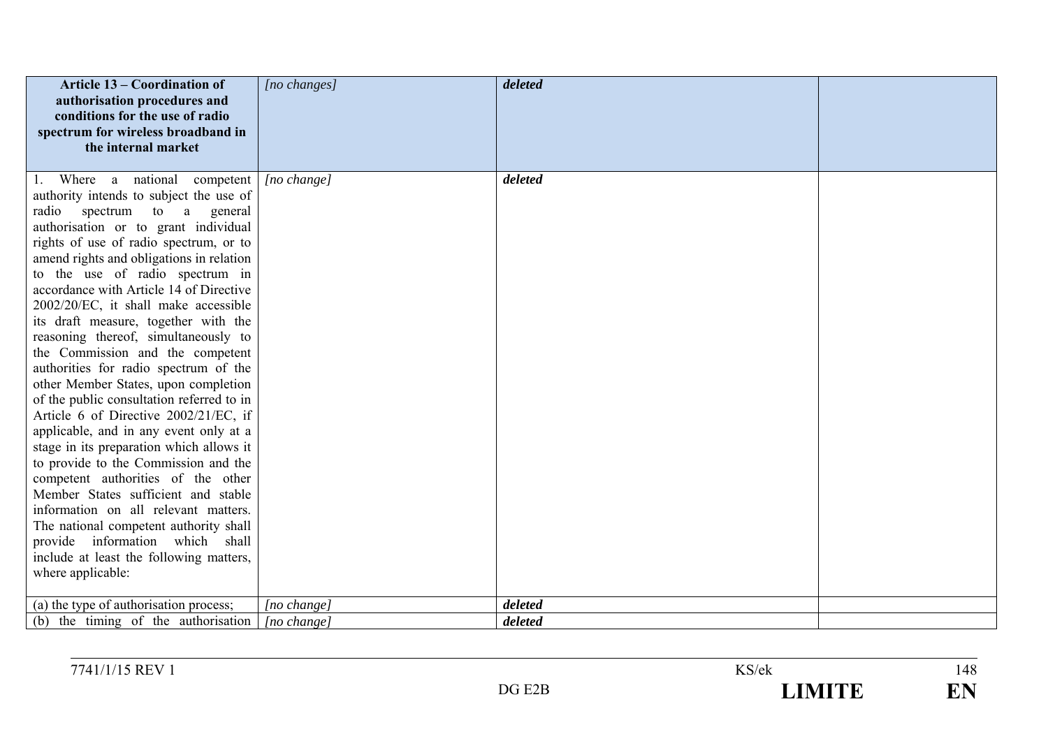| **Article 13 – Coordination of authorisation procedures and conditions for the use of radio spectrum for wireless broadband in the internal market** | *[no changes]* | ***deleted*** | |
|---|---|---|---|
| 1. Where a national competent authority intends to subject the use of radio spectrum to a general authorisation or to grant individual rights of use of radio spectrum, or to amend rights and obligations in relation to the use of radio spectrum in accordance with Article 14 of Directive 2002/20/EC, it shall make accessible its draft measure, together with the reasoning thereof, simultaneously to the Commission and the competent authorities for radio spectrum of the other Member States, upon completion of the public consultation referred to in Article 6 of Directive 2002/21/EC, if applicable, and in any event only at a stage in its preparation which allows it to provide to the Commission and the competent authorities of the other Member States sufficient and stable information on all relevant matters. The national competent authority shall provide information which shall include at least the following matters, where applicable: | *[no change]* | ***deleted*** | |
| (a) the type of authorisation process; | *[no change]* | ***deleted*** | |
| (b) the timing of the authorisation | *[no change]* | ***deleted*** | |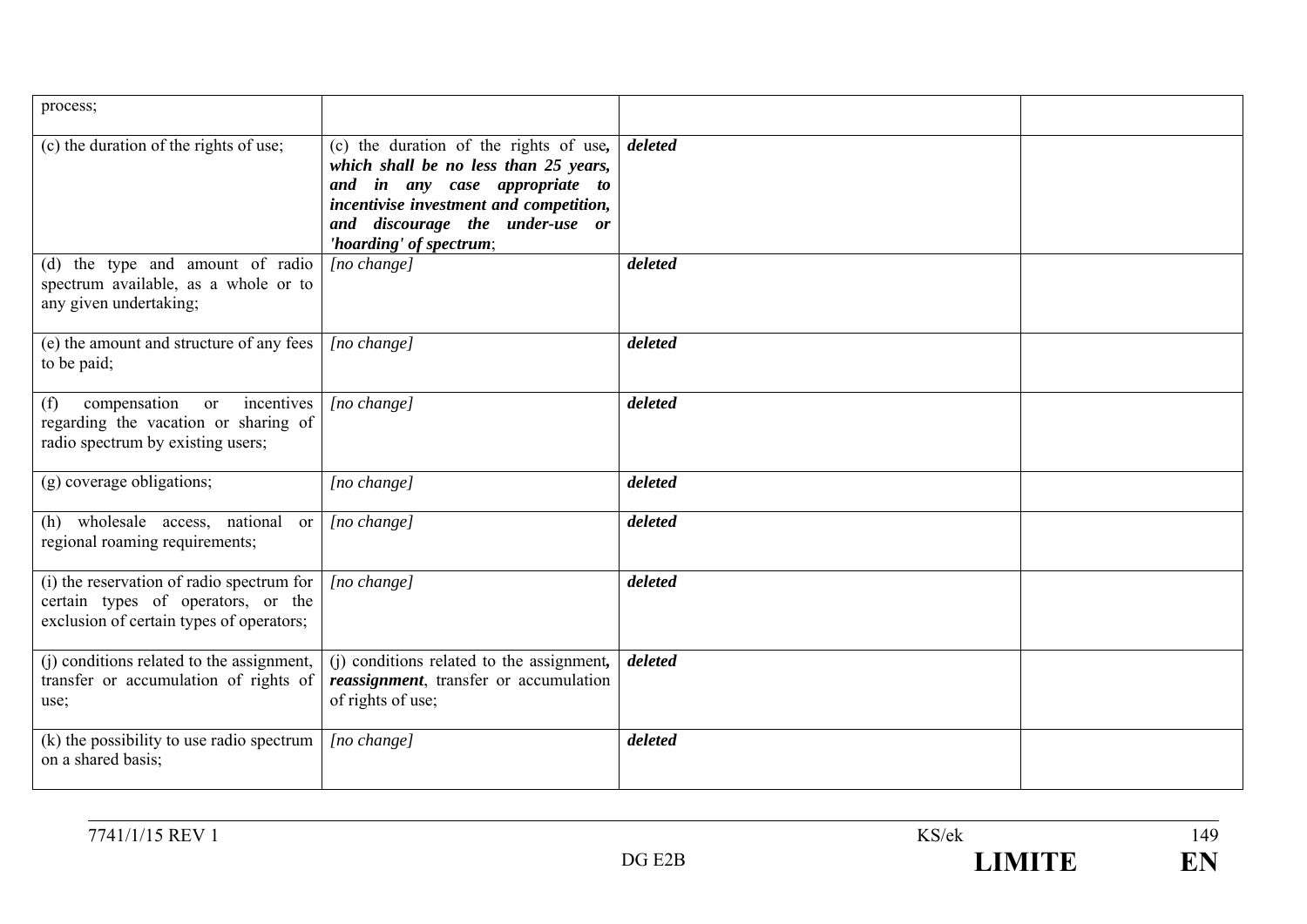| | | | |
|---|---|---|---|
| process; | | | |
| (c) the duration of the rights of use; | (c) the duration of the rights of use***, which shall be no less than 25 years, and in any case appropriate to incentivise investment and competition, and discourage the under-use or 'hoarding' of spectrum***; | ***deleted*** | |
| (d) the type and amount of radio spectrum available, as a whole or to any given undertaking; | *[no change]* | ***deleted*** | |
| (e) the amount and structure of any fees to be paid; | *[no change]* | ***deleted*** | |
| (f) compensation or incentives regarding the vacation or sharing of radio spectrum by existing users; | *[no change]* | ***deleted*** | |
| (g) coverage obligations; | *[no change]* | ***deleted*** | |
| (h) wholesale access, national or regional roaming requirements; | *[no change]* | ***deleted*** | |
| (i) the reservation of radio spectrum for certain types of operators, or the exclusion of certain types of operators; | *[no change]* | ***deleted*** | |
| (j) conditions related to the assignment, transfer or accumulation of rights of use; | (j) conditions related to the assignment***, reassignment***, transfer or accumulation of rights of use; | ***deleted*** | |
| (k) the possibility to use radio spectrum on a shared basis; | *[no change]* | ***deleted*** | |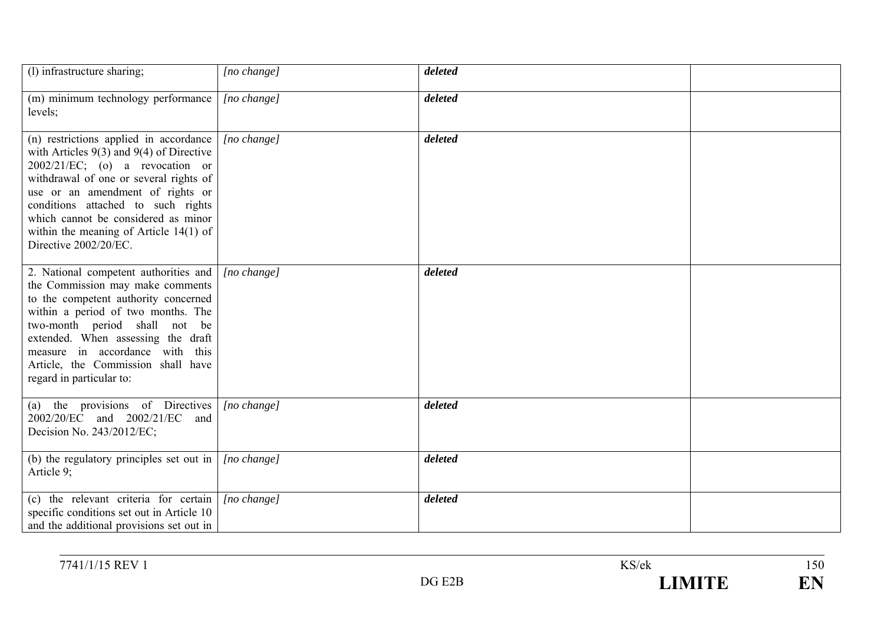| | | | |
|---|---|---|---|
| (l) infrastructure sharing; | *[no change]* | ***deleted*** | |
| (m) minimum technology performance levels; | *[no change]* | ***deleted*** | |
| (n) restrictions applied in accordance with Articles 9(3) and 9(4) of Directive 2002/21/EC; (o) a revocation or withdrawal of one or several rights of use or an amendment of rights or conditions attached to such rights which cannot be considered as minor within the meaning of Article 14(1) of Directive 2002/20/EC. | *[no change]* | ***deleted*** | |
| 2. National competent authorities and the Commission may make comments to the competent authority concerned within a period of two months. The two-month period shall not be extended. When assessing the draft measure in accordance with this Article, the Commission shall have regard in particular to: | *[no change]* | ***deleted*** | |
| (a) the provisions of Directives 2002/20/EC and 2002/21/EC and Decision No. 243/2012/EC; | *[no change]* | ***deleted*** | |
| (b) the regulatory principles set out in Article 9; | *[no change]* | ***deleted*** | |
| (c) the relevant criteria for certain specific conditions set out in Article 10 and the additional provisions set out in | *[no change]* | ***deleted*** | |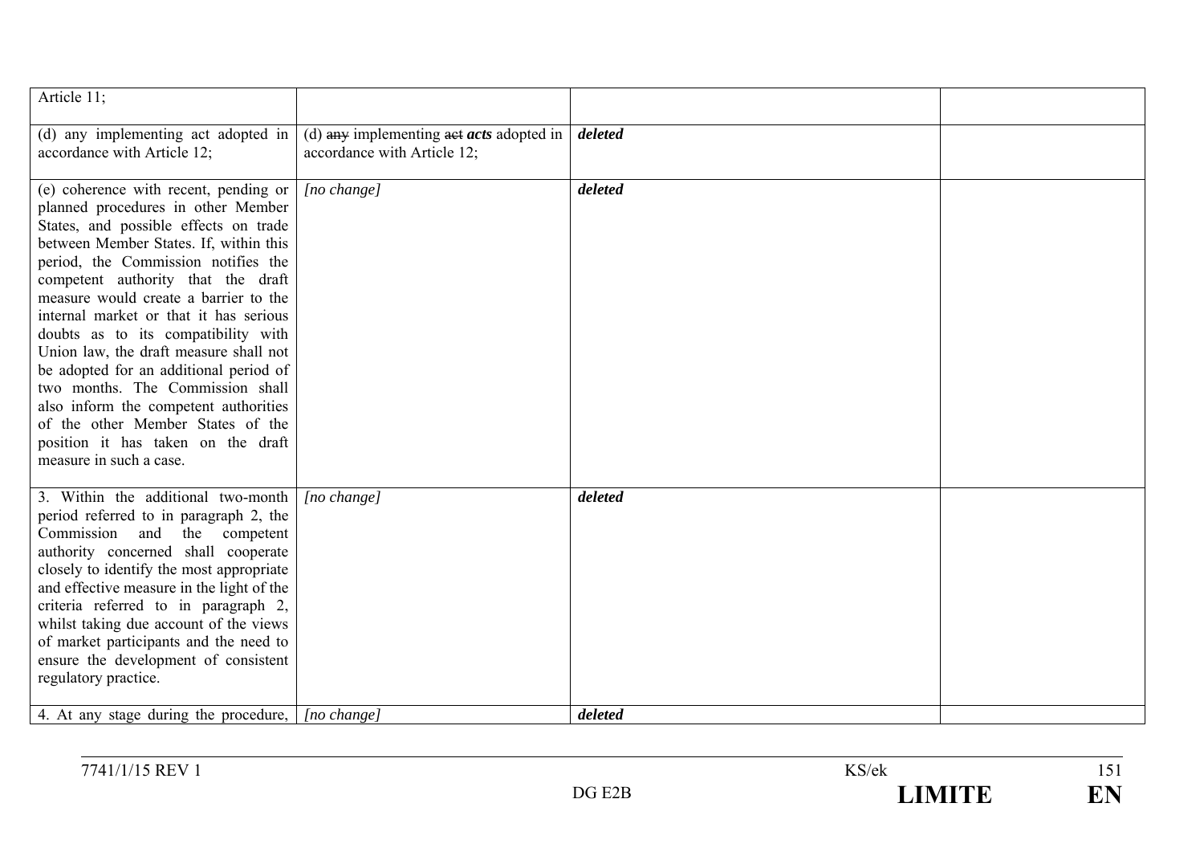| | | | |
|---|---|---|---|
| Article 11; | | | |
| (d) any implementing act adopted in accordance with Article 12; | (d) ~~any~~ implementing ~~act~~ ***acts*** adopted in accordance with Article 12; | ***deleted*** | |
| (e) coherence with recent, pending or planned procedures in other Member States, and possible effects on trade between Member States. If, within this period, the Commission notifies the competent authority that the draft measure would create a barrier to the internal market or that it has serious doubts as to its compatibility with Union law, the draft measure shall not be adopted for an additional period of two months. The Commission shall also inform the competent authorities of the other Member States of the position it has taken on the draft measure in such a case. | *[no change]* | ***deleted*** | |
| 3. Within the additional two-month period referred to in paragraph 2, the Commission and the competent authority concerned shall cooperate closely to identify the most appropriate and effective measure in the light of the criteria referred to in paragraph 2, whilst taking due account of the views of market participants and the need to ensure the development of consistent regulatory practice. | *[no change]* | ***deleted*** | |
| 4. At any stage during the procedure, | *[no change]* | ***deleted*** | |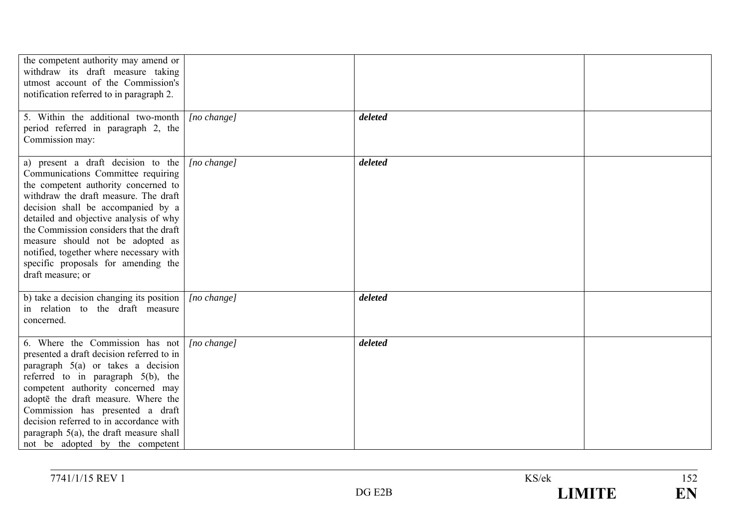| | | | |
|---|---|---|---|
| the competent authority may amend or withdraw its draft measure taking utmost account of the Commission's notification referred to in paragraph 2. | | | |
| 5. Within the additional two-month period referred in paragraph 2, the Commission may: | *[no change]* | ***deleted*** | |
| a) present a draft decision to the Communications Committee requiring the competent authority concerned to withdraw the draft measure. The draft decision shall be accompanied by a detailed and objective analysis of why the Commission considers that the draft measure should not be adopted as notified, together where necessary with specific proposals for amending the draft measure; or | *[no change]* | ***deleted*** | |
| b) take a decision changing its position in relation to the draft measure concerned. | *[no change]* | ***deleted*** | |
| 6. Where the Commission has not presented a draft decision referred to in paragraph 5(a) or takes a decision referred to in paragraph 5(b), the competent authority concerned may adoptē the draft measure. Where the Commission has presented a draft decision referred to in accordance with paragraph 5(a), the draft measure shall not be adopted by the competent | *[no change]* | ***deleted*** | |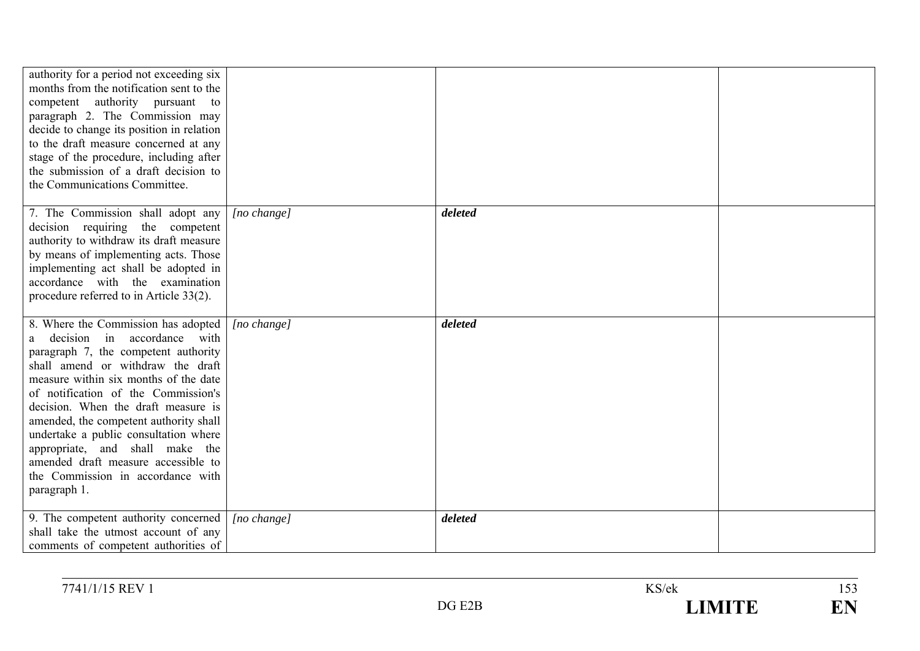| | | | |
|---|---|---|---|
| authority for a period not exceeding six months from the notification sent to the competent authority pursuant to paragraph 2. The Commission may decide to change its position in relation to the draft measure concerned at any stage of the procedure, including after the submission of a draft decision to the Communications Committee. | | | |
| 7. The Commission shall adopt any decision requiring the competent authority to withdraw its draft measure by means of implementing acts. Those implementing act shall be adopted in accordance with the examination procedure referred to in Article 33(2). | *[no change]* | ***deleted*** | |
| 8. Where the Commission has adopted a decision in accordance with paragraph 7, the competent authority shall amend or withdraw the draft measure within six months of the date of notification of the Commission's decision. When the draft measure is amended, the competent authority shall undertake a public consultation where appropriate, and shall make the amended draft measure accessible to the Commission in accordance with paragraph 1. | *[no change]* | ***deleted*** | |
| 9. The competent authority concerned shall take the utmost account of any comments of competent authorities of | *[no change]* | ***deleted*** | |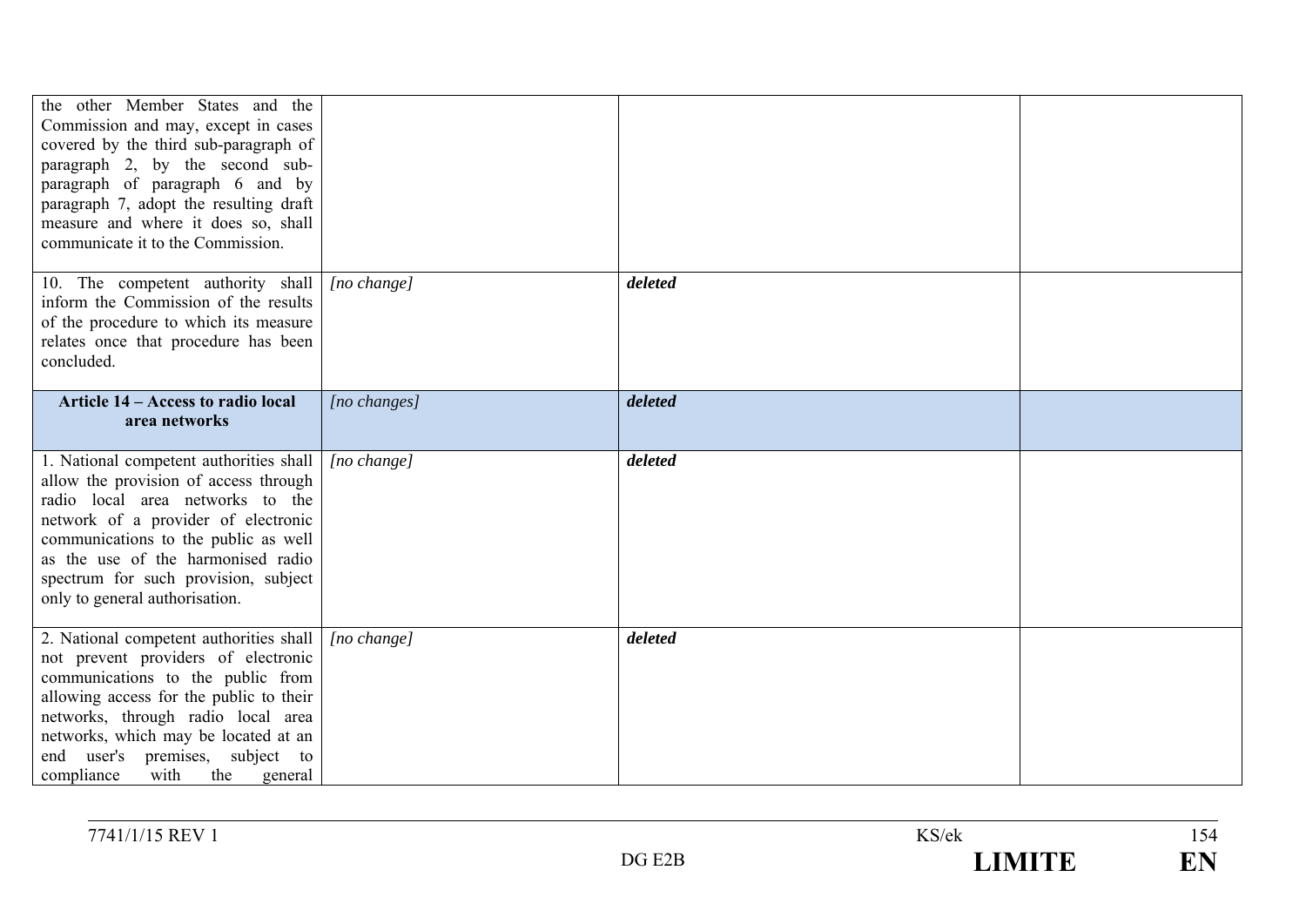| | | | |
|---|---|---|---|
| the other Member States and the Commission and may, except in cases covered by the third sub-paragraph of paragraph 2, by the second sub-paragraph of paragraph 6 and by paragraph 7, adopt the resulting draft measure and where it does so, shall communicate it to the Commission. | | | |
| 10. The competent authority shall inform the Commission of the results of the procedure to which its measure relates once that procedure has been concluded. | *[no change]* | ***deleted*** | |
| **Article 14 – Access to radio local area networks** | *[no changes]* | ***deleted*** | |
| 1. National competent authorities shall allow the provision of access through radio local area networks to the network of a provider of electronic communications to the public as well as the use of the harmonised radio spectrum for such provision, subject only to general authorisation. | *[no change]* | ***deleted*** | |
| 2. National competent authorities shall not prevent providers of electronic communications to the public from allowing access for the public to their networks, through radio local area networks, which may be located at an end user's premises, subject to compliance with the general | *[no change]* | ***deleted*** | |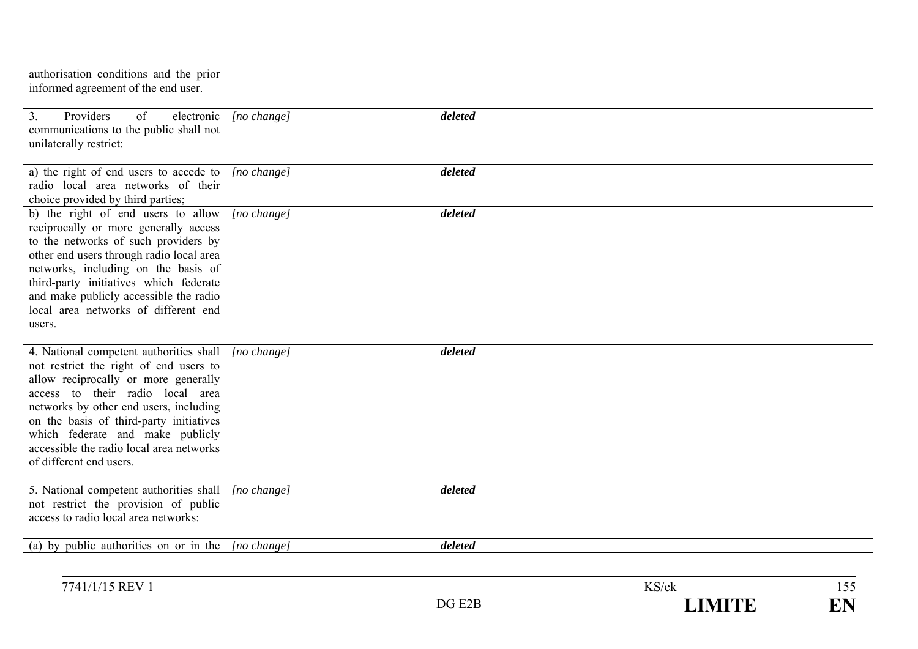| | | | |
|---|---|---|---|
| authorisation conditions and the prior informed agreement of the end user. | | | |
| 3. Providers of electronic communications to the public shall not unilaterally restrict: | *[no change]* | ***deleted*** | |
| a) the right of end users to accede to radio local area networks of their choice provided by third parties; | *[no change]* | ***deleted*** | |
| b) the right of end users to allow reciprocally or more generally access to the networks of such providers by other end users through radio local area networks, including on the basis of third-party initiatives which federate and make publicly accessible the radio local area networks of different end users. | *[no change]* | ***deleted*** | |
| 4. National competent authorities shall not restrict the right of end users to allow reciprocally or more generally access to their radio local area networks by other end users, including on the basis of third-party initiatives which federate and make publicly accessible the radio local area networks of different end users. | *[no change]* | ***deleted*** | |
| 5. National competent authorities shall not restrict the provision of public access to radio local area networks: | *[no change]* | ***deleted*** | |
| (a) by public authorities on or in the | *[no change]* | ***deleted*** | |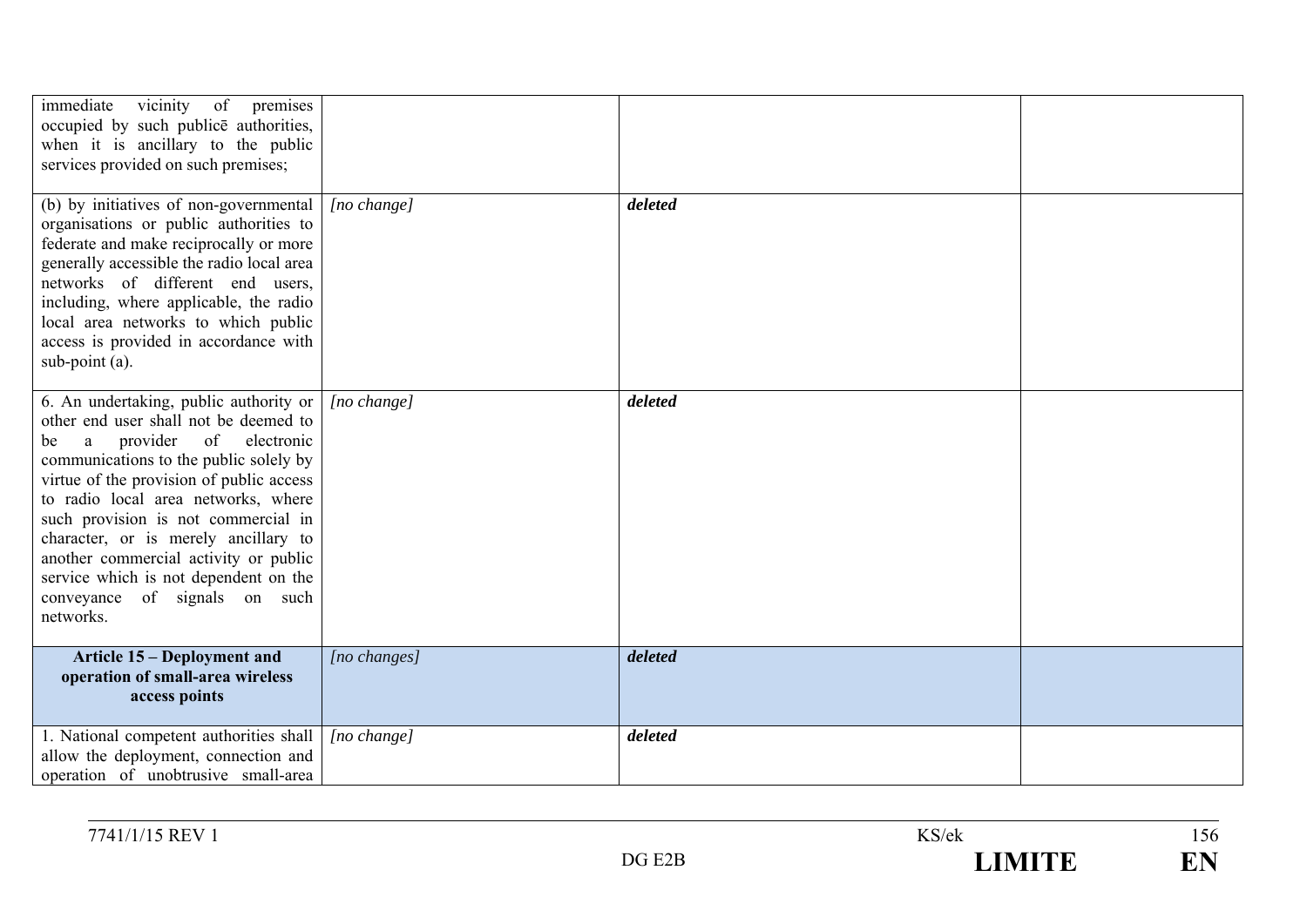| | | | |
|---|---|---|---|
| immediate vicinity of premises occupied by such publicē authorities, when it is ancillary to the public services provided on such premises; | | | |
| (b) by initiatives of non-governmental organisations or public authorities to federate and make reciprocally or more generally accessible the radio local area networks of different end users, including, where applicable, the radio local area networks to which public access is provided in accordance with sub-point (a). | *[no change]* | ***deleted*** | |
| 6. An undertaking, public authority or other end user shall not be deemed to be a provider of electronic communications to the public solely by virtue of the provision of public access to radio local area networks, where such provision is not commercial in character, or is merely ancillary to another commercial activity or public service which is not dependent on the conveyance of signals on such networks. | *[no change]* | ***deleted*** | |
| **Article 15 – Deployment and operation of small-area wireless access points** | *[no changes]* | ***deleted*** | |
| 1. National competent authorities shall allow the deployment, connection and operation of unobtrusive small-area | *[no change]* | ***deleted*** | |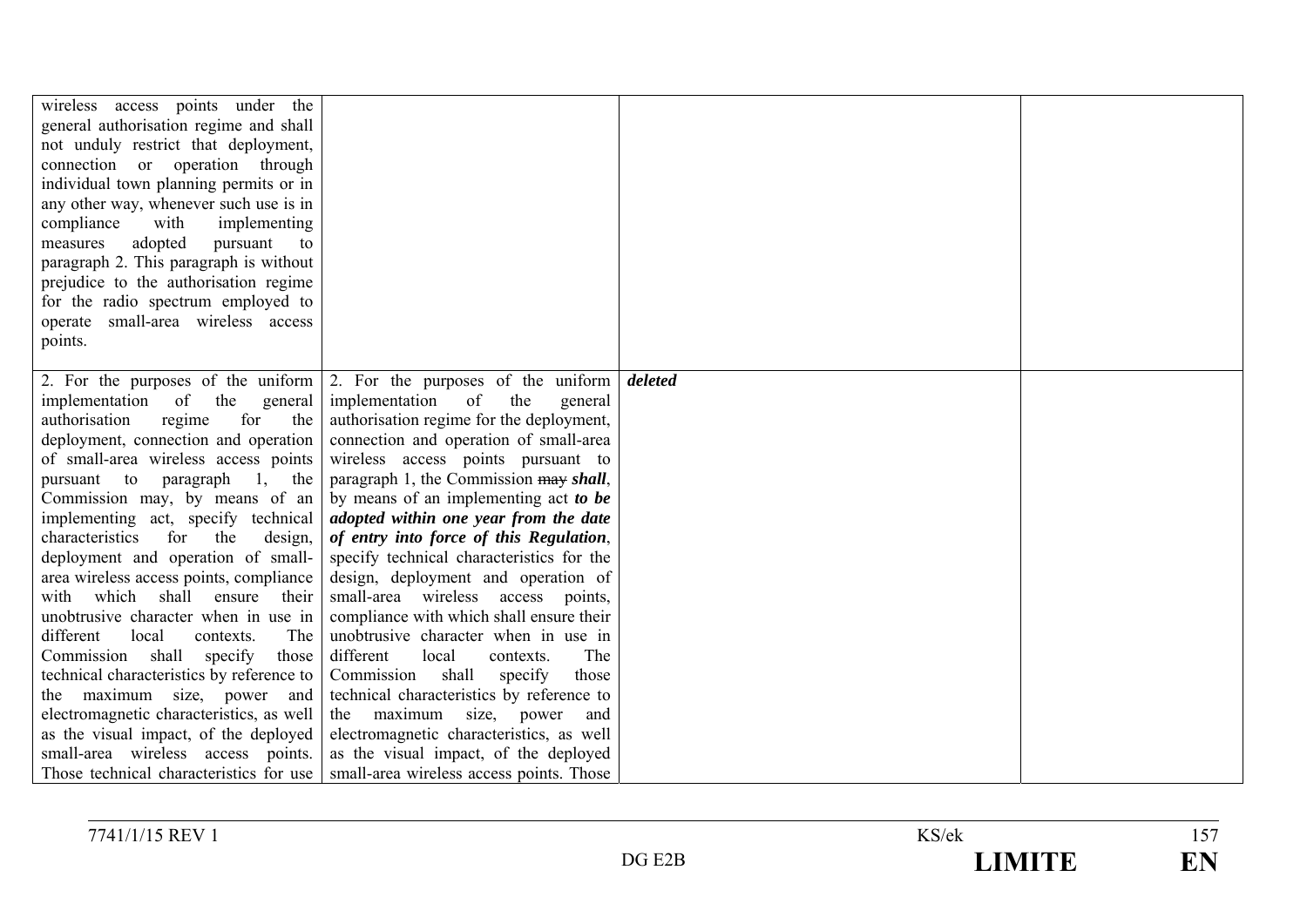| | | | |
|---|---|---|---|
| wireless access points under the general authorisation regime and shall not unduly restrict that deployment, connection or operation through individual town planning permits or in any other way, whenever such use is in compliance with implementing measures adopted pursuant to paragraph 2. This paragraph is without prejudice to the authorisation regime for the radio spectrum employed to operate small-area wireless access points. | | | |
| 2. For the purposes of the uniform implementation of the general authorisation regime for the deployment, connection and operation of small-area wireless access points pursuant to paragraph 1, the Commission may, by means of an implementing act, specify technical characteristics for the design, deployment and operation of small-area wireless access points, compliance with which shall ensure their unobtrusive character when in use in different local contexts. The Commission shall specify those technical characteristics by reference to the maximum size, power and electromagnetic characteristics, as well as the visual impact, of the deployed small-area wireless access points. Those technical characteristics for use | 2. For the purposes of the uniform implementation of the general authorisation regime for the deployment, connection and operation of small-area wireless access points pursuant to paragraph 1, the Commission ~~may~~ ***shall***, by means of an implementing act ***to be adopted within one year from the date of entry into force of this Regulation***, specify technical characteristics for the design, deployment and operation of small-area wireless access points, compliance with which shall ensure their unobtrusive character when in use in different local contexts. The Commission shall specify those technical characteristics by reference to the maximum size, power and electromagnetic characteristics, as well as the visual impact, of the deployed small-area wireless access points. Those | ***deleted*** | |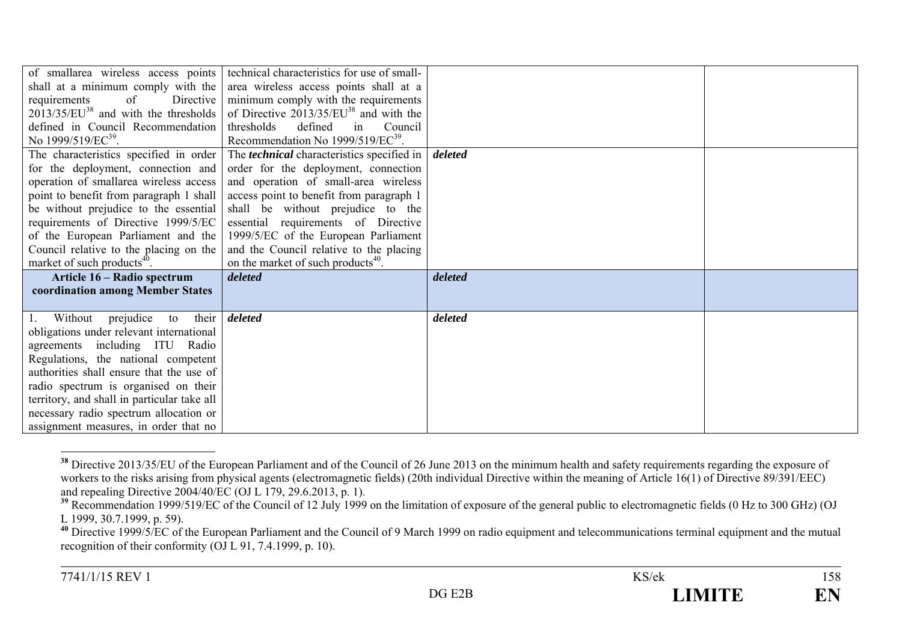| | | | |
|---|---|---|---|
| of smallarea wireless access points shall at a minimum comply with the requirements of Directive 2013/35/EU[38] and with the thresholds defined in Council Recommendation No 1999/519/EC[39]. | technical characteristics for use of small-area wireless access points shall at a minimum comply with the requirements of Directive 2013/35/EU[38] and with the thresholds defined in Council Recommendation No 1999/519/EC[39]. | | |
| The characteristics specified in order for the deployment, connection and operation of smallarea wireless access point to benefit from paragraph 1 shall be without prejudice to the essential requirements of Directive 1999/5/EC of the European Parliament and the Council relative to the placing on the market of such products[40]. | The ***technical*** characteristics specified in order for the deployment, connection and operation of small-area wireless access point to benefit from paragraph 1 shall be without prejudice to the essential requirements of Directive 1999/5/EC of the European Parliament and the Council relative to the placing on the market of such products[40]. | ***deleted*** | |
| **Article 16 – Radio spectrum coordination among Member States** | ***deleted*** | ***deleted*** | |
| 1. Without prejudice to their obligations under relevant international agreements including ITU Radio Regulations, the national competent authorities shall ensure that the use of radio spectrum is organised on their territory, and shall in particular take all necessary radio spectrum allocation or assignment measures, in order that no | ***deleted*** | ***deleted*** | |

[38] Directive 2013/35/EU of the European Parliament and of the Council of 26 June 2013 on the minimum health and safety requirements regarding the exposure of workers to the risks arising from physical agents (electromagnetic fields) (20th individual Directive within the meaning of Article 16(1) of Directive 89/391/EEC) and repealing Directive 2004/40/EC (OJ L 179, 29.6.2013, p. 1).

[39] Recommendation 1999/519/EC of the Council of 12 July 1999 on the limitation of exposure of the general public to electromagnetic fields (0 Hz to 300 GHz) (OJ L 1999, 30.7.1999, p. 59).

[40] Directive 1999/5/EC of the European Parliament and the Council of 9 March 1999 on radio equipment and telecommunications terminal equipment and the mutual recognition of their conformity (OJ L 91, 7.4.1999, p. 10).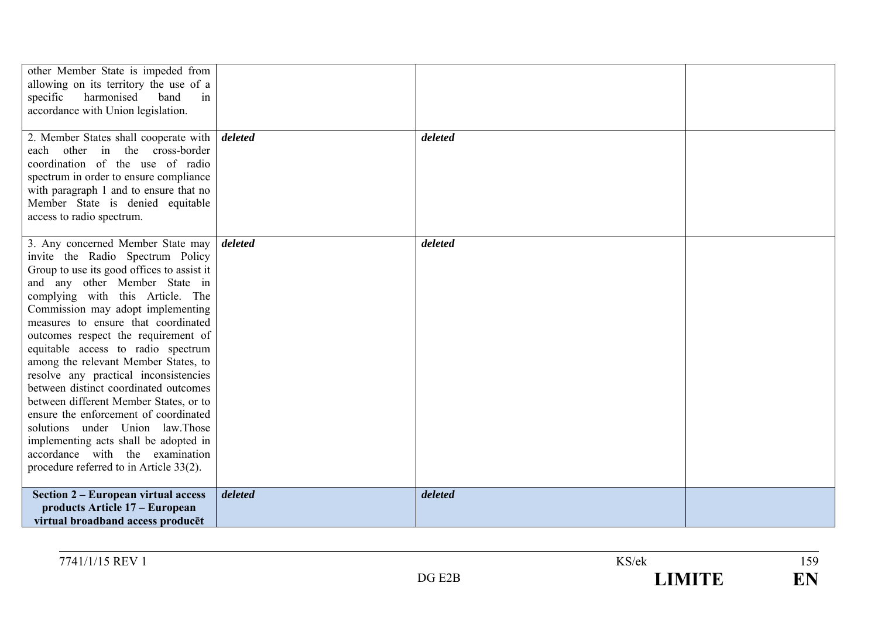| | | | |
|---|---|---|---|
| other Member State is impeded from allowing on its territory the use of a specific harmonised band in accordance with Union legislation. | | | |
| 2. Member States shall cooperate with each other in the cross-border coordination of the use of radio spectrum in order to ensure compliance with paragraph 1 and to ensure that no Member State is denied equitable access to radio spectrum. | ***deleted*** | ***deleted*** | |
| 3. Any concerned Member State may invite the Radio Spectrum Policy Group to use its good offices to assist it and any other Member State in complying with this Article. The Commission may adopt implementing measures to ensure that coordinated outcomes respect the requirement of equitable access to radio spectrum among the relevant Member States, to resolve any practical inconsistencies between distinct coordinated outcomes between different Member States, or to ensure the enforcement of coordinated solutions under Union law.Those implementing acts shall be adopted in accordance with the examination procedure referred to in Article 33(2). | ***deleted*** | ***deleted*** | |
| **Section 2 – European virtual access products Article 17 – European virtual broadband access producēt** | ***deleted*** | ***deleted*** | |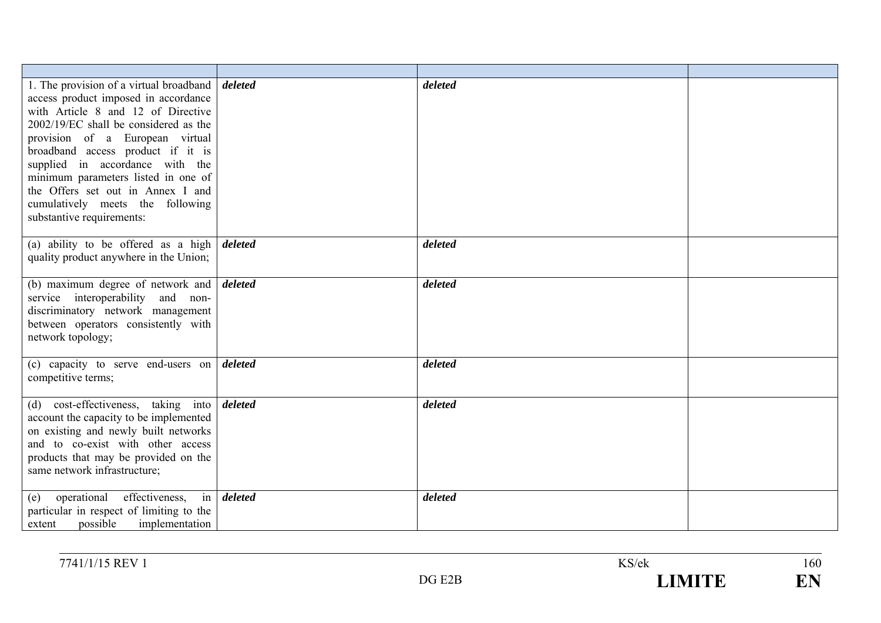| | | | |
|---|---|---|---|
| 1. The provision of a virtual broadband access product imposed in accordance with Article 8 and 12 of Directive 2002/19/EC shall be considered as the provision of a European virtual broadband access product if it is supplied in accordance with the minimum parameters listed in one of the Offers set out in Annex I and cumulatively meets the following substantive requirements: | ***deleted*** | ***deleted*** | |
| (a) ability to be offered as a high quality product anywhere in the Union; | ***deleted*** | ***deleted*** | |
| (b) maximum degree of network and service interoperability and non-discriminatory network management between operators consistently with network topology; | ***deleted*** | ***deleted*** | |
| (c) capacity to serve end-users on competitive terms; | ***deleted*** | ***deleted*** | |
| (d) cost-effectiveness, taking into account the capacity to be implemented on existing and newly built networks and to co-exist with other access products that may be provided on the same network infrastructure; | ***deleted*** | ***deleted*** | |
| (e) operational effectiveness, in particular in respect of limiting to the extent possible implementation | ***deleted*** | ***deleted*** | |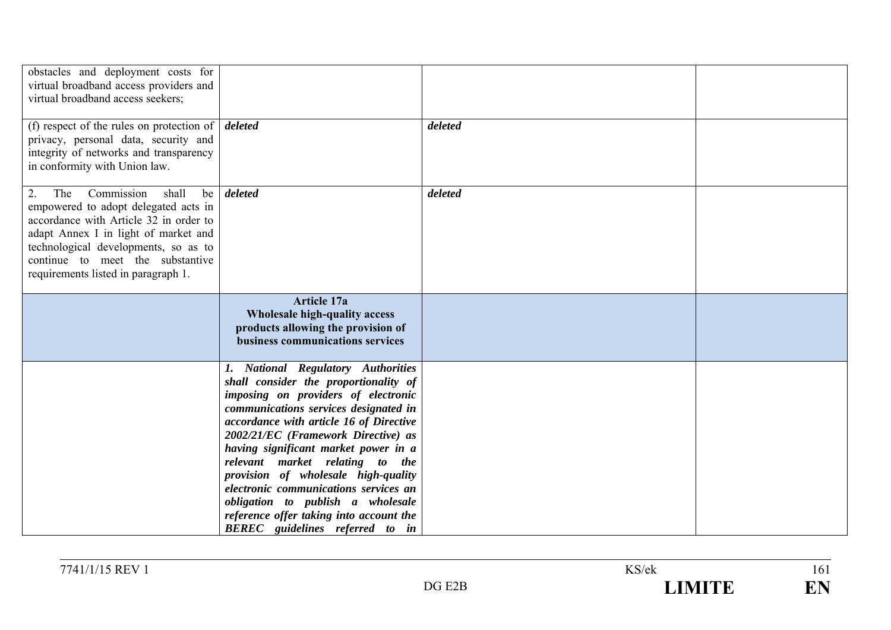| | | | |
|---|---|---|---|
| obstacles and deployment costs for virtual broadband access providers and virtual broadband access seekers; | | | |
| (f) respect of the rules on protection of privacy, personal data, security and integrity of networks and transparency in conformity with Union law. | ***deleted*** | ***deleted*** | |
| 2. The Commission shall be empowered to adopt delegated acts in accordance with Article 32 in order to adapt Annex I in light of market and technological developments, so as to continue to meet the substantive requirements listed in paragraph 1. | ***deleted*** | ***deleted*** | |
| | **Article 17a**<br>**Wholesale high-quality access products allowing the provision of business communications services** | | |
| | ***1. National Regulatory Authorities shall consider the proportionality of imposing on providers of electronic communications services designated in accordance with article 16 of Directive 2002/21/EC (Framework Directive) as having significant market power in a relevant market relating to the provision of wholesale high-quality electronic communications services an obligation to publish a wholesale reference offer taking into account the BEREC guidelines referred to in*** | | |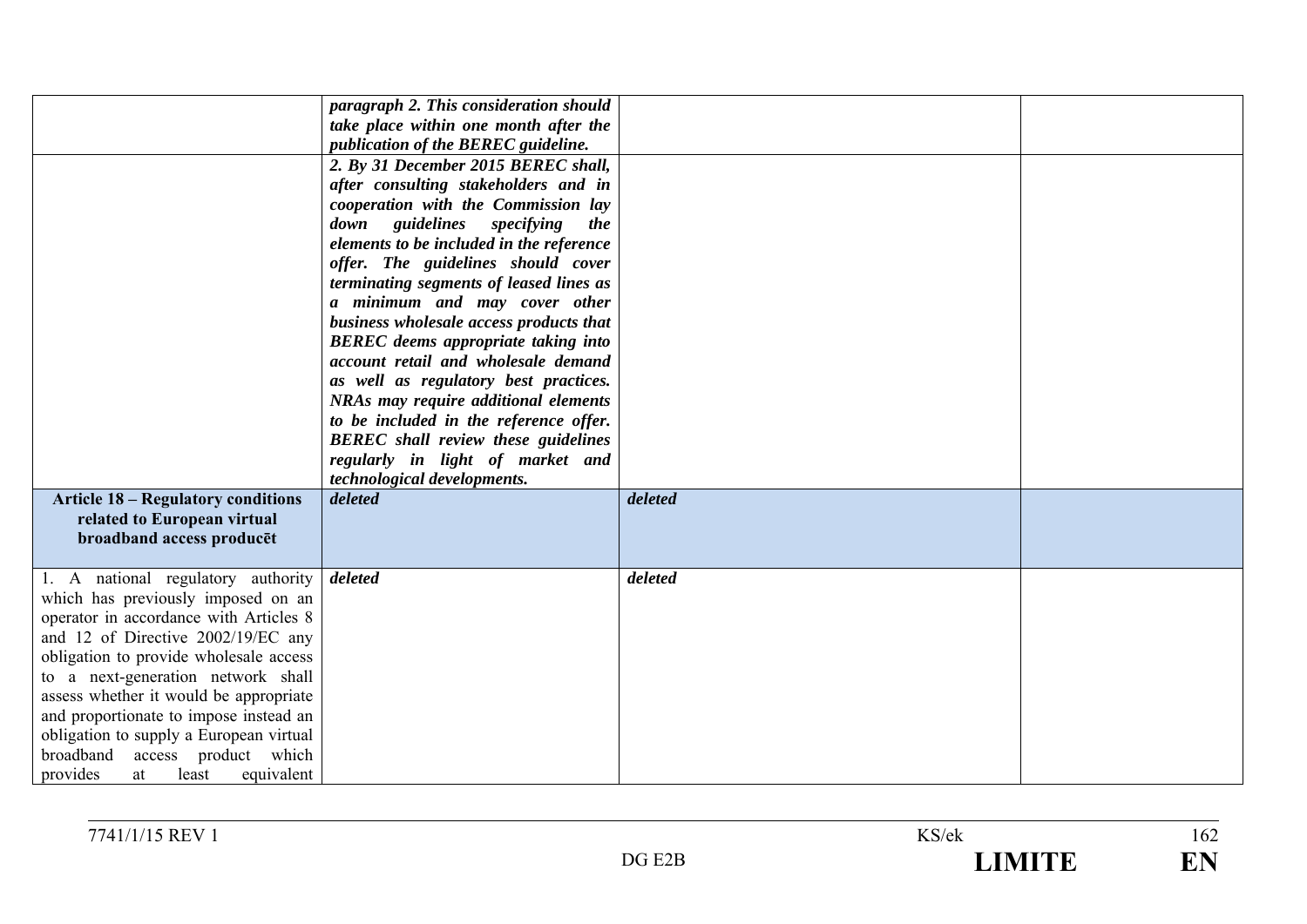| | | | |
|---|---|---|---|
| | ***paragraph 2. This consideration should take place within one month after the publication of the BEREC guideline.*** | | |
| | ***2. By 31 December 2015 BEREC shall, after consulting stakeholders and in cooperation with the Commission lay down guidelines specifying the elements to be included in the reference offer. The guidelines should cover terminating segments of leased lines as a minimum and may cover other business wholesale access products that BEREC deems appropriate taking into account retail and wholesale demand as well as regulatory best practices. NRAs may require additional elements to be included in the reference offer. BEREC shall review these guidelines regularly in light of market and technological developments.*** | | |
| **Article 18 – Regulatory conditions related to European virtual broadband access producēt** | ***deleted*** | ***deleted*** | |
| 1. A national regulatory authority which has previously imposed on an operator in accordance with Articles 8 and 12 of Directive 2002/19/EC any obligation to provide wholesale access to a next-generation network shall assess whether it would be appropriate and proportionate to impose instead an obligation to supply a European virtual broadband access product which provides at least equivalent | ***deleted*** | ***deleted*** | |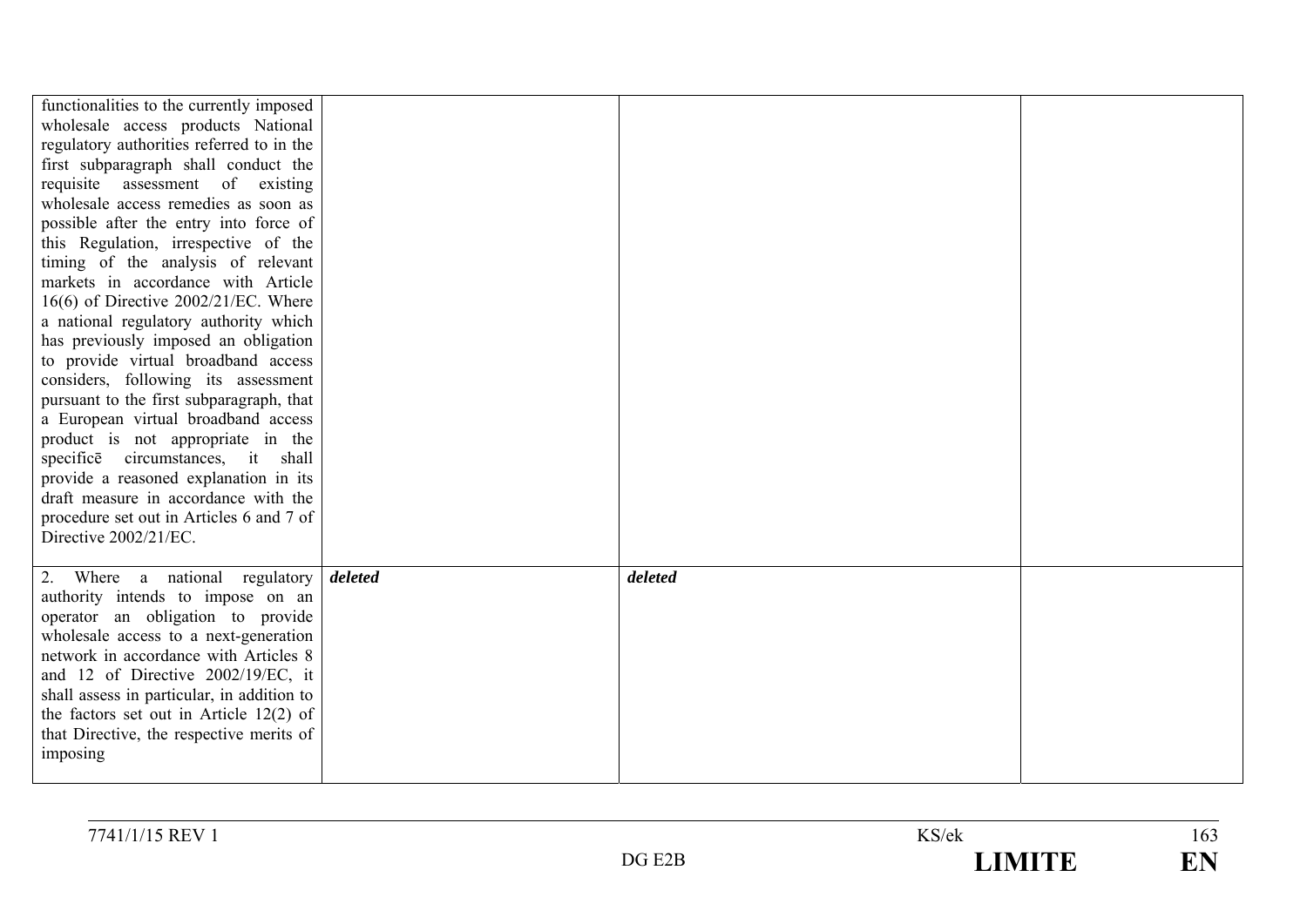| | | | |
|---|---|---|---|
| functionalities to the currently imposed wholesale access products National regulatory authorities referred to in the first subparagraph shall conduct the requisite assessment of existing wholesale access remedies as soon as possible after the entry into force of this Regulation, irrespective of the timing of the analysis of relevant markets in accordance with Article 16(6) of Directive 2002/21/EC. Where a national regulatory authority which has previously imposed an obligation to provide virtual broadband access considers, following its assessment pursuant to the first subparagraph, that a European virtual broadband access product is not appropriate in the specificē circumstances, it shall provide a reasoned explanation in its draft measure in accordance with the procedure set out in Articles 6 and 7 of Directive 2002/21/EC. | | | |
| 2. Where a national regulatory authority intends to impose on an operator an obligation to provide wholesale access to a next-generation network in accordance with Articles 8 and 12 of Directive 2002/19/EC, it shall assess in particular, in addition to the factors set out in Article 12(2) of that Directive, the respective merits of imposing | ***deleted*** | ***deleted*** | |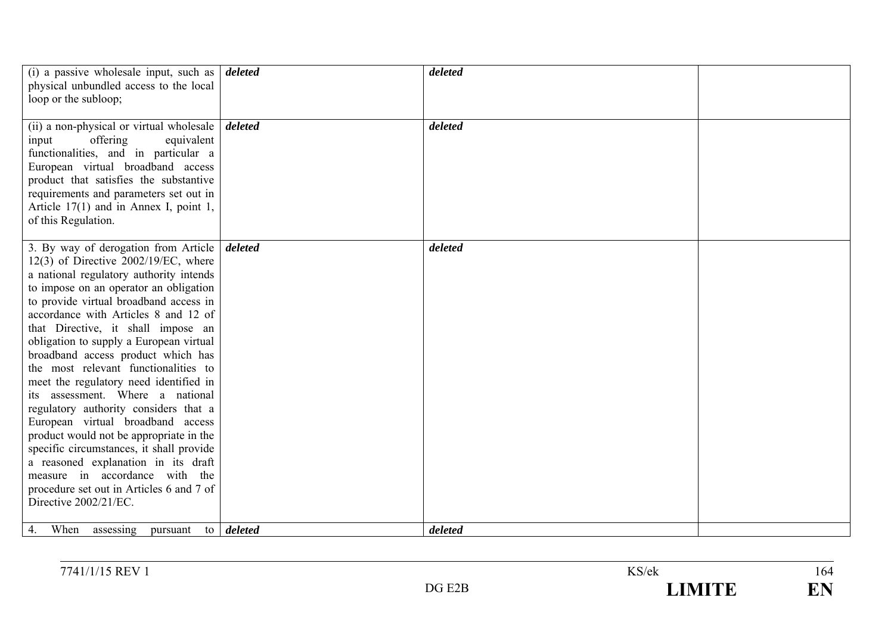| | | | |
|---|---|---|---|
| (i) a passive wholesale input, such as physical unbundled access to the local loop or the subloop; | ***deleted*** | ***deleted*** | |
| (ii) a non-physical or virtual wholesale input offering equivalent functionalities, and in particular a European virtual broadband access product that satisfies the substantive requirements and parameters set out in Article 17(1) and in Annex I, point 1, of this Regulation. | ***deleted*** | ***deleted*** | |
| 3. By way of derogation from Article 12(3) of Directive 2002/19/EC, where a national regulatory authority intends to impose on an operator an obligation to provide virtual broadband access in accordance with Articles 8 and 12 of that Directive, it shall impose an obligation to supply a European virtual broadband access product which has the most relevant functionalities to meet the regulatory need identified in its assessment. Where a national regulatory authority considers that a European virtual broadband access product would not be appropriate in the specific circumstances, it shall provide a reasoned explanation in its draft measure in accordance with the procedure set out in Articles 6 and 7 of Directive 2002/21/EC. | ***deleted*** | ***deleted*** | |
| 4. When assessing pursuant to | ***deleted*** | ***deleted*** | |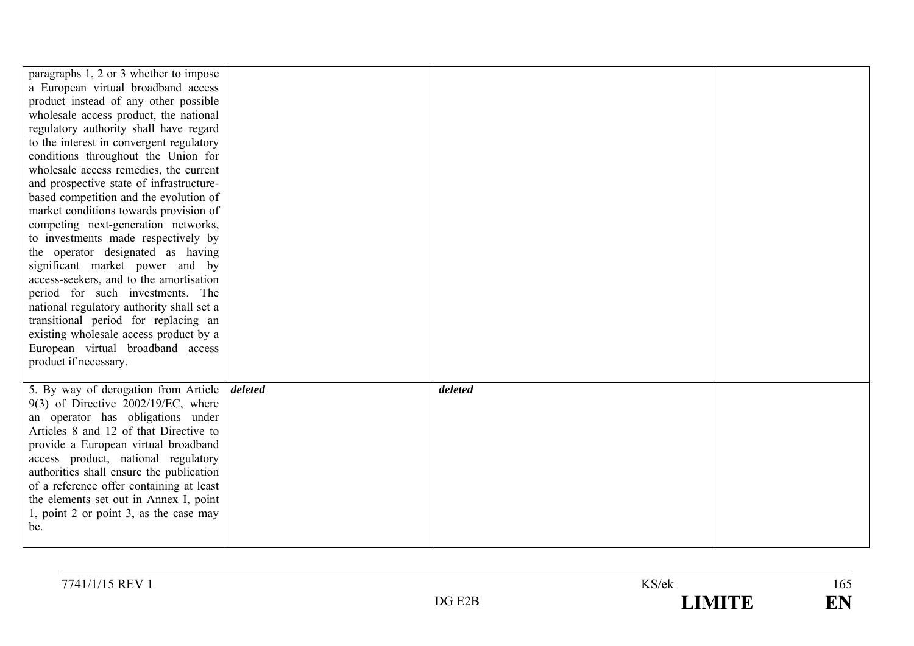| | | | |
|---|---|---|---|
| paragraphs 1, 2 or 3 whether to impose a European virtual broadband access product instead of any other possible wholesale access product, the national regulatory authority shall have regard to the interest in convergent regulatory conditions throughout the Union for wholesale access remedies, the current and prospective state of infrastructure-based competition and the evolution of market conditions towards provision of competing next-generation networks, to investments made respectively by the operator designated as having significant market power and by access-seekers, and to the amortisation period for such investments. The national regulatory authority shall set a transitional period for replacing an existing wholesale access product by a European virtual broadband access product if necessary. | | | |
| 5. By way of derogation from Article 9(3) of Directive 2002/19/EC, where an operator has obligations under Articles 8 and 12 of that Directive to provide a European virtual broadband access product, national regulatory authorities shall ensure the publication of a reference offer containing at least the elements set out in Annex I, point 1, point 2 or point 3, as the case may be. | ***deleted*** | ***deleted*** | |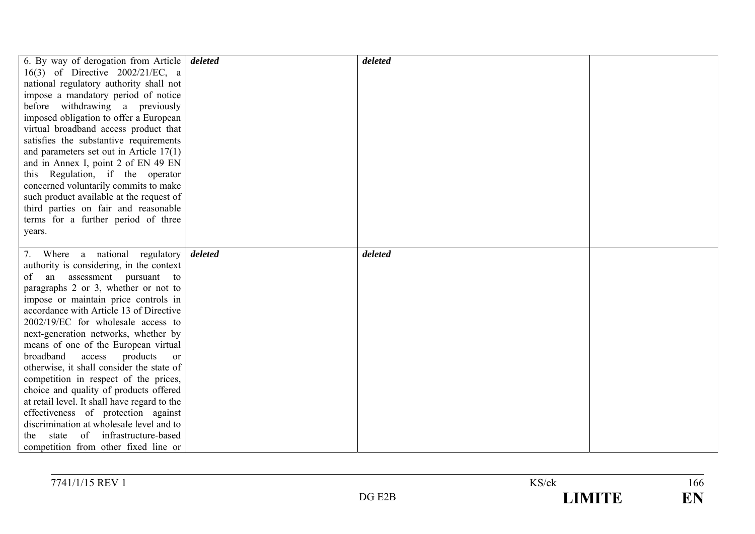| | | | |
|---|---|---|---|
| 6. By way of derogation from Article 16(3) of Directive 2002/21/EC, a national regulatory authority shall not impose a mandatory period of notice before withdrawing a previously imposed obligation to offer a European virtual broadband access product that satisfies the substantive requirements and parameters set out in Article 17(1) and in Annex I, point 2 of EN 49 EN this Regulation, if the operator concerned voluntarily commits to make such product available at the request of third parties on fair and reasonable terms for a further period of three years. | ***deleted*** | ***deleted*** | |
| 7. Where a national regulatory authority is considering, in the context of an assessment pursuant to paragraphs 2 or 3, whether or not to impose or maintain price controls in accordance with Article 13 of Directive 2002/19/EC for wholesale access to next-generation networks, whether by means of one of the European virtual broadband access products or otherwise, it shall consider the state of competition in respect of the prices, choice and quality of products offered at retail level. It shall have regard to the effectiveness of protection against discrimination at wholesale level and to the state of infrastructure-based competition from other fixed line or | ***deleted*** | ***deleted*** | |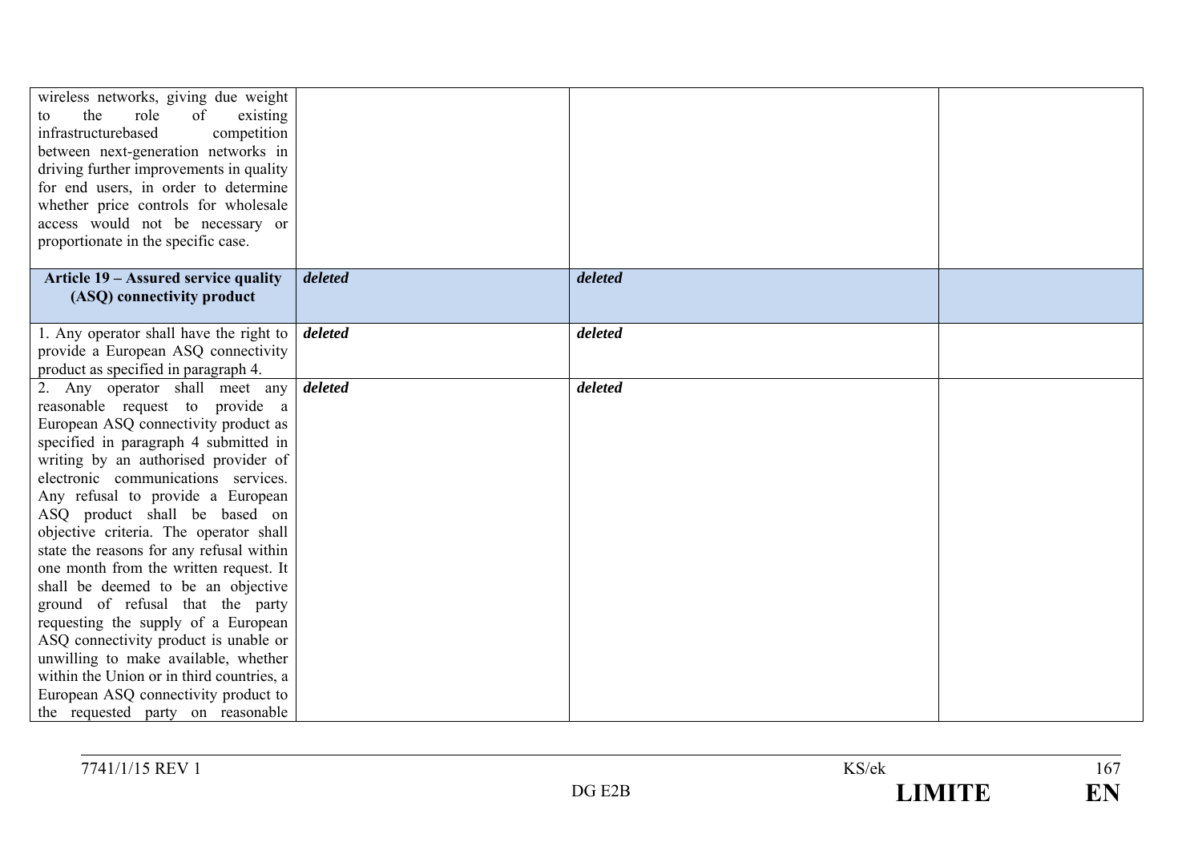| | | | |
|---|---|---|---|
| wireless networks, giving due weight to the role of existing infrastructurebased competition between next-generation networks in driving further improvements in quality for end users, in order to determine whether price controls for wholesale access would not be necessary or proportionate in the specific case. | | | |
| **Article 19 – Assured service quality (ASQ) connectivity product** | ***deleted*** | ***deleted*** | |
| 1. Any operator shall have the right to provide a European ASQ connectivity product as specified in paragraph 4. | ***deleted*** | ***deleted*** | |
| 2. Any operator shall meet any reasonable request to provide a European ASQ connectivity product as specified in paragraph 4 submitted in writing by an authorised provider of electronic communications services. Any refusal to provide a European ASQ product shall be based on objective criteria. The operator shall state the reasons for any refusal within one month from the written request. It shall be deemed to be an objective ground of refusal that the party requesting the supply of a European ASQ connectivity product is unable or unwilling to make available, whether within the Union or in third countries, a European ASQ connectivity product to the requested party on reasonable | ***deleted*** | ***deleted*** | |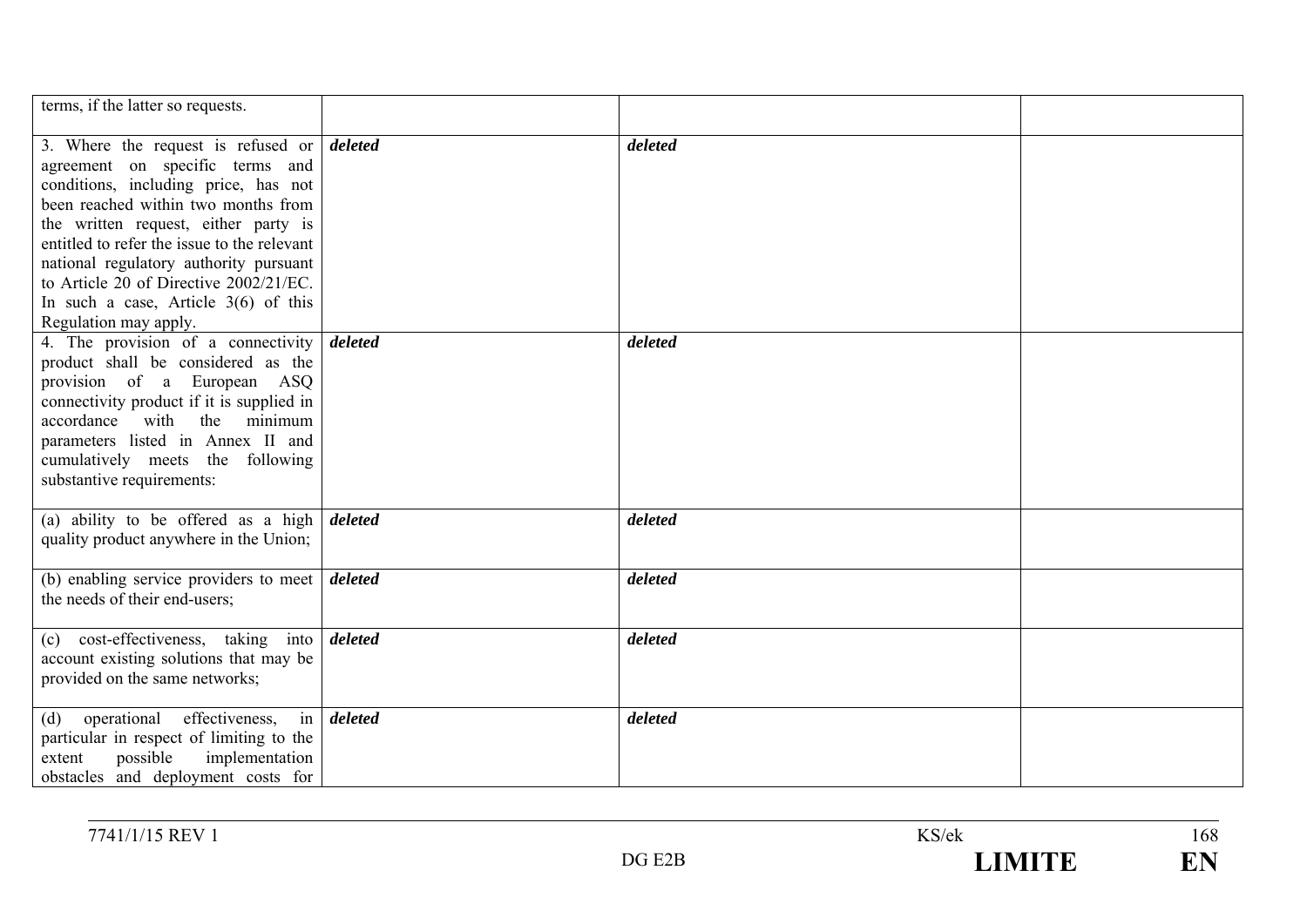| | | | |
|---|---|---|---|
| terms, if the latter so requests. | | | |
| 3. Where the request is refused or agreement on specific terms and conditions, including price, has not been reached within two months from the written request, either party is entitled to refer the issue to the relevant national regulatory authority pursuant to Article 20 of Directive 2002/21/EC. In such a case, Article 3(6) of this Regulation may apply. | ***deleted*** | ***deleted*** | |
| 4. The provision of a connectivity product shall be considered as the provision of a European ASQ connectivity product if it is supplied in accordance with the minimum parameters listed in Annex II and cumulatively meets the following substantive requirements: | ***deleted*** | ***deleted*** | |
| (a) ability to be offered as a high quality product anywhere in the Union; | ***deleted*** | ***deleted*** | |
| (b) enabling service providers to meet the needs of their end-users; | ***deleted*** | ***deleted*** | |
| (c) cost-effectiveness, taking into account existing solutions that may be provided on the same networks; | ***deleted*** | ***deleted*** | |
| (d) operational effectiveness, in particular in respect of limiting to the extent possible implementation obstacles and deployment costs for | ***deleted*** | ***deleted*** | |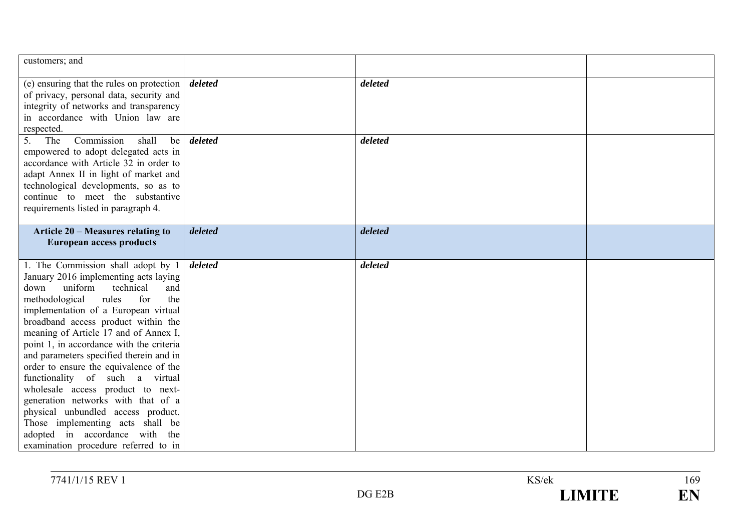| | | | |
|---|---|---|---|
| customers; and | | | |
| (e) ensuring that the rules on protection of privacy, personal data, security and integrity of networks and transparency in accordance with Union law are respected. | ***deleted*** | ***deleted*** | |
| 5. The Commission shall be empowered to adopt delegated acts in accordance with Article 32 in order to adapt Annex II in light of market and technological developments, so as to continue to meet the substantive requirements listed in paragraph 4. | ***deleted*** | ***deleted*** | |
| **Article 20 – Measures relating to European access products** | ***deleted*** | ***deleted*** | |
| 1. The Commission shall adopt by 1 January 2016 implementing acts laying down uniform technical and methodological rules for the implementation of a European virtual broadband access product within the meaning of Article 17 and of Annex I, point 1, in accordance with the criteria and parameters specified therein and in order to ensure the equivalence of the functionality of such a virtual wholesale access product to next-generation networks with that of a physical unbundled access product. Those implementing acts shall be adopted in accordance with the examination procedure referred to in | ***deleted*** | ***deleted*** | |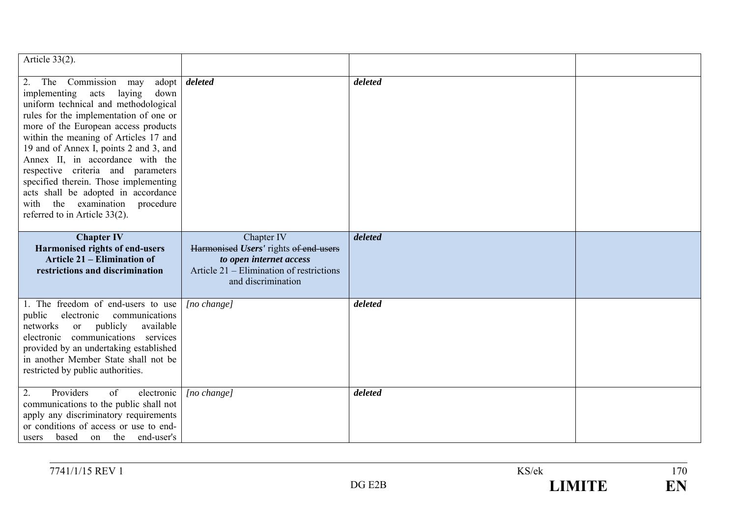| | | | |
|---|---|---|---|
| Article 33(2). | | | |
| 2. The Commission may adopt implementing acts laying down uniform technical and methodological rules for the implementation of one or more of the European access products within the meaning of Articles 17 and 19 and of Annex I, points 2 and 3, and Annex II, in accordance with the respective criteria and parameters specified therein. Those implementing acts shall be adopted in accordance with the examination procedure referred to in Article 33(2). | ***deleted*** | ***deleted*** | |
| **Chapter IV**<br>**Harmonised rights of end-users**<br>**Article 21 – Elimination of restrictions and discrimination** | Chapter IV<br>~~Harmonised~~ ***Users'*** rights ~~of end-users~~ ***to open internet access***<br>Article 21 – Elimination of restrictions and discrimination | ***deleted*** | |
| 1. The freedom of end-users to use public electronic communications networks or publicly available electronic communications services provided by an undertaking established in another Member State shall not be restricted by public authorities. | *[no change]* | ***deleted*** | |
| 2. Providers of electronic communications to the public shall not apply any discriminatory requirements or conditions of access or use to end-users based on the end-user's | *[no change]* | ***deleted*** | |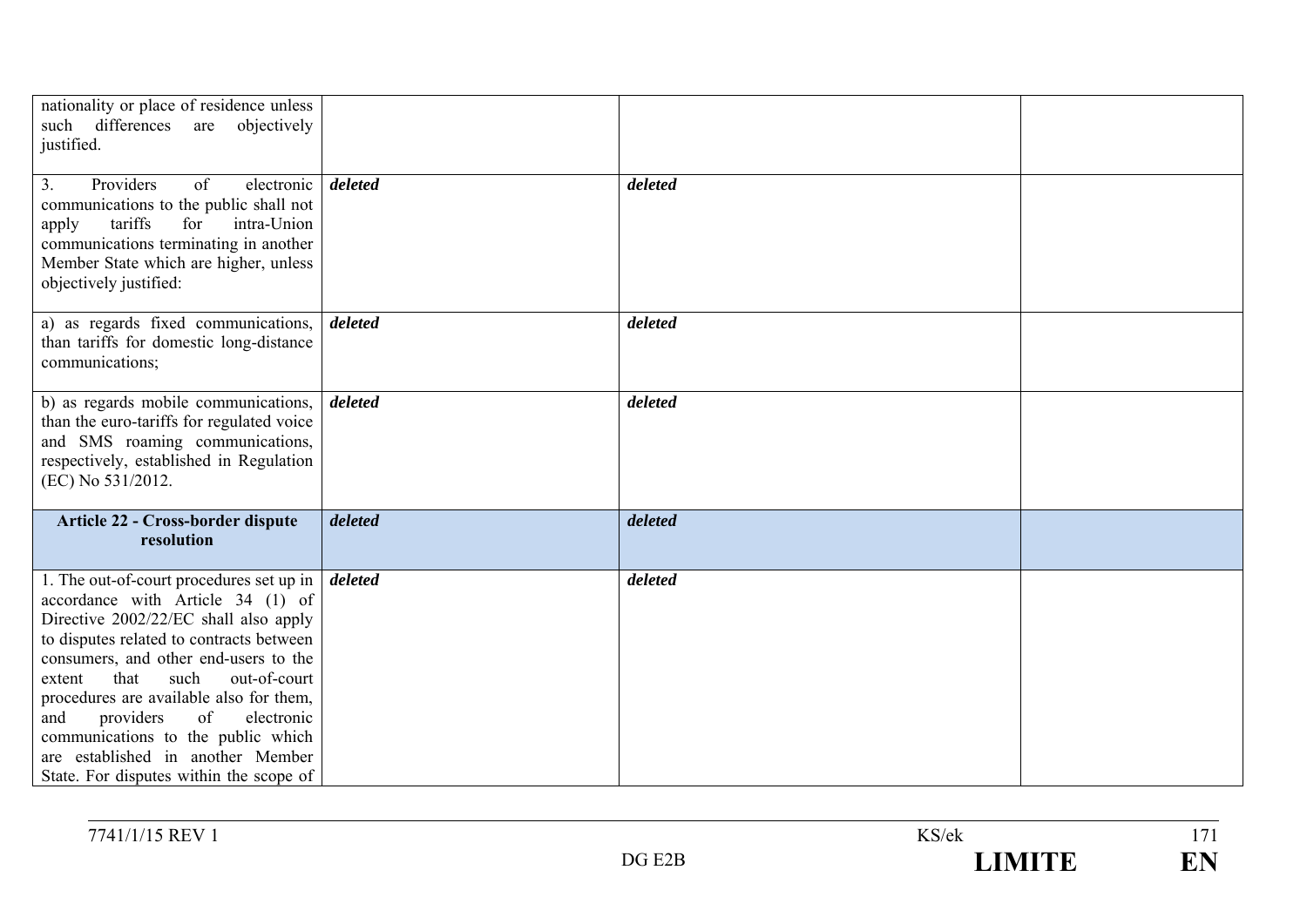| | | | |
|---|---|---|---|
| nationality or place of residence unless such differences are objectively justified. | | | |
| 3. Providers of electronic communications to the public shall not apply tariffs for intra-Union communications terminating in another Member State which are higher, unless objectively justified: | ***deleted*** | ***deleted*** | |
| a) as regards fixed communications, than tariffs for domestic long-distance communications; | ***deleted*** | ***deleted*** | |
| b) as regards mobile communications, than the euro-tariffs for regulated voice and SMS roaming communications, respectively, established in Regulation (EC) No 531/2012. | ***deleted*** | ***deleted*** | |
| **Article 22 - Cross-border dispute resolution** | ***deleted*** | ***deleted*** | |
| 1. The out-of-court procedures set up in accordance with Article 34 (1) of Directive 2002/22/EC shall also apply to disputes related to contracts between consumers, and other end-users to the extent that such out-of-court procedures are available also for them, and providers of electronic communications to the public which are established in another Member State. For disputes within the scope of | ***deleted*** | ***deleted*** | |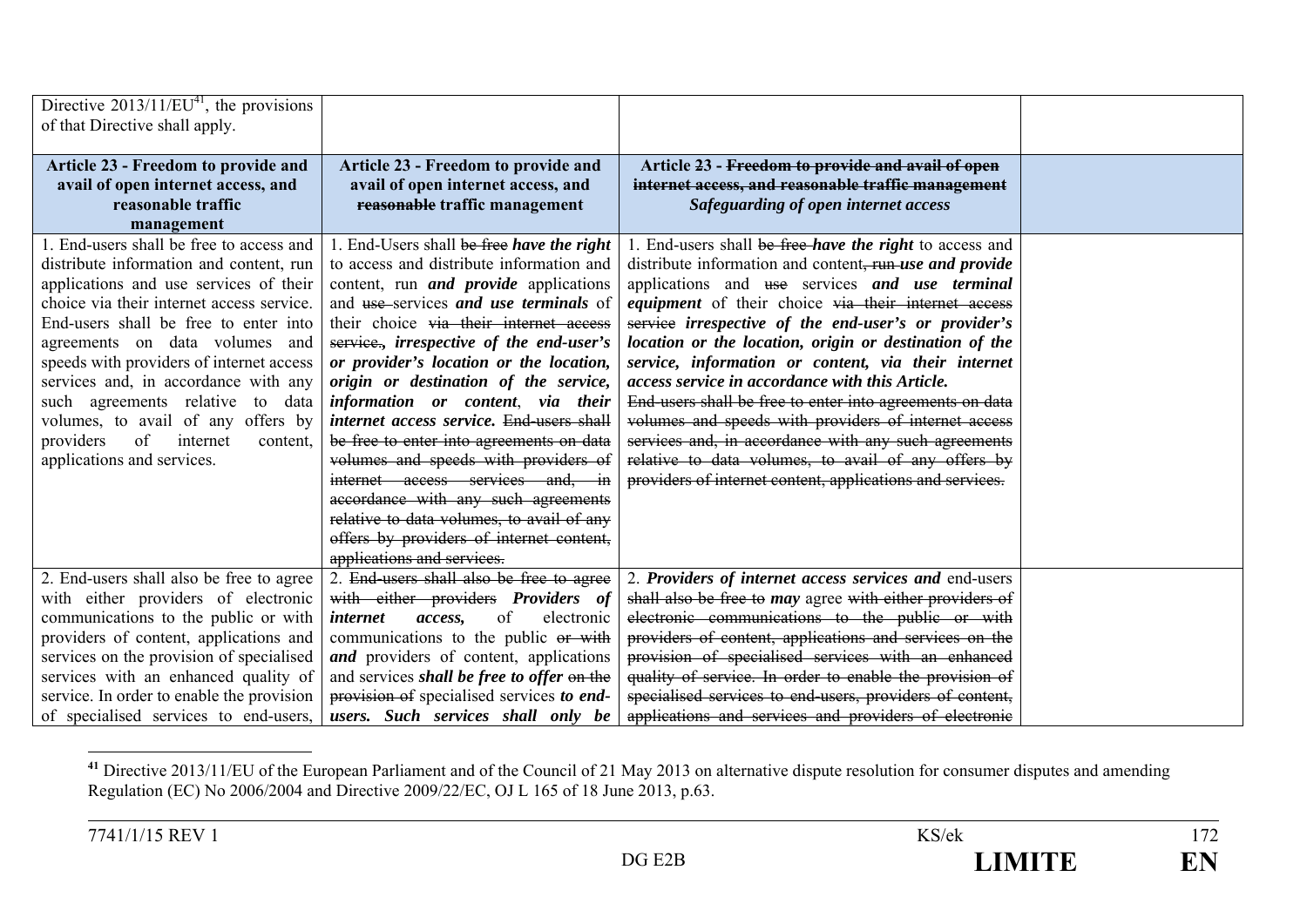| Directive 2013/11/EU[41], the provisions of that Directive shall apply. | | | |
|---|---|---|---|
| **Article 23 - Freedom to provide and avail of open internet access, and reasonable traffic management** | **Article 23 - Freedom to provide and avail of open internet access, and ~~reasonable~~ traffic management** | **Article 23 - ~~Freedom to provide and avail of open internet access, and reasonable traffic management~~ *Safeguarding of open internet access*** | |
| 1. End-users shall be free to access and distribute information and content, run applications and use services of their choice via their internet access service. End-users shall be free to enter into agreements on data volumes and speeds with providers of internet access services and, in accordance with any such agreements relative to data volumes, to avail of any offers by providers of internet content, applications and services. | 1. End-Users shall ~~be free~~ ***have the right*** to access and distribute information and content, run ***and provide*** applications and ~~use~~ services ***and use terminals*** of their choice ~~via their internet access service.~~, ***irrespective of the end-user's or provider's location or the location, origin or destination of the service, information or content***, ***via their internet access service.*** ~~End-users shall be free to enter into agreements on data volumes and speeds with providers of internet access services and, in accordance with any such agreements relative to data volumes, to avail of any offers by providers of internet content, applications and services.~~ | 1. End-users shall ~~be free~~ ***have the right*** to access and distribute information and content~~, run~~ ***use and provide*** applications and ~~use~~ services ***and use terminal equipment*** of their choice ~~via their internet access service~~ ***irrespective of the end-user's or provider's location or the location, origin or destination of the service, information or content, via their internet access service in accordance with this Article.*** ~~End-users shall be free to enter into agreements on data volumes and speeds with providers of internet access services and, in accordance with any such agreements relative to data volumes, to avail of any offers by providers of internet content, applications and services.~~ | |
| 2. End-users shall also be free to agree with either providers of electronic communications to the public or with providers of content, applications and services on the provision of specialised services with an enhanced quality of service. In order to enable the provision of specialised services to end-users, | 2. ~~End-users shall also be free to agree with either providers~~ ***Providers of internet access,*** of electronic communications to the public ~~or with~~ ***and*** providers of content, applications and services ***shall be free to offer*** ~~on the provision of~~ specialised services ***to end-users. Such services shall only be*** | 2. ***Providers of internet access services and*** end-users ~~shall also be free to~~ ***may*** agree ~~with either providers of electronic communications to the public or with providers of content, applications and services on the provision of specialised services with an enhanced quality of service. In order to enable the provision of specialised services to end-users, providers of content, applications and services and providers of electronic~~ | |

[41] Directive 2013/11/EU of the European Parliament and of the Council of 21 May 2013 on alternative dispute resolution for consumer disputes and amending Regulation (EC) No 2006/2004 and Directive 2009/22/EC, OJ L 165 of 18 June 2013, p.63.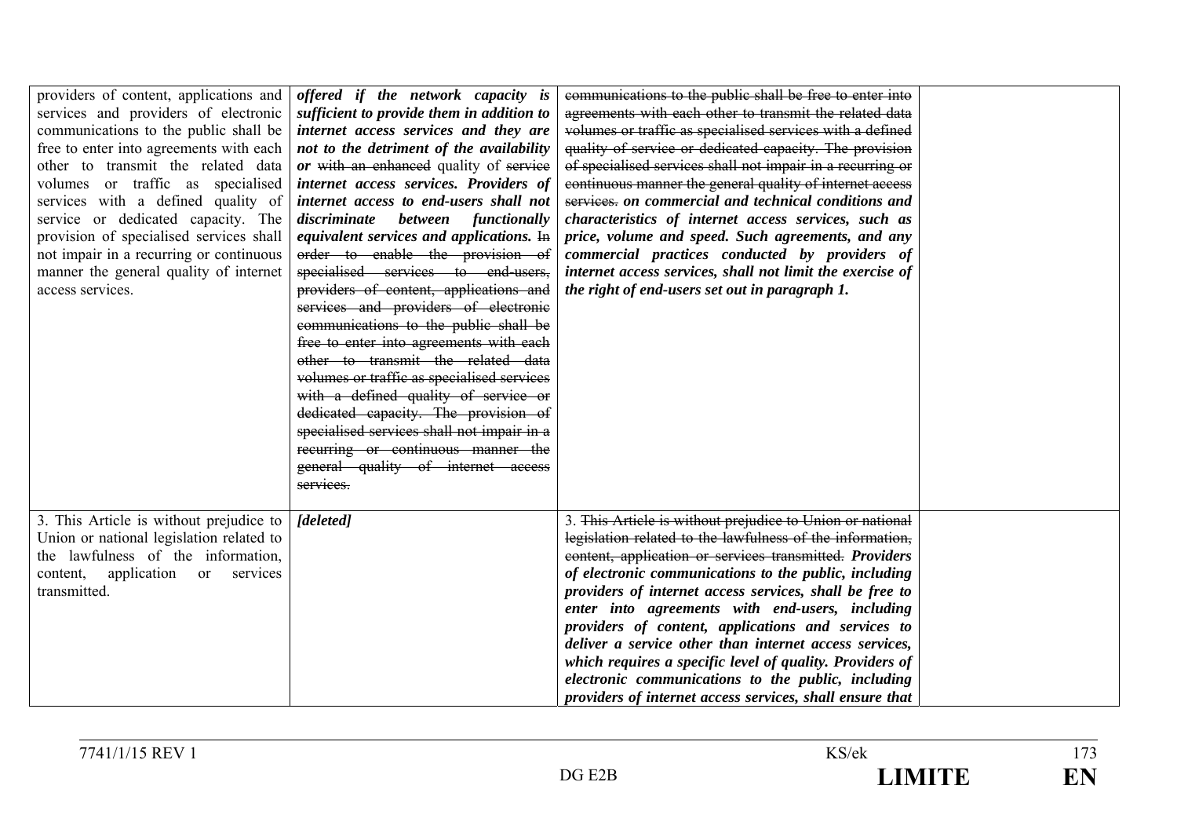| | | | |
|---|---|---|---|
| providers of content, applications and services and providers of electronic communications to the public shall be free to enter into agreements with each other to transmit the related data volumes or traffic as specialised services with a defined quality of service or dedicated capacity. The provision of specialised services shall not impair in a recurring or continuous manner the general quality of internet access services. | ***offered if the network capacity is sufficient to provide them in addition to internet access services and they are not to the detriment of the availability or*** ~~with an enhanced~~ quality of ~~service~~ ***internet access services. Providers of internet access to end-users shall not discriminate between functionally equivalent services and applications.*** ~~In order to enable the provision of specialised services to end-users, providers of content, applications and services and providers of electronic communications to the public shall be free to enter into agreements with each other to transmit the related data volumes or traffic as specialised services with a defined quality of service or dedicated capacity. The provision of specialised services shall not impair in a recurring or continuous manner the general quality of internet access services.~~ | ~~communications to the public shall be free to enter into agreements with each other to transmit the related data volumes or traffic as specialised services with a defined quality of service or dedicated capacity. The provision of specialised services shall not impair in a recurring or continuous manner the general quality of internet access services.~~ ***on commercial and technical conditions and characteristics of internet access services, such as price, volume and speed. Such agreements, and any commercial practices conducted by providers of internet access services, shall not limit the exercise of the right of end-users set out in paragraph 1.*** | |
| 3. This Article is without prejudice to Union or national legislation related to the lawfulness of the information, content, application or services transmitted. | ***[deleted]*** | 3. ~~This Article is without prejudice to Union or national legislation related to the lawfulness of the information, content, application or services transmitted.~~ ***Providers of electronic communications to the public, including providers of internet access services, shall be free to enter into agreements with end-users, including providers of content, applications and services to deliver a service other than internet access services, which requires a specific level of quality. Providers of electronic communications to the public, including providers of internet access services, shall ensure that*** | |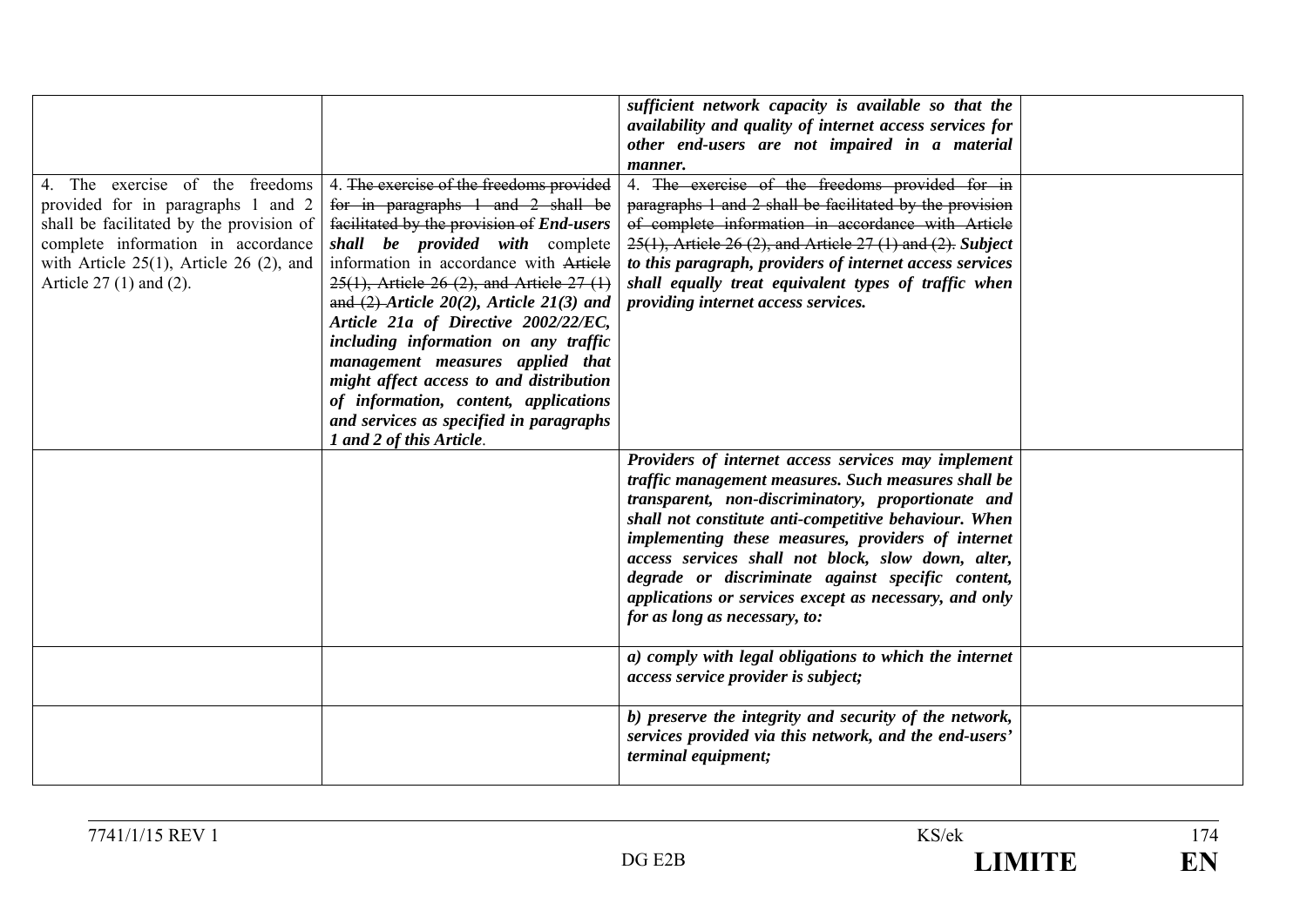| | | | |
|---|---|---|---|
| | | ***sufficient network capacity is available so that the availability and quality of internet access services for other end-users are not impaired in a material manner.*** | |
| 4. The exercise of the freedoms provided for in paragraphs 1 and 2 shall be facilitated by the provision of complete information in accordance with Article 25(1), Article 26 (2), and Article 27 (1) and (2). | 4. ~~The exercise of the freedoms provided for in paragraphs 1 and 2 shall be facilitated by the provision of~~ ***End-users shall be provided with*** complete information in accordance with ~~Article 25(1), Article 26 (2), and Article 27 (1) and (2)~~ ***Article 20(2), Article 21(3) and Article 21a of Directive 2002/22/EC, including information on any traffic management measures applied that might affect access to and distribution of information, content, applications and services as specified in paragraphs 1 and 2 of this Article***. | 4. ~~The exercise of the freedoms provided for in paragraphs 1 and 2 shall be facilitated by the provision of complete information in accordance with Article 25(1), Article 26 (2), and Article 27 (1) and (2).~~ ***Subject to this paragraph, providers of internet access services shall equally treat equivalent types of traffic when providing internet access services.*** | |
| | | ***Providers of internet access services may implement traffic management measures. Such measures shall be transparent, non-discriminatory, proportionate and shall not constitute anti-competitive behaviour. When implementing these measures, providers of internet access services shall not block, slow down, alter, degrade or discriminate against specific content, applications or services except as necessary, and only for as long as necessary, to:*** | |
| | | ***a) comply with legal obligations to which the internet access service provider is subject;*** | |
| | | ***b) preserve the integrity and security of the network, services provided via this network, and the end-users' terminal equipment;*** | |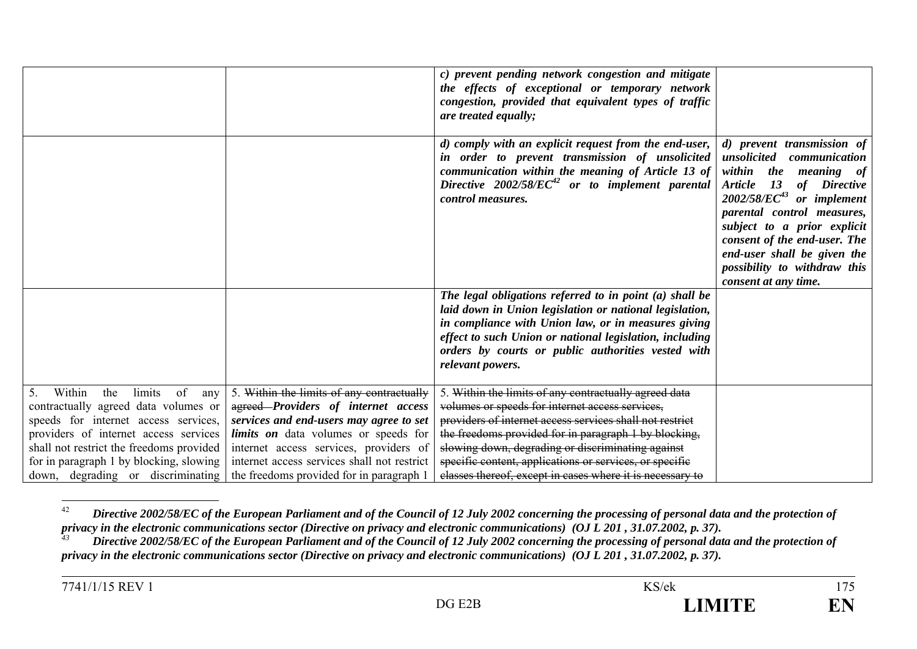| | | | |
|---|---|---|---|
| | | ***c) prevent pending network congestion and mitigate the effects of exceptional or temporary network congestion, provided that equivalent types of traffic are treated equally;*** | |
| | | ***d) comply with an explicit request from the end-user, in order to prevent transmission of unsolicited communication within the meaning of Article 13 of Directive 2002/58/EC[42] or to implement parental control measures.*** | ***d) prevent transmission of unsolicited communication within the meaning of Article 13 of Directive 2002/58/EC[43] or implement parental control measures, subject to a prior explicit consent of the end-user. The end-user shall be given the possibility to withdraw this consent at any time.*** |
| | | ***The legal obligations referred to in point (a) shall be laid down in Union legislation or national legislation, in compliance with Union law, or in measures giving effect to such Union or national legislation, including orders by courts or public authorities vested with relevant powers.*** | |
| 5. Within the limits of any contractually agreed data volumes or speeds for internet access services, providers of internet access services shall not restrict the freedoms provided for in paragraph 1 by blocking, slowing down, degrading or discriminating | 5. ~~Within the limits of any contractually agreed~~ ***Providers of internet access services and end-users may agree to set limits on*** data volumes or speeds for internet access services, providers of internet access services shall not restrict the freedoms provided for in paragraph 1 | 5. ~~Within the limits of any contractually agreed data volumes or speeds for internet access services, providers of internet access services shall not restrict the freedoms provided for in paragraph 1 by blocking, slowing down, degrading or discriminating against specific content, applications or services, or specific classes thereof, except in cases where it is necessary to~~ | |

[42] ***Directive 2002/58/EC of the European Parliament and of the Council of 12 July 2002 concerning the processing of personal data and the protection of privacy in the electronic communications sector (Directive on privacy and electronic communications) (OJ L 201 , 31.07.2002, p. 37).***

[43] ***Directive 2002/58/EC of the European Parliament and of the Council of 12 July 2002 concerning the processing of personal data and the protection of privacy in the electronic communications sector (Directive on privacy and electronic communications) (OJ L 201 , 31.07.2002, p. 37).***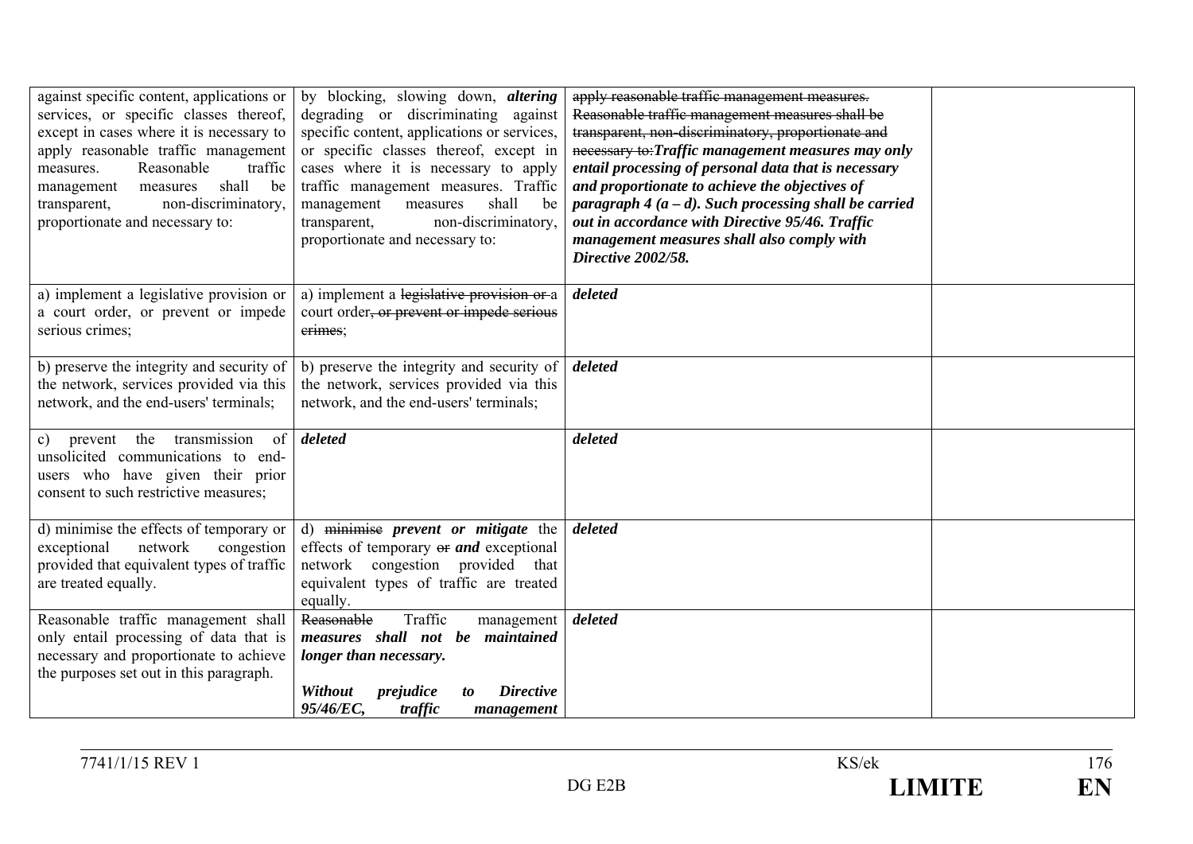| | | | |
|---|---|---|---|
| against specific content, applications or services, or specific classes thereof, except in cases where it is necessary to apply reasonable traffic management measures. Reasonable traffic management measures shall be transparent, non-discriminatory, proportionate and necessary to: | by blocking, slowing down, ***altering*** degrading or discriminating against specific content, applications or services, or specific classes thereof, except in cases where it is necessary to apply traffic management measures. Traffic management measures shall be transparent, non-discriminatory, proportionate and necessary to: | ~~apply reasonable traffic management measures. Reasonable traffic management measures shall be transparent, non-discriminatory, proportionate and necessary to:~~***Traffic management measures may only entail processing of personal data that is necessary and proportionate to achieve the objectives of paragraph 4 (a – d). Such processing shall be carried out in accordance with Directive 95/46. Traffic management measures shall also comply with Directive 2002/58.*** | |
| a) implement a legislative provision or a court order, or prevent or impede serious crimes; | a) implement a ~~legislative provision or~~ a court order~~, or prevent or impede serious crimes~~; | ***deleted*** | |
| b) preserve the integrity and security of the network, services provided via this network, and the end-users' terminals; | b) preserve the integrity and security of the network, services provided via this network, and the end-users' terminals; | ***deleted*** | |
| c) prevent the transmission of unsolicited communications to end-users who have given their prior consent to such restrictive measures; | ***deleted*** | ***deleted*** | |
| d) minimise the effects of temporary or exceptional network congestion provided that equivalent types of traffic are treated equally. | d) ~~minimise~~ ***prevent or mitigate*** the effects of temporary ~~or~~ ***and*** exceptional network congestion provided that equivalent types of traffic are treated equally. | ***deleted*** | |
| Reasonable traffic management shall only entail processing of data that is necessary and proportionate to achieve the purposes set out in this paragraph. | ~~Reasonable~~ Traffic management ***measures shall not be maintained longer than necessary.***<br><br>***Without prejudice to Directive 95/46/EC, traffic management*** | ***deleted*** | |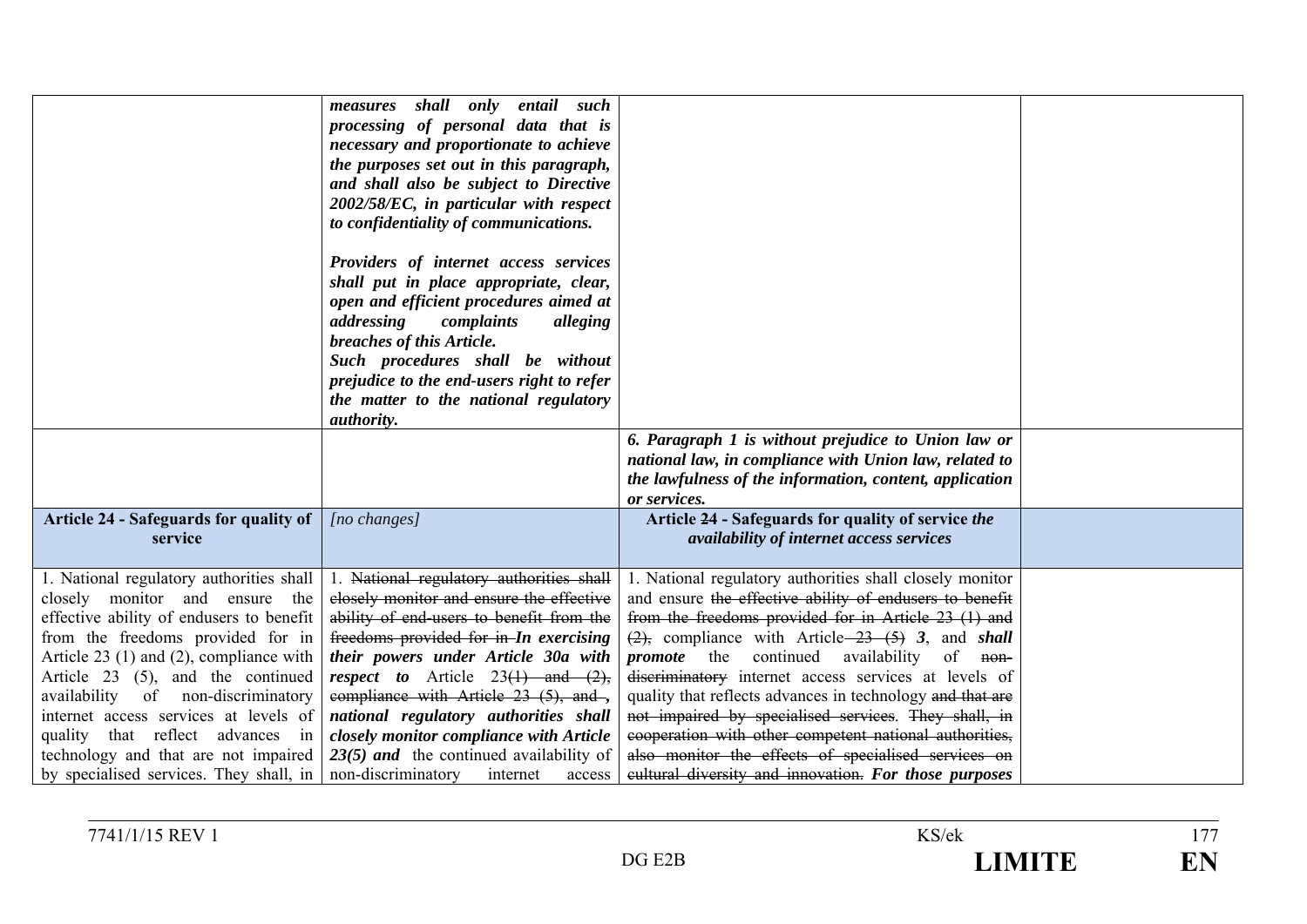| | | | |
|---|---|---|---|
| | ***measures shall only entail such processing of personal data that is necessary and proportionate to achieve the purposes set out in this paragraph, and shall also be subject to Directive 2002/58/EC, in particular with respect to confidentiality of communications.***<br><br>***Providers of internet access services shall put in place appropriate, clear, open and efficient procedures aimed at addressing complaints alleging breaches of this Article.***<br>***Such procedures shall be without prejudice to the end-users right to refer the matter to the national regulatory authority.*** | | |
| | | ***6. Paragraph 1 is without prejudice to Union law or national law, in compliance with Union law, related to the lawfulness of the information, content, application or services.*** | |
| **Article 24 - Safeguards for quality of service** | *[no changes]* | **Article ~~24~~ - Safeguards for quality of service** ***the availability of internet access services*** | |
| 1. National regulatory authorities shall closely monitor and ensure the effective ability of endusers to benefit from the freedoms provided for in Article 23 (1) and (2), compliance with Article 23 (5), and the continued availability of non-discriminatory internet access services at levels of quality that reflect advances in technology and that are not impaired by specialised services. They shall, in | 1. ~~National regulatory authorities shall closely monitor and ensure the effective ability of end-users to benefit from the freedoms provided for in~~ ***In exercising their powers under Article 30a with respect to*** Article 23~~(1) and (2), compliance with Article 23 (5), and~~ , ***national regulatory authorities shall closely monitor compliance with Article 23(5) and*** the continued availability of non-discriminatory internet access | 1. National regulatory authorities shall closely monitor and ensure ~~the effective ability of endusers to benefit from the freedoms provided for in Article 23 (1) and (2),~~ compliance with Article ~~23 (5)~~ ***3***, and ***shall promote*** the continued availability of ~~non-discriminatory~~ internet access services at levels of quality that reflects advances in technology ~~and that are not impaired by specialised services~~. ~~They shall, in cooperation with other competent national authorities, also monitor the effects of specialised services on cultural diversity and innovation.~~ ***For those purposes*** | |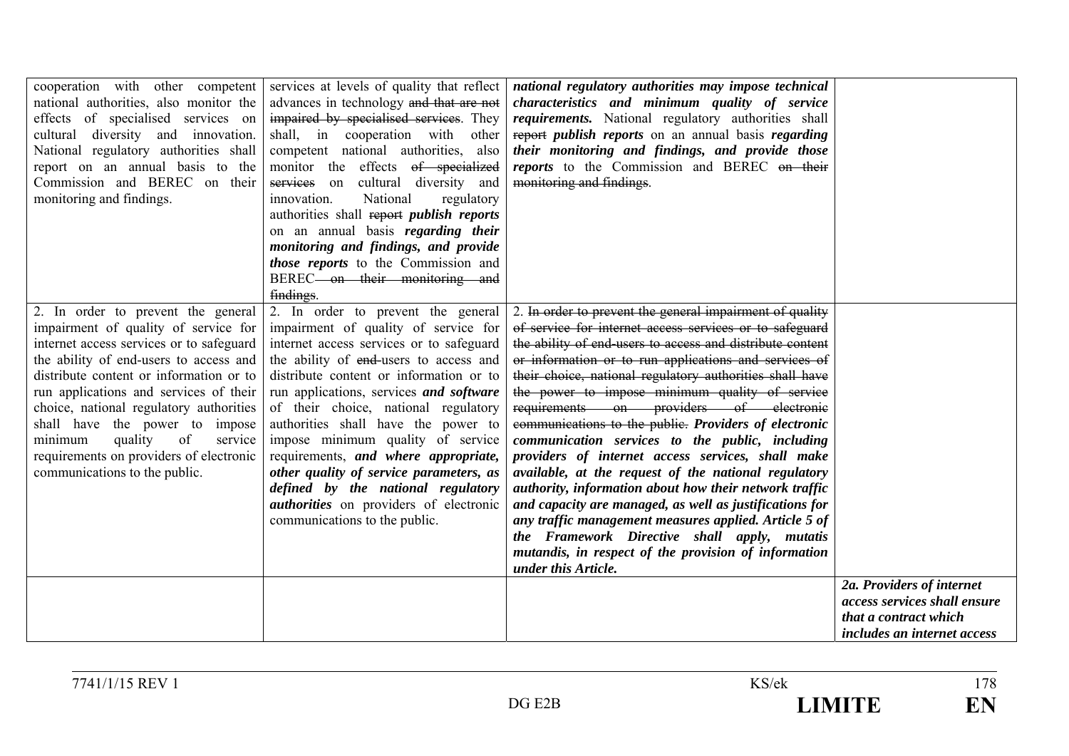| | | | |
|---|---|---|---|
| cooperation with other competent national authorities, also monitor the effects of specialised services on cultural diversity and innovation. National regulatory authorities shall report on an annual basis to the Commission and BEREC on their monitoring and findings. | services at levels of quality that reflect advances in technology ~~and that are not impaired by specialised services~~. They shall, in cooperation with other competent national authorities, also monitor the effects ~~of specialized services~~ on cultural diversity and innovation. National regulatory authorities shall ~~report~~ ***publish reports*** on an annual basis ***regarding their monitoring and findings, and provide those reports*** to the Commission and BEREC ~~on their monitoring and findings~~. | ***national regulatory authorities may impose technical characteristics and minimum quality of service requirements.*** National regulatory authorities shall ~~report~~ ***publish reports*** on an annual basis ***regarding their monitoring and findings, and provide those reports*** to the Commission and BEREC ~~on their monitoring and findings~~. | |
| 2. In order to prevent the general impairment of quality of service for internet access services or to safeguard the ability of end-users to access and distribute content or information or to run applications and services of their choice, national regulatory authorities shall have the power to impose minimum quality of service requirements on providers of electronic communications to the public. | 2. In order to prevent the general impairment of quality of service for internet access services or to safeguard the ability of ~~end-~~users to access and distribute content or information or to run applications, services ***and software*** of their choice, national regulatory authorities shall have the power to impose minimum quality of service requirements, ***and where appropriate, other quality of service parameters, as defined by the national regulatory authorities*** on providers of electronic communications to the public. | 2. ~~In order to prevent the general impairment of quality of service for internet access services or to safeguard the ability of end-users to access and distribute content or information or to run applications and services of their choice, national regulatory authorities shall have the power to impose minimum quality of service requirements on providers of electronic communications to the public.~~ ***Providers of electronic communication services to the public, including providers of internet access services, shall make available, at the request of the national regulatory authority, information about how their network traffic and capacity are managed, as well as justifications for any traffic management measures applied. Article 5 of the Framework Directive shall apply, mutatis mutandis, in respect of the provision of information under this Article.*** | |
| | | | ***2a. Providers of internet access services shall ensure that a contract which includes an internet access*** |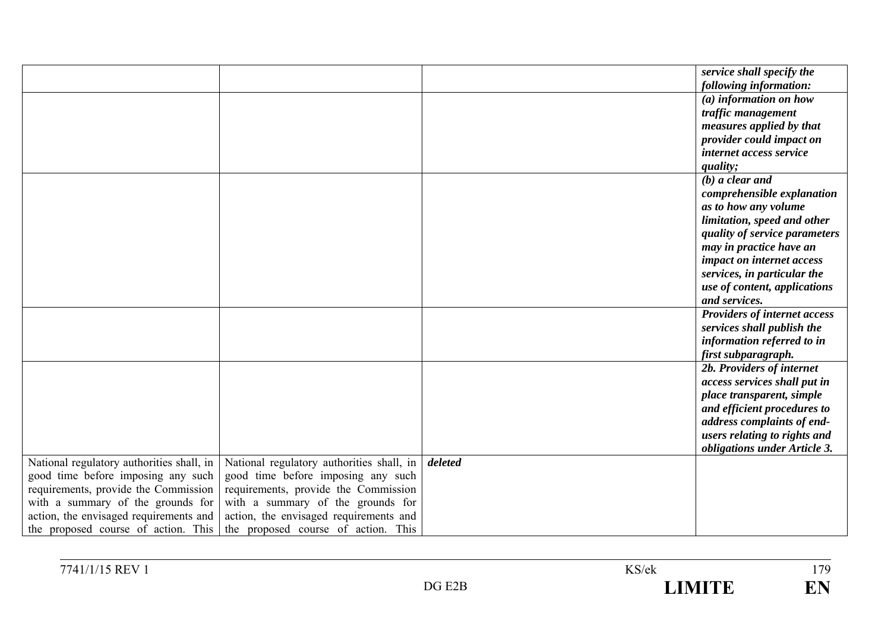| | | | |
|---|---|---|---|
| | | | ***service shall specify the following information:*** |
| | | | ***(a) information on how traffic management measures applied by that provider could impact on internet access service quality;*** |
| | | | ***(b) a clear and comprehensible explanation as to how any volume limitation, speed and other quality of service parameters may in practice have an impact on internet access services, in particular the use of content, applications and services.*** |
| | | | ***Providers of internet access services shall publish the information referred to in first subparagraph.*** |
| | | | ***2b. Providers of internet access services shall put in place transparent, simple and efficient procedures to address complaints of end-users relating to rights and obligations under Article 3.*** |
| National regulatory authorities shall, in good time before imposing any such requirements, provide the Commission with a summary of the grounds for action, the envisaged requirements and the proposed course of action. This | National regulatory authorities shall, in good time before imposing any such requirements, provide the Commission with a summary of the grounds for action, the envisaged requirements and the proposed course of action. This | ***deleted*** | |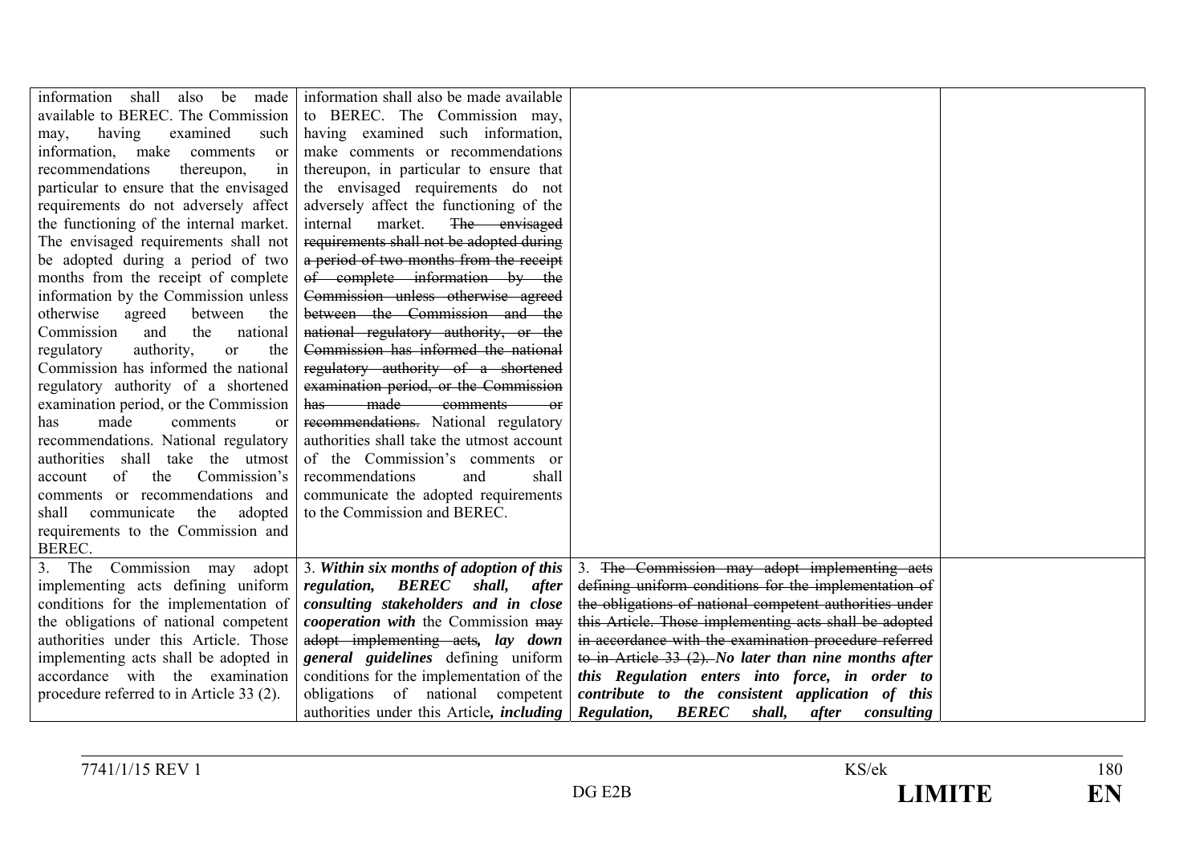| | | | |
|---|---|---|---|
| information shall also be made available to BEREC. The Commission may, having examined such information, make comments or recommendations thereupon, in particular to ensure that the envisaged requirements do not adversely affect the functioning of the internal market. The envisaged requirements shall not be adopted during a period of two months from the receipt of complete information by the Commission unless otherwise agreed between the Commission and the national regulatory authority, or the Commission has informed the national regulatory authority of a shortened examination period, or the Commission has made comments or recommendations. National regulatory authorities shall take the utmost account of the Commission's comments or recommendations and shall communicate the adopted requirements to the Commission and BEREC. | information shall also be made available to BEREC. The Commission may, having examined such information, make comments or recommendations thereupon, in particular to ensure that the envisaged requirements do not adversely affect the functioning of the internal market. ~~The envisaged requirements shall not be adopted during a period of two months from the receipt of complete information by the Commission unless otherwise agreed between the Commission and the national regulatory authority, or the Commission has informed the national regulatory authority of a shortened examination period, or the Commission has made comments or recommendations.~~ National regulatory authorities shall take the utmost account of the Commission's comments or recommendations and shall communicate the adopted requirements to the Commission and BEREC. | | |
| 3. The Commission may adopt implementing acts defining uniform conditions for the implementation of the obligations of national competent authorities under this Article. Those implementing acts shall be adopted in accordance with the examination procedure referred to in Article 33 (2). | 3. ***Within six months of adoption of this regulation, BEREC shall, after consulting stakeholders and in close cooperation with*** the Commission ~~may adopt implementing acts~~***, lay down general guidelines*** defining uniform conditions for the implementation of the obligations of national competent authorities under this Article***, including*** | 3. ~~The Commission may adopt implementing acts defining uniform conditions for the implementation of the obligations of national competent authorities under this Article. Those implementing acts shall be adopted in accordance with the examination procedure referred to in Article 33 (2).~~ ***No later than nine months after this Regulation enters into force, in order to contribute to the consistent application of this Regulation, BEREC shall, after consulting*** | |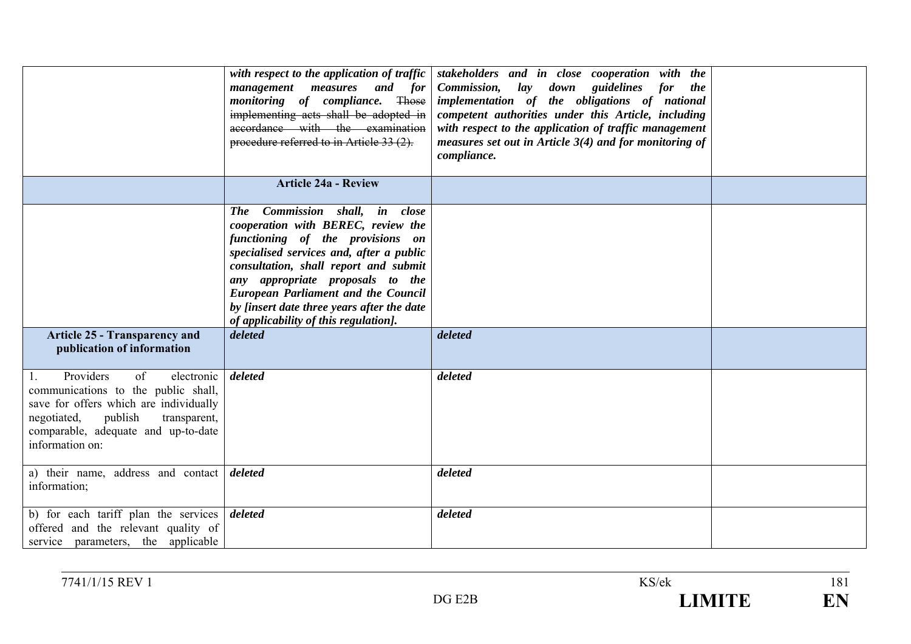| | | | |
|---|---|---|---|
| | ***with respect to the application of traffic management measures and for monitoring of compliance.*** ~~Those implementing acts shall be adopted in accordance with the examination procedure referred to in Article 33 (2).~~ | ***stakeholders and in close cooperation with the Commission, lay down guidelines for the implementation of the obligations of national competent authorities under this Article, including with respect to the application of traffic management measures set out in Article 3(4) and for monitoring of compliance.*** | |
| | **Article 24a - Review** | | |
| | ***The Commission shall, in close cooperation with BEREC, review the functioning of the provisions on specialised services and, after a public consultation, shall report and submit any appropriate proposals to the European Parliament and the Council by [insert date three years after the date of applicability of this regulation].*** | | |
| **Article 25 - Transparency and publication of information** | ***deleted*** | ***deleted*** | |
| 1. Providers of electronic communications to the public shall, save for offers which are individually negotiated, publish transparent, comparable, adequate and up-to-date information on: | ***deleted*** | ***deleted*** | |
| a) their name, address and contact information; | ***deleted*** | ***deleted*** | |
| b) for each tariff plan the services offered and the relevant quality of service parameters, the applicable | ***deleted*** | ***deleted*** | |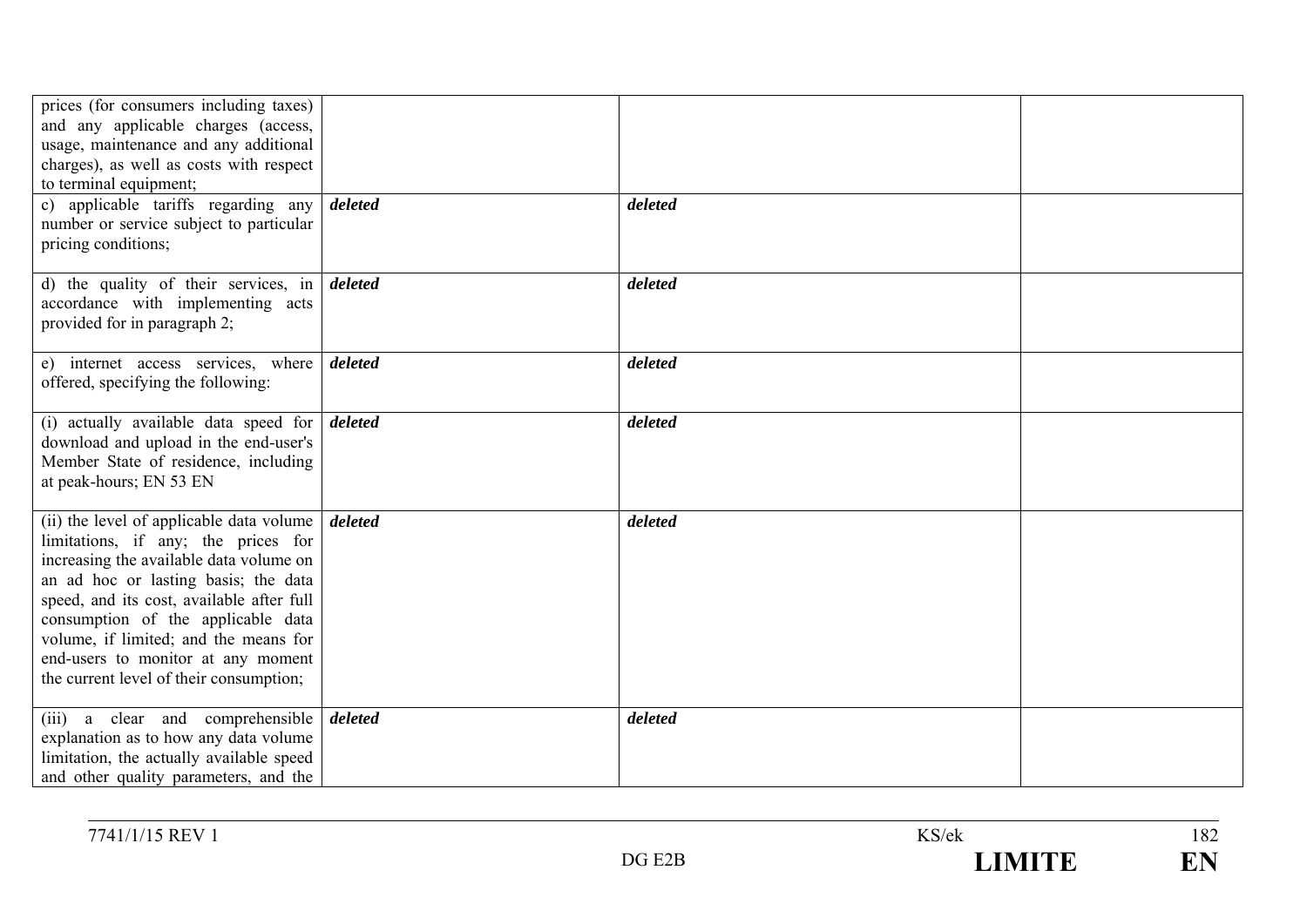| | | | |
|---|---|---|---|
| prices (for consumers including taxes) and any applicable charges (access, usage, maintenance and any additional charges), as well as costs with respect to terminal equipment; | | | |
| c) applicable tariffs regarding any number or service subject to particular pricing conditions; | ***deleted*** | ***deleted*** | |
| d) the quality of their services, in accordance with implementing acts provided for in paragraph 2; | ***deleted*** | ***deleted*** | |
| e) internet access services, where offered, specifying the following: | ***deleted*** | ***deleted*** | |
| (i) actually available data speed for download and upload in the end-user's Member State of residence, including at peak-hours; EN 53 EN | ***deleted*** | ***deleted*** | |
| (ii) the level of applicable data volume limitations, if any; the prices for increasing the available data volume on an ad hoc or lasting basis; the data speed, and its cost, available after full consumption of the applicable data volume, if limited; and the means for end-users to monitor at any moment the current level of their consumption; | ***deleted*** | ***deleted*** | |
| (iii) a clear and comprehensible explanation as to how any data volume limitation, the actually available speed and other quality parameters, and the | ***deleted*** | ***deleted*** | |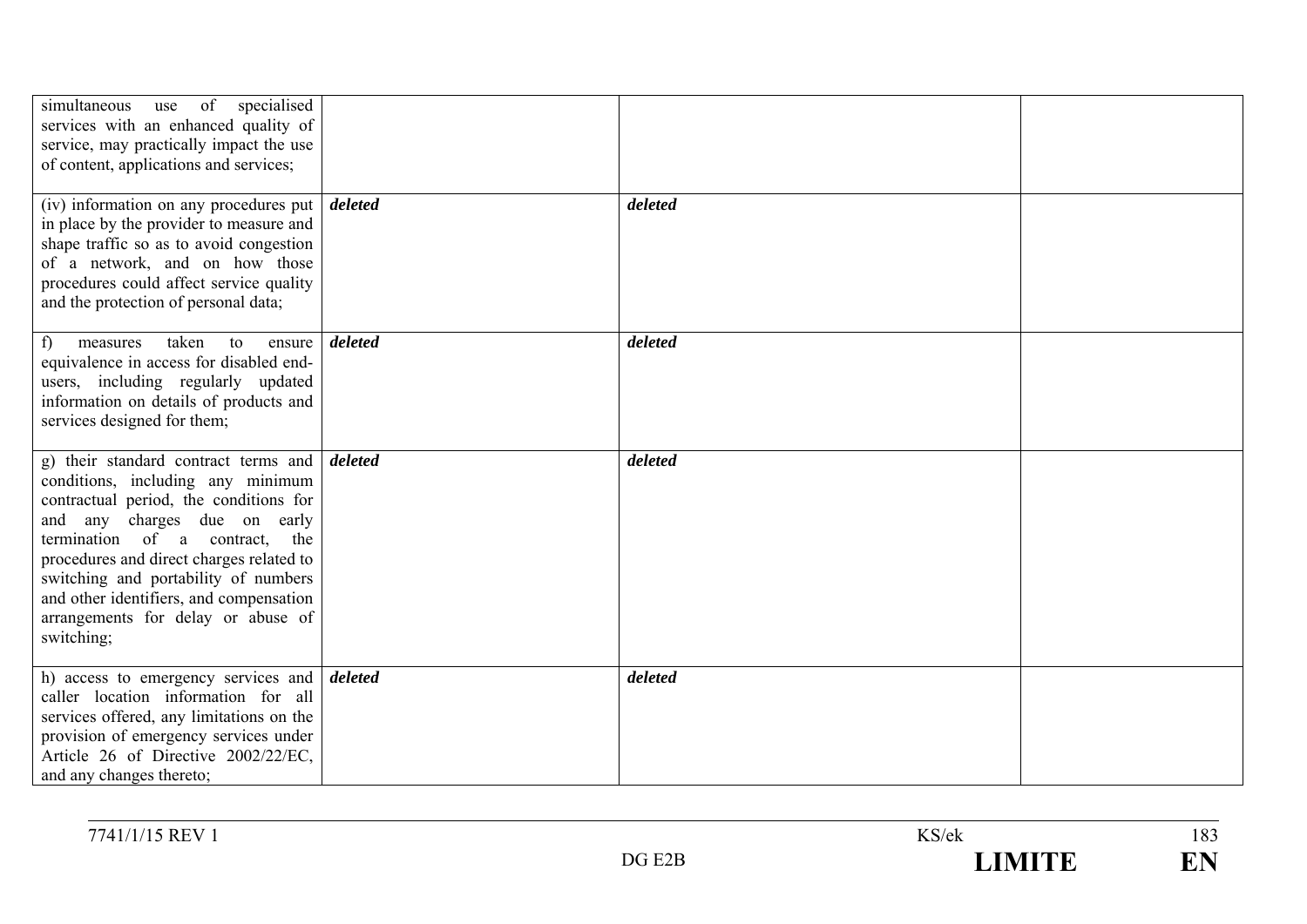| | | | |
|---|---|---|---|
| simultaneous use of specialised services with an enhanced quality of service, may practically impact the use of content, applications and services; | | | |
| (iv) information on any procedures put in place by the provider to measure and shape traffic so as to avoid congestion of a network, and on how those procedures could affect service quality and the protection of personal data; | ***deleted*** | ***deleted*** | |
| f) measures taken to ensure equivalence in access for disabled end-users, including regularly updated information on details of products and services designed for them; | ***deleted*** | ***deleted*** | |
| g) their standard contract terms and conditions, including any minimum contractual period, the conditions for and any charges due on early termination of a contract, the procedures and direct charges related to switching and portability of numbers and other identifiers, and compensation arrangements for delay or abuse of switching; | ***deleted*** | ***deleted*** | |
| h) access to emergency services and caller location information for all services offered, any limitations on the provision of emergency services under Article 26 of Directive 2002/22/EC, and any changes thereto; | ***deleted*** | ***deleted*** | |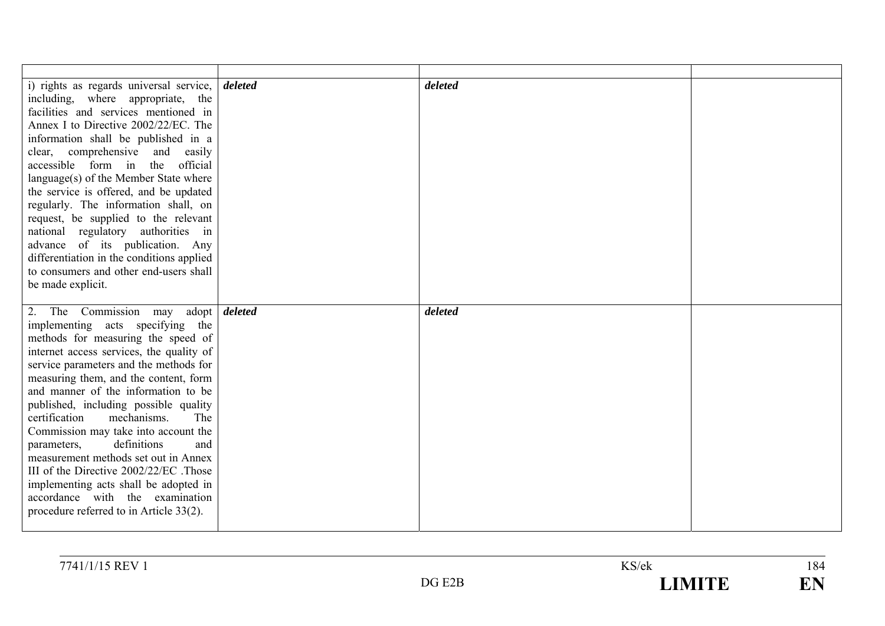| | | | |
|---|---|---|---|
| i) rights as regards universal service, including, where appropriate, the facilities and services mentioned in Annex I to Directive 2002/22/EC. The information shall be published in a clear, comprehensive and easily accessible form in the official language(s) of the Member State where the service is offered, and be updated regularly. The information shall, on request, be supplied to the relevant national regulatory authorities in advance of its publication. Any differentiation in the conditions applied to consumers and other end-users shall be made explicit. | ***deleted*** | ***deleted*** | |
| 2. The Commission may adopt implementing acts specifying the methods for measuring the speed of internet access services, the quality of service parameters and the methods for measuring them, and the content, form and manner of the information to be published, including possible quality certification mechanisms. The Commission may take into account the parameters, definitions and measurement methods set out in Annex III of the Directive 2002/22/EC .Those implementing acts shall be adopted in accordance with the examination procedure referred to in Article 33(2). | ***deleted*** | ***deleted*** | |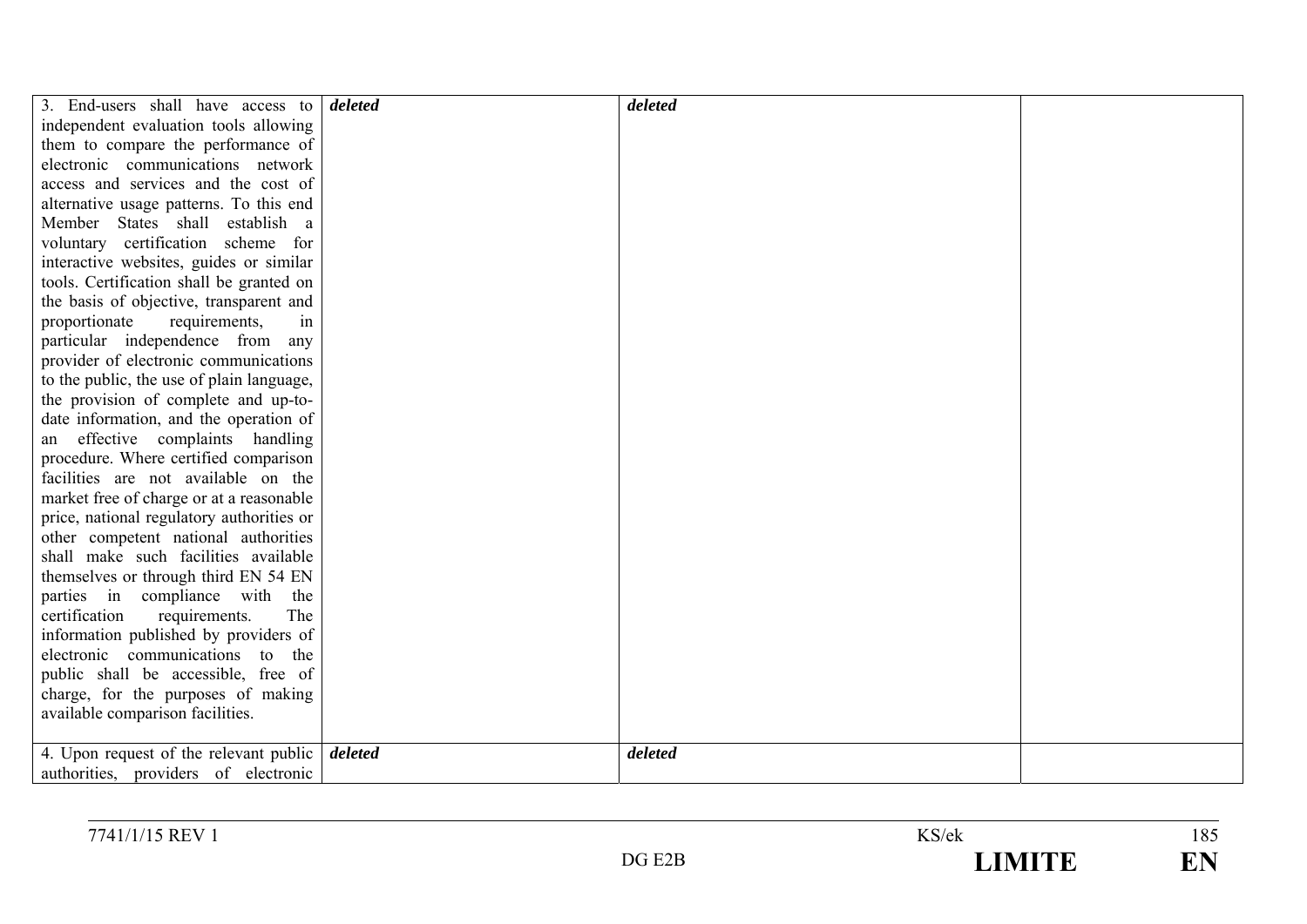| | | | |
|---|---|---|---|
| 3. End-users shall have access to independent evaluation tools allowing them to compare the performance of electronic communications network access and services and the cost of alternative usage patterns. To this end Member States shall establish a voluntary certification scheme for interactive websites, guides or similar tools. Certification shall be granted on the basis of objective, transparent and proportionate requirements, in particular independence from any provider of electronic communications to the public, the use of plain language, the provision of complete and up-to-date information, and the operation of an effective complaints handling procedure. Where certified comparison facilities are not available on the market free of charge or at a reasonable price, national regulatory authorities or other competent national authorities shall make such facilities available themselves or through third EN 54 EN parties in compliance with the certification requirements. The information published by providers of electronic communications to the public shall be accessible, free of charge, for the purposes of making available comparison facilities. | ***deleted*** | ***deleted*** | |
| 4. Upon request of the relevant public authorities, providers of electronic | ***deleted*** | ***deleted*** | |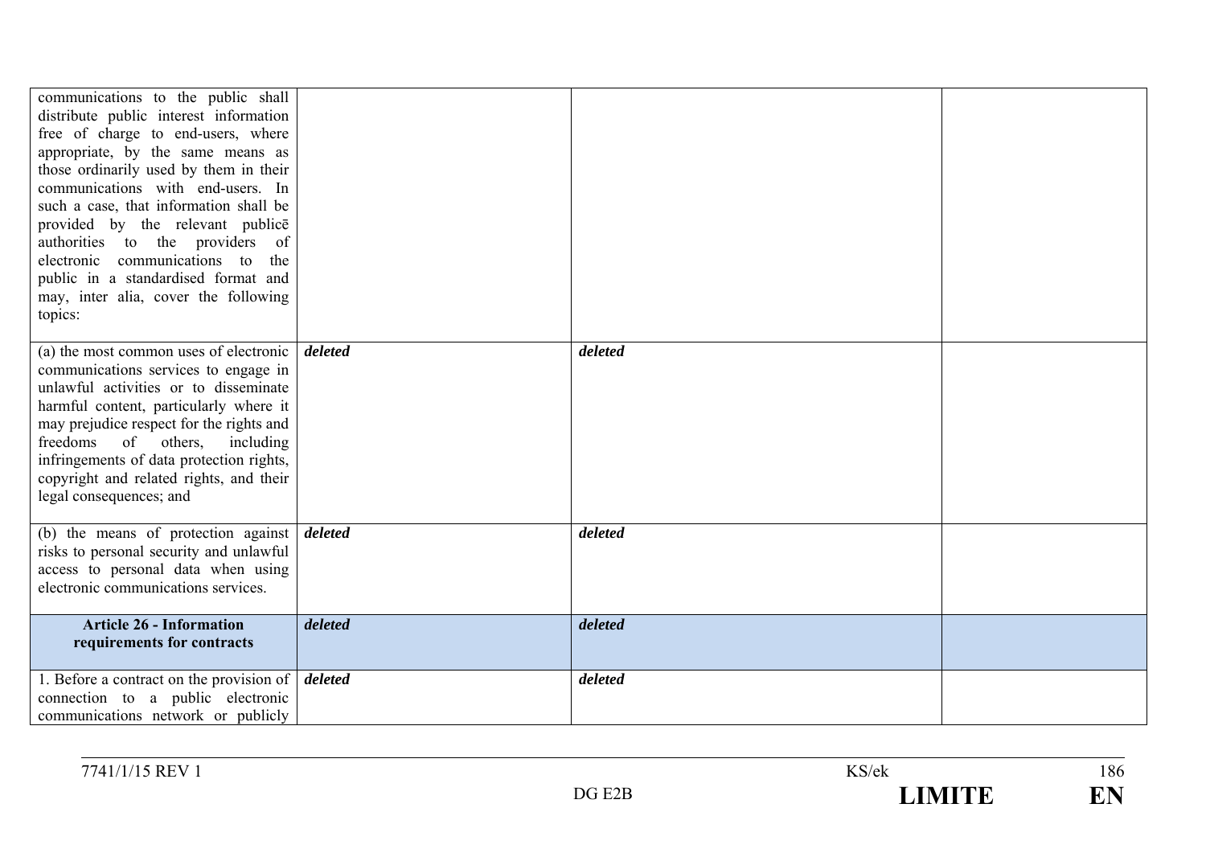| | | | |
|---|---|---|---|
| communications to the public shall distribute public interest information free of charge to end-users, where appropriate, by the same means as those ordinarily used by them in their communications with end-users. In such a case, that information shall be provided by the relevant publicē authorities to the providers of electronic communications to the public in a standardised format and may, inter alia, cover the following topics: | | | |
| (a) the most common uses of electronic communications services to engage in unlawful activities or to disseminate harmful content, particularly where it may prejudice respect for the rights and freedoms of others, including infringements of data protection rights, copyright and related rights, and their legal consequences; and | ***deleted*** | ***deleted*** | |
| (b) the means of protection against risks to personal security and unlawful access to personal data when using electronic communications services. | ***deleted*** | ***deleted*** | |
| **Article 26 - Information requirements for contracts** | ***deleted*** | ***deleted*** | |
| 1. Before a contract on the provision of connection to a public electronic communications network or publicly | ***deleted*** | ***deleted*** | |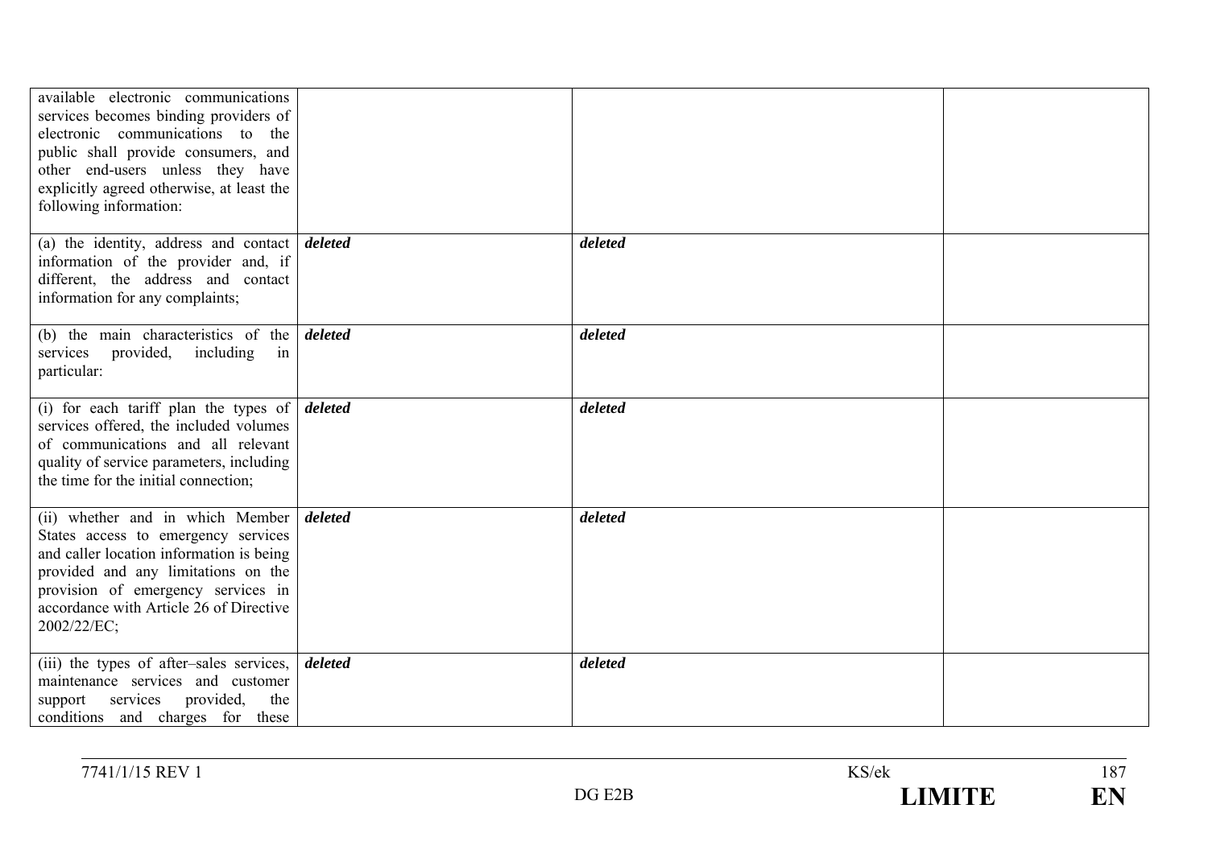| | | | |
|---|---|---|---|
| available electronic communications services becomes binding providers of electronic communications to the public shall provide consumers, and other end-users unless they have explicitly agreed otherwise, at least the following information: | | | |
| (a) the identity, address and contact information of the provider and, if different, the address and contact information for any complaints; | ***deleted*** | ***deleted*** | |
| (b) the main characteristics of the services provided, including in particular: | ***deleted*** | ***deleted*** | |
| (i) for each tariff plan the types of services offered, the included volumes of communications and all relevant quality of service parameters, including the time for the initial connection; | ***deleted*** | ***deleted*** | |
| (ii) whether and in which Member States access to emergency services and caller location information is being provided and any limitations on the provision of emergency services in accordance with Article 26 of Directive 2002/22/EC; | ***deleted*** | ***deleted*** | |
| (iii) the types of after–sales services, maintenance services and customer support services provided, the conditions and charges for these | ***deleted*** | ***deleted*** | |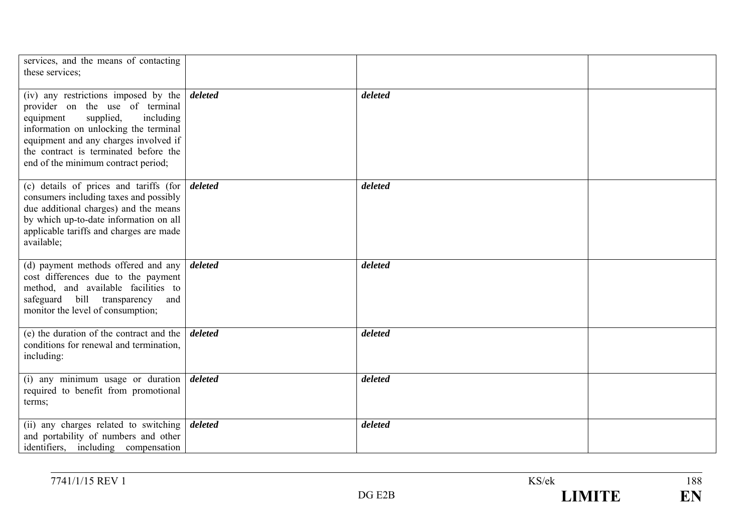| | | | |
|---|---|---|---|
| services, and the means of contacting these services; | | | |
| (iv) any restrictions imposed by the provider on the use of terminal equipment supplied, including information on unlocking the terminal equipment and any charges involved if the contract is terminated before the end of the minimum contract period; | ***deleted*** | ***deleted*** | |
| (c) details of prices and tariffs (for consumers including taxes and possibly due additional charges) and the means by which up-to-date information on all applicable tariffs and charges are made available; | ***deleted*** | ***deleted*** | |
| (d) payment methods offered and any cost differences due to the payment method, and available facilities to safeguard bill transparency and monitor the level of consumption; | ***deleted*** | ***deleted*** | |
| (e) the duration of the contract and the conditions for renewal and termination, including: | ***deleted*** | ***deleted*** | |
| (i) any minimum usage or duration required to benefit from promotional terms; | ***deleted*** | ***deleted*** | |
| (ii) any charges related to switching and portability of numbers and other identifiers, including compensation | ***deleted*** | ***deleted*** | |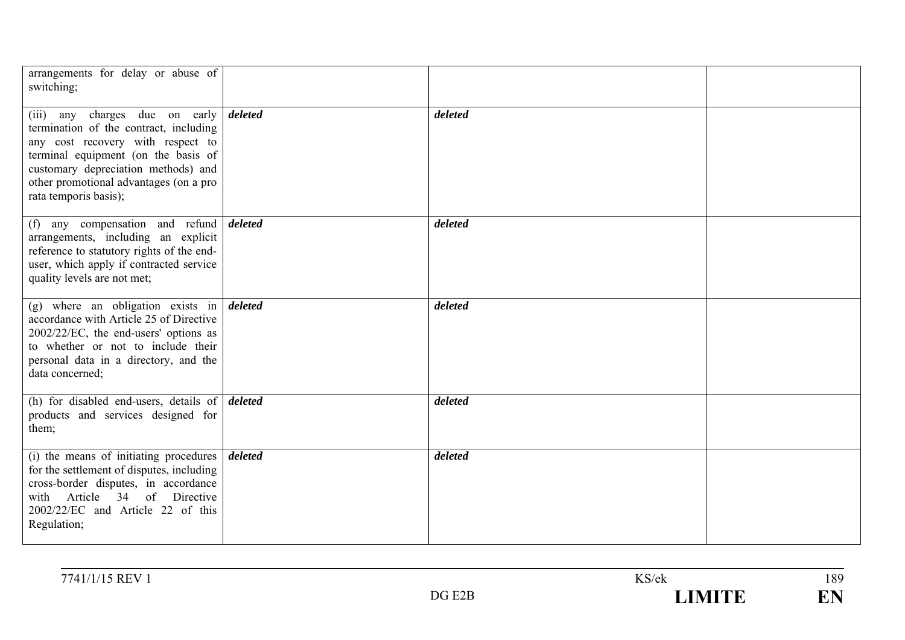| | | | |
|---|---|---|---|
| arrangements for delay or abuse of switching; | | | |
| (iii) any charges due on early termination of the contract, including any cost recovery with respect to terminal equipment (on the basis of customary depreciation methods) and other promotional advantages (on a pro rata temporis basis); | ***deleted*** | ***deleted*** | |
| (f) any compensation and refund arrangements, including an explicit reference to statutory rights of the end-user, which apply if contracted service quality levels are not met; | ***deleted*** | ***deleted*** | |
| (g) where an obligation exists in accordance with Article 25 of Directive 2002/22/EC, the end-users' options as to whether or not to include their personal data in a directory, and the data concerned; | ***deleted*** | ***deleted*** | |
| (h) for disabled end-users, details of products and services designed for them; | ***deleted*** | ***deleted*** | |
| (i) the means of initiating procedures for the settlement of disputes, including cross-border disputes, in accordance with Article 34 of Directive 2002/22/EC and Article 22 of this Regulation; | ***deleted*** | ***deleted*** | |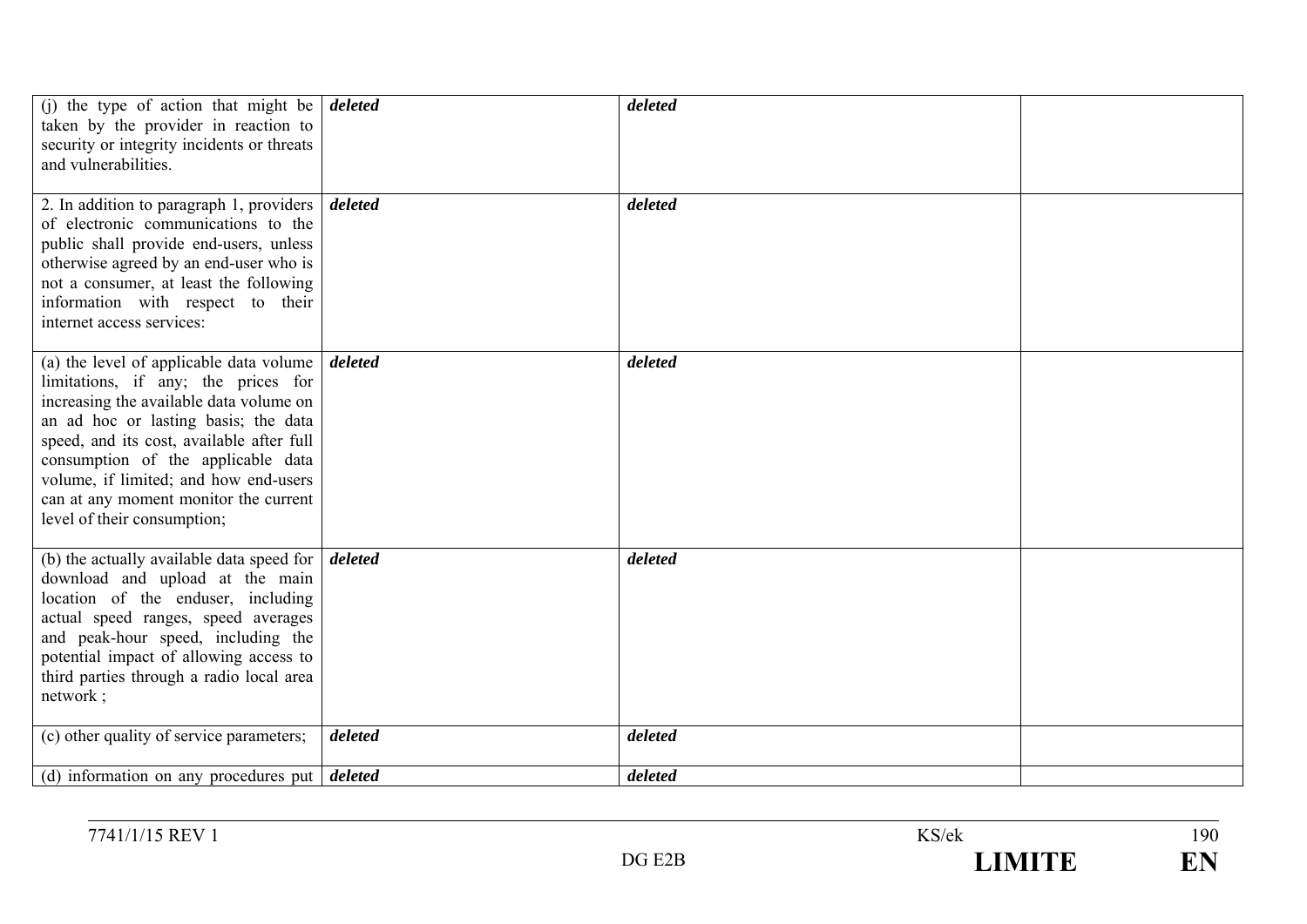| | | | |
|---|---|---|---|
| (j) the type of action that might be taken by the provider in reaction to security or integrity incidents or threats and vulnerabilities. | ***deleted*** | ***deleted*** | |
| 2. In addition to paragraph 1, providers of electronic communications to the public shall provide end-users, unless otherwise agreed by an end-user who is not a consumer, at least the following information with respect to their internet access services: | ***deleted*** | ***deleted*** | |
| (a) the level of applicable data volume limitations, if any; the prices for increasing the available data volume on an ad hoc or lasting basis; the data speed, and its cost, available after full consumption of the applicable data volume, if limited; and how end-users can at any moment monitor the current level of their consumption; | ***deleted*** | ***deleted*** | |
| (b) the actually available data speed for download and upload at the main location of the enduser, including actual speed ranges, speed averages and peak-hour speed, including the potential impact of allowing access to third parties through a radio local area network ; | ***deleted*** | ***deleted*** | |
| (c) other quality of service parameters; | ***deleted*** | ***deleted*** | |
| (d) information on any procedures put | ***deleted*** | ***deleted*** | |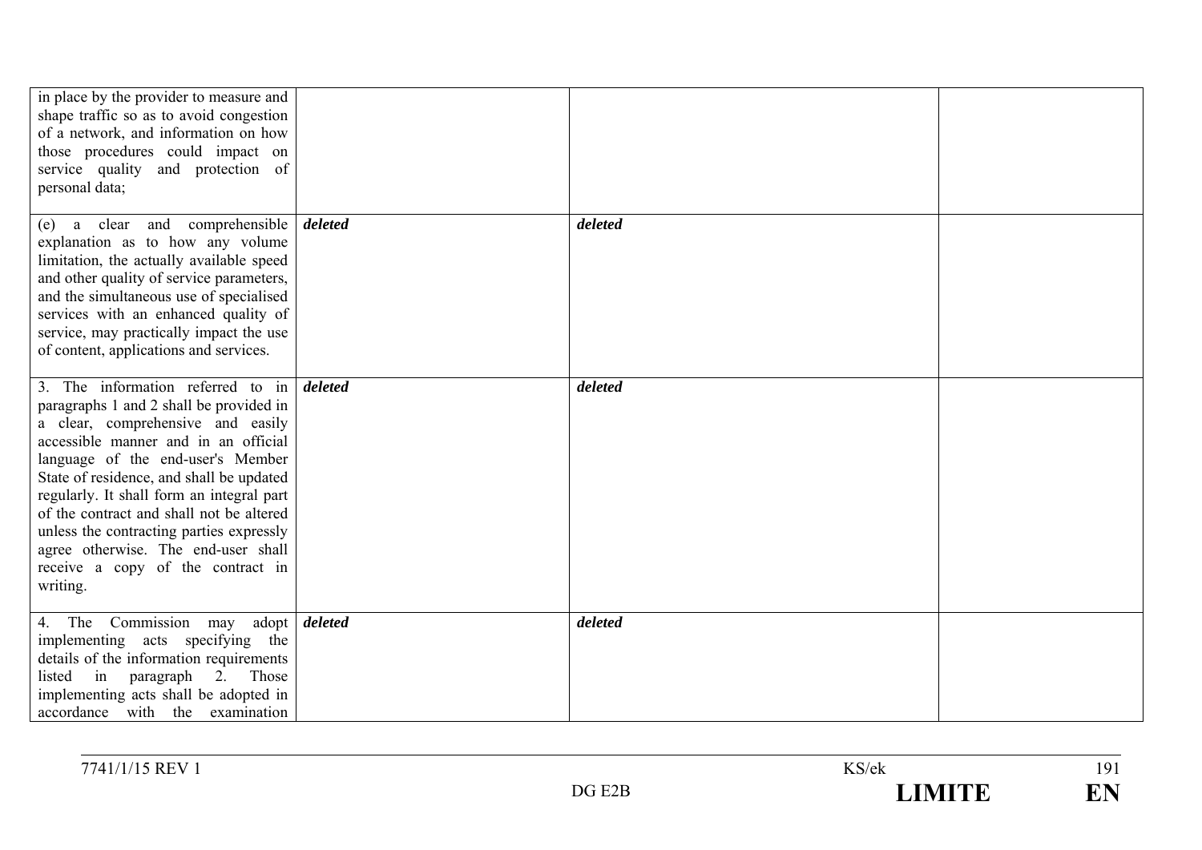| | | | |
|---|---|---|---|
| in place by the provider to measure and shape traffic so as to avoid congestion of a network, and information on how those procedures could impact on service quality and protection of personal data; | | | |
| (e) a clear and comprehensible explanation as to how any volume limitation, the actually available speed and other quality of service parameters, and the simultaneous use of specialised services with an enhanced quality of service, may practically impact the use of content, applications and services. | ***deleted*** | ***deleted*** | |
| 3. The information referred to in paragraphs 1 and 2 shall be provided in a clear, comprehensive and easily accessible manner and in an official language of the end-user's Member State of residence, and shall be updated regularly. It shall form an integral part of the contract and shall not be altered unless the contracting parties expressly agree otherwise. The end-user shall receive a copy of the contract in writing. | ***deleted*** | ***deleted*** | |
| 4. The Commission may adopt implementing acts specifying the details of the information requirements listed in paragraph 2. Those implementing acts shall be adopted in accordance with the examination | ***deleted*** | ***deleted*** | |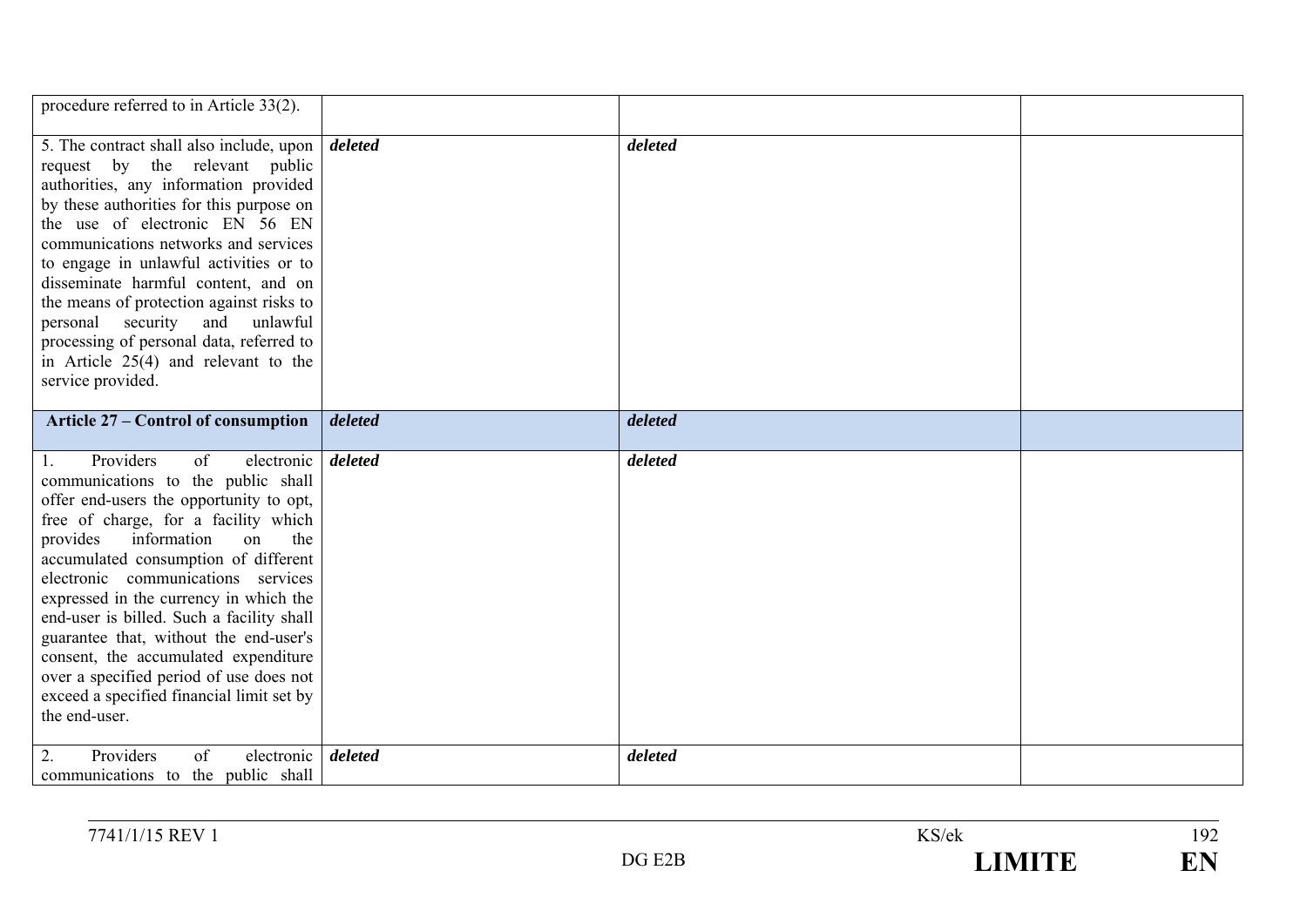| | | | |
|---|---|---|---|
| procedure referred to in Article 33(2). | | | |
| 5. The contract shall also include, upon request by the relevant public authorities, any information provided by these authorities for this purpose on the use of electronic EN 56 EN communications networks and services to engage in unlawful activities or to disseminate harmful content, and on the means of protection against risks to personal security and unlawful processing of personal data, referred to in Article 25(4) and relevant to the service provided. | ***deleted*** | ***deleted*** | |
| **Article 27 – Control of consumption** | ***deleted*** | ***deleted*** | |
| 1. Providers of electronic communications to the public shall offer end-users the opportunity to opt, free of charge, for a facility which provides information on the accumulated consumption of different electronic communications services expressed in the currency in which the end-user is billed. Such a facility shall guarantee that, without the end-user's consent, the accumulated expenditure over a specified period of use does not exceed a specified financial limit set by the end-user. | ***deleted*** | ***deleted*** | |
| 2. Providers of electronic communications to the public shall | ***deleted*** | ***deleted*** | |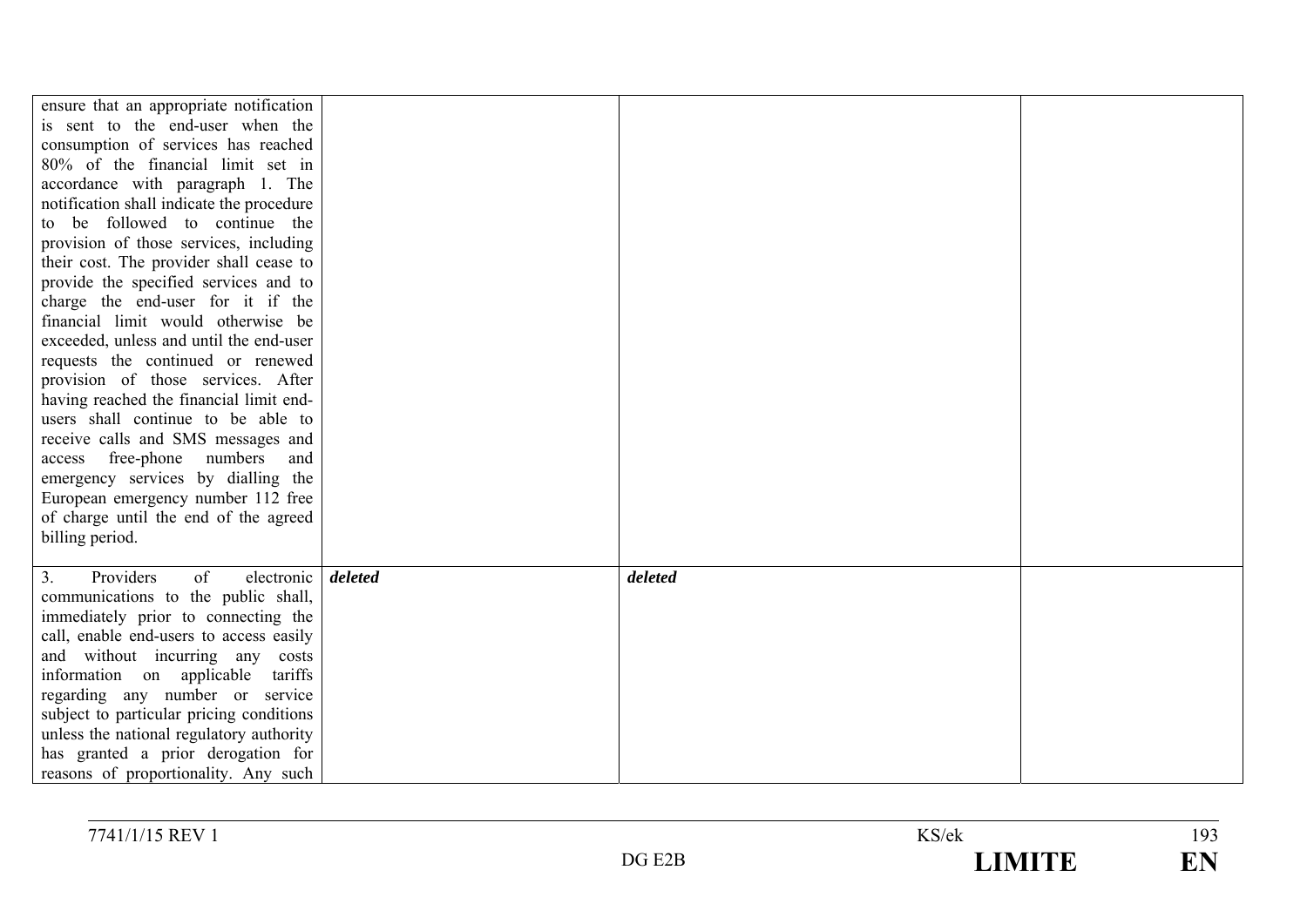| | | | |
|---|---|---|---|
| ensure that an appropriate notification is sent to the end-user when the consumption of services has reached 80% of the financial limit set in accordance with paragraph 1. The notification shall indicate the procedure to be followed to continue the provision of those services, including their cost. The provider shall cease to provide the specified services and to charge the end-user for it if the financial limit would otherwise be exceeded, unless and until the end-user requests the continued or renewed provision of those services. After having reached the financial limit end-users shall continue to be able to receive calls and SMS messages and access free-phone numbers and emergency services by dialling the European emergency number 112 free of charge until the end of the agreed billing period. | | | |
| 3. Providers of electronic communications to the public shall, immediately prior to connecting the call, enable end-users to access easily and without incurring any costs information on applicable tariffs regarding any number or service subject to particular pricing conditions unless the national regulatory authority has granted a prior derogation for reasons of proportionality. Any such | ***deleted*** | ***deleted*** | |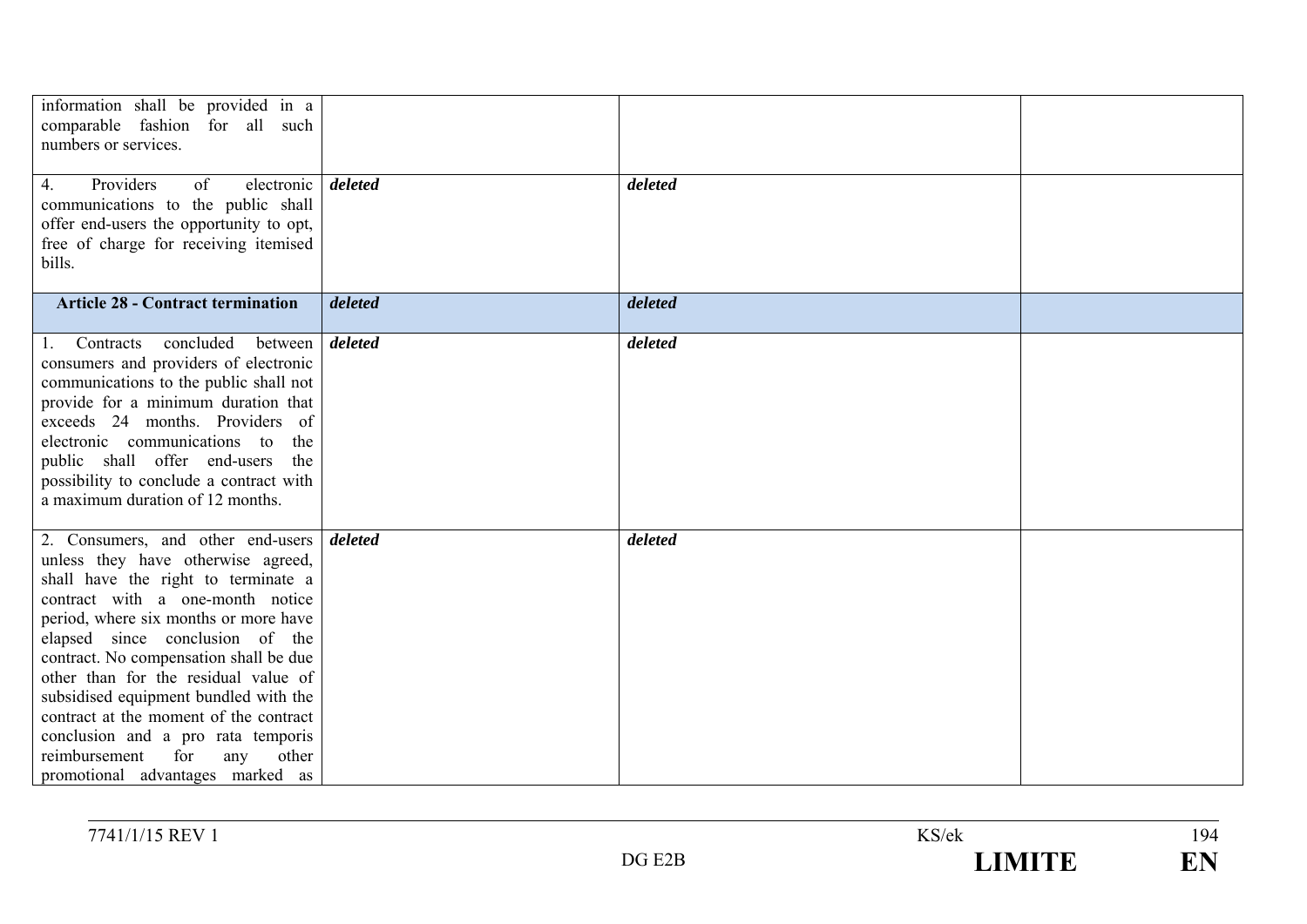| | | | |
|---|---|---|---|
| information shall be provided in a comparable fashion for all such numbers or services. | | | |
| 4. Providers of electronic communications to the public shall offer end-users the opportunity to opt, free of charge for receiving itemised bills. | ***deleted*** | ***deleted*** | |
| **Article 28 - Contract termination** | ***deleted*** | ***deleted*** | |
| 1. Contracts concluded between consumers and providers of electronic communications to the public shall not provide for a minimum duration that exceeds 24 months. Providers of electronic communications to the public shall offer end-users the possibility to conclude a contract with a maximum duration of 12 months. | ***deleted*** | ***deleted*** | |
| 2. Consumers, and other end-users unless they have otherwise agreed, shall have the right to terminate a contract with a one-month notice period, where six months or more have elapsed since conclusion of the contract. No compensation shall be due other than for the residual value of subsidised equipment bundled with the contract at the moment of the contract conclusion and a pro rata temporis reimbursement for any other promotional advantages marked as | ***deleted*** | ***deleted*** | |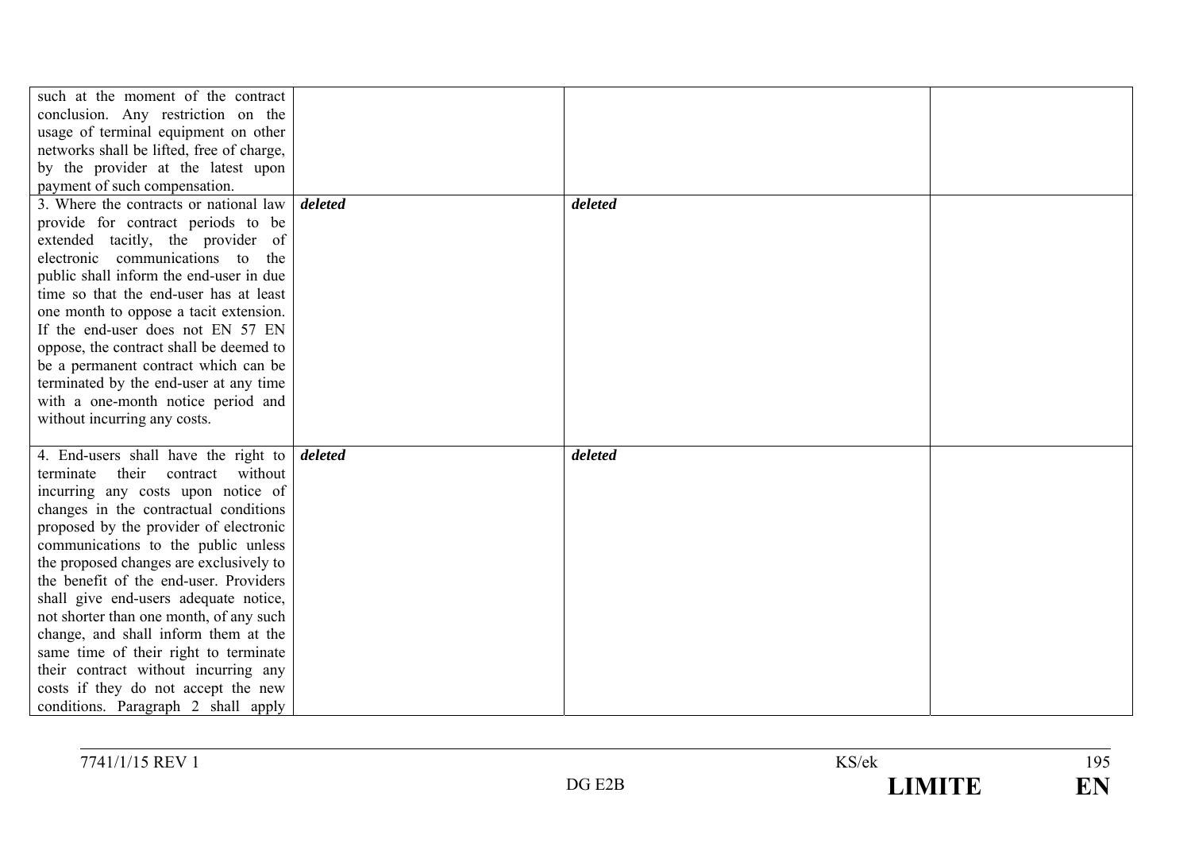| | | | |
|---|---|---|---|
| such at the moment of the contract conclusion. Any restriction on the usage of terminal equipment on other networks shall be lifted, free of charge, by the provider at the latest upon payment of such compensation. | | | |
| 3. Where the contracts or national law provide for contract periods to be extended tacitly, the provider of electronic communications to the public shall inform the end-user in due time so that the end-user has at least one month to oppose a tacit extension. If the end-user does not EN 57 EN oppose, the contract shall be deemed to be a permanent contract which can be terminated by the end-user at any time with a one-month notice period and without incurring any costs. | ***deleted*** | ***deleted*** | |
| 4. End-users shall have the right to terminate their contract without incurring any costs upon notice of changes in the contractual conditions proposed by the provider of electronic communications to the public unless the proposed changes are exclusively to the benefit of the end-user. Providers shall give end-users adequate notice, not shorter than one month, of any such change, and shall inform them at the same time of their right to terminate their contract without incurring any costs if they do not accept the new conditions. Paragraph 2 shall apply | ***deleted*** | ***deleted*** | |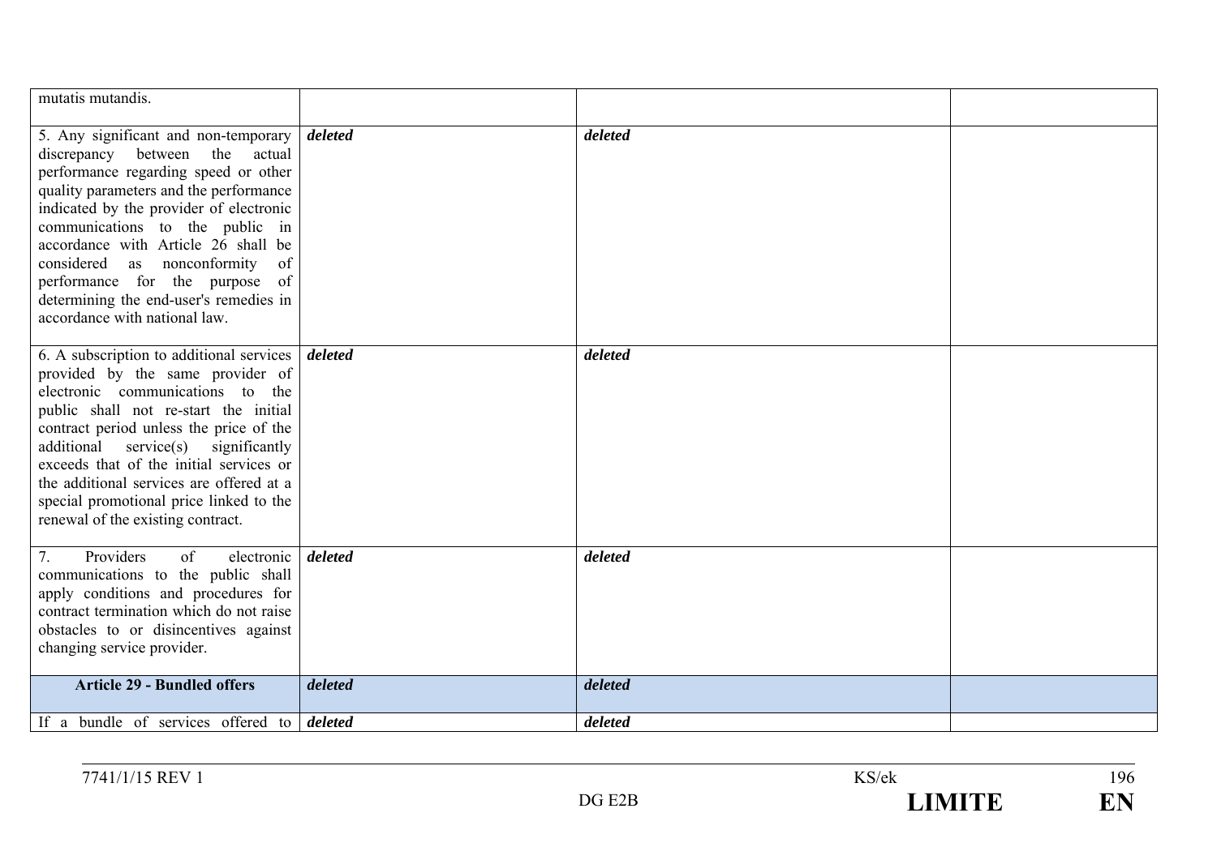| | | | |
|---|---|---|---|
| mutatis mutandis. | | | |
| 5. Any significant and non-temporary discrepancy between the actual performance regarding speed or other quality parameters and the performance indicated by the provider of electronic communications to the public in accordance with Article 26 shall be considered as nonconformity of performance for the purpose of determining the end-user's remedies in accordance with national law. | ***deleted*** | ***deleted*** | |
| 6. A subscription to additional services provided by the same provider of electronic communications to the public shall not re-start the initial contract period unless the price of the additional service(s) significantly exceeds that of the initial services or the additional services are offered at a special promotional price linked to the renewal of the existing contract. | ***deleted*** | ***deleted*** | |
| 7. Providers of electronic communications to the public shall apply conditions and procedures for contract termination which do not raise obstacles to or disincentives against changing service provider. | ***deleted*** | ***deleted*** | |
| **Article 29 - Bundled offers** | ***deleted*** | ***deleted*** | |
| If a bundle of services offered to | ***deleted*** | ***deleted*** | |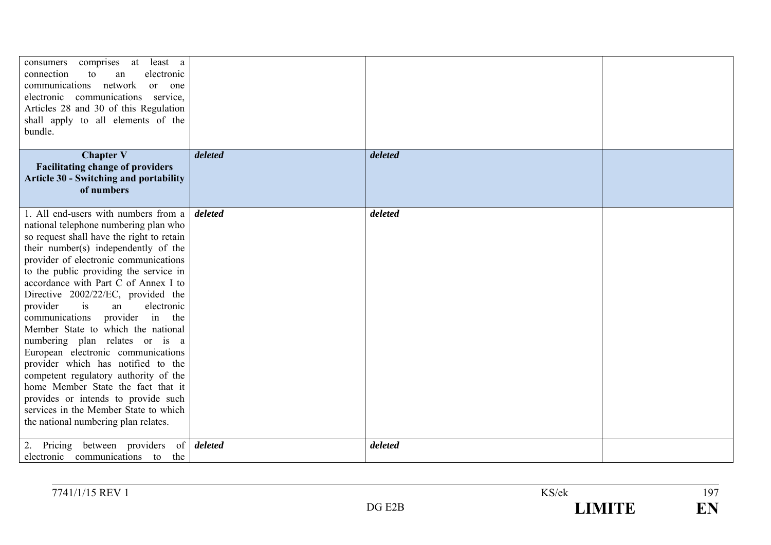| | | | |
|---|---|---|---|
| consumers comprises at least a connection to an electronic communications network or one electronic communications service, Articles 28 and 30 of this Regulation shall apply to all elements of the bundle. | | | |
| **Chapter V Facilitating change of providers Article 30 - Switching and portability of numbers** | ***deleted*** | ***deleted*** | |
| 1. All end-users with numbers from a national telephone numbering plan who so request shall have the right to retain their number(s) independently of the provider of electronic communications to the public providing the service in accordance with Part C of Annex I to Directive 2002/22/EC, provided the provider is an electronic communications provider in the Member State to which the national numbering plan relates or is a European electronic communications provider which has notified to the competent regulatory authority of the home Member State the fact that it provides or intends to provide such services in the Member State to which the national numbering plan relates. | ***deleted*** | ***deleted*** | |
| 2. Pricing between providers of electronic communications to the | ***deleted*** | ***deleted*** | |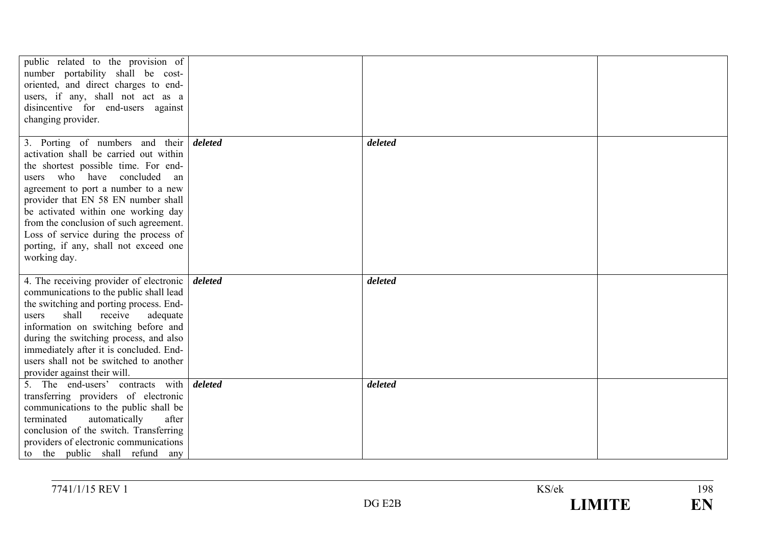| | | | |
|---|---|---|---|
| public related to the provision of number portability shall be cost-oriented, and direct charges to end-users, if any, shall not act as a disincentive for end-users against changing provider. | | | |
| 3. Porting of numbers and their activation shall be carried out within the shortest possible time. For end-users who have concluded an agreement to port a number to a new provider that EN 58 EN number shall be activated within one working day from the conclusion of such agreement. Loss of service during the process of porting, if any, shall not exceed one working day. | ***deleted*** | ***deleted*** | |
| 4. The receiving provider of electronic communications to the public shall lead the switching and porting process. End-users shall receive adequate information on switching before and during the switching process, and also immediately after it is concluded. End-users shall not be switched to another provider against their will. | ***deleted*** | ***deleted*** | |
| 5. The end-users' contracts with transferring providers of electronic communications to the public shall be terminated automatically after conclusion of the switch. Transferring providers of electronic communications to the public shall refund any | ***deleted*** | ***deleted*** | |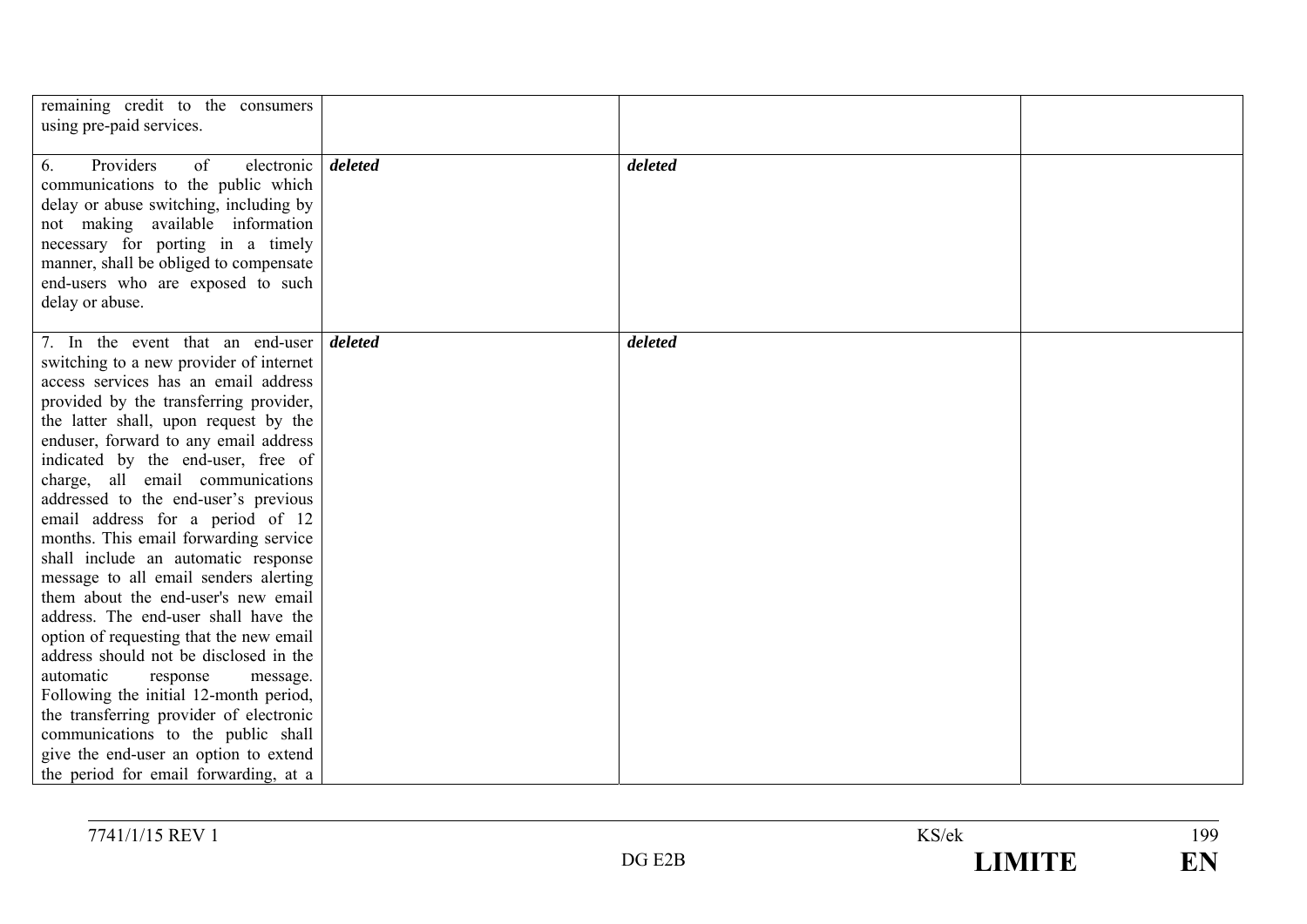| | | | |
|---|---|---|---|
| remaining credit to the consumers using pre-paid services. | | | |
| 6. Providers of electronic communications to the public which delay or abuse switching, including by not making available information necessary for porting in a timely manner, shall be obliged to compensate end-users who are exposed to such delay or abuse. | ***deleted*** | ***deleted*** | |
| 7. In the event that an end-user switching to a new provider of internet access services has an email address provided by the transferring provider, the latter shall, upon request by the enduser, forward to any email address indicated by the end-user, free of charge, all email communications addressed to the end-user's previous email address for a period of 12 months. This email forwarding service shall include an automatic response message to all email senders alerting them about the end-user's new email address. The end-user shall have the option of requesting that the new email address should not be disclosed in the automatic response message. Following the initial 12-month period, the transferring provider of electronic communications to the public shall give the end-user an option to extend the period for email forwarding, at a | ***deleted*** | ***deleted*** | |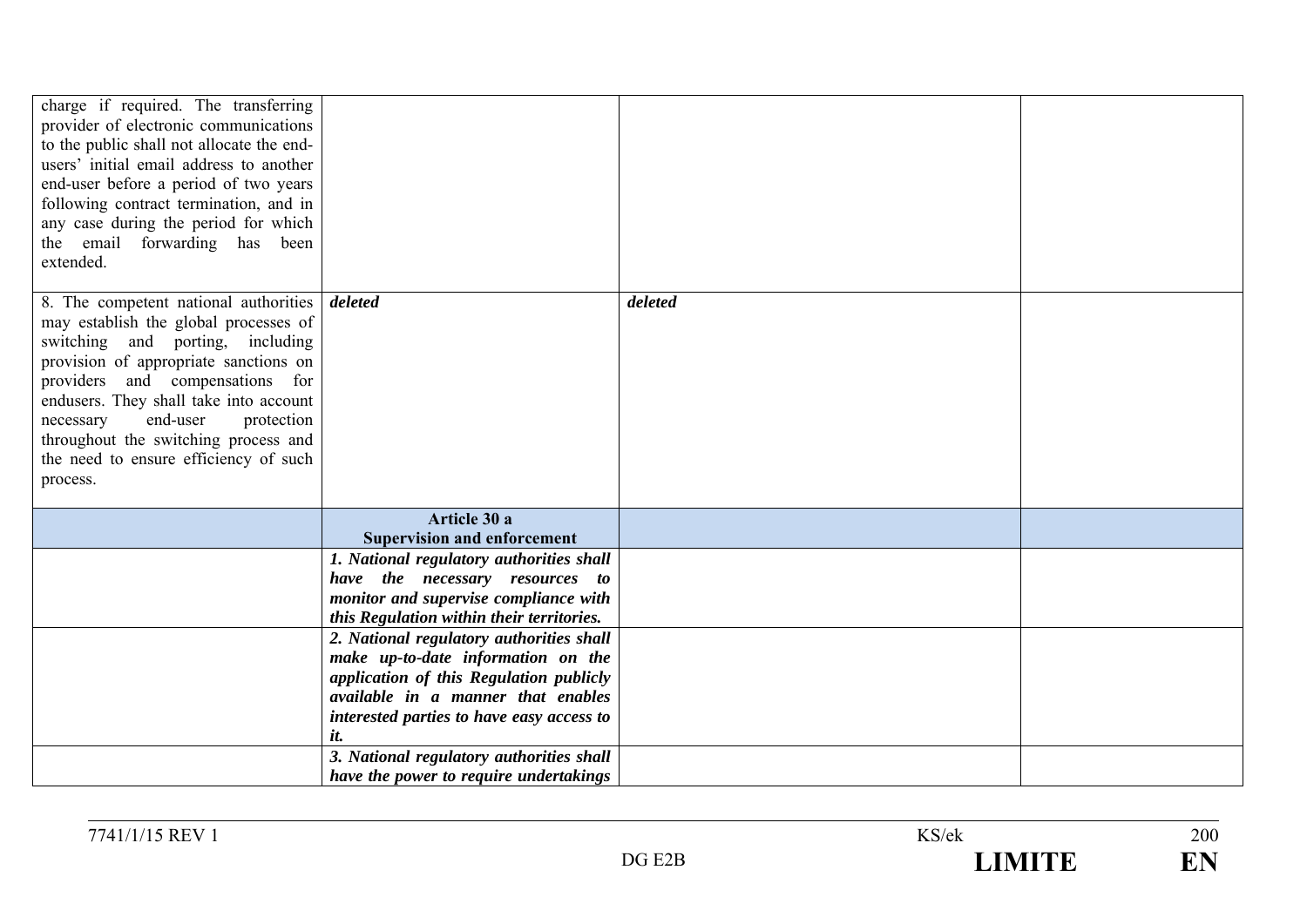| | | | |
|---|---|---|---|
| charge if required. The transferring provider of electronic communications to the public shall not allocate the end-users' initial email address to another end-user before a period of two years following contract termination, and in any case during the period for which the email forwarding has been extended. | | | |
| 8. The competent national authorities may establish the global processes of switching and porting, including provision of appropriate sanctions on providers and compensations for endusers. They shall take into account necessary end-user protection throughout the switching process and the need to ensure efficiency of such process. | ***deleted*** | ***deleted*** | |
| | **Article 30 a**<br>**Supervision and enforcement** | | |
| | ***1. National regulatory authorities shall have the necessary resources to monitor and supervise compliance with this Regulation within their territories.*** | | |
| | ***2. National regulatory authorities shall make up-to-date information on the application of this Regulation publicly available in a manner that enables interested parties to have easy access to it.*** | | |
| | ***3. National regulatory authorities shall have the power to require undertakings*** | | |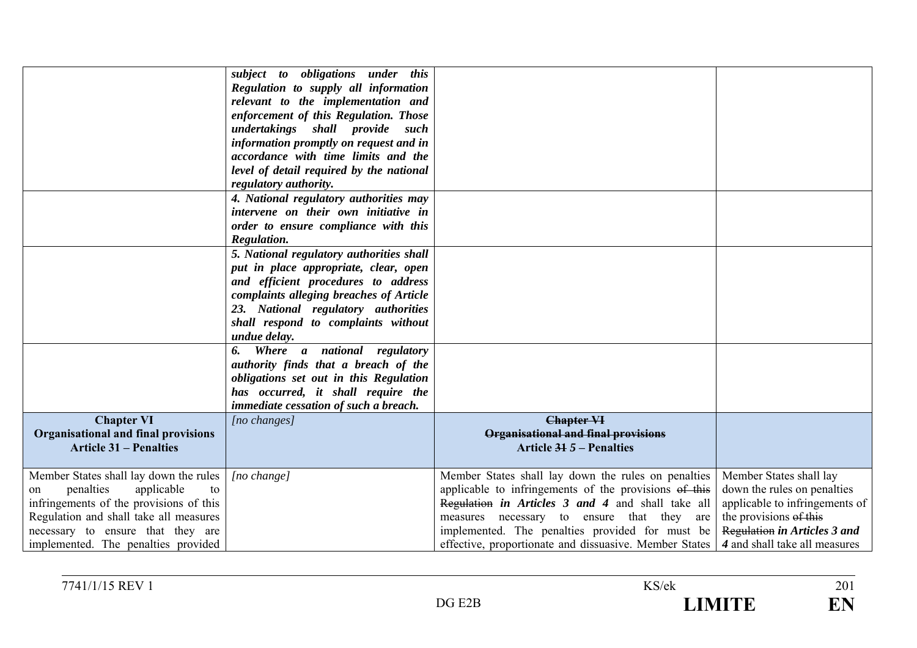| | | | |
|---|---|---|---|
| | ***subject to obligations under this Regulation to supply all information relevant to the implementation and enforcement of this Regulation. Those undertakings shall provide such information promptly on request and in accordance with time limits and the level of detail required by the national regulatory authority.*** | | |
| | ***4. National regulatory authorities may intervene on their own initiative in order to ensure compliance with this Regulation.*** | | |
| | ***5. National regulatory authorities shall put in place appropriate, clear, open and efficient procedures to address complaints alleging breaches of Article 23. National regulatory authorities shall respond to complaints without undue delay.*** | | |
| | ***6. Where a national regulatory authority finds that a breach of the obligations set out in this Regulation has occurred, it shall require the immediate cessation of such a breach.*** | | |
| **Chapter VI Organisational and final provisions Article 31 – Penalties** | *[no changes]* | **~~Chapter VI~~ ~~Organisational and final provisions~~ Article ~~31~~ *5* – Penalties** | |
| Member States shall lay down the rules on penalties applicable to infringements of the provisions of this Regulation and shall take all measures necessary to ensure that they are implemented. The penalties provided | *[no change]* | Member States shall lay down the rules on penalties applicable to infringements of the provisions ~~of this Regulation~~ ***in Articles 3 and 4*** and shall take all measures necessary to ensure that they are implemented. The penalties provided for must be effective, proportionate and dissuasive. Member States | Member States shall lay down the rules on penalties applicable to infringements of the provisions ~~of this Regulation~~ ***in Articles 3 and 4*** and shall take all measures |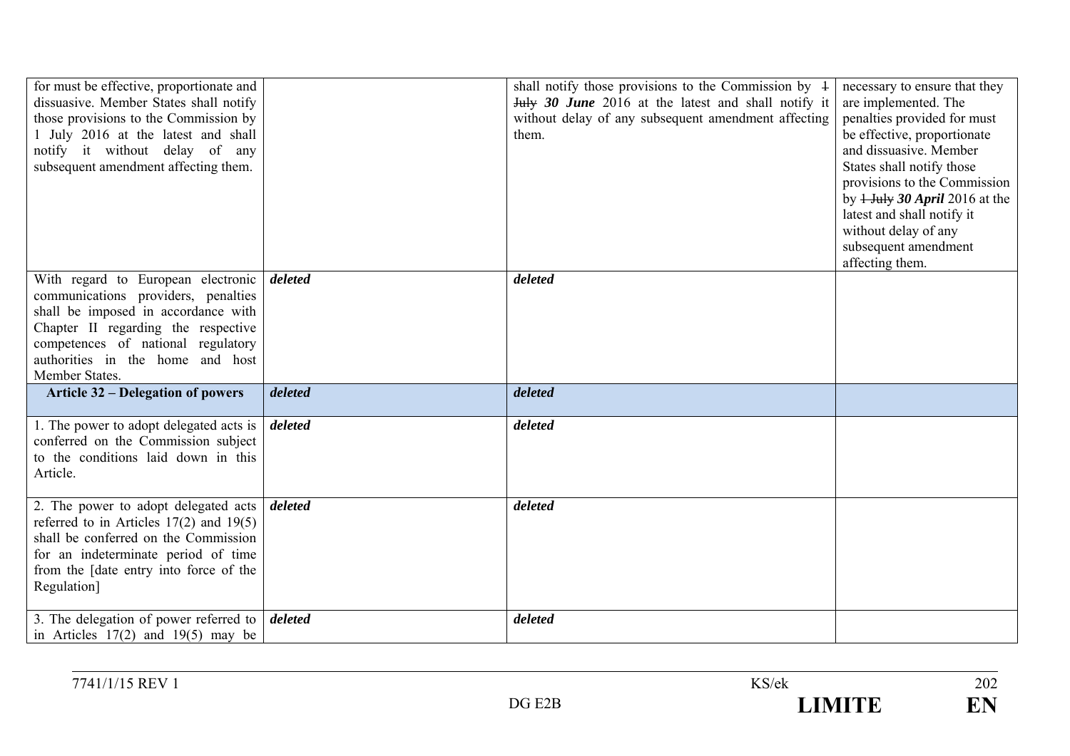| | | | |
|---|---|---|---|
| for must be effective, proportionate and dissuasive. Member States shall notify those provisions to the Commission by 1 July 2016 at the latest and shall notify it without delay of any subsequent amendment affecting them. | | shall notify those provisions to the Commission by ~~1 July~~ ***30 June*** 2016 at the latest and shall notify it without delay of any subsequent amendment affecting them. | necessary to ensure that they are implemented. The penalties provided for must be effective, proportionate and dissuasive. Member States shall notify those provisions to the Commission by ~~1 July~~ ***30 April*** 2016 at the latest and shall notify it without delay of any subsequent amendment affecting them. |
| With regard to European electronic communications providers, penalties shall be imposed in accordance with Chapter II regarding the respective competences of national regulatory authorities in the home and host Member States. | ***deleted*** | ***deleted*** | |
| **Article 32 – Delegation of powers** | ***deleted*** | ***deleted*** | |
| 1. The power to adopt delegated acts is conferred on the Commission subject to the conditions laid down in this Article. | ***deleted*** | ***deleted*** | |
| 2. The power to adopt delegated acts referred to in Articles 17(2) and 19(5) shall be conferred on the Commission for an indeterminate period of time from the [date entry into force of the Regulation] | ***deleted*** | ***deleted*** | |
| 3. The delegation of power referred to in Articles 17(2) and 19(5) may be | ***deleted*** | ***deleted*** | |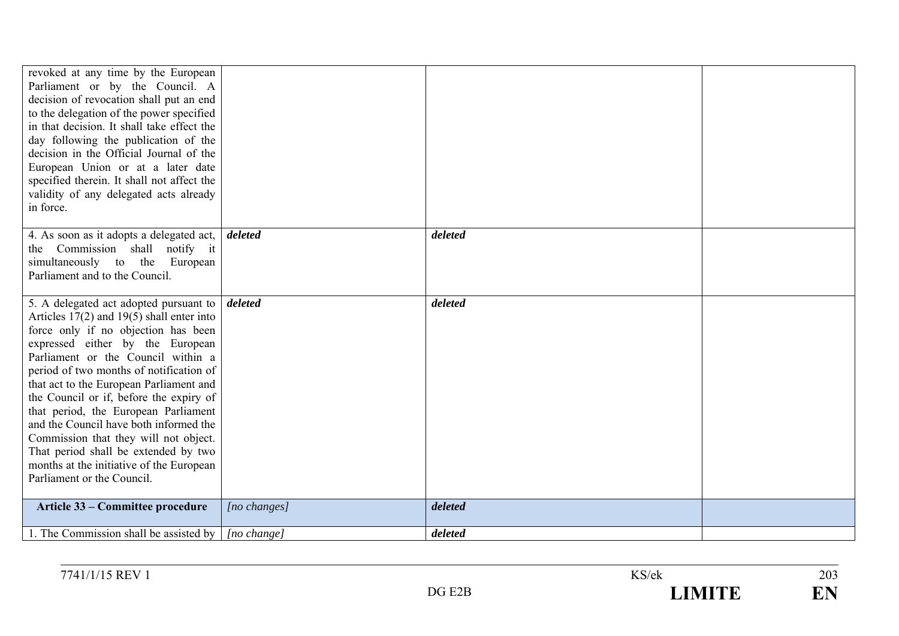| | | | |
|---|---|---|---|
| revoked at any time by the European Parliament or by the Council. A decision of revocation shall put an end to the delegation of the power specified in that decision. It shall take effect the day following the publication of the decision in the Official Journal of the European Union or at a later date specified therein. It shall not affect the validity of any delegated acts already in force. | | | |
| 4. As soon as it adopts a delegated act, the Commission shall notify it simultaneously to the European Parliament and to the Council. | ***deleted*** | ***deleted*** | |
| 5. A delegated act adopted pursuant to Articles 17(2) and 19(5) shall enter into force only if no objection has been expressed either by the European Parliament or the Council within a period of two months of notification of that act to the European Parliament and the Council or if, before the expiry of that period, the European Parliament and the Council have both informed the Commission that they will not object. That period shall be extended by two months at the initiative of the European Parliament or the Council. | ***deleted*** | ***deleted*** | |
| **Article 33 – Committee procedure** | *[no changes]* | ***deleted*** | |
| 1. The Commission shall be assisted by | *[no change]* | ***deleted*** | |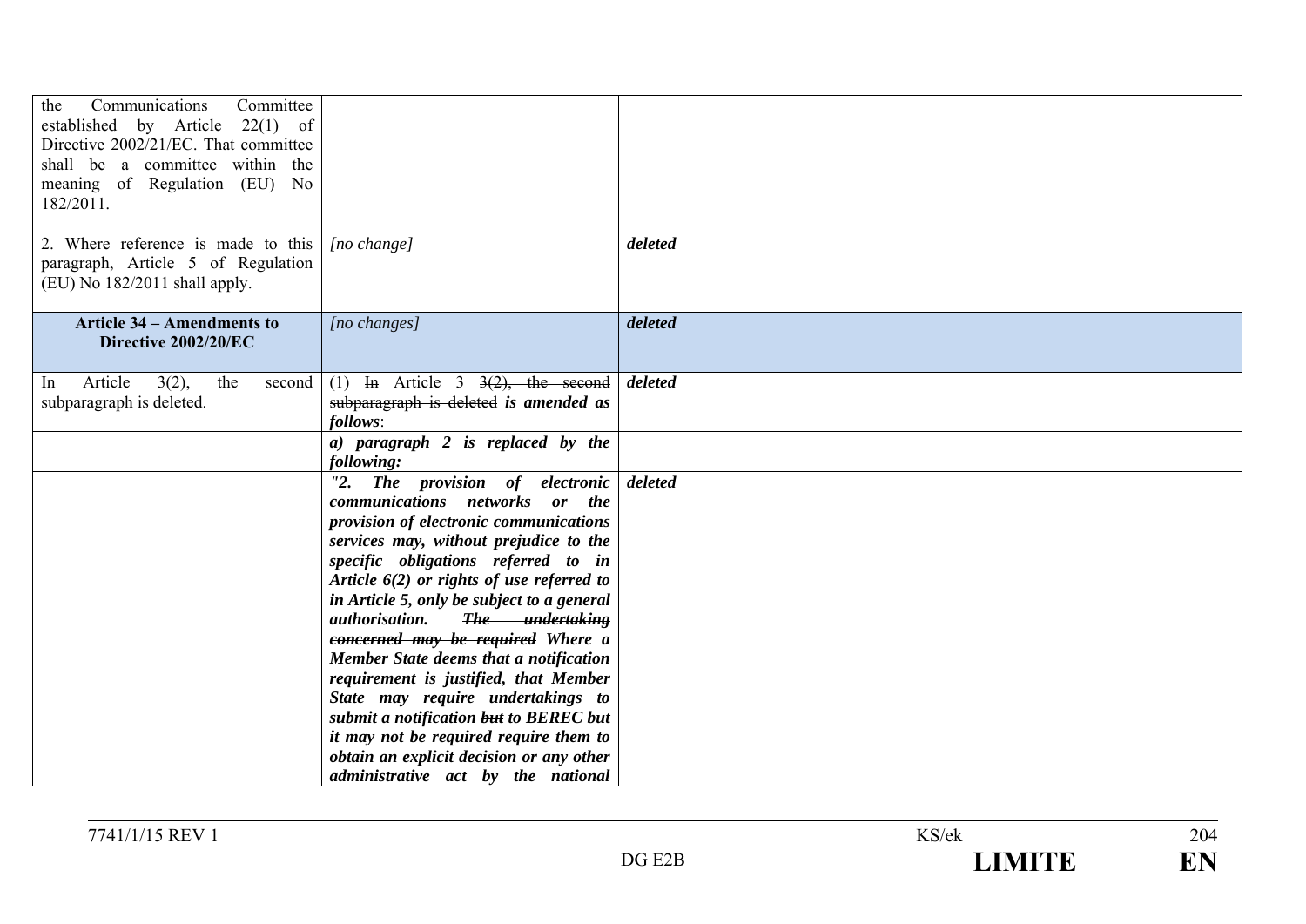| | | | |
|---|---|---|---|
| the Communications Committee established by Article 22(1) of Directive 2002/21/EC. That committee shall be a committee within the meaning of Regulation (EU) No 182/2011. | | | |
| 2. Where reference is made to this paragraph, Article 5 of Regulation (EU) No 182/2011 shall apply. | *[no change]* | ***deleted*** | |
| **Article 34 – Amendments to Directive 2002/20/EC** | *[no changes]* | ***deleted*** | |
| In Article 3(2), the second subparagraph is deleted. | (1) ~~In~~ Article 3 ~~3(2), the second subparagraph is deleted~~ ***is amended as follows***: | ***deleted*** | |
| | ***a) paragraph 2 is replaced by the following:*** | | |
| | ***"2. The provision of electronic communications networks or the provision of electronic communications services may, without prejudice to the specific obligations referred to in Article 6(2) or rights of use referred to in Article 5, only be subject to a general authorisation. ~~The undertaking concerned may be required~~ Where a Member State deems that a notification requirement is justified, that Member State may require undertakings to submit a notification ~~but~~ to BEREC but it may not ~~be required~~ require them to obtain an explicit decision or any other administrative act by the national*** | ***deleted*** | |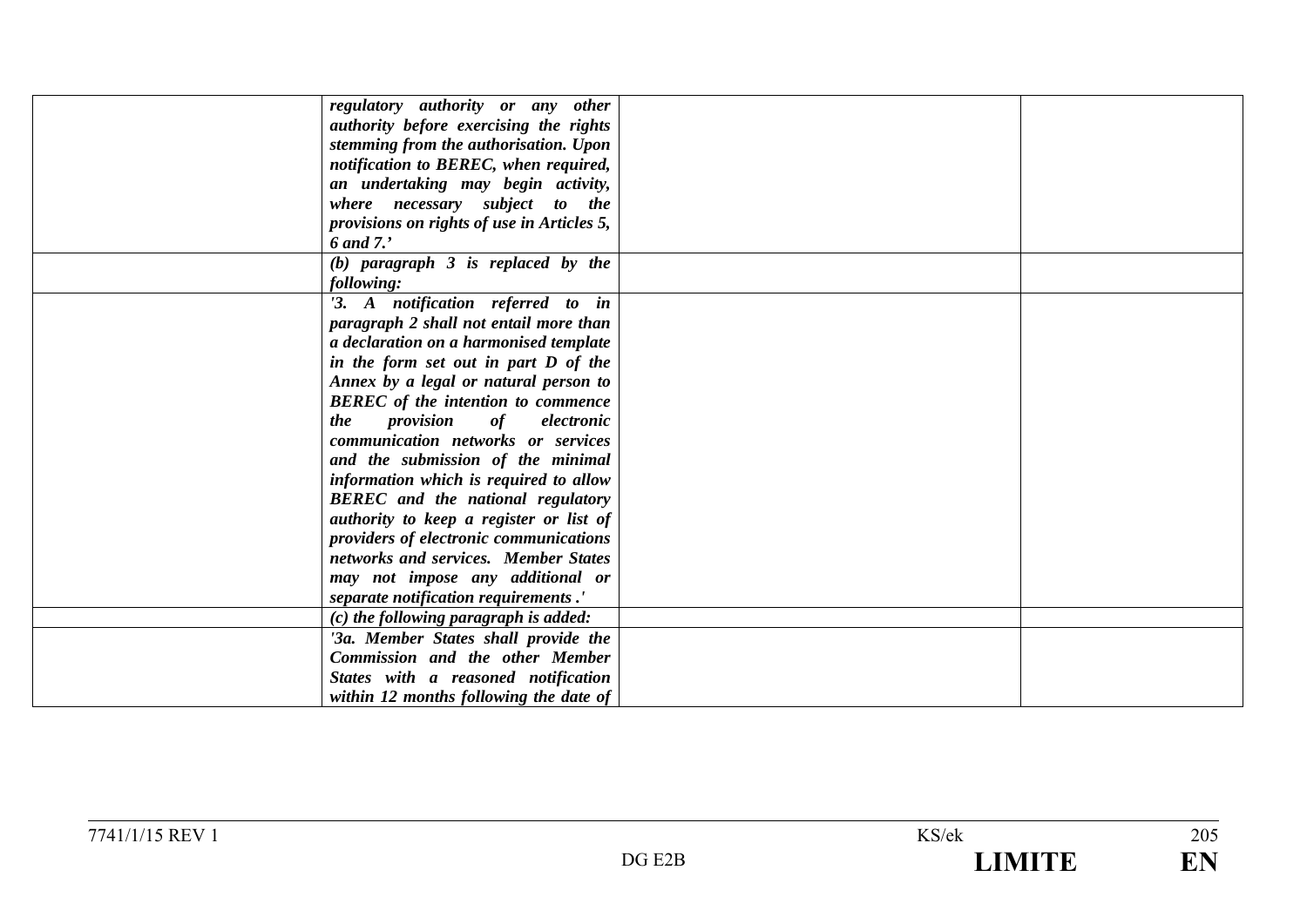| | | | |
|---|---|---|---|
| | ***regulatory authority or any other authority before exercising the rights stemming from the authorisation. Upon notification to BEREC, when required, an undertaking may begin activity, where necessary subject to the provisions on rights of use in Articles 5, 6 and 7.'*** | | |
| | ***(b) paragraph 3 is replaced by the following:*** | | |
| | ***'3. A notification referred to in paragraph 2 shall not entail more than a declaration on a harmonised template in the form set out in part D of the Annex by a legal or natural person to BEREC of the intention to commence the provision of electronic communication networks or services and the submission of the minimal information which is required to allow BEREC and the national regulatory authority to keep a register or list of providers of electronic communications networks and services. Member States may not impose any additional or separate notification requirements .'*** | | |
| | ***(c) the following paragraph is added:*** | | |
| | ***'3a. Member States shall provide the Commission and the other Member States with a reasoned notification within 12 months following the date of*** | | |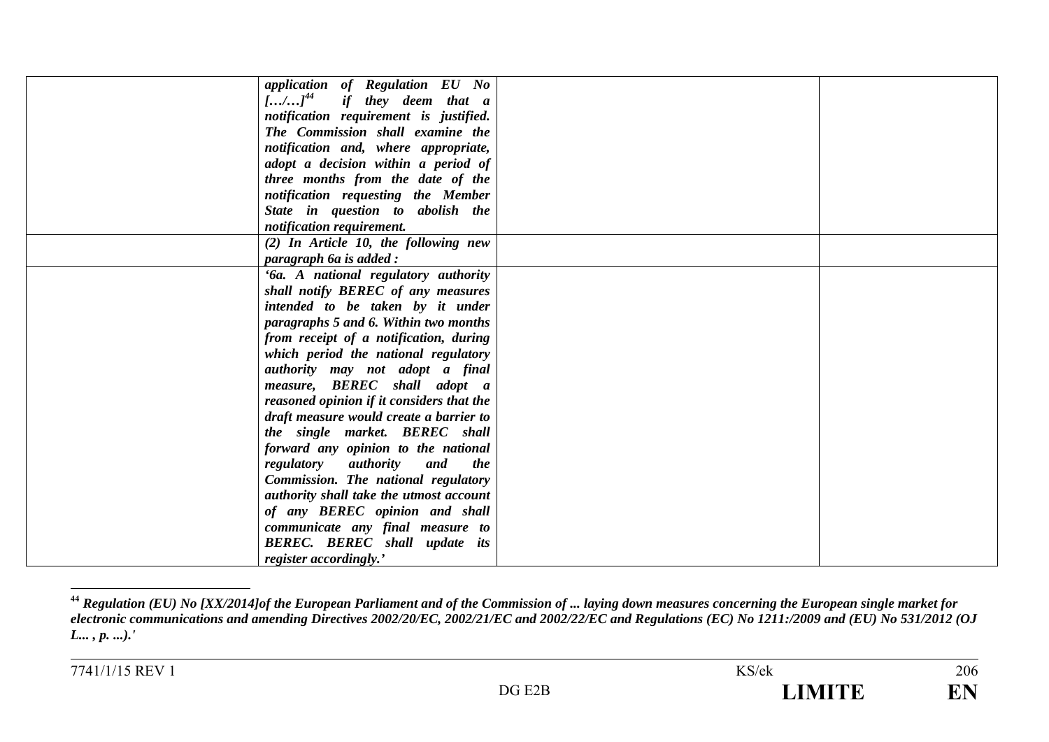| | | | |
|---|---|---|---|
| | ***application of Regulation EU No […/…][44] if they deem that a notification requirement is justified. The Commission shall examine the notification and, where appropriate, adopt a decision within a period of three months from the date of the notification requesting the Member State in question to abolish the notification requirement.*** | | |
| | ***(2) In Article 10, the following new paragraph 6a is added :*** | | |
| | ***'6a. A national regulatory authority shall notify BEREC of any measures intended to be taken by it under paragraphs 5 and 6. Within two months from receipt of a notification, during which period the national regulatory authority may not adopt a final measure, BEREC shall adopt a reasoned opinion if it considers that the draft measure would create a barrier to the single market. BEREC shall forward any opinion to the national regulatory authority and the Commission. The national regulatory authority shall take the utmost account of any BEREC opinion and shall communicate any final measure to BEREC. BEREC shall update its register accordingly.'*** | | |

[44] ***Regulation (EU) No [XX/2014]of the European Parliament and of the Commission of ... laying down measures concerning the European single market for electronic communications and amending Directives 2002/20/EC, 2002/21/EC and 2002/22/EC and Regulations (EC) No 1211:/2009 and (EU) No 531/2012 (OJ L... , p. ...).'***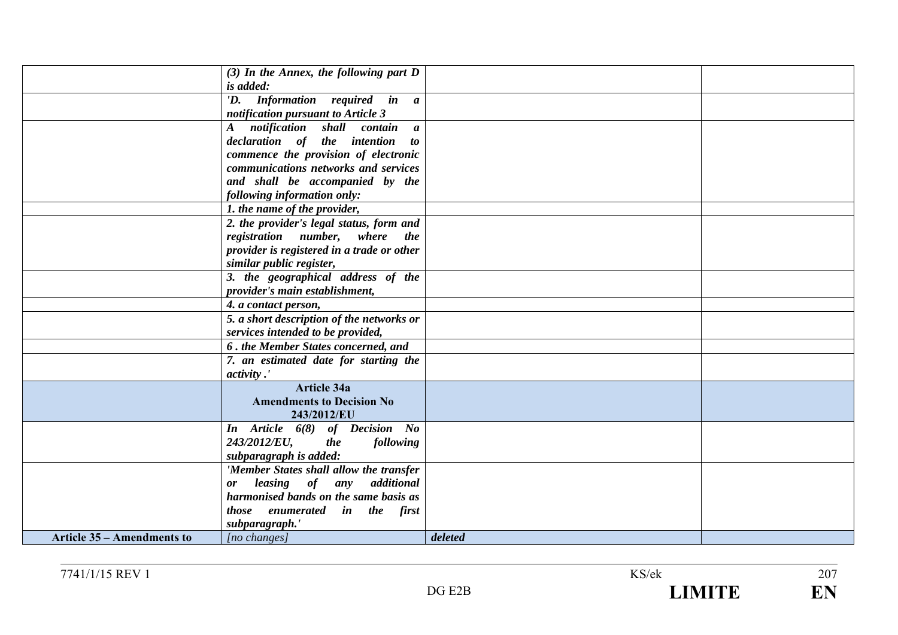| | | | |
|---|---|---|---|
| | ***(3) In the Annex, the following part D is added:*** | | |
| | ***'D. Information required in a notification pursuant to Article 3*** | | |
| | ***A notification shall contain a declaration of the intention to commence the provision of electronic communications networks and services and shall be accompanied by the following information only:*** | | |
| | ***1. the name of the provider,*** | | |
| | ***2. the provider's legal status, form and registration number, where the provider is registered in a trade or other similar public register,*** | | |
| | ***3. the geographical address of the provider's main establishment,*** | | |
| | ***4. a contact person,*** | | |
| | ***5. a short description of the networks or services intended to be provided,*** | | |
| | ***6 . the Member States concerned, and*** | | |
| | ***7. an estimated date for starting the activity .'*** | | |
| | **Article 34a Amendments to Decision No 243/2012/EU** | | |
| | ***In Article 6(8) of Decision No 243/2012/EU, the following subparagraph is added:*** | | |
| | ***'Member States shall allow the transfer or leasing of any additional harmonised bands on the same basis as those enumerated in the first subparagraph.'*** | | |
| **Article 35 – Amendments to** | *[no changes]* | ***deleted*** | |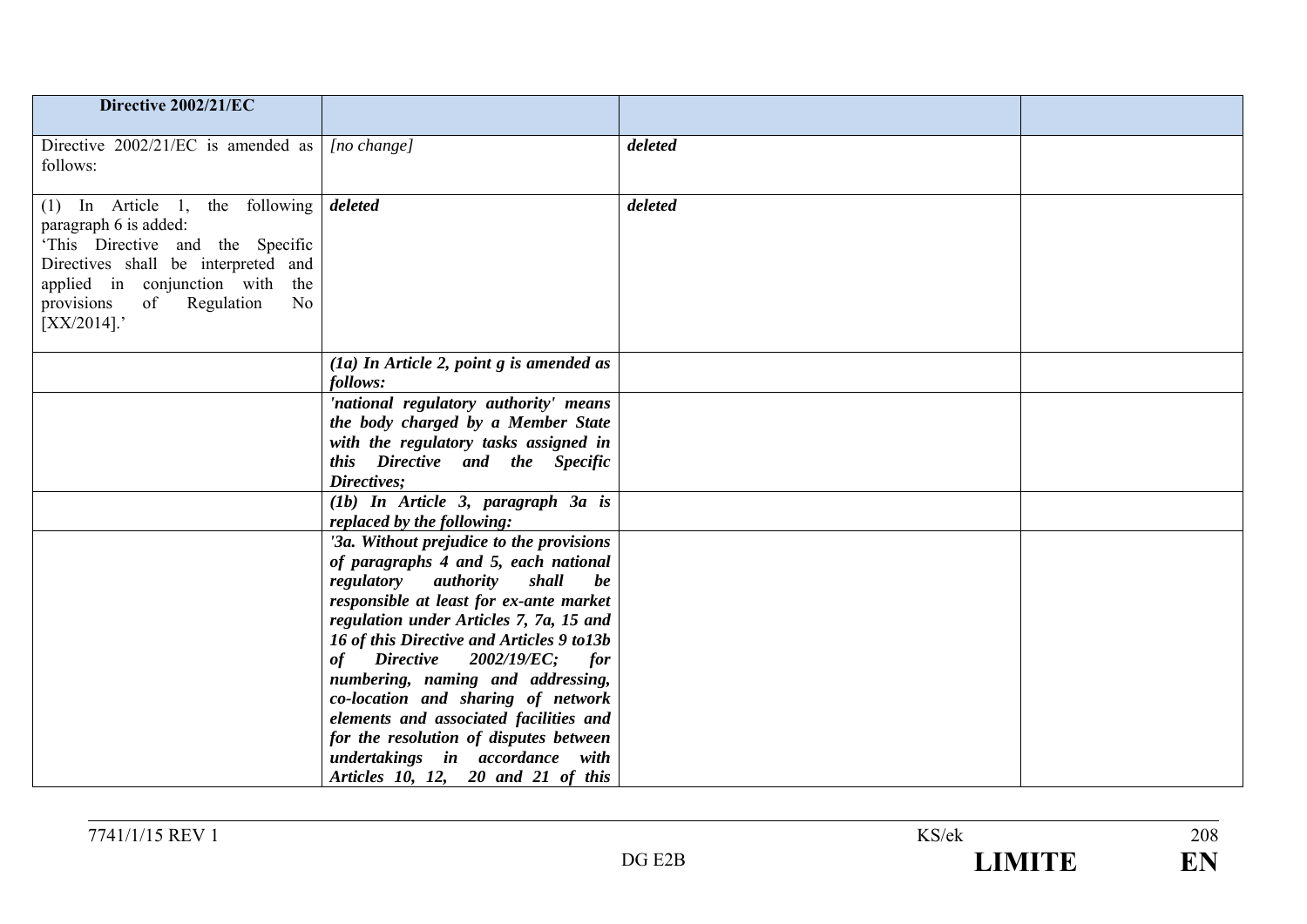| **Directive 2002/21/EC** | | | |
|---|---|---|---|
| Directive 2002/21/EC is amended as follows: | *[no change]* | ***deleted*** | |
| (1) In Article 1, the following paragraph 6 is added: 'This Directive and the Specific Directives shall be interpreted and applied in conjunction with the provisions of Regulation No [XX/2014].' | ***deleted*** | ***deleted*** | |
| | ***(1a) In Article 2, point g is amended as follows:*** | | |
| | ***'national regulatory authority' means the body charged by a Member State with the regulatory tasks assigned in this Directive and the Specific Directives;*** | | |
| | ***(1b) In Article 3, paragraph 3a is replaced by the following:*** | | |
| | ***'3a. Without prejudice to the provisions of paragraphs 4 and 5, each national regulatory authority shall be responsible at least for ex-ante market regulation under Articles 7, 7a, 15 and 16 of this Directive and Articles 9 to13b of Directive 2002/19/EC; for numbering, naming and addressing, co-location and sharing of network elements and associated facilities and for the resolution of disputes between undertakings in accordance with Articles 10, 12, 20 and 21 of this*** | | |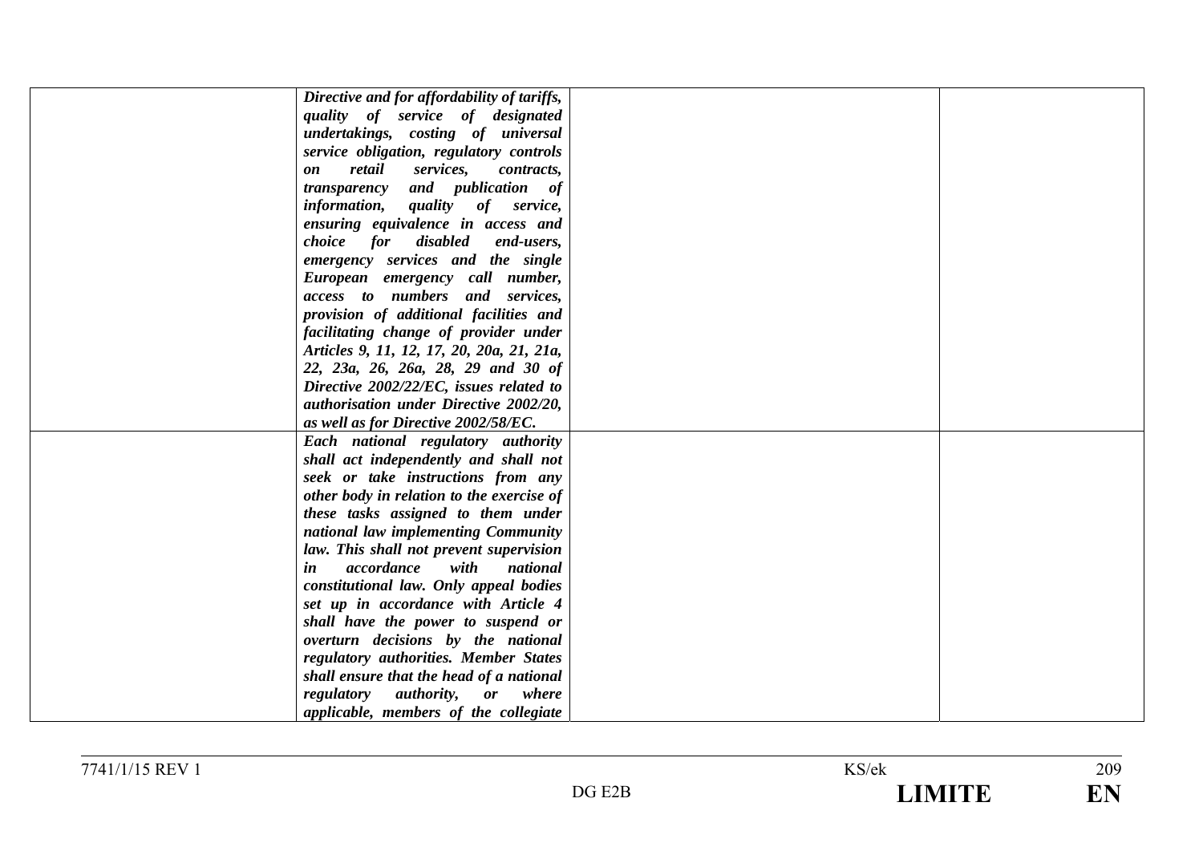|  |  |  |  |
|---|---|---|---|
|  | ***Directive and for affordability of tariffs, quality of service of designated undertakings, costing of universal service obligation, regulatory controls on retail services, contracts, transparency and publication of information, quality of service, ensuring equivalence in access and choice for disabled end-users, emergency services and the single European emergency call number, access to numbers and services, provision of additional facilities and facilitating change of provider under Articles 9, 11, 12, 17, 20, 20a, 21, 21a, 22, 23a, 26, 26a, 28, 29 and 30 of Directive 2002/22/EC, issues related to authorisation under Directive 2002/20, as well as for Directive 2002/58/EC.*** |  |  |
|  | ***Each national regulatory authority shall act independently and shall not seek or take instructions from any other body in relation to the exercise of these tasks assigned to them under national law implementing Community law. This shall not prevent supervision in accordance with national constitutional law. Only appeal bodies set up in accordance with Article 4 shall have the power to suspend or overturn decisions by the national regulatory authorities. Member States shall ensure that the head of a national regulatory authority, or where applicable, members of the collegiate*** |  |  |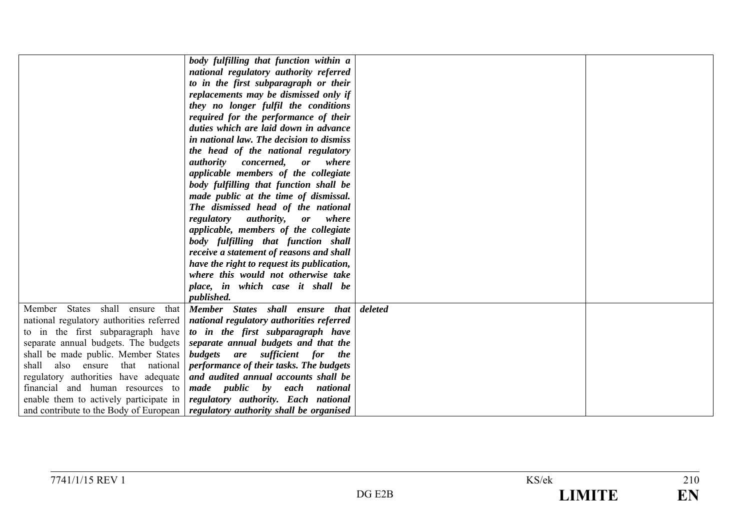| | | | |
|---|---|---|---|
| | ***body fulfilling that function within a national regulatory authority referred to in the first subparagraph or their replacements may be dismissed only if they no longer fulfil the conditions required for the performance of their duties which are laid down in advance in national law. The decision to dismiss the head of the national regulatory authority concerned, or where applicable members of the collegiate body fulfilling that function shall be made public at the time of dismissal. The dismissed head of the national regulatory authority, or where applicable, members of the collegiate body fulfilling that function shall receive a statement of reasons and shall have the right to request its publication, where this would not otherwise take place, in which case it shall be published.*** | | |
| Member States shall ensure that national regulatory authorities referred to in the first subparagraph have separate annual budgets. The budgets shall be made public. Member States shall also ensure that national regulatory authorities have adequate financial and human resources to enable them to actively participate in and contribute to the Body of European | ***Member States shall ensure that national regulatory authorities referred to in the first subparagraph have separate annual budgets and that the budgets are sufficient for the performance of their tasks. The budgets and audited annual accounts shall be made public by each national regulatory authority. Each national regulatory authority shall be organised*** | ***deleted*** | |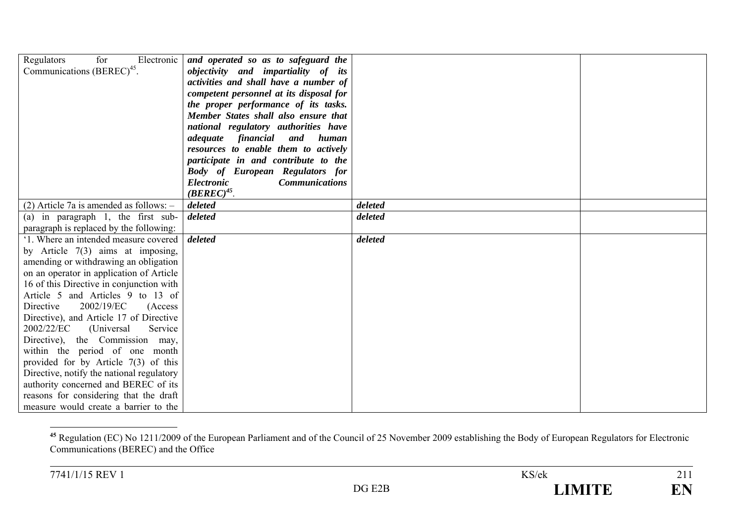| | | | |
|---|---|---|---|
| Regulators for Electronic Communications (BEREC)[45]. | ***and operated so as to safeguard the objectivity and impartiality of its activities and shall have a number of competent personnel at its disposal for the proper performance of its tasks. Member States shall also ensure that national regulatory authorities have adequate financial and human resources to enable them to actively participate in and contribute to the Body of European Regulators for Electronic Communications (BEREC)***[45]. | | |
| (2) Article 7a is amended as follows: – | ***deleted*** | ***deleted*** | |
| (a) in paragraph 1, the first sub-paragraph is replaced by the following: | ***deleted*** | ***deleted*** | |
| '1. Where an intended measure covered by Article 7(3) aims at imposing, amending or withdrawing an obligation on an operator in application of Article 16 of this Directive in conjunction with Article 5 and Articles 9 to 13 of Directive 2002/19/EC (Access Directive), and Article 17 of Directive 2002/22/EC (Universal Service Directive), the Commission may, within the period of one month provided for by Article 7(3) of this Directive, notify the national regulatory authority concerned and BEREC of its reasons for considering that the draft measure would create a barrier to the | ***deleted*** | ***deleted*** | |

[45] Regulation (EC) No 1211/2009 of the European Parliament and of the Council of 25 November 2009 establishing the Body of European Regulators for Electronic Communications (BEREC) and the Office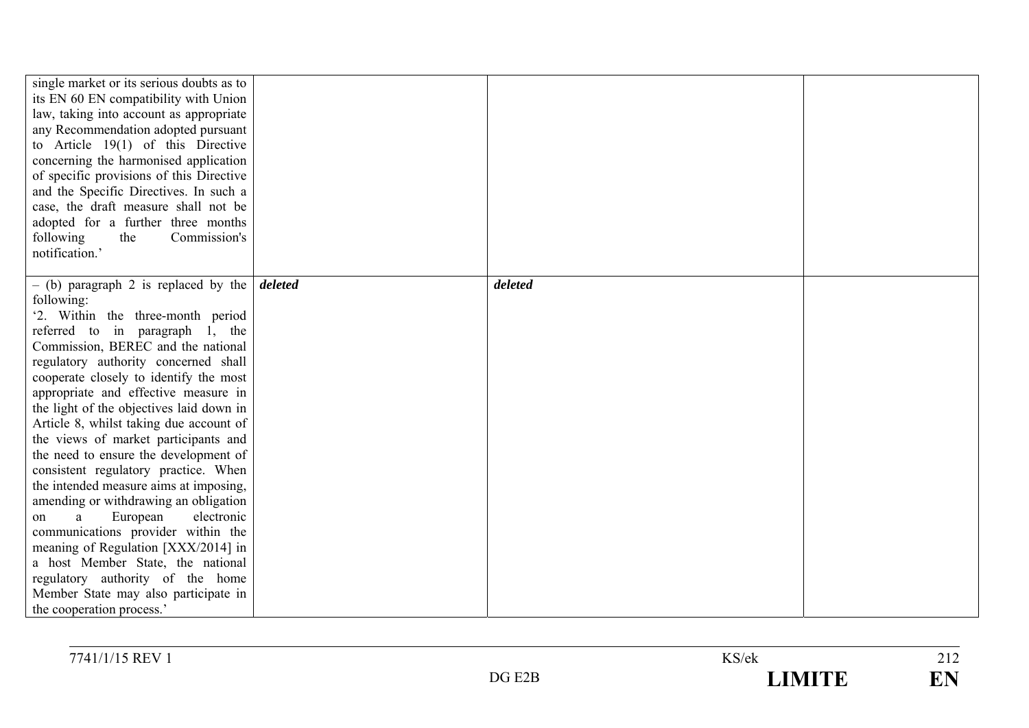| | | | |
|---|---|---|---|
| single market or its serious doubts as to its EN 60 EN compatibility with Union law, taking into account as appropriate any Recommendation adopted pursuant to Article 19(1) of this Directive concerning the harmonised application of specific provisions of this Directive and the Specific Directives. In such a case, the draft measure shall not be adopted for a further three months following the Commission's notification.' | | | |
| – (b) paragraph 2 is replaced by the following:<br>'2. Within the three-month period referred to in paragraph 1, the Commission, BEREC and the national regulatory authority concerned shall cooperate closely to identify the most appropriate and effective measure in the light of the objectives laid down in Article 8, whilst taking due account of the views of market participants and the need to ensure the development of consistent regulatory practice. When the intended measure aims at imposing, amending or withdrawing an obligation on a European electronic communications provider within the meaning of Regulation [XXX/2014] in a host Member State, the national regulatory authority of the home Member State may also participate in the cooperation process.' | ***deleted*** | ***deleted*** | |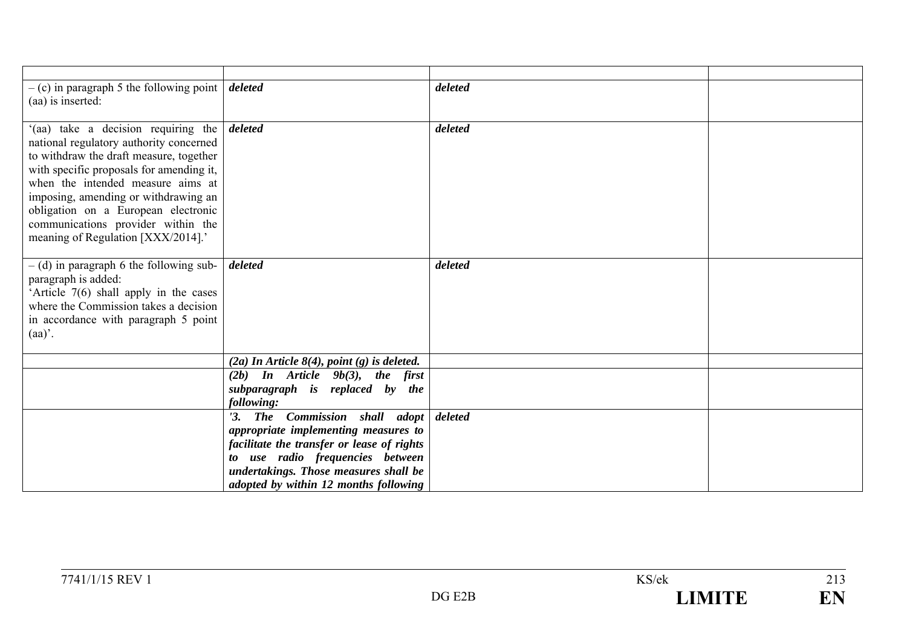| | | | |
|---|---|---|---|
| – (c) in paragraph 5 the following point (aa) is inserted: | ***deleted*** | ***deleted*** | |
| '(aa) take a decision requiring the national regulatory authority concerned to withdraw the draft measure, together with specific proposals for amending it, when the intended measure aims at imposing, amending or withdrawing an obligation on a European electronic communications provider within the meaning of Regulation [XXX/2014].' | ***deleted*** | ***deleted*** | |
| – (d) in paragraph 6 the following sub-paragraph is added: 'Article 7(6) shall apply in the cases where the Commission takes a decision in accordance with paragraph 5 point (aa)'. | ***deleted*** | ***deleted*** | |
| | ***(2a) In Article 8(4), point (g) is deleted.*** | | |
| | ***(2b) In Article 9b(3), the first subparagraph is replaced by the following:*** | | |
| | ***'3. The Commission shall adopt appropriate implementing measures to facilitate the transfer or lease of rights to use radio frequencies between undertakings. Those measures shall be adopted by within 12 months following*** | ***deleted*** | |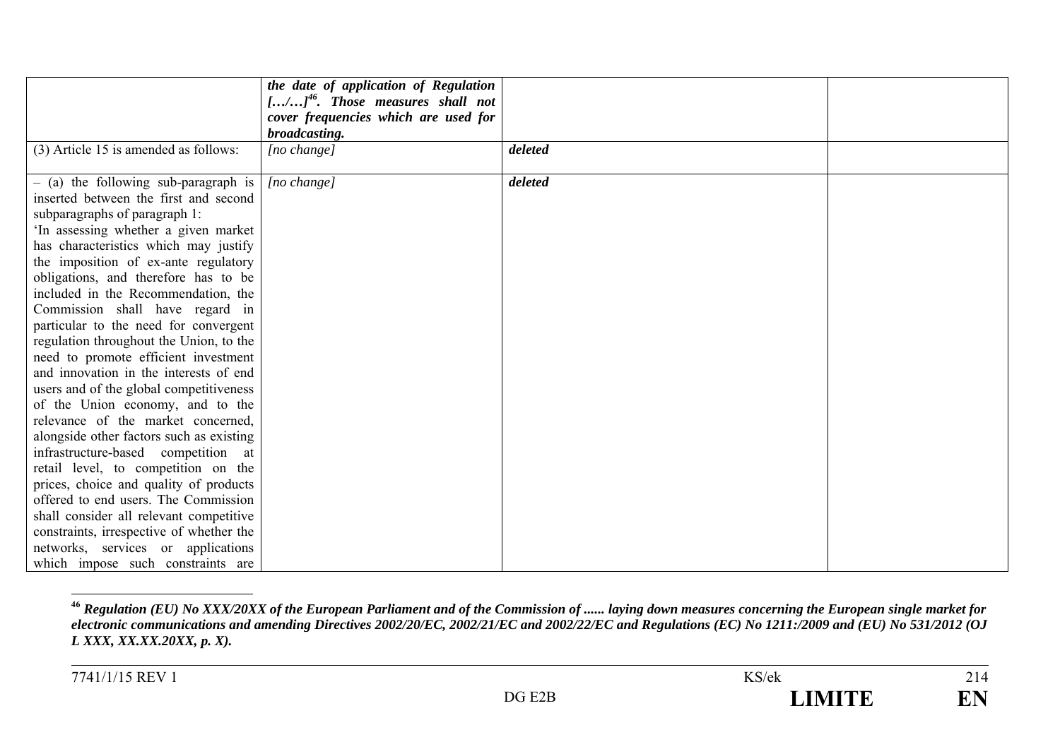| | | | |
|---|---|---|---|
| | ***the date of application of Regulation […/…][46]. Those measures shall not cover frequencies which are used for broadcasting.*** | | |
| (3) Article 15 is amended as follows: | *[no change]* | ***deleted*** | |
| – (a) the following sub-paragraph is inserted between the first and second subparagraphs of paragraph 1: 'In assessing whether a given market has characteristics which may justify the imposition of ex-ante regulatory obligations, and therefore has to be included in the Recommendation, the Commission shall have regard in particular to the need for convergent regulation throughout the Union, to the need to promote efficient investment and innovation in the interests of end users and of the global competitiveness of the Union economy, and to the relevance of the market concerned, alongside other factors such as existing infrastructure-based competition at retail level, to competition on the prices, choice and quality of products offered to end users. The Commission shall consider all relevant competitive constraints, irrespective of whether the networks, services or applications which impose such constraints are | *[no change]* | ***deleted*** | |

[46] ***Regulation (EU) No XXX/20XX of the European Parliament and of the Commission of ...... laying down measures concerning the European single market for electronic communications and amending Directives 2002/20/EC, 2002/21/EC and 2002/22/EC and Regulations (EC) No 1211:/2009 and (EU) No 531/2012 (OJ L XXX, XX.XX.20XX, p. X).***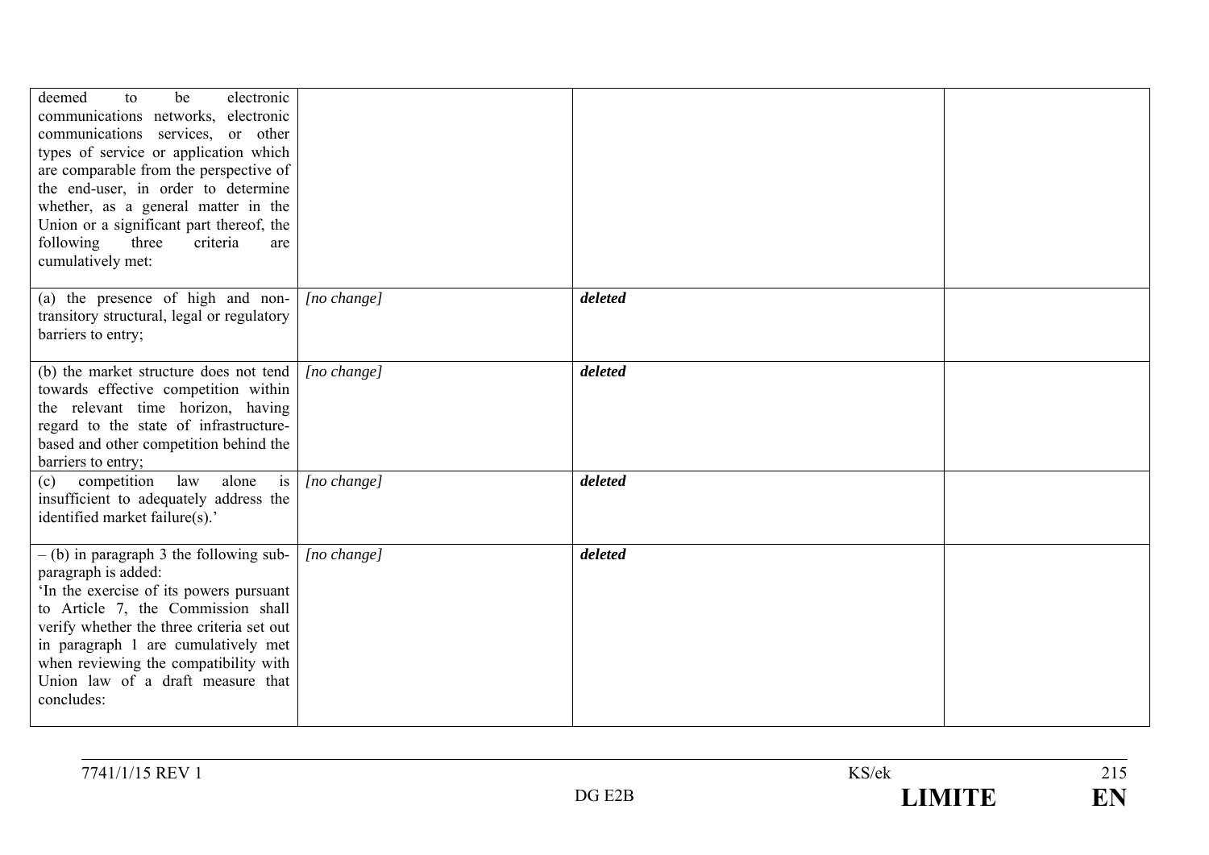| | | | |
|---|---|---|---|
| deemed to be electronic communications networks, electronic communications services, or other types of service or application which are comparable from the perspective of the end-user, in order to determine whether, as a general matter in the Union or a significant part thereof, the following three criteria are cumulatively met: | | | |
| (a) the presence of high and non-transitory structural, legal or regulatory barriers to entry; | *[no change]* | ***deleted*** | |
| (b) the market structure does not tend towards effective competition within the relevant time horizon, having regard to the state of infrastructure-based and other competition behind the barriers to entry; | *[no change]* | ***deleted*** | |
| (c) competition law alone is insufficient to adequately address the identified market failure(s).' | *[no change]* | ***deleted*** | |
| – (b) in paragraph 3 the following sub-paragraph is added:<br>'In the exercise of its powers pursuant to Article 7, the Commission shall verify whether the three criteria set out in paragraph 1 are cumulatively met when reviewing the compatibility with Union law of a draft measure that concludes: | *[no change]* | ***deleted*** | |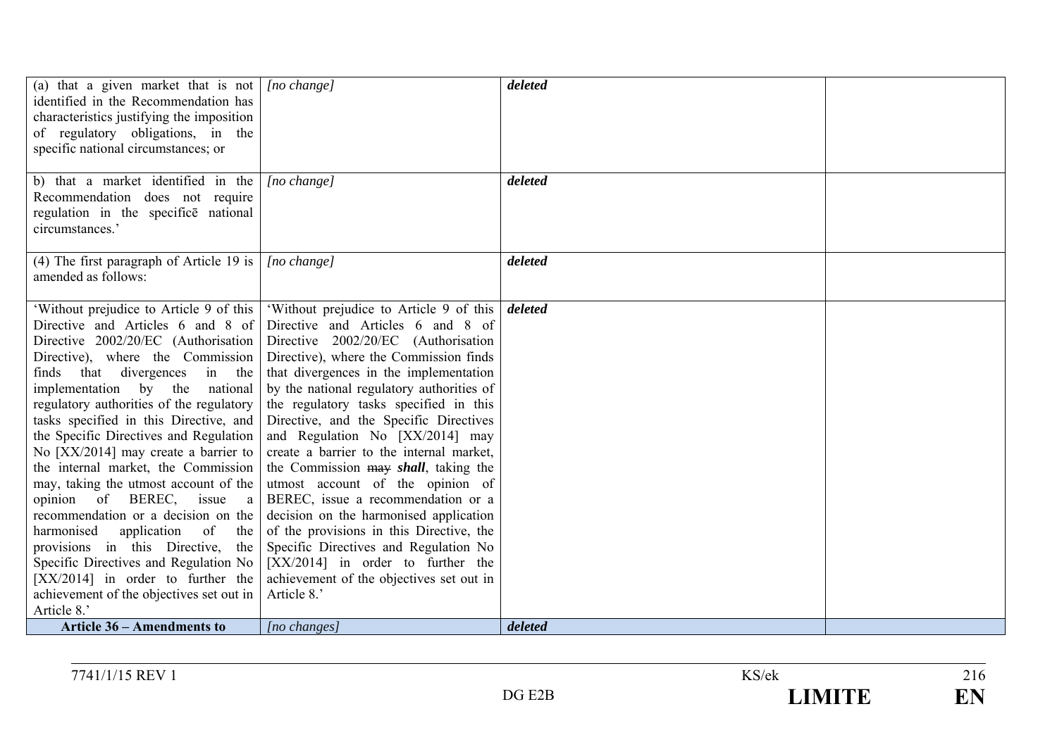| | | | |
|---|---|---|---|
| (a) that a given market that is not identified in the Recommendation has characteristics justifying the imposition of regulatory obligations, in the specific national circumstances; or | *[no change]* | ***deleted*** | |
| b) that a market identified in the Recommendation does not require regulation in the specificē national circumstances.' | *[no change]* | ***deleted*** | |
| (4) The first paragraph of Article 19 is amended as follows: | *[no change]* | ***deleted*** | |
| 'Without prejudice to Article 9 of this Directive and Articles 6 and 8 of Directive 2002/20/EC (Authorisation Directive), where the Commission finds that divergences in the implementation by the national regulatory authorities of the regulatory tasks specified in this Directive, and the Specific Directives and Regulation No [XX/2014] may create a barrier to the internal market, the Commission may, taking the utmost account of the opinion of BEREC, issue a recommendation or a decision on the harmonised application of the provisions in this Directive, the Specific Directives and Regulation No [XX/2014] in order to further the achievement of the objectives set out in Article 8.' | 'Without prejudice to Article 9 of this Directive and Articles 6 and 8 of Directive 2002/20/EC (Authorisation Directive), where the Commission finds that divergences in the implementation by the national regulatory authorities of the regulatory tasks specified in this Directive, and the Specific Directives and Regulation No [XX/2014] may create a barrier to the internal market, the Commission ~~may~~ ***shall***, taking the utmost account of the opinion of BEREC, issue a recommendation or a decision on the harmonised application of the provisions in this Directive, the Specific Directives and Regulation No [XX/2014] in order to further the achievement of the objectives set out in Article 8.' | ***deleted*** | |
| **Article 36 – Amendments to** | *[no changes]* | ***deleted*** | |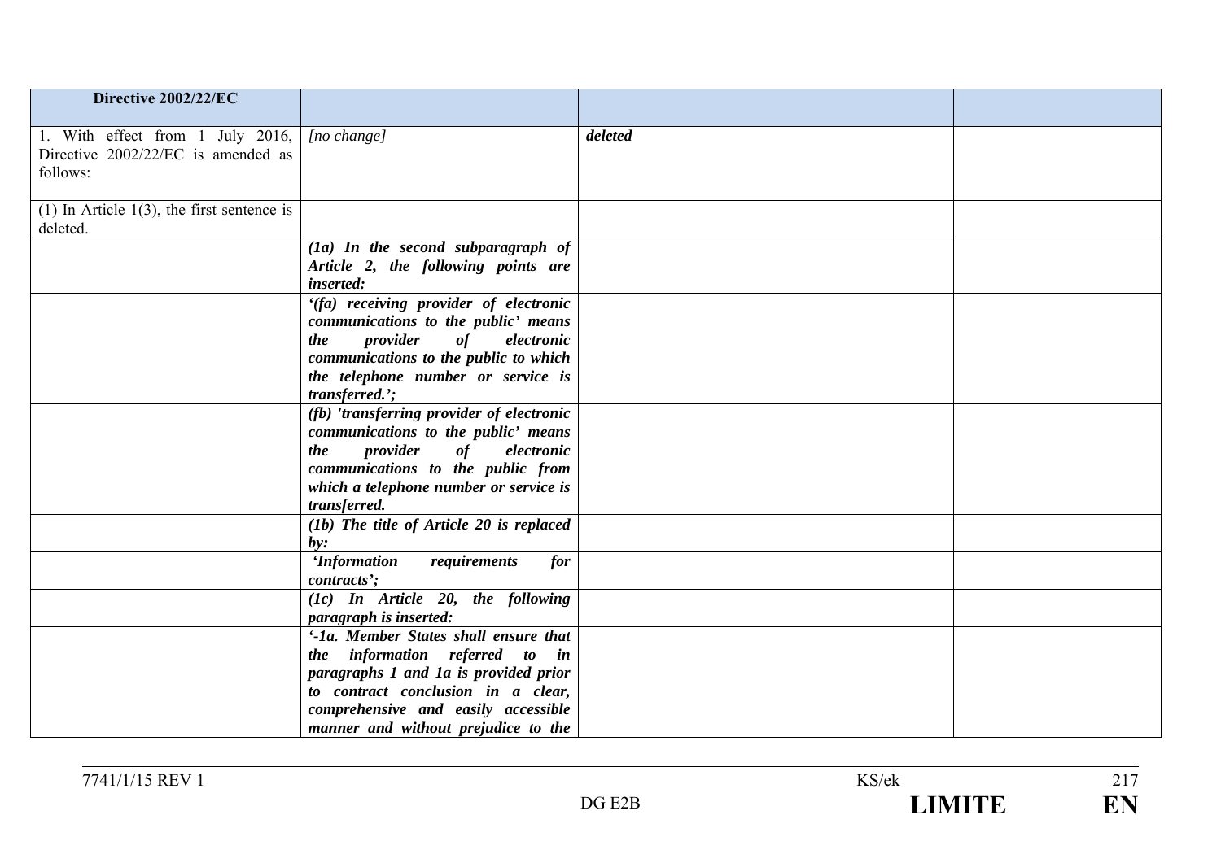| **Directive 2002/22/EC** | | | |
|---|---|---|---|
| 1. With effect from 1 July 2016, Directive 2002/22/EC is amended as follows: | [no change] | ***deleted*** | |
| (1) In Article 1(3), the first sentence is deleted. | | | |
| | ***(1a) In the second subparagraph of Article 2, the following points are inserted:*** | | |
| | ***'(fa) receiving provider of electronic communications to the public' means the provider of electronic communications to the public to which the telephone number or service is transferred.';*** | | |
| | ***(fb) 'transferring provider of electronic communications to the public' means the provider of electronic communications to the public from which a telephone number or service is transferred.*** | | |
| | ***(1b) The title of Article 20 is replaced by:*** | | |
| | ***'Information requirements for contracts';*** | | |
| | ***(1c) In Article 20, the following paragraph is inserted:*** | | |
| | ***'-1a. Member States shall ensure that the information referred to in paragraphs 1 and 1a is provided prior to contract conclusion in a clear, comprehensive and easily accessible manner and without prejudice to the*** | | |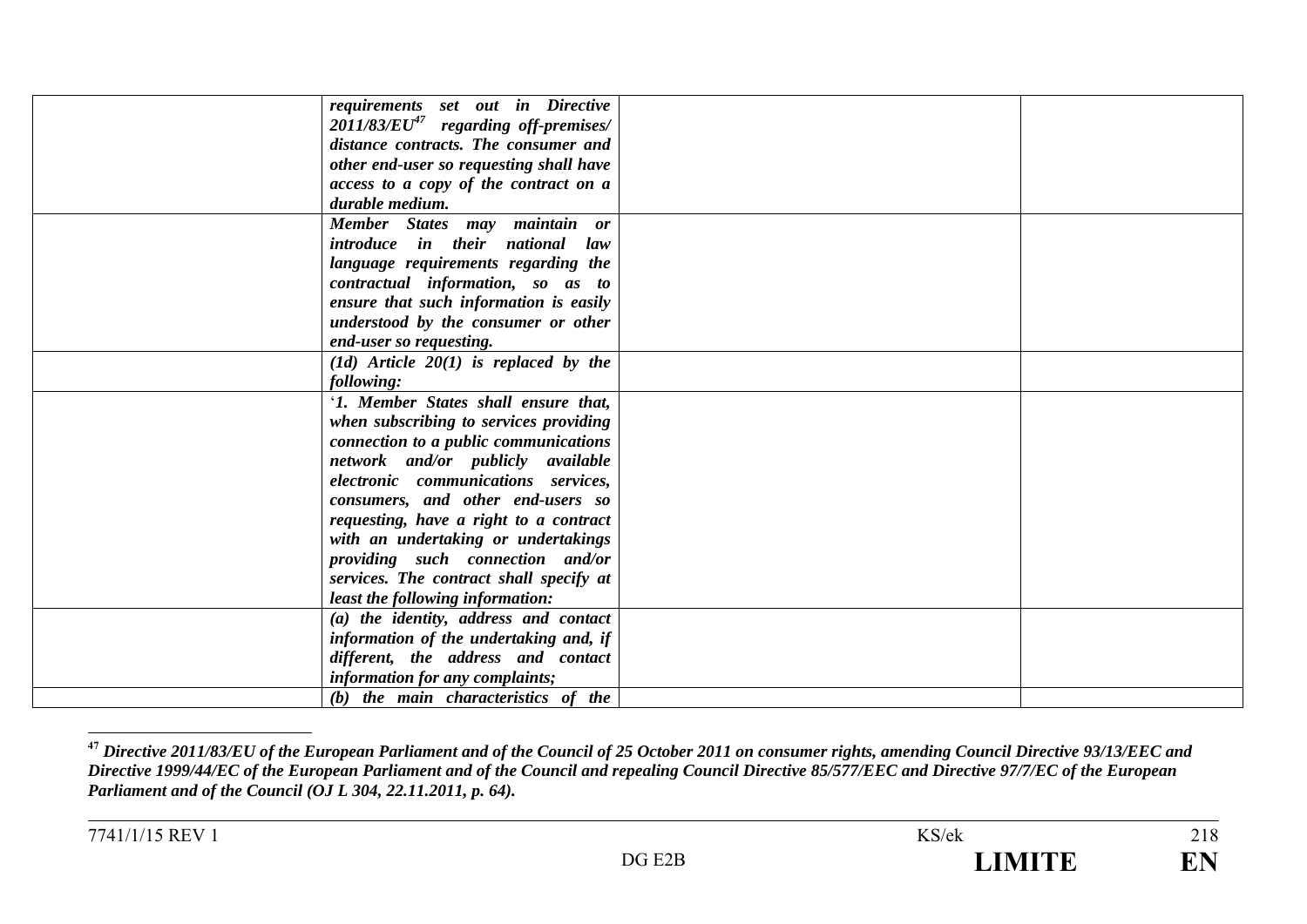| | | | |
|---|---|---|---|
| | ***requirements set out in Directive 2011/83/EU[47] regarding off-premises/ distance contracts. The consumer and other end-user so requesting shall have access to a copy of the contract on a durable medium.*** | | |
| | ***Member States may maintain or introduce in their national law language requirements regarding the contractual information, so as to ensure that such information is easily understood by the consumer or other end-user so requesting.*** | | |
| | ***(1d) Article 20(1) is replaced by the following:*** | | |
| | ***'1. Member States shall ensure that, when subscribing to services providing connection to a public communications network and/or publicly available electronic communications services, consumers, and other end-users so requesting, have a right to a contract with an undertaking or undertakings providing such connection and/or services. The contract shall specify at least the following information:*** | | |
| | ***(a) the identity, address and contact information of the undertaking and, if different, the address and contact information for any complaints;*** | | |
| | ***(b) the main characteristics of the*** | | |

[47] ***Directive 2011/83/EU of the European Parliament and of the Council of 25 October 2011 on consumer rights, amending Council Directive 93/13/EEC and Directive 1999/44/EC of the European Parliament and of the Council and repealing Council Directive 85/577/EEC and Directive 97/7/EC of the European Parliament and of the Council (OJ L 304, 22.11.2011, p. 64).***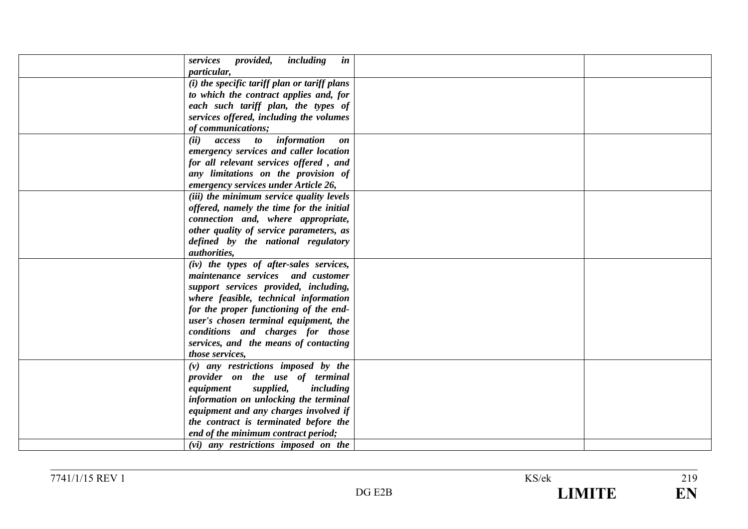| | | | |
|---|---|---|---|
| | ***services provided, including in particular,*** | | |
| | ***(i) the specific tariff plan or tariff plans to which the contract applies and, for each such tariff plan, the types of services offered, including the volumes of communications;*** | | |
| | ***(ii) access to information on emergency services and caller location for all relevant services offered , and any limitations on the provision of emergency services under Article 26,*** | | |
| | ***(iii) the minimum service quality levels offered, namely the time for the initial connection and, where appropriate, other quality of service parameters, as defined by the national regulatory authorities,*** | | |
| | ***(iv) the types of after-sales services, maintenance services and customer support services provided, including, where feasible, technical information for the proper functioning of the end-user's chosen terminal equipment, the conditions and charges for those services, and the means of contacting those services,*** | | |
| | ***(v) any restrictions imposed by the provider on the use of terminal equipment supplied, including information on unlocking the terminal equipment and any charges involved if the contract is terminated before the end of the minimum contract period;*** | | |
| | ***(vi) any restrictions imposed on the*** | | |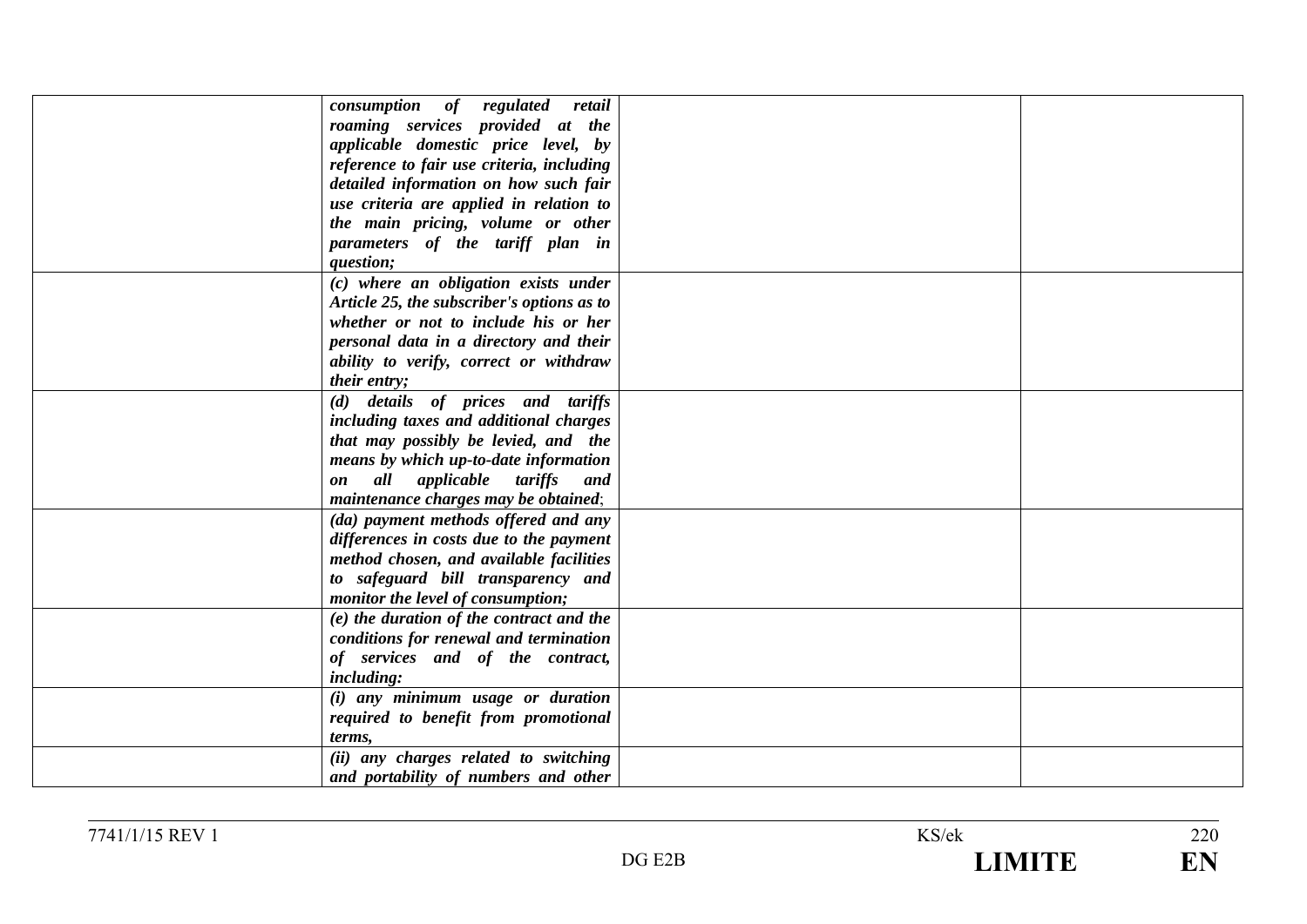| | | | |
|---|---|---|---|
| | ***consumption of regulated retail roaming services provided at the applicable domestic price level, by reference to fair use criteria, including detailed information on how such fair use criteria are applied in relation to the main pricing, volume or other parameters of the tariff plan in question;*** | | |
| | ***(c) where an obligation exists under Article 25, the subscriber's options as to whether or not to include his or her personal data in a directory and their ability to verify, correct or withdraw their entry;*** | | |
| | ***(d) details of prices and tariffs including taxes and additional charges that may possibly be levied, and the means by which up-to-date information on all applicable tariffs and maintenance charges may be obtained***; | | |
| | ***(da) payment methods offered and any differences in costs due to the payment method chosen, and available facilities to safeguard bill transparency and monitor the level of consumption;*** | | |
| | ***(e) the duration of the contract and the conditions for renewal and termination of services and of the contract, including:*** | | |
| | ***(i) any minimum usage or duration required to benefit from promotional terms,*** | | |
| | ***(ii) any charges related to switching and portability of numbers and other*** | | |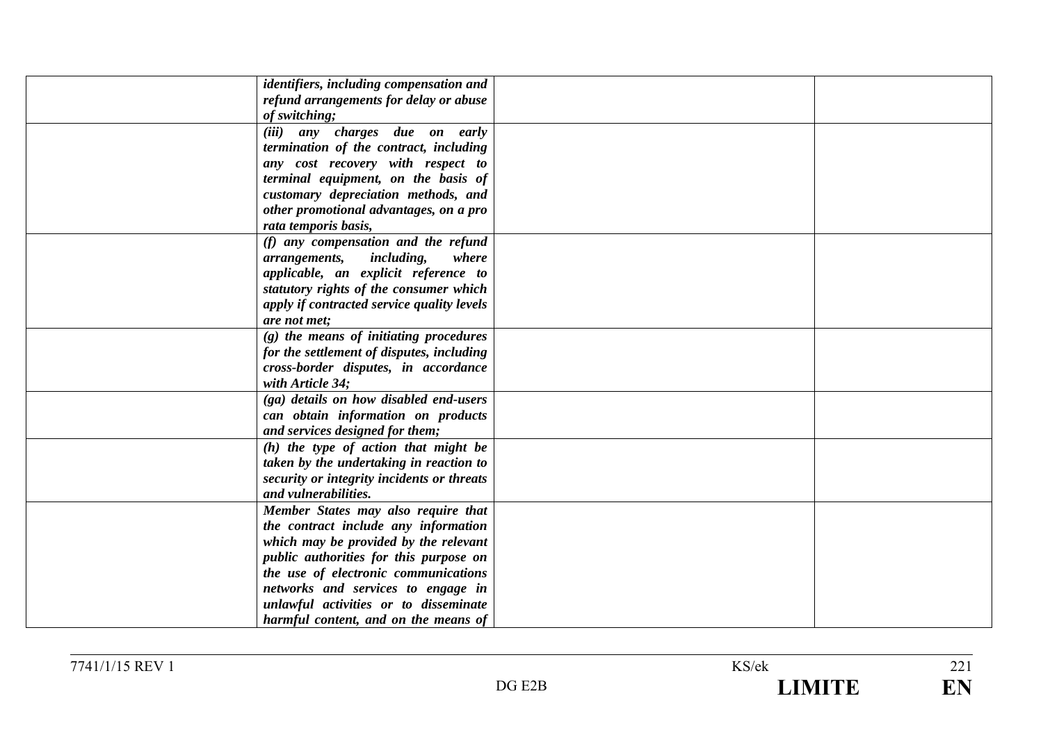| | | | |
|---|---|---|---|
| | ***identifiers, including compensation and refund arrangements for delay or abuse of switching;*** | | |
| | ***(iii) any charges due on early termination of the contract, including any cost recovery with respect to terminal equipment, on the basis of customary depreciation methods, and other promotional advantages, on a pro rata temporis basis,*** | | |
| | ***(f) any compensation and the refund arrangements, including, where applicable, an explicit reference to statutory rights of the consumer which apply if contracted service quality levels are not met;*** | | |
| | ***(g) the means of initiating procedures for the settlement of disputes, including cross-border disputes, in accordance with Article 34;*** | | |
| | ***(ga) details on how disabled end-users can obtain information on products and services designed for them;*** | | |
| | ***(h) the type of action that might be taken by the undertaking in reaction to security or integrity incidents or threats and vulnerabilities.*** | | |
| | ***Member States may also require that the contract include any information which may be provided by the relevant public authorities for this purpose on the use of electronic communications networks and services to engage in unlawful activities or to disseminate harmful content, and on the means of*** | | |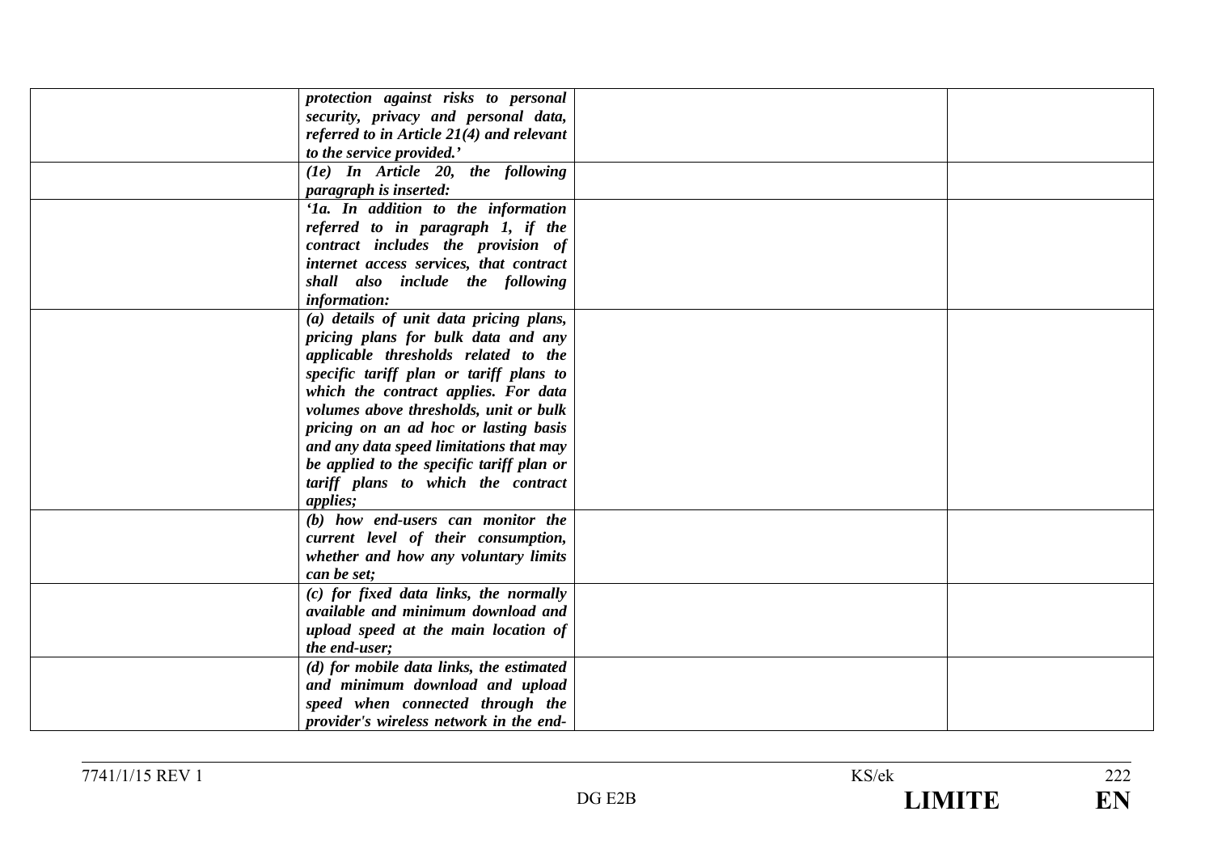| | | | |
|---|---|---|---|
| | ***protection against risks to personal security, privacy and personal data, referred to in Article 21(4) and relevant to the service provided.'*** | | |
| | ***(1e) In Article 20, the following paragraph is inserted:*** | | |
| | ***'1a. In addition to the information referred to in paragraph 1, if the contract includes the provision of internet access services, that contract shall also include the following information:*** | | |
| | ***(a) details of unit data pricing plans, pricing plans for bulk data and any applicable thresholds related to the specific tariff plan or tariff plans to which the contract applies. For data volumes above thresholds, unit or bulk pricing on an ad hoc or lasting basis and any data speed limitations that may be applied to the specific tariff plan or tariff plans to which the contract applies;*** | | |
| | ***(b) how end-users can monitor the current level of their consumption, whether and how any voluntary limits can be set;*** | | |
| | ***(c) for fixed data links, the normally available and minimum download and upload speed at the main location of the end-user;*** | | |
| | ***(d) for mobile data links, the estimated and minimum download and upload speed when connected through the provider's wireless network in the end-*** | | |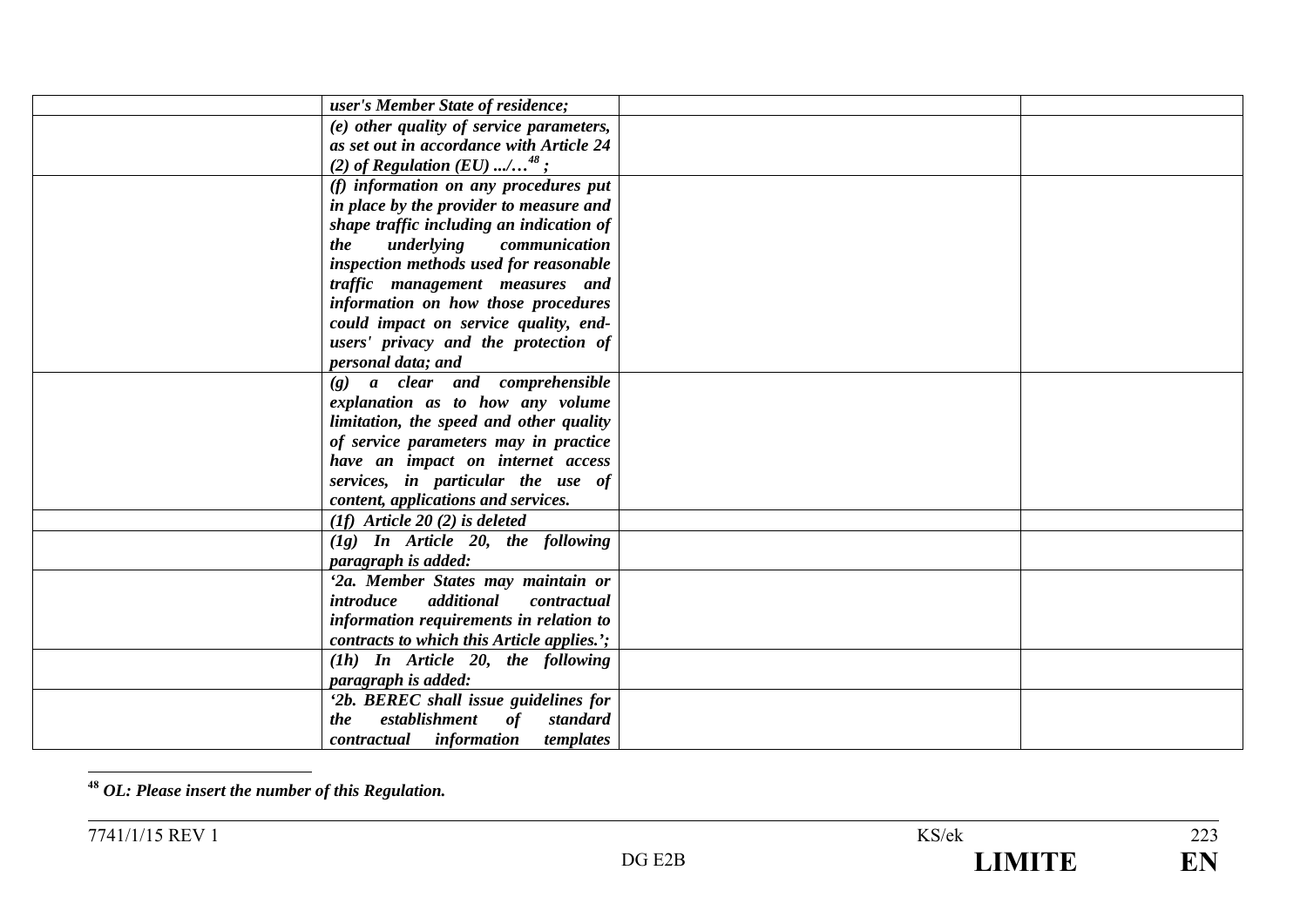| | | | |
|---|---|---|---|
| | *user's Member State of residence;* | | |
| | *(e) other quality of service parameters, as set out in accordance with Article 24 (2) of Regulation (EU) .../...*[48] *;* | | |
| | *(f) information on any procedures put in place by the provider to measure and shape traffic including an indication of the underlying communication inspection methods used for reasonable traffic management measures and information on how those procedures could impact on service quality, end-users' privacy and the protection of personal data; and* | | |
| | *(g) a clear and comprehensible explanation as to how any volume limitation, the speed and other quality of service parameters may in practice have an impact on internet access services, in particular the use of content, applications and services.* | | |
| | *(1f) Article 20 (2) is deleted* | | |
| | *(1g) In Article 20, the following paragraph is added:* | | |
| | *'2a. Member States may maintain or introduce additional contractual information requirements in relation to contracts to which this Article applies.';* | | |
| | *(1h) In Article 20, the following paragraph is added:* | | |
| | *'2b. BEREC shall issue guidelines for the establishment of standard contractual information templates* | | |

[48] *OL: Please insert the number of this Regulation.*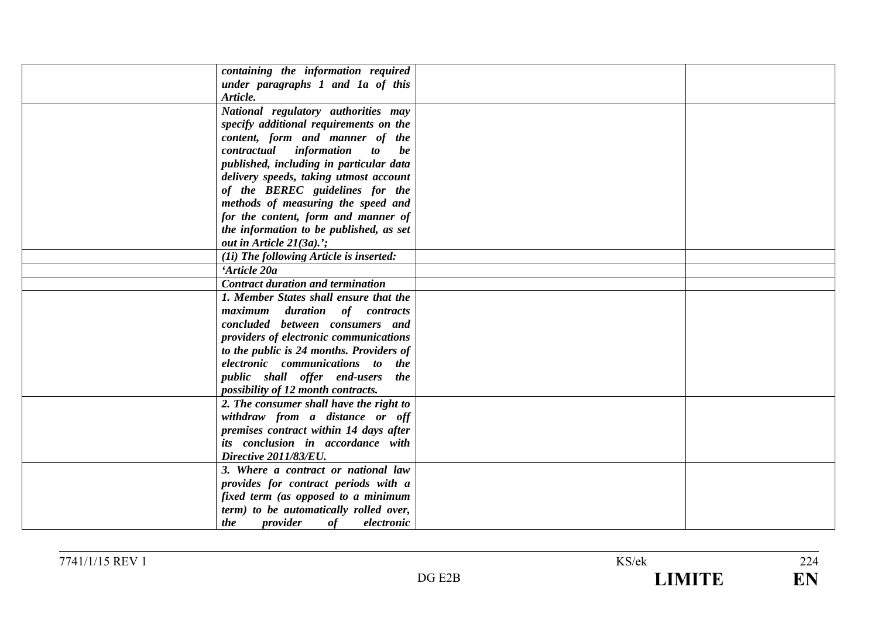| | | | |
|---|---|---|---|
| | ***containing the information required under paragraphs 1 and 1a of this Article.*** | | |
| | ***National regulatory authorities may specify additional requirements on the content, form and manner of the contractual information to be published, including in particular data delivery speeds, taking utmost account of the BEREC guidelines for the methods of measuring the speed and for the content, form and manner of the information to be published, as set out in Article 21(3a).';*** | | |
| | ***(1i) The following Article is inserted:*** | | |
| | ***'Article 20a*** | | |
| | ***Contract duration and termination*** | | |
| | ***1. Member States shall ensure that the maximum duration of contracts concluded between consumers and providers of electronic communications to the public is 24 months. Providers of electronic communications to the public shall offer end-users the possibility of 12 month contracts.*** | | |
| | ***2. The consumer shall have the right to withdraw from a distance or off premises contract within 14 days after its conclusion in accordance with Directive 2011/83/EU.*** | | |
| | ***3. Where a contract or national law provides for contract periods with a fixed term (as opposed to a minimum term) to be automatically rolled over, the provider of electronic*** | | |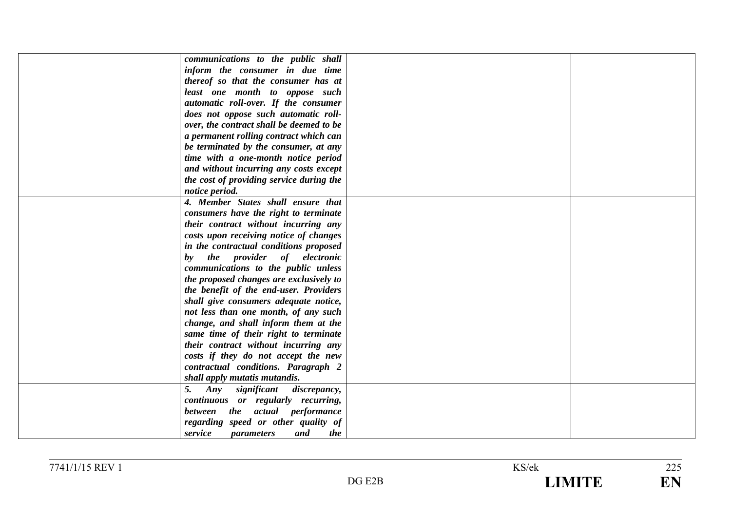| | | | |
|---|---|---|---|
| | ***communications to the public shall inform the consumer in due time thereof so that the consumer has at least one month to oppose such automatic roll-over. If the consumer does not oppose such automatic roll-over, the contract shall be deemed to be a permanent rolling contract which can be terminated by the consumer, at any time with a one-month notice period and without incurring any costs except the cost of providing service during the notice period.*** | | |
| | ***4. Member States shall ensure that consumers have the right to terminate their contract without incurring any costs upon receiving notice of changes in the contractual conditions proposed by the provider of electronic communications to the public unless the proposed changes are exclusively to the benefit of the end-user. Providers shall give consumers adequate notice, not less than one month, of any such change, and shall inform them at the same time of their right to terminate their contract without incurring any costs if they do not accept the new contractual conditions. Paragraph 2 shall apply mutatis mutandis.*** | | |
| | ***5. Any significant discrepancy, continuous or regularly recurring, between the actual performance regarding speed or other quality of service parameters and the*** | | |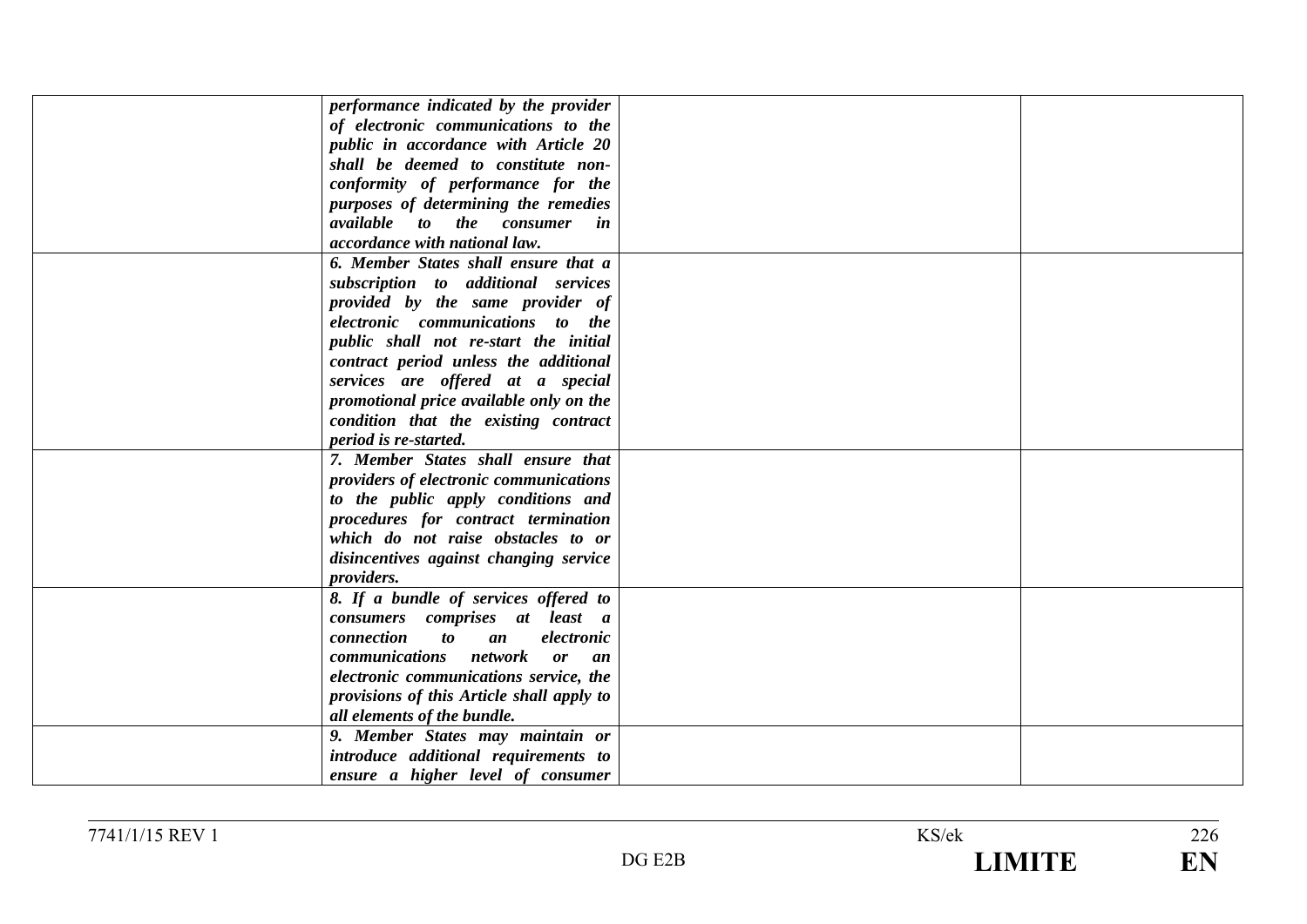| | | | |
|---|---|---|---|
| | ***performance indicated by the provider of electronic communications to the public in accordance with Article 20 shall be deemed to constitute non-conformity of performance for the purposes of determining the remedies available to the consumer in accordance with national law.*** | | |
| | ***6. Member States shall ensure that a subscription to additional services provided by the same provider of electronic communications to the public shall not re-start the initial contract period unless the additional services are offered at a special promotional price available only on the condition that the existing contract period is re-started.*** | | |
| | ***7. Member States shall ensure that providers of electronic communications to the public apply conditions and procedures for contract termination which do not raise obstacles to or disincentives against changing service providers.*** | | |
| | ***8. If a bundle of services offered to consumers comprises at least a connection to an electronic communications network or an electronic communications service, the provisions of this Article shall apply to all elements of the bundle.*** | | |
| | ***9. Member States may maintain or introduce additional requirements to ensure a higher level of consumer*** | | |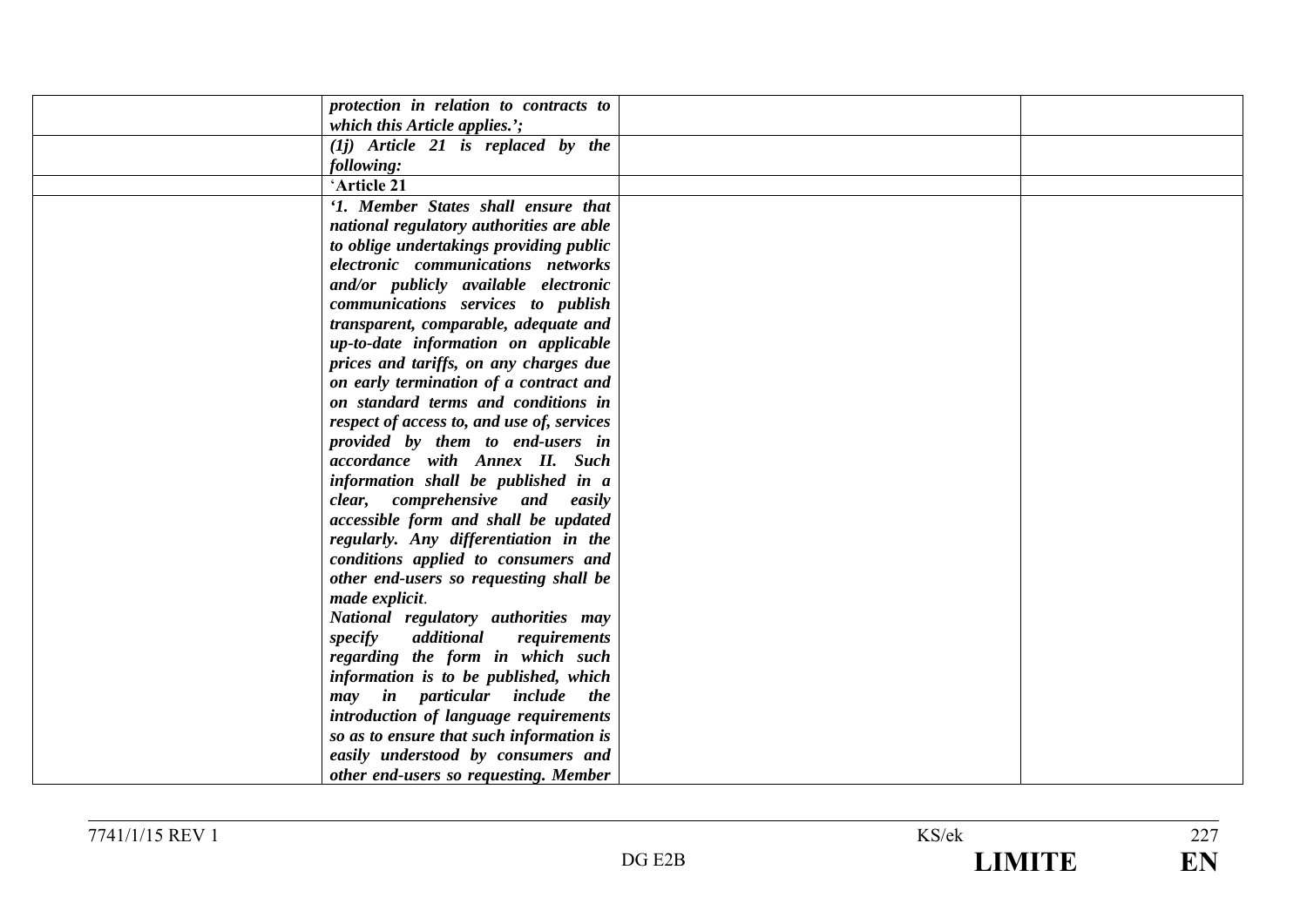| | | | |
|---|---|---|---|
| | ***protection in relation to contracts to which this Article applies.';*** | | |
| | ***(1j) Article 21 is replaced by the following:*** | | |
| | '**Article 21** | | |
| | ***'1. Member States shall ensure that national regulatory authorities are able to oblige undertakings providing public electronic communications networks and/or publicly available electronic communications services to publish transparent, comparable, adequate and up-to-date information on applicable prices and tariffs, on any charges due on early termination of a contract and on standard terms and conditions in respect of access to, and use of, services provided by them to end-users in accordance with Annex II. Such information shall be published in a clear, comprehensive and easily accessible form and shall be updated regularly. Any differentiation in the conditions applied to consumers and other end-users so requesting shall be made explicit.*** ***National regulatory authorities may specify additional requirements regarding the form in which such information is to be published, which may in particular include the introduction of language requirements so as to ensure that such information is easily understood by consumers and other end-users so requesting. Member*** | | |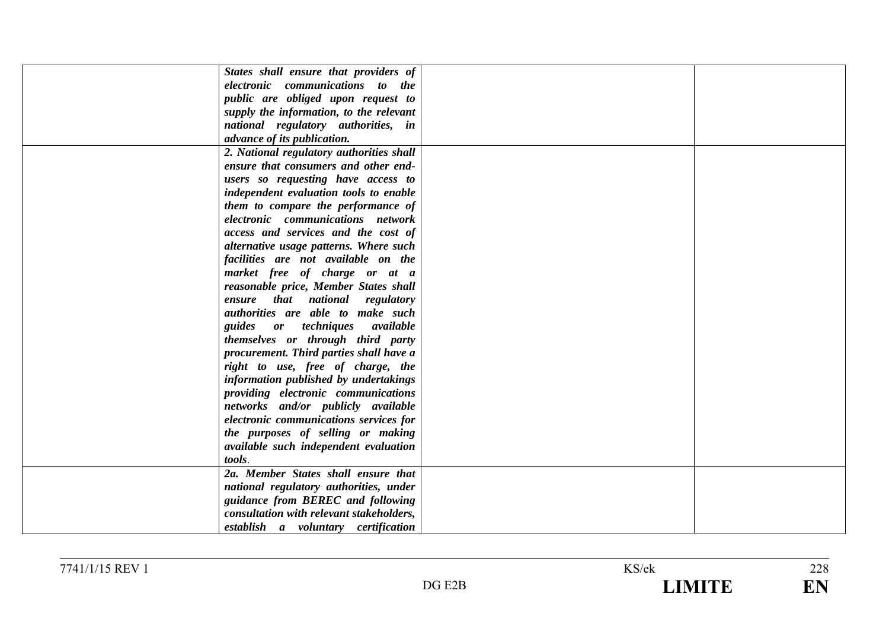| | | | |
|---|---|---|---|
| | ***States shall ensure that providers of electronic communications to the public are obliged upon request to supply the information, to the relevant national regulatory authorities, in advance of its publication.*** | | |
| | ***2. National regulatory authorities shall ensure that consumers and other end-users so requesting have access to independent evaluation tools to enable them to compare the performance of electronic communications network access and services and the cost of alternative usage patterns. Where such facilities are not available on the market free of charge or at a reasonable price, Member States shall ensure that national regulatory authorities are able to make such guides or techniques available themselves or through third party procurement. Third parties shall have a right to use, free of charge, the information published by undertakings providing electronic communications networks and/or publicly available electronic communications services for the purposes of selling or making available such independent evaluation tools***. | | |
| | ***2a. Member States shall ensure that national regulatory authorities, under guidance from BEREC and following consultation with relevant stakeholders, establish a voluntary certification*** | | |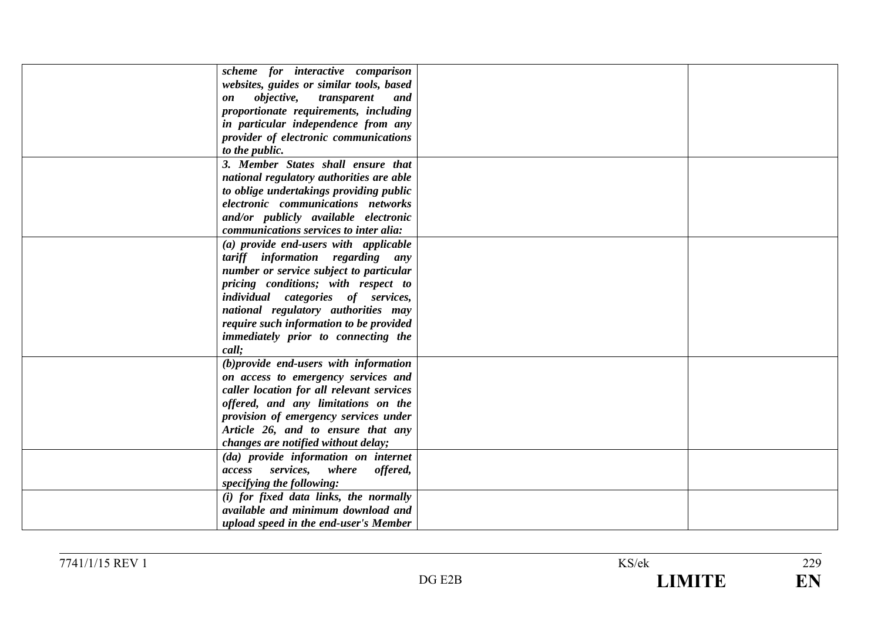| | | | |
|---|---|---|---|
| | ***scheme for interactive comparison websites, guides or similar tools, based on objective, transparent and proportionate requirements, including in particular independence from any provider of electronic communications to the public.*** | | |
| | ***3. Member States shall ensure that national regulatory authorities are able to oblige undertakings providing public electronic communications networks and/or publicly available electronic communications services to inter alia:*** | | |
| | ***(a) provide end-users with applicable tariff information regarding any number or service subject to particular pricing conditions; with respect to individual categories of services, national regulatory authorities may require such information to be provided immediately prior to connecting the call;*** | | |
| | ***(b)provide end-users with information on access to emergency services and caller location for all relevant services offered, and any limitations on the provision of emergency services under Article 26, and to ensure that any changes are notified without delay;*** | | |
| | ***(da) provide information on internet access services, where offered, specifying the following:*** | | |
| | ***(i) for fixed data links, the normally available and minimum download and upload speed in the end-user's Member*** | | |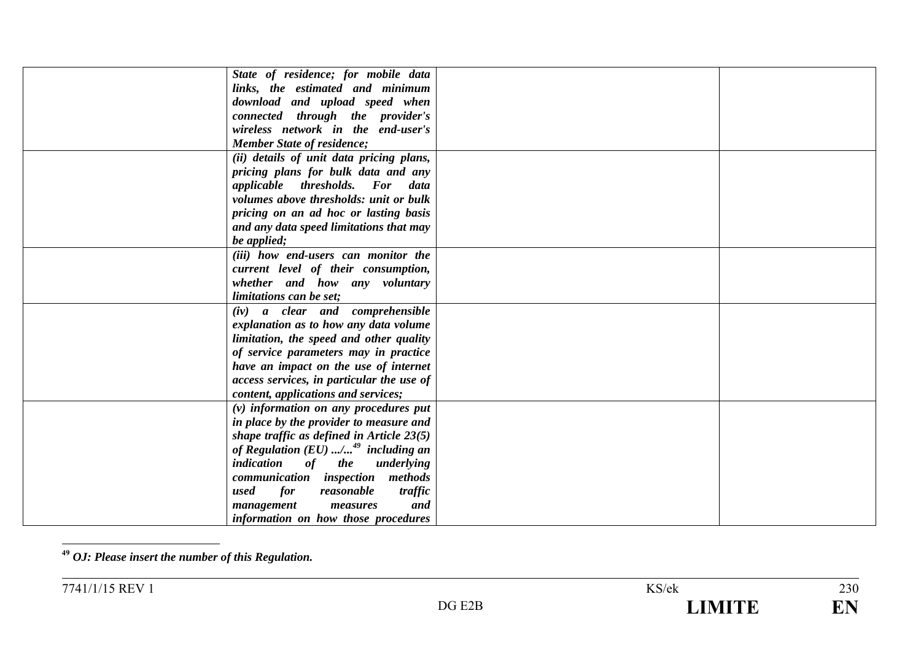|  |  |  |  |
|---|---|---|---|
|  | ***State of residence; for mobile data links, the estimated and minimum download and upload speed when connected through the provider's wireless network in the end-user's Member State of residence;*** |  |  |
|  | ***(ii) details of unit data pricing plans, pricing plans for bulk data and any applicable thresholds. For data volumes above thresholds: unit or bulk pricing on an ad hoc or lasting basis and any data speed limitations that may be applied;*** |  |  |
|  | ***(iii) how end-users can monitor the current level of their consumption, whether and how any voluntary limitations can be set;*** |  |  |
|  | ***(iv) a clear and comprehensible explanation as to how any data volume limitation, the speed and other quality of service parameters may in practice have an impact on the use of internet access services, in particular the use of content, applications and services;*** |  |  |
|  | ***(v) information on any procedures put in place by the provider to measure and shape traffic as defined in Article 23(5) of Regulation (EU) .../...[49] including an indication of the underlying communication inspection methods used for reasonable traffic management measures and information on how those procedures*** |  |  |

[49] ***OJ: Please insert the number of this Regulation.***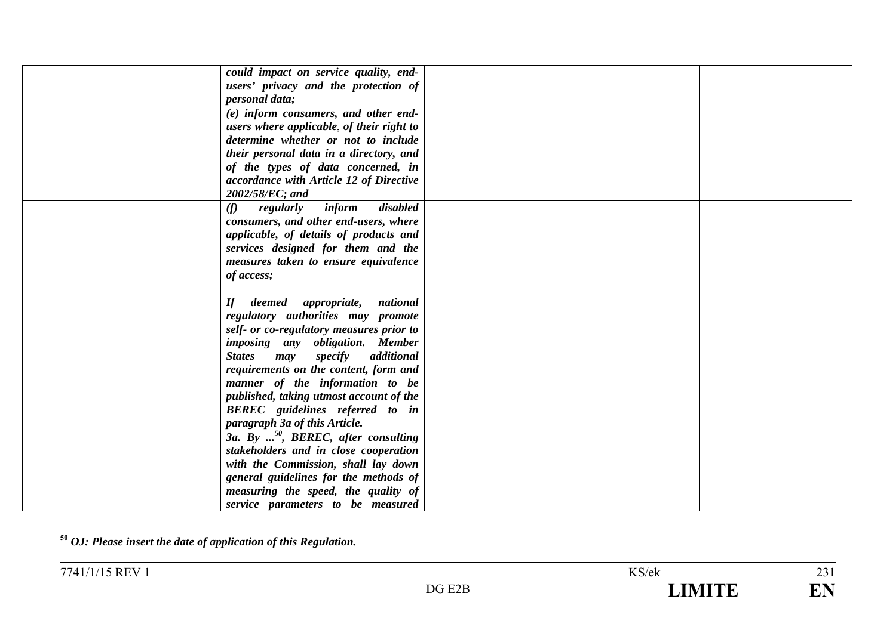| | | | |
|---|---|---|---|
| | ***could impact on service quality, end-users' privacy and the protection of personal data;*** | | |
| | ***(e) inform consumers, and other end-users where applicable, of their right to determine whether or not to include their personal data in a directory, and of the types of data concerned, in accordance with Article 12 of Directive 2002/58/EC; and*** | | |
| | ***(f) regularly inform disabled consumers, and other end-users, where applicable, of details of products and services designed for them and the measures taken to ensure equivalence of access;*** | | |
| | ***If deemed appropriate, national regulatory authorities may promote self- or co-regulatory measures prior to imposing any obligation. Member States may specify additional requirements on the content, form and manner of the information to be published, taking utmost account of the BEREC guidelines referred to in paragraph 3a of this Article.*** | | |
| | ***3a. By ...[50], BEREC, after consulting stakeholders and in close cooperation with the Commission, shall lay down general guidelines for the methods of measuring the speed, the quality of service parameters to be measured*** | | |

[50] ***OJ: Please insert the date of application of this Regulation.***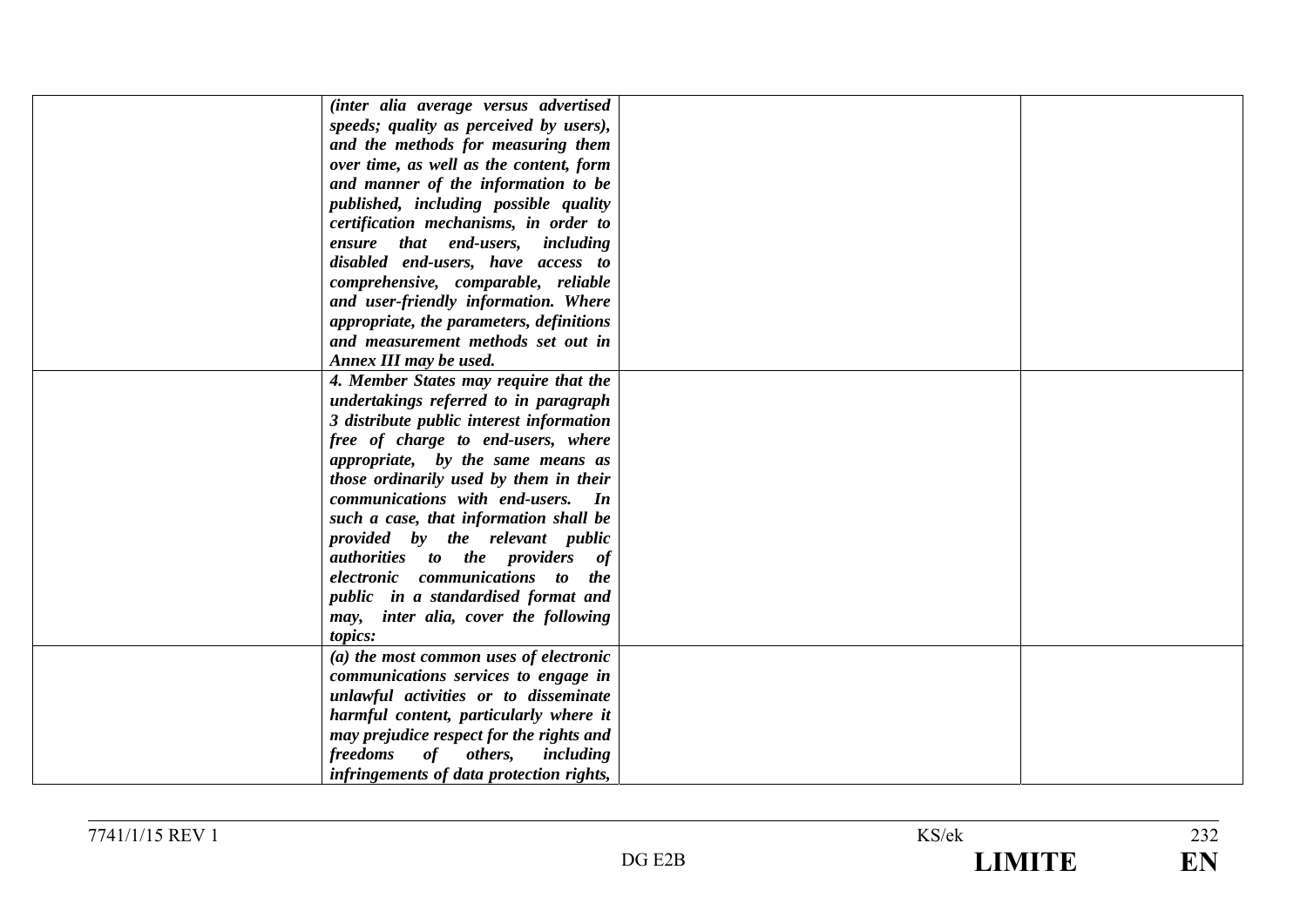| | | | |
|---|---|---|---|
| | *(inter alia average versus advertised speeds; quality as perceived by users), and the methods for measuring them over time, as well as the content, form and manner of the information to be published, including possible quality certification mechanisms, in order to ensure that end-users, including disabled end-users, have access to comprehensive, comparable, reliable and user-friendly information. Where appropriate, the parameters, definitions and measurement methods set out in Annex III may be used.* | | |
| | ***4. Member States may require that the undertakings referred to in paragraph 3 distribute public interest information free of charge to end-users, where appropriate, by the same means as those ordinarily used by them in their communications with end-users. In such a case, that information shall be provided by the relevant public authorities to the providers of electronic communications to the public in a standardised format and may, inter alia, cover the following topics:*** | | |
| | ***(a) the most common uses of electronic communications services to engage in unlawful activities or to disseminate harmful content, particularly where it may prejudice respect for the rights and freedoms of others, including infringements of data protection rights,*** | | |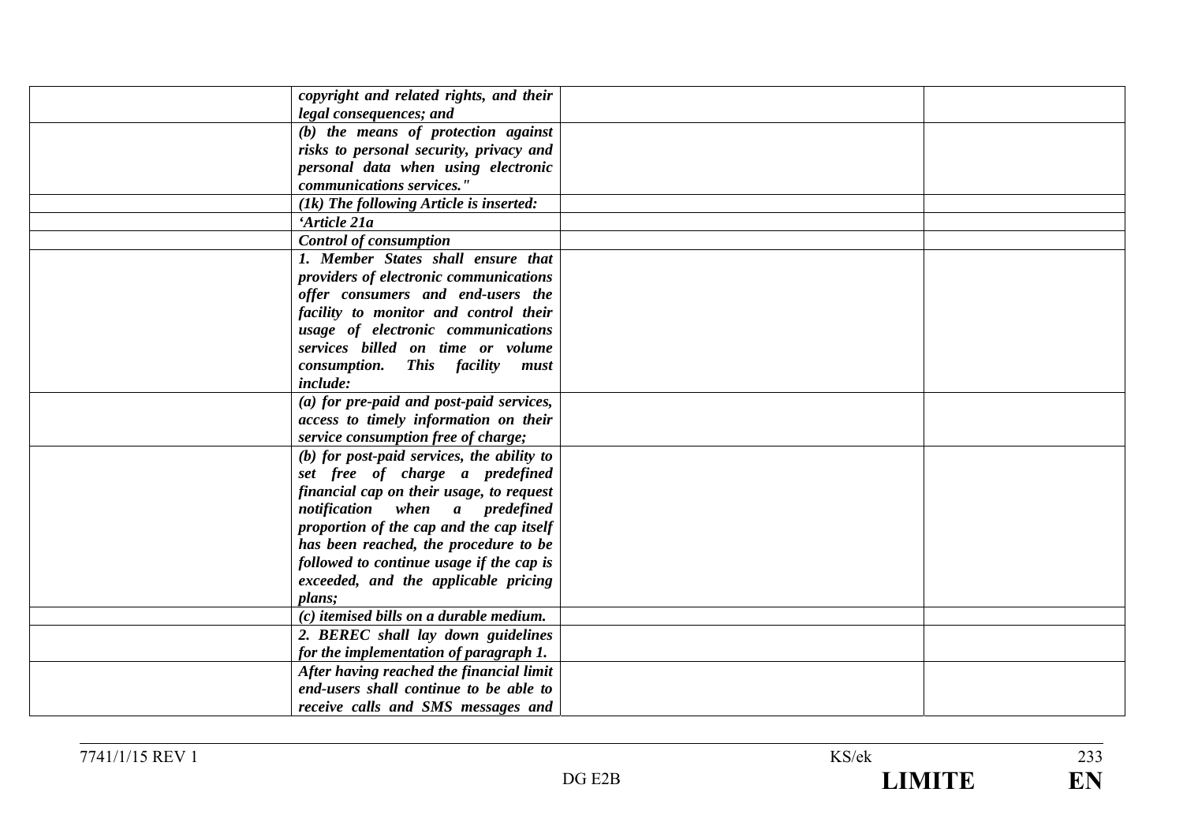| | | | |
|---|---|---|---|
| | *copyright and related rights, and their legal consequences; and* | | |
| | *(b) the means of protection against risks to personal security, privacy and personal data when using electronic communications services."* | | |
| | *(1k) The following Article is inserted:* | | |
| | *'Article 21a* | | |
| | *Control of consumption* | | |
| | *1. Member States shall ensure that providers of electronic communications offer consumers and end-users the facility to monitor and control their usage of electronic communications services billed on time or volume consumption. This facility must include:* | | |
| | *(a) for pre-paid and post-paid services, access to timely information on their service consumption free of charge;* | | |
| | *(b) for post-paid services, the ability to set free of charge a predefined financial cap on their usage, to request notification when a predefined proportion of the cap and the cap itself has been reached, the procedure to be followed to continue usage if the cap is exceeded, and the applicable pricing plans;* | | |
| | *(c) itemised bills on a durable medium.* | | |
| | *2. BEREC shall lay down guidelines for the implementation of paragraph 1.* | | |
| | *After having reached the financial limit end-users shall continue to be able to receive calls and SMS messages and* | | |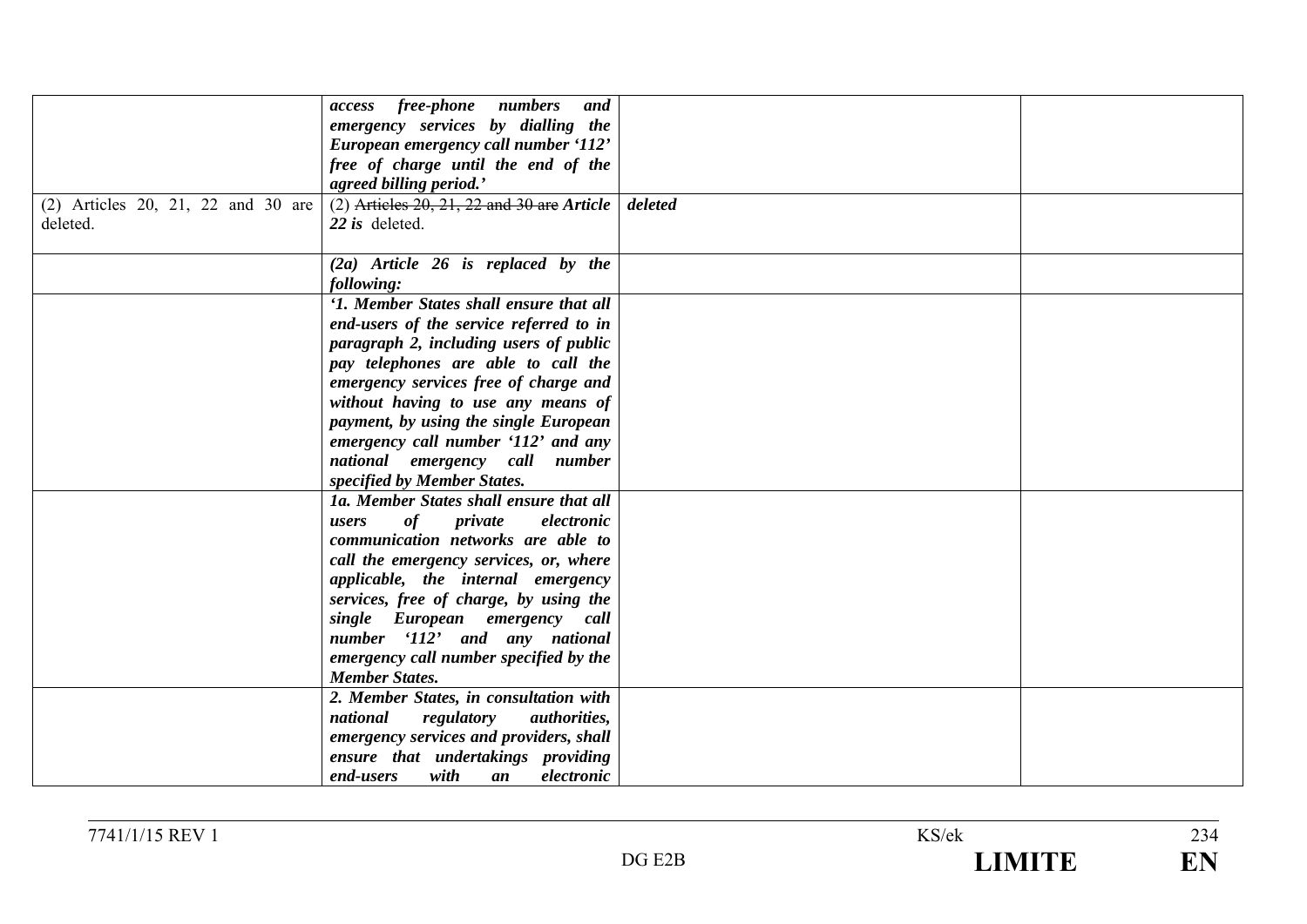| | | | |
|---|---|---|---|
| | ***access free-phone numbers and emergency services by dialling the European emergency call number '112' free of charge until the end of the agreed billing period.'*** | | |
| (2) Articles 20, 21, 22 and 30 are deleted. | (2) ~~Articles 20, 21, 22 and 30 are~~ ***Article 22 is*** deleted. | ***deleted*** | |
| | ***(2a) Article 26 is replaced by the following:*** | | |
| | ***'1. Member States shall ensure that all end-users of the service referred to in paragraph 2, including users of public pay telephones are able to call the emergency services free of charge and without having to use any means of payment, by using the single European emergency call number '112' and any national emergency call number specified by Member States.*** | | |
| | ***1a. Member States shall ensure that all users of private electronic communication networks are able to call the emergency services, or, where applicable, the internal emergency services, free of charge, by using the single European emergency call number '112' and any national emergency call number specified by the Member States.*** | | |
| | ***2. Member States, in consultation with national regulatory authorities, emergency services and providers, shall ensure that undertakings providing end-users with an electronic*** | | |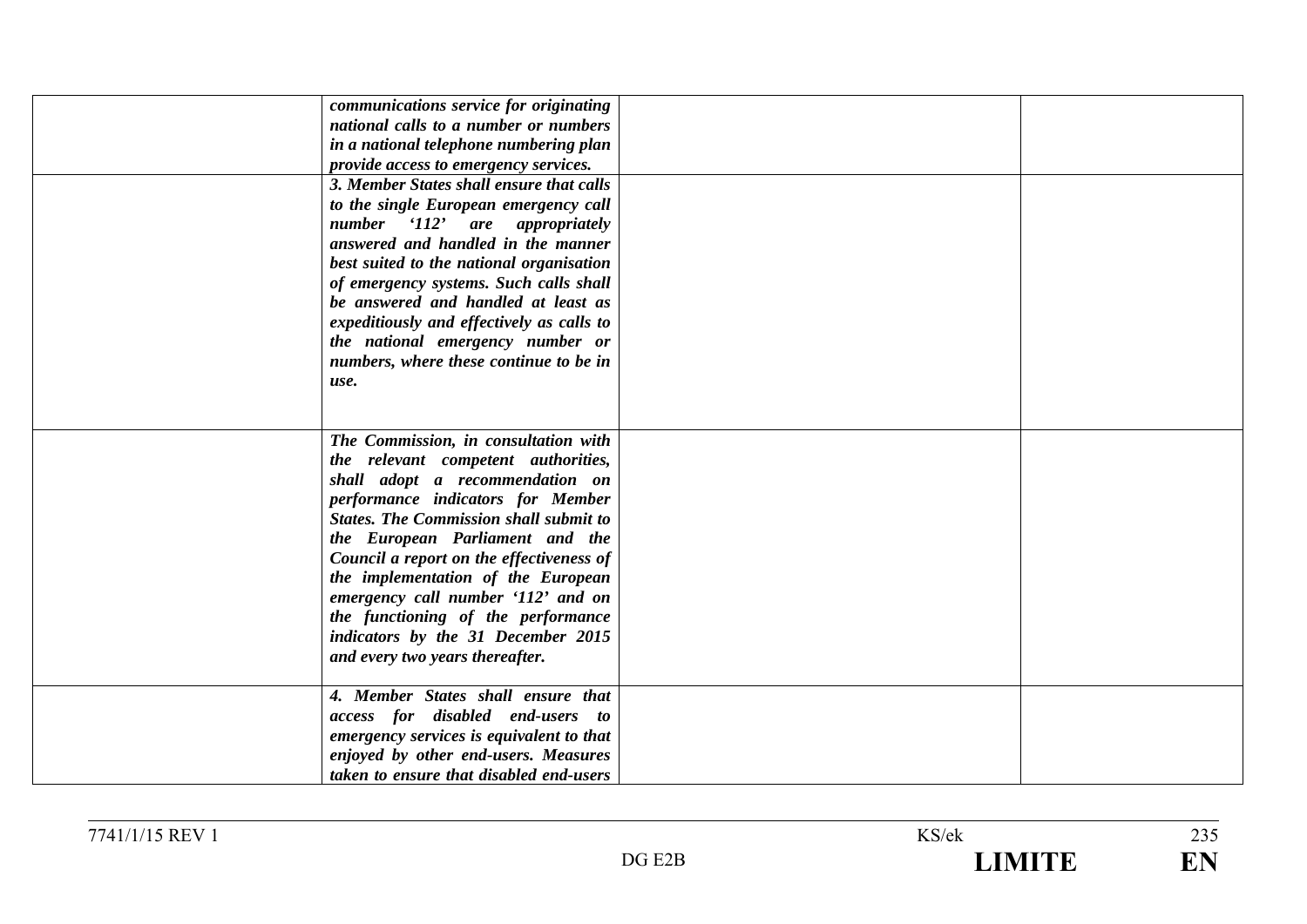| | | | |
|---|---|---|---|
| | ***communications service for originating national calls to a number or numbers in a national telephone numbering plan provide access to emergency services.*** | | |
| | ***3. Member States shall ensure that calls to the single European emergency call number '112' are appropriately answered and handled in the manner best suited to the national organisation of emergency systems. Such calls shall be answered and handled at least as expeditiously and effectively as calls to the national emergency number or numbers, where these continue to be in use.*** | | |
| | ***The Commission, in consultation with the relevant competent authorities, shall adopt a recommendation on performance indicators for Member States. The Commission shall submit to the European Parliament and the Council a report on the effectiveness of the implementation of the European emergency call number '112' and on the functioning of the performance indicators by the 31 December 2015 and every two years thereafter.*** | | |
| | ***4. Member States shall ensure that access for disabled end-users to emergency services is equivalent to that enjoyed by other end-users. Measures taken to ensure that disabled end-users*** | | |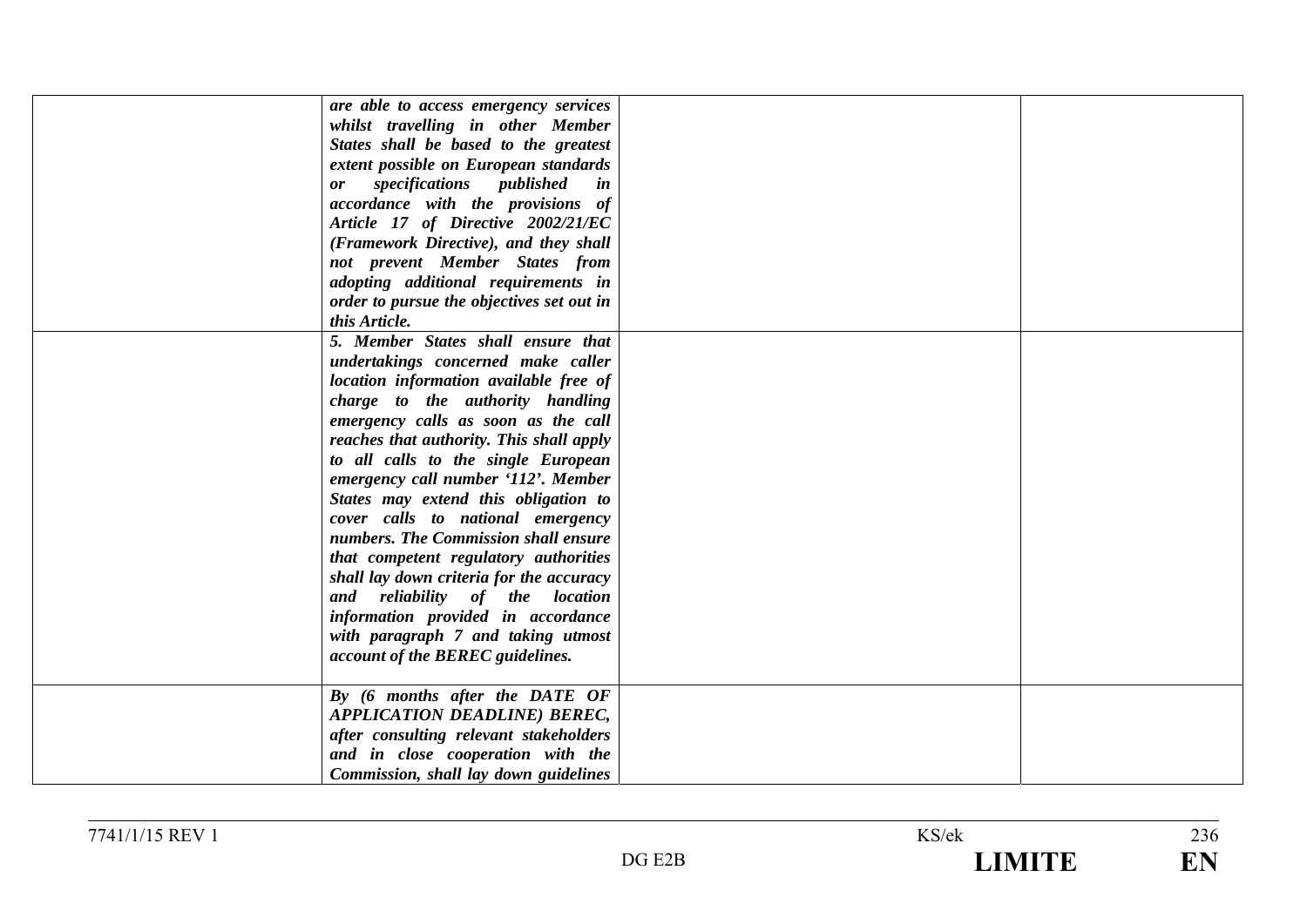| | | | |
|---|---|---|---|
| | ***are able to access emergency services whilst travelling in other Member States shall be based to the greatest extent possible on European standards or specifications published in accordance with the provisions of Article 17 of Directive 2002/21/EC (Framework Directive), and they shall not prevent Member States from adopting additional requirements in order to pursue the objectives set out in this Article.*** | | |
| | ***5. Member States shall ensure that undertakings concerned make caller location information available free of charge to the authority handling emergency calls as soon as the call reaches that authority. This shall apply to all calls to the single European emergency call number '112'. Member States may extend this obligation to cover calls to national emergency numbers. The Commission shall ensure that competent regulatory authorities shall lay down criteria for the accuracy and reliability of the location information provided in accordance with paragraph 7 and taking utmost account of the BEREC guidelines.*** | | |
| | ***By (6 months after the DATE OF APPLICATION DEADLINE) BEREC, after consulting relevant stakeholders and in close cooperation with the Commission, shall lay down guidelines*** | | |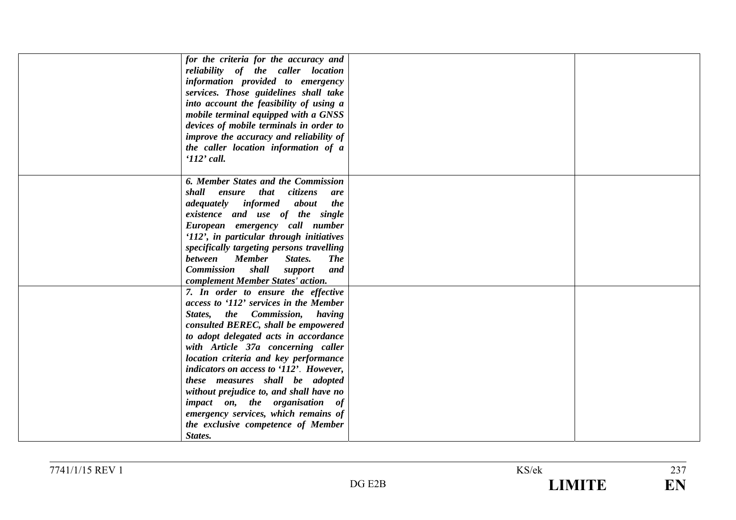| | | | |
|---|---|---|---|
| | ***for the criteria for the accuracy and reliability of the caller location information provided to emergency services. Those guidelines shall take into account the feasibility of using a mobile terminal equipped with a GNSS devices of mobile terminals in order to improve the accuracy and reliability of the caller location information of a '112' call.*** | | |
| | ***6. Member States and the Commission shall ensure that citizens are adequately informed about the existence and use of the single European emergency call number '112', in particular through initiatives specifically targeting persons travelling between Member States. The Commission shall support and complement Member States' action.*** | | |
| | ***7. In order to ensure the effective access to '112' services in the Member States, the Commission, having consulted BEREC, shall be empowered to adopt delegated acts in accordance with Article 37a concerning caller location criteria and key performance indicators on access to '112'. However, these measures shall be adopted without prejudice to, and shall have no impact on, the organisation of emergency services, which remains of the exclusive competence of Member States.*** | | |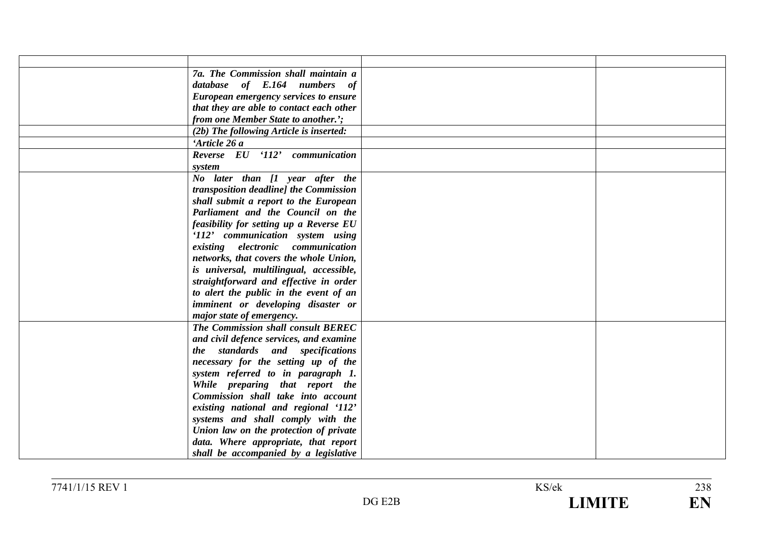| | | | |
|---|---|---|---|
| | *7a. The Commission shall maintain a database of E.164 numbers of European emergency services to ensure that they are able to contact each other from one Member State to another.';* | | |
| | *(2b) The following Article is inserted:* | | |
| | *'Article 26 a* | | |
| | *Reverse EU '112' communication system* | | |
| | *No later than [1 year after the transposition deadline] the Commission shall submit a report to the European Parliament and the Council on the feasibility for setting up a Reverse EU '112' communication system using existing electronic communication networks, that covers the whole Union, is universal, multilingual, accessible, straightforward and effective in order to alert the public in the event of an imminent or developing disaster or major state of emergency.* | | |
| | *The Commission shall consult BEREC and civil defence services, and examine the standards and specifications necessary for the setting up of the system referred to in paragraph 1. While preparing that report the Commission shall take into account existing national and regional '112' systems and shall comply with the Union law on the protection of private data. Where appropriate, that report shall be accompanied by a legislative* | | |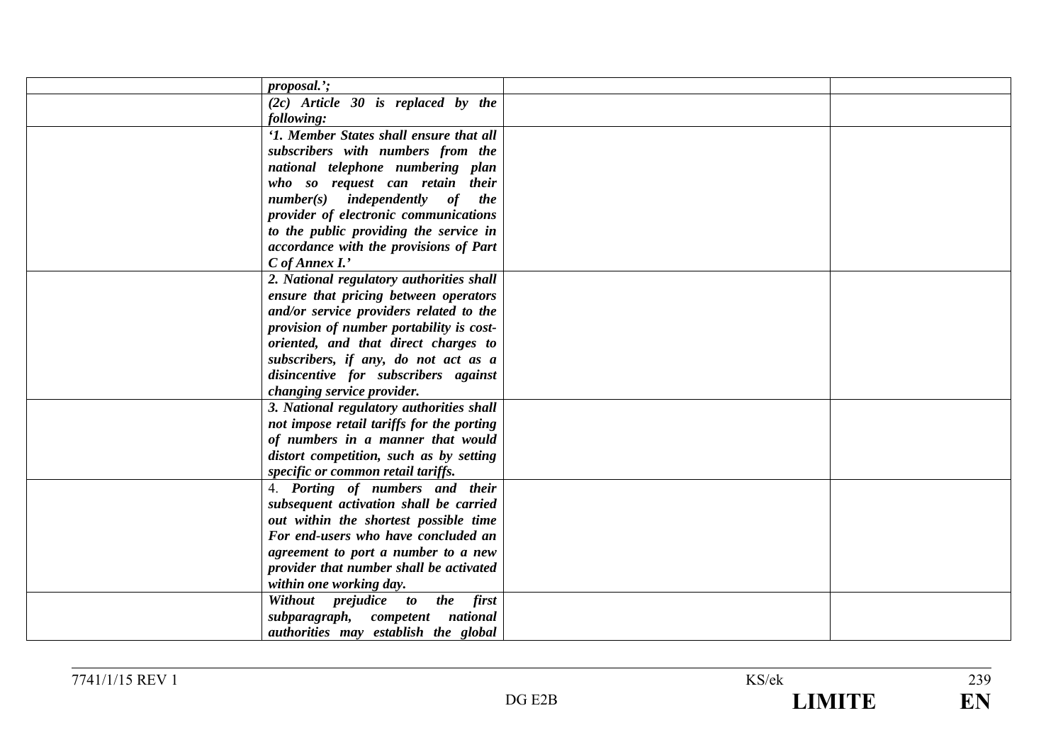| | | | |
|---|---|---|---|
| | ***proposal.';*** | | |
| | ***(2c) Article 30 is replaced by the following:*** | | |
| | ***'1. Member States shall ensure that all subscribers with numbers from the national telephone numbering plan who so request can retain their number(s) independently of the provider of electronic communications to the public providing the service in accordance with the provisions of Part C of Annex I.'*** | | |
| | ***2. National regulatory authorities shall ensure that pricing between operators and/or service providers related to the provision of number portability is cost-oriented, and that direct charges to subscribers, if any, do not act as a disincentive for subscribers against changing service provider.*** | | |
| | ***3. National regulatory authorities shall not impose retail tariffs for the porting of numbers in a manner that would distort competition, such as by setting specific or common retail tariffs.*** | | |
| | 4. ***Porting of numbers and their subsequent activation shall be carried out within the shortest possible time For end-users who have concluded an agreement to port a number to a new provider that number shall be activated within one working day.*** | | |
| | ***Without prejudice to the first subparagraph, competent national authorities may establish the global*** | | |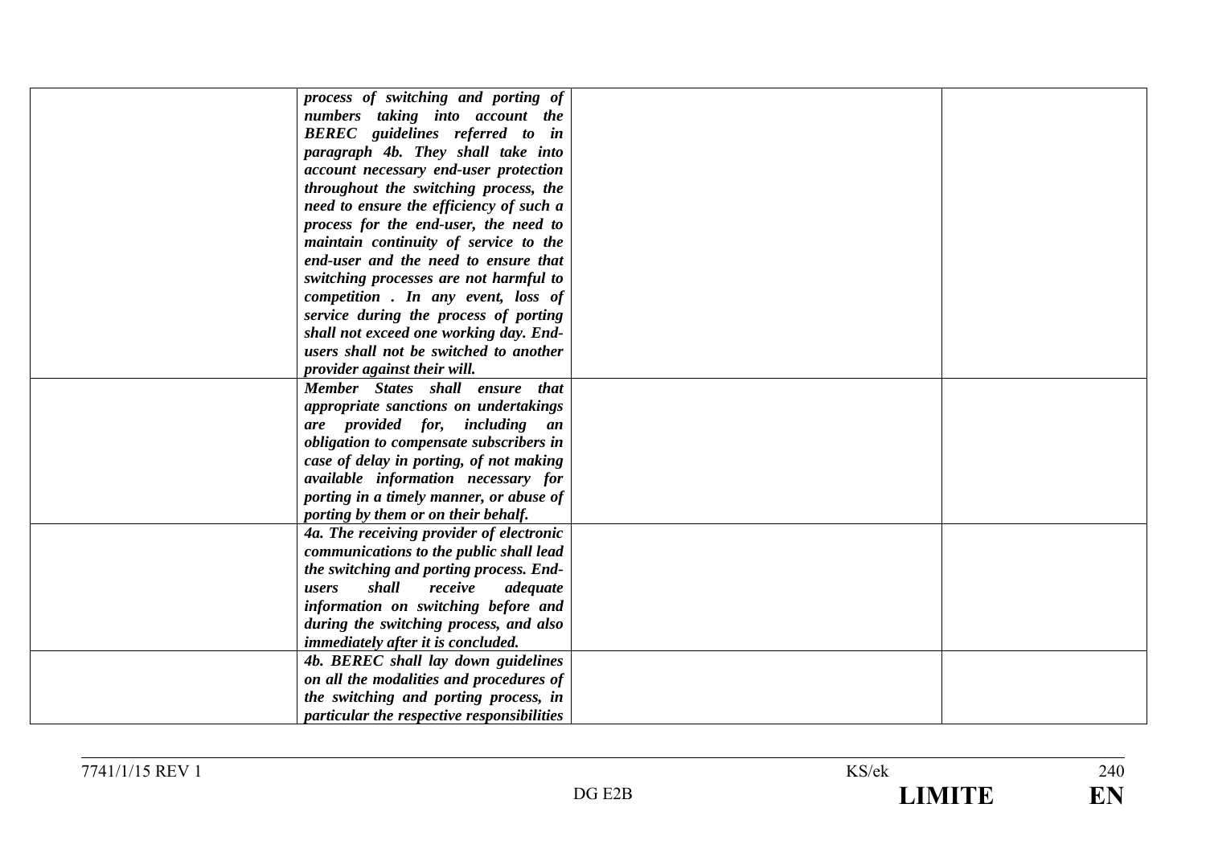| | | | |
|---|---|---|---|
| | ***process of switching and porting of numbers taking into account the BEREC guidelines referred to in paragraph 4b. They shall take into account necessary end-user protection throughout the switching process, the need to ensure the efficiency of such a process for the end-user, the need to maintain continuity of service to the end-user and the need to ensure that switching processes are not harmful to competition . In any event, loss of service during the process of porting shall not exceed one working day. End-users shall not be switched to another provider against their will.*** | | |
| | ***Member States shall ensure that appropriate sanctions on undertakings are provided for, including an obligation to compensate subscribers in case of delay in porting, of not making available information necessary for porting in a timely manner, or abuse of porting by them or on their behalf.*** | | |
| | ***4a. The receiving provider of electronic communications to the public shall lead the switching and porting process. End-users shall receive adequate information on switching before and during the switching process, and also immediately after it is concluded.*** | | |
| | ***4b. BEREC shall lay down guidelines on all the modalities and procedures of the switching and porting process, in particular the respective responsibilities*** | | |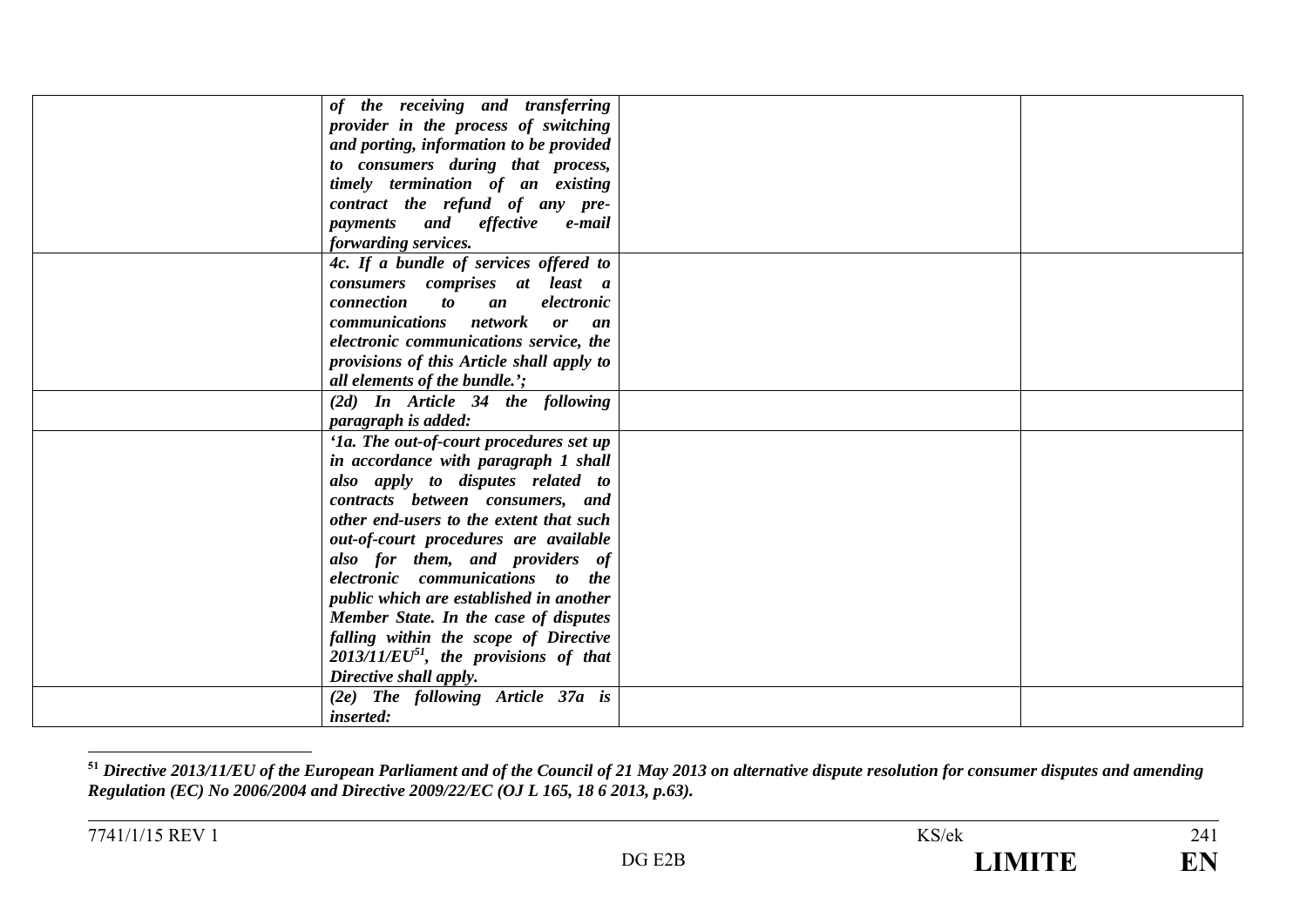| | | | |
|---|---|---|---|
| | ***of the receiving and transferring provider in the process of switching and porting, information to be provided to consumers during that process, timely termination of an existing contract the refund of any pre-payments and effective e-mail forwarding services.*** | | |
| | ***4c. If a bundle of services offered to consumers comprises at least a connection to an electronic communications network or an electronic communications service, the provisions of this Article shall apply to all elements of the bundle.';*** | | |
| | ***(2d) In Article 34 the following paragraph is added:*** | | |
| | ***'1a. The out-of-court procedures set up in accordance with paragraph 1 shall also apply to disputes related to contracts between consumers, and other end-users to the extent that such out-of-court procedures are available also for them, and providers of electronic communications to the public which are established in another Member State. In the case of disputes falling within the scope of Directive 2013/11/EU[51], the provisions of that Directive shall apply.*** | | |
| | ***(2e) The following Article 37a is inserted:*** | | |

[51] ***Directive 2013/11/EU of the European Parliament and of the Council of 21 May 2013 on alternative dispute resolution for consumer disputes and amending Regulation (EC) No 2006/2004 and Directive 2009/22/EC (OJ L 165, 18 6 2013, p.63).***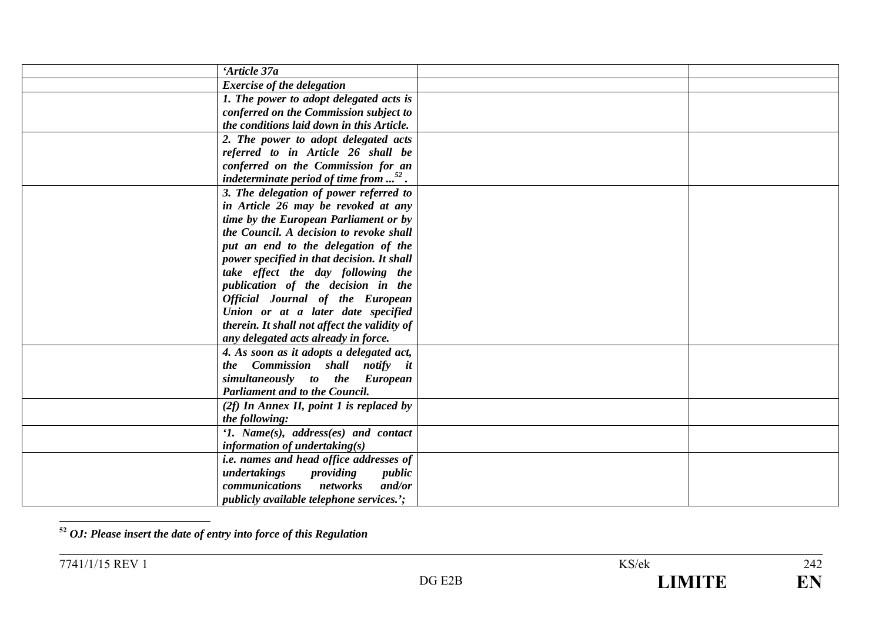|  |  |  |  |
|---|---|---|---|
|  | ***'Article 37a*** |  |  |
|  | ***Exercise of the delegation*** |  |  |
|  | ***1. The power to adopt delegated acts is conferred on the Commission subject to the conditions laid down in this Article.*** |  |  |
|  | ***2. The power to adopt delegated acts referred to in Article 26 shall be conferred on the Commission for an indeterminate period of time from ...[52] .*** |  |  |
|  | ***3. The delegation of power referred to in Article 26 may be revoked at any time by the European Parliament or by the Council. A decision to revoke shall put an end to the delegation of the power specified in that decision. It shall take effect the day following the publication of the decision in the Official Journal of the European Union or at a later date specified therein. It shall not affect the validity of any delegated acts already in force.*** |  |  |
|  | ***4. As soon as it adopts a delegated act, the Commission shall notify it simultaneously to the European Parliament and to the Council.*** |  |  |
|  | ***(2f) In Annex II, point 1 is replaced by the following:*** |  |  |
|  | ***'1. Name(s), address(es) and contact information of undertaking(s)*** |  |  |
|  | ***i.e. names and head office addresses of undertakings providing public communications networks and/or publicly available telephone services.';*** |  |  |

[52] ***OJ: Please insert the date of entry into force of this Regulation***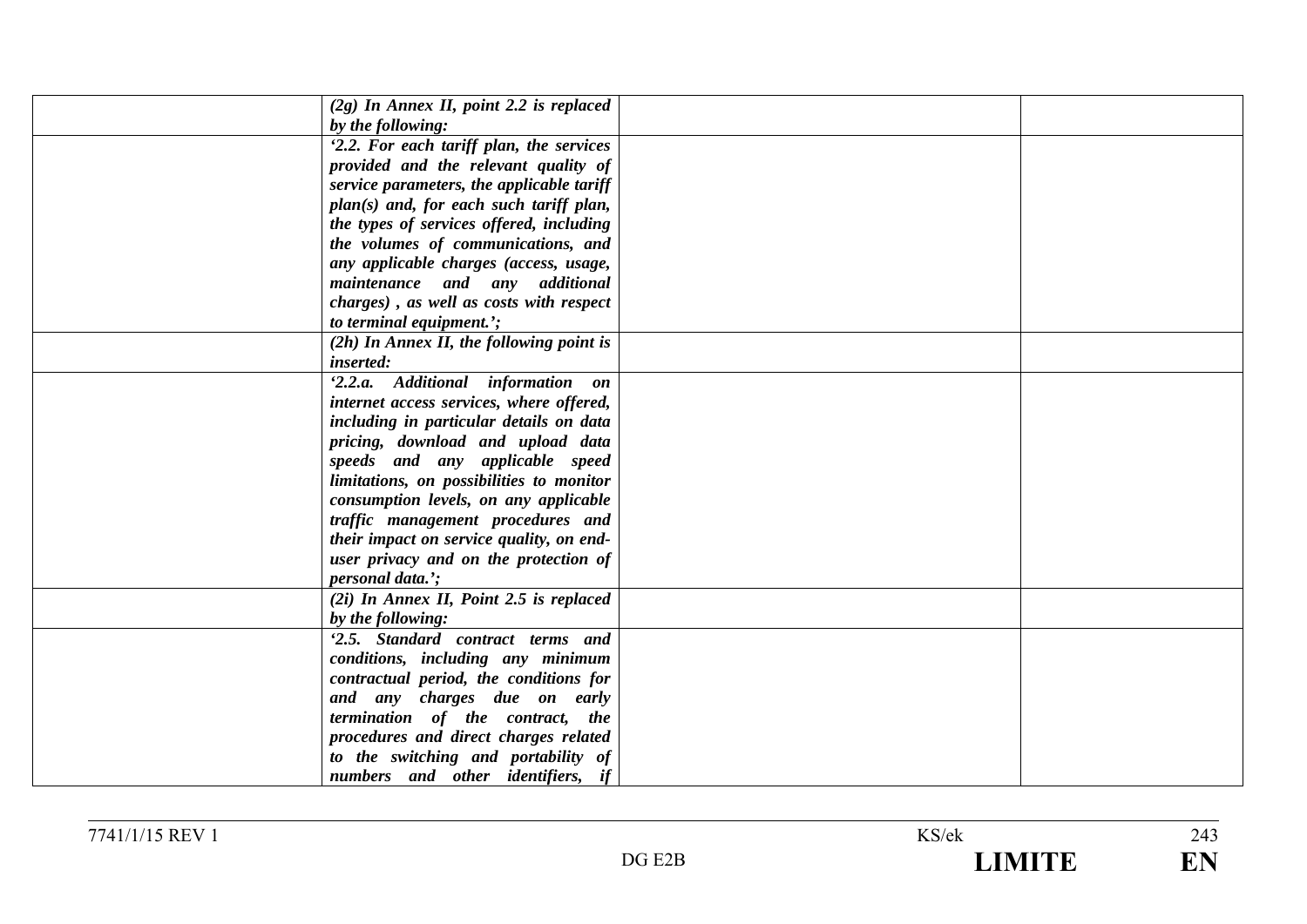| | | | |
|---|---|---|---|
| | ***(2g) In Annex II, point 2.2 is replaced by the following:*** | | |
| | ***'2.2. For each tariff plan, the services provided and the relevant quality of service parameters, the applicable tariff plan(s) and, for each such tariff plan, the types of services offered, including the volumes of communications, and any applicable charges (access, usage, maintenance and any additional charges) , as well as costs with respect to terminal equipment.';*** | | |
| | ***(2h) In Annex II, the following point is inserted:*** | | |
| | ***'2.2.a. Additional information on internet access services, where offered, including in particular details on data pricing, download and upload data speeds and any applicable speed limitations, on possibilities to monitor consumption levels, on any applicable traffic management procedures and their impact on service quality, on end-user privacy and on the protection of personal data.';*** | | |
| | ***(2i) In Annex II, Point 2.5 is replaced by the following:*** | | |
| | ***'2.5. Standard contract terms and conditions, including any minimum contractual period, the conditions for and any charges due on early termination of the contract, the procedures and direct charges related to the switching and portability of numbers and other identifiers, if*** | | |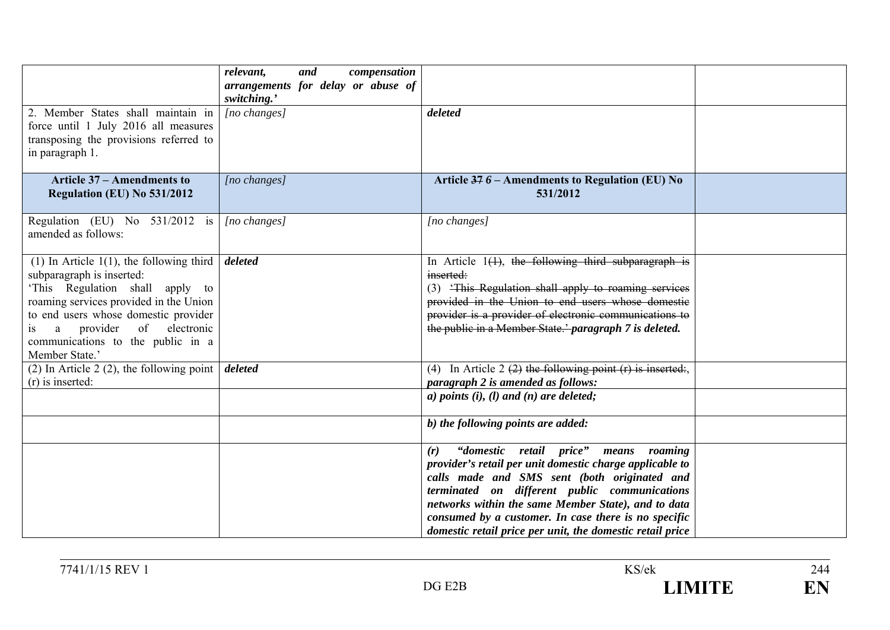| | | | |
|---|---|---|---|
| | ***relevant, and compensation arrangements for delay or abuse of switching.'*** | | |
| 2. Member States shall maintain in force until 1 July 2016 all measures transposing the provisions referred to in paragraph 1. | *[no changes]* | ***deleted*** | |
| **Article 37 – Amendments to Regulation (EU) No 531/2012** | *[no changes]* | **Article ~~37~~ *6* – Amendments to Regulation (EU) No 531/2012** | |
| Regulation (EU) No 531/2012 is amended as follows: | *[no changes]* | *[no changes]* | |
| (1) In Article 1(1), the following third subparagraph is inserted: 'This Regulation shall apply to roaming services provided in the Union to end users whose domestic provider is a provider of electronic communications to the public in a Member State.' | ***deleted*** | In Article 1~~(1)~~, ~~the following third subparagraph is inserted:~~ (3) ~~'This Regulation shall apply to roaming services provided in the Union to end users whose domestic provider is a provider of electronic communications to the public in a Member State.'~~ ***paragraph 7 is deleted.*** | |
| (2) In Article 2 (2), the following point (r) is inserted: | ***deleted*** | (4) In Article 2 ~~(2)~~ ~~the following point (r) is inserted:~~, ***paragraph 2 is amended as follows:*** | |
| | | ***a) points (i), (l) and (n) are deleted;*** | |
| | | ***b) the following points are added:*** | |
| | | ***(r) "domestic retail price" means roaming provider's retail per unit domestic charge applicable to calls made and SMS sent (both originated and terminated on different public communications networks within the same Member State), and to data consumed by a customer. In case there is no specific domestic retail price per unit, the domestic retail price*** | |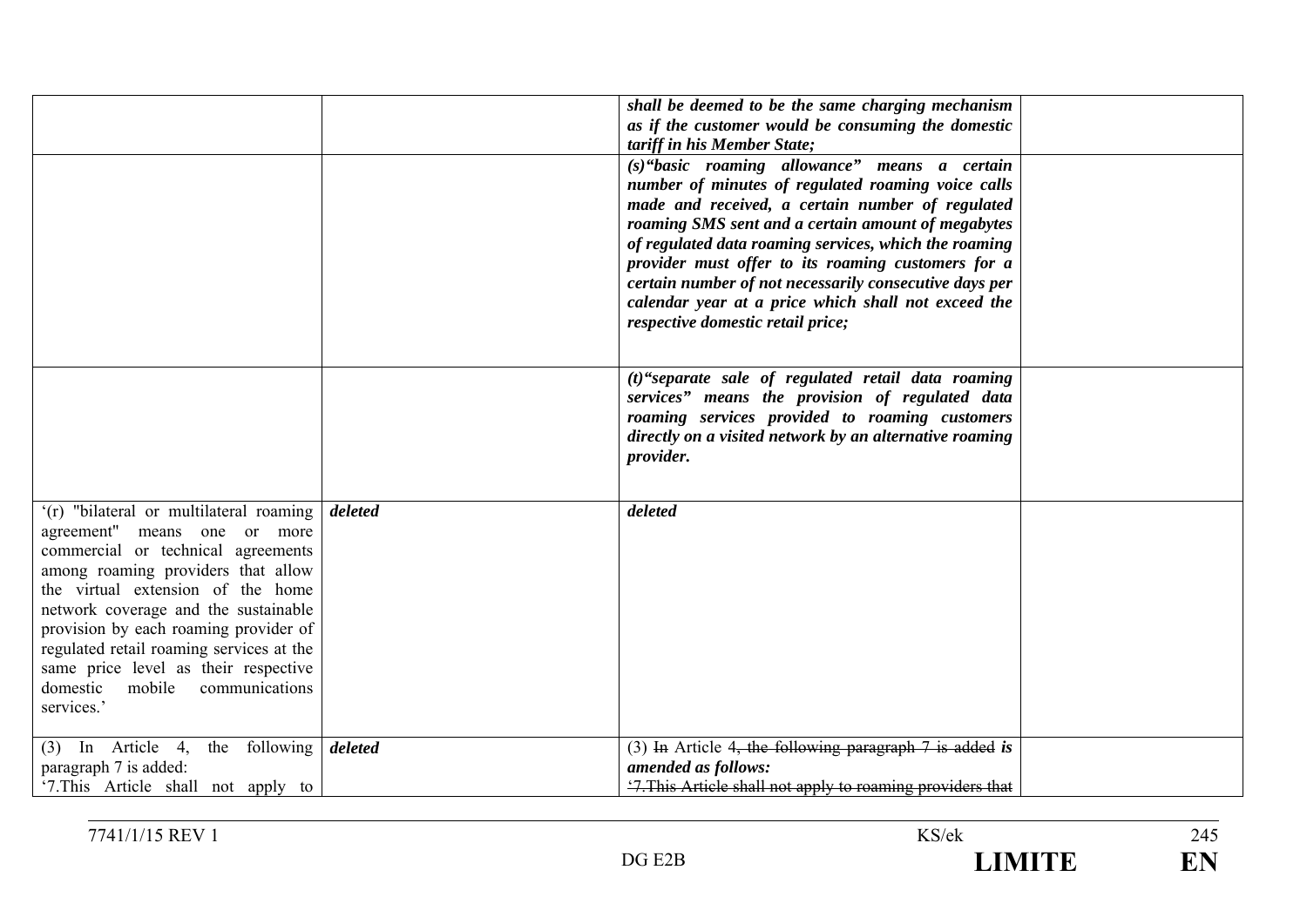| | | | |
|---|---|---|---|
| | | ***shall be deemed to be the same charging mechanism as if the customer would be consuming the domestic tariff in his Member State;*** | |
| | | ***(s)"basic roaming allowance" means a certain number of minutes of regulated roaming voice calls made and received, a certain number of regulated roaming SMS sent and a certain amount of megabytes of regulated data roaming services, which the roaming provider must offer to its roaming customers for a certain number of not necessarily consecutive days per calendar year at a price which shall not exceed the respective domestic retail price;*** | |
| | | ***(t)"separate sale of regulated retail data roaming services" means the provision of regulated data roaming services provided to roaming customers directly on a visited network by an alternative roaming provider.*** | |
| '(r) "bilateral or multilateral roaming agreement" means one or more commercial or technical agreements among roaming providers that allow the virtual extension of the home network coverage and the sustainable provision by each roaming provider of regulated retail roaming services at the same price level as their respective domestic mobile communications services.' | ***deleted*** | ***deleted*** | |
| (3) In Article 4, the following paragraph 7 is added: '7.This Article shall not apply to | ***deleted*** | (3) ~~In~~ Article 4~~, the following paragraph 7 is added~~ ***is amended as follows:*** ~~'7.This Article shall not apply to roaming providers that~~ | |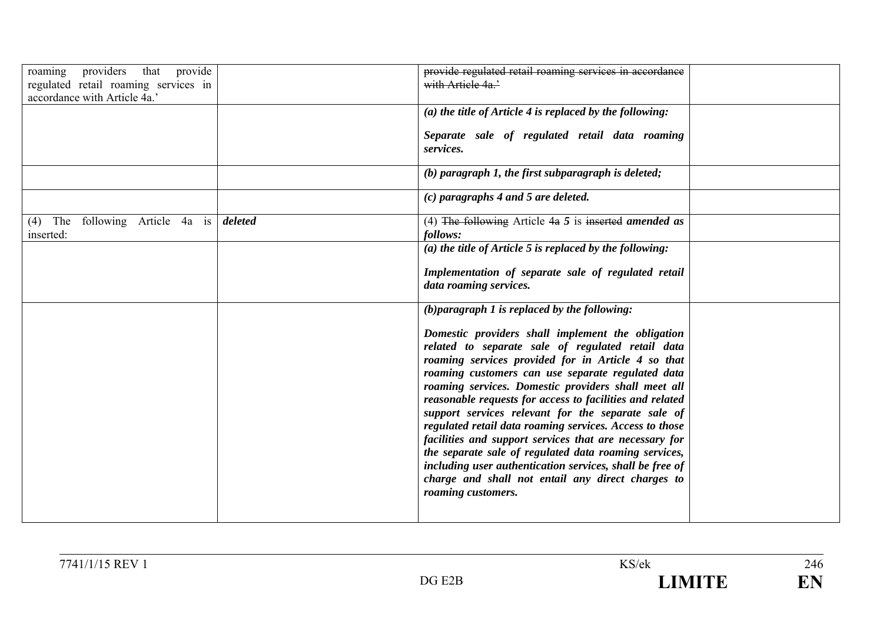| | | | |
|---|---|---|---|
| roaming providers that provide regulated retail roaming services in accordance with Article 4a.' | | ~~provide regulated retail roaming services in accordance with Article 4a.'~~ | |
| | | ***(a) the title of Article 4 is replaced by the following:***<br><br>***Separate sale of regulated retail data roaming services.*** | |
| | | ***(b) paragraph 1, the first subparagraph is deleted;*** | |
| | | ***(c) paragraphs 4 and 5 are deleted.*** | |
| (4) The following Article 4a is inserted: | ***deleted*** | (4) ~~The following~~ Article ~~4a~~ ***5*** is ~~inserted~~ ***amended as follows:*** | |
| | | ***(a) the title of Article 5 is replaced by the following:***<br><br>***Implementation of separate sale of regulated retail data roaming services.*** | |
| | | ***(b)paragraph 1 is replaced by the following:***<br><br>***Domestic providers shall implement the obligation related to separate sale of regulated retail data roaming services provided for in Article 4 so that roaming customers can use separate regulated data roaming services. Domestic providers shall meet all reasonable requests for access to facilities and related support services relevant for the separate sale of regulated retail data roaming services. Access to those facilities and support services that are necessary for the separate sale of regulated data roaming services, including user authentication services, shall be free of charge and shall not entail any direct charges to roaming customers.*** | |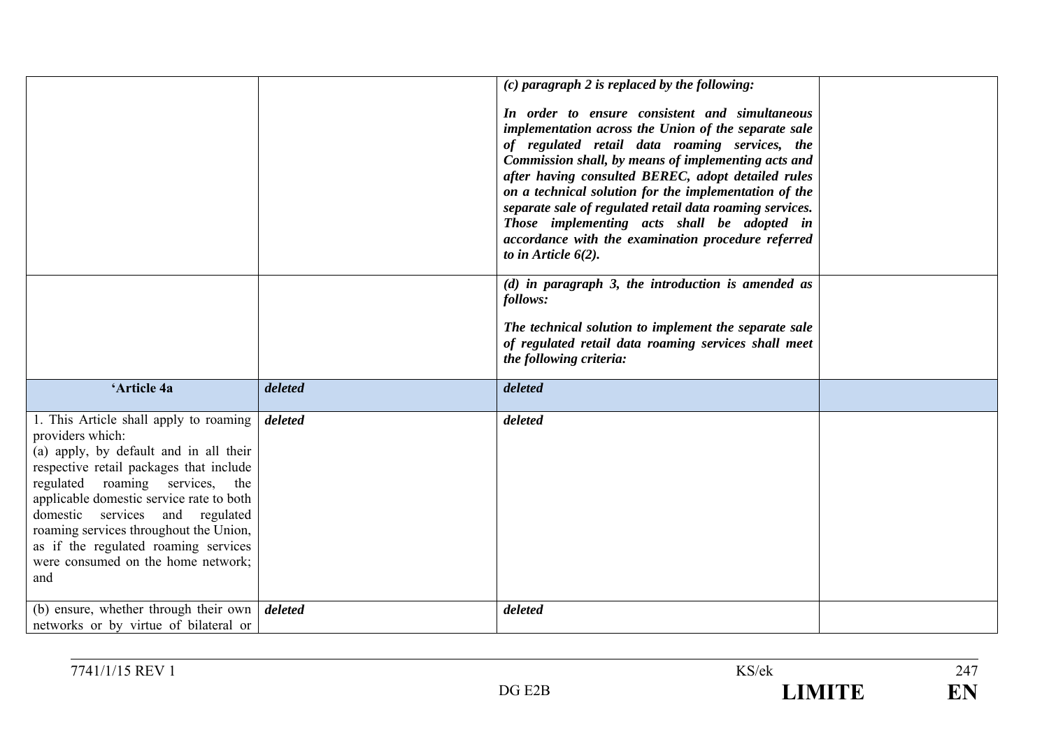| | | | |
|---|---|---|---|
| | | ***(c) paragraph 2 is replaced by the following:*** <br><br> ***In order to ensure consistent and simultaneous implementation across the Union of the separate sale of regulated retail data roaming services, the Commission shall, by means of implementing acts and after having consulted BEREC, adopt detailed rules on a technical solution for the implementation of the separate sale of regulated retail data roaming services. Those implementing acts shall be adopted in accordance with the examination procedure referred to in Article 6(2).*** | |
| | | ***(d) in paragraph 3, the introduction is amended as follows:*** <br><br> ***The technical solution to implement the separate sale of regulated retail data roaming services shall meet the following criteria:*** | |
| **'Article 4a** | ***deleted*** | ***deleted*** | |
| 1. This Article shall apply to roaming providers which: <br> (a) apply, by default and in all their respective retail packages that include regulated roaming services, the applicable domestic service rate to both domestic services and regulated roaming services throughout the Union, as if the regulated roaming services were consumed on the home network; and | ***deleted*** | ***deleted*** | |
| (b) ensure, whether through their own networks or by virtue of bilateral or | ***deleted*** | ***deleted*** | |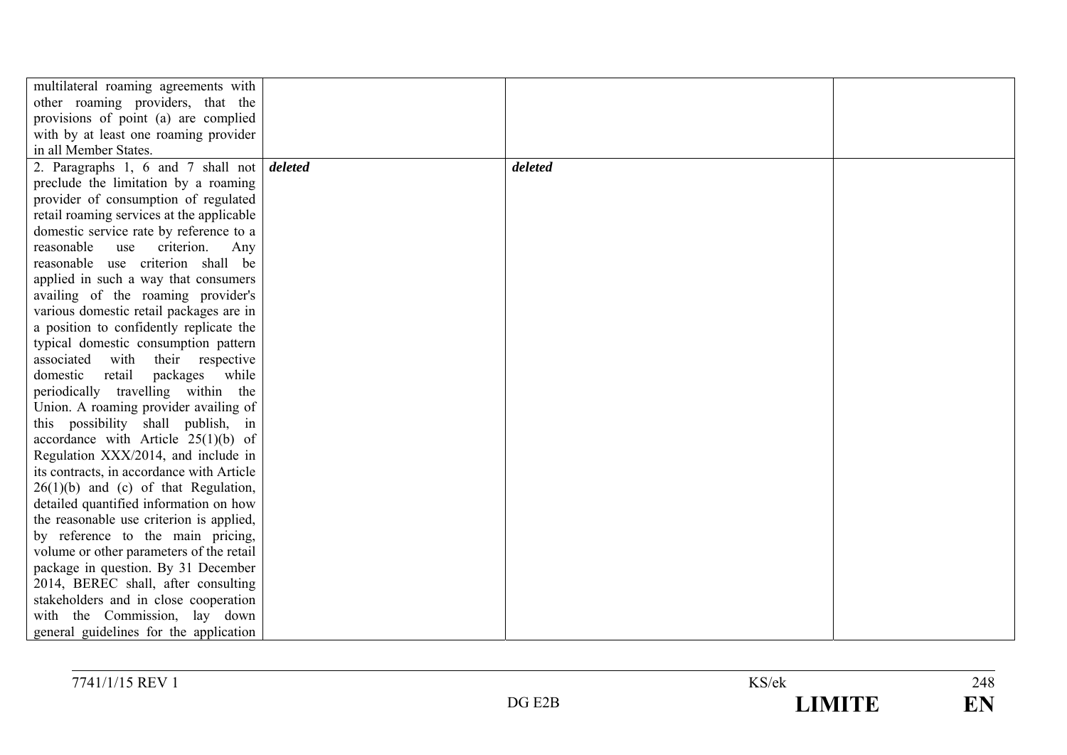| | | | |
|---|---|---|---|
| multilateral roaming agreements with other roaming providers, that the provisions of point (a) are complied with by at least one roaming provider in all Member States. | | | |
| 2. Paragraphs 1, 6 and 7 shall not preclude the limitation by a roaming provider of consumption of regulated retail roaming services at the applicable domestic service rate by reference to a reasonable use criterion. Any reasonable use criterion shall be applied in such a way that consumers availing of the roaming provider's various domestic retail packages are in a position to confidently replicate the typical domestic consumption pattern associated with their respective domestic retail packages while periodically travelling within the Union. A roaming provider availing of this possibility shall publish, in accordance with Article 25(1)(b) of Regulation XXX/2014, and include in its contracts, in accordance with Article 26(1)(b) and (c) of that Regulation, detailed quantified information on how the reasonable use criterion is applied, by reference to the main pricing, volume or other parameters of the retail package in question. By 31 December 2014, BEREC shall, after consulting stakeholders and in close cooperation with the Commission, lay down general guidelines for the application | ***deleted*** | ***deleted*** | |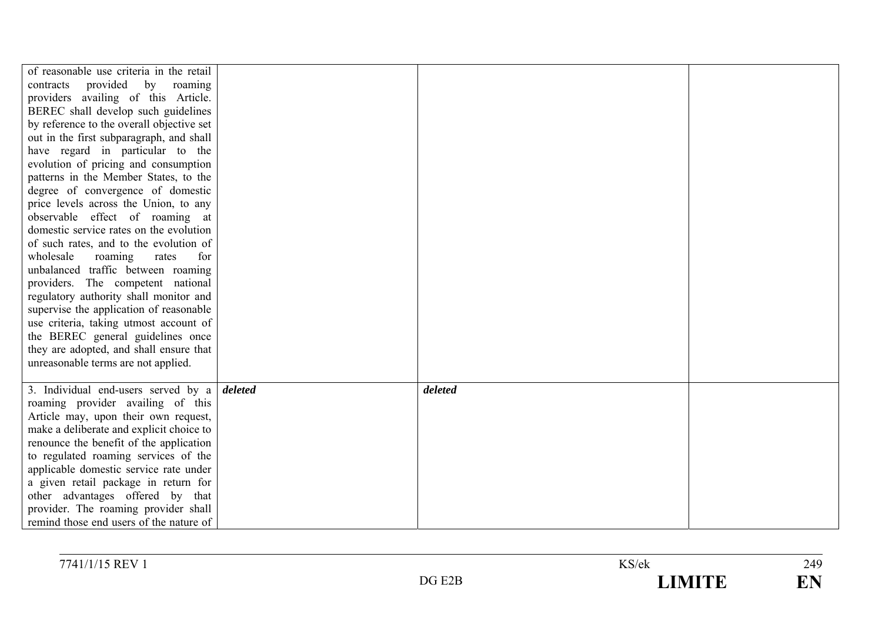| | | | |
|---|---|---|---|
| of reasonable use criteria in the retail contracts provided by roaming providers availing of this Article. BEREC shall develop such guidelines by reference to the overall objective set out in the first subparagraph, and shall have regard in particular to the evolution of pricing and consumption patterns in the Member States, to the degree of convergence of domestic price levels across the Union, to any observable effect of roaming at domestic service rates on the evolution of such rates, and to the evolution of wholesale roaming rates for unbalanced traffic between roaming providers. The competent national regulatory authority shall monitor and supervise the application of reasonable use criteria, taking utmost account of the BEREC general guidelines once they are adopted, and shall ensure that unreasonable terms are not applied. | | | |
| 3. Individual end-users served by a roaming provider availing of this Article may, upon their own request, make a deliberate and explicit choice to renounce the benefit of the application to regulated roaming services of the applicable domestic service rate under a given retail package in return for other advantages offered by that provider. The roaming provider shall remind those end users of the nature of | ***deleted*** | ***deleted*** | |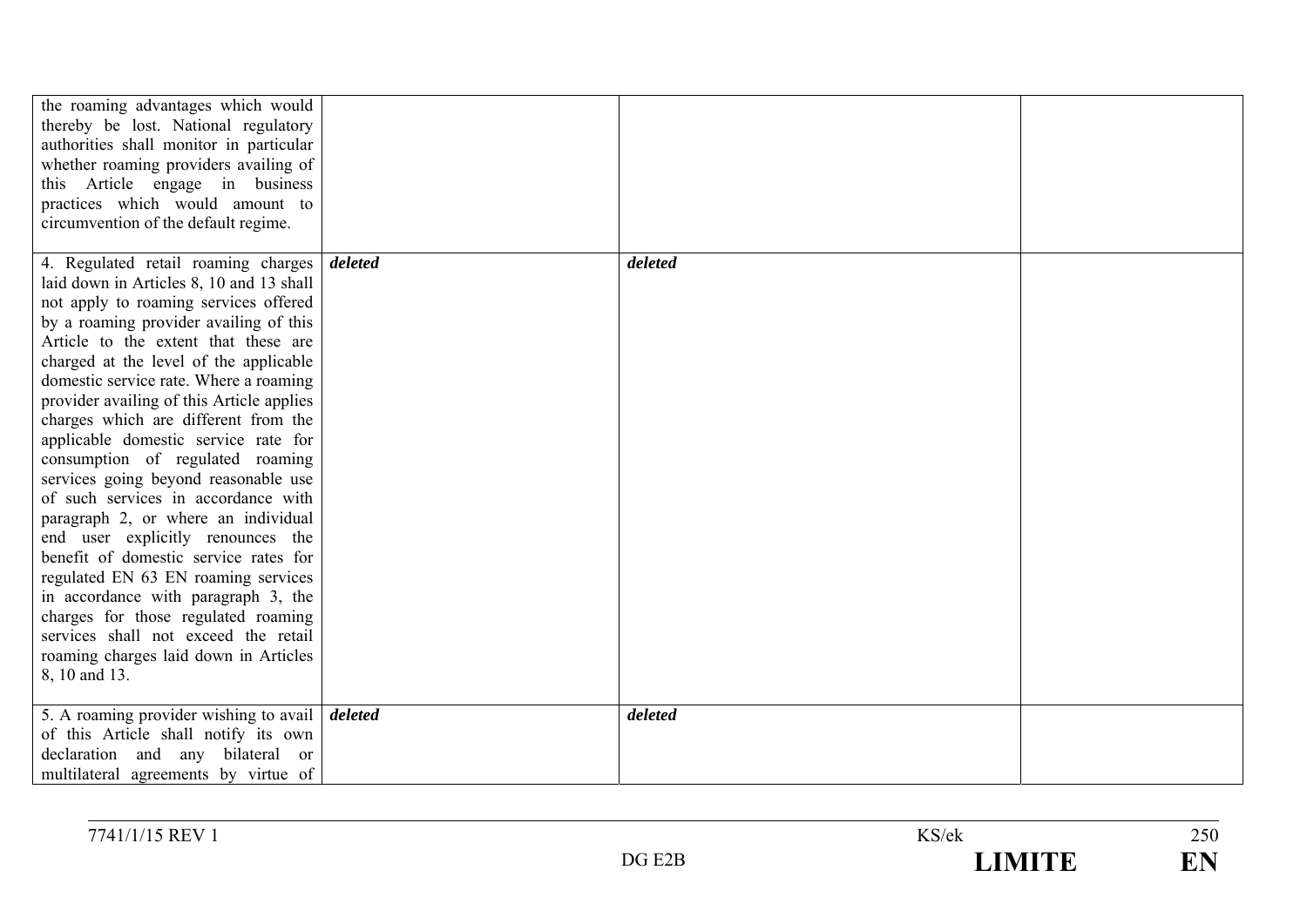| | | | |
|---|---|---|---|
| the roaming advantages which would thereby be lost. National regulatory authorities shall monitor in particular whether roaming providers availing of this Article engage in business practices which would amount to circumvention of the default regime. | | | |
| 4. Regulated retail roaming charges laid down in Articles 8, 10 and 13 shall not apply to roaming services offered by a roaming provider availing of this Article to the extent that these are charged at the level of the applicable domestic service rate. Where a roaming provider availing of this Article applies charges which are different from the applicable domestic service rate for consumption of regulated roaming services going beyond reasonable use of such services in accordance with paragraph 2, or where an individual end user explicitly renounces the benefit of domestic service rates for regulated EN 63 EN roaming services in accordance with paragraph 3, the charges for those regulated roaming services shall not exceed the retail roaming charges laid down in Articles 8, 10 and 13. | ***deleted*** | ***deleted*** | |
| 5. A roaming provider wishing to avail of this Article shall notify its own declaration and any bilateral or multilateral agreements by virtue of | ***deleted*** | ***deleted*** | |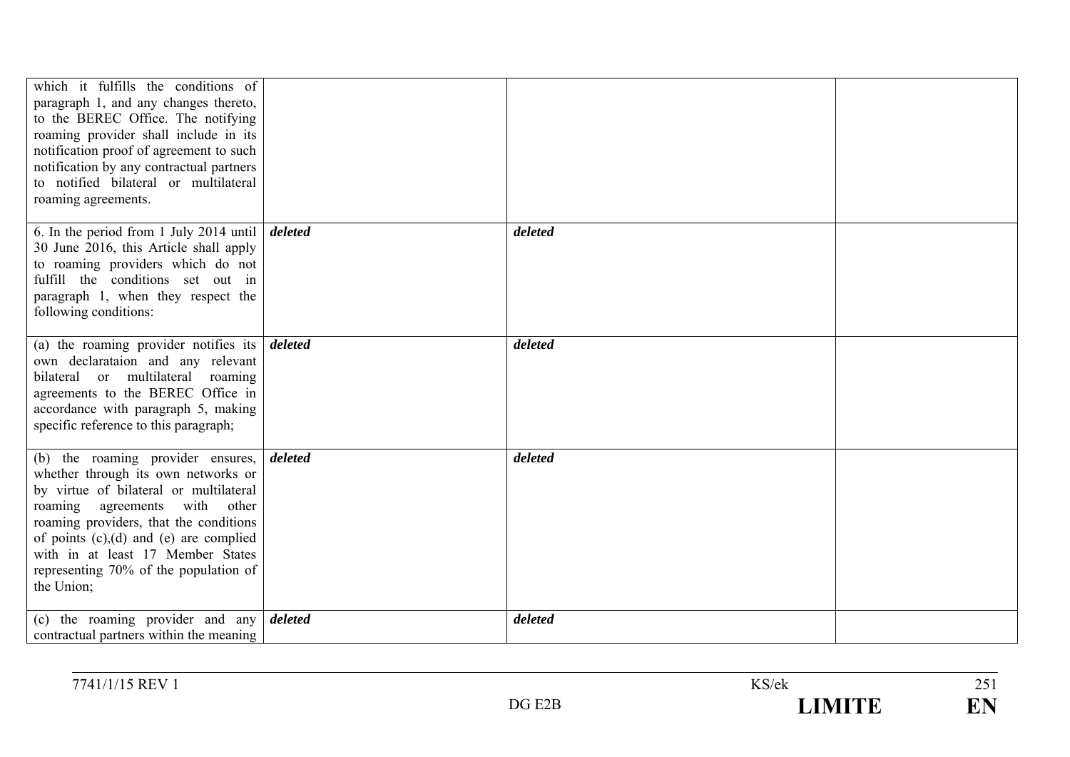| | | | |
|---|---|---|---|
| which it fulfills the conditions of paragraph 1, and any changes thereto, to the BEREC Office. The notifying roaming provider shall include in its notification proof of agreement to such notification by any contractual partners to notified bilateral or multilateral roaming agreements. | | | |
| 6. In the period from 1 July 2014 until 30 June 2016, this Article shall apply to roaming providers which do not fulfill the conditions set out in paragraph 1, when they respect the following conditions: | ***deleted*** | ***deleted*** | |
| (a) the roaming provider notifies its own declarataion and any relevant bilateral or multilateral roaming agreements to the BEREC Office in accordance with paragraph 5, making specific reference to this paragraph; | ***deleted*** | ***deleted*** | |
| (b) the roaming provider ensures, whether through its own networks or by virtue of bilateral or multilateral roaming agreements with other roaming providers, that the conditions of points (c),(d) and (e) are complied with in at least 17 Member States representing 70% of the population of the Union; | ***deleted*** | ***deleted*** | |
| (c) the roaming provider and any contractual partners within the meaning | ***deleted*** | ***deleted*** | |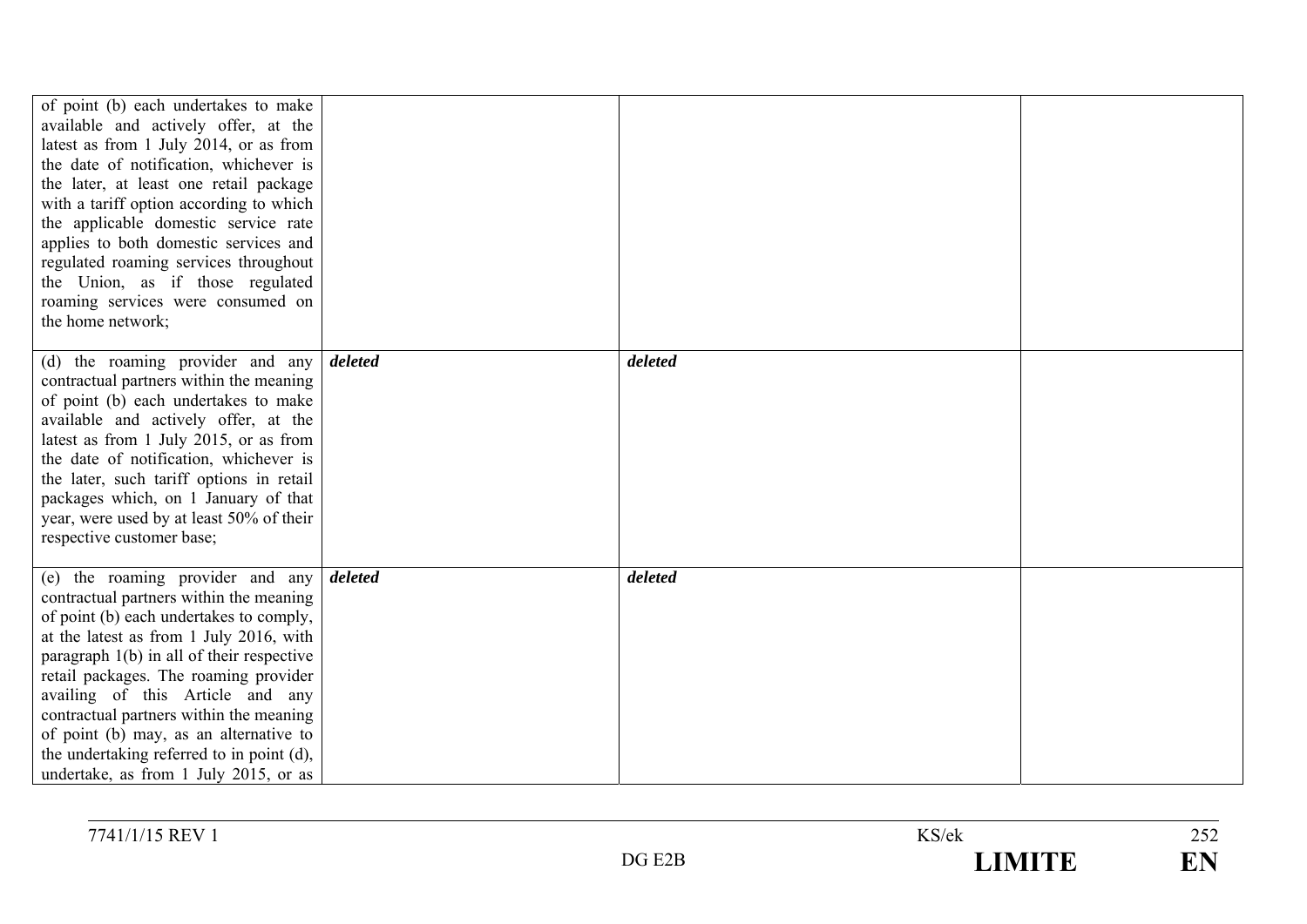| | | | |
|---|---|---|---|
| of point (b) each undertakes to make available and actively offer, at the latest as from 1 July 2014, or as from the date of notification, whichever is the later, at least one retail package with a tariff option according to which the applicable domestic service rate applies to both domestic services and regulated roaming services throughout the Union, as if those regulated roaming services were consumed on the home network; | | | |
| (d) the roaming provider and any contractual partners within the meaning of point (b) each undertakes to make available and actively offer, at the latest as from 1 July 2015, or as from the date of notification, whichever is the later, such tariff options in retail packages which, on 1 January of that year, were used by at least 50% of their respective customer base; | ***deleted*** | ***deleted*** | |
| (e) the roaming provider and any contractual partners within the meaning of point (b) each undertakes to comply, at the latest as from 1 July 2016, with paragraph 1(b) in all of their respective retail packages. The roaming provider availing of this Article and any contractual partners within the meaning of point (b) may, as an alternative to the undertaking referred to in point (d), undertake, as from 1 July 2015, or as | ***deleted*** | ***deleted*** | |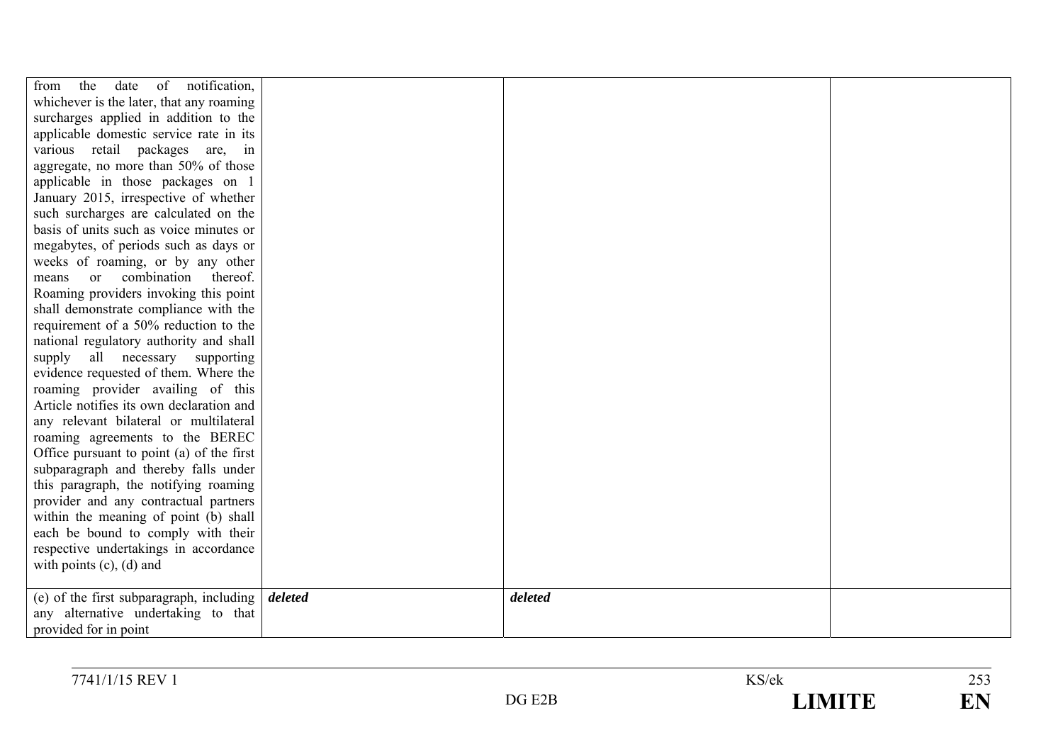| | | | |
|---|---|---|---|
| from the date of notification, whichever is the later, that any roaming surcharges applied in addition to the applicable domestic service rate in its various retail packages are, in aggregate, no more than 50% of those applicable in those packages on 1 January 2015, irrespective of whether such surcharges are calculated on the basis of units such as voice minutes or megabytes, of periods such as days or weeks of roaming, or by any other means or combination thereof. Roaming providers invoking this point shall demonstrate compliance with the requirement of a 50% reduction to the national regulatory authority and shall supply all necessary supporting evidence requested of them. Where the roaming provider availing of this Article notifies its own declaration and any relevant bilateral or multilateral roaming agreements to the BEREC Office pursuant to point (a) of the first subparagraph and thereby falls under this paragraph, the notifying roaming provider and any contractual partners within the meaning of point (b) shall each be bound to comply with their respective undertakings in accordance with points (c), (d) and | | | |
| (e) of the first subparagraph, including any alternative undertaking to that provided for in point | ***deleted*** | ***deleted*** | |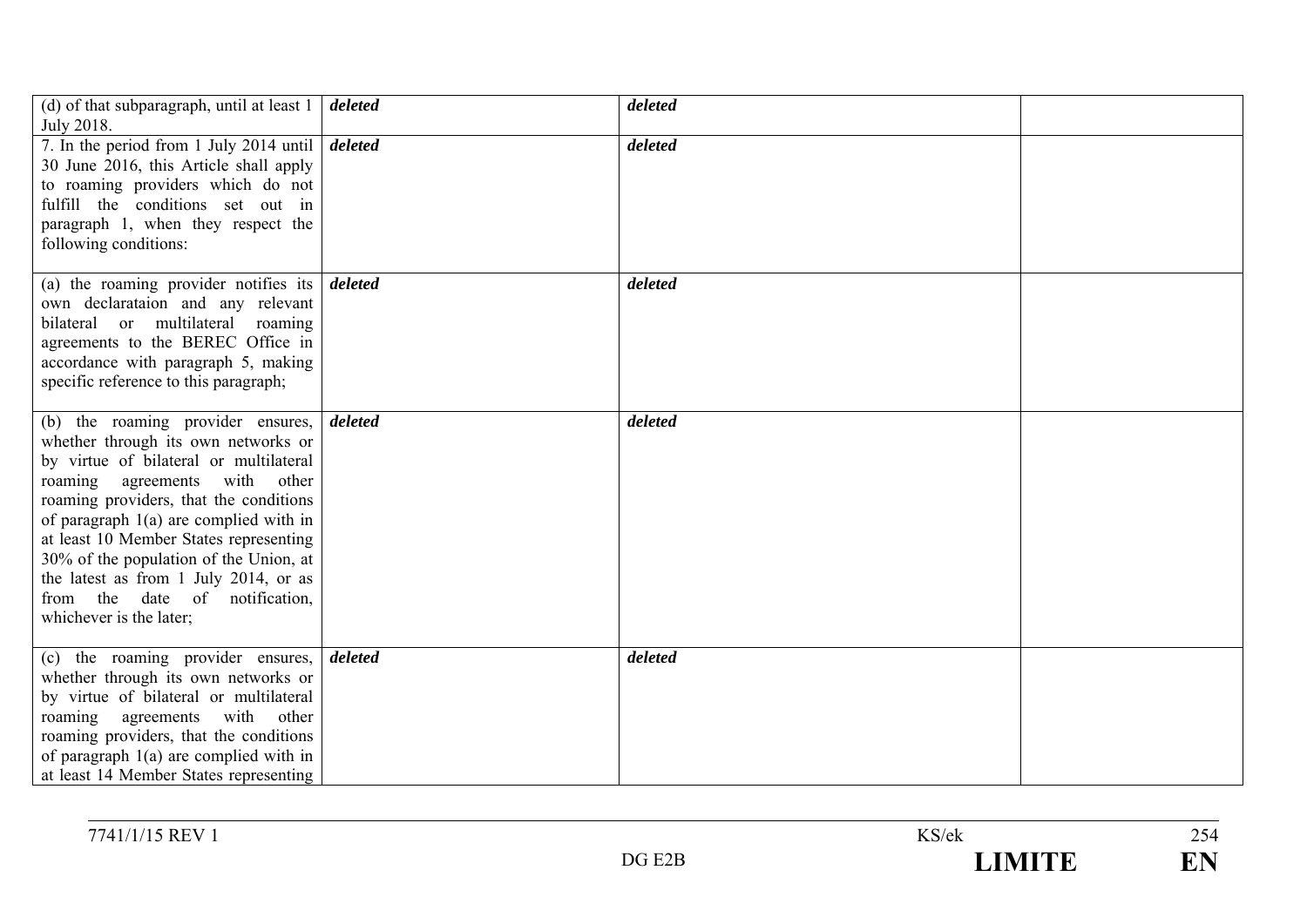| | | | |
|---|---|---|---|
| (d) of that subparagraph, until at least 1 July 2018. | ***deleted*** | ***deleted*** | |
| 7. In the period from 1 July 2014 until 30 June 2016, this Article shall apply to roaming providers which do not fulfill the conditions set out in paragraph 1, when they respect the following conditions: | ***deleted*** | ***deleted*** | |
| (a) the roaming provider notifies its own declarataion and any relevant bilateral or multilateral roaming agreements to the BEREC Office in accordance with paragraph 5, making specific reference to this paragraph; | ***deleted*** | ***deleted*** | |
| (b) the roaming provider ensures, whether through its own networks or by virtue of bilateral or multilateral roaming agreements with other roaming providers, that the conditions of paragraph 1(a) are complied with in at least 10 Member States representing 30% of the population of the Union, at the latest as from 1 July 2014, or as from the date of notification, whichever is the later; | ***deleted*** | ***deleted*** | |
| (c) the roaming provider ensures, whether through its own networks or by virtue of bilateral or multilateral roaming agreements with other roaming providers, that the conditions of paragraph 1(a) are complied with in at least 14 Member States representing | ***deleted*** | ***deleted*** | |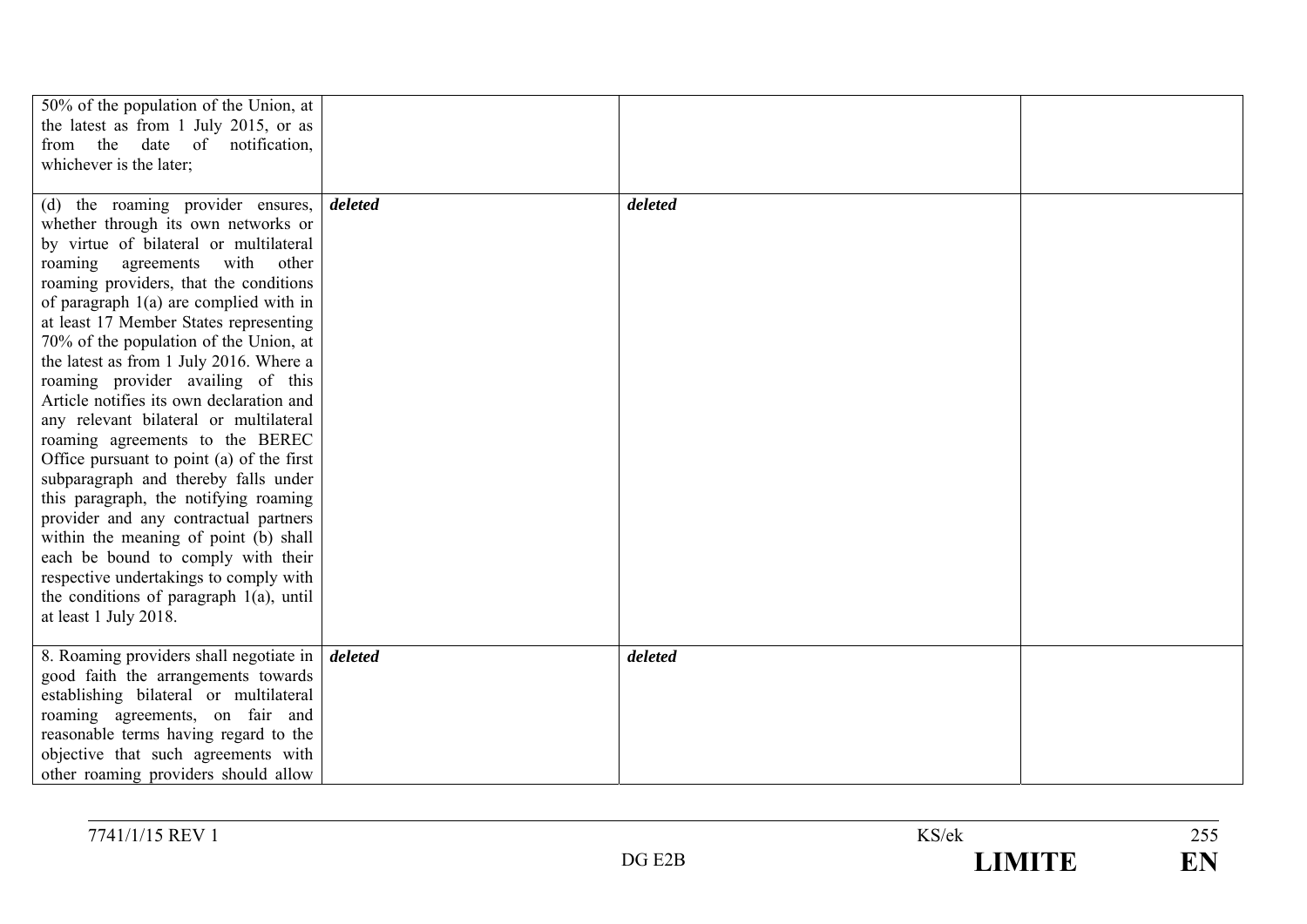| | | | |
|---|---|---|---|
| 50% of the population of the Union, at the latest as from 1 July 2015, or as from the date of notification, whichever is the later; | | | |
| (d) the roaming provider ensures, whether through its own networks or by virtue of bilateral or multilateral roaming agreements with other roaming providers, that the conditions of paragraph 1(a) are complied with in at least 17 Member States representing 70% of the population of the Union, at the latest as from 1 July 2016. Where a roaming provider availing of this Article notifies its own declaration and any relevant bilateral or multilateral roaming agreements to the BEREC Office pursuant to point (a) of the first subparagraph and thereby falls under this paragraph, the notifying roaming provider and any contractual partners within the meaning of point (b) shall each be bound to comply with their respective undertakings to comply with the conditions of paragraph 1(a), until at least 1 July 2018. | ***deleted*** | ***deleted*** | |
| 8. Roaming providers shall negotiate in good faith the arrangements towards establishing bilateral or multilateral roaming agreements, on fair and reasonable terms having regard to the objective that such agreements with other roaming providers should allow | ***deleted*** | ***deleted*** | |

7741/1/15 REV 1 KS/ek DG E2B **LIMITE** **EN**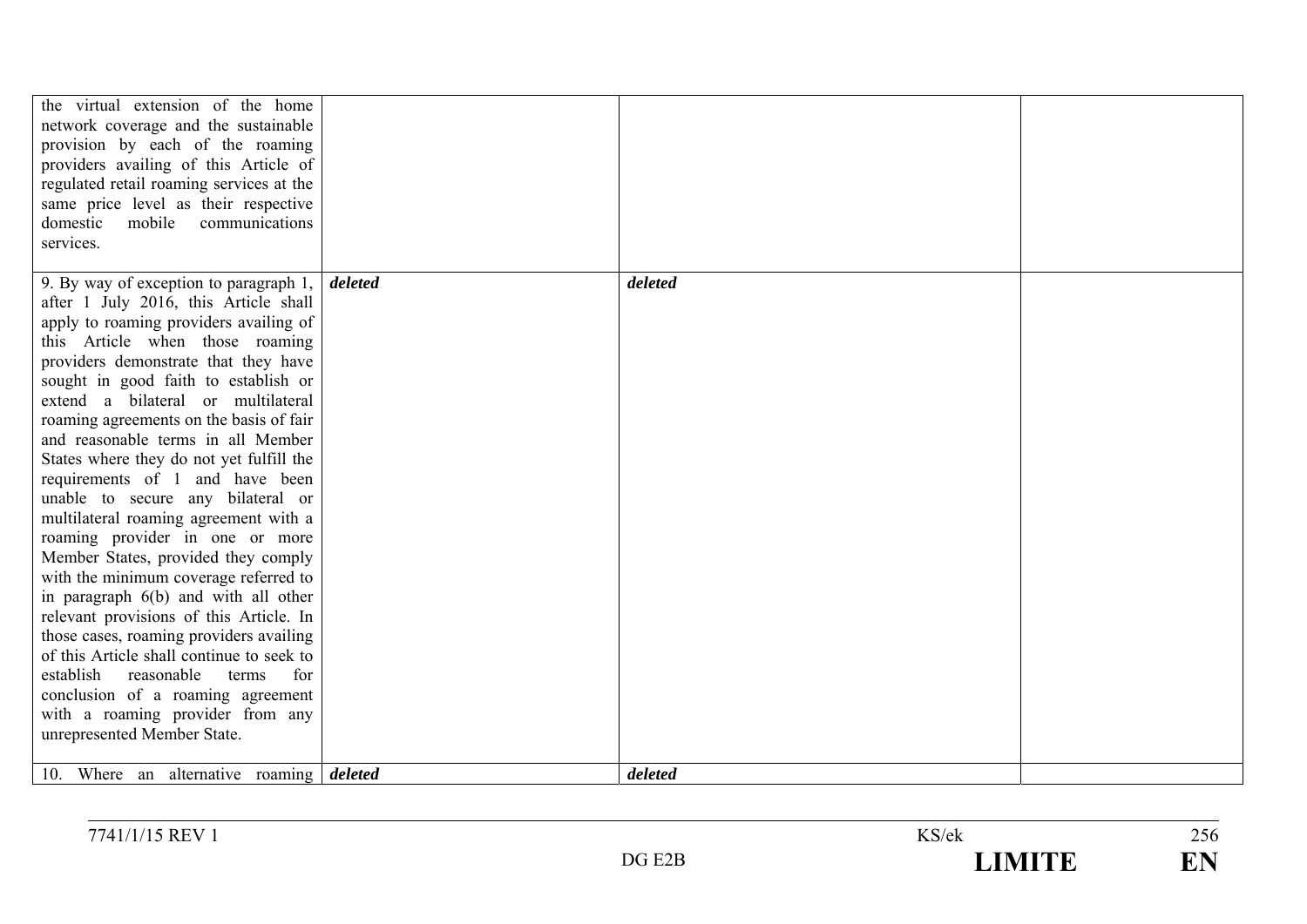| | | | |
|---|---|---|---|
| the virtual extension of the home network coverage and the sustainable provision by each of the roaming providers availing of this Article of regulated retail roaming services at the same price level as their respective domestic mobile communications services. | | | |
| 9. By way of exception to paragraph 1, after 1 July 2016, this Article shall apply to roaming providers availing of this Article when those roaming providers demonstrate that they have sought in good faith to establish or extend a bilateral or multilateral roaming agreements on the basis of fair and reasonable terms in all Member States where they do not yet fulfill the requirements of 1 and have been unable to secure any bilateral or multilateral roaming agreement with a roaming provider in one or more Member States, provided they comply with the minimum coverage referred to in paragraph 6(b) and with all other relevant provisions of this Article. In those cases, roaming providers availing of this Article shall continue to seek to establish reasonable terms for conclusion of a roaming agreement with a roaming provider from any unrepresented Member State. | ***deleted*** | ***deleted*** | |
| 10. Where an alternative roaming | ***deleted*** | ***deleted*** | |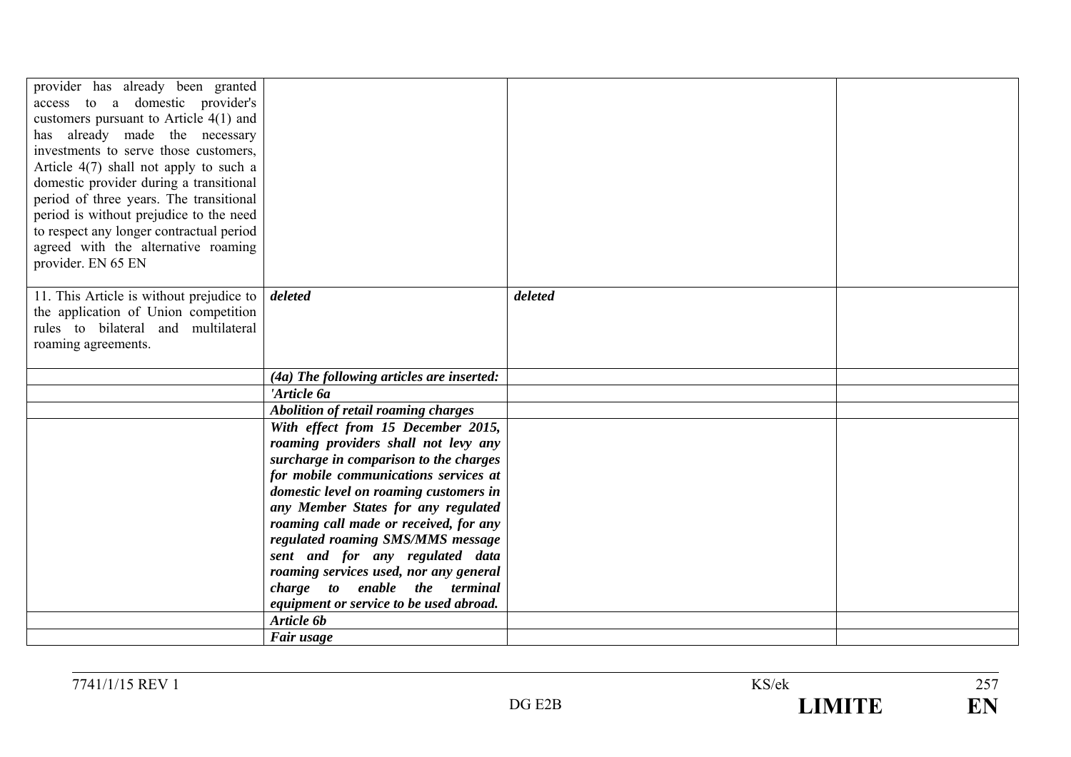| | | | |
|---|---|---|---|
| provider has already been granted access to a domestic provider's customers pursuant to Article 4(1) and has already made the necessary investments to serve those customers, Article 4(7) shall not apply to such a domestic provider during a transitional period of three years. The transitional period is without prejudice to the need to respect any longer contractual period agreed with the alternative roaming provider. EN 65 EN | | | |
| 11. This Article is without prejudice to the application of Union competition rules to bilateral and multilateral roaming agreements. | ***deleted*** | ***deleted*** | |
| | ***(4a) The following articles are inserted:*** | | |
| | ***'Article 6a*** | | |
| | ***Abolition of retail roaming charges*** | | |
| | ***With effect from 15 December 2015, roaming providers shall not levy any surcharge in comparison to the charges for mobile communications services at domestic level on roaming customers in any Member States for any regulated roaming call made or received, for any regulated roaming SMS/MMS message sent and for any regulated data roaming services used, nor any general charge to enable the terminal equipment or service to be used abroad.*** | | |
| | ***Article 6b*** | | |
| | ***Fair usage*** | | |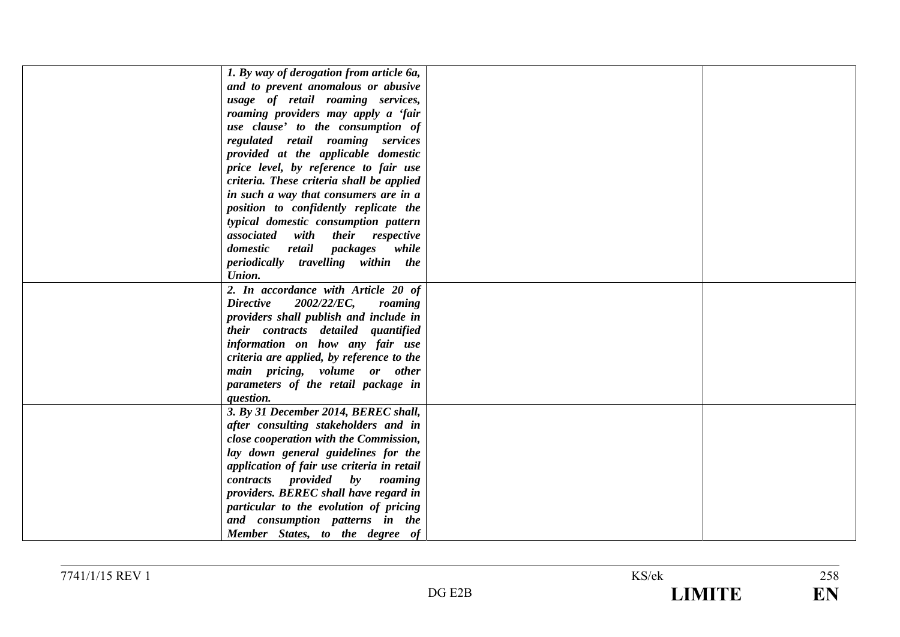| | | | |
|---|---|---|---|
| | ***1. By way of derogation from article 6a, and to prevent anomalous or abusive usage of retail roaming services, roaming providers may apply a 'fair use clause' to the consumption of regulated retail roaming services provided at the applicable domestic price level, by reference to fair use criteria. These criteria shall be applied in such a way that consumers are in a position to confidently replicate the typical domestic consumption pattern associated with their respective domestic retail packages while periodically travelling within the Union.*** | | |
| | ***2. In accordance with Article 20 of Directive 2002/22/EC, roaming providers shall publish and include in their contracts detailed quantified information on how any fair use criteria are applied, by reference to the main pricing, volume or other parameters of the retail package in question.*** | | |
| | ***3. By 31 December 2014, BEREC shall, after consulting stakeholders and in close cooperation with the Commission, lay down general guidelines for the application of fair use criteria in retail contracts provided by roaming providers. BEREC shall have regard in particular to the evolution of pricing and consumption patterns in the Member States, to the degree of*** | | |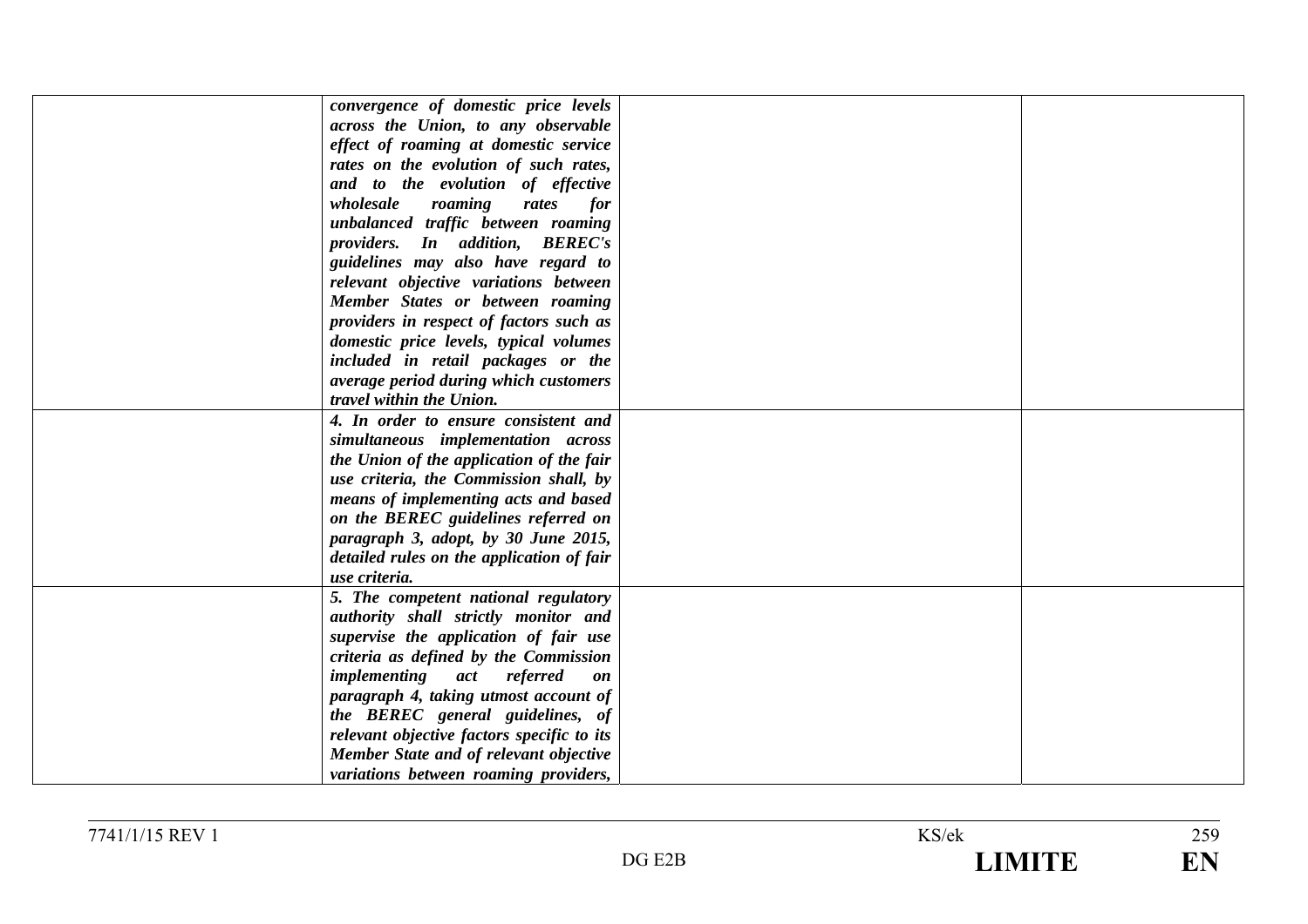| | | | |
|---|---|---|---|
| | ***convergence of domestic price levels across the Union, to any observable effect of roaming at domestic service rates on the evolution of such rates, and to the evolution of effective wholesale roaming rates for unbalanced traffic between roaming providers. In addition, BEREC's guidelines may also have regard to relevant objective variations between Member States or between roaming providers in respect of factors such as domestic price levels, typical volumes included in retail packages or the average period during which customers travel within the Union.*** | | |
| | ***4. In order to ensure consistent and simultaneous implementation across the Union of the application of the fair use criteria, the Commission shall, by means of implementing acts and based on the BEREC guidelines referred on paragraph 3, adopt, by 30 June 2015, detailed rules on the application of fair use criteria.*** | | |
| | ***5. The competent national regulatory authority shall strictly monitor and supervise the application of fair use criteria as defined by the Commission implementing act referred on paragraph 4, taking utmost account of the BEREC general guidelines, of relevant objective factors specific to its Member State and of relevant objective variations between roaming providers,*** | | |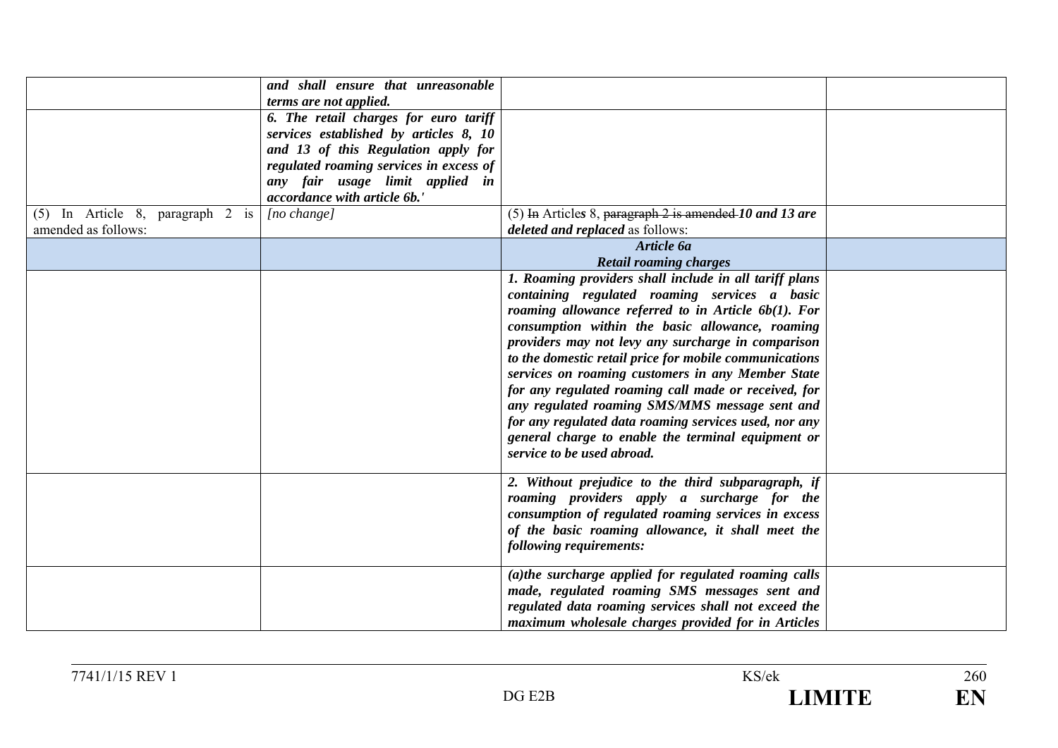| | | | |
|---|---|---|---|
| | ***and shall ensure that unreasonable terms are not applied.*** | | |
| | ***6. The retail charges for euro tariff services established by articles 8, 10 and 13 of this Regulation apply for regulated roaming services in excess of any fair usage limit applied in accordance with article 6b.'*** | | |
| (5) In Article 8, paragraph 2 is amended as follows: | *[no change]* | (5) ~~In~~ Article~~s~~ 8, ~~paragraph 2 is amended~~ ***10 and 13 are deleted and replaced*** as follows: | |
| | | ***Article 6a*** ***Retail roaming charges*** | |
| | | ***1. Roaming providers shall include in all tariff plans containing regulated roaming services a basic roaming allowance referred to in Article 6b(1). For consumption within the basic allowance, roaming providers may not levy any surcharge in comparison to the domestic retail price for mobile communications services on roaming customers in any Member State for any regulated roaming call made or received, for any regulated roaming SMS/MMS message sent and for any regulated data roaming services used, nor any general charge to enable the terminal equipment or service to be used abroad.*** | |
| | | ***2. Without prejudice to the third subparagraph, if roaming providers apply a surcharge for the consumption of regulated roaming services in excess of the basic roaming allowance, it shall meet the following requirements:*** | |
| | | ***(a)the surcharge applied for regulated roaming calls made, regulated roaming SMS messages sent and regulated data roaming services shall not exceed the maximum wholesale charges provided for in Articles*** | |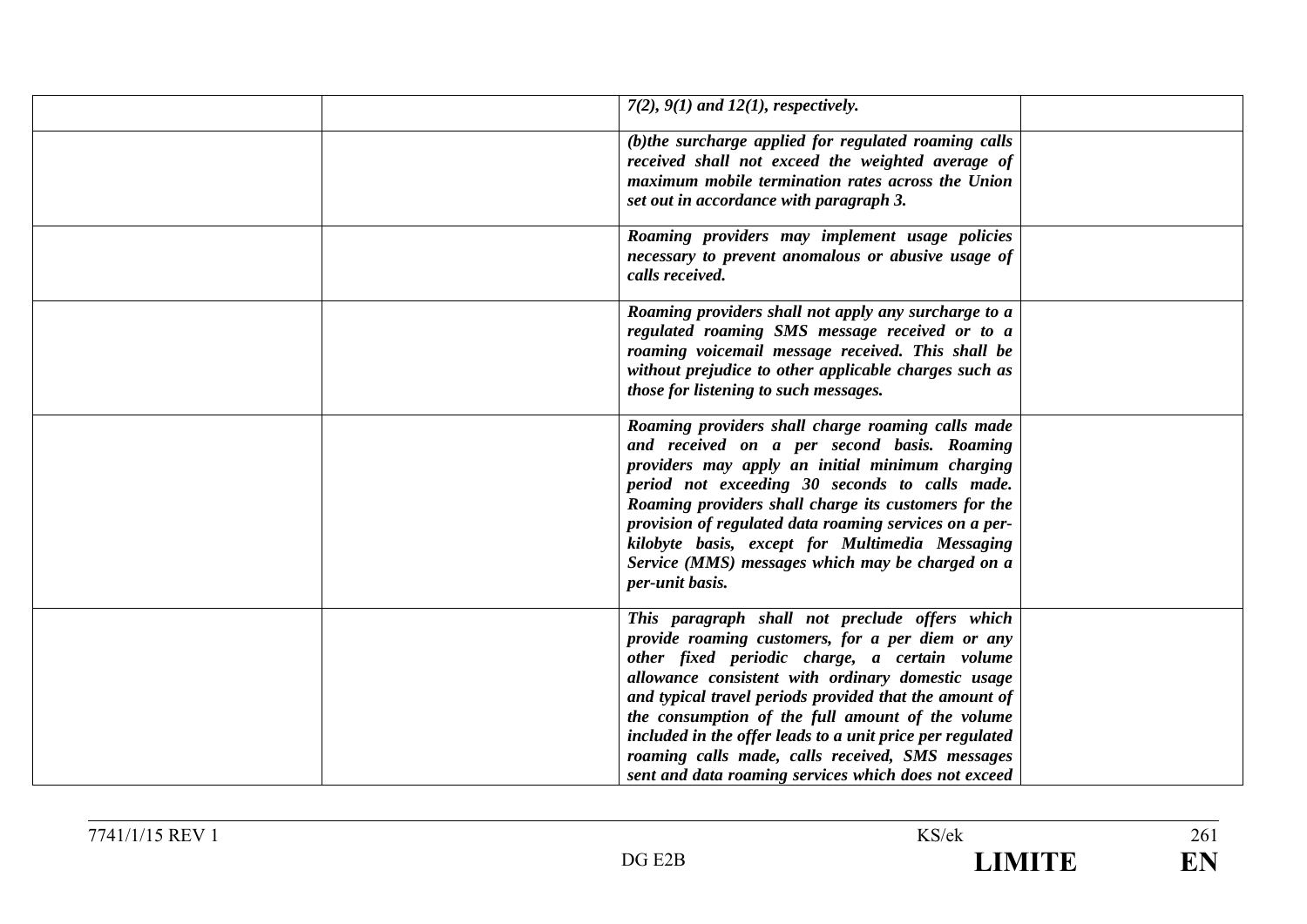|  |  |  |  |
|---|---|---|---|
|  |  | *7(2), 9(1) and 12(1), respectively.* |  |
|  |  | ***(b)the surcharge applied for regulated roaming calls received shall not exceed the weighted average of maximum mobile termination rates across the Union set out in accordance with paragraph 3.*** |  |
|  |  | ***Roaming providers may implement usage policies necessary to prevent anomalous or abusive usage of calls received.*** |  |
|  |  | ***Roaming providers shall not apply any surcharge to a regulated roaming SMS message received or to a roaming voicemail message received. This shall be without prejudice to other applicable charges such as those for listening to such messages.*** |  |
|  |  | ***Roaming providers shall charge roaming calls made and received on a per second basis. Roaming providers may apply an initial minimum charging period not exceeding 30 seconds to calls made. Roaming providers shall charge its customers for the provision of regulated data roaming services on a per-kilobyte basis, except for Multimedia Messaging Service (MMS) messages which may be charged on a per-unit basis.*** |  |
|  |  | ***This paragraph shall not preclude offers which provide roaming customers, for a per diem or any other fixed periodic charge, a certain volume allowance consistent with ordinary domestic usage and typical travel periods provided that the amount of the consumption of the full amount of the volume included in the offer leads to a unit price per regulated roaming calls made, calls received, SMS messages sent and data roaming services which does not exceed*** |  |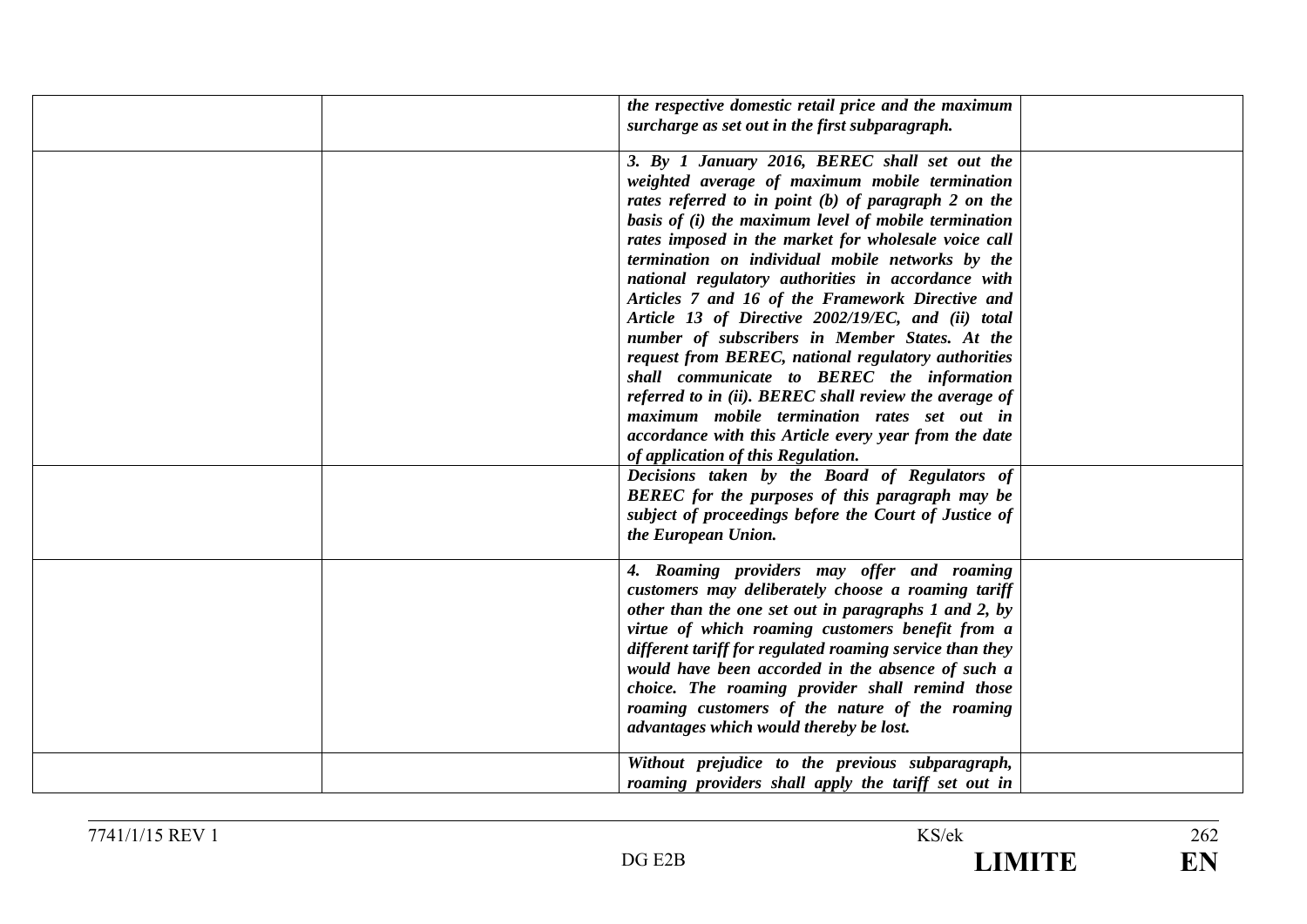| | | | |
|---|---|---|---|
| | | ***the respective domestic retail price and the maximum surcharge as set out in the first subparagraph.*** | |
| | | ***3. By 1 January 2016, BEREC shall set out the weighted average of maximum mobile termination rates referred to in point (b) of paragraph 2 on the basis of (i) the maximum level of mobile termination rates imposed in the market for wholesale voice call termination on individual mobile networks by the national regulatory authorities in accordance with Articles 7 and 16 of the Framework Directive and Article 13 of Directive 2002/19/EC, and (ii) total number of subscribers in Member States. At the request from BEREC, national regulatory authorities shall communicate to BEREC the information referred to in (ii). BEREC shall review the average of maximum mobile termination rates set out in accordance with this Article every year from the date of application of this Regulation.*** | |
| | | ***Decisions taken by the Board of Regulators of BEREC for the purposes of this paragraph may be subject of proceedings before the Court of Justice of the European Union.*** | |
| | | ***4. Roaming providers may offer and roaming customers may deliberately choose a roaming tariff other than the one set out in paragraphs 1 and 2, by virtue of which roaming customers benefit from a different tariff for regulated roaming service than they would have been accorded in the absence of such a choice. The roaming provider shall remind those roaming customers of the nature of the roaming advantages which would thereby be lost.*** | |
| | | ***Without prejudice to the previous subparagraph, roaming providers shall apply the tariff set out in*** | |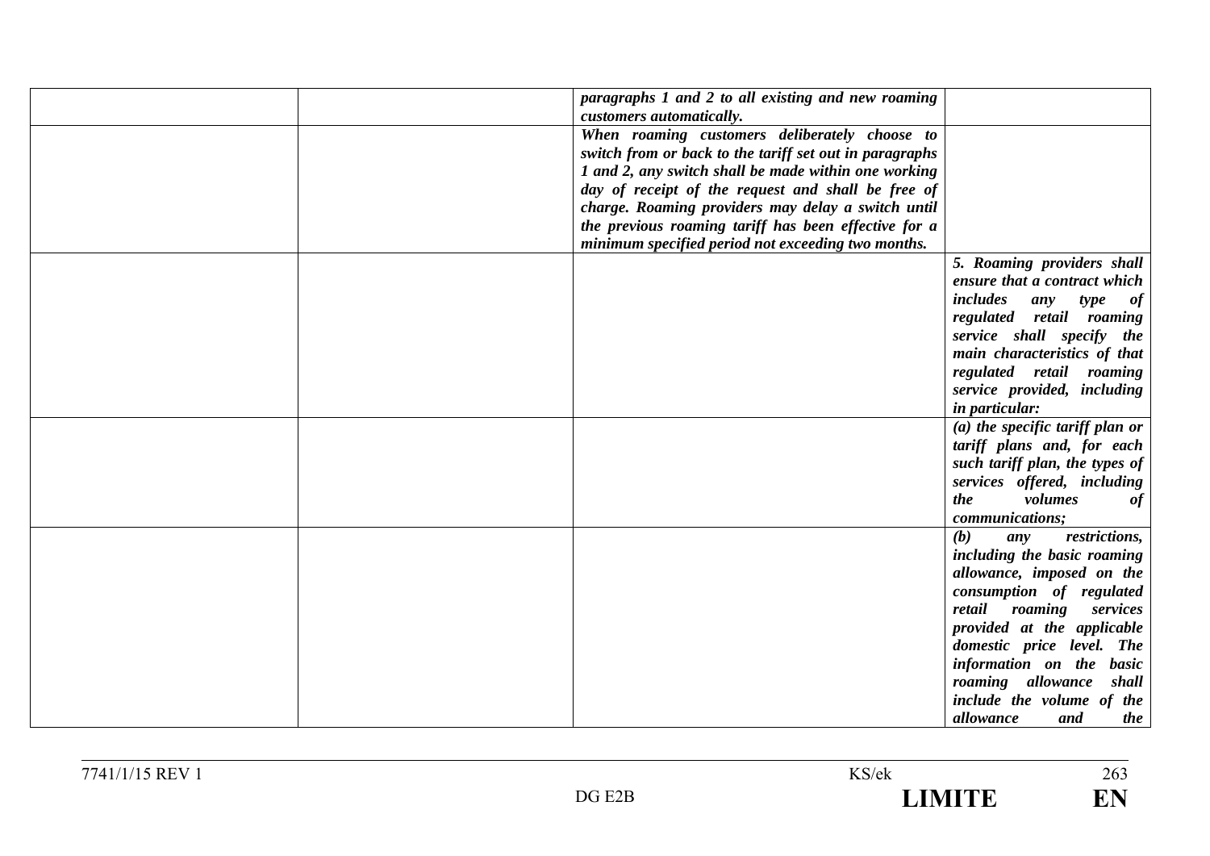| | | | |
|---|---|---|---|
| | | ***paragraphs 1 and 2 to all existing and new roaming customers automatically.*** | |
| | | ***When roaming customers deliberately choose to switch from or back to the tariff set out in paragraphs 1 and 2, any switch shall be made within one working day of receipt of the request and shall be free of charge. Roaming providers may delay a switch until the previous roaming tariff has been effective for a minimum specified period not exceeding two months.*** | |
| | | | ***5. Roaming providers shall ensure that a contract which includes any type of regulated retail roaming service shall specify the main characteristics of that regulated retail roaming service provided, including in particular:*** |
| | | | ***(a) the specific tariff plan or tariff plans and, for each such tariff plan, the types of services offered, including the volumes of communications;*** |
| | | | ***(b) any restrictions, including the basic roaming allowance, imposed on the consumption of regulated retail roaming services provided at the applicable domestic price level. The information on the basic roaming allowance shall include the volume of the allowance and the*** |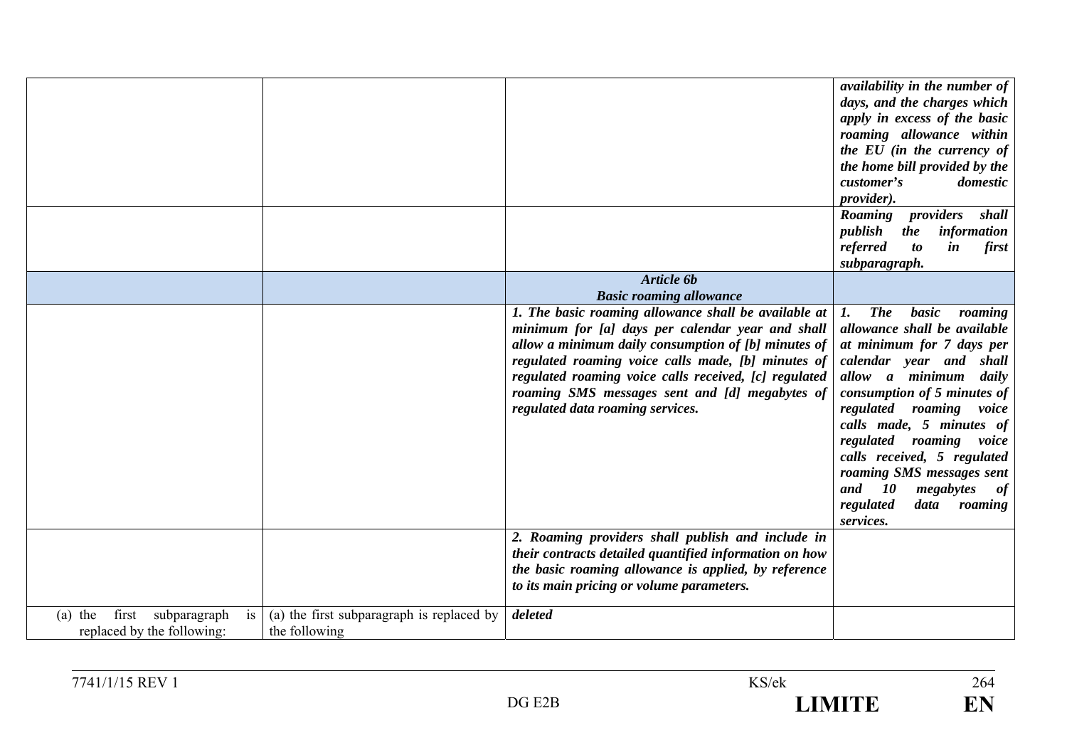| | | | |
|---|---|---|---|
| | | | ***availability in the number of days, and the charges which apply in excess of the basic roaming allowance within the EU (in the currency of the home bill provided by the customer's domestic provider).*** |
| | | | ***Roaming providers shall publish the information referred to in first subparagraph.*** |
| | | ***Article 6b*** ***Basic roaming allowance*** | |
| | | ***1. The basic roaming allowance shall be available at minimum for [a] days per calendar year and shall allow a minimum daily consumption of [b] minutes of regulated roaming voice calls made, [b] minutes of regulated roaming voice calls received, [c] regulated roaming SMS messages sent and [d] megabytes of regulated data roaming services.*** | ***1. The basic roaming allowance shall be available at minimum for 7 days per calendar year and shall allow a minimum daily consumption of 5 minutes of regulated roaming voice calls made, 5 minutes of regulated roaming voice calls received, 5 regulated roaming SMS messages sent and 10 megabytes of regulated data roaming services.*** |
| | | ***2. Roaming providers shall publish and include in their contracts detailed quantified information on how the basic roaming allowance is applied, by reference to its main pricing or volume parameters.*** | |
| (a) the first subparagraph is replaced by the following: | (a) the first subparagraph is replaced by the following | ***deleted*** | |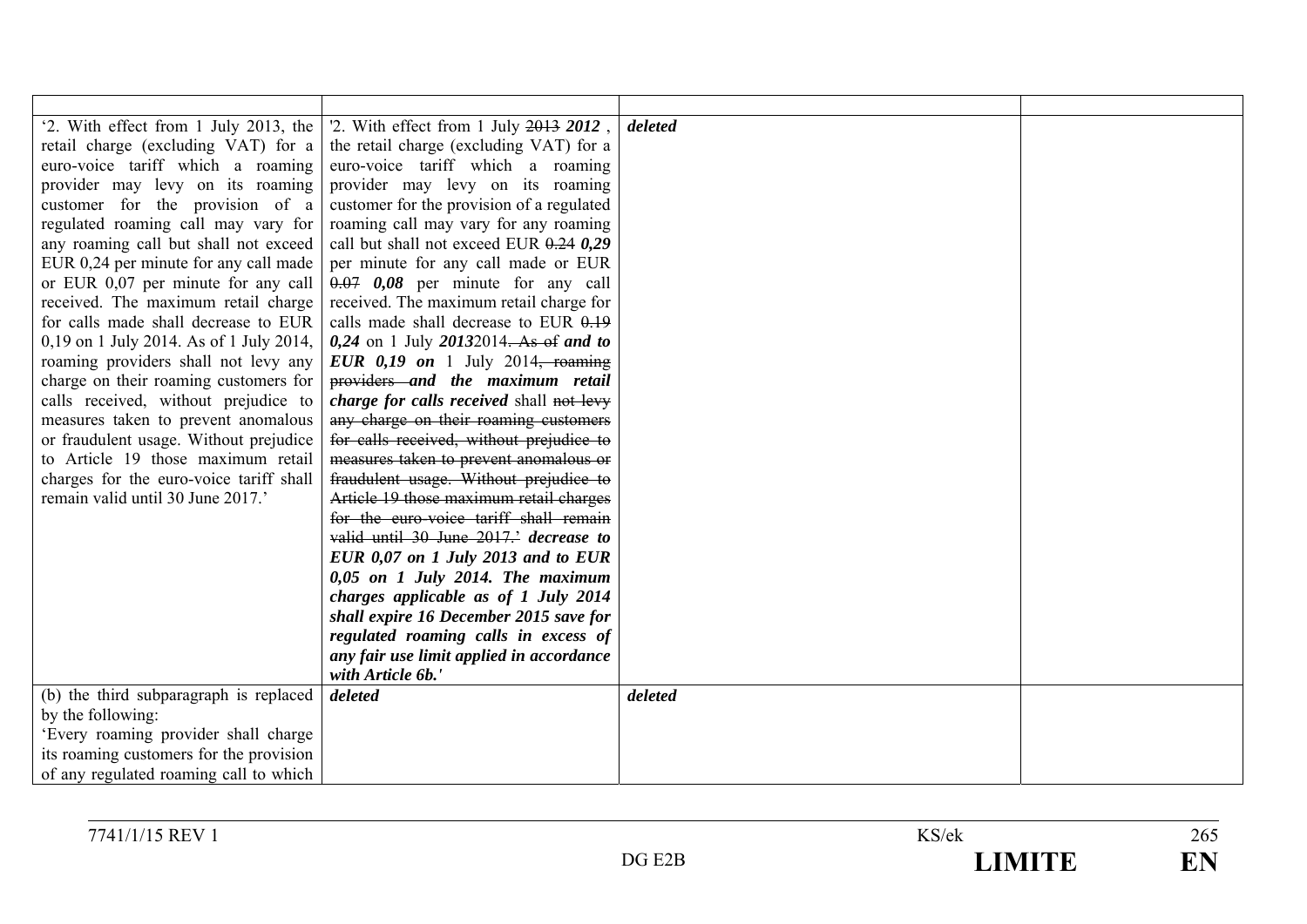| | | | |
|---|---|---|---|
| '2. With effect from 1 July 2013, the retail charge (excluding VAT) for a euro-voice tariff which a roaming provider may levy on its roaming customer for the provision of a regulated roaming call may vary for any roaming call but shall not exceed EUR 0,24 per minute for any call made or EUR 0,07 per minute for any call received. The maximum retail charge for calls made shall decrease to EUR 0,19 on 1 July 2014. As of 1 July 2014, roaming providers shall not levy any charge on their roaming customers for calls received, without prejudice to measures taken to prevent anomalous or fraudulent usage. Without prejudice to Article 19 those maximum retail charges for the euro-voice tariff shall remain valid until 30 June 2017.' | '2. With effect from 1 July ~~2013~~ ***2012*** , the retail charge (excluding VAT) for a euro-voice tariff which a roaming provider may levy on its roaming customer for the provision of a regulated roaming call may vary for any roaming call but shall not exceed EUR ~~0.24~~ ***0,29*** per minute for any call made or EUR ~~0.07~~ ***0,08*** per minute for any call received. The maximum retail charge for calls made shall decrease to EUR ~~0.19~~ ***0,24*** on 1 July ***2013***2014~~. As of~~ ***and to EUR 0,19 on*** 1 July 2014~~, roaming providers~~ ***and the maximum retail charge for calls received*** shall ~~not levy any charge on their roaming customers for calls received, without prejudice to measures taken to prevent anomalous or fraudulent usage. Without prejudice to Article 19 those maximum retail charges for the euro-voice tariff shall remain valid until 30 June 2017.'~~ ***decrease to EUR 0,07 on 1 July 2013 and to EUR 0,05 on 1 July 2014. The maximum charges applicable as of 1 July 2014 shall expire 16 December 2015 save for regulated roaming calls in excess of any fair use limit applied in accordance with Article 6b.'*** | ***deleted*** | |
| (b) the third subparagraph is replaced by the following: 'Every roaming provider shall charge its roaming customers for the provision of any regulated roaming call to which | ***deleted*** | ***deleted*** | |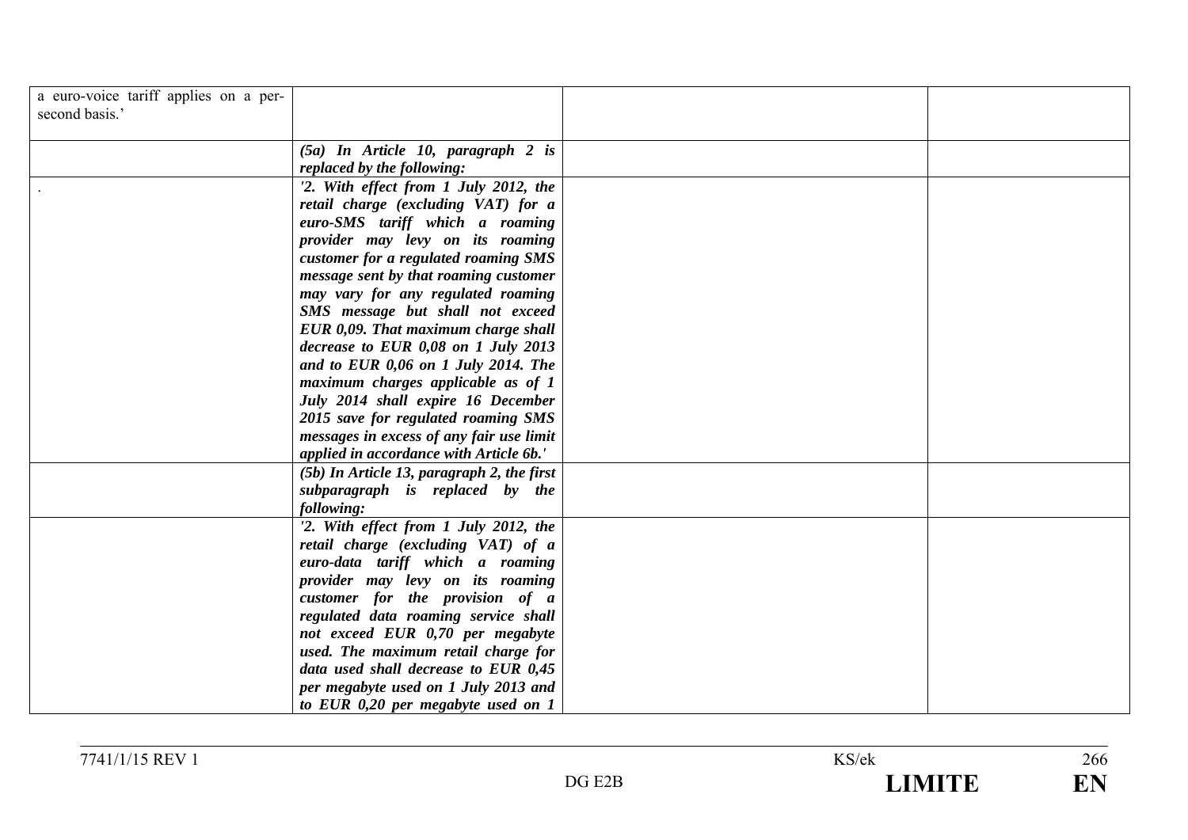| | | | |
|---|---|---|---|
| a euro-voice tariff applies on a per-second basis.' | | | |
| | ***(5a) In Article 10, paragraph 2 is replaced by the following:*** | | |
| . | ***'2. With effect from 1 July 2012, the retail charge (excluding VAT) for a euro-SMS tariff which a roaming provider may levy on its roaming customer for a regulated roaming SMS message sent by that roaming customer may vary for any regulated roaming SMS message but shall not exceed EUR 0,09. That maximum charge shall decrease to EUR 0,08 on 1 July 2013 and to EUR 0,06 on 1 July 2014. The maximum charges applicable as of 1 July 2014 shall expire 16 December 2015 save for regulated roaming SMS messages in excess of any fair use limit applied in accordance with Article 6b.'*** | | |
| | ***(5b) In Article 13, paragraph 2, the first subparagraph is replaced by the following:*** | | |
| | ***'2. With effect from 1 July 2012, the retail charge (excluding VAT) of a euro-data tariff which a roaming provider may levy on its roaming customer for the provision of a regulated data roaming service shall not exceed EUR 0,70 per megabyte used. The maximum retail charge for data used shall decrease to EUR 0,45 per megabyte used on 1 July 2013 and to EUR 0,20 per megabyte used on 1*** | | |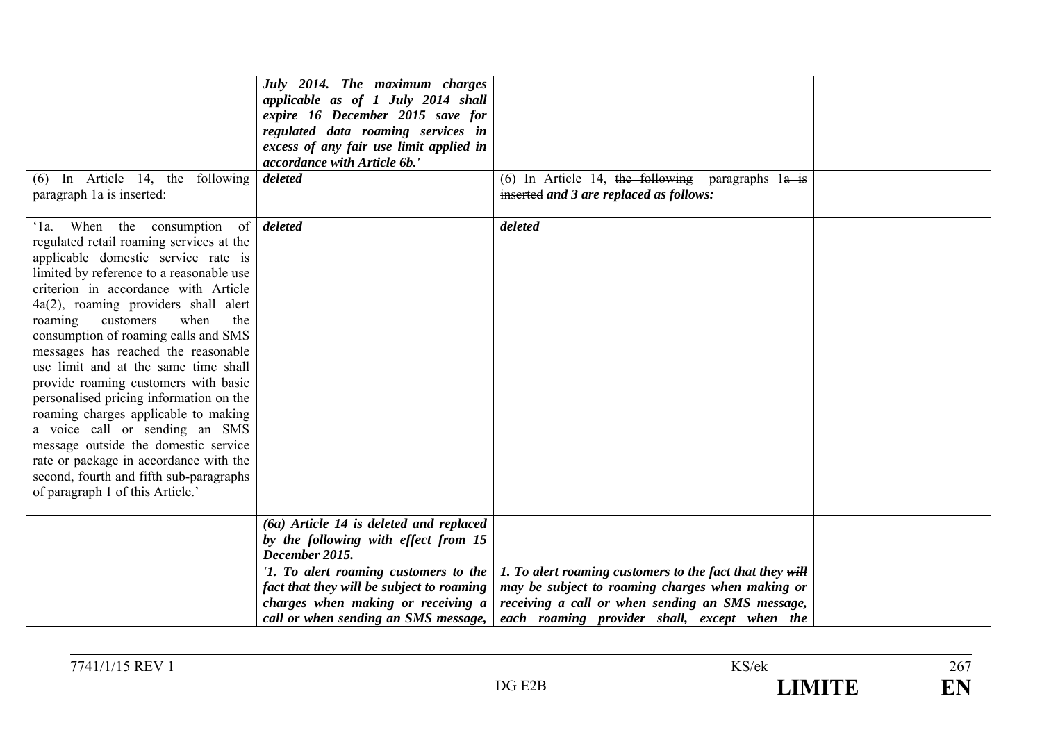| | | | |
|---|---|---|---|
| | ***July 2014. The maximum charges applicable as of 1 July 2014 shall expire 16 December 2015 save for regulated data roaming services in excess of any fair use limit applied in accordance with Article 6b.'*** | | |
| (6) In Article 14, the following paragraph 1a is inserted: | ***deleted*** | (6) In Article 14, ~~the following~~ paragraphs 1~~a is inserted~~ ***and 3 are replaced as follows:*** | |
| '1a. When the consumption of regulated retail roaming services at the applicable domestic service rate is limited by reference to a reasonable use criterion in accordance with Article 4a(2), roaming providers shall alert roaming customers when the consumption of roaming calls and SMS messages has reached the reasonable use limit and at the same time shall provide roaming customers with basic personalised pricing information on the roaming charges applicable to making a voice call or sending an SMS message outside the domestic service rate or package in accordance with the second, fourth and fifth sub-paragraphs of paragraph 1 of this Article.' | ***deleted*** | ***deleted*** | |
| | ***(6a) Article 14 is deleted and replaced by the following with effect from 15 December 2015.*** | | |
| | ***'1. To alert roaming customers to the fact that they will be subject to roaming charges when making or receiving a call or when sending an SMS message,*** | ***1. To alert roaming customers to the fact that they ~~will~~ may be subject to roaming charges when making or receiving a call or when sending an SMS message, each roaming provider shall, except when the*** | |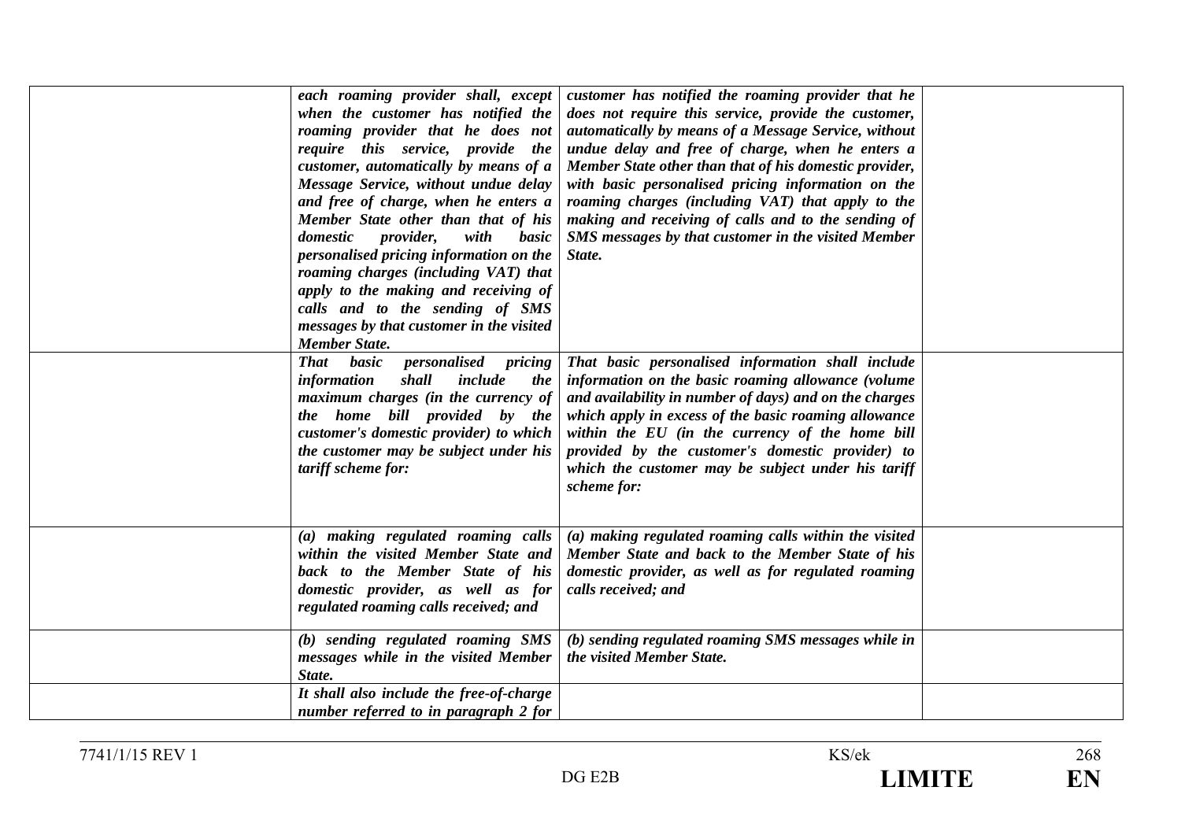| | | | |
|---|---|---|---|
| | *each roaming provider shall, except when the customer has notified the roaming provider that he does not require this service, provide the customer, automatically by means of a Message Service, without undue delay and free of charge, when he enters a Member State other than that of his domestic provider, with basic personalised pricing information on the roaming charges (including VAT) that apply to the making and receiving of calls and to the sending of SMS messages by that customer in the visited Member State.* | *customer has notified the roaming provider that he does not require this service, provide the customer, automatically by means of a Message Service, without undue delay and free of charge, when he enters a Member State other than that of his domestic provider, with basic personalised pricing information on the roaming charges (including VAT) that apply to the making and receiving of calls and to the sending of SMS messages by that customer in the visited Member State.* | |
| | *That basic personalised pricing information shall include the maximum charges (in the currency of the home bill provided by the customer's domestic provider) to which the customer may be subject under his tariff scheme for:* | *That basic personalised information shall include information on the basic roaming allowance (volume and availability in number of days) and on the charges which apply in excess of the basic roaming allowance within the EU (in the currency of the home bill provided by the customer's domestic provider) to which the customer may be subject under his tariff scheme for:* | |
| | *(a) making regulated roaming calls within the visited Member State and back to the Member State of his domestic provider, as well as for regulated roaming calls received; and* | *(a) making regulated roaming calls within the visited Member State and back to the Member State of his domestic provider, as well as for regulated roaming calls received; and* | |
| | *(b) sending regulated roaming SMS messages while in the visited Member State.* | *(b) sending regulated roaming SMS messages while in the visited Member State.* | |
| | *It shall also include the free-of-charge number referred to in paragraph 2 for* | | |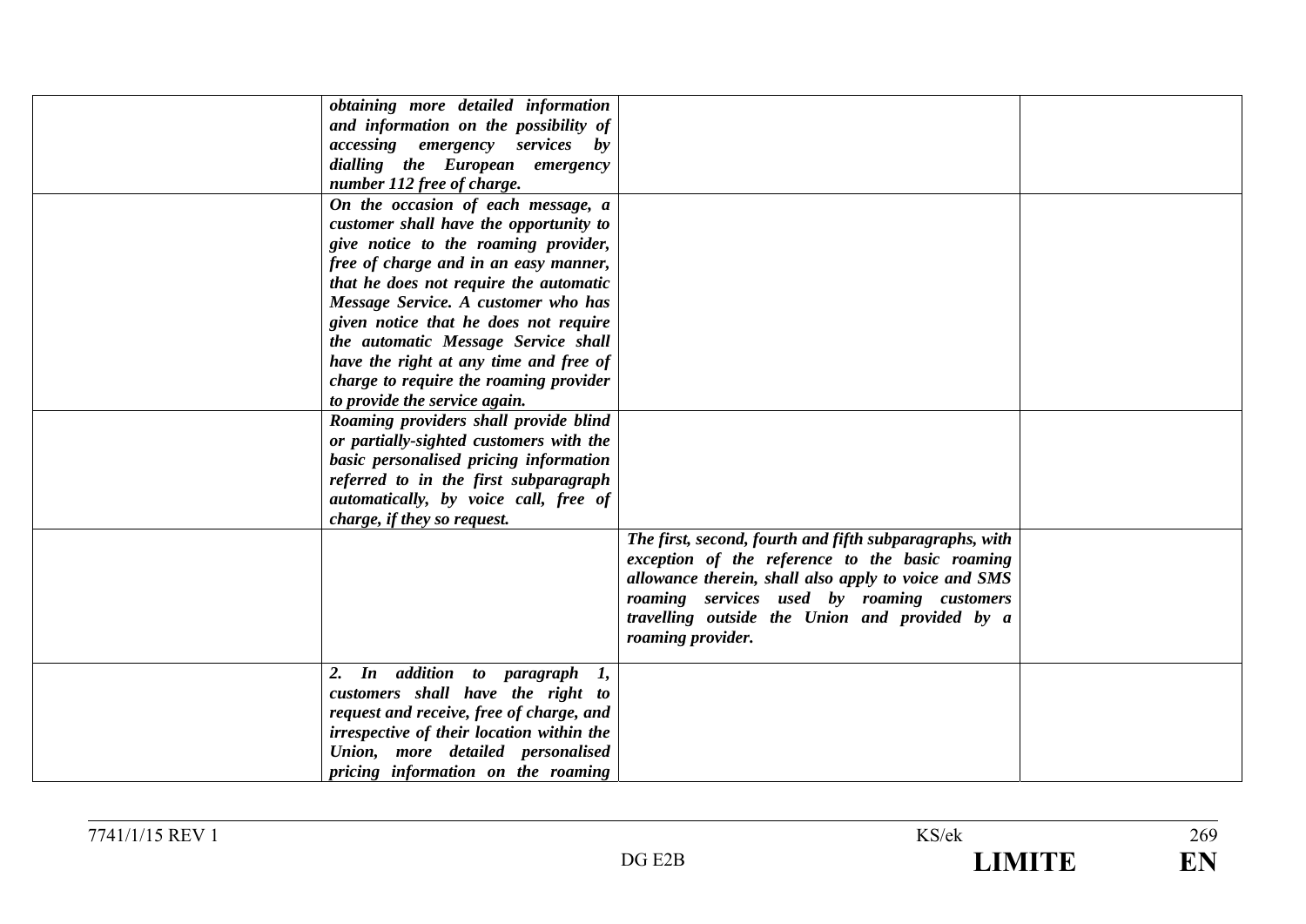| | | | |
|---|---|---|---|
| | ***obtaining more detailed information and information on the possibility of accessing emergency services by dialling the European emergency number 112 free of charge.*** | | |
| | ***On the occasion of each message, a customer shall have the opportunity to give notice to the roaming provider, free of charge and in an easy manner, that he does not require the automatic Message Service. A customer who has given notice that he does not require the automatic Message Service shall have the right at any time and free of charge to require the roaming provider to provide the service again.*** | | |
| | ***Roaming providers shall provide blind or partially-sighted customers with the basic personalised pricing information referred to in the first subparagraph automatically, by voice call, free of charge, if they so request.*** | | |
| | | ***The first, second, fourth and fifth subparagraphs, with exception of the reference to the basic roaming allowance therein, shall also apply to voice and SMS roaming services used by roaming customers travelling outside the Union and provided by a roaming provider.*** | |
| | ***2. In addition to paragraph 1, customers shall have the right to request and receive, free of charge, and irrespective of their location within the Union, more detailed personalised pricing information on the roaming*** | | |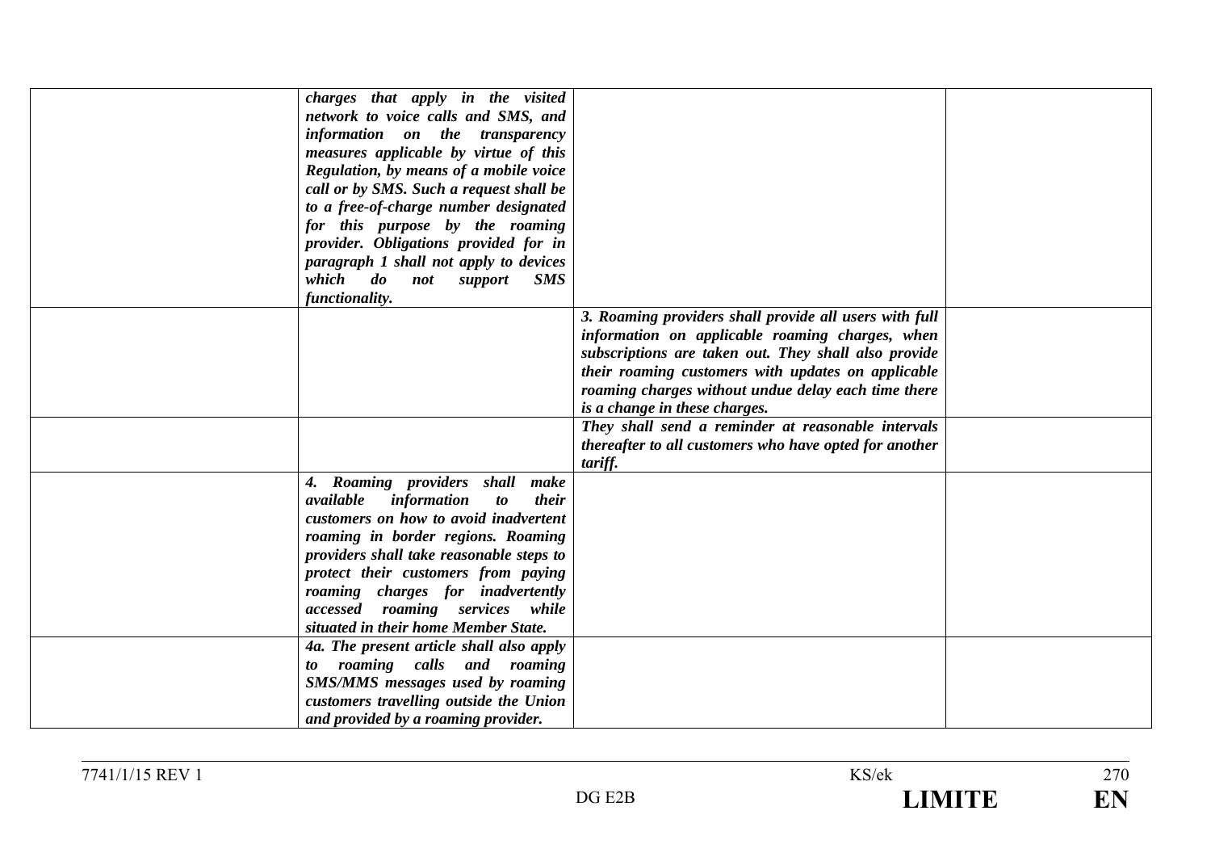|  |  |  |  |
|---|---|---|---|
|  | ***charges that apply in the visited network to voice calls and SMS, and information on the transparency measures applicable by virtue of this Regulation, by means of a mobile voice call or by SMS. Such a request shall be to a free-of-charge number designated for this purpose by the roaming provider. Obligations provided for in paragraph 1 shall not apply to devices which do not support SMS functionality.*** |  |  |
|  |  | ***3. Roaming providers shall provide all users with full information on applicable roaming charges, when subscriptions are taken out. They shall also provide their roaming customers with updates on applicable roaming charges without undue delay each time there is a change in these charges.*** |  |
|  |  | ***They shall send a reminder at reasonable intervals thereafter to all customers who have opted for another tariff.*** |  |
|  | ***4. Roaming providers shall make available information to their customers on how to avoid inadvertent roaming in border regions. Roaming providers shall take reasonable steps to protect their customers from paying roaming charges for inadvertently accessed roaming services while situated in their home Member State.*** |  |  |
|  | ***4a. The present article shall also apply to roaming calls and roaming SMS/MMS messages used by roaming customers travelling outside the Union and provided by a roaming provider.*** |  |  |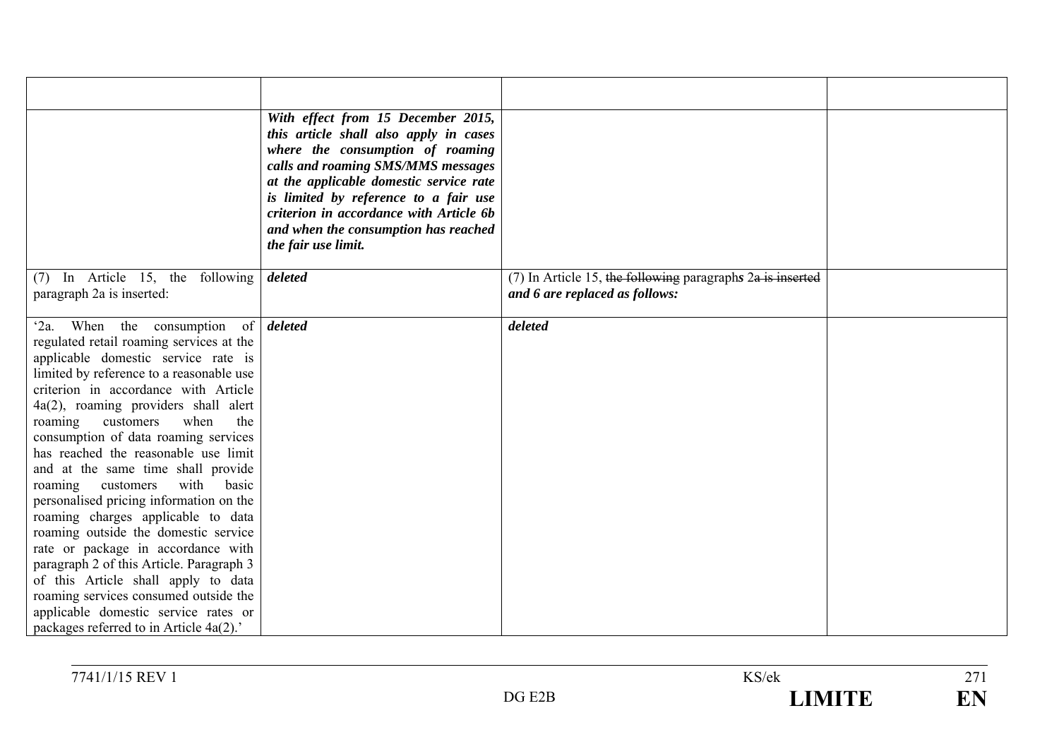| | | | |
|---|---|---|---|
| | ***With effect from 15 December 2015, this article shall also apply in cases where the consumption of roaming calls and roaming SMS/MMS messages at the applicable domestic service rate is limited by reference to a fair use criterion in accordance with Article 6b and when the consumption has reached the fair use limit.*** | | |
| (7) In Article 15, the following paragraph 2a is inserted: | ***deleted*** | (7) In Article 15, ~~the following~~ paragraph*s* 2~~a is inserted~~ ***and 6 are replaced as follows:*** | |
| '2a. When the consumption of regulated retail roaming services at the applicable domestic service rate is limited by reference to a reasonable use criterion in accordance with Article 4a(2), roaming providers shall alert roaming customers when the consumption of data roaming services has reached the reasonable use limit and at the same time shall provide roaming customers with basic personalised pricing information on the roaming charges applicable to data roaming outside the domestic service rate or package in accordance with paragraph 2 of this Article. Paragraph 3 of this Article shall apply to data roaming services consumed outside the applicable domestic service rates or packages referred to in Article 4a(2).' | ***deleted*** | ***deleted*** | |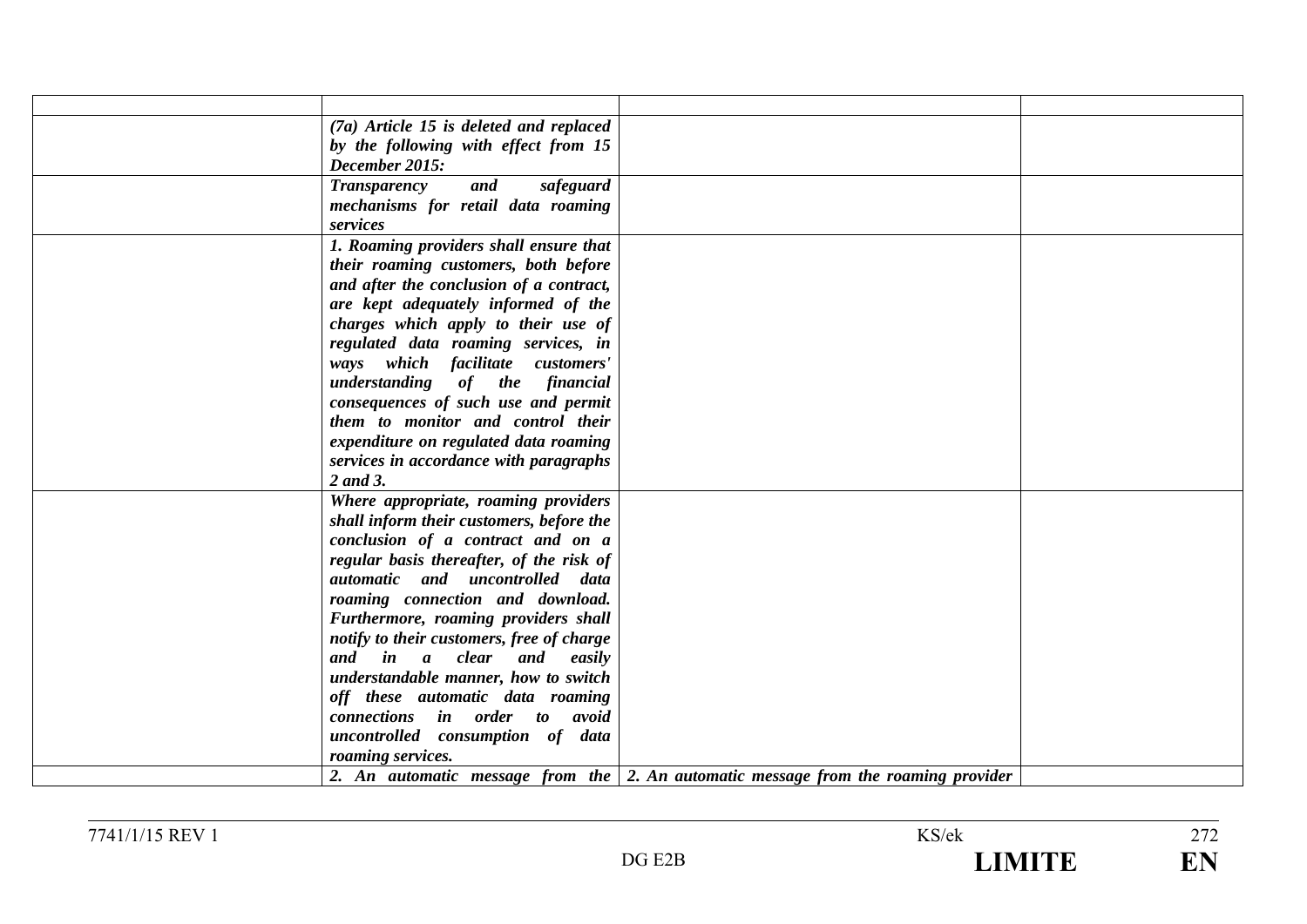| | | | |
|---|---|---|---|
| | *(7a) Article 15 is deleted and replaced by the following with effect from 15 December 2015:* | | |
| | ***Transparency and safeguard mechanisms for retail data roaming services*** | | |
| | ***1. Roaming providers shall ensure that their roaming customers, both before and after the conclusion of a contract, are kept adequately informed of the charges which apply to their use of regulated data roaming services, in ways which facilitate customers' understanding of the financial consequences of such use and permit them to monitor and control their expenditure on regulated data roaming services in accordance with paragraphs 2 and 3.*** | | |
| | ***Where appropriate, roaming providers shall inform their customers, before the conclusion of a contract and on a regular basis thereafter, of the risk of automatic and uncontrolled data roaming connection and download. Furthermore, roaming providers shall notify to their customers, free of charge and in a clear and easily understandable manner, how to switch off these automatic data roaming connections in order to avoid uncontrolled consumption of data roaming services.*** | | |
| | ***2. An automatic message from the*** | ***2. An automatic message from the roaming provider*** | |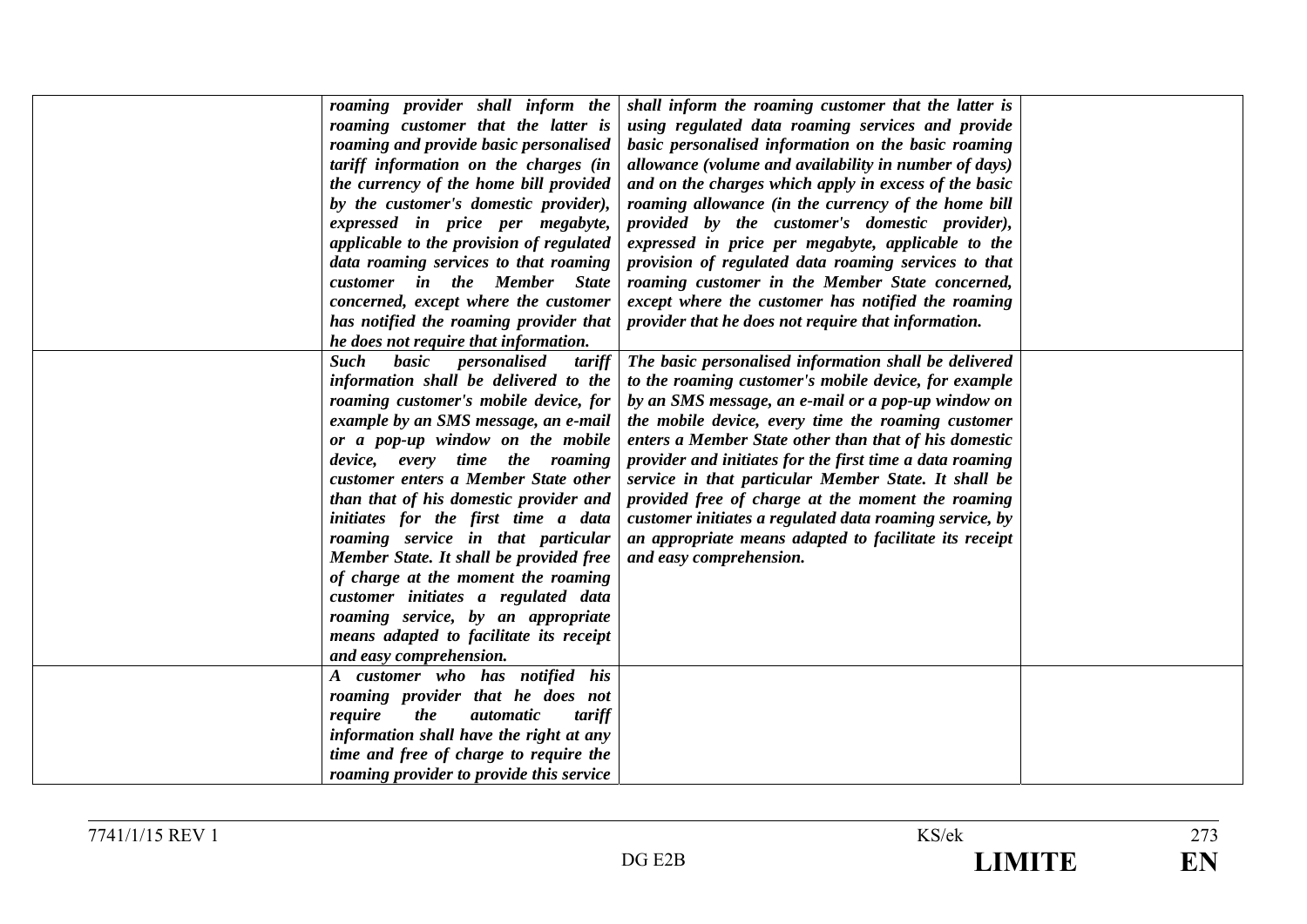| | | | |
|---|---|---|---|
| | *roaming provider shall inform the roaming customer that the latter is roaming and provide basic personalised tariff information on the charges (in the currency of the home bill provided by the customer's domestic provider), expressed in price per megabyte, applicable to the provision of regulated data roaming services to that roaming customer in the Member State concerned, except where the customer has notified the roaming provider that he does not require that information.* | *shall inform the roaming customer that the latter is using regulated data roaming services and provide basic personalised information on the basic roaming allowance (volume and availability in number of days) and on the charges which apply in excess of the basic roaming allowance (in the currency of the home bill provided by the customer's domestic provider), expressed in price per megabyte, applicable to the provision of regulated data roaming services to that roaming customer in the Member State concerned, except where the customer has notified the roaming provider that he does not require that information.* | |
| | *Such basic personalised tariff information shall be delivered to the roaming customer's mobile device, for example by an SMS message, an e-mail or a pop-up window on the mobile device, every time the roaming customer enters a Member State other than that of his domestic provider and initiates for the first time a data roaming service in that particular Member State. It shall be provided free of charge at the moment the roaming customer initiates a regulated data roaming service, by an appropriate means adapted to facilitate its receipt and easy comprehension.* | *The basic personalised information shall be delivered to the roaming customer's mobile device, for example by an SMS message, an e-mail or a pop-up window on the mobile device, every time the roaming customer enters a Member State other than that of his domestic provider and initiates for the first time a data roaming service in that particular Member State. It shall be provided free of charge at the moment the roaming customer initiates a regulated data roaming service, by an appropriate means adapted to facilitate its receipt and easy comprehension.* | |
| | *A customer who has notified his roaming provider that he does not require the automatic tariff information shall have the right at any time and free of charge to require the roaming provider to provide this service* | | |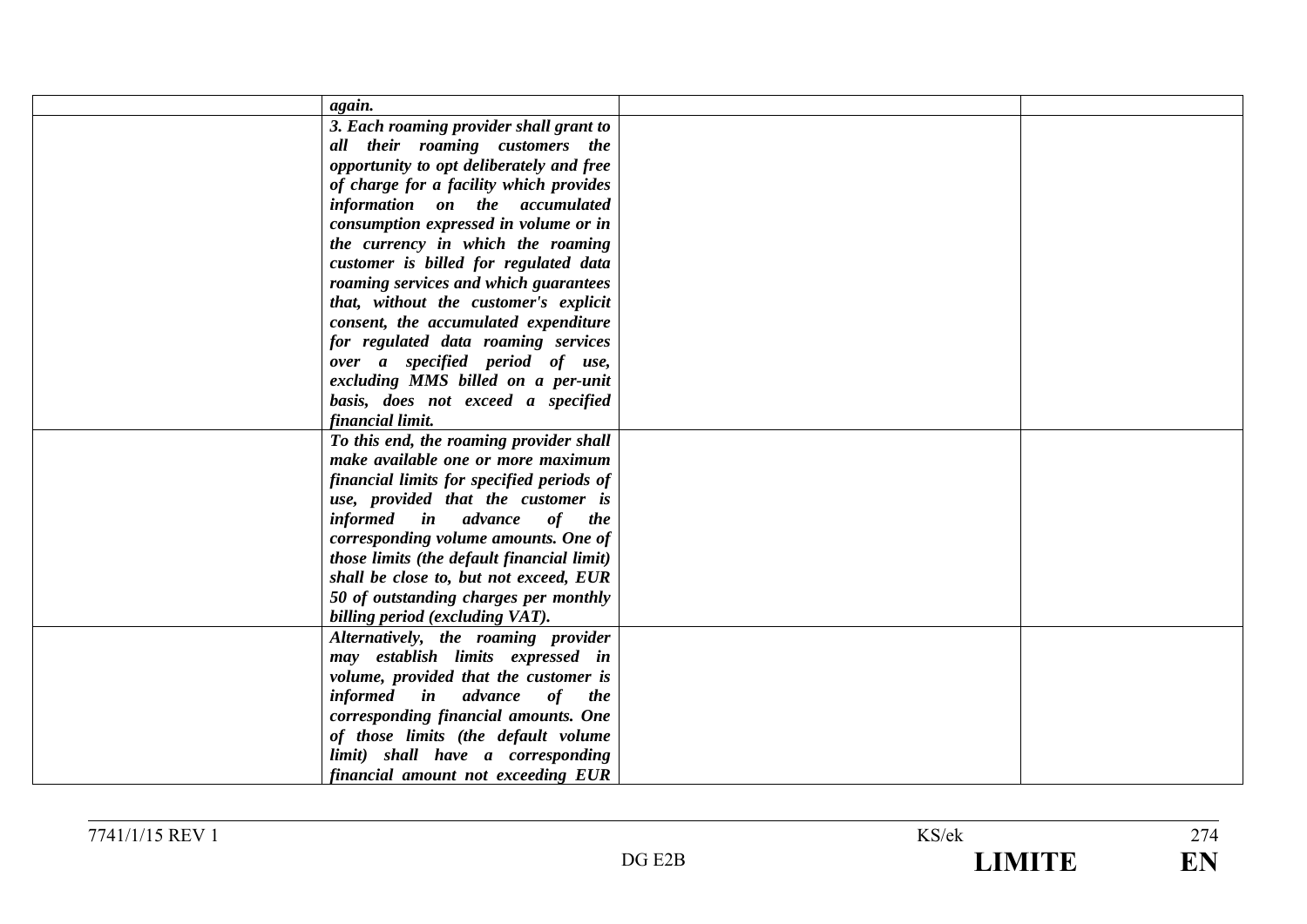|  |  |  |  |
|---|---|---|---|
|  | ***again.*** |  |  |
|  | ***3. Each roaming provider shall grant to all their roaming customers the opportunity to opt deliberately and free of charge for a facility which provides information on the accumulated consumption expressed in volume or in the currency in which the roaming customer is billed for regulated data roaming services and which guarantees that, without the customer's explicit consent, the accumulated expenditure for regulated data roaming services over a specified period of use, excluding MMS billed on a per-unit basis, does not exceed a specified financial limit.*** |  |  |
|  | ***To this end, the roaming provider shall make available one or more maximum financial limits for specified periods of use, provided that the customer is informed in advance of the corresponding volume amounts. One of those limits (the default financial limit) shall be close to, but not exceed, EUR 50 of outstanding charges per monthly billing period (excluding VAT).*** |  |  |
|  | ***Alternatively, the roaming provider may establish limits expressed in volume, provided that the customer is informed in advance of the corresponding financial amounts. One of those limits (the default volume limit) shall have a corresponding financial amount not exceeding EUR*** |  |  |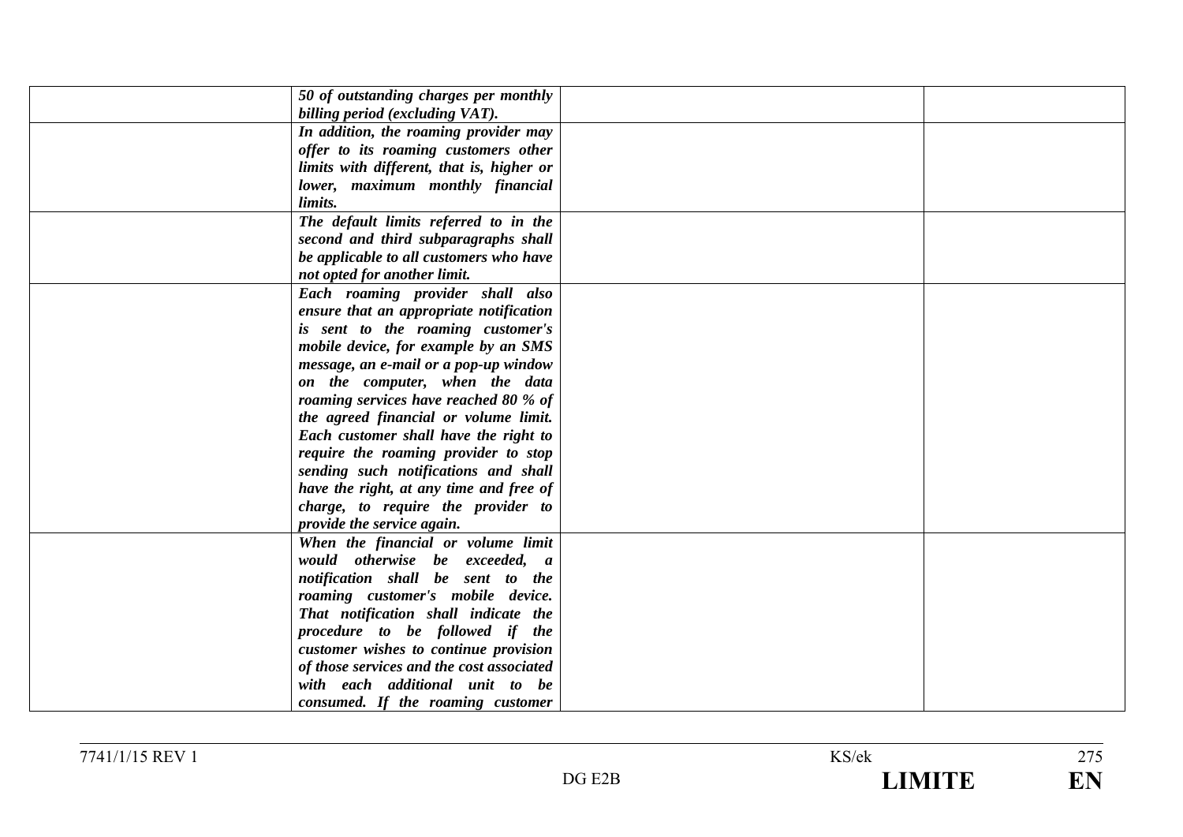| | | | |
|---|---|---|---|
| | ***50 of outstanding charges per monthly billing period (excluding VAT).*** | | |
| | ***In addition, the roaming provider may offer to its roaming customers other limits with different, that is, higher or lower, maximum monthly financial limits.*** | | |
| | ***The default limits referred to in the second and third subparagraphs shall be applicable to all customers who have not opted for another limit.*** | | |
| | ***Each roaming provider shall also ensure that an appropriate notification is sent to the roaming customer's mobile device, for example by an SMS message, an e-mail or a pop-up window on the computer, when the data roaming services have reached 80 % of the agreed financial or volume limit. Each customer shall have the right to require the roaming provider to stop sending such notifications and shall have the right, at any time and free of charge, to require the provider to provide the service again.*** | | |
| | ***When the financial or volume limit would otherwise be exceeded, a notification shall be sent to the roaming customer's mobile device. That notification shall indicate the procedure to be followed if the customer wishes to continue provision of those services and the cost associated with each additional unit to be consumed. If the roaming customer*** | | |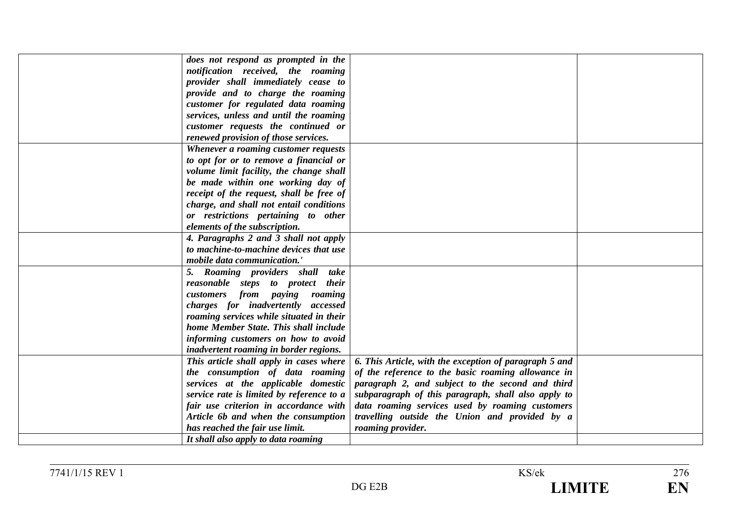| | | | |
|---|---|---|---|
| | ***does not respond as prompted in the notification received, the roaming provider shall immediately cease to provide and to charge the roaming customer for regulated data roaming services, unless and until the roaming customer requests the continued or renewed provision of those services.*** | | |
| | ***Whenever a roaming customer requests to opt for or to remove a financial or volume limit facility, the change shall be made within one working day of receipt of the request, shall be free of charge, and shall not entail conditions or restrictions pertaining to other elements of the subscription.*** | | |
| | ***4. Paragraphs 2 and 3 shall not apply to machine-to-machine devices that use mobile data communication.'*** | | |
| | ***5. Roaming providers shall take reasonable steps to protect their customers from paying roaming charges for inadvertently accessed roaming services while situated in their home Member State. This shall include informing customers on how to avoid inadvertent roaming in border regions.*** | | |
| | ***This article shall apply in cases where the consumption of data roaming services at the applicable domestic service rate is limited by reference to a fair use criterion in accordance with Article 6b and when the consumption has reached the fair use limit.*** | ***6. This Article, with the exception of paragraph 5 and of the reference to the basic roaming allowance in paragraph 2, and subject to the second and third subparagraph of this paragraph, shall also apply to data roaming services used by roaming customers travelling outside the Union and provided by a roaming provider.*** | |
| | ***It shall also apply to data roaming*** | | |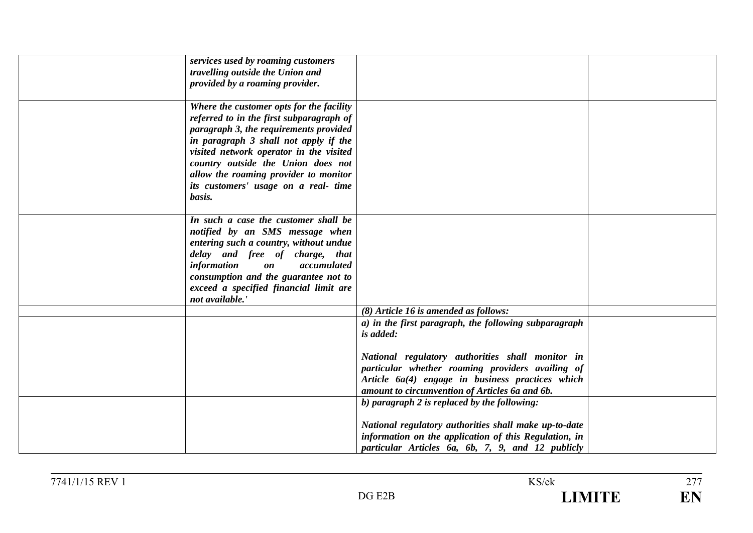| | | | |
|---|---|---|---|
| | ***services used by roaming customers travelling outside the Union and provided by a roaming provider.*** | | |
| | ***Where the customer opts for the facility referred to in the first subparagraph of paragraph 3, the requirements provided in paragraph 3 shall not apply if the visited network operator in the visited country outside the Union does not allow the roaming provider to monitor its customers' usage on a real- time basis.*** | | |
| | ***In such a case the customer shall be notified by an SMS message when entering such a country, without undue delay and free of charge, that information on accumulated consumption and the guarantee not to exceed a specified financial limit are not available.'*** | | |
| | | ***(8) Article 16 is amended as follows:*** | |
| | | ***a) in the first paragraph, the following subparagraph is added:*** <br><br> ***National regulatory authorities shall monitor in particular whether roaming providers availing of Article 6a(4) engage in business practices which amount to circumvention of Articles 6a and 6b.*** | |
| | | ***b) paragraph 2 is replaced by the following:*** <br><br> ***National regulatory authorities shall make up-to-date information on the application of this Regulation, in particular Articles 6a, 6b, 7, 9, and 12 publicly*** | |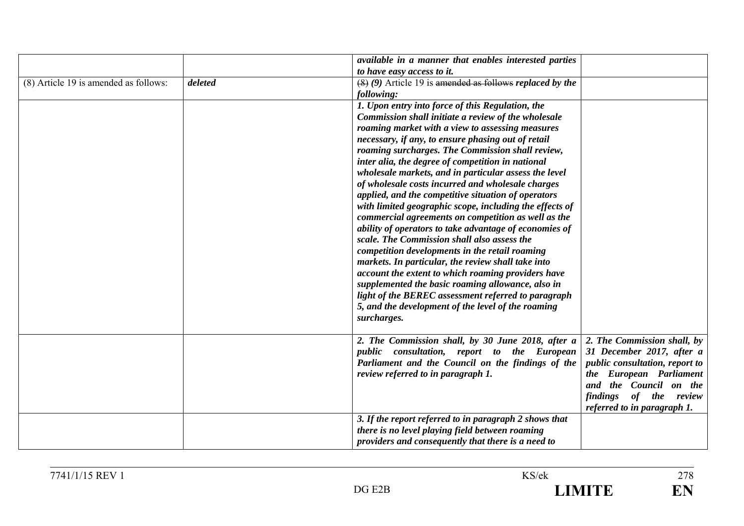| | | | |
|---|---|---|---|
| | | ***available in a manner that enables interested parties to have easy access to it.*** | |
| (8) Article 19 is amended as follows: | ***deleted*** | ~~(8)~~ ***(9)*** Article 19 is ~~amended as follows~~ ***replaced by the following:*** | |
| | | ***1. Upon entry into force of this Regulation, the Commission shall initiate a review of the wholesale roaming market with a view to assessing measures necessary, if any, to ensure phasing out of retail roaming surcharges. The Commission shall review, inter alia, the degree of competition in national wholesale markets, and in particular assess the level of wholesale costs incurred and wholesale charges applied, and the competitive situation of operators with limited geographic scope, including the effects of commercial agreements on competition as well as the ability of operators to take advantage of economies of scale. The Commission shall also assess the competition developments in the retail roaming markets. In particular, the review shall take into account the extent to which roaming providers have supplemented the basic roaming allowance, also in light of the BEREC assessment referred to paragraph 5, and the development of the level of the roaming surcharges.*** | |
| | | ***2. The Commission shall, by 30 June 2018, after a public consultation, report to the European Parliament and the Council on the findings of the review referred to in paragraph 1.*** | ***2. The Commission shall, by 31 December 2017, after a public consultation, report to the European Parliament and the Council on the findings of the review referred to in paragraph 1.*** |
| | | ***3. If the report referred to in paragraph 2 shows that there is no level playing field between roaming providers and consequently that there is a need to*** | |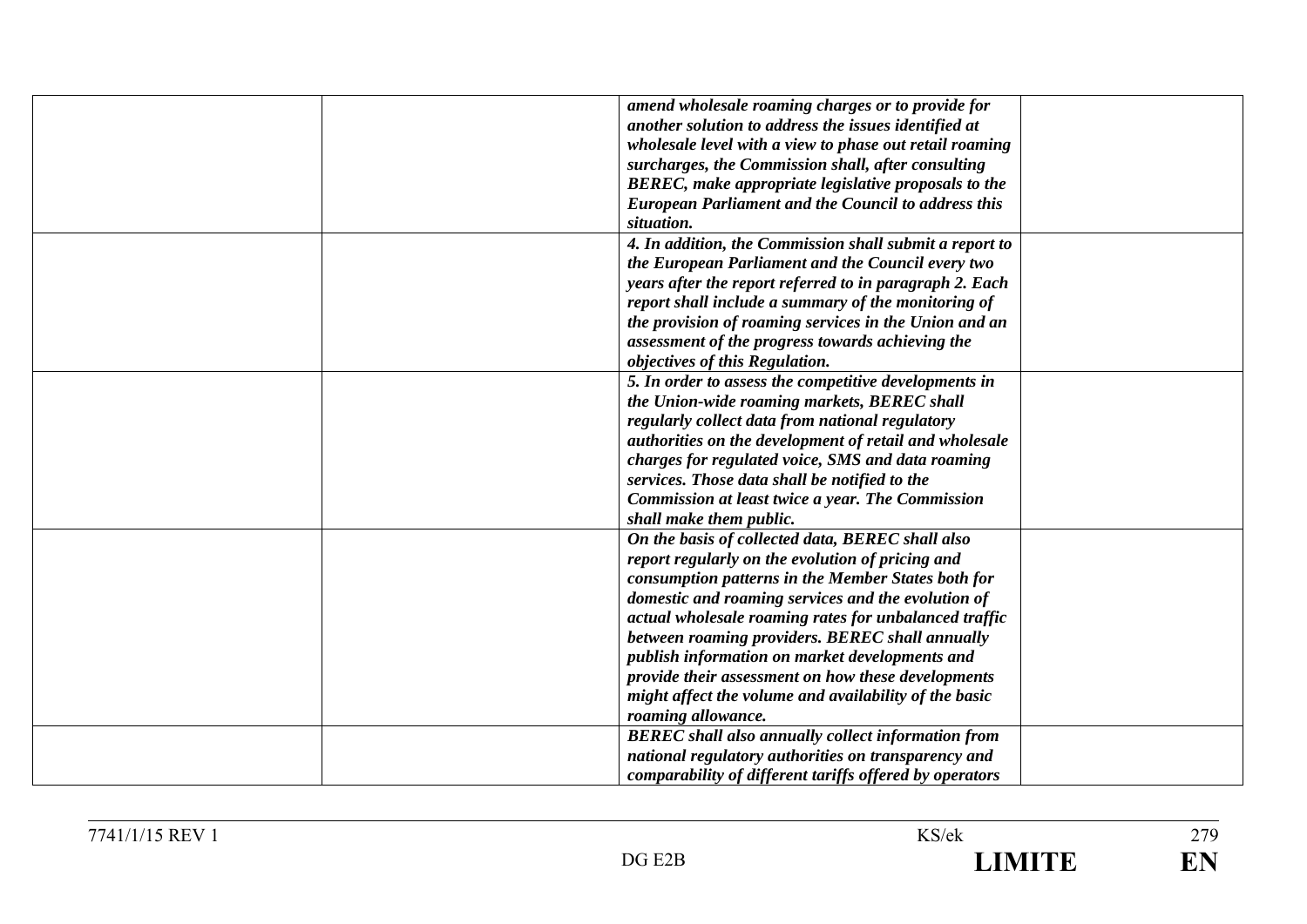|  |  |  |  |
|---|---|---|---|
|  |  | ***amend wholesale roaming charges or to provide for another solution to address the issues identified at wholesale level with a view to phase out retail roaming surcharges, the Commission shall, after consulting BEREC, make appropriate legislative proposals to the European Parliament and the Council to address this situation.*** |  |
|  |  | ***4. In addition, the Commission shall submit a report to the European Parliament and the Council every two years after the report referred to in paragraph 2. Each report shall include a summary of the monitoring of the provision of roaming services in the Union and an assessment of the progress towards achieving the objectives of this Regulation.*** |  |
|  |  | ***5. In order to assess the competitive developments in the Union-wide roaming markets, BEREC shall regularly collect data from national regulatory authorities on the development of retail and wholesale charges for regulated voice, SMS and data roaming services. Those data shall be notified to the Commission at least twice a year. The Commission shall make them public.*** |  |
|  |  | ***On the basis of collected data, BEREC shall also report regularly on the evolution of pricing and consumption patterns in the Member States both for domestic and roaming services and the evolution of actual wholesale roaming rates for unbalanced traffic between roaming providers. BEREC shall annually publish information on market developments and provide their assessment on how these developments might affect the volume and availability of the basic roaming allowance.*** |  |
|  |  | ***BEREC shall also annually collect information from national regulatory authorities on transparency and comparability of different tariffs offered by operators*** |  |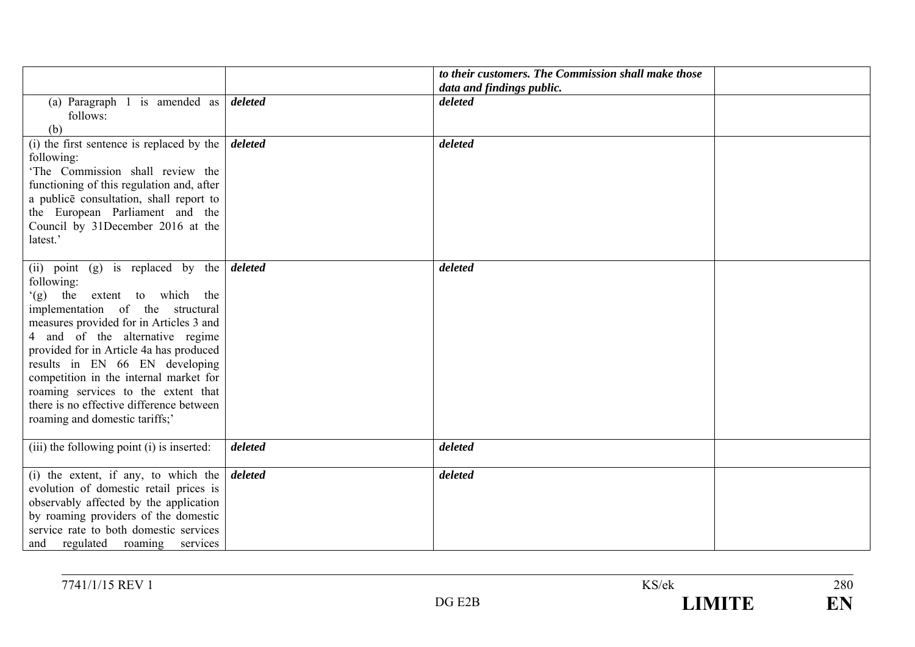|  |  | ***to their customers. The Commission shall make those data and findings public.*** |  |
|---|---|---|---|
| (a) Paragraph 1 is amended as follows: (b) | ***deleted*** | ***deleted*** |  |
| (i) the first sentence is replaced by the following: 'The Commission shall review the functioning of this regulation and, after a publicē consultation, shall report to the European Parliament and the Council by 31December 2016 at the latest.' | ***deleted*** | ***deleted*** |  |
| (ii) point (g) is replaced by the following: '(g) the extent to which the implementation of the structural measures provided for in Articles 3 and 4 and of the alternative regime provided for in Article 4a has produced results in EN 66 EN developing competition in the internal market for roaming services to the extent that there is no effective difference between roaming and domestic tariffs;' | ***deleted*** | ***deleted*** |  |
| (iii) the following point (i) is inserted: | ***deleted*** | ***deleted*** |  |
| (i) the extent, if any, to which the evolution of domestic retail prices is observably affected by the application by roaming providers of the domestic service rate to both domestic services and regulated roaming services | ***deleted*** | ***deleted*** |  |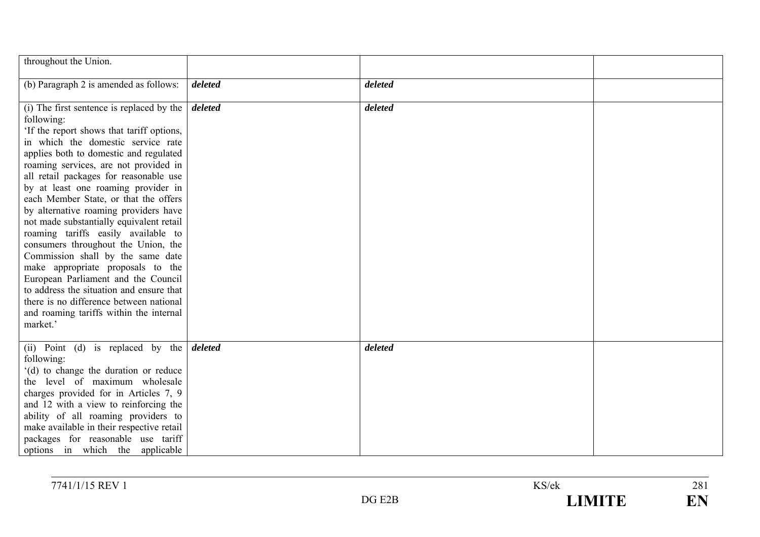| | | | |
|---|---|---|---|
| throughout the Union. | | | |
| (b) Paragraph 2 is amended as follows: | ***deleted*** | ***deleted*** | |
| (i) The first sentence is replaced by the following:<br>'If the report shows that tariff options, in which the domestic service rate applies both to domestic and regulated roaming services, are not provided in all retail packages for reasonable use by at least one roaming provider in each Member State, or that the offers by alternative roaming providers have not made substantially equivalent retail roaming tariffs easily available to consumers throughout the Union, the Commission shall by the same date make appropriate proposals to the European Parliament and the Council to address the situation and ensure that there is no difference between national and roaming tariffs within the internal market.' | ***deleted*** | ***deleted*** | |
| (ii) Point (d) is replaced by the following:<br>'(d) to change the duration or reduce the level of maximum wholesale charges provided for in Articles 7, 9 and 12 with a view to reinforcing the ability of all roaming providers to make available in their respective retail packages for reasonable use tariff options in which the applicable | ***deleted*** | ***deleted*** | |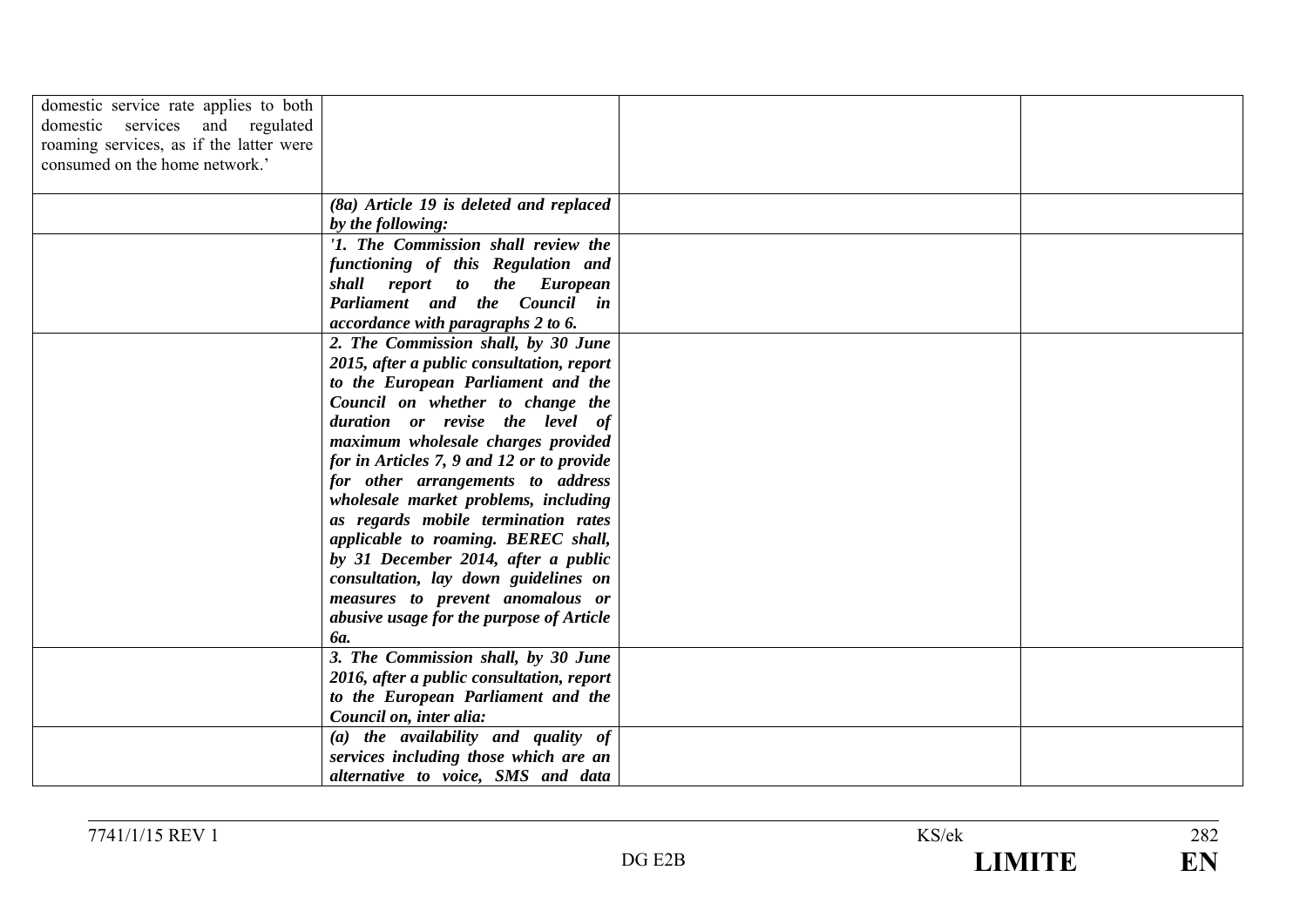| | | | |
|---|---|---|---|
| domestic service rate applies to both domestic services and regulated roaming services, as if the latter were consumed on the home network.' | | | |
| | ***(8a) Article 19 is deleted and replaced by the following:*** | | |
| | ***'1. The Commission shall review the functioning of this Regulation and shall report to the European Parliament and the Council in accordance with paragraphs 2 to 6.*** | | |
| | ***2. The Commission shall, by 30 June 2015, after a public consultation, report to the European Parliament and the Council on whether to change the duration or revise the level of maximum wholesale charges provided for in Articles 7, 9 and 12 or to provide for other arrangements to address wholesale market problems, including as regards mobile termination rates applicable to roaming. BEREC shall, by 31 December 2014, after a public consultation, lay down guidelines on measures to prevent anomalous or abusive usage for the purpose of Article 6a.*** | | |
| | ***3. The Commission shall, by 30 June 2016, after a public consultation, report to the European Parliament and the Council on, inter alia:*** | | |
| | ***(a) the availability and quality of services including those which are an alternative to voice, SMS and data*** | | |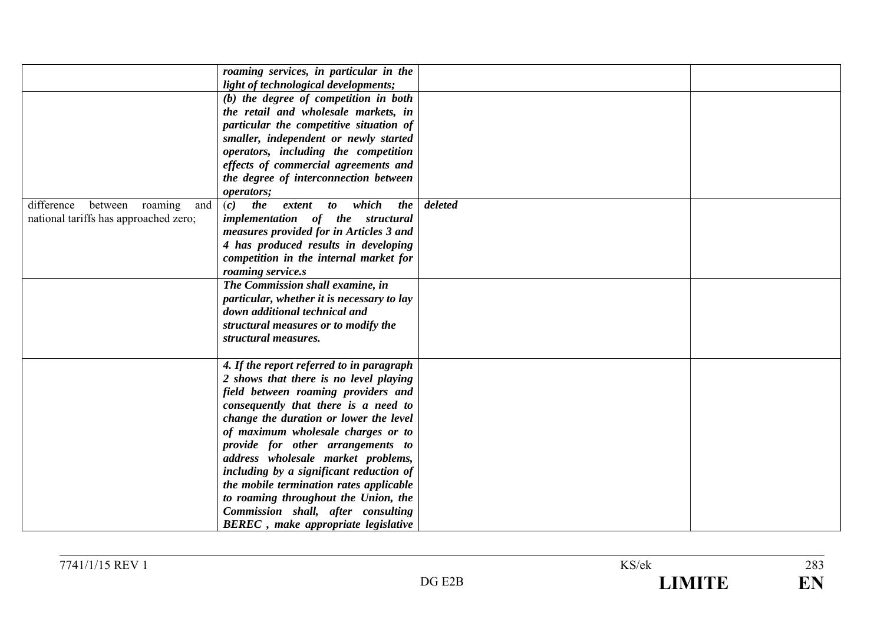| | | | |
|---|---|---|---|
| | ***roaming services, in particular in the light of technological developments;*** | | |
| | ***(b) the degree of competition in both the retail and wholesale markets, in particular the competitive situation of smaller, independent or newly started operators, including the competition effects of commercial agreements and the degree of interconnection between operators;*** | | |
| difference between roaming and national tariffs has approached zero; | ***(c) the extent to which the implementation of the structural measures provided for in Articles 3 and 4 has produced results in developing competition in the internal market for roaming service.s*** | ***deleted*** | |
| | ***The Commission shall examine, in particular, whether it is necessary to lay down additional technical and structural measures or to modify the structural measures.*** | | |
| | ***4. If the report referred to in paragraph 2 shows that there is no level playing field between roaming providers and consequently that there is a need to change the duration or lower the level of maximum wholesale charges or to provide for other arrangements to address wholesale market problems, including by a significant reduction of the mobile termination rates applicable to roaming throughout the Union, the Commission shall, after consulting BEREC , make appropriate legislative*** | | |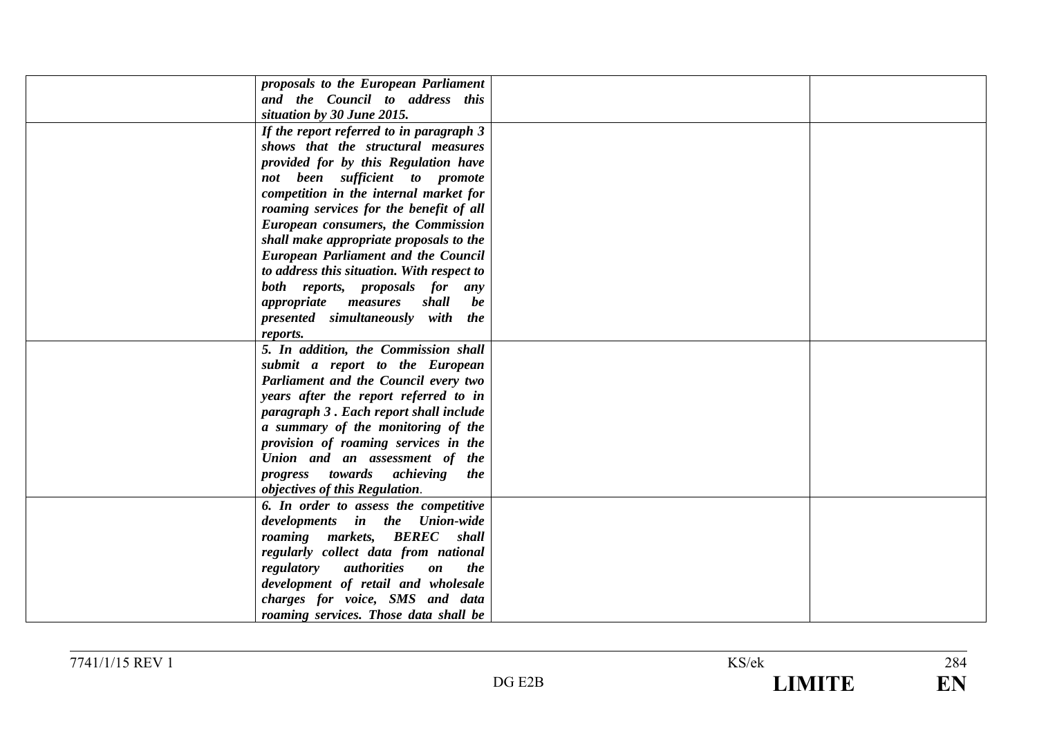| | | | |
|---|---|---|---|
| | ***proposals to the European Parliament and the Council to address this situation by 30 June 2015.*** | | |
| | ***If the report referred to in paragraph 3 shows that the structural measures provided for by this Regulation have not been sufficient to promote competition in the internal market for roaming services for the benefit of all European consumers, the Commission shall make appropriate proposals to the European Parliament and the Council to address this situation. With respect to both reports, proposals for any appropriate measures shall be presented simultaneously with the reports.*** | | |
| | ***5. In addition, the Commission shall submit a report to the European Parliament and the Council every two years after the report referred to in paragraph 3 . Each report shall include a summary of the monitoring of the provision of roaming services in the Union and an assessment of the progress towards achieving the objectives of this Regulation***. | | |
| | ***6. In order to assess the competitive developments in the Union-wide roaming markets, BEREC shall regularly collect data from national regulatory authorities on the development of retail and wholesale charges for voice, SMS and data roaming services. Those data shall be*** | | |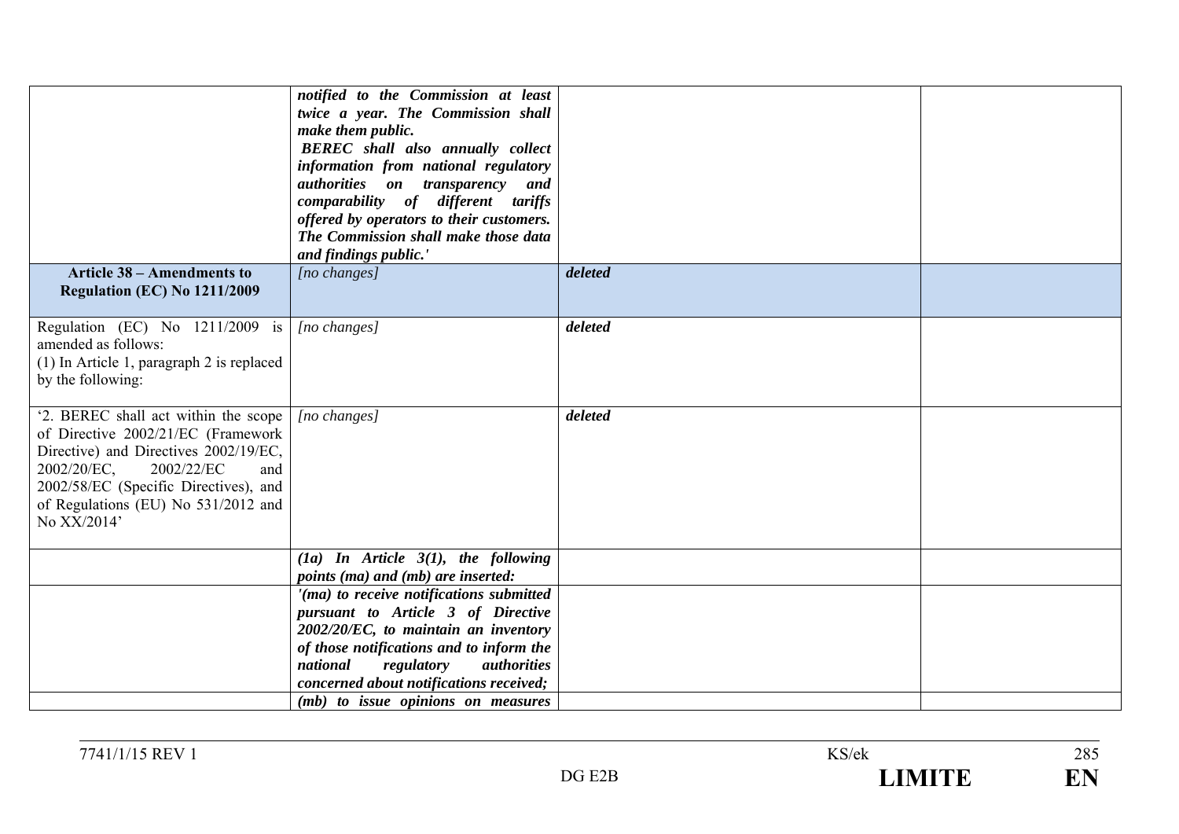| | | | |
|---|---|---|---|
| | ***notified to the Commission at least twice a year. The Commission shall make them public.*** ***BEREC shall also annually collect information from national regulatory authorities on transparency and comparability of different tariffs offered by operators to their customers. The Commission shall make those data and findings public.'*** | | |
| **Article 38 – Amendments to Regulation (EC) No 1211/2009** | *[no changes]* | ***deleted*** | |
| Regulation (EC) No 1211/2009 is amended as follows: (1) In Article 1, paragraph 2 is replaced by the following: | *[no changes]* | ***deleted*** | |
| '2. BEREC shall act within the scope of Directive 2002/21/EC (Framework Directive) and Directives 2002/19/EC, 2002/20/EC, 2002/22/EC and 2002/58/EC (Specific Directives), and of Regulations (EU) No 531/2012 and No XX/2014' | *[no changes]* | ***deleted*** | |
| | ***(1a) In Article 3(1), the following points (ma) and (mb) are inserted:*** | | |
| | ***'(ma) to receive notifications submitted pursuant to Article 3 of Directive 2002/20/EC, to maintain an inventory of those notifications and to inform the national regulatory authorities concerned about notifications received;*** | | |
| | ***(mb) to issue opinions on measures*** | | |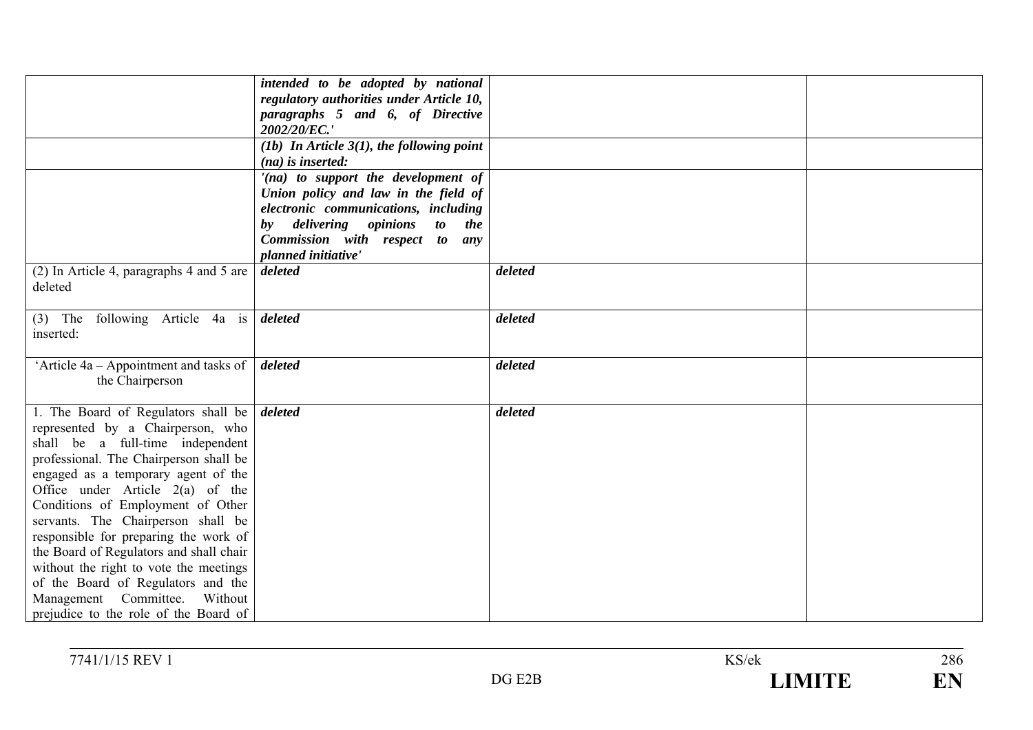| | | | |
|---|---|---|---|
| | ***intended to be adopted by national regulatory authorities under Article 10, paragraphs 5 and 6, of Directive 2002/20/EC.'*** | | |
| | ***(1b) In Article 3(1), the following point (na) is inserted:*** | | |
| | ***'(na) to support the development of Union policy and law in the field of electronic communications, including by delivering opinions to the Commission with respect to any planned initiative'*** | | |
| (2) In Article 4, paragraphs 4 and 5 are deleted | ***deleted*** | ***deleted*** | |
| (3) The following Article 4a is inserted: | ***deleted*** | ***deleted*** | |
| 'Article 4a – Appointment and tasks of the Chairperson | ***deleted*** | ***deleted*** | |
| 1. The Board of Regulators shall be represented by a Chairperson, who shall be a full-time independent professional. The Chairperson shall be engaged as a temporary agent of the Office under Article 2(a) of the Conditions of Employment of Other servants. The Chairperson shall be responsible for preparing the work of the Board of Regulators and shall chair without the right to vote the meetings of the Board of Regulators and the Management Committee. Without prejudice to the role of the Board of | ***deleted*** | ***deleted*** | |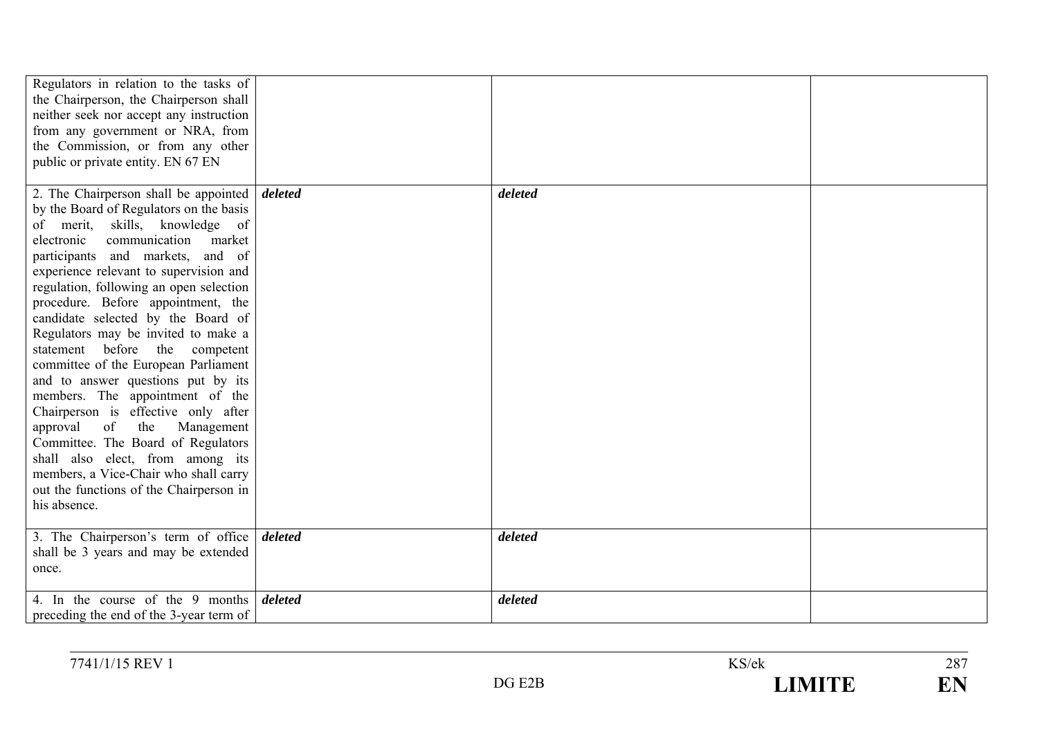| | | | |
|---|---|---|---|
| Regulators in relation to the tasks of the Chairperson, the Chairperson shall neither seek nor accept any instruction from any government or NRA, from the Commission, or from any other public or private entity. EN 67 EN | | | |
| 2. The Chairperson shall be appointed by the Board of Regulators on the basis of merit, skills, knowledge of electronic communication market participants and markets, and of experience relevant to supervision and regulation, following an open selection procedure. Before appointment, the candidate selected by the Board of Regulators may be invited to make a statement before the competent committee of the European Parliament and to answer questions put by its members. The appointment of the Chairperson is effective only after approval of the Management Committee. The Board of Regulators shall also elect, from among its members, a Vice-Chair who shall carry out the functions of the Chairperson in his absence. | ***deleted*** | ***deleted*** | |
| 3. The Chairperson's term of office shall be 3 years and may be extended once. | ***deleted*** | ***deleted*** | |
| 4. In the course of the 9 months preceding the end of the 3-year term of | ***deleted*** | ***deleted*** | |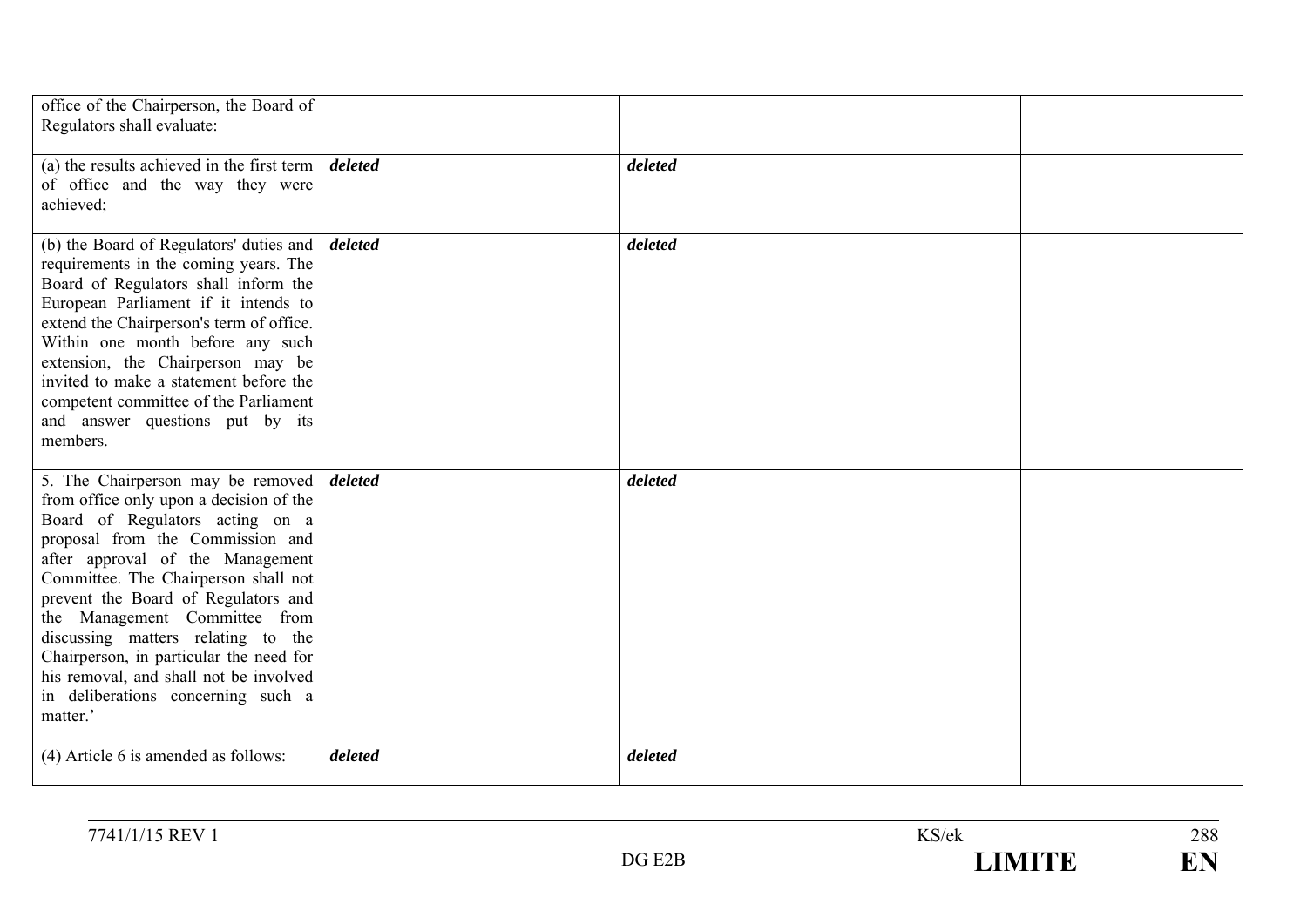| | | | |
|---|---|---|---|
| office of the Chairperson, the Board of Regulators shall evaluate: | | | |
| (a) the results achieved in the first term of office and the way they were achieved; | ***deleted*** | ***deleted*** | |
| (b) the Board of Regulators' duties and requirements in the coming years. The Board of Regulators shall inform the European Parliament if it intends to extend the Chairperson's term of office. Within one month before any such extension, the Chairperson may be invited to make a statement before the competent committee of the Parliament and answer questions put by its members. | ***deleted*** | ***deleted*** | |
| 5. The Chairperson may be removed from office only upon a decision of the Board of Regulators acting on a proposal from the Commission and after approval of the Management Committee. The Chairperson shall not prevent the Board of Regulators and the Management Committee from discussing matters relating to the Chairperson, in particular the need for his removal, and shall not be involved in deliberations concerning such a matter.' | ***deleted*** | ***deleted*** | |
| (4) Article 6 is amended as follows: | ***deleted*** | ***deleted*** | |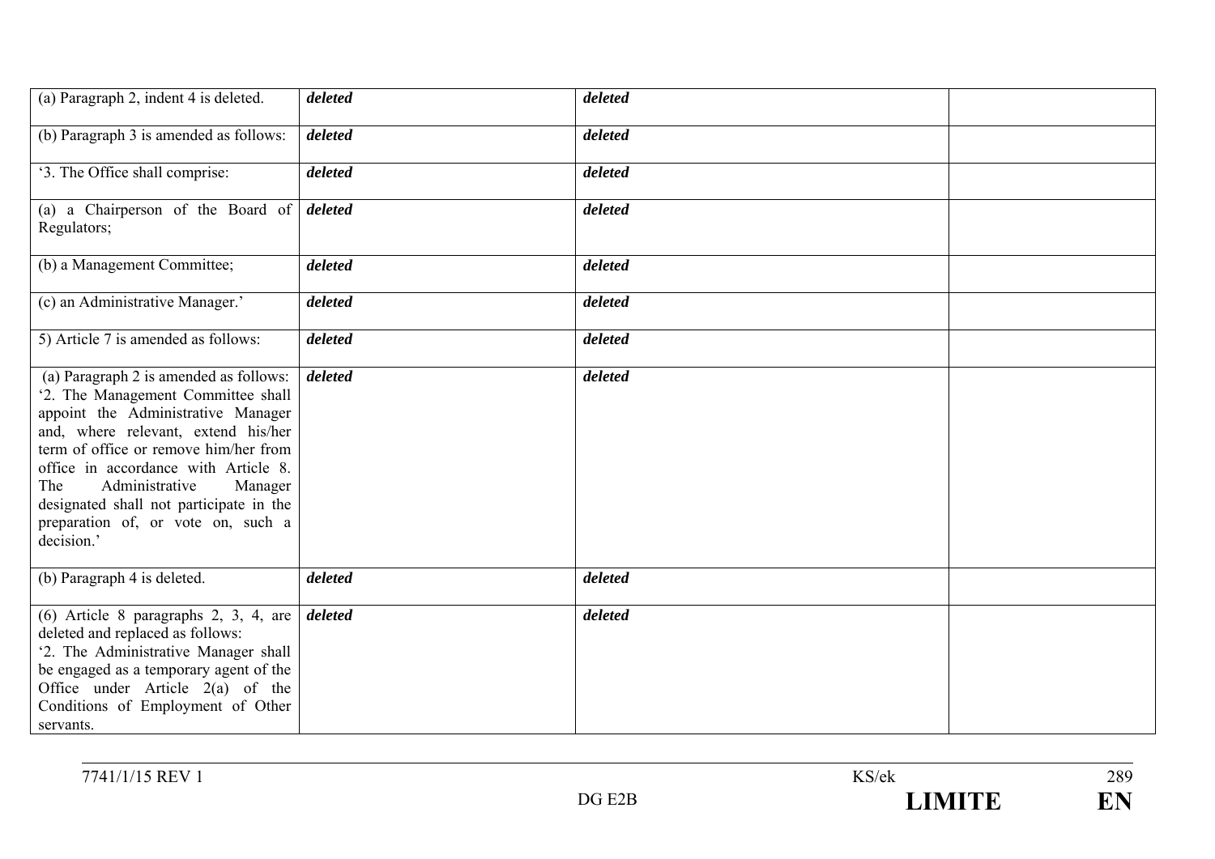| | | | |
|---|---|---|---|
| (a) Paragraph 2, indent 4 is deleted. | ***deleted*** | ***deleted*** | |
| (b) Paragraph 3 is amended as follows: | ***deleted*** | ***deleted*** | |
| '3. The Office shall comprise: | ***deleted*** | ***deleted*** | |
| (a) a Chairperson of the Board of Regulators; | ***deleted*** | ***deleted*** | |
| (b) a Management Committee; | ***deleted*** | ***deleted*** | |
| (c) an Administrative Manager.' | ***deleted*** | ***deleted*** | |
| 5) Article 7 is amended as follows: | ***deleted*** | ***deleted*** | |
| (a) Paragraph 2 is amended as follows: '2. The Management Committee shall appoint the Administrative Manager and, where relevant, extend his/her term of office or remove him/her from office in accordance with Article 8. The Administrative Manager designated shall not participate in the preparation of, or vote on, such a decision.' | ***deleted*** | ***deleted*** | |
| (b) Paragraph 4 is deleted. | ***deleted*** | ***deleted*** | |
| (6) Article 8 paragraphs 2, 3, 4, are deleted and replaced as follows: '2. The Administrative Manager shall be engaged as a temporary agent of the Office under Article 2(a) of the Conditions of Employment of Other servants. | ***deleted*** | ***deleted*** | |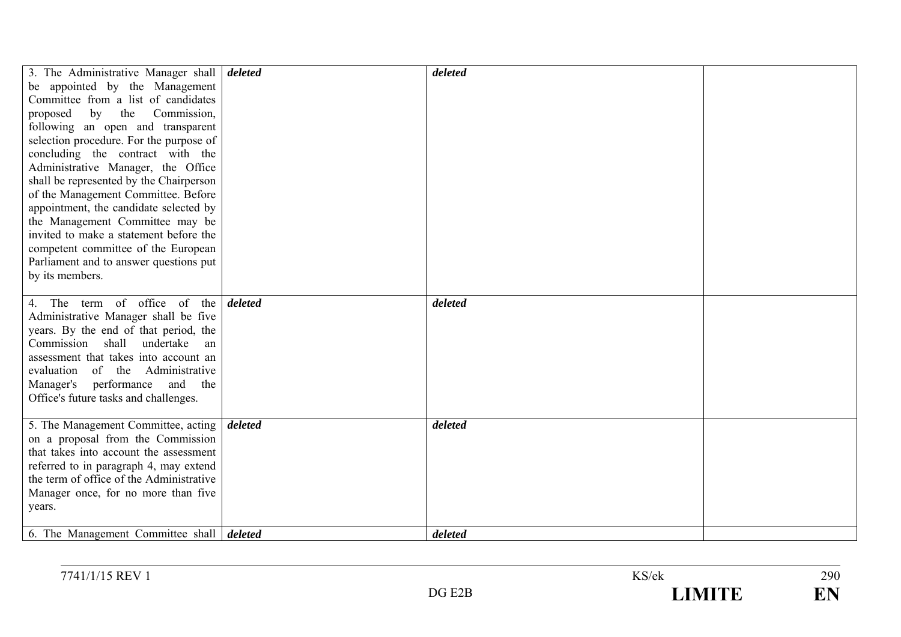| | | | |
|---|---|---|---|
| 3. The Administrative Manager shall be appointed by the Management Committee from a list of candidates proposed by the Commission, following an open and transparent selection procedure. For the purpose of concluding the contract with the Administrative Manager, the Office shall be represented by the Chairperson of the Management Committee. Before appointment, the candidate selected by the Management Committee may be invited to make a statement before the competent committee of the European Parliament and to answer questions put by its members. | ***deleted*** | ***deleted*** | |
| 4. The term of office of the Administrative Manager shall be five years. By the end of that period, the Commission shall undertake an assessment that takes into account an evaluation of the Administrative Manager's performance and the Office's future tasks and challenges. | ***deleted*** | ***deleted*** | |
| 5. The Management Committee, acting on a proposal from the Commission that takes into account the assessment referred to in paragraph 4, may extend the term of office of the Administrative Manager once, for no more than five years. | ***deleted*** | ***deleted*** | |
| 6. The Management Committee shall | ***deleted*** | ***deleted*** | |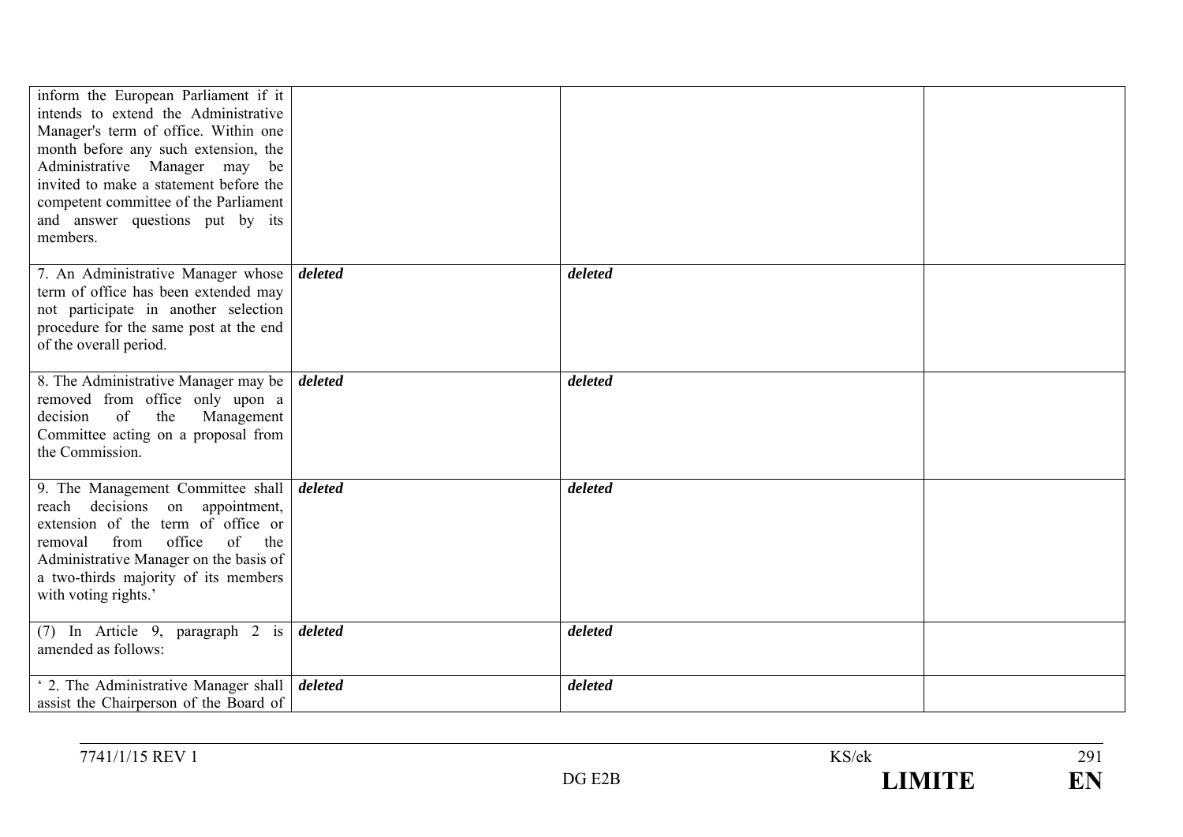| | | | |
|---|---|---|---|
| inform the European Parliament if it intends to extend the Administrative Manager's term of office. Within one month before any such extension, the Administrative Manager may be invited to make a statement before the competent committee of the Parliament and answer questions put by its members. | | | |
| 7. An Administrative Manager whose term of office has been extended may not participate in another selection procedure for the same post at the end of the overall period. | ***deleted*** | ***deleted*** | |
| 8. The Administrative Manager may be removed from office only upon a decision of the Management Committee acting on a proposal from the Commission. | ***deleted*** | ***deleted*** | |
| 9. The Management Committee shall reach decisions on appointment, extension of the term of office or removal from office of the Administrative Manager on the basis of a two-thirds majority of its members with voting rights.' | ***deleted*** | ***deleted*** | |
| (7) In Article 9, paragraph 2 is amended as follows: | ***deleted*** | ***deleted*** | |
| ' 2. The Administrative Manager shall assist the Chairperson of the Board of | ***deleted*** | ***deleted*** | |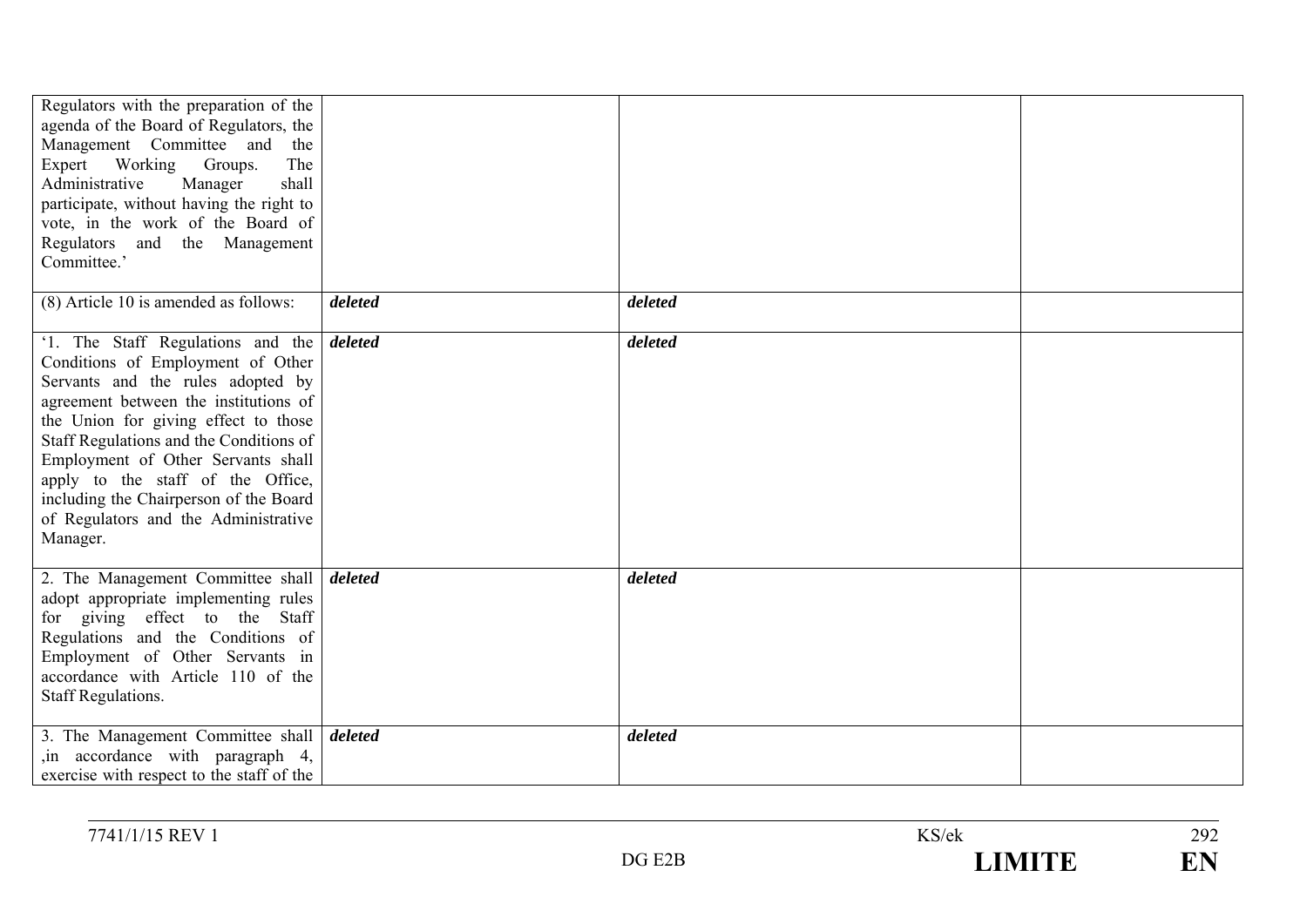| | | | |
|---|---|---|---|
| Regulators with the preparation of the agenda of the Board of Regulators, the Management Committee and the Expert Working Groups. The Administrative Manager shall participate, without having the right to vote, in the work of the Board of Regulators and the Management Committee.' | | | |
| (8) Article 10 is amended as follows: | ***deleted*** | ***deleted*** | |
| '1. The Staff Regulations and the Conditions of Employment of Other Servants and the rules adopted by agreement between the institutions of the Union for giving effect to those Staff Regulations and the Conditions of Employment of Other Servants shall apply to the staff of the Office, including the Chairperson of the Board of Regulators and the Administrative Manager. | ***deleted*** | ***deleted*** | |
| 2. The Management Committee shall adopt appropriate implementing rules for giving effect to the Staff Regulations and the Conditions of Employment of Other Servants in accordance with Article 110 of the Staff Regulations. | ***deleted*** | ***deleted*** | |
| 3. The Management Committee shall ,in accordance with paragraph 4, exercise with respect to the staff of the | ***deleted*** | ***deleted*** | |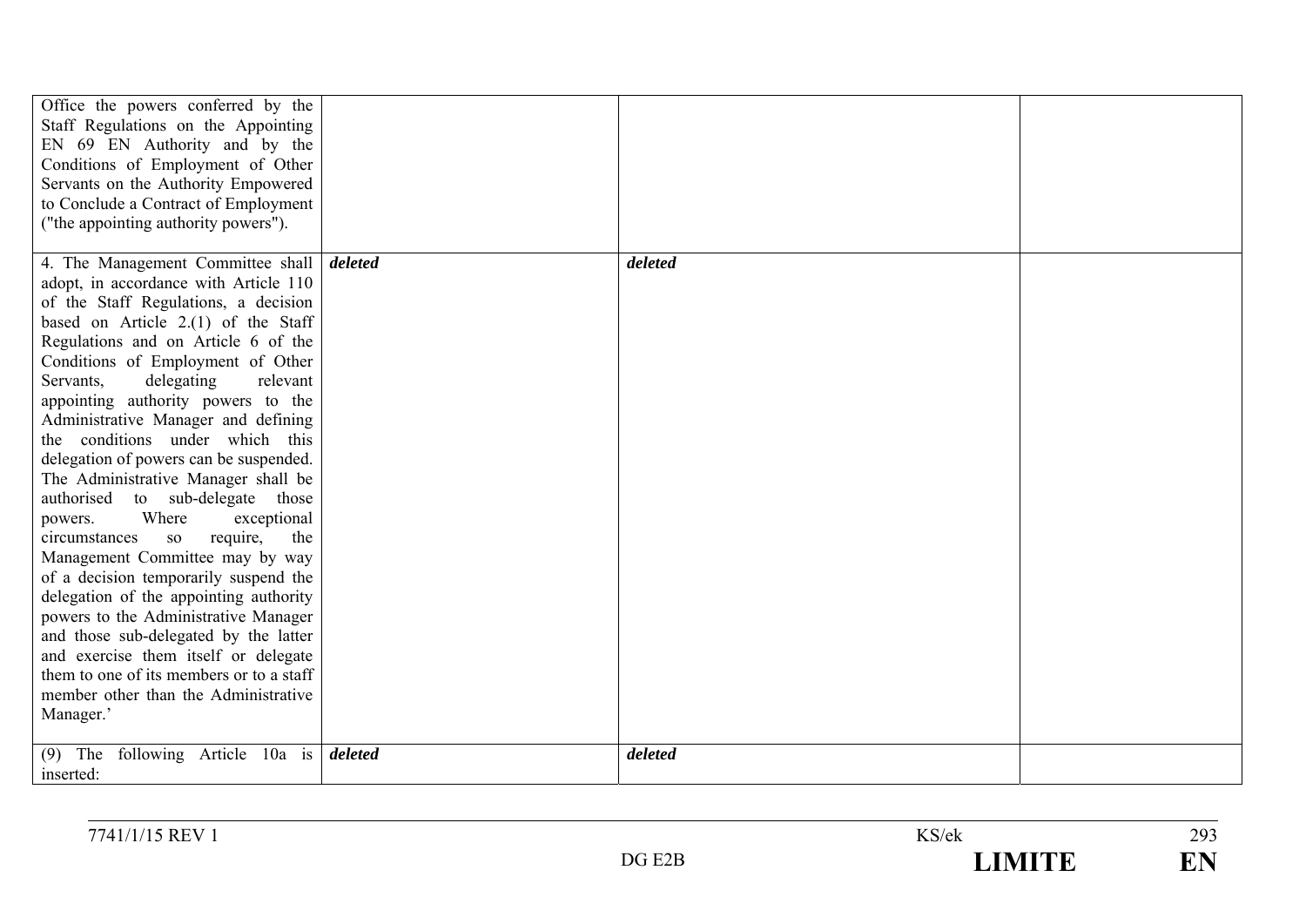| | | | |
|---|---|---|---|
| Office the powers conferred by the Staff Regulations on the Appointing EN 69 EN Authority and by the Conditions of Employment of Other Servants on the Authority Empowered to Conclude a Contract of Employment ("the appointing authority powers"). | | | |
| 4. The Management Committee shall adopt, in accordance with Article 110 of the Staff Regulations, a decision based on Article 2.(1) of the Staff Regulations and on Article 6 of the Conditions of Employment of Other Servants, delegating relevant appointing authority powers to the Administrative Manager and defining the conditions under which this delegation of powers can be suspended. The Administrative Manager shall be authorised to sub-delegate those powers. Where exceptional circumstances so require, the Management Committee may by way of a decision temporarily suspend the delegation of the appointing authority powers to the Administrative Manager and those sub-delegated by the latter and exercise them itself or delegate them to one of its members or to a staff member other than the Administrative Manager.' | ***deleted*** | ***deleted*** | |
| (9) The following Article 10a is inserted: | ***deleted*** | ***deleted*** | |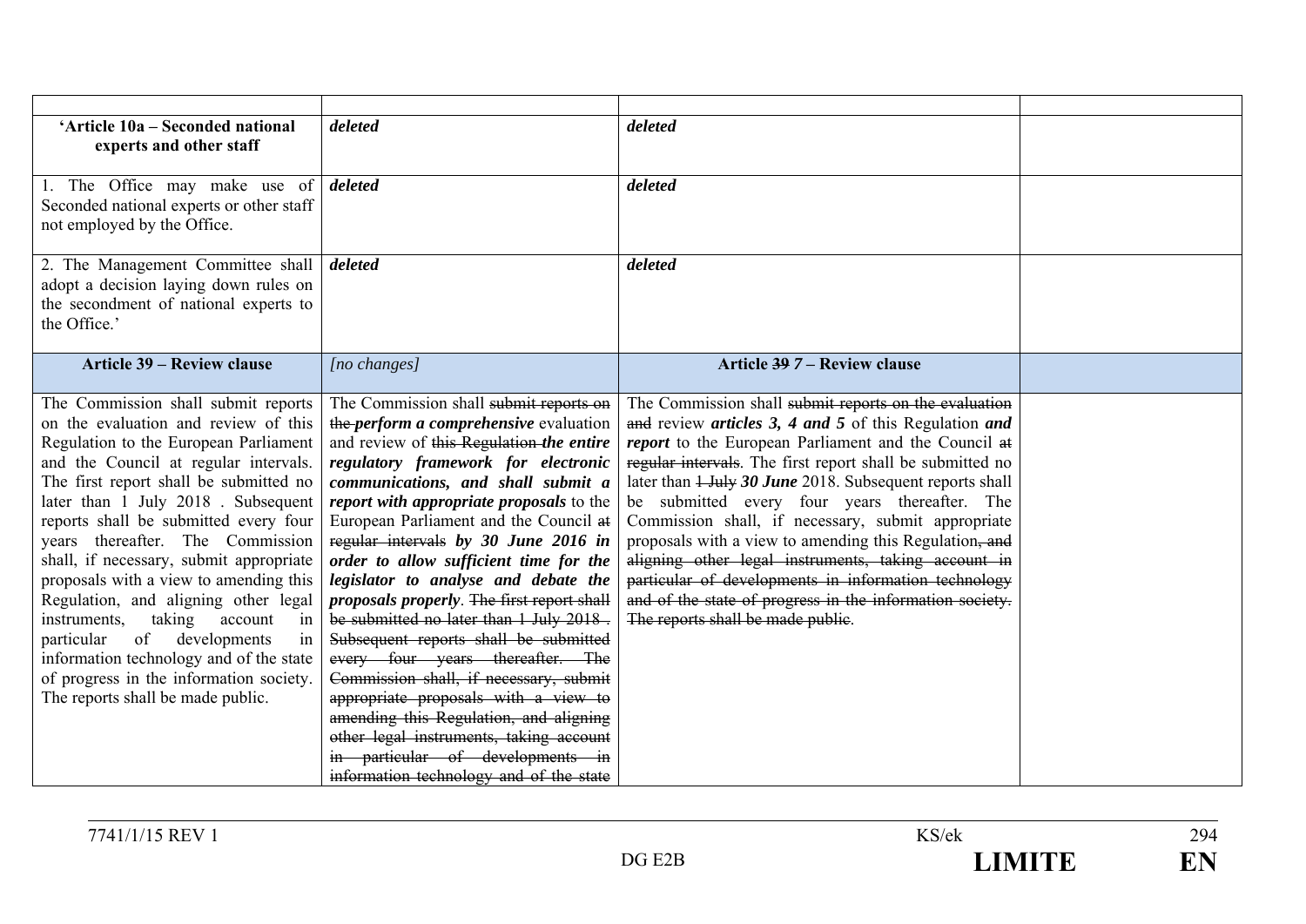| | | | |
|---|---|---|---|
| **'Article 10a – Seconded national experts and other staff** | ***deleted*** | ***deleted*** | |
| 1. The Office may make use of Seconded national experts or other staff not employed by the Office. | ***deleted*** | ***deleted*** | |
| 2. The Management Committee shall adopt a decision laying down rules on the secondment of national experts to the Office.' | ***deleted*** | ***deleted*** | |
| **Article 39 – Review clause** | *[no changes]* | **Article ~~39~~ *7* – Review clause** | |
| The Commission shall submit reports on the evaluation and review of this Regulation to the European Parliament and the Council at regular intervals. The first report shall be submitted no later than 1 July 2018 . Subsequent reports shall be submitted every four years thereafter. The Commission shall, if necessary, submit appropriate proposals with a view to amending this Regulation, and aligning other legal instruments, taking account in particular of developments in information technology and of the state of progress in the information society. The reports shall be made public. | The Commission shall ~~submit reports on the~~ ***perform a comprehensive*** evaluation and review of ~~this Regulation~~ ***the entire regulatory framework for electronic communications, and shall submit a report with appropriate proposals*** to the European Parliament and the Council ~~at regular intervals~~ ***by 30 June 2016 in order to allow sufficient time for the legislator to analyse and debate the proposals properly***. ~~The first report shall be submitted no later than 1 July 2018 . Subsequent reports shall be submitted every four years thereafter. The Commission shall, if necessary, submit appropriate proposals with a view to amending this Regulation, and aligning other legal instruments, taking account in particular of developments in information technology and of the state~~ | The Commission shall ~~submit reports on the evaluation and~~ review ***articles 3, 4 and 5*** of this Regulation ***and report*** to the European Parliament and the Council ~~at regular intervals~~. The first report shall be submitted no later than ~~1 July~~ ***30 June*** 2018. Subsequent reports shall be submitted every four years thereafter. The Commission shall, if necessary, submit appropriate proposals with a view to amending this Regulation~~, and aligning other legal instruments, taking account in particular of developments in information technology and of the state of progress in the information society. The reports shall be made public~~. | |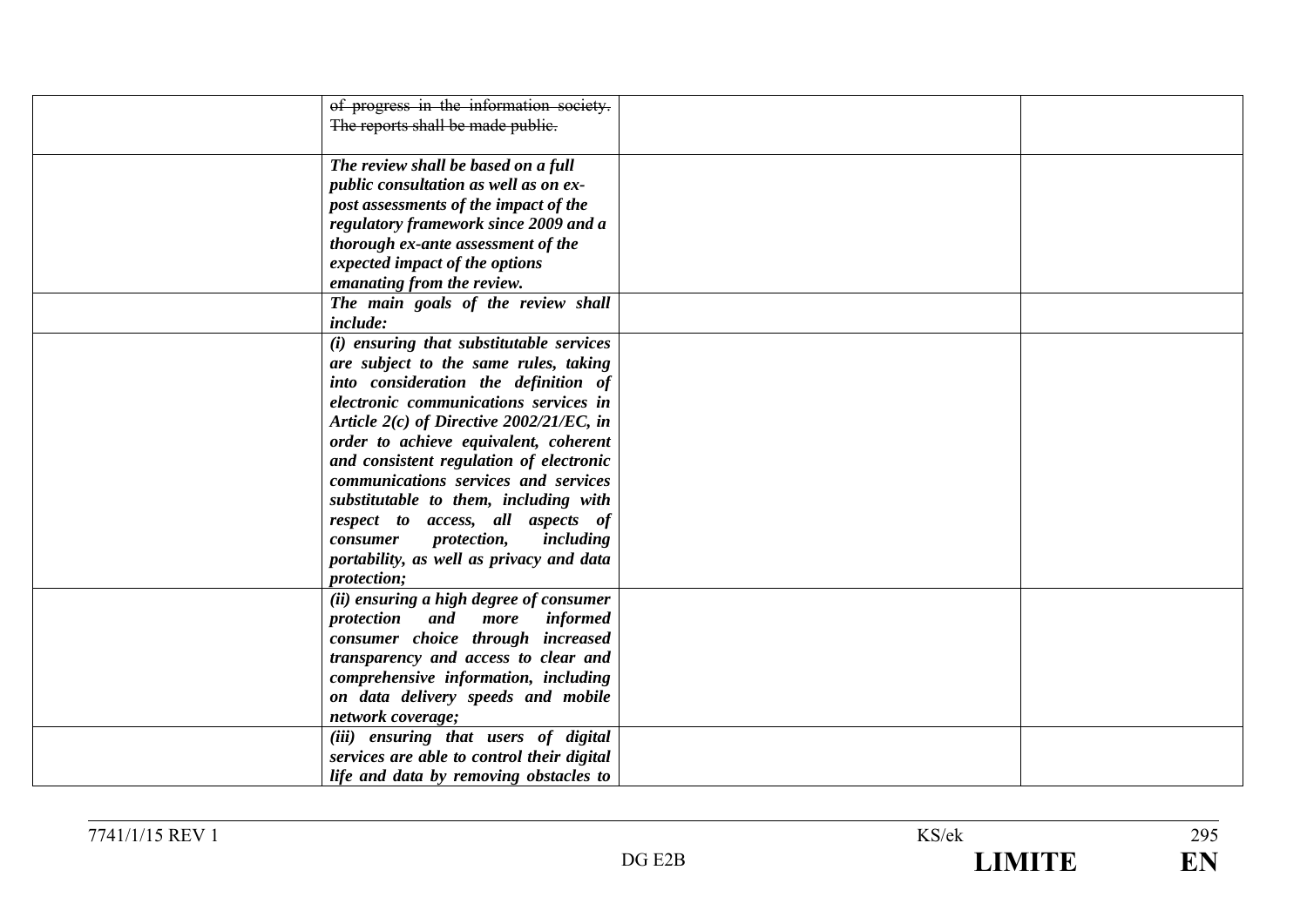| | | | |
|---|---|---|---|
| | ~~of progress in the information society. The reports shall be made public.~~ | | |
| | ***The review shall be based on a full public consultation as well as on ex-post assessments of the impact of the regulatory framework since 2009 and a thorough ex-ante assessment of the expected impact of the options emanating from the review.*** | | |
| | ***The main goals of the review shall include:*** | | |
| | ***(i) ensuring that substitutable services are subject to the same rules, taking into consideration the definition of electronic communications services in Article 2(c) of Directive 2002/21/EC, in order to achieve equivalent, coherent and consistent regulation of electronic communications services and services substitutable to them, including with respect to access, all aspects of consumer protection, including portability, as well as privacy and data protection;*** | | |
| | ***(ii) ensuring a high degree of consumer protection and more informed consumer choice through increased transparency and access to clear and comprehensive information, including on data delivery speeds and mobile network coverage;*** | | |
| | ***(iii) ensuring that users of digital services are able to control their digital life and data by removing obstacles to*** | | |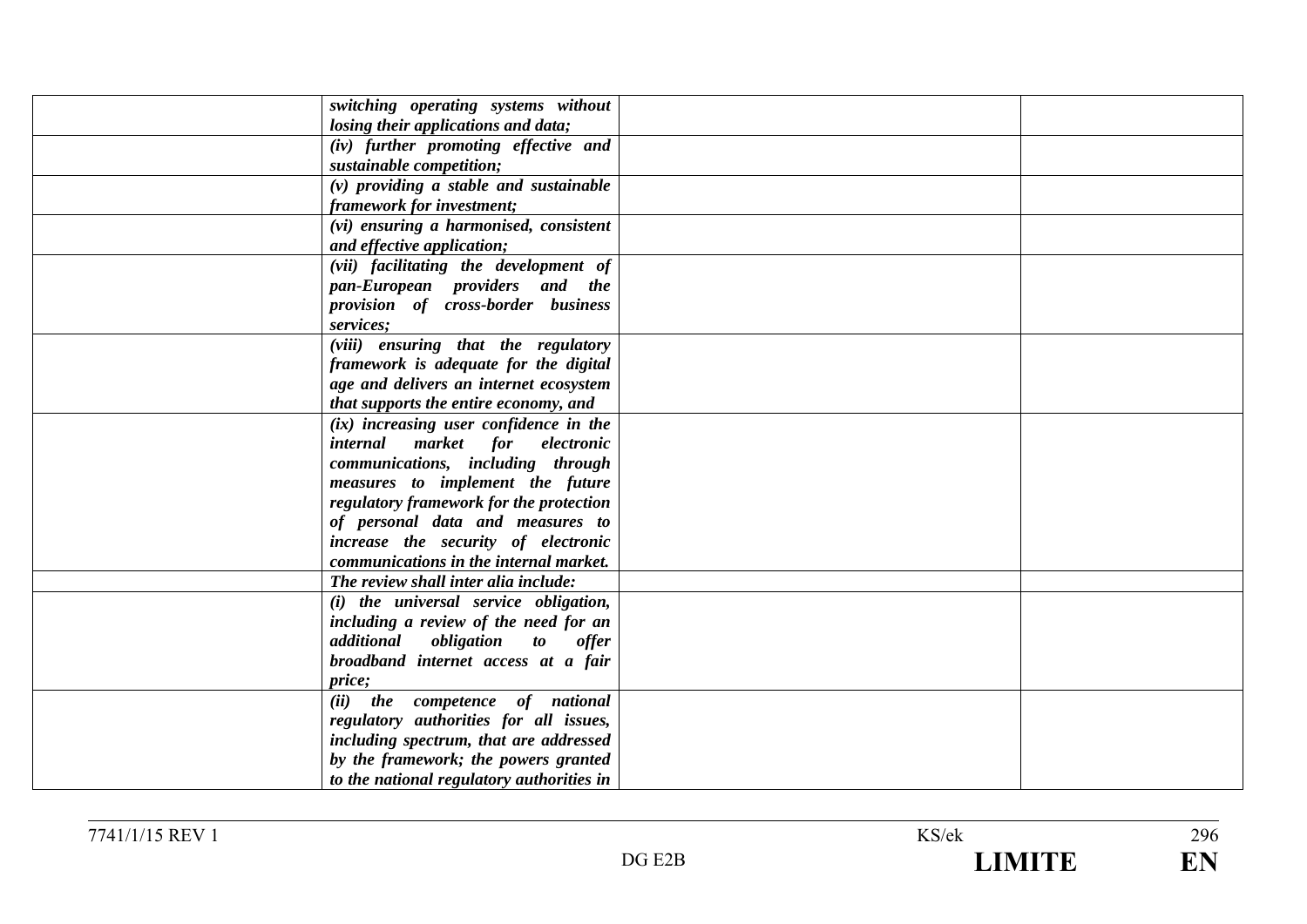| | | | |
|---|---|---|---|
| | ***switching operating systems without losing their applications and data;*** | | |
| | ***(iv) further promoting effective and sustainable competition;*** | | |
| | ***(v) providing a stable and sustainable framework for investment;*** | | |
| | ***(vi) ensuring a harmonised, consistent and effective application;*** | | |
| | ***(vii) facilitating the development of pan-European providers and the provision of cross-border business services;*** | | |
| | ***(viii) ensuring that the regulatory framework is adequate for the digital age and delivers an internet ecosystem that supports the entire economy, and*** | | |
| | ***(ix) increasing user confidence in the internal market for electronic communications, including through measures to implement the future regulatory framework for the protection of personal data and measures to increase the security of electronic communications in the internal market.*** | | |
| | ***The review shall inter alia include:*** | | |
| | ***(i) the universal service obligation, including a review of the need for an additional obligation to offer broadband internet access at a fair price;*** | | |
| | ***(ii) the competence of national regulatory authorities for all issues, including spectrum, that are addressed by the framework; the powers granted to the national regulatory authorities in*** | | |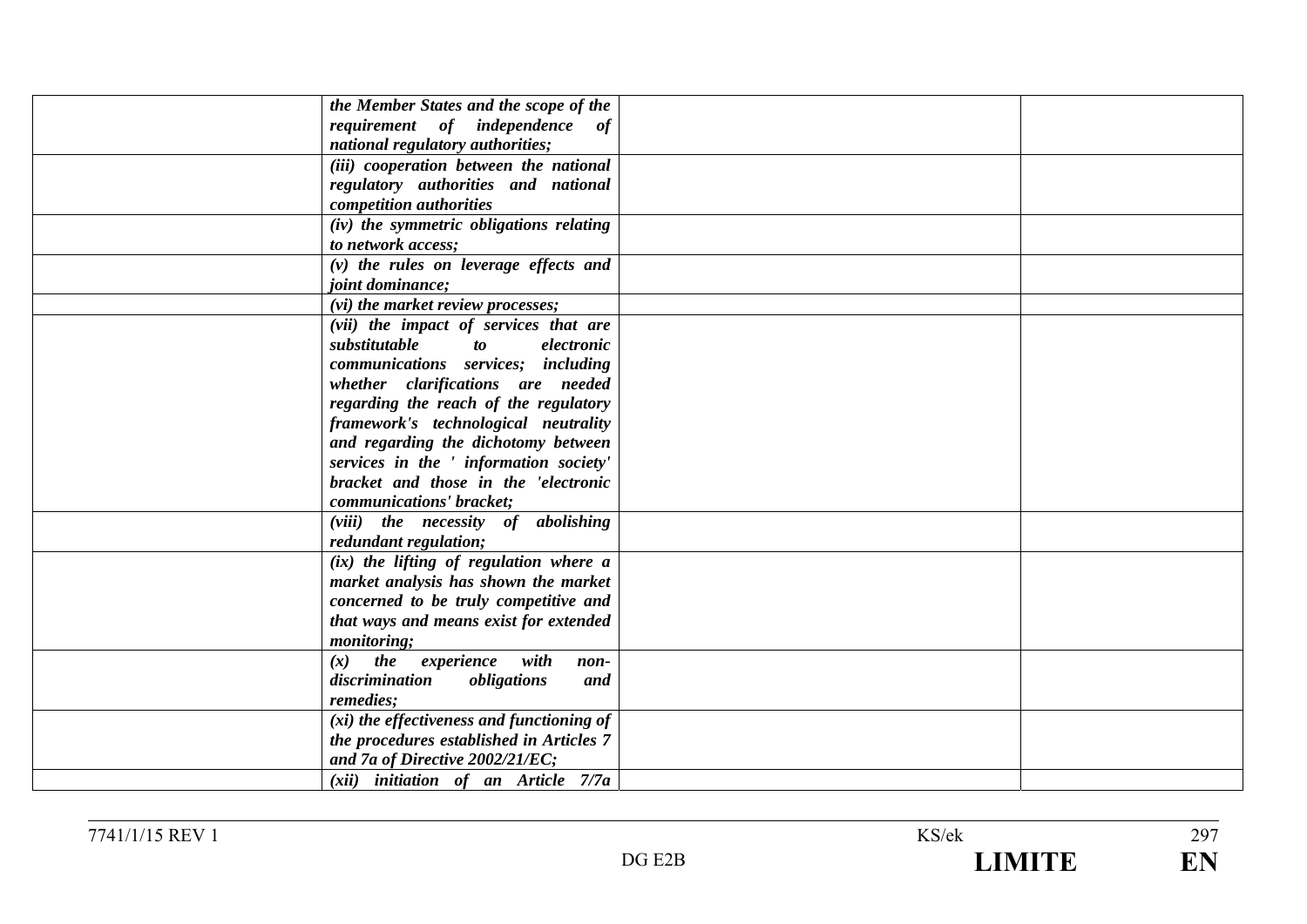| | | | |
|---|---|---|---|
| | ***the Member States and the scope of the requirement of independence of national regulatory authorities;*** | | |
| | ***(iii) cooperation between the national regulatory authorities and national competition authorities*** | | |
| | ***(iv) the symmetric obligations relating to network access;*** | | |
| | ***(v) the rules on leverage effects and joint dominance;*** | | |
| | ***(vi) the market review processes;*** | | |
| | ***(vii) the impact of services that are substitutable to electronic communications services; including whether clarifications are needed regarding the reach of the regulatory framework's technological neutrality and regarding the dichotomy between services in the ' information society' bracket and those in the 'electronic communications' bracket;*** | | |
| | ***(viii) the necessity of abolishing redundant regulation;*** | | |
| | ***(ix) the lifting of regulation where a market analysis has shown the market concerned to be truly competitive and that ways and means exist for extended monitoring;*** | | |
| | ***(x) the experience with non-discrimination obligations and remedies;*** | | |
| | ***(xi) the effectiveness and functioning of the procedures established in Articles 7 and 7a of Directive 2002/21/EC;*** | | |
| | ***(xii) initiation of an Article 7/7a*** | | |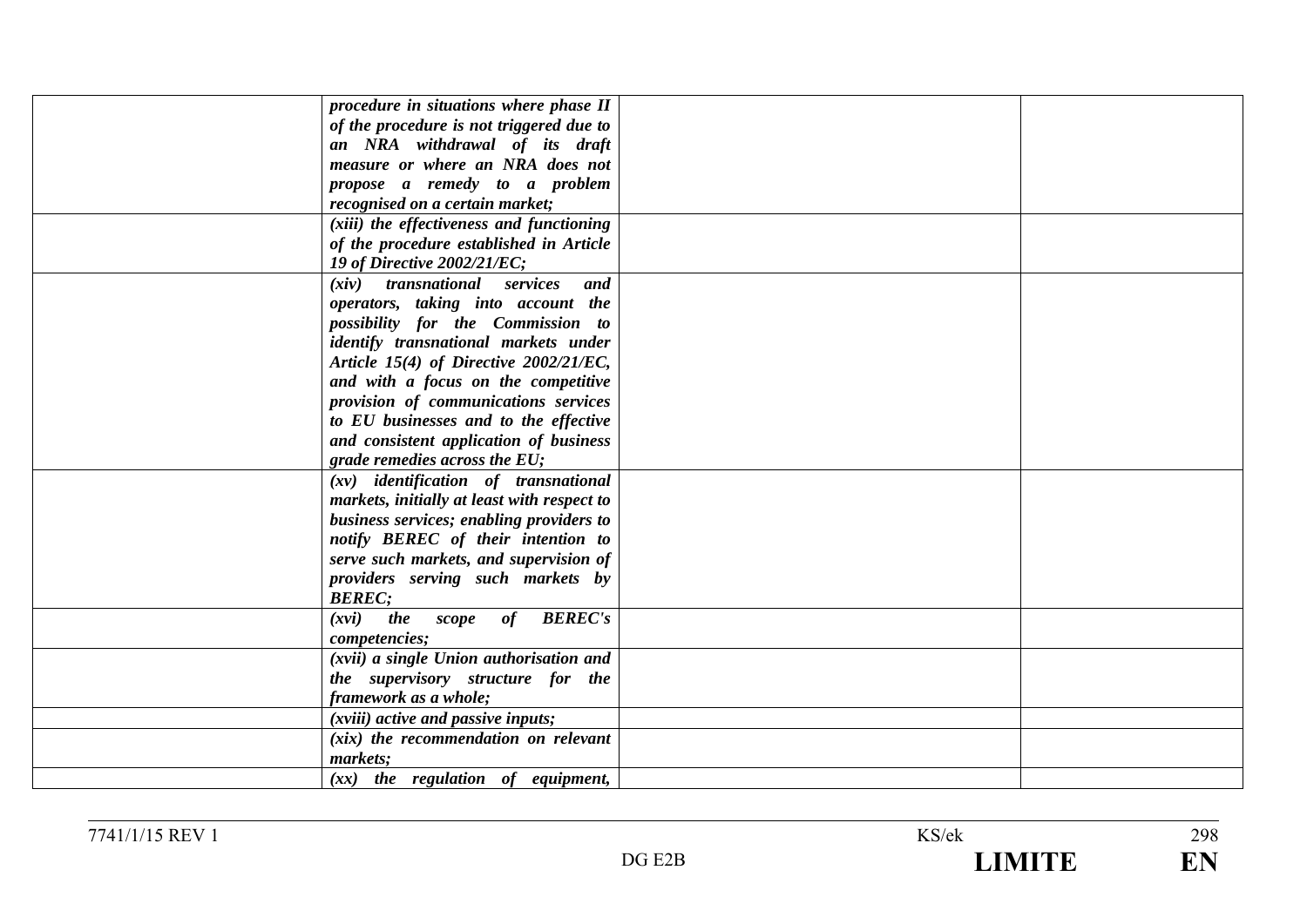| | | | |
|---|---|---|---|
| | *procedure in situations where phase II of the procedure is not triggered due to an NRA withdrawal of its draft measure or where an NRA does not propose a remedy to a problem recognised on a certain market;* | | |
| | *(xiii) the effectiveness and functioning of the procedure established in Article 19 of Directive 2002/21/EC;* | | |
| | *(xiv) transnational services and operators, taking into account the possibility for the Commission to identify transnational markets under Article 15(4) of Directive 2002/21/EC, and with a focus on the competitive provision of communications services to EU businesses and to the effective and consistent application of business grade remedies across the EU;* | | |
| | *(xv) identification of transnational markets, initially at least with respect to business services; enabling providers to notify BEREC of their intention to serve such markets, and supervision of providers serving such markets by BEREC;* | | |
| | *(xvi) the scope of BEREC's competencies;* | | |
| | *(xvii) a single Union authorisation and the supervisory structure for the framework as a whole;* | | |
| | *(xviii) active and passive inputs;* | | |
| | *(xix) the recommendation on relevant markets;* | | |
| | *(xx) the regulation of equipment,* | | |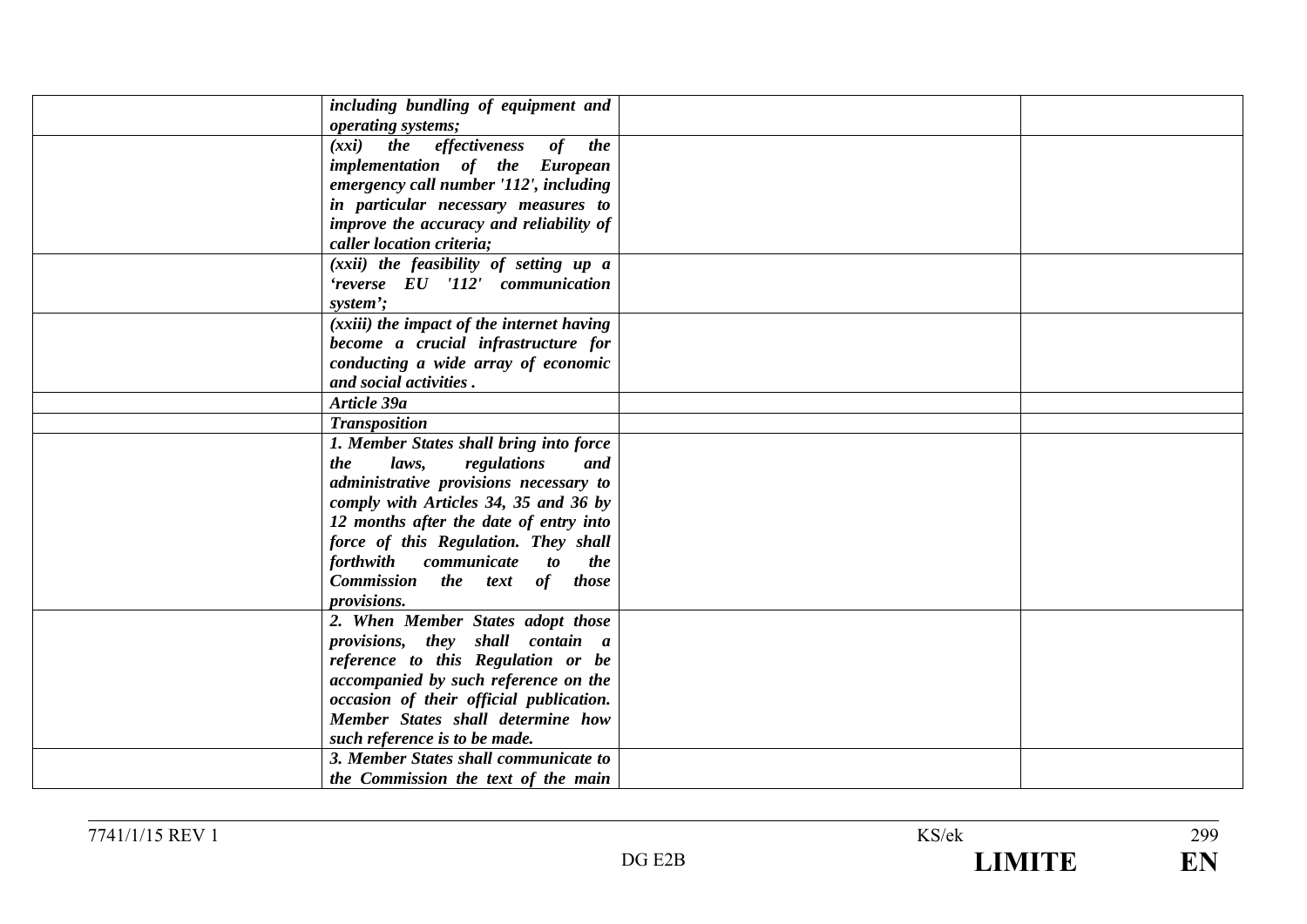| | | | |
|---|---|---|---|
| | *including bundling of equipment and operating systems;* | | |
| | *(xxi) the effectiveness of the implementation of the European emergency call number '112', including in particular necessary measures to improve the accuracy and reliability of caller location criteria;* | | |
| | *(xxii) the feasibility of setting up a 'reverse EU '112' communication system';* | | |
| | *(xxiii) the impact of the internet having become a crucial infrastructure for conducting a wide array of economic and social activities .* | | |
| | ***Article 39a*** | | |
| | ***Transposition*** | | |
| | *1. Member States shall bring into force the laws, regulations and administrative provisions necessary to comply with Articles 34, 35 and 36 by 12 months after the date of entry into force of this Regulation. They shall forthwith communicate to the Commission the text of those provisions.* | | |
| | *2. When Member States adopt those provisions, they shall contain a reference to this Regulation or be accompanied by such reference on the occasion of their official publication. Member States shall determine how such reference is to be made.* | | |
| | *3. Member States shall communicate to the Commission the text of the main* | | |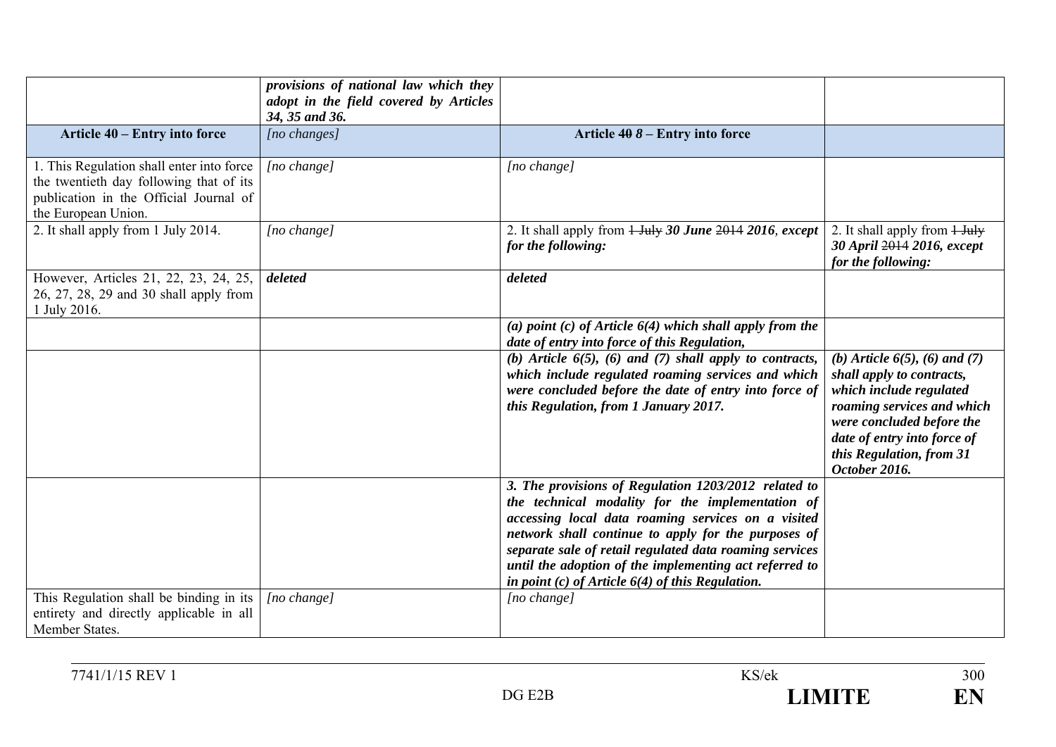| | | | |
|---|---|---|---|
| | ***provisions of national law which they adopt in the field covered by Articles 34, 35 and 36.*** | | |
| **Article 40 – Entry into force** | *[no changes]* | **Article ~~40~~ *8* – Entry into force** | |
| 1. This Regulation shall enter into force the twentieth day following that of its publication in the Official Journal of the European Union. | *[no change]* | *[no change]* | |
| 2. It shall apply from 1 July 2014. | *[no change]* | 2. It shall apply from ~~1 July~~ ***30 June*** ~~2014~~ ***2016****, except for the following:* | 2. It shall apply from ~~1 July~~ ***30 April*** ~~2014~~ ***2016, except for the following:*** |
| However, Articles 21, 22, 23, 24, 25, 26, 27, 28, 29 and 30 shall apply from 1 July 2016. | ***deleted*** | ***deleted*** | |
| | | ***(a) point (c) of Article 6(4) which shall apply from the date of entry into force of this Regulation,*** | |
| | | ***(b) Article 6(5), (6) and (7) shall apply to contracts, which include regulated roaming services and which were concluded before the date of entry into force of this Regulation, from 1 January 2017.*** | ***(b) Article 6(5), (6) and (7) shall apply to contracts, which include regulated roaming services and which were concluded before the date of entry into force of this Regulation, from 31 October 2016.*** |
| | | ***3. The provisions of Regulation 1203/2012 related to the technical modality for the implementation of accessing local data roaming services on a visited network shall continue to apply for the purposes of separate sale of retail regulated data roaming services until the adoption of the implementing act referred to in point (c) of Article 6(4) of this Regulation.*** | |
| This Regulation shall be binding in its entirety and directly applicable in all Member States. | *[no change]* | *[no change]* | |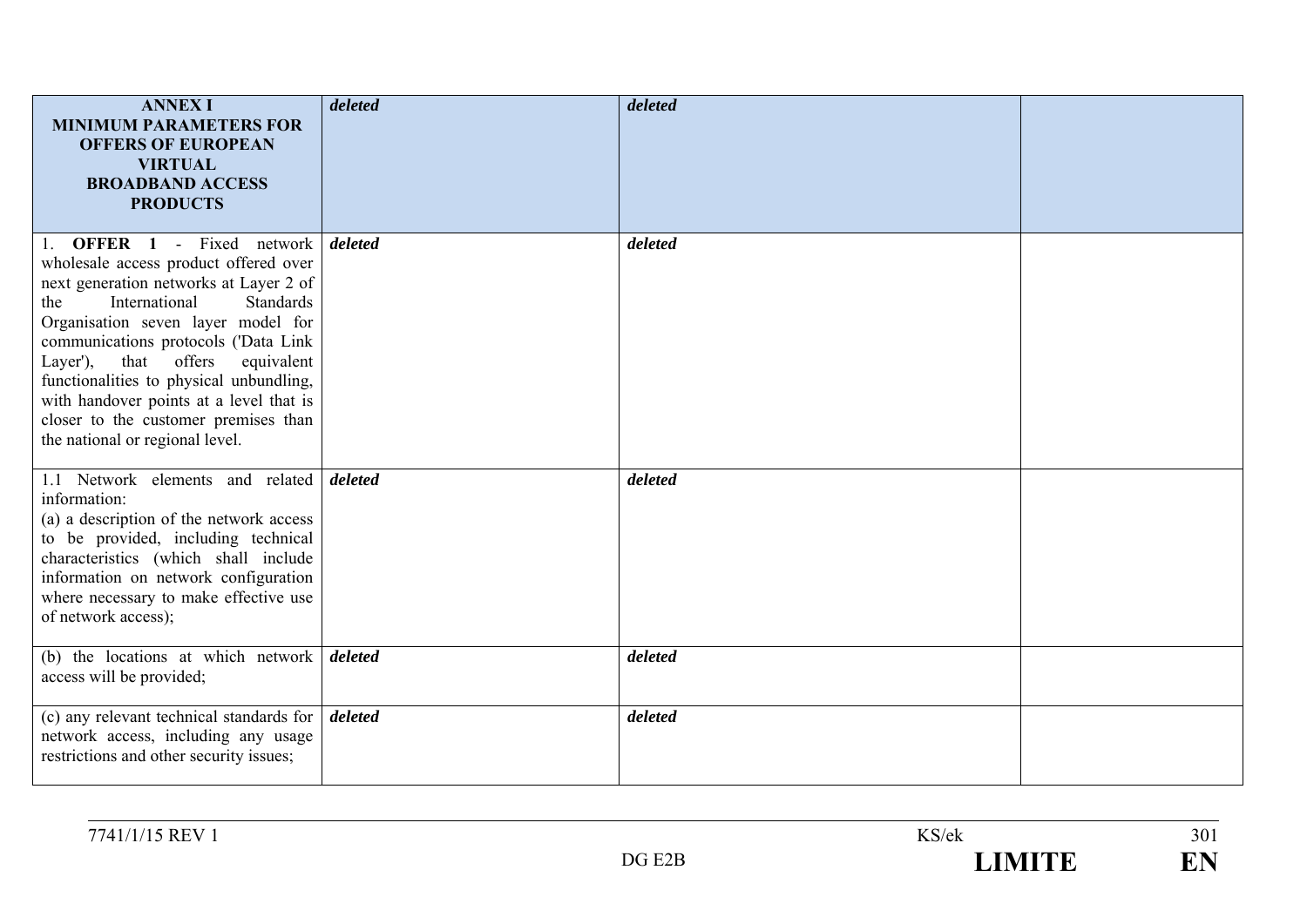| **ANNEX I MINIMUM PARAMETERS FOR OFFERS OF EUROPEAN VIRTUAL BROADBAND ACCESS PRODUCTS** | ***deleted*** | ***deleted*** | |
|---|---|---|---|
| 1. **OFFER 1** - Fixed network wholesale access product offered over next generation networks at Layer 2 of the International Standards Organisation seven layer model for communications protocols ('Data Link Layer'), that offers equivalent functionalities to physical unbundling, with handover points at a level that is closer to the customer premises than the national or regional level. | ***deleted*** | ***deleted*** | |
| 1.1 Network elements and related information:<br>(a) a description of the network access to be provided, including technical characteristics (which shall include information on network configuration where necessary to make effective use of network access); | ***deleted*** | ***deleted*** | |
| (b) the locations at which network access will be provided; | ***deleted*** | ***deleted*** | |
| (c) any relevant technical standards for network access, including any usage restrictions and other security issues; | ***deleted*** | ***deleted*** | |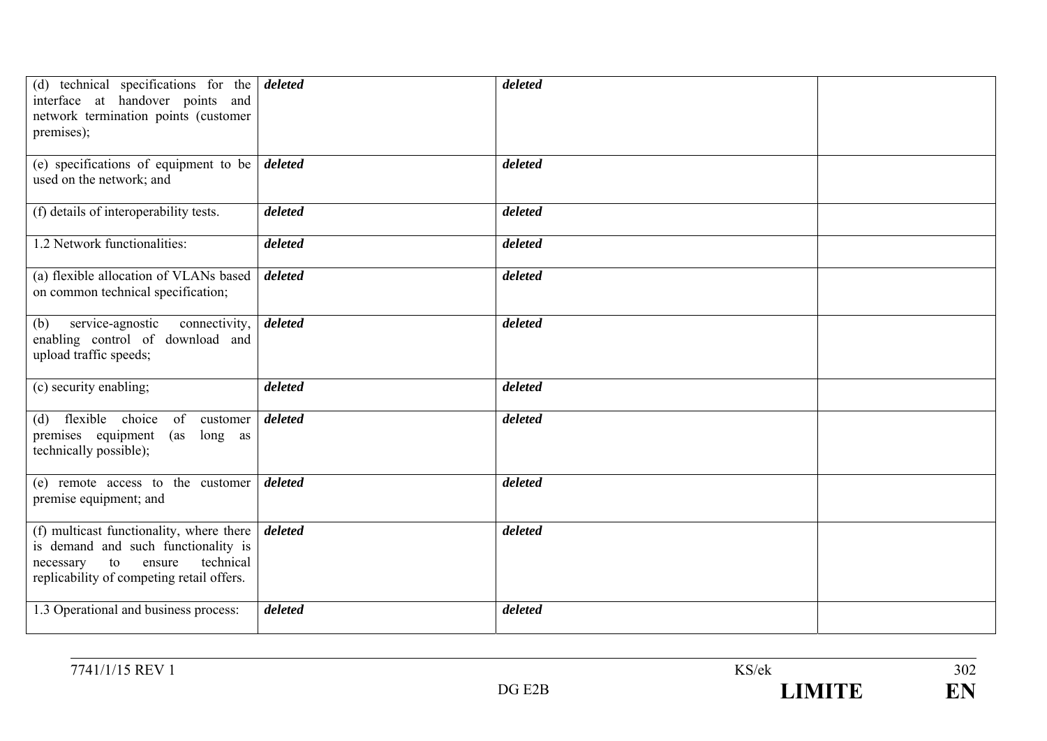| (d) technical specifications for the interface at handover points and network termination points (customer premises); | ***deleted*** | ***deleted*** | |
|---|---|---|---|
| (e) specifications of equipment to be used on the network; and | ***deleted*** | ***deleted*** | |
| (f) details of interoperability tests. | ***deleted*** | ***deleted*** | |
| 1.2 Network functionalities: | ***deleted*** | ***deleted*** | |
| (a) flexible allocation of VLANs based on common technical specification; | ***deleted*** | ***deleted*** | |
| (b) service-agnostic connectivity, enabling control of download and upload traffic speeds; | ***deleted*** | ***deleted*** | |
| (c) security enabling; | ***deleted*** | ***deleted*** | |
| (d) flexible choice of customer premises equipment (as long as technically possible); | ***deleted*** | ***deleted*** | |
| (e) remote access to the customer premise equipment; and | ***deleted*** | ***deleted*** | |
| (f) multicast functionality, where there is demand and such functionality is necessary to ensure technical replicability of competing retail offers. | ***deleted*** | ***deleted*** | |
| 1.3 Operational and business process: | ***deleted*** | ***deleted*** | |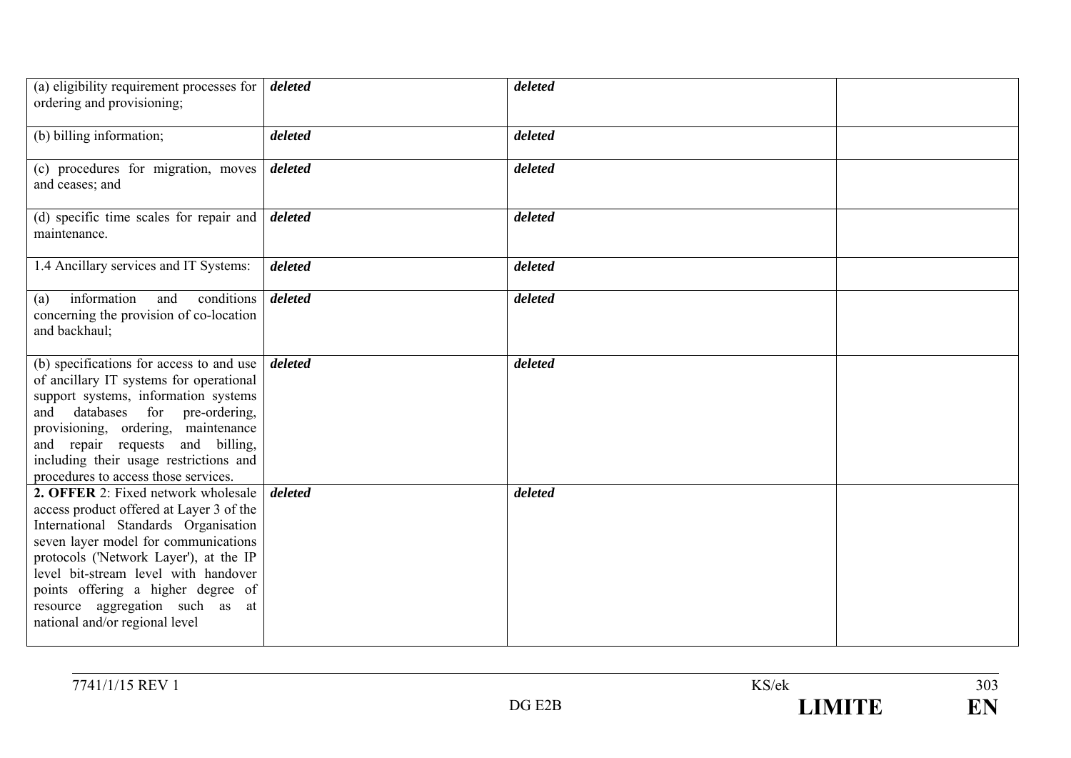| | | | |
|---|---|---|---|
| (a) eligibility requirement processes for ordering and provisioning; | ***deleted*** | ***deleted*** | |
| (b) billing information; | ***deleted*** | ***deleted*** | |
| (c) procedures for migration, moves and ceases; and | ***deleted*** | ***deleted*** | |
| (d) specific time scales for repair and maintenance. | ***deleted*** | ***deleted*** | |
| 1.4 Ancillary services and IT Systems: | ***deleted*** | ***deleted*** | |
| (a) information and conditions concerning the provision of co-location and backhaul; | ***deleted*** | ***deleted*** | |
| (b) specifications for access to and use of ancillary IT systems for operational support systems, information systems and databases for pre-ordering, provisioning, ordering, maintenance and repair requests and billing, including their usage restrictions and procedures to access those services. | ***deleted*** | ***deleted*** | |
| **2. OFFER** 2: Fixed network wholesale access product offered at Layer 3 of the International Standards Organisation seven layer model for communications protocols ('Network Layer'), at the IP level bit-stream level with handover points offering a higher degree of resource aggregation such as at national and/or regional level | ***deleted*** | ***deleted*** | |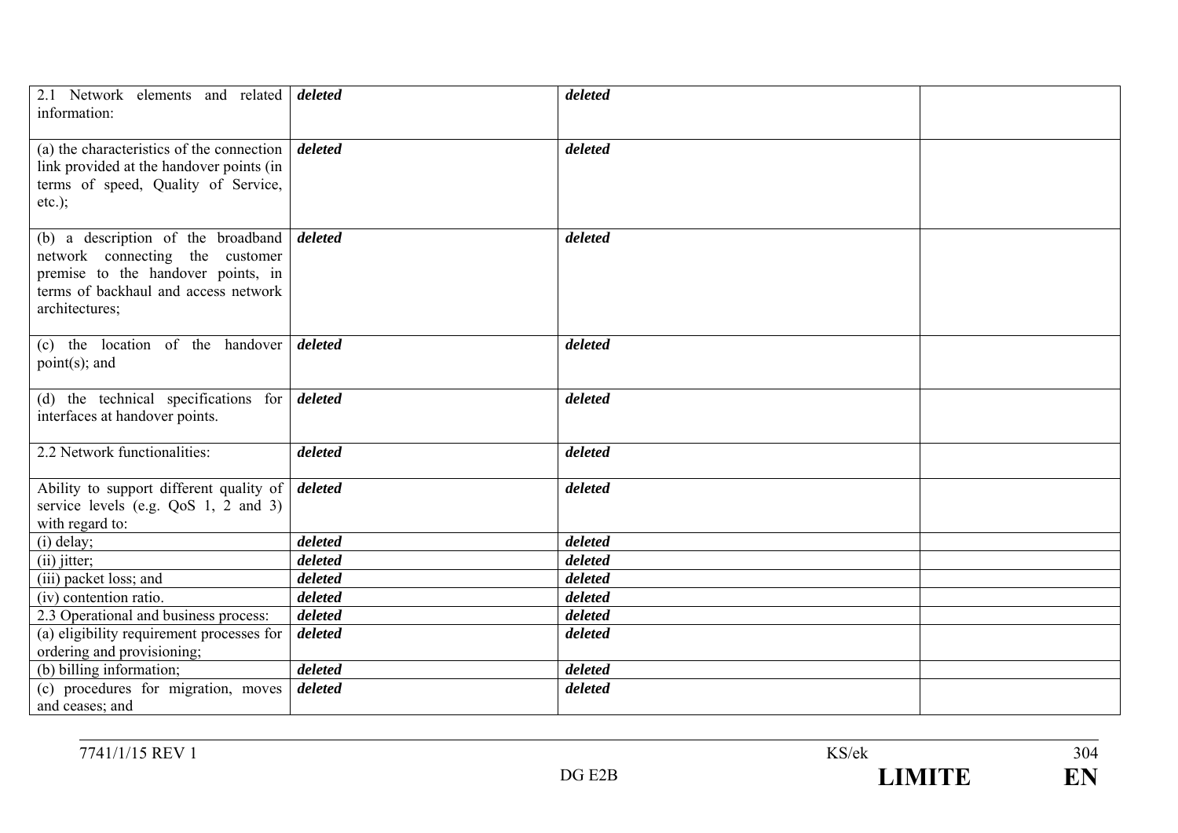| | | | |
|---|---|---|---|
| 2.1 Network elements and related information: | ***deleted*** | ***deleted*** | |
| (a) the characteristics of the connection link provided at the handover points (in terms of speed, Quality of Service, etc.); | ***deleted*** | ***deleted*** | |
| (b) a description of the broadband network connecting the customer premise to the handover points, in terms of backhaul and access network architectures; | ***deleted*** | ***deleted*** | |
| (c) the location of the handover point(s); and | ***deleted*** | ***deleted*** | |
| (d) the technical specifications for interfaces at handover points. | ***deleted*** | ***deleted*** | |
| 2.2 Network functionalities: | ***deleted*** | ***deleted*** | |
| Ability to support different quality of service levels (e.g. QoS 1, 2 and 3) with regard to: | ***deleted*** | ***deleted*** | |
| (i) delay; | ***deleted*** | ***deleted*** | |
| (ii) jitter; | ***deleted*** | ***deleted*** | |
| (iii) packet loss; and | ***deleted*** | ***deleted*** | |
| (iv) contention ratio. | ***deleted*** | ***deleted*** | |
| 2.3 Operational and business process: | ***deleted*** | ***deleted*** | |
| (a) eligibility requirement processes for ordering and provisioning; | ***deleted*** | ***deleted*** | |
| (b) billing information; | ***deleted*** | ***deleted*** | |
| (c) procedures for migration, moves and ceases; and | ***deleted*** | ***deleted*** | |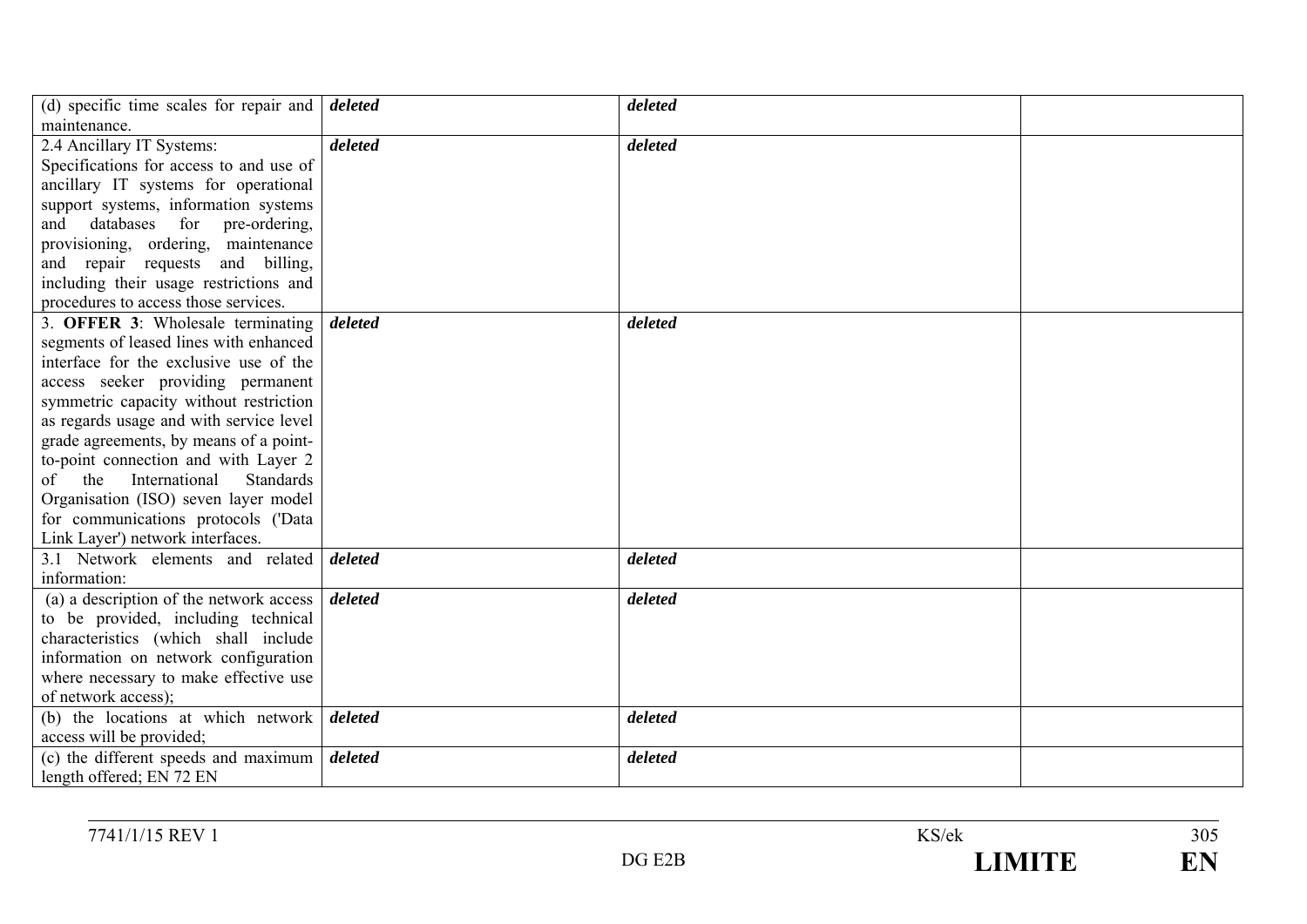| | | | |
|---|---|---|---|
| (d) specific time scales for repair and maintenance. | ***deleted*** | ***deleted*** | |
| 2.4 Ancillary IT Systems: Specifications for access to and use of ancillary IT systems for operational support systems, information systems and databases for pre-ordering, provisioning, ordering, maintenance and repair requests and billing, including their usage restrictions and procedures to access those services. | ***deleted*** | ***deleted*** | |
| 3. **OFFER 3**: Wholesale terminating segments of leased lines with enhanced interface for the exclusive use of the access seeker providing permanent symmetric capacity without restriction as regards usage and with service level grade agreements, by means of a point-to-point connection and with Layer 2 of the International Standards Organisation (ISO) seven layer model for communications protocols ('Data Link Layer') network interfaces. | ***deleted*** | ***deleted*** | |
| 3.1 Network elements and related information: | ***deleted*** | ***deleted*** | |
| (a) a description of the network access to be provided, including technical characteristics (which shall include information on network configuration where necessary to make effective use of network access); | ***deleted*** | ***deleted*** | |
| (b) the locations at which network access will be provided; | ***deleted*** | ***deleted*** | |
| (c) the different speeds and maximum length offered; EN 72 EN | ***deleted*** | ***deleted*** | |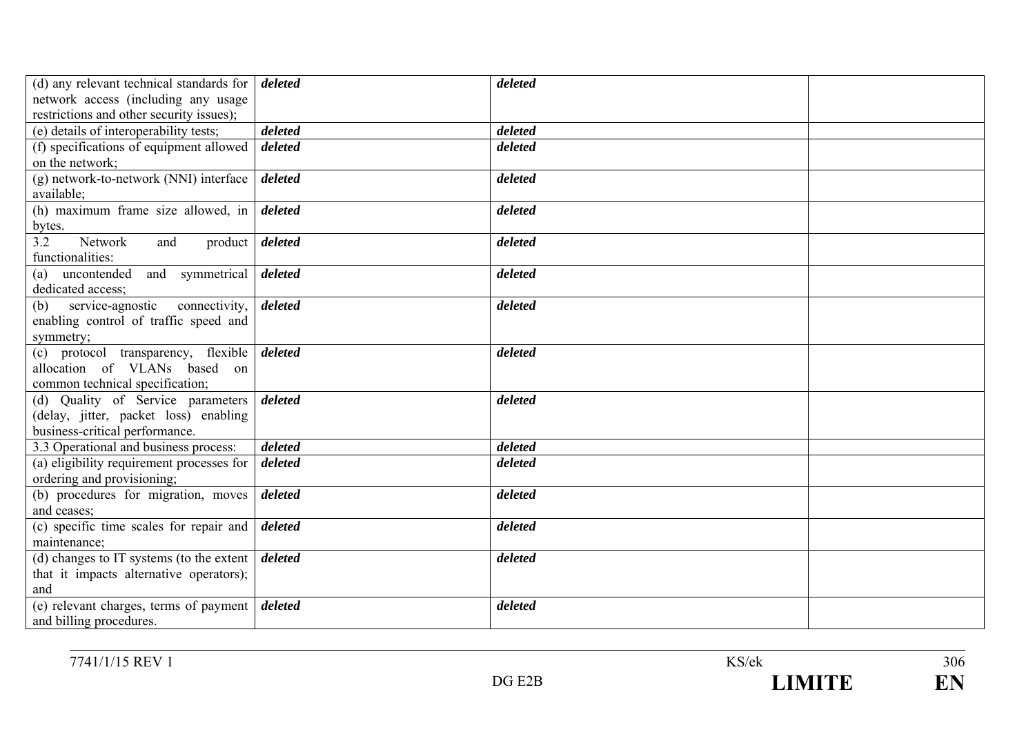| (d) any relevant technical standards for network access (including any usage restrictions and other security issues); | ***deleted*** | ***deleted*** | |
|---|---|---|---|
| (e) details of interoperability tests; | ***deleted*** | ***deleted*** | |
| (f) specifications of equipment allowed on the network; | ***deleted*** | ***deleted*** | |
| (g) network-to-network (NNI) interface available; | ***deleted*** | ***deleted*** | |
| (h) maximum frame size allowed, in bytes. | ***deleted*** | ***deleted*** | |
| 3.2 Network and product functionalities: | ***deleted*** | ***deleted*** | |
| (a) uncontended and symmetrical dedicated access; | ***deleted*** | ***deleted*** | |
| (b) service-agnostic connectivity, enabling control of traffic speed and symmetry; | ***deleted*** | ***deleted*** | |
| (c) protocol transparency, flexible allocation of VLANs based on common technical specification; | ***deleted*** | ***deleted*** | |
| (d) Quality of Service parameters (delay, jitter, packet loss) enabling business-critical performance. | ***deleted*** | ***deleted*** | |
| 3.3 Operational and business process: | ***deleted*** | ***deleted*** | |
| (a) eligibility requirement processes for ordering and provisioning; | ***deleted*** | ***deleted*** | |
| (b) procedures for migration, moves and ceases; | ***deleted*** | ***deleted*** | |
| (c) specific time scales for repair and maintenance; | ***deleted*** | ***deleted*** | |
| (d) changes to IT systems (to the extent that it impacts alternative operators); and | ***deleted*** | ***deleted*** | |
| (e) relevant charges, terms of payment and billing procedures. | ***deleted*** | ***deleted*** | |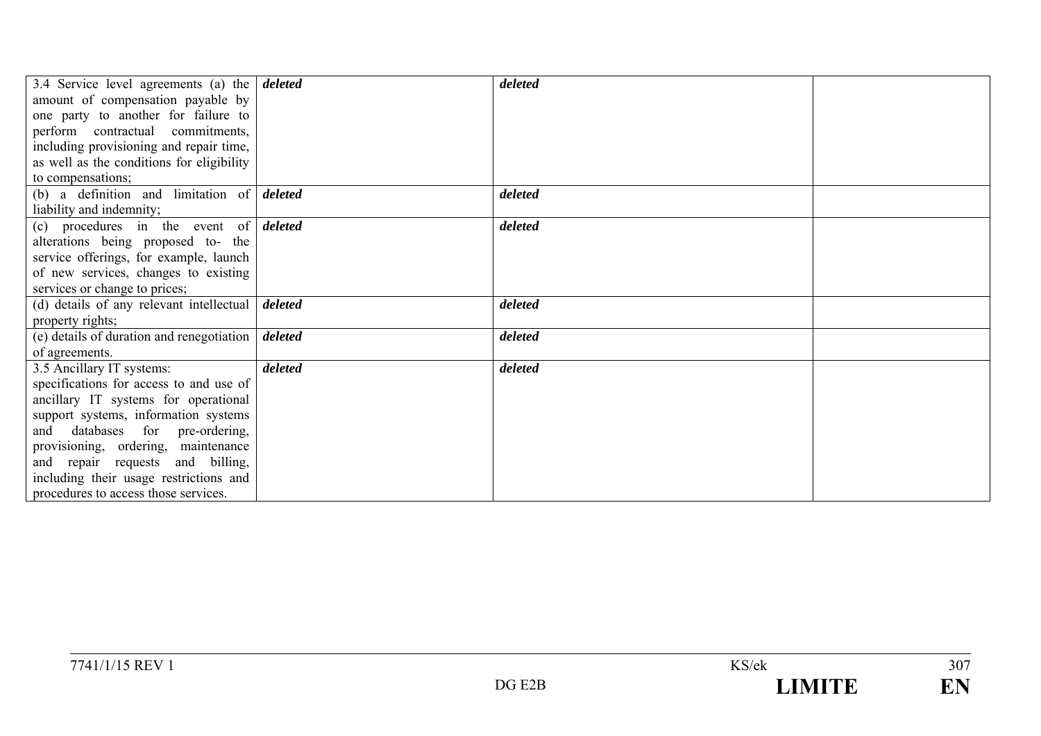| | | | |
|---|---|---|---|
| 3.4 Service level agreements (a) the amount of compensation payable by one party to another for failure to perform contractual commitments, including provisioning and repair time, as well as the conditions for eligibility to compensations; | ***deleted*** | ***deleted*** | |
| (b) a definition and limitation of liability and indemnity; | ***deleted*** | ***deleted*** | |
| (c) procedures in the event of alterations being proposed to- the service offerings, for example, launch of new services, changes to existing services or change to prices; | ***deleted*** | ***deleted*** | |
| (d) details of any relevant intellectual property rights; | ***deleted*** | ***deleted*** | |
| (e) details of duration and renegotiation of agreements. | ***deleted*** | ***deleted*** | |
| 3.5 Ancillary IT systems: specifications for access to and use of ancillary IT systems for operational support systems, information systems and databases for pre-ordering, provisioning, ordering, maintenance and repair requests and billing, including their usage restrictions and procedures to access those services. | ***deleted*** | ***deleted*** | |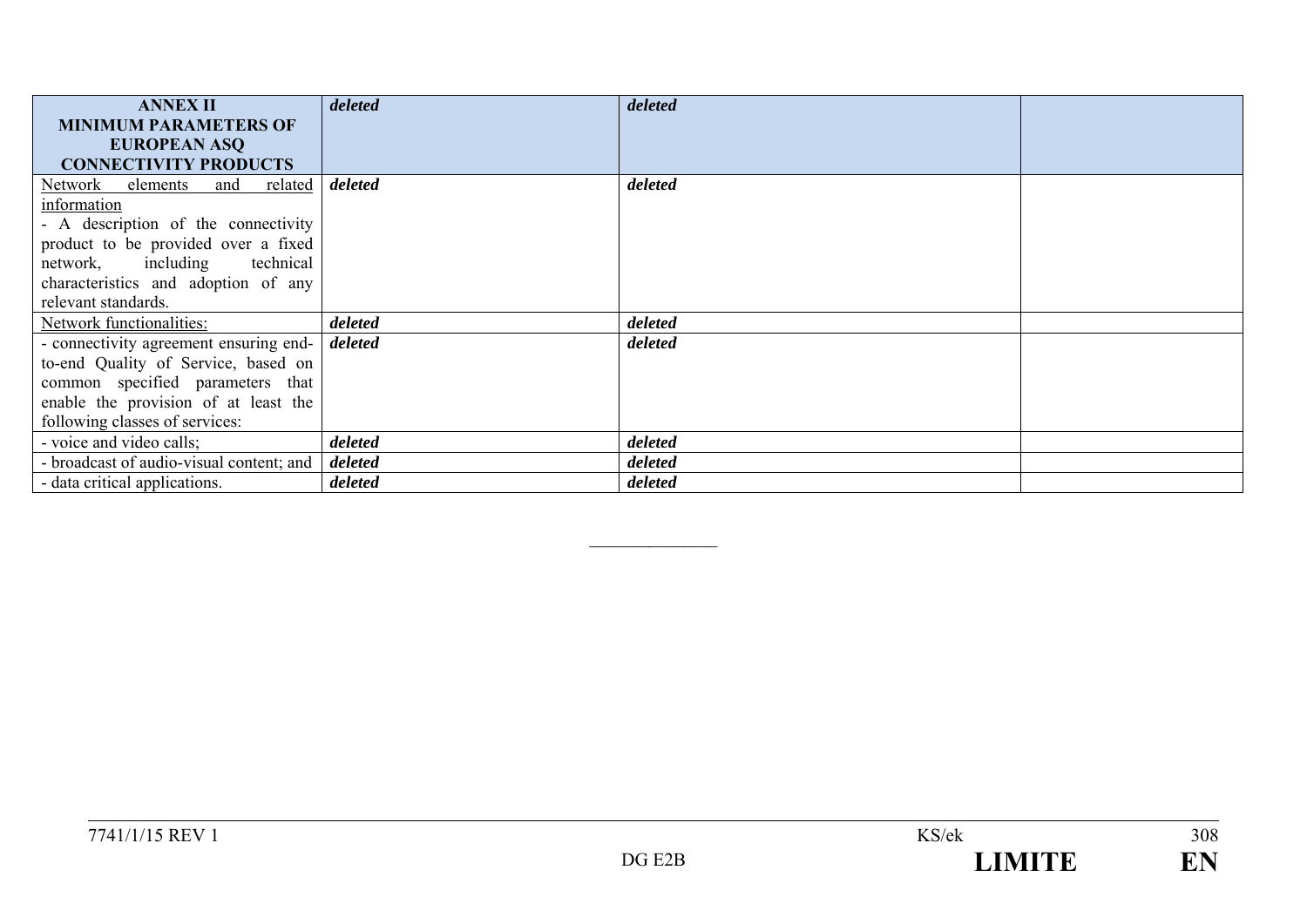| **ANNEX II MINIMUM PARAMETERS OF EUROPEAN ASQ CONNECTIVITY PRODUCTS** | ***deleted*** | ***deleted*** | |
| --- | --- | --- | --- |
| Network elements and related information<br>- A description of the connectivity product to be provided over a fixed network, including technical characteristics and adoption of any relevant standards. | ***deleted*** | ***deleted*** | |
| Network functionalities: | ***deleted*** | ***deleted*** | |
| - connectivity agreement ensuring end-to-end Quality of Service, based on common specified parameters that enable the provision of at least the following classes of services: | ***deleted*** | ***deleted*** | |
| - voice and video calls; | ***deleted*** | ***deleted*** | |
| - broadcast of audio-visual content; and | ***deleted*** | ***deleted*** | |
| - data critical applications. | ***deleted*** | ***deleted*** | |

______________